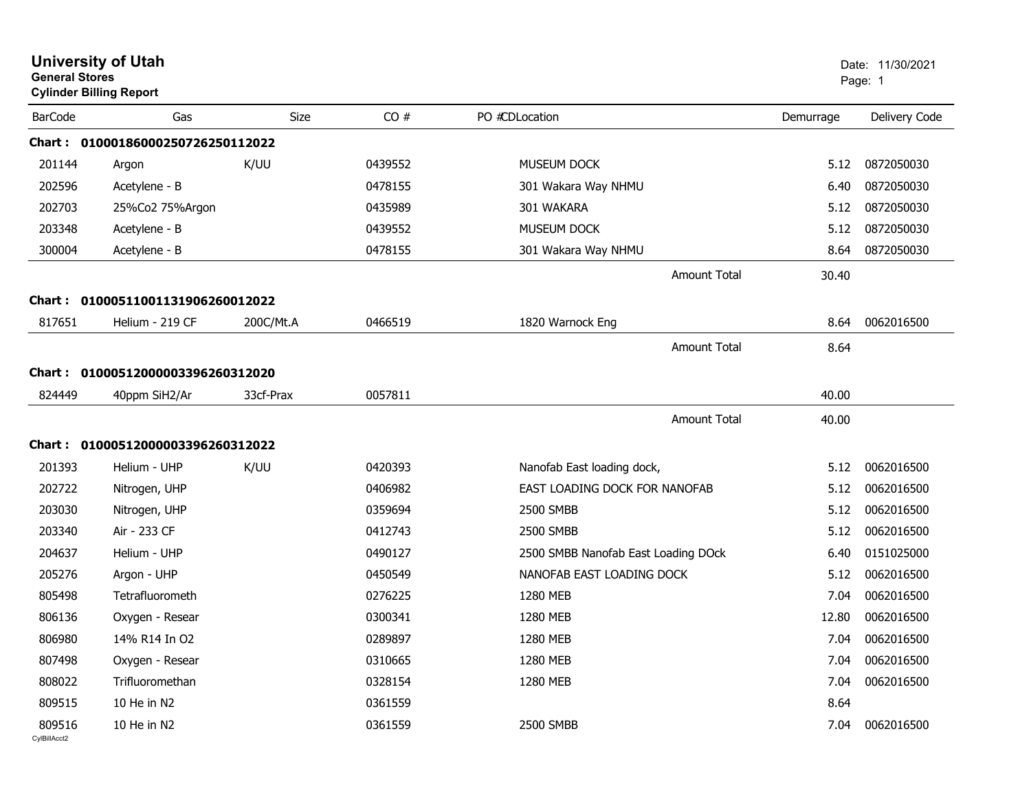# University of Utah

**General Stores**

**Cylinder Billing Report**

Date: 11/30/2021

| BarCode | Gas | Size | CO # | PO # | CD | Location | Demurrage | Delivery Code |
|---|---|---|---|---|---|---|---|---|
| **Chart : 0100018600025072625011 2022** | | | | | | | | |
| 201144 | Argon | K/UU | 0439552 | | | MUSEUM DOCK | 5.12 | 0872050030 |
| 202596 | Acetylene - B | | 0478155 | | | 301 Wakara Way NHMU | 6.40 | 0872050030 |
| 202703 | 25%Co2 75%Argon | | 0435989 | | | 301 WAKARA | 5.12 | 0872050030 |
| 203348 | Acetylene - B | | 0439552 | | | MUSEUM DOCK | 5.12 | 0872050030 |
| 300004 | Acetylene - B | | 0478155 | | | 301 Wakara Way NHMU | 8.64 | 0872050030 |
| | | | | | | Amount Total | 30.40 | |
| **Chart : 01000511001131906260012022** | | | | | | | | |
| 817651 | Helium - 219 CF | 200C/Mt.A | 0466519 | | | 1820 Warnock Eng | 8.64 | 0062016500 |
| | | | | | | Amount Total | 8.64 | |
| **Chart : 01000512000003396260312020** | | | | | | | | |
| 824449 | 40ppm SiH2/Ar | 33cf-Prax | 0057811 | | | | 40.00 | |
| | | | | | | Amount Total | 40.00 | |
| **Chart : 01000512000003396260312022** | | | | | | | | |
| 201393 | Helium - UHP | K/UU | 0420393 | | | Nanofab East loading dock, | 5.12 | 0062016500 |
| 202722 | Nitrogen, UHP | | 0406982 | | | EAST LOADING DOCK FOR NANOFAB | 5.12 | 0062016500 |
| 203030 | Nitrogen, UHP | | 0359694 | | | 2500 SMBB | 5.12 | 0062016500 |
| 203340 | Air - 233 CF | | 0412743 | | | 2500 SMBB | 5.12 | 0062016500 |
| 204637 | Helium - UHP | | 0490127 | | | 2500 SMBB Nanofab East Loading DOck | 6.40 | 0151025000 |
| 205276 | Argon - UHP | | 0450549 | | | NANOFAB EAST LOADING DOCK | 5.12 | 0062016500 |
| 805498 | Tetrafluorometh | | 0276225 | | | 1280 MEB | 7.04 | 0062016500 |
| 806136 | Oxygen - Resear | | 0300341 | | | 1280 MEB | 12.80 | 0062016500 |
| 806980 | 14% R14 In O2 | | 0289897 | | | 1280 MEB | 7.04 | 0062016500 |
| 807498 | Oxygen - Resear | | 0310665 | | | 1280 MEB | 7.04 | 0062016500 |
| 808022 | Trifluoromethan | | 0328154 | | | 1280 MEB | 7.04 | 0062016500 |
| 809515 | 10 He in N2 | | 0361559 | | | | 8.64 | |
| 809516 | 10 He in N2 | | 0361559 | | | 2500 SMBB | 7.04 | 0062016500 |

CylBillAcct2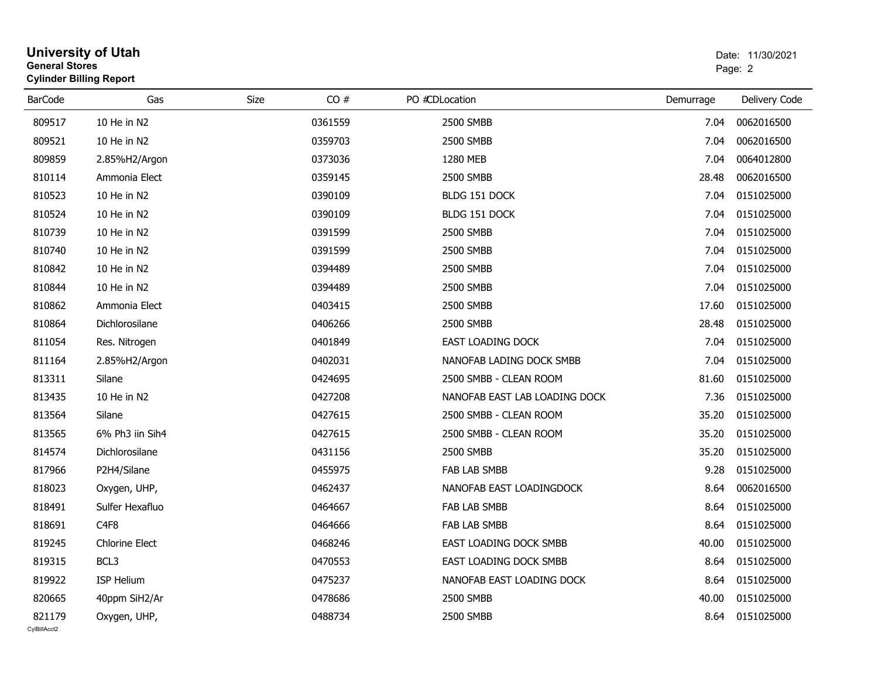# University of Utah
**General Stores**
**Cylinder Billing Report**

Date: 11/30/2021

| BarCode | Gas | Size | CO # | PO #CDLocation | Demurrage | Delivery Code |
|---|---|---|---|---|---|---|
| 809517 | 10 He in N2 | | 0361559 | 2500 SMBB | 7.04 | 0062016500 |
| 809521 | 10 He in N2 | | 0359703 | 2500 SMBB | 7.04 | 0062016500 |
| 809859 | 2.85%H2/Argon | | 0373036 | 1280 MEB | 7.04 | 0064012800 |
| 810114 | Ammonia Elect | | 0359145 | 2500 SMBB | 28.48 | 0062016500 |
| 810523 | 10 He in N2 | | 0390109 | BLDG 151 DOCK | 7.04 | 0151025000 |
| 810524 | 10 He in N2 | | 0390109 | BLDG 151 DOCK | 7.04 | 0151025000 |
| 810739 | 10 He in N2 | | 0391599 | 2500 SMBB | 7.04 | 0151025000 |
| 810740 | 10 He in N2 | | 0391599 | 2500 SMBB | 7.04 | 0151025000 |
| 810842 | 10 He in N2 | | 0394489 | 2500 SMBB | 7.04 | 0151025000 |
| 810844 | 10 He in N2 | | 0394489 | 2500 SMBB | 7.04 | 0151025000 |
| 810862 | Ammonia Elect | | 0403415 | 2500 SMBB | 17.60 | 0151025000 |
| 810864 | Dichlorosilane | | 0406266 | 2500 SMBB | 28.48 | 0151025000 |
| 811054 | Res. Nitrogen | | 0401849 | EAST LOADING DOCK | 7.04 | 0151025000 |
| 811164 | 2.85%H2/Argon | | 0402031 | NANOFAB LADING DOCK SMBB | 7.04 | 0151025000 |
| 813311 | Silane | | 0424695 | 2500 SMBB - CLEAN ROOM | 81.60 | 0151025000 |
| 813435 | 10 He in N2 | | 0427208 | NANOFAB EAST LAB LOADING DOCK | 7.36 | 0151025000 |
| 813564 | Silane | | 0427615 | 2500 SMBB - CLEAN ROOM | 35.20 | 0151025000 |
| 813565 | 6% Ph3 iin Sih4 | | 0427615 | 2500 SMBB - CLEAN ROOM | 35.20 | 0151025000 |
| 814574 | Dichlorosilane | | 0431156 | 2500 SMBB | 35.20 | 0151025000 |
| 817966 | P2H4/Silane | | 0455975 | FAB LAB SMBB | 9.28 | 0151025000 |
| 818023 | Oxygen, UHP, | | 0462437 | NANOFAB EAST LOADINGDOCK | 8.64 | 0062016500 |
| 818491 | Sulfer Hexafluo | | 0464667 | FAB LAB SMBB | 8.64 | 0151025000 |
| 818691 | C4F8 | | 0464666 | FAB LAB SMBB | 8.64 | 0151025000 |
| 819245 | Chlorine Elect | | 0468246 | EAST LOADING DOCK SMBB | 40.00 | 0151025000 |
| 819315 | BCL3 | | 0470553 | EAST LOADING DOCK SMBB | 8.64 | 0151025000 |
| 819922 | ISP Helium | | 0475237 | NANOFAB EAST LOADING DOCK | 8.64 | 0151025000 |
| 820665 | 40ppm SiH2/Ar | | 0478686 | 2500 SMBB | 40.00 | 0151025000 |
| 821179 | Oxygen, UHP, | | 0488734 | 2500 SMBB | 8.64 | 0151025000 |

CylBillAcct2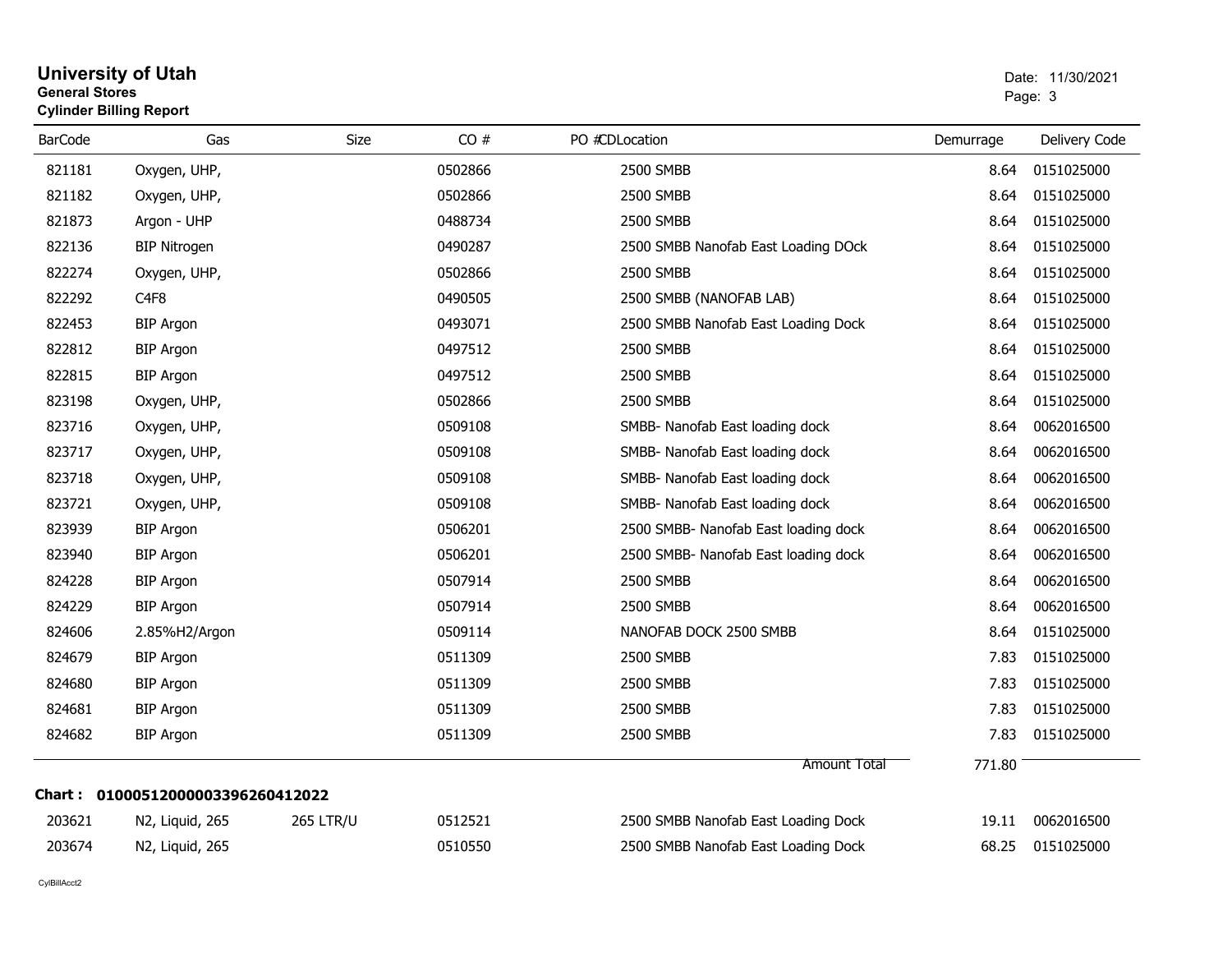# University of Utah
**General Stores**
**Cylinder Billing Report**

Date: 11/30/2021

| BarCode | Gas | Size | CO # | PO # | CDLocation | Demurrage | Delivery Code |
|---|---|---|---|---|---|---|---|
| 821181 | Oxygen, UHP, | | 0502866 | | 2500 SMBB | 8.64 | 0151025000 |
| 821182 | Oxygen, UHP, | | 0502866 | | 2500 SMBB | 8.64 | 0151025000 |
| 821873 | Argon - UHP | | 0488734 | | 2500 SMBB | 8.64 | 0151025000 |
| 822136 | BIP Nitrogen | | 0490287 | | 2500 SMBB Nanofab East Loading DOck | 8.64 | 0151025000 |
| 822274 | Oxygen, UHP, | | 0502866 | | 2500 SMBB | 8.64 | 0151025000 |
| 822292 | C4F8 | | 0490505 | | 2500 SMBB (NANOFAB LAB) | 8.64 | 0151025000 |
| 822453 | BIP Argon | | 0493071 | | 2500 SMBB Nanofab East Loading Dock | 8.64 | 0151025000 |
| 822812 | BIP Argon | | 0497512 | | 2500 SMBB | 8.64 | 0151025000 |
| 822815 | BIP Argon | | 0497512 | | 2500 SMBB | 8.64 | 0151025000 |
| 823198 | Oxygen, UHP, | | 0502866 | | 2500 SMBB | 8.64 | 0151025000 |
| 823716 | Oxygen, UHP, | | 0509108 | | SMBB- Nanofab East loading dock | 8.64 | 0062016500 |
| 823717 | Oxygen, UHP, | | 0509108 | | SMBB- Nanofab East loading dock | 8.64 | 0062016500 |
| 823718 | Oxygen, UHP, | | 0509108 | | SMBB- Nanofab East loading dock | 8.64 | 0062016500 |
| 823721 | Oxygen, UHP, | | 0509108 | | SMBB- Nanofab East loading dock | 8.64 | 0062016500 |
| 823939 | BIP Argon | | 0506201 | | 2500 SMBB- Nanofab East loading dock | 8.64 | 0062016500 |
| 823940 | BIP Argon | | 0506201 | | 2500 SMBB- Nanofab East loading dock | 8.64 | 0062016500 |
| 824228 | BIP Argon | | 0507914 | | 2500 SMBB | 8.64 | 0062016500 |
| 824229 | BIP Argon | | 0507914 | | 2500 SMBB | 8.64 | 0062016500 |
| 824606 | 2.85%H2/Argon | | 0509114 | | NANOFAB DOCK 2500 SMBB | 8.64 | 0151025000 |
| 824679 | BIP Argon | | 0511309 | | 2500 SMBB | 7.83 | 0151025000 |
| 824680 | BIP Argon | | 0511309 | | 2500 SMBB | 7.83 | 0151025000 |
| 824681 | BIP Argon | | 0511309 | | 2500 SMBB | 7.83 | 0151025000 |
| 824682 | BIP Argon | | 0511309 | | 2500 SMBB | 7.83 | 0151025000 |
| | | | | | Amount Total | 771.80 | |

**Chart : 01000512000003396260412022**

| BarCode | Gas | Size | CO # | PO # | CDLocation | Demurrage | Delivery Code |
|---|---|---|---|---|---|---|---|
| 203621 | N2, Liquid, 265 | 265 LTR/U | 0512521 | | 2500 SMBB Nanofab East Loading Dock | 19.11 | 0062016500 |
| 203674 | N2, Liquid, 265 | | 0510550 | | 2500 SMBB Nanofab East Loading Dock | 68.25 | 0151025000 |

CylBillAcct2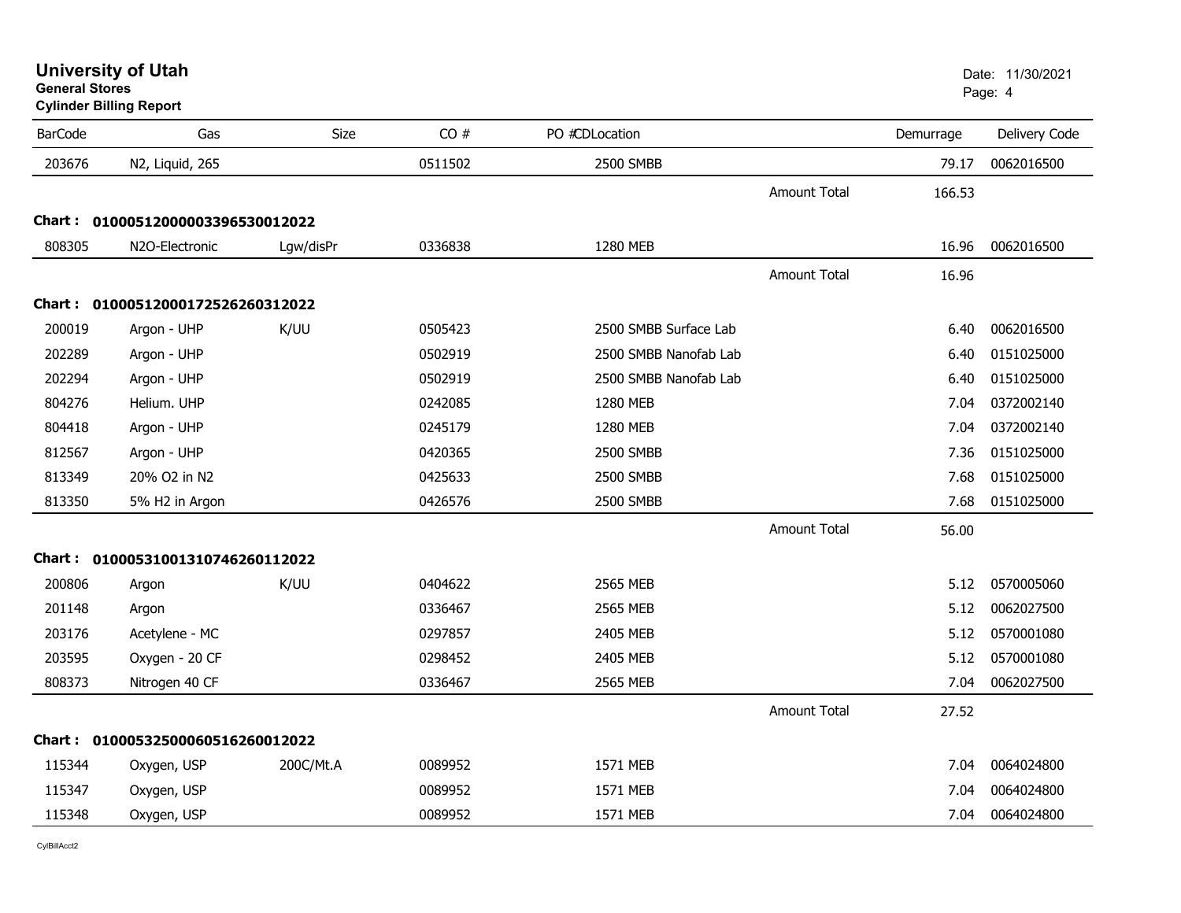**University of Utah**
**General Stores**
**Cylinder Billing Report**

Date: 11/30/2021

| BarCode | Gas | Size | CO # | PO # | CDLocation | | Demurrage | Delivery Code |
|---|---|---|---|---|---|---|---|---|
| 203676 | N2, Liquid, 265 | | 0511502 | | 2500 SMBB | | 79.17 | 0062016500 |
| | | | | | | Amount Total | 166.53 | |
| **Chart :** | **01000512000003396530012022** | | | | | | | |
| 808305 | N2O-Electronic | Lgw/disPr | 0336838 | | 1280 MEB | | 16.96 | 0062016500 |
| | | | | | | Amount Total | 16.96 | |
| **Chart :** | **01000512000172526260312022** | | | | | | | |
| 200019 | Argon - UHP | K/UU | 0505423 | | 2500 SMBB Surface Lab | | 6.40 | 0062016500 |
| 202289 | Argon - UHP | | 0502919 | | 2500 SMBB Nanofab Lab | | 6.40 | 0151025000 |
| 202294 | Argon - UHP | | 0502919 | | 2500 SMBB Nanofab Lab | | 6.40 | 0151025000 |
| 804276 | Helium. UHP | | 0242085 | | 1280 MEB | | 7.04 | 0372002140 |
| 804418 | Argon - UHP | | 0245179 | | 1280 MEB | | 7.04 | 0372002140 |
| 812567 | Argon - UHP | | 0420365 | | 2500 SMBB | | 7.36 | 0151025000 |
| 813349 | 20% O2 in N2 | | 0425633 | | 2500 SMBB | | 7.68 | 0151025000 |
| 813350 | 5% H2 in Argon | | 0426576 | | 2500 SMBB | | 7.68 | 0151025000 |
| | | | | | | Amount Total | 56.00 | |
| **Chart :** | **01000531001310746260112022** | | | | | | | |
| 200806 | Argon | K/UU | 0404622 | | 2565 MEB | | 5.12 | 0570005060 |
| 201148 | Argon | | 0336467 | | 2565 MEB | | 5.12 | 0062027500 |
| 203176 | Acetylene - MC | | 0297857 | | 2405 MEB | | 5.12 | 0570001080 |
| 203595 | Oxygen - 20 CF | | 0298452 | | 2405 MEB | | 5.12 | 0570001080 |
| 808373 | Nitrogen 40 CF | | 0336467 | | 2565 MEB | | 7.04 | 0062027500 |
| | | | | | | Amount Total | 27.52 | |
| **Chart :** | **01000532500060516260012022** | | | | | | | |
| 115344 | Oxygen, USP | 200C/Mt.A | 0089952 | | 1571 MEB | | 7.04 | 0064024800 |
| 115347 | Oxygen, USP | | 0089952 | | 1571 MEB | | 7.04 | 0064024800 |
| 115348 | Oxygen, USP | | 0089952 | | 1571 MEB | | 7.04 | 0064024800 |

CylBillAcct2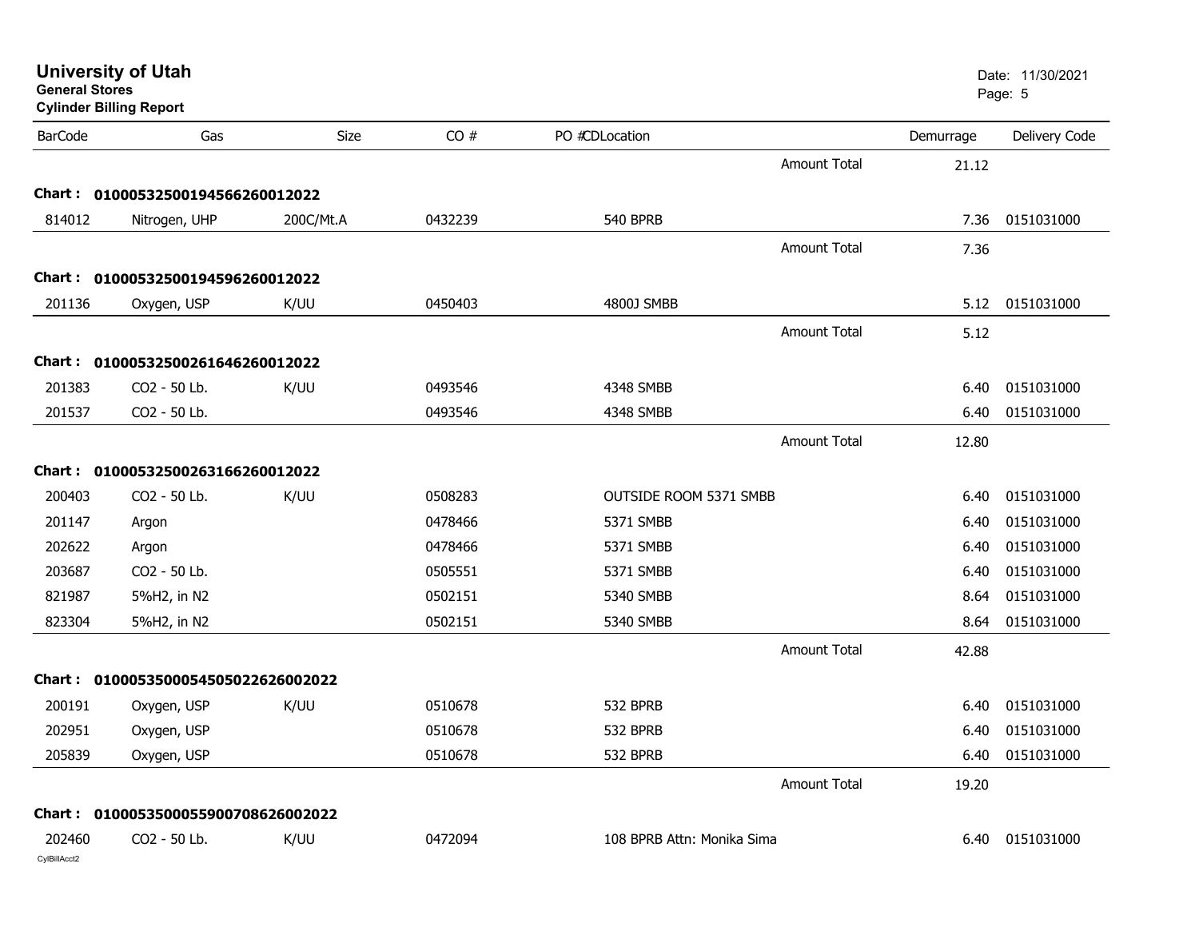**University of Utah**
**General Stores**
**Cylinder Billing Report**

Date: 11/30/2021

| BarCode | Gas | Size | CO # | PO # | CD | Location | Demurrage | Delivery Code |
|---|---|---|---|---|---|---|---|---|
| | | | | | | Amount Total | 21.12 | |
| **Chart :** | **01000532500194566260012022** | | | | | | | |
| 814012 | Nitrogen, UHP | 200C/Mt.A | 0432239 | | | 540 BPRB | 7.36 | 0151031000 |
| | | | | | | Amount Total | 7.36 | |
| **Chart :** | **01000532500194596260012022** | | | | | | | |
| 201136 | Oxygen, USP | K/UU | 0450403 | | | 4800J SMBB | 5.12 | 0151031000 |
| | | | | | | Amount Total | 5.12 | |
| **Chart :** | **01000532500261646260012022** | | | | | | | |
| 201383 | CO2 - 50 Lb. | K/UU | 0493546 | | | 4348 SMBB | 6.40 | 0151031000 |
| 201537 | CO2 - 50 Lb. | | 0493546 | | | 4348 SMBB | 6.40 | 0151031000 |
| | | | | | | Amount Total | 12.80 | |
| **Chart :** | **01000532500263166260012022** | | | | | | | |
| 200403 | CO2 - 50 Lb. | K/UU | 0508283 | | | OUTSIDE ROOM 5371 SMBB | 6.40 | 0151031000 |
| 201147 | Argon | | 0478466 | | | 5371 SMBB | 6.40 | 0151031000 |
| 202622 | Argon | | 0478466 | | | 5371 SMBB | 6.40 | 0151031000 |
| 203687 | CO2 - 50 Lb. | | 0505551 | | | 5371 SMBB | 6.40 | 0151031000 |
| 821987 | 5%H2, in N2 | | 0502151 | | | 5340 SMBB | 8.64 | 0151031000 |
| 823304 | 5%H2, in N2 | | 0502151 | | | 5340 SMBB | 8.64 | 0151031000 |
| | | | | | | Amount Total | 42.88 | |
| **Chart :** | **01000535000545050226260022022** | | | | | | | |
| 200191 | Oxygen, USP | K/UU | 0510678 | | | 532 BPRB | 6.40 | 0151031000 |
| 202951 | Oxygen, USP | | 0510678 | | | 532 BPRB | 6.40 | 0151031000 |
| 205839 | Oxygen, USP | | 0510678 | | | 532 BPRB | 6.40 | 0151031000 |
| | | | | | | Amount Total | 19.20 | |
| **Chart :** | **01000535000559007086260022022** | | | | | | | |
| 202460 | CO2 - 50 Lb. | K/UU | 0472094 | | | 108 BPRB Attn: Monika Sima | 6.40 | 0151031000 |

CylBillAcct2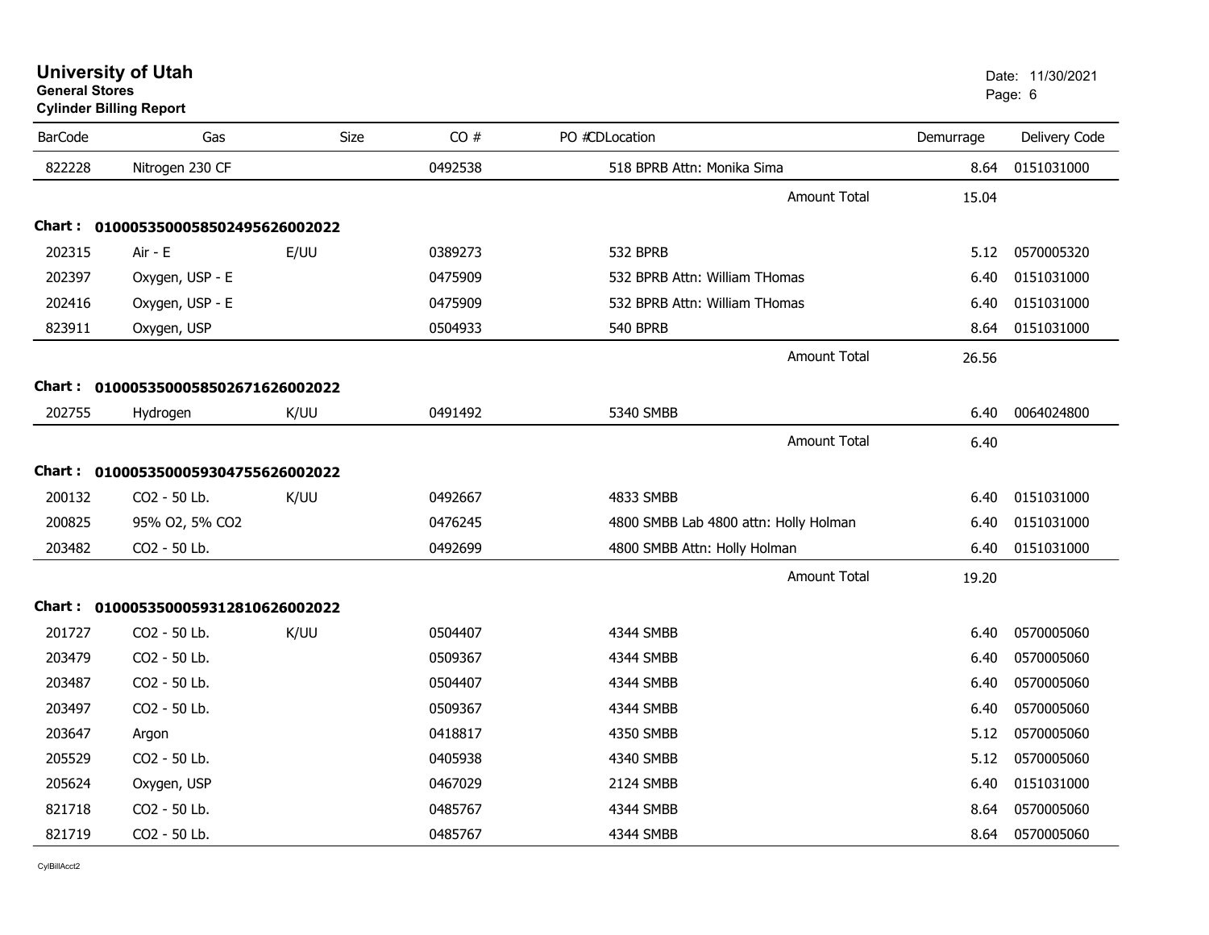# University of Utah

**General Stores**

**Cylinder Billing Report**

Date: 11/30/2021

| BarCode | Gas | Size | CO # | PO #CDLocation | Demurrage | Delivery Code |
|---|---|---|---|---|---|---|
| 822228 | Nitrogen 230 CF | | 0492538 | 518 BPRB Attn: Monika Sima | 8.64 | 0151031000 |
| | | | | Amount Total | 15.04 | |
| **Chart :** | **01000535000585024956260022** | | | | | |
| 202315 | Air - E | E/UU | 0389273 | 532 BPRB | 5.12 | 0570005320 |
| 202397 | Oxygen, USP - E | | 0475909 | 532 BPRB Attn: William THomas | 6.40 | 0151031000 |
| 202416 | Oxygen, USP - E | | 0475909 | 532 BPRB Attn: William THomas | 6.40 | 0151031000 |
| 823911 | Oxygen, USP | | 0504933 | 540 BPRB | 8.64 | 0151031000 |
| | | | | Amount Total | 26.56 | |
| **Chart :** | **01000535000585026716260022** | | | | | |
| 202755 | Hydrogen | K/UU | 0491492 | 5340 SMBB | 6.40 | 0064024800 |
| | | | | Amount Total | 6.40 | |
| **Chart :** | **01000535000593047556260022** | | | | | |
| 200132 | CO2 - 50 Lb. | K/UU | 0492667 | 4833 SMBB | 6.40 | 0151031000 |
| 200825 | 95% O2, 5% CO2 | | 0476245 | 4800 SMBB Lab 4800 attn: Holly Holman | 6.40 | 0151031000 |
| 203482 | CO2 - 50 Lb. | | 0492699 | 4800 SMBB Attn: Holly Holman | 6.40 | 0151031000 |
| | | | | Amount Total | 19.20 | |
| **Chart :** | **01000535000593128106260022** | | | | | |
| 201727 | CO2 - 50 Lb. | K/UU | 0504407 | 4344 SMBB | 6.40 | 0570005060 |
| 203479 | CO2 - 50 Lb. | | 0509367 | 4344 SMBB | 6.40 | 0570005060 |
| 203487 | CO2 - 50 Lb. | | 0504407 | 4344 SMBB | 6.40 | 0570005060 |
| 203497 | CO2 - 50 Lb. | | 0509367 | 4344 SMBB | 6.40 | 0570005060 |
| 203647 | Argon | | 0418817 | 4350 SMBB | 5.12 | 0570005060 |
| 205529 | CO2 - 50 Lb. | | 0405938 | 4340 SMBB | 5.12 | 0570005060 |
| 205624 | Oxygen, USP | | 0467029 | 2124 SMBB | 6.40 | 0151031000 |
| 821718 | CO2 - 50 Lb. | | 0485767 | 4344 SMBB | 8.64 | 0570005060 |
| 821719 | CO2 - 50 Lb. | | 0485767 | 4344 SMBB | 8.64 | 0570005060 |

CylBillAcct2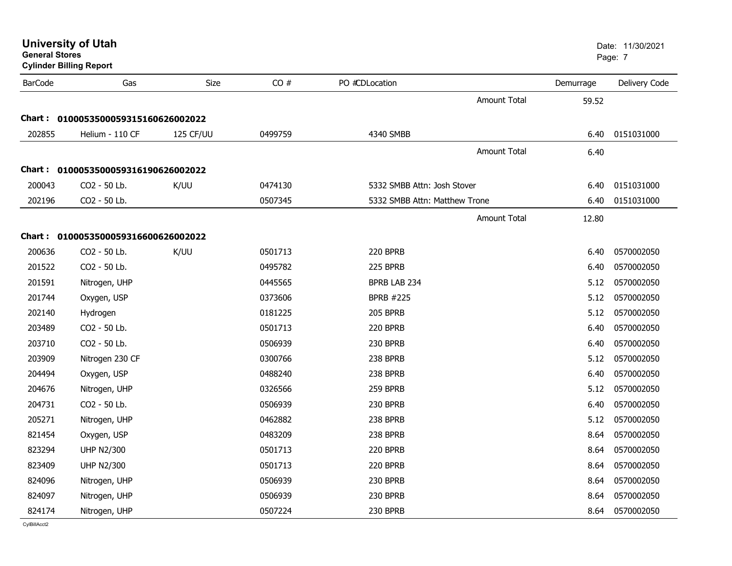**University of Utah**
**General Stores**
**Cylinder Billing Report**

Date: 11/30/2021

| BarCode | Gas | Size | CO # | PO #CDLocation | Demurrage | Delivery Code |
|---|---|---|---|---|---|---|
| | | | | Amount Total | 59.52 | |
| **Chart : 01000535000593151606260002022** | | | | | | |
| 202855 | Helium - 110 CF | 125 CF/UU | 0499759 | 4340 SMBB | 6.40 | 0151031000 |
| | | | | Amount Total | 6.40 | |
| **Chart : 01000535000593161906260002022** | | | | | | |
| 200043 | CO2 - 50 Lb. | K/UU | 0474130 | 5332 SMBB Attn: Josh Stover | 6.40 | 0151031000 |
| 202196 | CO2 - 50 Lb. | | 0507345 | 5332 SMBB Attn: Matthew Trone | 6.40 | 0151031000 |
| | | | | Amount Total | 12.80 | |
| **Chart : 01000535000593166006260002022** | | | | | | |
| 200636 | CO2 - 50 Lb. | K/UU | 0501713 | 220 BPRB | 6.40 | 0570002050 |
| 201522 | CO2 - 50 Lb. | | 0495782 | 225 BPRB | 6.40 | 0570002050 |
| 201591 | Nitrogen, UHP | | 0445565 | BPRB LAB 234 | 5.12 | 0570002050 |
| 201744 | Oxygen, USP | | 0373606 | BPRB #225 | 5.12 | 0570002050 |
| 202140 | Hydrogen | | 0181225 | 205 BPRB | 5.12 | 0570002050 |
| 203489 | CO2 - 50 Lb. | | 0501713 | 220 BPRB | 6.40 | 0570002050 |
| 203710 | CO2 - 50 Lb. | | 0506939 | 230 BPRB | 6.40 | 0570002050 |
| 203909 | Nitrogen 230 CF | | 0300766 | 238 BPRB | 5.12 | 0570002050 |
| 204494 | Oxygen, USP | | 0488240 | 238 BPRB | 6.40 | 0570002050 |
| 204676 | Nitrogen, UHP | | 0326566 | 259 BPRB | 5.12 | 0570002050 |
| 204731 | CO2 - 50 Lb. | | 0506939 | 230 BPRB | 6.40 | 0570002050 |
| 205271 | Nitrogen, UHP | | 0462882 | 238 BPRB | 5.12 | 0570002050 |
| 821454 | Oxygen, USP | | 0483209 | 238 BPRB | 8.64 | 0570002050 |
| 823294 | UHP N2/300 | | 0501713 | 220 BPRB | 8.64 | 0570002050 |
| 823409 | UHP N2/300 | | 0501713 | 220 BPRB | 8.64 | 0570002050 |
| 824096 | Nitrogen, UHP | | 0506939 | 230 BPRB | 8.64 | 0570002050 |
| 824097 | Nitrogen, UHP | | 0506939 | 230 BPRB | 8.64 | 0570002050 |
| 824174 | Nitrogen, UHP | | 0507224 | 230 BPRB | 8.64 | 0570002050 |

CylBillAcct2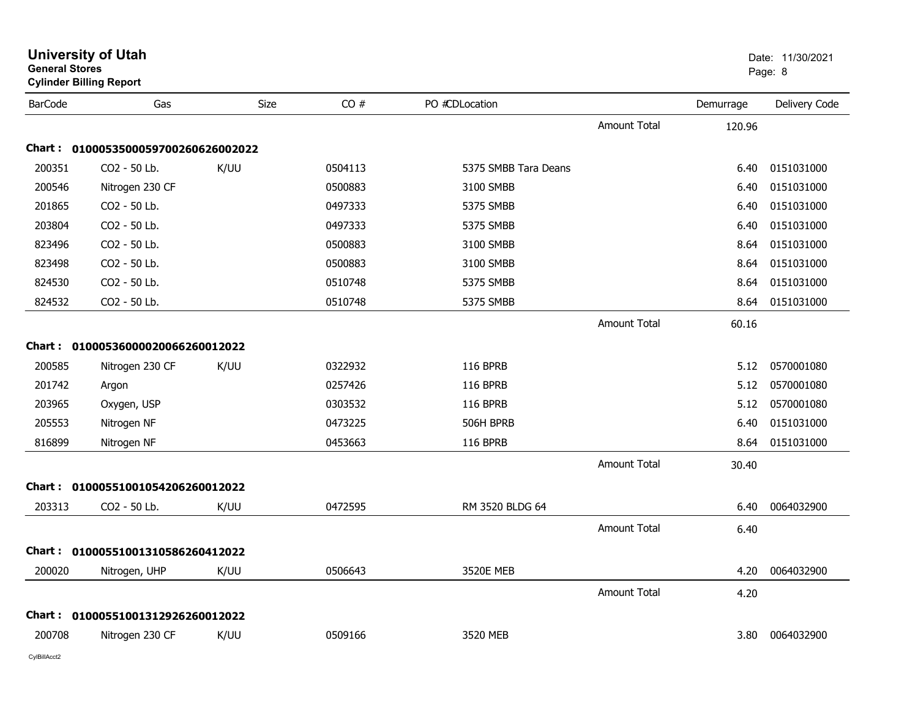# University of Utah
**General Stores**
**Cylinder Billing Report**

Date: 11/30/2021

| BarCode | Gas | Size | CO # | PO #CDLocation | | Demurrage | Delivery Code |
|---|---|---|---|---|---|---|---|
| | | | | | Amount Total | 120.96 | |
| **Chart :** | **01000535000597002606260020​22** | | | | | | |
| 200351 | CO2 - 50 Lb. | K/UU | 0504113 | 5375 SMBB Tara Deans | | 6.40 | 0151031000 |
| 200546 | Nitrogen 230 CF | | 0500883 | 3100 SMBB | | 6.40 | 0151031000 |
| 201865 | CO2 - 50 Lb. | | 0497333 | 5375 SMBB | | 6.40 | 0151031000 |
| 203804 | CO2 - 50 Lb. | | 0497333 | 5375 SMBB | | 6.40 | 0151031000 |
| 823496 | CO2 - 50 Lb. | | 0500883 | 3100 SMBB | | 8.64 | 0151031000 |
| 823498 | CO2 - 50 Lb. | | 0500883 | 3100 SMBB | | 8.64 | 0151031000 |
| 824530 | CO2 - 50 Lb. | | 0510748 | 5375 SMBB | | 8.64 | 0151031000 |
| 824532 | CO2 - 50 Lb. | | 0510748 | 5375 SMBB | | 8.64 | 0151031000 |
| | | | | | Amount Total | 60.16 | |
| **Chart :** | **01000536000020066260012022** | | | | | | |
| 200585 | Nitrogen 230 CF | K/UU | 0322932 | 116 BPRB | | 5.12 | 0570001080 |
| 201742 | Argon | | 0257426 | 116 BPRB | | 5.12 | 0570001080 |
| 203965 | Oxygen, USP | | 0303532 | 116 BPRB | | 5.12 | 0570001080 |
| 205553 | Nitrogen NF | | 0473225 | 506H BPRB | | 6.40 | 0151031000 |
| 816899 | Nitrogen NF | | 0453663 | 116 BPRB | | 8.64 | 0151031000 |
| | | | | | Amount Total | 30.40 | |
| **Chart :** | **01000551001054206260012022** | | | | | | |
| 203313 | CO2 - 50 Lb. | K/UU | 0472595 | RM 3520 BLDG 64 | | 6.40 | 0064032900 |
| | | | | | Amount Total | 6.40 | |
| **Chart :** | **01000551001310586260412022** | | | | | | |
| 200020 | Nitrogen, UHP | K/UU | 0506643 | 3520E MEB | | 4.20 | 0064032900 |
| | | | | | Amount Total | 4.20 | |
| **Chart :** | **01000551001312926260012022** | | | | | | |
| 200708 | Nitrogen 230 CF | K/UU | 0509166 | 3520 MEB | | 3.80 | 0064032900 |

CylBillAcct2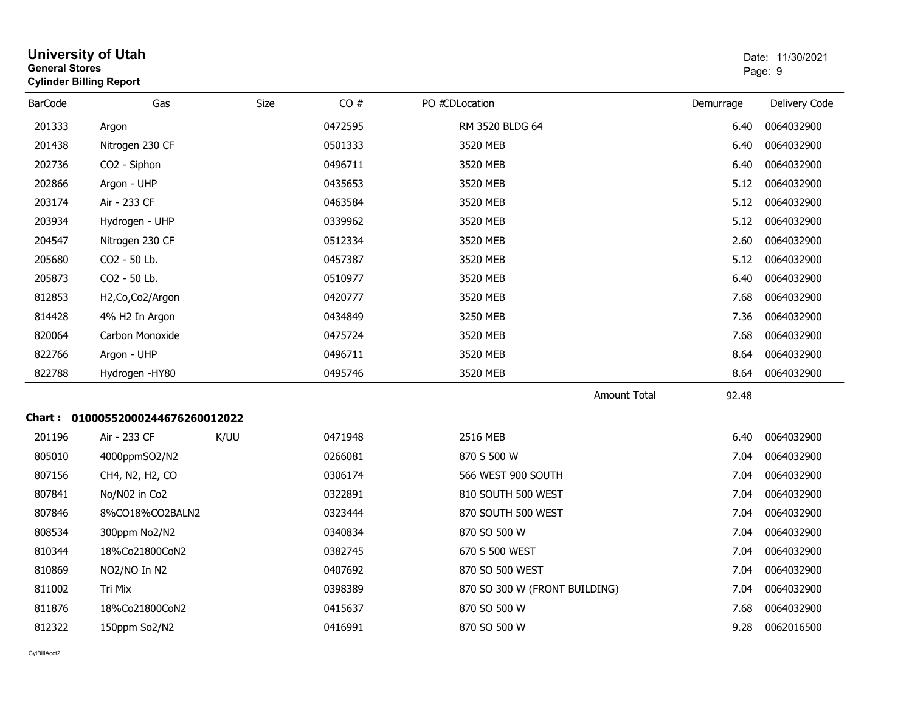# University of Utah
**General Stores**
**Cylinder Billing Report**

Date: 11/30/2021

| BarCode | Gas | Size | CO # | PO #CDLocation | Demurrage | Delivery Code |
|---|---|---|---|---|---|---|
| 201333 | Argon | | 0472595 | RM 3520 BLDG 64 | 6.40 | 0064032900 |
| 201438 | Nitrogen 230 CF | | 0501333 | 3520 MEB | 6.40 | 0064032900 |
| 202736 | CO2 - Siphon | | 0496711 | 3520 MEB | 6.40 | 0064032900 |
| 202866 | Argon - UHP | | 0435653 | 3520 MEB | 5.12 | 0064032900 |
| 203174 | Air - 233 CF | | 0463584 | 3520 MEB | 5.12 | 0064032900 |
| 203934 | Hydrogen - UHP | | 0339962 | 3520 MEB | 5.12 | 0064032900 |
| 204547 | Nitrogen 230 CF | | 0512334 | 3520 MEB | 2.60 | 0064032900 |
| 205680 | CO2 - 50 Lb. | | 0457387 | 3520 MEB | 5.12 | 0064032900 |
| 205873 | CO2 - 50 Lb. | | 0510977 | 3520 MEB | 6.40 | 0064032900 |
| 812853 | H2,Co,Co2/Argon | | 0420777 | 3520 MEB | 7.68 | 0064032900 |
| 814428 | 4% H2 In Argon | | 0434849 | 3250 MEB | 7.36 | 0064032900 |
| 820064 | Carbon Monoxide | | 0475724 | 3520 MEB | 7.68 | 0064032900 |
| 822766 | Argon - UHP | | 0496711 | 3520 MEB | 8.64 | 0064032900 |
| 822788 | Hydrogen -HY80 | | 0495746 | 3520 MEB | 8.64 | 0064032900 |
| | | | | Amount Total | 92.48 | |

**Chart : 01000552000244676260012022**

| BarCode | Gas | Size | CO # | PO #CDLocation | Demurrage | Delivery Code |
|---|---|---|---|---|---|---|
| 201196 | Air - 233 CF | K/UU | 0471948 | 2516 MEB | 6.40 | 0064032900 |
| 805010 | 4000ppmSO2/N2 | | 0266081 | 870 S 500 W | 7.04 | 0064032900 |
| 807156 | CH4, N2, H2, CO | | 0306174 | 566 WEST 900 SOUTH | 7.04 | 0064032900 |
| 807841 | No/N02 in Co2 | | 0322891 | 810 SOUTH 500 WEST | 7.04 | 0064032900 |
| 807846 | 8%CO18%CO2BALN2 | | 0323444 | 870 SOUTH 500 WEST | 7.04 | 0064032900 |
| 808534 | 300ppm No2/N2 | | 0340834 | 870 SO 500 W | 7.04 | 0064032900 |
| 810344 | 18%Co21800CoN2 | | 0382745 | 670 S 500 WEST | 7.04 | 0064032900 |
| 810869 | NO2/NO In N2 | | 0407692 | 870 SO 500 WEST | 7.04 | 0064032900 |
| 811002 | Tri Mix | | 0398389 | 870 SO 300 W (FRONT BUILDING) | 7.04 | 0064032900 |
| 811876 | 18%Co21800CoN2 | | 0415637 | 870 SO 500 W | 7.68 | 0064032900 |
| 812322 | 150ppm So2/N2 | | 0416991 | 870 SO 500 W | 9.28 | 0062016500 |

CylBillAcct2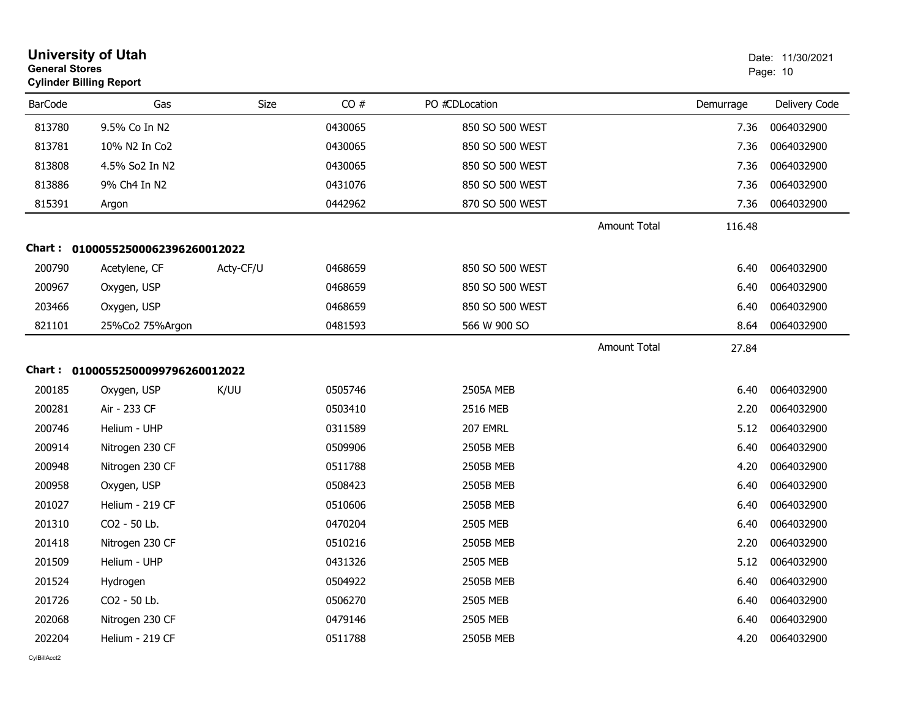# University of Utah

**General Stores**

**Cylinder Billing Report**

Date: 11/30/2021

| BarCode | Gas | Size | CO # | PO #CDLocation | | Demurrage | Delivery Code |
|---|---|---|---|---|---|---|---|
| 813780 | 9.5% Co In N2 | | 0430065 | 850 SO 500 WEST | | 7.36 | 0064032900 |
| 813781 | 10% N2 In Co2 | | 0430065 | 850 SO 500 WEST | | 7.36 | 0064032900 |
| 813808 | 4.5% So2 In N2 | | 0430065 | 850 SO 500 WEST | | 7.36 | 0064032900 |
| 813886 | 9% Ch4 In N2 | | 0431076 | 850 SO 500 WEST | | 7.36 | 0064032900 |
| 815391 | Argon | | 0442962 | 870 SO 500 WEST | | 7.36 | 0064032900 |
| | | | | | Amount Total | 116.48 | |

**Chart : 01000552500062396260012022**

| BarCode | Gas | Size | CO # | PO #CDLocation | | Demurrage | Delivery Code |
|---|---|---|---|---|---|---|---|
| 200790 | Acetylene, CF | Acty-CF/U | 0468659 | 850 SO 500 WEST | | 6.40 | 0064032900 |
| 200967 | Oxygen, USP | | 0468659 | 850 SO 500 WEST | | 6.40 | 0064032900 |
| 203466 | Oxygen, USP | | 0468659 | 850 SO 500 WEST | | 6.40 | 0064032900 |
| 821101 | 25%Co2 75%Argon | | 0481593 | 566 W 900 SO | | 8.64 | 0064032900 |
| | | | | | Amount Total | 27.84 | |

**Chart : 01000552500099796260012022**

| BarCode | Gas | Size | CO # | PO #CDLocation | | Demurrage | Delivery Code |
|---|---|---|---|---|---|---|---|
| 200185 | Oxygen, USP | K/UU | 0505746 | 2505A MEB | | 6.40 | 0064032900 |
| 200281 | Air - 233 CF | | 0503410 | 2516 MEB | | 2.20 | 0064032900 |
| 200746 | Helium - UHP | | 0311589 | 207 EMRL | | 5.12 | 0064032900 |
| 200914 | Nitrogen 230 CF | | 0509906 | 2505B MEB | | 6.40 | 0064032900 |
| 200948 | Nitrogen 230 CF | | 0511788 | 2505B MEB | | 4.20 | 0064032900 |
| 200958 | Oxygen, USP | | 0508423 | 2505B MEB | | 6.40 | 0064032900 |
| 201027 | Helium - 219 CF | | 0510606 | 2505B MEB | | 6.40 | 0064032900 |
| 201310 | CO2 - 50 Lb. | | 0470204 | 2505 MEB | | 6.40 | 0064032900 |
| 201418 | Nitrogen 230 CF | | 0510216 | 2505B MEB | | 2.20 | 0064032900 |
| 201509 | Helium - UHP | | 0431326 | 2505 MEB | | 5.12 | 0064032900 |
| 201524 | Hydrogen | | 0504922 | 2505B MEB | | 6.40 | 0064032900 |
| 201726 | CO2 - 50 Lb. | | 0506270 | 2505 MEB | | 6.40 | 0064032900 |
| 202068 | Nitrogen 230 CF | | 0479146 | 2505 MEB | | 6.40 | 0064032900 |
| 202204 | Helium - 219 CF | | 0511788 | 2505B MEB | | 4.20 | 0064032900 |

CylBillAcct2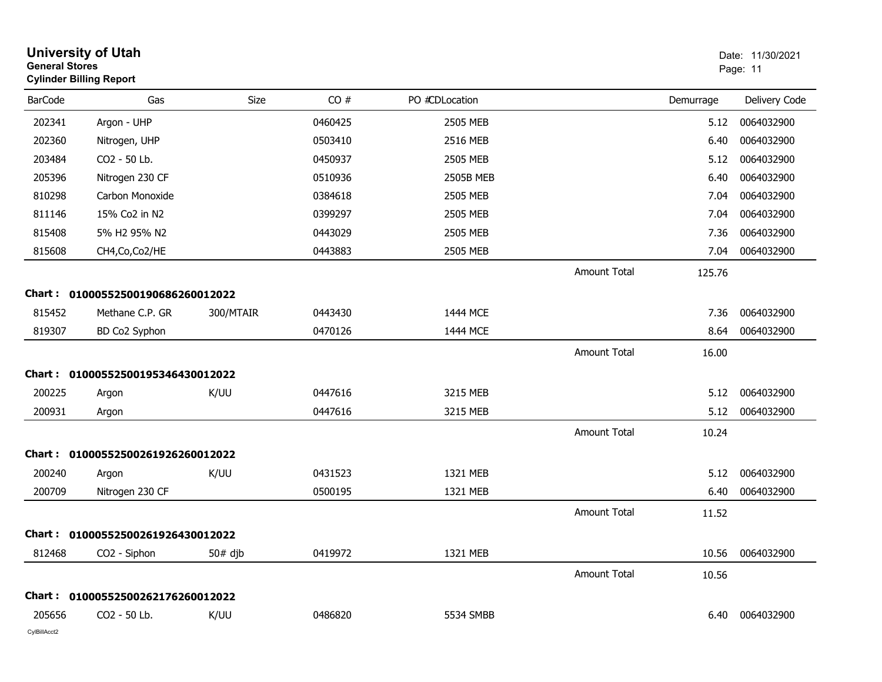# University of Utah

**General Stores**

**Cylinder Billing Report**

Date: 11/30/2021

| BarCode | Gas | Size | CO # | PO #CDLocation | | Demurrage | Delivery Code |
|---|---|---|---|---|---|---|---|
| 202341 | Argon - UHP | | 0460425 | 2505 MEB | | 5.12 | 0064032900 |
| 202360 | Nitrogen, UHP | | 0503410 | 2516 MEB | | 6.40 | 0064032900 |
| 203484 | CO2 - 50 Lb. | | 0450937 | 2505 MEB | | 5.12 | 0064032900 |
| 205396 | Nitrogen 230 CF | | 0510936 | 2505B MEB | | 6.40 | 0064032900 |
| 810298 | Carbon Monoxide | | 0384618 | 2505 MEB | | 7.04 | 0064032900 |
| 811146 | 15% Co2 in N2 | | 0399297 | 2505 MEB | | 7.04 | 0064032900 |
| 815408 | 5% H2 95% N2 | | 0443029 | 2505 MEB | | 7.36 | 0064032900 |
| 815608 | CH4,Co,Co2/HE | | 0443883 | 2505 MEB | | 7.04 | 0064032900 |
| | | | | | Amount Total | 125.76 | |

**Chart : 01000552500190686260012022**

| BarCode | Gas | Size | CO # | PO #CDLocation | | Demurrage | Delivery Code |
|---|---|---|---|---|---|---|---|
| 815452 | Methane C.P. GR | 300/MTAIR | 0443430 | 1444 MCE | | 7.36 | 0064032900 |
| 819307 | BD Co2 Syphon | | 0470126 | 1444 MCE | | 8.64 | 0064032900 |
| | | | | | Amount Total | 16.00 | |

**Chart : 01000552500195346430012022**

| BarCode | Gas | Size | CO # | PO #CDLocation | | Demurrage | Delivery Code |
|---|---|---|---|---|---|---|---|
| 200225 | Argon | K/UU | 0447616 | 3215 MEB | | 5.12 | 0064032900 |
| 200931 | Argon | | 0447616 | 3215 MEB | | 5.12 | 0064032900 |
| | | | | | Amount Total | 10.24 | |

**Chart : 01000552500261926260012022**

| BarCode | Gas | Size | CO # | PO #CDLocation | | Demurrage | Delivery Code |
|---|---|---|---|---|---|---|---|
| 200240 | Argon | K/UU | 0431523 | 1321 MEB | | 5.12 | 0064032900 |
| 200709 | Nitrogen 230 CF | | 0500195 | 1321 MEB | | 6.40 | 0064032900 |
| | | | | | Amount Total | 11.52 | |

**Chart : 01000552500261926430012022**

| BarCode | Gas | Size | CO # | PO #CDLocation | | Demurrage | Delivery Code |
|---|---|---|---|---|---|---|---|
| 812468 | CO2 - Siphon | 50# djb | 0419972 | 1321 MEB | | 10.56 | 0064032900 |
| | | | | | Amount Total | 10.56 | |

**Chart : 01000552500262176260012022**

| BarCode | Gas | Size | CO # | PO #CDLocation | | Demurrage | Delivery Code |
|---|---|---|---|---|---|---|---|
| 205656 | CO2 - 50 Lb. | K/UU | 0486820 | 5534 SMBB | | 6.40 | 0064032900 |

CylBillAcct2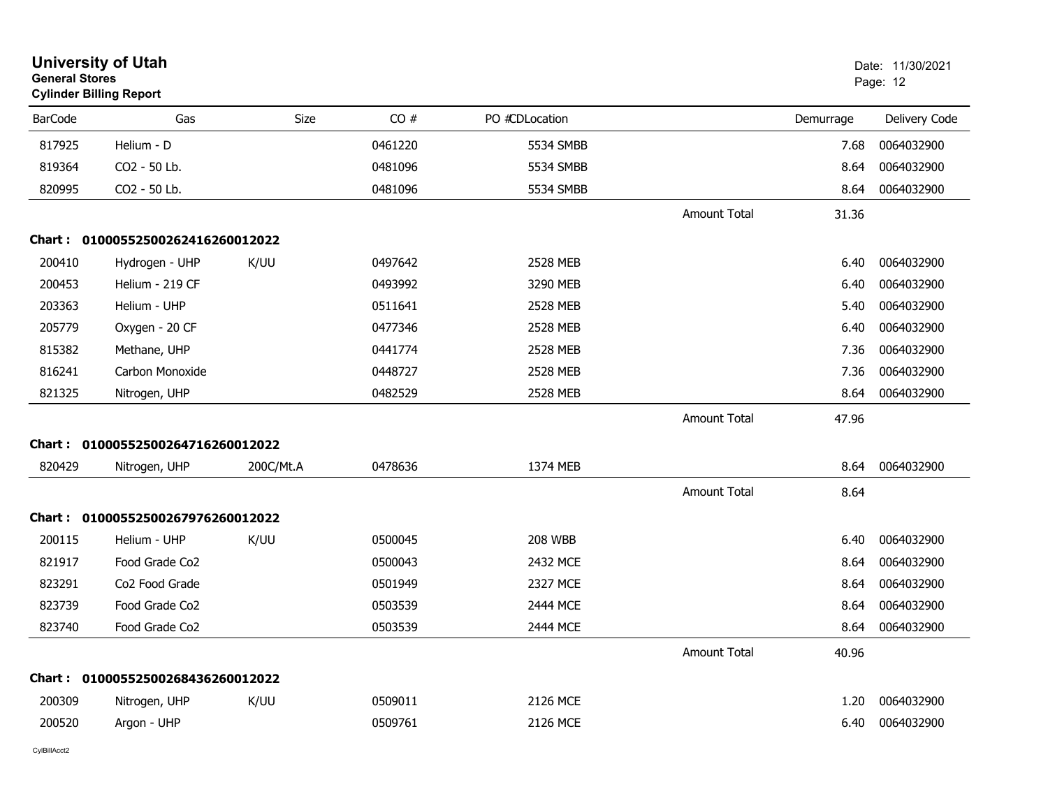# University of Utah
**General Stores**
**Cylinder Billing Report**

Date: 11/30/2021

| BarCode | Gas | Size | CO # | PO # | CDLocation | | Demurrage | Delivery Code |
|---|---|---|---|---|---|---|---|---|
| 817925 | Helium - D | | 0461220 | | 5534 SMBB | | 7.68 | 0064032900 |
| 819364 | CO2 - 50 Lb. | | 0481096 | | 5534 SMBB | | 8.64 | 0064032900 |
| 820995 | CO2 - 50 Lb. | | 0481096 | | 5534 SMBB | | 8.64 | 0064032900 |
| | | | | | | Amount Total | 31.36 | |
| **Chart :** | **01000552500262416260012022** | | | | | | | |
| 200410 | Hydrogen - UHP | K/UU | 0497642 | | 2528 MEB | | 6.40 | 0064032900 |
| 200453 | Helium - 219 CF | | 0493992 | | 3290 MEB | | 6.40 | 0064032900 |
| 203363 | Helium - UHP | | 0511641 | | 2528 MEB | | 5.40 | 0064032900 |
| 205779 | Oxygen - 20 CF | | 0477346 | | 2528 MEB | | 6.40 | 0064032900 |
| 815382 | Methane, UHP | | 0441774 | | 2528 MEB | | 7.36 | 0064032900 |
| 816241 | Carbon Monoxide | | 0448727 | | 2528 MEB | | 7.36 | 0064032900 |
| 821325 | Nitrogen, UHP | | 0482529 | | 2528 MEB | | 8.64 | 0064032900 |
| | | | | | | Amount Total | 47.96 | |
| **Chart :** | **01000552500264716260012022** | | | | | | | |
| 820429 | Nitrogen, UHP | 200C/Mt.A | 0478636 | | 1374 MEB | | 8.64 | 0064032900 |
| | | | | | | Amount Total | 8.64 | |
| **Chart :** | **01000552500267976260012022** | | | | | | | |
| 200115 | Helium - UHP | K/UU | 0500045 | | 208 WBB | | 6.40 | 0064032900 |
| 821917 | Food Grade Co2 | | 0500043 | | 2432 MCE | | 8.64 | 0064032900 |
| 823291 | Co2 Food Grade | | 0501949 | | 2327 MCE | | 8.64 | 0064032900 |
| 823739 | Food Grade Co2 | | 0503539 | | 2444 MCE | | 8.64 | 0064032900 |
| 823740 | Food Grade Co2 | | 0503539 | | 2444 MCE | | 8.64 | 0064032900 |
| | | | | | | Amount Total | 40.96 | |
| **Chart :** | **01000552500268436260012022** | | | | | | | |
| 200309 | Nitrogen, UHP | K/UU | 0509011 | | 2126 MCE | | 1.20 | 0064032900 |
| 200520 | Argon - UHP | | 0509761 | | 2126 MCE | | 6.40 | 0064032900 |

CylBillAcct2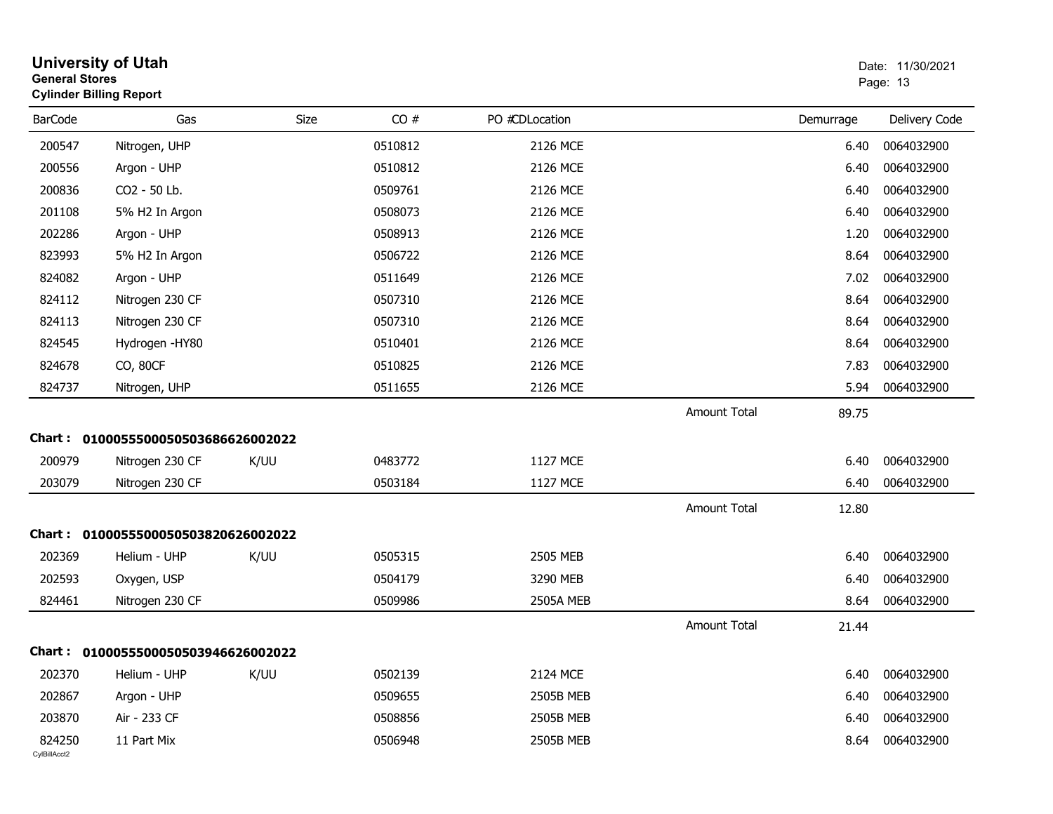# University of Utah

**General Stores**

**Cylinder Billing Report**

Date: 11/30/2021

| BarCode | Gas | Size | CO # | PO #CDLocation | | Demurrage | Delivery Code |
|---|---|---|---|---|---|---|---|
| 200547 | Nitrogen, UHP | | 0510812 | 2126 MCE | | 6.40 | 0064032900 |
| 200556 | Argon - UHP | | 0510812 | 2126 MCE | | 6.40 | 0064032900 |
| 200836 | CO2 - 50 Lb. | | 0509761 | 2126 MCE | | 6.40 | 0064032900 |
| 201108 | 5% H2 In Argon | | 0508073 | 2126 MCE | | 6.40 | 0064032900 |
| 202286 | Argon - UHP | | 0508913 | 2126 MCE | | 1.20 | 0064032900 |
| 823993 | 5% H2 In Argon | | 0506722 | 2126 MCE | | 8.64 | 0064032900 |
| 824082 | Argon - UHP | | 0511649 | 2126 MCE | | 7.02 | 0064032900 |
| 824112 | Nitrogen 230 CF | | 0507310 | 2126 MCE | | 8.64 | 0064032900 |
| 824113 | Nitrogen 230 CF | | 0507310 | 2126 MCE | | 8.64 | 0064032900 |
| 824545 | Hydrogen -HY80 | | 0510401 | 2126 MCE | | 8.64 | 0064032900 |
| 824678 | CO, 80CF | | 0510825 | 2126 MCE | | 7.83 | 0064032900 |
| 824737 | Nitrogen, UHP | | 0511655 | 2126 MCE | | 5.94 | 0064032900 |
| | | | | | Amount Total | 89.75 | |

**Chart : 01000555000505036866260002022**

| BarCode | Gas | Size | CO # | PO #CDLocation | | Demurrage | Delivery Code |
|---|---|---|---|---|---|---|---|
| 200979 | Nitrogen 230 CF | K/UU | 0483772 | 1127 MCE | | 6.40 | 0064032900 |
| 203079 | Nitrogen 230 CF | | 0503184 | 1127 MCE | | 6.40 | 0064032900 |
| | | | | | Amount Total | 12.80 | |

**Chart : 01000555000505038206260002022**

| BarCode | Gas | Size | CO # | PO #CDLocation | | Demurrage | Delivery Code |
|---|---|---|---|---|---|---|---|
| 202369 | Helium - UHP | K/UU | 0505315 | 2505 MEB | | 6.40 | 0064032900 |
| 202593 | Oxygen, USP | | 0504179 | 3290 MEB | | 6.40 | 0064032900 |
| 824461 | Nitrogen 230 CF | | 0509986 | 2505A MEB | | 8.64 | 0064032900 |
| | | | | | Amount Total | 21.44 | |

**Chart : 01000555000505039466260002022**

| BarCode | Gas | Size | CO # | PO #CDLocation | | Demurrage | Delivery Code |
|---|---|---|---|---|---|---|---|
| 202370 | Helium - UHP | K/UU | 0502139 | 2124 MCE | | 6.40 | 0064032900 |
| 202867 | Argon - UHP | | 0509655 | 2505B MEB | | 6.40 | 0064032900 |
| 203870 | Air - 233 CF | | 0508856 | 2505B MEB | | 6.40 | 0064032900 |
| 824250 | 11 Part Mix | | 0506948 | 2505B MEB | | 8.64 | 0064032900 |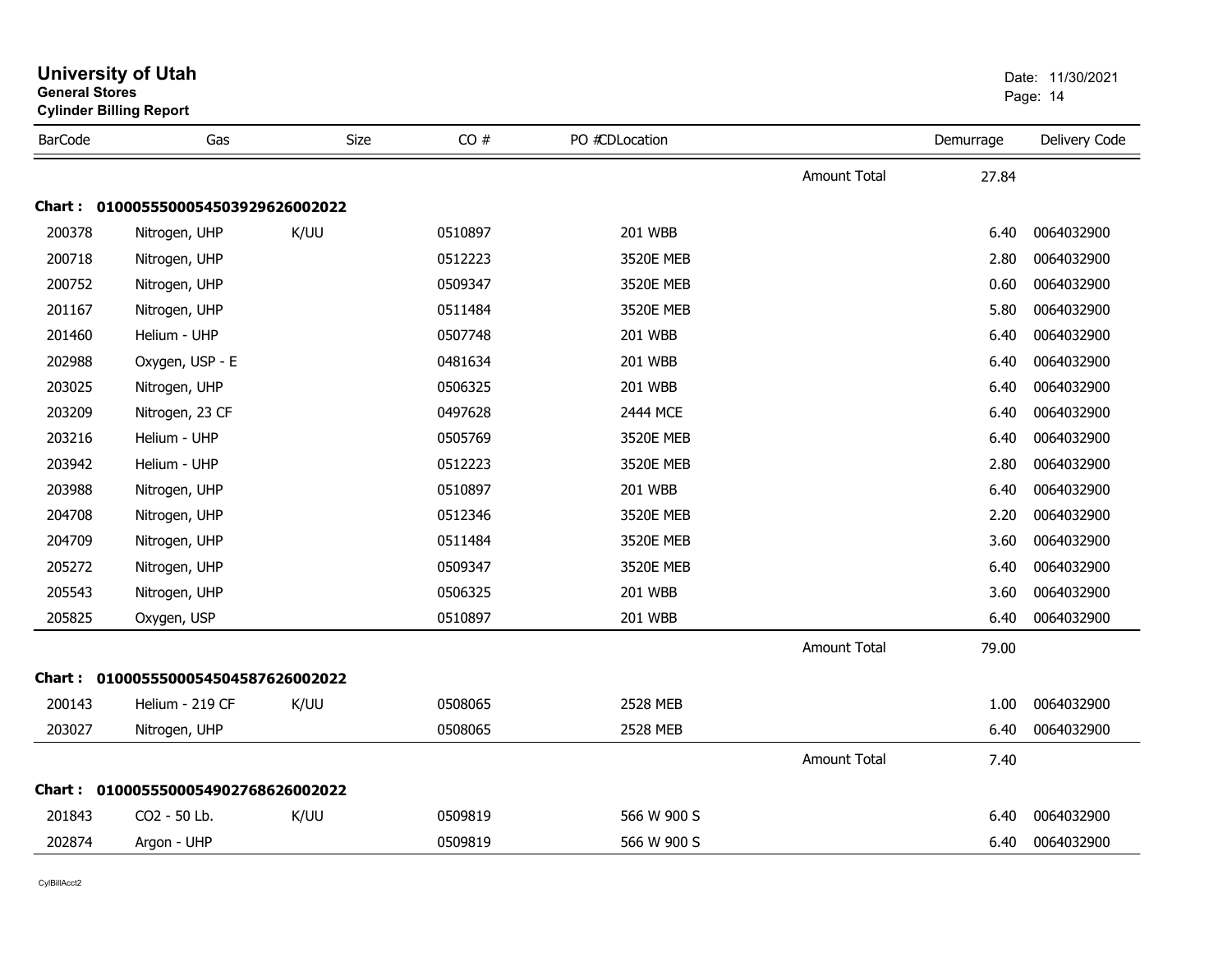# University of Utah

**General Stores**

**Cylinder Billing Report**

Date: 11/30/2021

| BarCode | Gas | Size | CO # | PO #CDLocation | | Demurrage | Delivery Code |
|---|---|---|---|---|---|---|---|
| | | | | | Amount Total | 27.84 | |
| **Chart : 01000555000545039296260020​22** | | | | | | | |
| 200378 | Nitrogen, UHP | K/UU | 0510897 | 201 WBB | | 6.40 | 0064032900 |
| 200718 | Nitrogen, UHP | | 0512223 | 3520E MEB | | 2.80 | 0064032900 |
| 200752 | Nitrogen, UHP | | 0509347 | 3520E MEB | | 0.60 | 0064032900 |
| 201167 | Nitrogen, UHP | | 0511484 | 3520E MEB | | 5.80 | 0064032900 |
| 201460 | Helium - UHP | | 0507748 | 201 WBB | | 6.40 | 0064032900 |
| 202988 | Oxygen, USP - E | | 0481634 | 201 WBB | | 6.40 | 0064032900 |
| 203025 | Nitrogen, UHP | | 0506325 | 201 WBB | | 6.40 | 0064032900 |
| 203209 | Nitrogen, 23 CF | | 0497628 | 2444 MCE | | 6.40 | 0064032900 |
| 203216 | Helium - UHP | | 0505769 | 3520E MEB | | 6.40 | 0064032900 |
| 203942 | Helium - UHP | | 0512223 | 3520E MEB | | 2.80 | 0064032900 |
| 203988 | Nitrogen, UHP | | 0510897 | 201 WBB | | 6.40 | 0064032900 |
| 204708 | Nitrogen, UHP | | 0512346 | 3520E MEB | | 2.20 | 0064032900 |
| 204709 | Nitrogen, UHP | | 0511484 | 3520E MEB | | 3.60 | 0064032900 |
| 205272 | Nitrogen, UHP | | 0509347 | 3520E MEB | | 6.40 | 0064032900 |
| 205543 | Nitrogen, UHP | | 0506325 | 201 WBB | | 3.60 | 0064032900 |
| 205825 | Oxygen, USP | | 0510897 | 201 WBB | | 6.40 | 0064032900 |
| | | | | | Amount Total | 79.00 | |
| **Chart : 0100055500054504587626002022** | | | | | | | |
| 200143 | Helium - 219 CF | K/UU | 0508065 | 2528 MEB | | 1.00 | 0064032900 |
| 203027 | Nitrogen, UHP | | 0508065 | 2528 MEB | | 6.40 | 0064032900 |
| | | | | | Amount Total | 7.40 | |
| **Chart : 0100055500054902768626002022** | | | | | | | |
| 201843 | CO2 - 50 Lb. | K/UU | 0509819 | 566 W 900 S | | 6.40 | 0064032900 |
| 202874 | Argon - UHP | | 0509819 | 566 W 900 S | | 6.40 | 0064032900 |

CylBillAcct2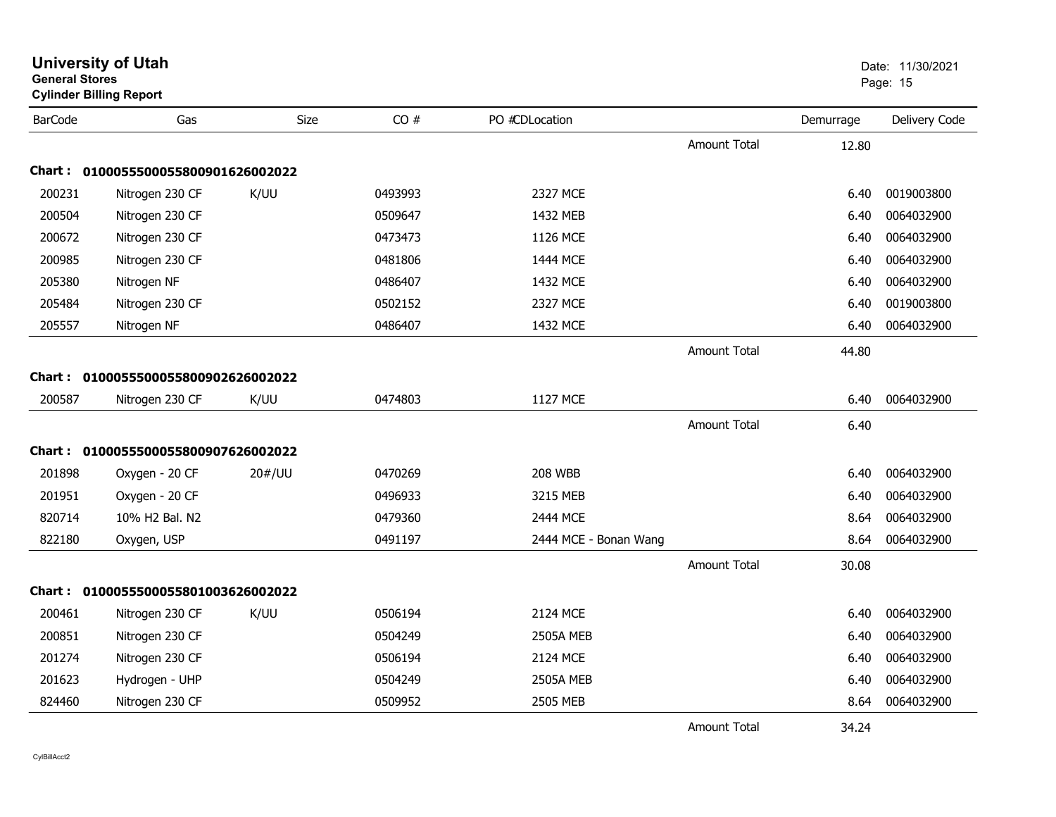# University of Utah

**General Stores**
**Cylinder Billing Report**

Date: 11/30/2021

| BarCode | Gas | Size | CO # | PO #CDLocation | | Demurrage | Delivery Code |
|---|---|---|---|---|---|---|---|
| | | | | | Amount Total | 12.80 | |
| **Chart : 01000555000558009016260020222** | | | | | | | |
| 200231 | Nitrogen 230 CF | K/UU | 0493993 | 2327 MCE | | 6.40 | 0019003800 |
| 200504 | Nitrogen 230 CF | | 0509647 | 1432 MEB | | 6.40 | 0064032900 |
| 200672 | Nitrogen 230 CF | | 0473473 | 1126 MCE | | 6.40 | 0064032900 |
| 200985 | Nitrogen 230 CF | | 0481806 | 1444 MCE | | 6.40 | 0064032900 |
| 205380 | Nitrogen NF | | 0486407 | 1432 MCE | | 6.40 | 0064032900 |
| 205484 | Nitrogen 230 CF | | 0502152 | 2327 MCE | | 6.40 | 0019003800 |
| 205557 | Nitrogen NF | | 0486407 | 1432 MCE | | 6.40 | 0064032900 |
| | | | | | Amount Total | 44.80 | |
| **Chart : 01000555000558009026260020222** | | | | | | | |
| 200587 | Nitrogen 230 CF | K/UU | 0474803 | 1127 MCE | | 6.40 | 0064032900 |
| | | | | | Amount Total | 6.40 | |
| **Chart : 01000555000558009076260020222** | | | | | | | |
| 201898 | Oxygen - 20 CF | 20#/UU | 0470269 | 208 WBB | | 6.40 | 0064032900 |
| 201951 | Oxygen - 20 CF | | 0496933 | 3215 MEB | | 6.40 | 0064032900 |
| 820714 | 10% H2 Bal. N2 | | 0479360 | 2444 MCE | | 8.64 | 0064032900 |
| 822180 | Oxygen, USP | | 0491197 | 2444 MCE - Bonan Wang | | 8.64 | 0064032900 |
| | | | | | Amount Total | 30.08 | |
| **Chart : 01000555000558010036260020222** | | | | | | | |
| 200461 | Nitrogen 230 CF | K/UU | 0506194 | 2124 MCE | | 6.40 | 0064032900 |
| 200851 | Nitrogen 230 CF | | 0504249 | 2505A MEB | | 6.40 | 0064032900 |
| 201274 | Nitrogen 230 CF | | 0506194 | 2124 MCE | | 6.40 | 0064032900 |
| 201623 | Hydrogen - UHP | | 0504249 | 2505A MEB | | 6.40 | 0064032900 |
| 824460 | Nitrogen 230 CF | | 0509952 | 2505 MEB | | 8.64 | 0064032900 |
| | | | | | Amount Total | 34.24 | |

CylBillAcct2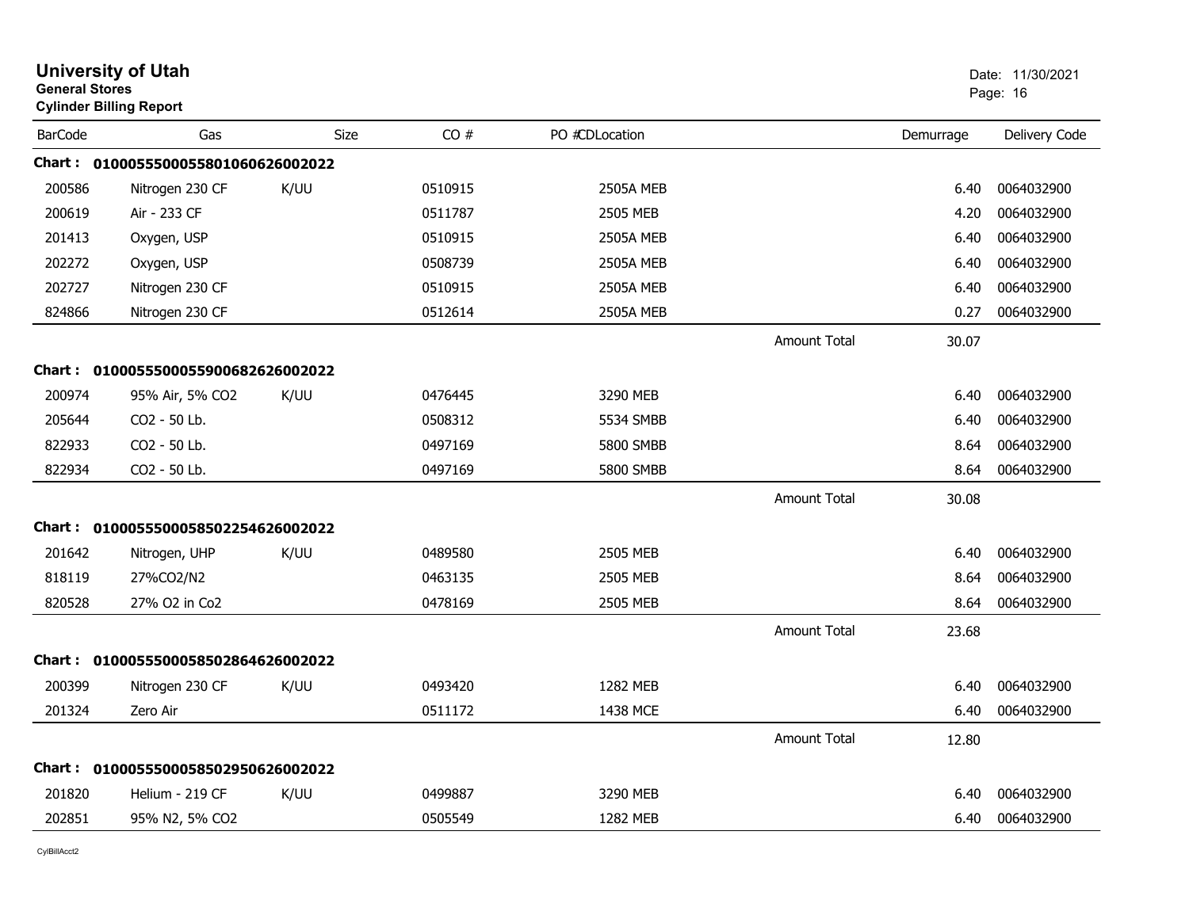# University of Utah

**General Stores**

**Cylinder Billing Report**

Date: 11/30/2021

| BarCode | Gas | Size | CO # | PO #CDLocation | | Demurrage | Delivery Code |
|---|---|---|---|---|---|---|---|
| **Chart : 01000555000558010606260020 22** | | | | | | | |
| 200586 | Nitrogen 230 CF | K/UU | 0510915 | 2505A MEB | | 6.40 | 0064032900 |
| 200619 | Air - 233 CF | | 0511787 | 2505 MEB | | 4.20 | 0064032900 |
| 201413 | Oxygen, USP | | 0510915 | 2505A MEB | | 6.40 | 0064032900 |
| 202272 | Oxygen, USP | | 0508739 | 2505A MEB | | 6.40 | 0064032900 |
| 202727 | Nitrogen 230 CF | | 0510915 | 2505A MEB | | 6.40 | 0064032900 |
| 824866 | Nitrogen 230 CF | | 0512614 | 2505A MEB | | 0.27 | 0064032900 |
| | | | | | Amount Total | 30.07 | |
| **Chart : 0100055500055900682626002022** | | | | | | | |
| 200974 | 95% Air, 5% CO2 | K/UU | 0476445 | 3290 MEB | | 6.40 | 0064032900 |
| 205644 | CO2 - 50 Lb. | | 0508312 | 5534 SMBB | | 6.40 | 0064032900 |
| 822933 | CO2 - 50 Lb. | | 0497169 | 5800 SMBB | | 8.64 | 0064032900 |
| 822934 | CO2 - 50 Lb. | | 0497169 | 5800 SMBB | | 8.64 | 0064032900 |
| | | | | | Amount Total | 30.08 | |
| **Chart : 0100055500058502254626002022** | | | | | | | |
| 201642 | Nitrogen, UHP | K/UU | 0489580 | 2505 MEB | | 6.40 | 0064032900 |
| 818119 | 27%CO2/N2 | | 0463135 | 2505 MEB | | 8.64 | 0064032900 |
| 820528 | 27% O2 in Co2 | | 0478169 | 2505 MEB | | 8.64 | 0064032900 |
| | | | | | Amount Total | 23.68 | |
| **Chart : 0100055500058502864626002022** | | | | | | | |
| 200399 | Nitrogen 230 CF | K/UU | 0493420 | 1282 MEB | | 6.40 | 0064032900 |
| 201324 | Zero Air | | 0511172 | 1438 MCE | | 6.40 | 0064032900 |
| | | | | | Amount Total | 12.80 | |
| **Chart : 0100055500058502950626002022** | | | | | | | |
| 201820 | Helium - 219 CF | K/UU | 0499887 | 3290 MEB | | 6.40 | 0064032900 |
| 202851 | 95% N2, 5% CO2 | | 0505549 | 1282 MEB | | 6.40 | 0064032900 |

CylBillAcct2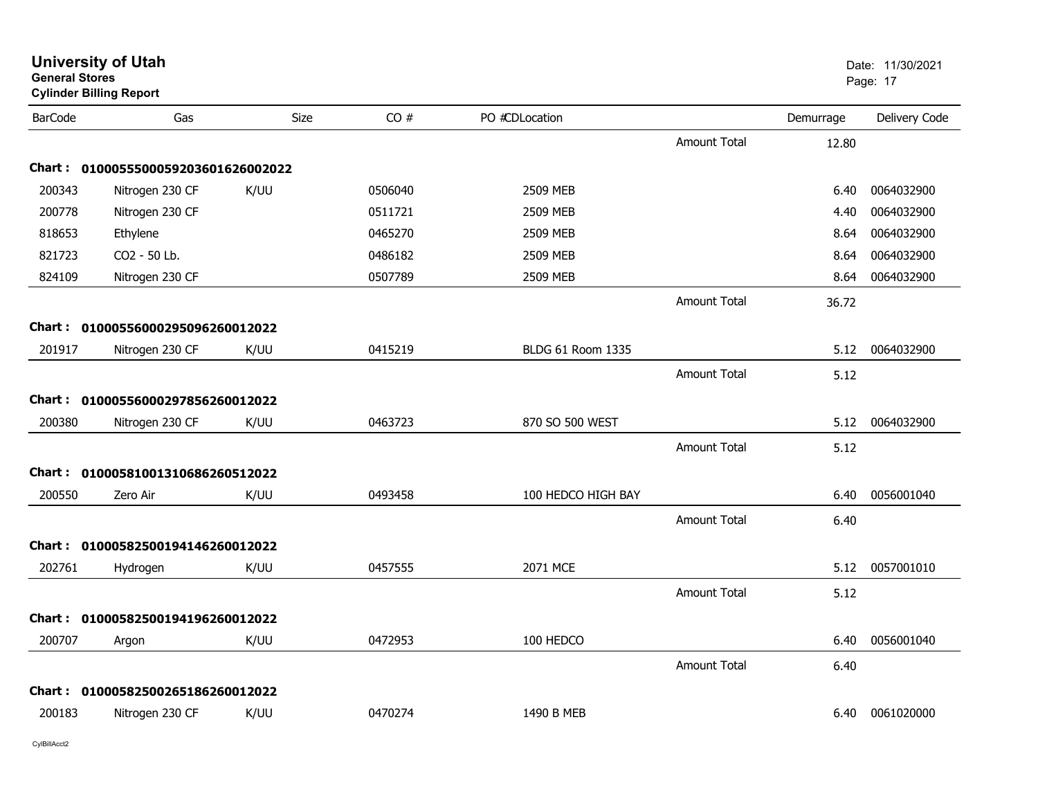# University of Utah

**General Stores**

**Cylinder Billing Report**

Date: 11/30/2021

| BarCode | Gas | Size | CO # | PO # | CD | Location | | Demurrage | Delivery Code |
|---|---|---|---|---|---|---|---|---|---|
| | | | | | | | Amount Total | 12.80 | |
| **Chart : 01000555000592036016260020​22** | | | | | | | | | |
| 200343 | Nitrogen 230 CF | K/UU | 0506040 | | | 2509 MEB | | 6.40 | 0064032900 |
| 200778 | Nitrogen 230 CF | | 0511721 | | | 2509 MEB | | 4.40 | 0064032900 |
| 818653 | Ethylene | | 0465270 | | | 2509 MEB | | 8.64 | 0064032900 |
| 821723 | CO2 - 50 Lb. | | 0486182 | | | 2509 MEB | | 8.64 | 0064032900 |
| 824109 | Nitrogen 230 CF | | 0507789 | | | 2509 MEB | | 8.64 | 0064032900 |
| | | | | | | | Amount Total | 36.72 | |
| **Chart : 01000556000295096260012022** | | | | | | | | | |
| 201917 | Nitrogen 230 CF | K/UU | 0415219 | | | BLDG 61 Room 1335 | | 5.12 | 0064032900 |
| | | | | | | | Amount Total | 5.12 | |
| **Chart : 01000556000297856260012022** | | | | | | | | | |
| 200380 | Nitrogen 230 CF | K/UU | 0463723 | | | 870 SO 500 WEST | | 5.12 | 0064032900 |
| | | | | | | | Amount Total | 5.12 | |
| **Chart : 01000581001310686260512022** | | | | | | | | | |
| 200550 | Zero Air | K/UU | 0493458 | | | 100 HEDCO HIGH BAY | | 6.40 | 0056001040 |
| | | | | | | | Amount Total | 6.40 | |
| **Chart : 01000582500194146260012022** | | | | | | | | | |
| 202761 | Hydrogen | K/UU | 0457555 | | | 2071 MCE | | 5.12 | 0057001010 |
| | | | | | | | Amount Total | 5.12 | |
| **Chart : 01000582500194196260012022** | | | | | | | | | |
| 200707 | Argon | K/UU | 0472953 | | | 100 HEDCO | | 6.40 | 0056001040 |
| | | | | | | | Amount Total | 6.40 | |
| **Chart : 01000582500265186260012022** | | | | | | | | | |
| 200183 | Nitrogen 230 CF | K/UU | 0470274 | | | 1490 B MEB | | 6.40 | 0061020000 |

CylBillAcct2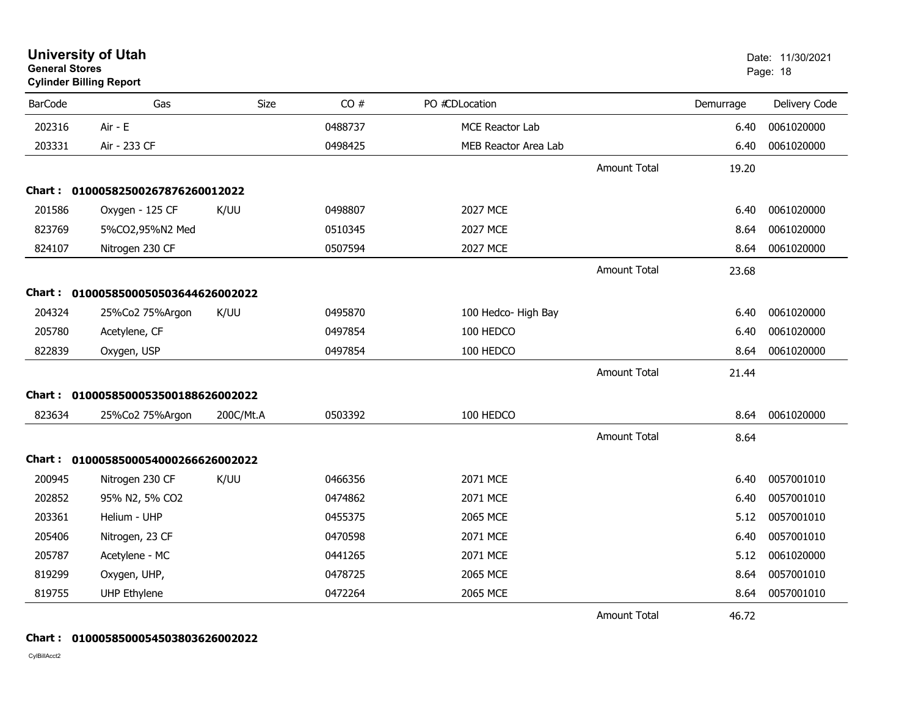**University of Utah**
**General Stores**
**Cylinder Billing Report**

Date: 11/30/2021

| BarCode | Gas | Size | CO # | PO #CDLocation | | Demurrage | Delivery Code |
|---|---|---|---|---|---|---|---|
| 202316 | Air - E | | 0488737 | MCE Reactor Lab | | 6.40 | 0061020000 |
| 203331 | Air - 233 CF | | 0498425 | MEB Reactor Area Lab | | 6.40 | 0061020000 |
| | | | | | Amount Total | 19.20 | |

**Chart : 01000582500267876260012022**

| BarCode | Gas | Size | CO # | PO #CDLocation | | Demurrage | Delivery Code |
|---|---|---|---|---|---|---|---|
| 201586 | Oxygen - 125 CF | K/UU | 0498807 | 2027 MCE | | 6.40 | 0061020000 |
| 823769 | 5%CO2,95%N2 Med | | 0510345 | 2027 MCE | | 8.64 | 0061020000 |
| 824107 | Nitrogen 230 CF | | 0507594 | 2027 MCE | | 8.64 | 0061020000 |
| | | | | | Amount Total | 23.68 | |

**Chart : 01000585000505036446260022022**

| BarCode | Gas | Size | CO # | PO #CDLocation | | Demurrage | Delivery Code |
|---|---|---|---|---|---|---|---|
| 204324 | 25%Co2 75%Argon | K/UU | 0495870 | 100 Hedco- High Bay | | 6.40 | 0061020000 |
| 205780 | Acetylene, CF | | 0497854 | 100 HEDCO | | 6.40 | 0061020000 |
| 822839 | Oxygen, USP | | 0497854 | 100 HEDCO | | 8.64 | 0061020000 |
| | | | | | Amount Total | 21.44 | |

**Chart : 01000585000535001886260022022**

| BarCode | Gas | Size | CO # | PO #CDLocation | | Demurrage | Delivery Code |
|---|---|---|---|---|---|---|---|
| 823634 | 25%Co2 75%Argon | 200C/Mt.A | 0503392 | 100 HEDCO | | 8.64 | 0061020000 |
| | | | | | Amount Total | 8.64 | |

**Chart : 01000585000540002666260022022**

| BarCode | Gas | Size | CO # | PO #CDLocation | | Demurrage | Delivery Code |
|---|---|---|---|---|---|---|---|
| 200945 | Nitrogen 230 CF | K/UU | 0466356 | 2071 MCE | | 6.40 | 0057001010 |
| 202852 | 95% N2, 5% CO2 | | 0474862 | 2071 MCE | | 6.40 | 0057001010 |
| 203361 | Helium - UHP | | 0455375 | 2065 MCE | | 5.12 | 0057001010 |
| 205406 | Nitrogen, 23 CF | | 0470598 | 2071 MCE | | 6.40 | 0057001010 |
| 205787 | Acetylene - MC | | 0441265 | 2071 MCE | | 5.12 | 0061020000 |
| 819299 | Oxygen, UHP, | | 0478725 | 2065 MCE | | 8.64 | 0057001010 |
| 819755 | UHP Ethylene | | 0472264 | 2065 MCE | | 8.64 | 0057001010 |
| | | | | | Amount Total | 46.72 | |

**Chart : 01000585000545038036260022022**

CylBillAcct2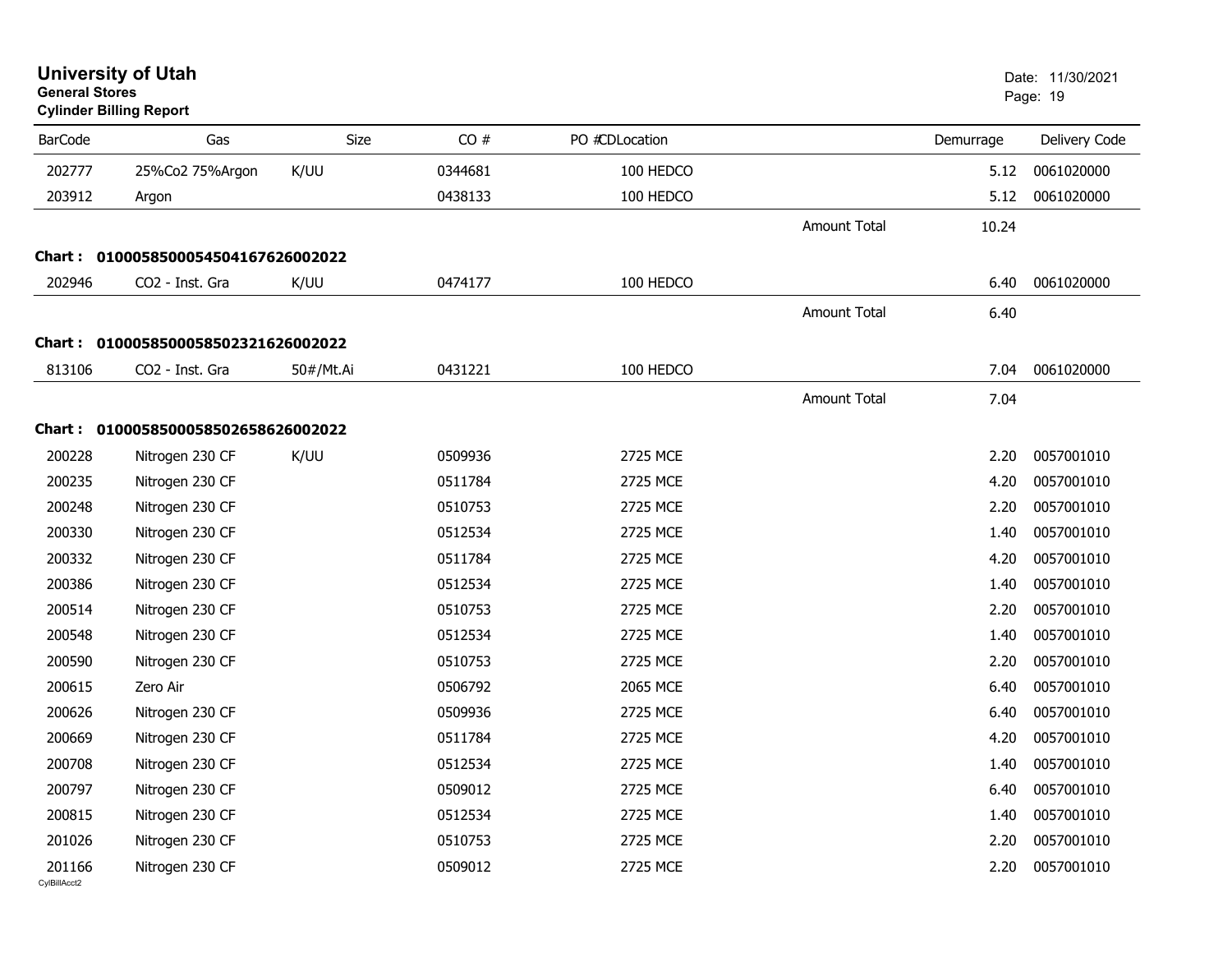# University of Utah

**General Stores**

**Cylinder Billing Report**

| BarCode | Gas | Size | CO # | PO #CDLocation | | Demurrage | Delivery Code |
|---|---|---|---|---|---|---|---|
| 202777 | 25%Co2 75%Argon | K/UU | 0344681 | 100 HEDCO | | 5.12 | 0061020000 |
| 203912 | Argon | | 0438133 | 100 HEDCO | | 5.12 | 0061020000 |
| | | | | | Amount Total | 10.24 | |
| **Chart : 01000585000545041676260020​22** | | | | | | | |
| 202946 | CO2 - Inst. Gra | K/UU | 0474177 | 100 HEDCO | | 6.40 | 0061020000 |
| | | | | | Amount Total | 6.40 | |
| **Chart : 01000585000585023216260020​22** | | | | | | | |
| 813106 | CO2 - Inst. Gra | 50#/Mt.Ai | 0431221 | 100 HEDCO | | 7.04 | 0061020000 |
| | | | | | Amount Total | 7.04 | |
| **Chart : 01000585000585026586260020​22** | | | | | | | |
| 200228 | Nitrogen 230 CF | K/UU | 0509936 | 2725 MCE | | 2.20 | 0057001010 |
| 200235 | Nitrogen 230 CF | | 0511784 | 2725 MCE | | 4.20 | 0057001010 |
| 200248 | Nitrogen 230 CF | | 0510753 | 2725 MCE | | 2.20 | 0057001010 |
| 200330 | Nitrogen 230 CF | | 0512534 | 2725 MCE | | 1.40 | 0057001010 |
| 200332 | Nitrogen 230 CF | | 0511784 | 2725 MCE | | 4.20 | 0057001010 |
| 200386 | Nitrogen 230 CF | | 0512534 | 2725 MCE | | 1.40 | 0057001010 |
| 200514 | Nitrogen 230 CF | | 0510753 | 2725 MCE | | 2.20 | 0057001010 |
| 200548 | Nitrogen 230 CF | | 0512534 | 2725 MCE | | 1.40 | 0057001010 |
| 200590 | Nitrogen 230 CF | | 0510753 | 2725 MCE | | 2.20 | 0057001010 |
| 200615 | Zero Air | | 0506792 | 2065 MCE | | 6.40 | 0057001010 |
| 200626 | Nitrogen 230 CF | | 0509936 | 2725 MCE | | 6.40 | 0057001010 |
| 200669 | Nitrogen 230 CF | | 0511784 | 2725 MCE | | 4.20 | 0057001010 |
| 200708 | Nitrogen 230 CF | | 0512534 | 2725 MCE | | 1.40 | 0057001010 |
| 200797 | Nitrogen 230 CF | | 0509012 | 2725 MCE | | 6.40 | 0057001010 |
| 200815 | Nitrogen 230 CF | | 0512534 | 2725 MCE | | 1.40 | 0057001010 |
| 201026 | Nitrogen 230 CF | | 0510753 | 2725 MCE | | 2.20 | 0057001010 |
| 201166 | Nitrogen 230 CF | | 0509012 | 2725 MCE | | 2.20 | 0057001010 |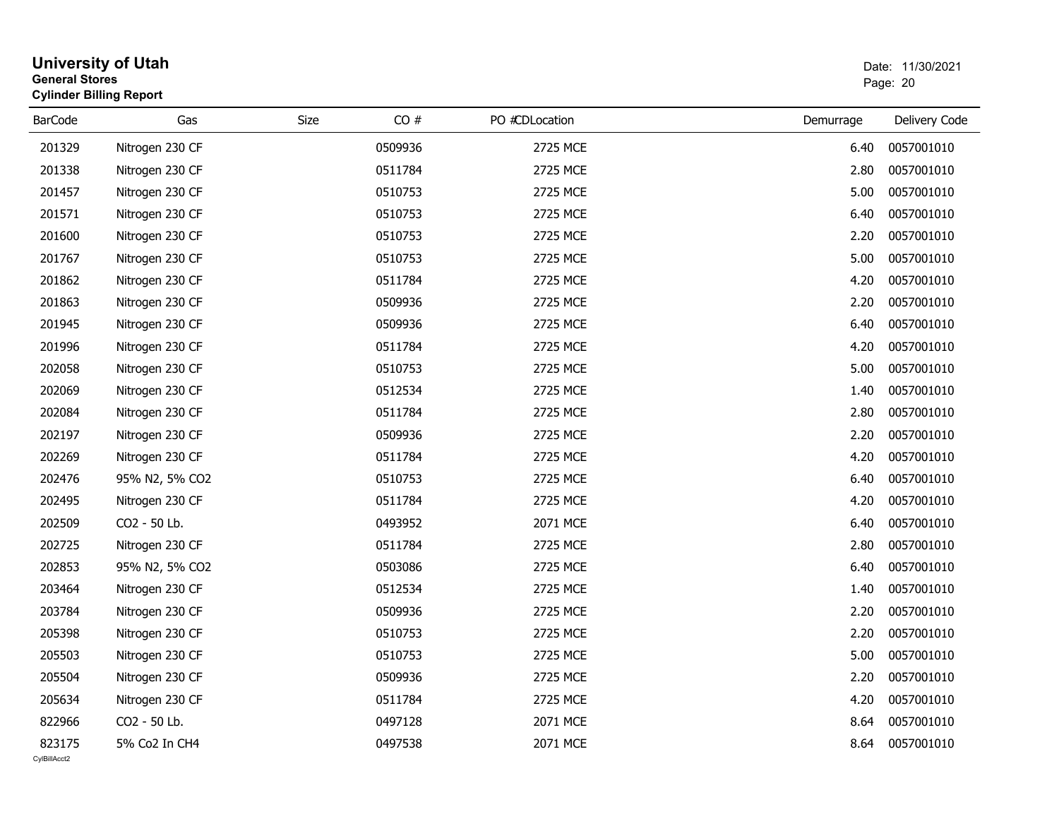# University of Utah
**General Stores**
**Cylinder Billing Report**

Date: 11/30/2021

| BarCode | Gas | Size | CO # | PO # | CDLocation | Demurrage | Delivery Code |
|---|---|---|---|---|---|---|---|
| 201329 | Nitrogen 230 CF | | 0509936 | | 2725 MCE | 6.40 | 0057001010 |
| 201338 | Nitrogen 230 CF | | 0511784 | | 2725 MCE | 2.80 | 0057001010 |
| 201457 | Nitrogen 230 CF | | 0510753 | | 2725 MCE | 5.00 | 0057001010 |
| 201571 | Nitrogen 230 CF | | 0510753 | | 2725 MCE | 6.40 | 0057001010 |
| 201600 | Nitrogen 230 CF | | 0510753 | | 2725 MCE | 2.20 | 0057001010 |
| 201767 | Nitrogen 230 CF | | 0510753 | | 2725 MCE | 5.00 | 0057001010 |
| 201862 | Nitrogen 230 CF | | 0511784 | | 2725 MCE | 4.20 | 0057001010 |
| 201863 | Nitrogen 230 CF | | 0509936 | | 2725 MCE | 2.20 | 0057001010 |
| 201945 | Nitrogen 230 CF | | 0509936 | | 2725 MCE | 6.40 | 0057001010 |
| 201996 | Nitrogen 230 CF | | 0511784 | | 2725 MCE | 4.20 | 0057001010 |
| 202058 | Nitrogen 230 CF | | 0510753 | | 2725 MCE | 5.00 | 0057001010 |
| 202069 | Nitrogen 230 CF | | 0512534 | | 2725 MCE | 1.40 | 0057001010 |
| 202084 | Nitrogen 230 CF | | 0511784 | | 2725 MCE | 2.80 | 0057001010 |
| 202197 | Nitrogen 230 CF | | 0509936 | | 2725 MCE | 2.20 | 0057001010 |
| 202269 | Nitrogen 230 CF | | 0511784 | | 2725 MCE | 4.20 | 0057001010 |
| 202476 | 95% N2, 5% CO2 | | 0510753 | | 2725 MCE | 6.40 | 0057001010 |
| 202495 | Nitrogen 230 CF | | 0511784 | | 2725 MCE | 4.20 | 0057001010 |
| 202509 | CO2 - 50 Lb. | | 0493952 | | 2071 MCE | 6.40 | 0057001010 |
| 202725 | Nitrogen 230 CF | | 0511784 | | 2725 MCE | 2.80 | 0057001010 |
| 202853 | 95% N2, 5% CO2 | | 0503086 | | 2725 MCE | 6.40 | 0057001010 |
| 203464 | Nitrogen 230 CF | | 0512534 | | 2725 MCE | 1.40 | 0057001010 |
| 203784 | Nitrogen 230 CF | | 0509936 | | 2725 MCE | 2.20 | 0057001010 |
| 205398 | Nitrogen 230 CF | | 0510753 | | 2725 MCE | 2.20 | 0057001010 |
| 205503 | Nitrogen 230 CF | | 0510753 | | 2725 MCE | 5.00 | 0057001010 |
| 205504 | Nitrogen 230 CF | | 0509936 | | 2725 MCE | 2.20 | 0057001010 |
| 205634 | Nitrogen 230 CF | | 0511784 | | 2725 MCE | 4.20 | 0057001010 |
| 822966 | CO2 - 50 Lb. | | 0497128 | | 2071 MCE | 8.64 | 0057001010 |
| 823175 | 5% Co2 In CH4 | | 0497538 | | 2071 MCE | 8.64 | 0057001010 |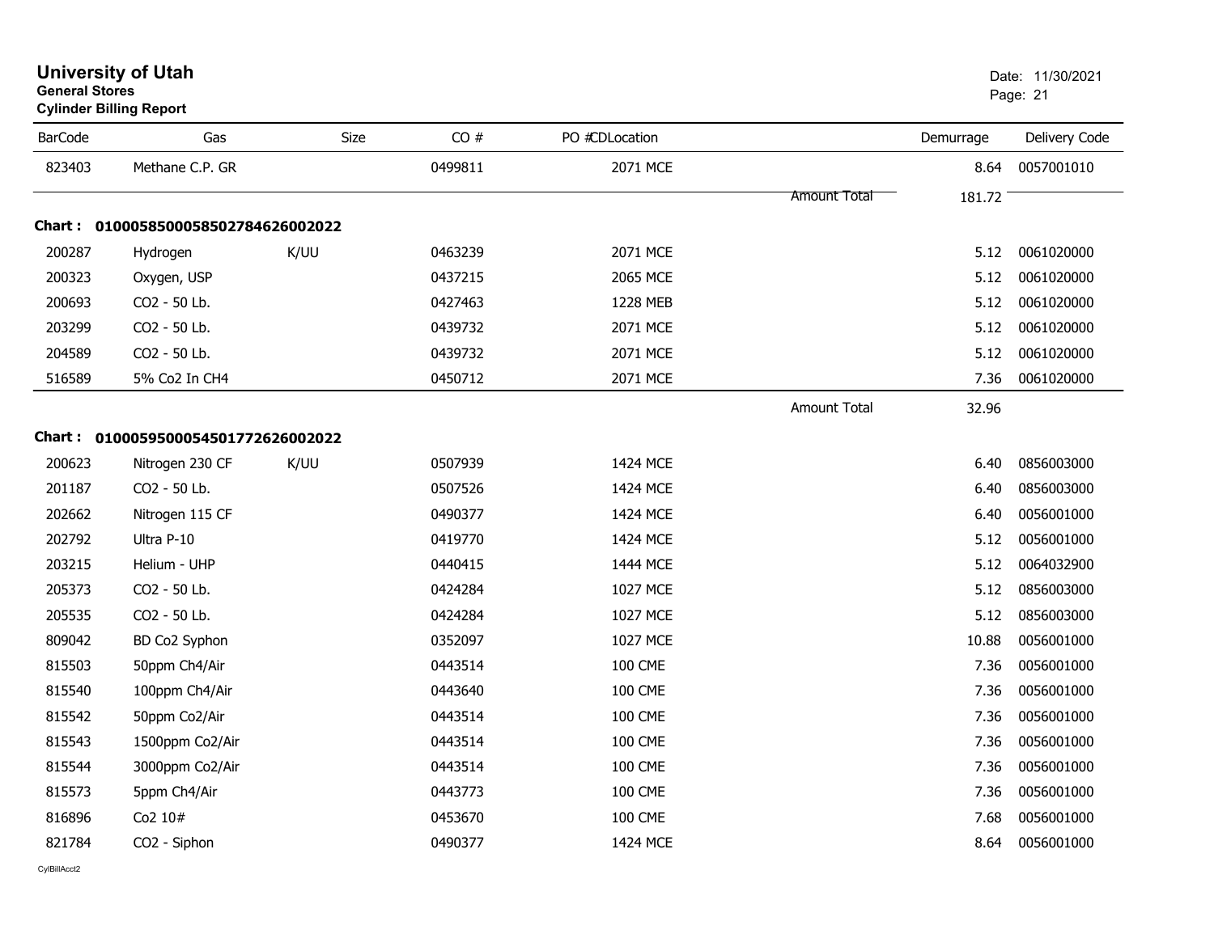# University of Utah

**General Stores**

**Cylinder Billing Report**

Date: 11/30/2021

| BarCode | Gas | Size | CO # | PO #CDLocation | | Demurrage | Delivery Code |
|---|---|---|---|---|---|---|---|
| 823403 | Methane C.P. GR | | 0499811 | 2071 MCE | | 8.64 | 0057001010 |
| | | | | | Amount Total | 181.72 | |

**Chart : 01000585000585027846260022022**

| BarCode | Gas | Size | CO # | PO #CDLocation | | Demurrage | Delivery Code |
|---|---|---|---|---|---|---|---|
| 200287 | Hydrogen | K/UU | 0463239 | 2071 MCE | | 5.12 | 0061020000 |
| 200323 | Oxygen, USP | | 0437215 | 2065 MCE | | 5.12 | 0061020000 |
| 200693 | CO2 - 50 Lb. | | 0427463 | 1228 MEB | | 5.12 | 0061020000 |
| 203299 | CO2 - 50 Lb. | | 0439732 | 2071 MCE | | 5.12 | 0061020000 |
| 204589 | CO2 - 50 Lb. | | 0439732 | 2071 MCE | | 5.12 | 0061020000 |
| 516589 | 5% Co2 In CH4 | | 0450712 | 2071 MCE | | 7.36 | 0061020000 |
| | | | | | Amount Total | 32.96 | |

**Chart : 01000595000545017726260022022**

| BarCode | Gas | Size | CO # | PO #CDLocation | | Demurrage | Delivery Code |
|---|---|---|---|---|---|---|---|
| 200623 | Nitrogen 230 CF | K/UU | 0507939 | 1424 MCE | | 6.40 | 0856003000 |
| 201187 | CO2 - 50 Lb. | | 0507526 | 1424 MCE | | 6.40 | 0856003000 |
| 202662 | Nitrogen 115 CF | | 0490377 | 1424 MCE | | 6.40 | 0056001000 |
| 202792 | Ultra P-10 | | 0419770 | 1424 MCE | | 5.12 | 0056001000 |
| 203215 | Helium - UHP | | 0440415 | 1444 MCE | | 5.12 | 0064032900 |
| 205373 | CO2 - 50 Lb. | | 0424284 | 1027 MCE | | 5.12 | 0856003000 |
| 205535 | CO2 - 50 Lb. | | 0424284 | 1027 MCE | | 5.12 | 0856003000 |
| 809042 | BD Co2 Syphon | | 0352097 | 1027 MCE | | 10.88 | 0056001000 |
| 815503 | 50ppm Ch4/Air | | 0443514 | 100 CME | | 7.36 | 0056001000 |
| 815540 | 100ppm Ch4/Air | | 0443640 | 100 CME | | 7.36 | 0056001000 |
| 815542 | 50ppm Co2/Air | | 0443514 | 100 CME | | 7.36 | 0056001000 |
| 815543 | 1500ppm Co2/Air | | 0443514 | 100 CME | | 7.36 | 0056001000 |
| 815544 | 3000ppm Co2/Air | | 0443514 | 100 CME | | 7.36 | 0056001000 |
| 815573 | 5ppm Ch4/Air | | 0443773 | 100 CME | | 7.36 | 0056001000 |
| 816896 | Co2 10# | | 0453670 | 100 CME | | 7.68 | 0056001000 |
| 821784 | CO2 - Siphon | | 0490377 | 1424 MCE | | 8.64 | 0056001000 |

CylBillAcct2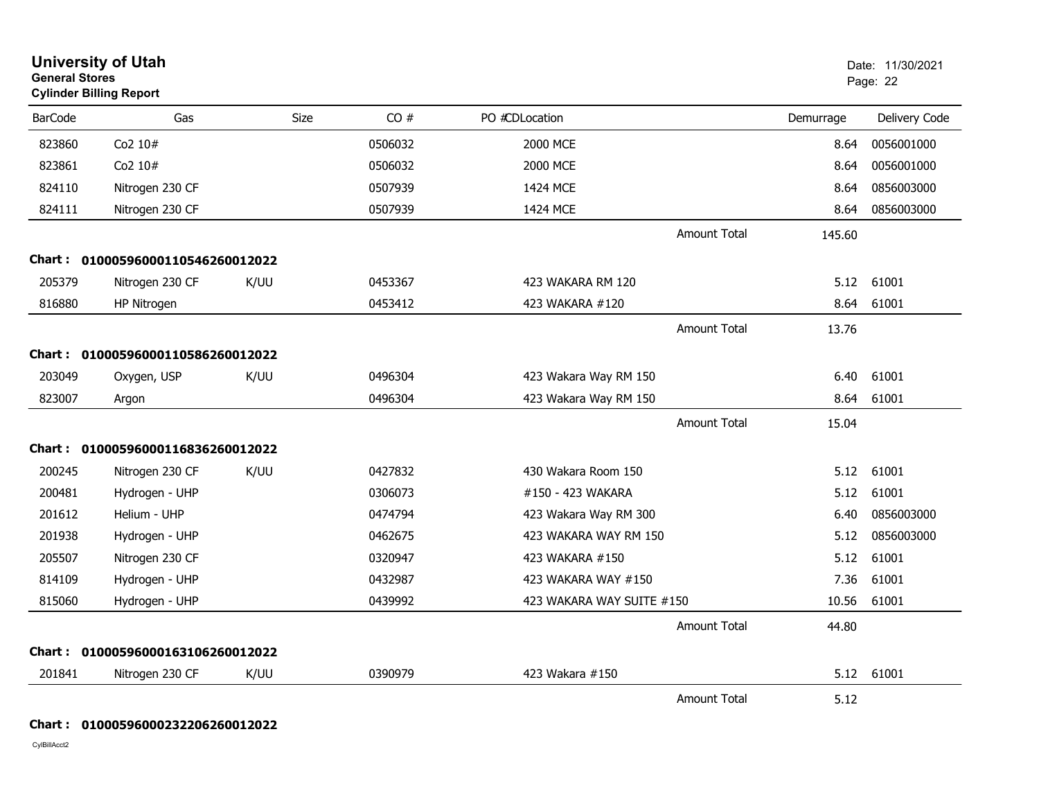**University of Utah**
**General Stores**
**Cylinder Billing Report**

Date: 11/30/2021

| BarCode | Gas | Size | CO # | PO #CDLocation | | Demurrage | Delivery Code |
|---|---|---|---|---|---|---|---|
| 823860 | Co2 10# | | 0506032 | 2000 MCE | | 8.64 | 0056001000 |
| 823861 | Co2 10# | | 0506032 | 2000 MCE | | 8.64 | 0056001000 |
| 824110 | Nitrogen 230 CF | | 0507939 | 1424 MCE | | 8.64 | 0856003000 |
| 824111 | Nitrogen 230 CF | | 0507939 | 1424 MCE | | 8.64 | 0856003000 |
| | | | | | Amount Total | 145.60 | |
| **Chart :** | **01000596000110546260012022** | | | | | | |
| 205379 | Nitrogen 230 CF | K/UU | 0453367 | 423 WAKARA RM 120 | | 5.12 | 61001 |
| 816880 | HP Nitrogen | | 0453412 | 423 WAKARA #120 | | 8.64 | 61001 |
| | | | | | Amount Total | 13.76 | |
| **Chart :** | **01000596000110586260012022** | | | | | | |
| 203049 | Oxygen, USP | K/UU | 0496304 | 423 Wakara Way RM 150 | | 6.40 | 61001 |
| 823007 | Argon | | 0496304 | 423 Wakara Way RM 150 | | 8.64 | 61001 |
| | | | | | Amount Total | 15.04 | |
| **Chart :** | **01000596000116836260012022** | | | | | | |
| 200245 | Nitrogen 230 CF | K/UU | 0427832 | 430 Wakara Room 150 | | 5.12 | 61001 |
| 200481 | Hydrogen - UHP | | 0306073 | #150 - 423 WAKARA | | 5.12 | 61001 |
| 201612 | Helium - UHP | | 0474794 | 423 Wakara Way RM 300 | | 6.40 | 0856003000 |
| 201938 | Hydrogen - UHP | | 0462675 | 423 WAKARA WAY RM 150 | | 5.12 | 0856003000 |
| 205507 | Nitrogen 230 CF | | 0320947 | 423 WAKARA #150 | | 5.12 | 61001 |
| 814109 | Hydrogen - UHP | | 0432987 | 423 WAKARA WAY #150 | | 7.36 | 61001 |
| 815060 | Hydrogen - UHP | | 0439992 | 423 WAKARA WAY SUITE #150 | | 10.56 | 61001 |
| | | | | | Amount Total | 44.80 | |
| **Chart :** | **01000596000163106260012022** | | | | | | |
| 201841 | Nitrogen 230 CF | K/UU | 0390979 | 423 Wakara #150 | | 5.12 | 61001 |
| | | | | | Amount Total | 5.12 | |
| **Chart :** | **01000596000232206260012022** | | | | | | |

CylBillAcct2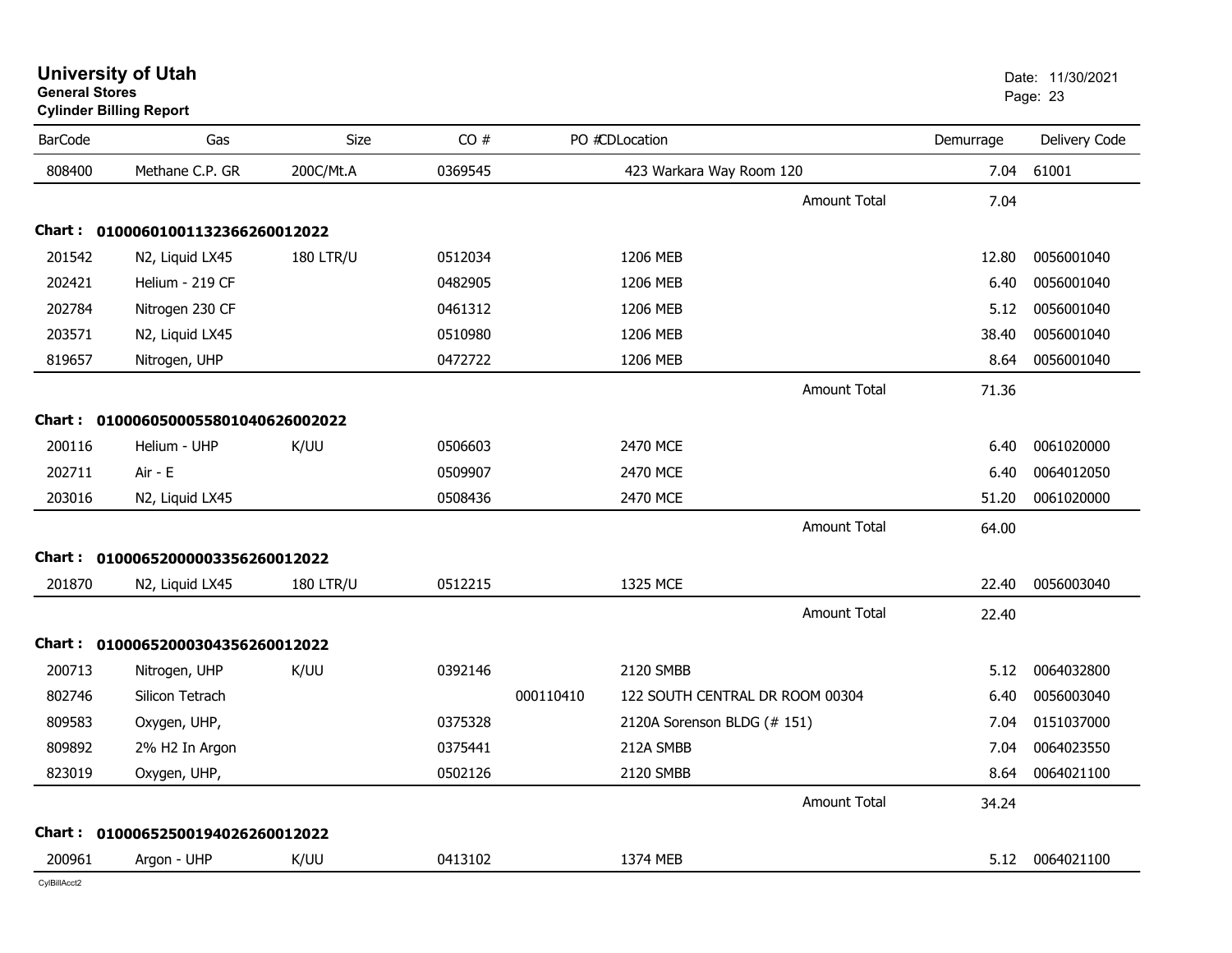# University of Utah

**General Stores**

**Cylinder Billing Report**

Date: 11/30/2021

| BarCode | Gas | Size | CO # | PO # | CDLocation | Demurrage | Delivery Code |
|---|---|---|---|---|---|---|---|
| 808400 | Methane C.P. GR | 200C/Mt.A | 0369545 | | 423 Warkara Way Room 120 | 7.04 | 61001 |
| | | | | | Amount Total | 7.04 | |
| **Chart :** | **01000601001132366260012022** | | | | | | |
| 201542 | N2, Liquid LX45 | 180 LTR/U | 0512034 | | 1206 MEB | 12.80 | 0056001040 |
| 202421 | Helium - 219 CF | | 0482905 | | 1206 MEB | 6.40 | 0056001040 |
| 202784 | Nitrogen 230 CF | | 0461312 | | 1206 MEB | 5.12 | 0056001040 |
| 203571 | N2, Liquid LX45 | | 0510980 | | 1206 MEB | 38.40 | 0056001040 |
| 819657 | Nitrogen, UHP | | 0472722 | | 1206 MEB | 8.64 | 0056001040 |
| | | | | | Amount Total | 71.36 | |
| **Chart :** | **01000605000558010406260022022** | | | | | | |
| 200116 | Helium - UHP | K/UU | 0506603 | | 2470 MCE | 6.40 | 0061020000 |
| 202711 | Air - E | | 0509907 | | 2470 MCE | 6.40 | 0064012050 |
| 203016 | N2, Liquid LX45 | | 0508436 | | 2470 MCE | 51.20 | 0061020000 |
| | | | | | Amount Total | 64.00 | |
| **Chart :** | **01000652000003356260012022** | | | | | | |
| 201870 | N2, Liquid LX45 | 180 LTR/U | 0512215 | | 1325 MCE | 22.40 | 0056003040 |
| | | | | | Amount Total | 22.40 | |
| **Chart :** | **01000652000304356260012022** | | | | | | |
| 200713 | Nitrogen, UHP | K/UU | 0392146 | | 2120 SMBB | 5.12 | 0064032800 |
| 802746 | Silicon Tetrach | | | 000110410 | 122 SOUTH CENTRAL DR ROOM 00304 | 6.40 | 0056003040 |
| 809583 | Oxygen, UHP, | | 0375328 | | 2120A Sorenson BLDG (# 151) | 7.04 | 0151037000 |
| 809892 | 2% H2 In Argon | | 0375441 | | 212A SMBB | 7.04 | 0064023550 |
| 823019 | Oxygen, UHP, | | 0502126 | | 2120 SMBB | 8.64 | 0064021100 |
| | | | | | Amount Total | 34.24 | |
| **Chart :** | **01000652500194026260012022** | | | | | | |
| 200961 | Argon - UHP | K/UU | 0413102 | | 1374 MEB | 5.12 | 0064021100 |

CylBillAcct2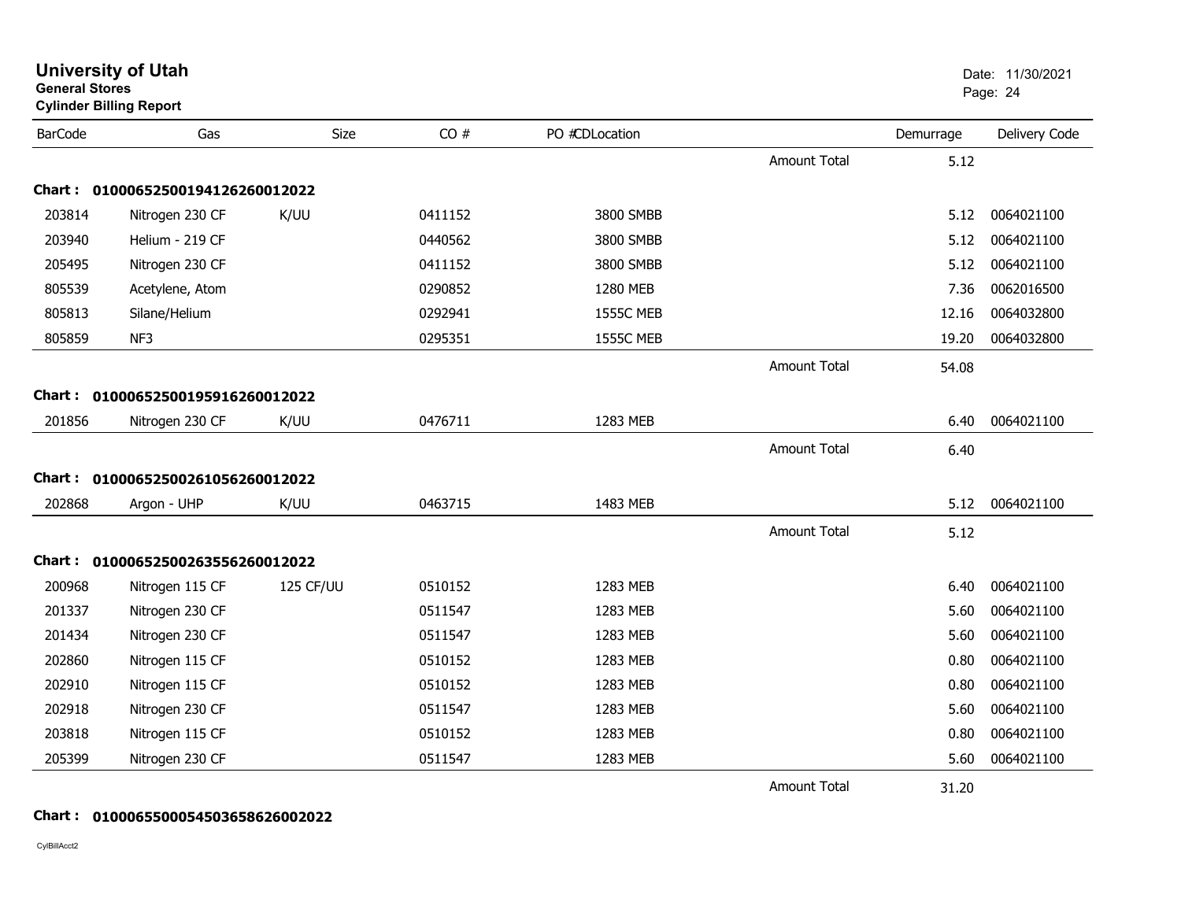**University of Utah**
**General Stores**
**Cylinder Billing Report**

Date: 11/30/2021

| BarCode | Gas | Size | CO # | PO #CDLocation | | Demurrage | Delivery Code |
|---|---|---|---|---|---|---|---|
| | | | | | Amount Total | 5.12 | |
| **Chart :** | **01000652500194126260012022** | | | | | | |
| 203814 | Nitrogen 230 CF | K/UU | 0411152 | 3800 SMBB | | 5.12 | 0064021100 |
| 203940 | Helium - 219 CF | | 0440562 | 3800 SMBB | | 5.12 | 0064021100 |
| 205495 | Nitrogen 230 CF | | 0411152 | 3800 SMBB | | 5.12 | 0064021100 |
| 805539 | Acetylene, Atom | | 0290852 | 1280 MEB | | 7.36 | 0062016500 |
| 805813 | Silane/Helium | | 0292941 | 1555C MEB | | 12.16 | 0064032800 |
| 805859 | NF3 | | 0295351 | 1555C MEB | | 19.20 | 0064032800 |
| | | | | | Amount Total | 54.08 | |
| **Chart :** | **01000652500195916260012022** | | | | | | |
| 201856 | Nitrogen 230 CF | K/UU | 0476711 | 1283 MEB | | 6.40 | 0064021100 |
| | | | | | Amount Total | 6.40 | |
| **Chart :** | **01000652500261056260012022** | | | | | | |
| 202868 | Argon - UHP | K/UU | 0463715 | 1483 MEB | | 5.12 | 0064021100 |
| | | | | | Amount Total | 5.12 | |
| **Chart :** | **01000652500263556260012022** | | | | | | |
| 200968 | Nitrogen 115 CF | 125 CF/UU | 0510152 | 1283 MEB | | 6.40 | 0064021100 |
| 201337 | Nitrogen 230 CF | | 0511547 | 1283 MEB | | 5.60 | 0064021100 |
| 201434 | Nitrogen 230 CF | | 0511547 | 1283 MEB | | 5.60 | 0064021100 |
| 202860 | Nitrogen 115 CF | | 0510152 | 1283 MEB | | 0.80 | 0064021100 |
| 202910 | Nitrogen 115 CF | | 0510152 | 1283 MEB | | 0.80 | 0064021100 |
| 202918 | Nitrogen 230 CF | | 0511547 | 1283 MEB | | 5.60 | 0064021100 |
| 203818 | Nitrogen 115 CF | | 0510152 | 1283 MEB | | 0.80 | 0064021100 |
| 205399 | Nitrogen 230 CF | | 0511547 | 1283 MEB | | 5.60 | 0064021100 |
| | | | | | Amount Total | 31.20 | |
| **Chart :** | **01000655000545036586260020022** | | | | | | |

CylBillAcct2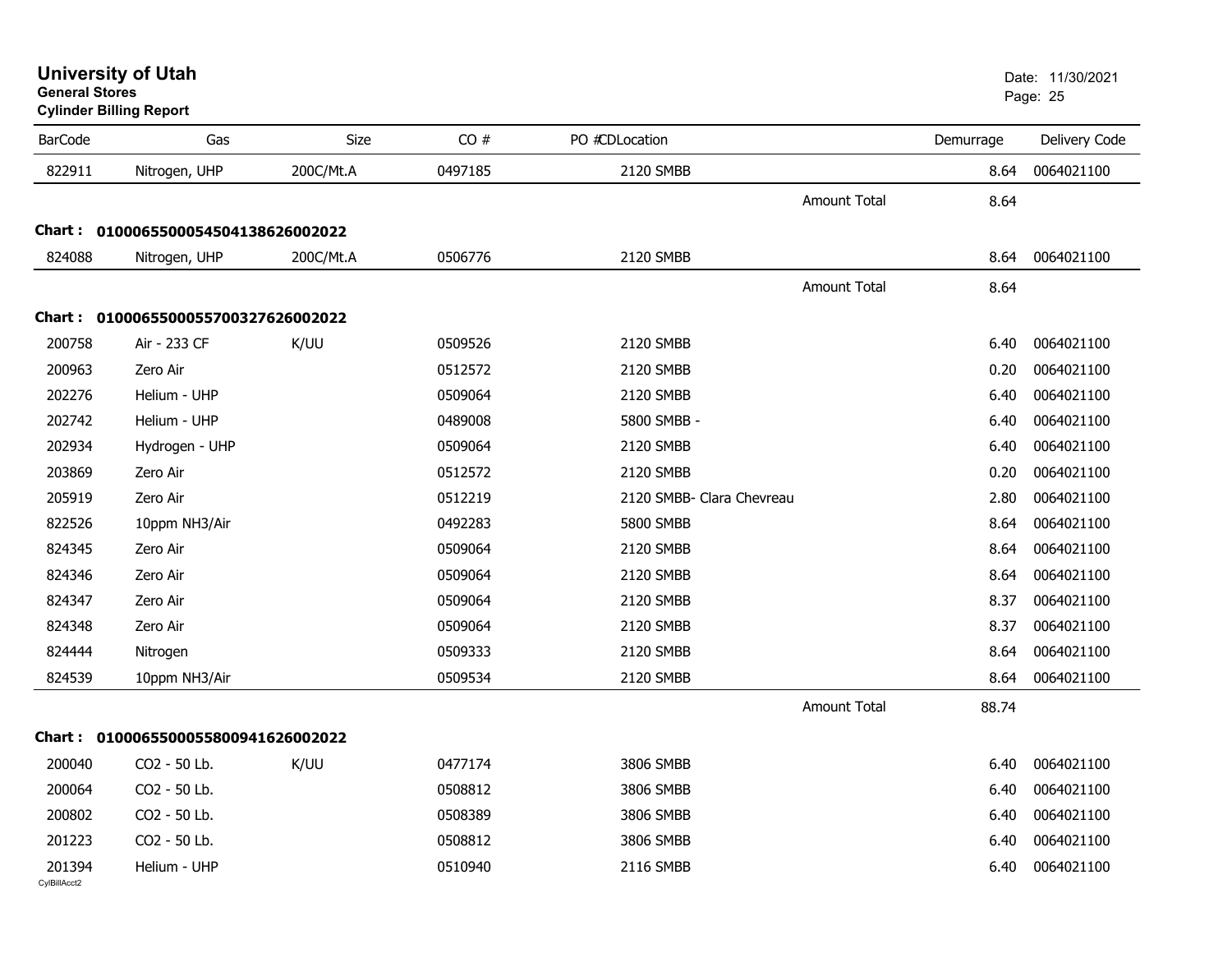# University of Utah

**General Stores**

**Cylinder Billing Report**

Date: 11/30/2021

| BarCode | Gas | Size | CO # | PO #CDLocation | | Demurrage | Delivery Code |
|---|---|---|---|---|---|---|---|
| 822911 | Nitrogen, UHP | 200C/Mt.A | 0497185 | 2120 SMBB | | 8.64 | 0064021100 |
| | | | | | Amount Total | 8.64 | |

**Chart : 01000655000545041386 26002022**

| BarCode | Gas | Size | CO # | PO #CDLocation | | Demurrage | Delivery Code |
|---|---|---|---|---|---|---|---|
| 824088 | Nitrogen, UHP | 200C/Mt.A | 0506776 | 2120 SMBB | | 8.64 | 0064021100 |
| | | | | | Amount Total | 8.64 | |

**Chart : 010006550005570032762 6002022**

| BarCode | Gas | Size | CO # | PO #CDLocation | | Demurrage | Delivery Code |
|---|---|---|---|---|---|---|---|
| 200758 | Air - 233 CF | K/UU | 0509526 | 2120 SMBB | | 6.40 | 0064021100 |
| 200963 | Zero Air | | 0512572 | 2120 SMBB | | 0.20 | 0064021100 |
| 202276 | Helium - UHP | | 0509064 | 2120 SMBB | | 6.40 | 0064021100 |
| 202742 | Helium - UHP | | 0489008 | 5800 SMBB - | | 6.40 | 0064021100 |
| 202934 | Hydrogen - UHP | | 0509064 | 2120 SMBB | | 6.40 | 0064021100 |
| 203869 | Zero Air | | 0512572 | 2120 SMBB | | 0.20 | 0064021100 |
| 205919 | Zero Air | | 0512219 | 2120 SMBB- Clara Chevreau | | 2.80 | 0064021100 |
| 822526 | 10ppm NH3/Air | | 0492283 | 5800 SMBB | | 8.64 | 0064021100 |
| 824345 | Zero Air | | 0509064 | 2120 SMBB | | 8.64 | 0064021100 |
| 824346 | Zero Air | | 0509064 | 2120 SMBB | | 8.64 | 0064021100 |
| 824347 | Zero Air | | 0509064 | 2120 SMBB | | 8.37 | 0064021100 |
| 824348 | Zero Air | | 0509064 | 2120 SMBB | | 8.37 | 0064021100 |
| 824444 | Nitrogen | | 0509333 | 2120 SMBB | | 8.64 | 0064021100 |
| 824539 | 10ppm NH3/Air | | 0509534 | 2120 SMBB | | 8.64 | 0064021100 |
| | | | | | Amount Total | 88.74 | |

**Chart : 01000655000558009416 26002022**

| BarCode | Gas | Size | CO # | PO #CDLocation | | Demurrage | Delivery Code |
|---|---|---|---|---|---|---|---|
| 200040 | CO2 - 50 Lb. | K/UU | 0477174 | 3806 SMBB | | 6.40 | 0064021100 |
| 200064 | CO2 - 50 Lb. | | 0508812 | 3806 SMBB | | 6.40 | 0064021100 |
| 200802 | CO2 - 50 Lb. | | 0508389 | 3806 SMBB | | 6.40 | 0064021100 |
| 201223 | CO2 - 50 Lb. | | 0508812 | 3806 SMBB | | 6.40 | 0064021100 |
| 201394 | Helium - UHP | | 0510940 | 2116 SMBB | | 6.40 | 0064021100 |

CylBillAcct2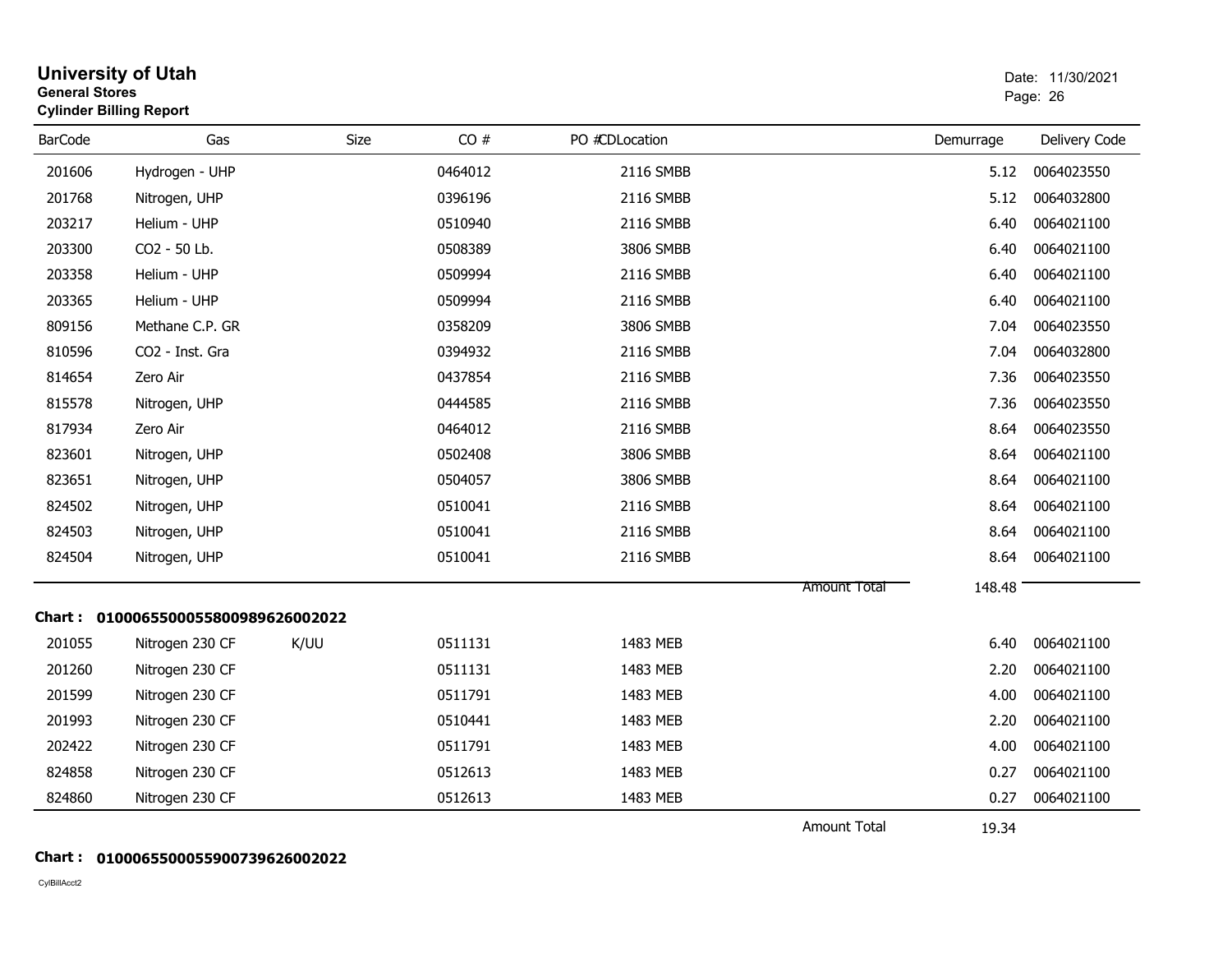**University of Utah**
**General Stores**
**Cylinder Billing Report**

Date: 11/30/2021

| BarCode | Gas | Size | CO # | PO # | CDLocation | Demurrage | Delivery Code |
|---|---|---|---|---|---|---|---|
| 201606 | Hydrogen - UHP | | 0464012 | | 2116 SMBB | 5.12 | 0064023550 |
| 201768 | Nitrogen, UHP | | 0396196 | | 2116 SMBB | 5.12 | 0064032800 |
| 203217 | Helium - UHP | | 0510940 | | 2116 SMBB | 6.40 | 0064021100 |
| 203300 | CO2 - 50 Lb. | | 0508389 | | 3806 SMBB | 6.40 | 0064021100 |
| 203358 | Helium - UHP | | 0509994 | | 2116 SMBB | 6.40 | 0064021100 |
| 203365 | Helium - UHP | | 0509994 | | 2116 SMBB | 6.40 | 0064021100 |
| 809156 | Methane C.P. GR | | 0358209 | | 3806 SMBB | 7.04 | 0064023550 |
| 810596 | CO2 - Inst. Gra | | 0394932 | | 2116 SMBB | 7.04 | 0064032800 |
| 814654 | Zero Air | | 0437854 | | 2116 SMBB | 7.36 | 0064023550 |
| 815578 | Nitrogen, UHP | | 0444585 | | 2116 SMBB | 7.36 | 0064023550 |
| 817934 | Zero Air | | 0464012 | | 2116 SMBB | 8.64 | 0064023550 |
| 823601 | Nitrogen, UHP | | 0502408 | | 3806 SMBB | 8.64 | 0064021100 |
| 823651 | Nitrogen, UHP | | 0504057 | | 3806 SMBB | 8.64 | 0064021100 |
| 824502 | Nitrogen, UHP | | 0510041 | | 2116 SMBB | 8.64 | 0064021100 |
| 824503 | Nitrogen, UHP | | 0510041 | | 2116 SMBB | 8.64 | 0064021100 |
| 824504 | Nitrogen, UHP | | 0510041 | | 2116 SMBB | 8.64 | 0064021100 |
| | | | | | Amount Total | 148.48 | |

**Chart : 01000655000558009896260022022**

| BarCode | Gas | Size | CO # | PO # | CDLocation | Demurrage | Delivery Code |
|---|---|---|---|---|---|---|---|
| 201055 | Nitrogen 230 CF | K/UU | 0511131 | | 1483 MEB | 6.40 | 0064021100 |
| 201260 | Nitrogen 230 CF | | 0511131 | | 1483 MEB | 2.20 | 0064021100 |
| 201599 | Nitrogen 230 CF | | 0511791 | | 1483 MEB | 4.00 | 0064021100 |
| 201993 | Nitrogen 230 CF | | 0510441 | | 1483 MEB | 2.20 | 0064021100 |
| 202422 | Nitrogen 230 CF | | 0511791 | | 1483 MEB | 4.00 | 0064021100 |
| 824858 | Nitrogen 230 CF | | 0512613 | | 1483 MEB | 0.27 | 0064021100 |
| 824860 | Nitrogen 230 CF | | 0512613 | | 1483 MEB | 0.27 | 0064021100 |
| | | | | | Amount Total | 19.34 | |

**Chart : 01000655000559007396260022022**

CylBillAcct2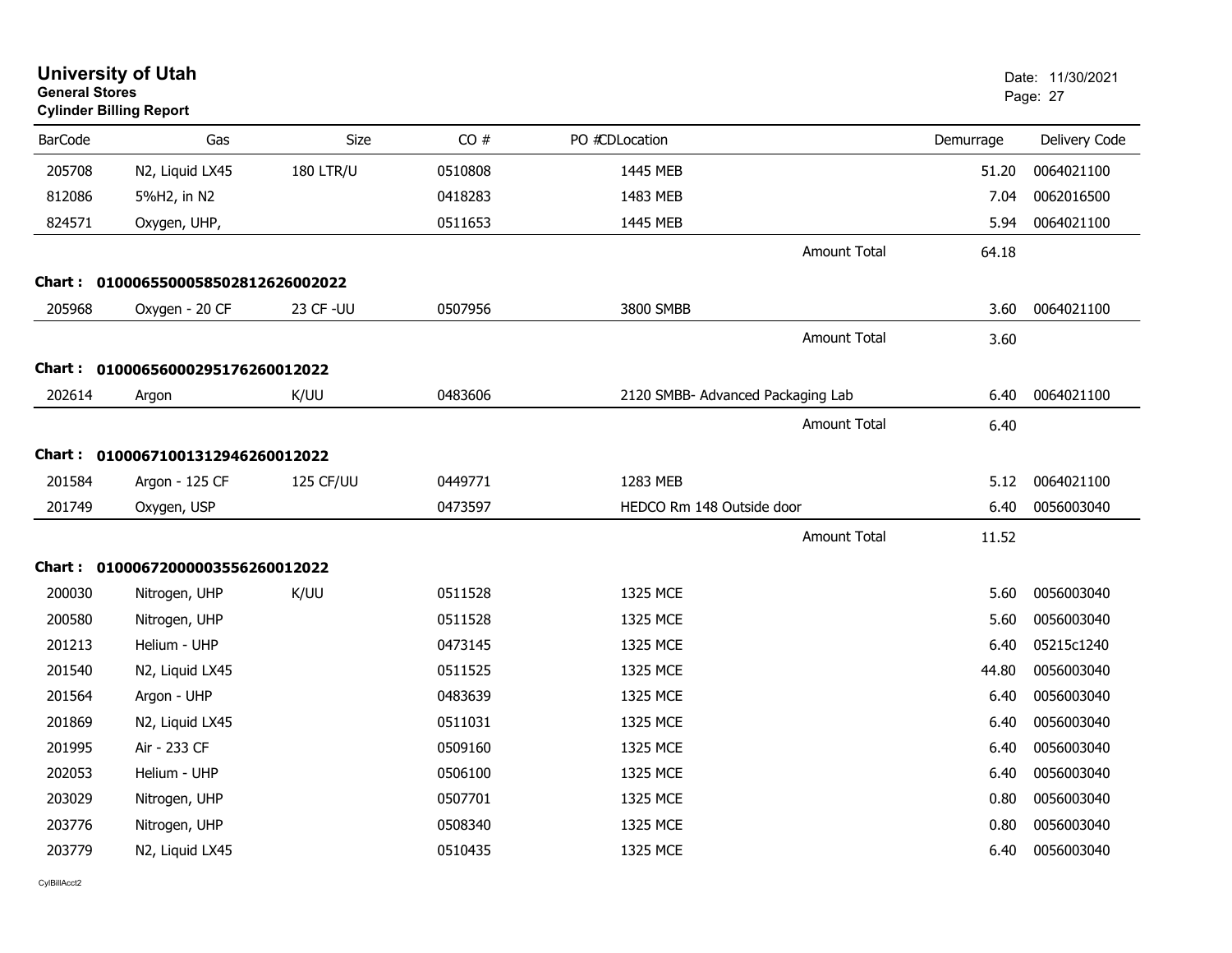# University of Utah

**General Stores**

**Cylinder Billing Report**

Date: 11/30/2021

| BarCode | Gas | Size | CO # | PO #CDLocation | Demurrage | Delivery Code |
|---|---|---|---|---|---|---|
| 205708 | N2, Liquid LX45 | 180 LTR/U | 0510808 | 1445 MEB | 51.20 | 0064021100 |
| 812086 | 5%H2, in N2 | | 0418283 | 1483 MEB | 7.04 | 0062016500 |
| 824571 | Oxygen, UHP, | | 0511653 | 1445 MEB | 5.94 | 0064021100 |
| | | | | Amount Total | 64.18 | |
| **Chart :** | **01000655000585028126260020​22** | | | | | |
| 205968 | Oxygen - 20 CF | 23 CF -UU | 0507956 | 3800 SMBB | 3.60 | 0064021100 |
| | | | | Amount Total | 3.60 | |
| **Chart :** | **01000656000295176260012022** | | | | | |
| 202614 | Argon | K/UU | 0483606 | 2120 SMBB- Advanced Packaging Lab | 6.40 | 0064021100 |
| | | | | Amount Total | 6.40 | |
| **Chart :** | **01000671001312946260012022** | | | | | |
| 201584 | Argon - 125 CF | 125 CF/UU | 0449771 | 1283 MEB | 5.12 | 0064021100 |
| 201749 | Oxygen, USP | | 0473597 | HEDCO Rm 148 Outside door | 6.40 | 0056003040 |
| | | | | Amount Total | 11.52 | |
| **Chart :** | **01000672000003556260012022** | | | | | |
| 200030 | Nitrogen, UHP | K/UU | 0511528 | 1325 MCE | 5.60 | 0056003040 |
| 200580 | Nitrogen, UHP | | 0511528 | 1325 MCE | 5.60 | 0056003040 |
| 201213 | Helium - UHP | | 0473145 | 1325 MCE | 6.40 | 05215c1240 |
| 201540 | N2, Liquid LX45 | | 0511525 | 1325 MCE | 44.80 | 0056003040 |
| 201564 | Argon - UHP | | 0483639 | 1325 MCE | 6.40 | 0056003040 |
| 201869 | N2, Liquid LX45 | | 0511031 | 1325 MCE | 6.40 | 0056003040 |
| 201995 | Air - 233 CF | | 0509160 | 1325 MCE | 6.40 | 0056003040 |
| 202053 | Helium - UHP | | 0506100 | 1325 MCE | 6.40 | 0056003040 |
| 203029 | Nitrogen, UHP | | 0507701 | 1325 MCE | 0.80 | 0056003040 |
| 203776 | Nitrogen, UHP | | 0508340 | 1325 MCE | 0.80 | 0056003040 |
| 203779 | N2, Liquid LX45 | | 0510435 | 1325 MCE | 6.40 | 0056003040 |

CylBillAcct2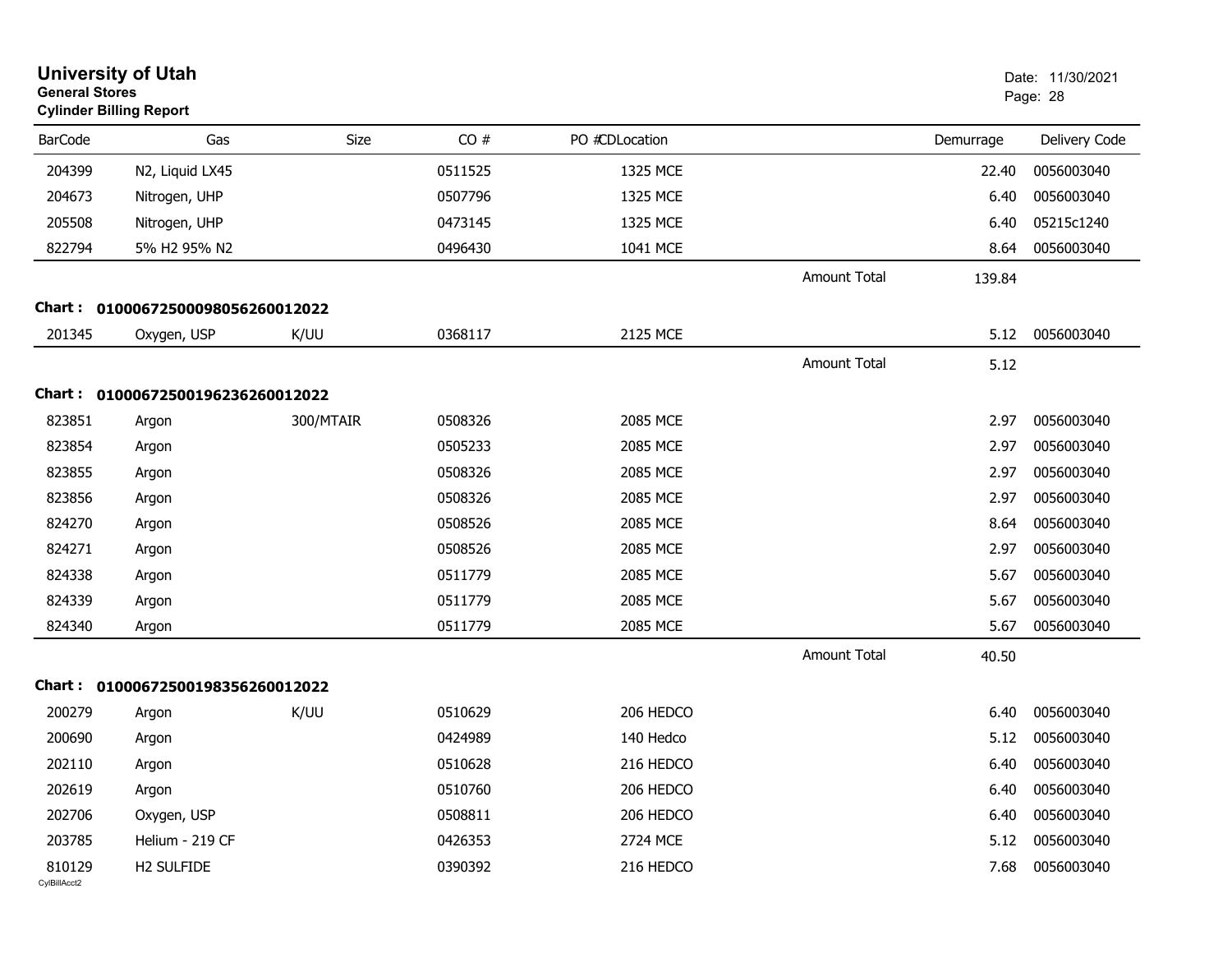# University of Utah

**General Stores**

**Cylinder Billing Report**

Date: 11/30/2021

| BarCode | Gas | Size | CO # | PO # | CDLocation | | Demurrage | Delivery Code |
|---|---|---|---|---|---|---|---|---|
| 204399 | N2, Liquid LX45 | | 0511525 | | 1325 MCE | | 22.40 | 0056003040 |
| 204673 | Nitrogen, UHP | | 0507796 | | 1325 MCE | | 6.40 | 0056003040 |
| 205508 | Nitrogen, UHP | | 0473145 | | 1325 MCE | | 6.40 | 05215c1240 |
| 822794 | 5% H2 95% N2 | | 0496430 | | 1041 MCE | | 8.64 | 0056003040 |
| | | | | | | Amount Total | 139.84 | |

**Chart : 01000672500098056260012022**

| BarCode | Gas | Size | CO # | PO # | CDLocation | | Demurrage | Delivery Code |
|---|---|---|---|---|---|---|---|---|
| 201345 | Oxygen, USP | K/UU | 0368117 | | 2125 MCE | | 5.12 | 0056003040 |
| | | | | | | Amount Total | 5.12 | |

**Chart : 01000672500196236260012022**

| BarCode | Gas | Size | CO # | PO # | CDLocation | | Demurrage | Delivery Code |
|---|---|---|---|---|---|---|---|---|
| 823851 | Argon | 300/MTAIR | 0508326 | | 2085 MCE | | 2.97 | 0056003040 |
| 823854 | Argon | | 0505233 | | 2085 MCE | | 2.97 | 0056003040 |
| 823855 | Argon | | 0508326 | | 2085 MCE | | 2.97 | 0056003040 |
| 823856 | Argon | | 0508326 | | 2085 MCE | | 2.97 | 0056003040 |
| 824270 | Argon | | 0508526 | | 2085 MCE | | 8.64 | 0056003040 |
| 824271 | Argon | | 0508526 | | 2085 MCE | | 2.97 | 0056003040 |
| 824338 | Argon | | 0511779 | | 2085 MCE | | 5.67 | 0056003040 |
| 824339 | Argon | | 0511779 | | 2085 MCE | | 5.67 | 0056003040 |
| 824340 | Argon | | 0511779 | | 2085 MCE | | 5.67 | 0056003040 |
| | | | | | | Amount Total | 40.50 | |

**Chart : 01000672500198356260012022**

| BarCode | Gas | Size | CO # | PO # | CDLocation | | Demurrage | Delivery Code |
|---|---|---|---|---|---|---|---|---|
| 200279 | Argon | K/UU | 0510629 | | 206 HEDCO | | 6.40 | 0056003040 |
| 200690 | Argon | | 0424989 | | 140 Hedco | | 5.12 | 0056003040 |
| 202110 | Argon | | 0510628 | | 216 HEDCO | | 6.40 | 0056003040 |
| 202619 | Argon | | 0510760 | | 206 HEDCO | | 6.40 | 0056003040 |
| 202706 | Oxygen, USP | | 0508811 | | 206 HEDCO | | 6.40 | 0056003040 |
| 203785 | Helium - 219 CF | | 0426353 | | 2724 MCE | | 5.12 | 0056003040 |
| 810129 | H2 SULFIDE | | 0390392 | | 216 HEDCO | | 7.68 | 0056003040 |

CylBillAcct2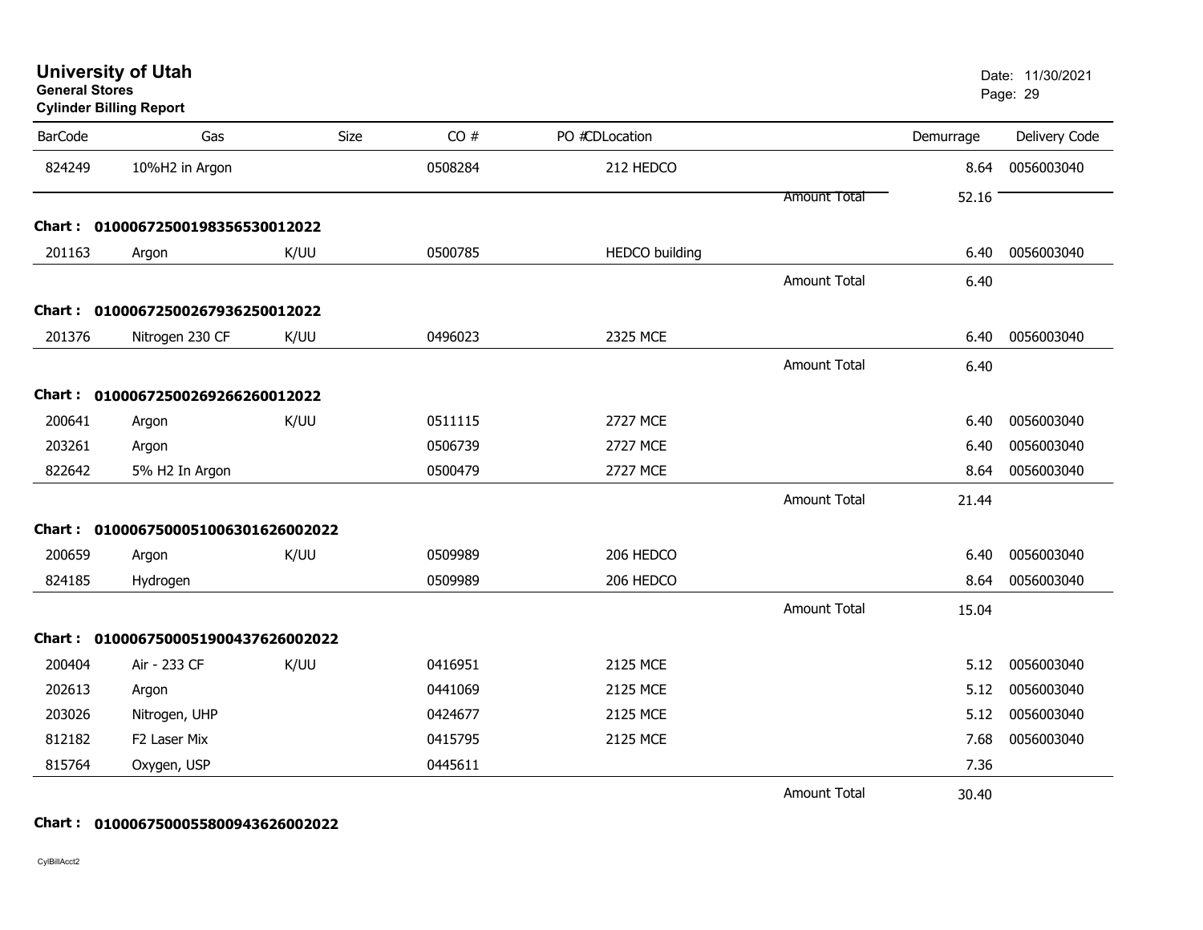# University of Utah

**General Stores**

**Cylinder Billing Report**

Date: 11/30/2021

| BarCode | Gas | Size | CO # | PO # | CD | Location | | Demurrage | Delivery Code |
|---|---|---|---|---|---|---|---|---|---|
| 824249 | 10%H2 in Argon | | 0508284 | | | 212 HEDCO | | 8.64 | 0056003040 |
| | | | | | | | Amount Total | 52.16 | |

**Chart : 01000672500198356530012022**

| BarCode | Gas | Size | CO # | PO # | CD | Location | | Demurrage | Delivery Code |
|---|---|---|---|---|---|---|---|---|---|
| 201163 | Argon | K/UU | 0500785 | | | HEDCO building | | 6.40 | 0056003040 |
| | | | | | | | Amount Total | 6.40 | |

**Chart : 01000672500267936250012022**

| BarCode | Gas | Size | CO # | PO # | CD | Location | | Demurrage | Delivery Code |
|---|---|---|---|---|---|---|---|---|---|
| 201376 | Nitrogen 230 CF | K/UU | 0496023 | | | 2325 MCE | | 6.40 | 0056003040 |
| | | | | | | | Amount Total | 6.40 | |

**Chart : 01000672500269266260012022**

| BarCode | Gas | Size | CO # | PO # | CD | Location | | Demurrage | Delivery Code |
|---|---|---|---|---|---|---|---|---|---|
| 200641 | Argon | K/UU | 0511115 | | | 2727 MCE | | 6.40 | 0056003040 |
| 203261 | Argon | | 0506739 | | | 2727 MCE | | 6.40 | 0056003040 |
| 822642 | 5% H2 In Argon | | 0500479 | | | 2727 MCE | | 8.64 | 0056003040 |
| | | | | | | | Amount Total | 21.44 | |

**Chart : 01000675000051006301626002022**

| BarCode | Gas | Size | CO # | PO # | CD | Location | | Demurrage | Delivery Code |
|---|---|---|---|---|---|---|---|---|---|
| 200659 | Argon | K/UU | 0509989 | | | 206 HEDCO | | 6.40 | 0056003040 |
| 824185 | Hydrogen | | 0509989 | | | 206 HEDCO | | 8.64 | 0056003040 |
| | | | | | | | Amount Total | 15.04 | |

**Chart : 01000675000051900437626002022**

| BarCode | Gas | Size | CO # | PO # | CD | Location | | Demurrage | Delivery Code |
|---|---|---|---|---|---|---|---|---|---|
| 200404 | Air - 233 CF | K/UU | 0416951 | | | 2125 MCE | | 5.12 | 0056003040 |
| 202613 | Argon | | 0441069 | | | 2125 MCE | | 5.12 | 0056003040 |
| 203026 | Nitrogen, UHP | | 0424677 | | | 2125 MCE | | 5.12 | 0056003040 |
| 812182 | F2 Laser Mix | | 0415795 | | | 2125 MCE | | 7.68 | 0056003040 |
| 815764 | Oxygen, USP | | 0445611 | | | | | 7.36 | |
| | | | | | | | Amount Total | 30.40 | |

**Chart : 01000675000055800943626002022**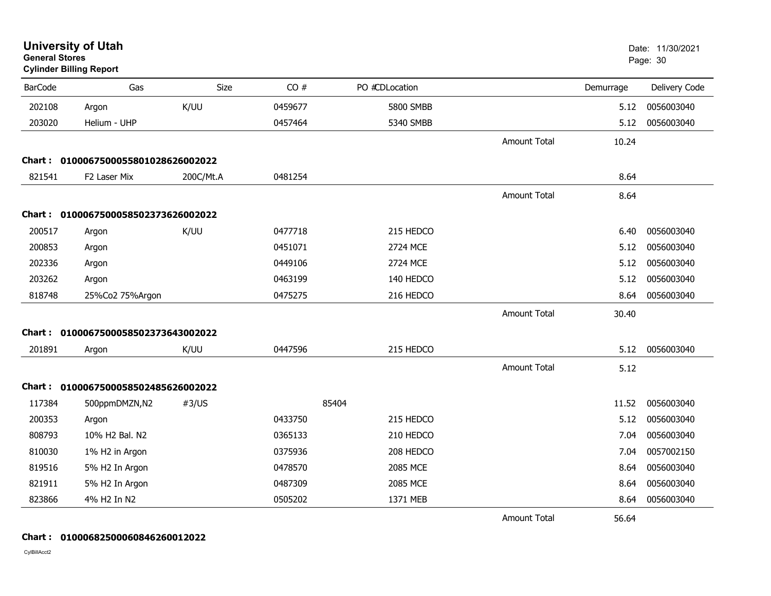# University of Utah

**General Stores**

**Cylinder Billing Report**

Date: 11/30/2021

| BarCode | Gas | Size | CO # | PO # | CDLocation | | Demurrage | Delivery Code |
|---|---|---|---|---|---|---|---|---|
| 202108 | Argon | K/UU | 0459677 | | 5800 SMBB | | 5.12 | 0056003040 |
| 203020 | Helium - UHP | | 0457464 | | 5340 SMBB | | 5.12 | 0056003040 |
| | | | | | | Amount Total | 10.24 | |
| **Chart :** | **01000675000558010286260020​22** | | | | | | | |
| 821541 | F2 Laser Mix | 200C/Mt.A | 0481254 | | | | 8.64 | |
| | | | | | | Amount Total | 8.64 | |
| **Chart :** | **0100067500058502373626002022** | | | | | | | |
| 200517 | Argon | K/UU | 0477718 | | 215 HEDCO | | 6.40 | 0056003040 |
| 200853 | Argon | | 0451071 | | 2724 MCE | | 5.12 | 0056003040 |
| 202336 | Argon | | 0449106 | | 2724 MCE | | 5.12 | 0056003040 |
| 203262 | Argon | | 0463199 | | 140 HEDCO | | 5.12 | 0056003040 |
| 818748 | 25%Co2 75%Argon | | 0475275 | | 216 HEDCO | | 8.64 | 0056003040 |
| | | | | | | Amount Total | 30.40 | |
| **Chart :** | **0100067500058502373643002022** | | | | | | | |
| 201891 | Argon | K/UU | 0447596 | | 215 HEDCO | | 5.12 | 0056003040 |
| | | | | | | Amount Total | 5.12 | |
| **Chart :** | **0100067500058502485626002022** | | | | | | | |
| 117384 | 500ppmDMZN,N2 | #3/US | | 85404 | | | 11.52 | 0056003040 |
| 200353 | Argon | | 0433750 | | 215 HEDCO | | 5.12 | 0056003040 |
| 808793 | 10% H2 Bal. N2 | | 0365133 | | 210 HEDCO | | 7.04 | 0056003040 |
| 810030 | 1% H2 in Argon | | 0375936 | | 208 HEDCO | | 7.04 | 0057002150 |
| 819516 | 5% H2 In Argon | | 0478570 | | 2085 MCE | | 8.64 | 0056003040 |
| 821911 | 5% H2 In Argon | | 0487309 | | 2085 MCE | | 8.64 | 0056003040 |
| 823866 | 4% H2 In N2 | | 0505202 | | 1371 MEB | | 8.64 | 0056003040 |
| | | | | | | Amount Total | 56.64 | |
| **Chart :** | **0100068250006084626001​2022** | | | | | | | |

CylBillAcct2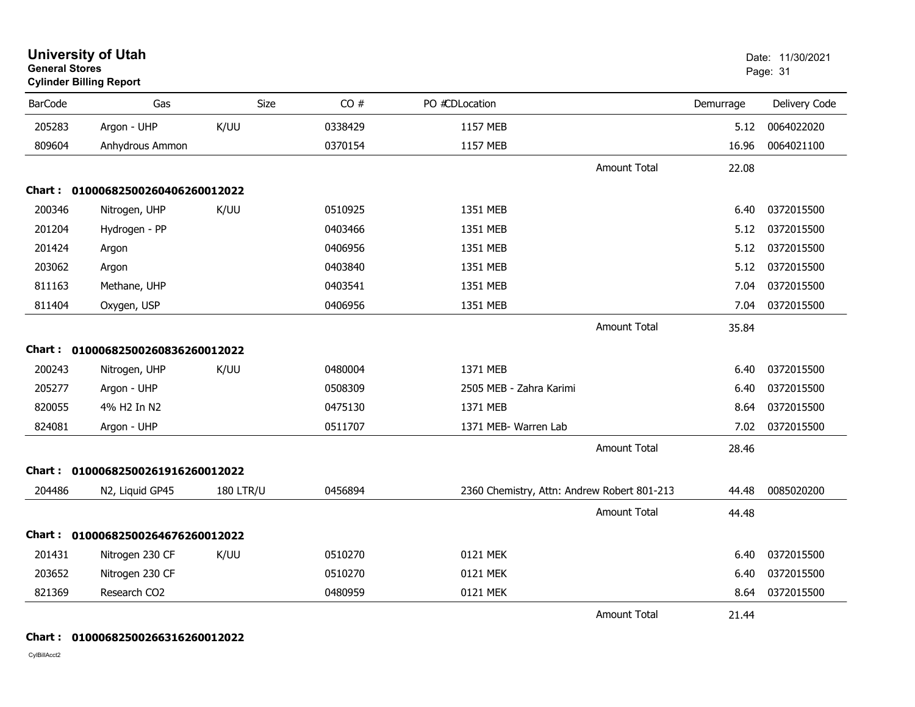# University of Utah

**General Stores**

**Cylinder Billing Report**

Date: 11/30/2021

| BarCode | Gas | Size | CO # | PO #CDLocation | | Demurrage | Delivery Code |
|---|---|---|---|---|---|---|---|
| 205283 | Argon - UHP | K/UU | 0338429 | 1157 MEB | | 5.12 | 0064022020 |
| 809604 | Anhydrous Ammon | | 0370154 | 1157 MEB | | 16.96 | 0064021100 |
| | | | | | Amount Total | 22.08 | |
| **Chart :** | **01000682500260406260012022** | | | | | | |
| 200346 | Nitrogen, UHP | K/UU | 0510925 | 1351 MEB | | 6.40 | 0372015500 |
| 201204 | Hydrogen - PP | | 0403466 | 1351 MEB | | 5.12 | 0372015500 |
| 201424 | Argon | | 0406956 | 1351 MEB | | 5.12 | 0372015500 |
| 203062 | Argon | | 0403840 | 1351 MEB | | 5.12 | 0372015500 |
| 811163 | Methane, UHP | | 0403541 | 1351 MEB | | 7.04 | 0372015500 |
| 811404 | Oxygen, USP | | 0406956 | 1351 MEB | | 7.04 | 0372015500 |
| | | | | | Amount Total | 35.84 | |
| **Chart :** | **01000682500260836260012022** | | | | | | |
| 200243 | Nitrogen, UHP | K/UU | 0480004 | 1371 MEB | | 6.40 | 0372015500 |
| 205277 | Argon - UHP | | 0508309 | 2505 MEB - Zahra Karimi | | 6.40 | 0372015500 |
| 820055 | 4% H2 In N2 | | 0475130 | 1371 MEB | | 8.64 | 0372015500 |
| 824081 | Argon - UHP | | 0511707 | 1371 MEB- Warren Lab | | 7.02 | 0372015500 |
| | | | | | Amount Total | 28.46 | |
| **Chart :** | **01000682500261916260012022** | | | | | | |
| 204486 | N2, Liquid GP45 | 180 LTR/U | 0456894 | 2360 Chemistry, Attn: Andrew Robert 801-213 | | 44.48 | 0085020200 |
| | | | | | Amount Total | 44.48 | |
| **Chart :** | **01000682500264676260012022** | | | | | | |
| 201431 | Nitrogen 230 CF | K/UU | 0510270 | 0121 MEK | | 6.40 | 0372015500 |
| 203652 | Nitrogen 230 CF | | 0510270 | 0121 MEK | | 6.40 | 0372015500 |
| 821369 | Research CO2 | | 0480959 | 0121 MEK | | 8.64 | 0372015500 |
| | | | | | Amount Total | 21.44 | |
| **Chart :** | **01000682500266316260012022** | | | | | | |

CylBillAcct2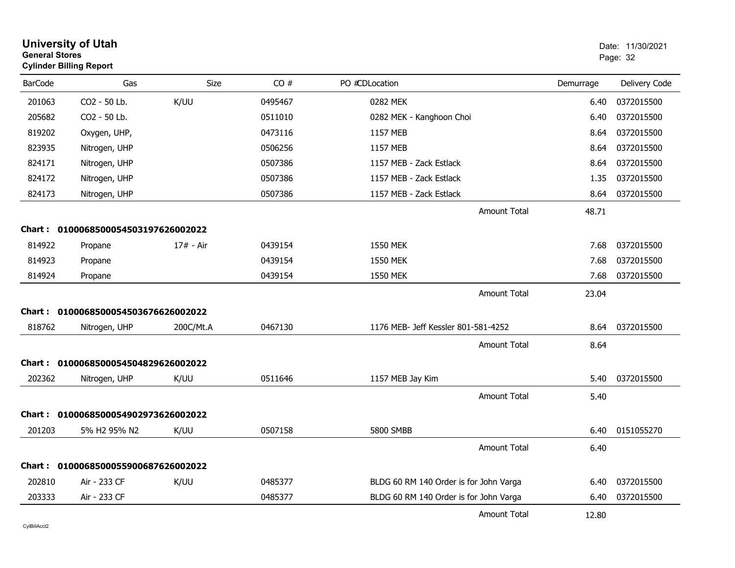# University of Utah

**General Stores**

**Cylinder Billing Report**

Date: 11/30/2021

| BarCode | Gas | Size | CO # | PO #CDLocation | Demurrage | Delivery Code |
|---|---|---|---|---|---|---|
| 201063 | CO2 - 50 Lb. | K/UU | 0495467 | 0282 MEK | 6.40 | 0372015500 |
| 205682 | CO2 - 50 Lb. | | 0511010 | 0282 MEK - Kanghoon Choi | 6.40 | 0372015500 |
| 819202 | Oxygen, UHP, | | 0473116 | 1157 MEB | 8.64 | 0372015500 |
| 823935 | Nitrogen, UHP | | 0506256 | 1157 MEB | 8.64 | 0372015500 |
| 824171 | Nitrogen, UHP | | 0507386 | 1157 MEB - Zack Estlack | 8.64 | 0372015500 |
| 824172 | Nitrogen, UHP | | 0507386 | 1157 MEB - Zack Estlack | 1.35 | 0372015500 |
| 824173 | Nitrogen, UHP | | 0507386 | 1157 MEB - Zack Estlack | 8.64 | 0372015500 |
| | | | | Amount Total | 48.71 | |

**Chart : 01000685000545031976260020​22**

| BarCode | Gas | Size | CO # | PO #CDLocation | Demurrage | Delivery Code |
|---|---|---|---|---|---|---|
| 814922 | Propane | 17# - Air | 0439154 | 1550 MEK | 7.68 | 0372015500 |
| 814923 | Propane | | 0439154 | 1550 MEK | 7.68 | 0372015500 |
| 814924 | Propane | | 0439154 | 1550 MEK | 7.68 | 0372015500 |
| | | | | Amount Total | 23.04 | |

**Chart : 01000685000545036766260020​22**

| BarCode | Gas | Size | CO # | PO #CDLocation | Demurrage | Delivery Code |
|---|---|---|---|---|---|---|
| 818762 | Nitrogen, UHP | 200C/Mt.A | 0467130 | 1176 MEB- Jeff Kessler 801-581-4252 | 8.64 | 0372015500 |
| | | | | Amount Total | 8.64 | |

**Chart : 01000685000545048296260020​22**

| BarCode | Gas | Size | CO # | PO #CDLocation | Demurrage | Delivery Code |
|---|---|---|---|---|---|---|
| 202362 | Nitrogen, UHP | K/UU | 0511646 | 1157 MEB Jay Kim | 5.40 | 0372015500 |
| | | | | Amount Total | 5.40 | |

**Chart : 01000685000549029736260020​22**

| BarCode | Gas | Size | CO # | PO #CDLocation | Demurrage | Delivery Code |
|---|---|---|---|---|---|---|
| 201203 | 5% H2 95% N2 | K/UU | 0507158 | 5800 SMBB | 6.40 | 0151055270 |
| | | | | Amount Total | 6.40 | |

**Chart : 01000685000559006876260020​22**

| BarCode | Gas | Size | CO # | PO #CDLocation | Demurrage | Delivery Code |
|---|---|---|---|---|---|---|
| 202810 | Air - 233 CF | K/UU | 0485377 | BLDG 60 RM 140 Order is for John Varga | 6.40 | 0372015500 |
| 203333 | Air - 233 CF | | 0485377 | BLDG 60 RM 140 Order is for John Varga | 6.40 | 0372015500 |
| | | | | Amount Total | 12.80 | |

CylBillAcct2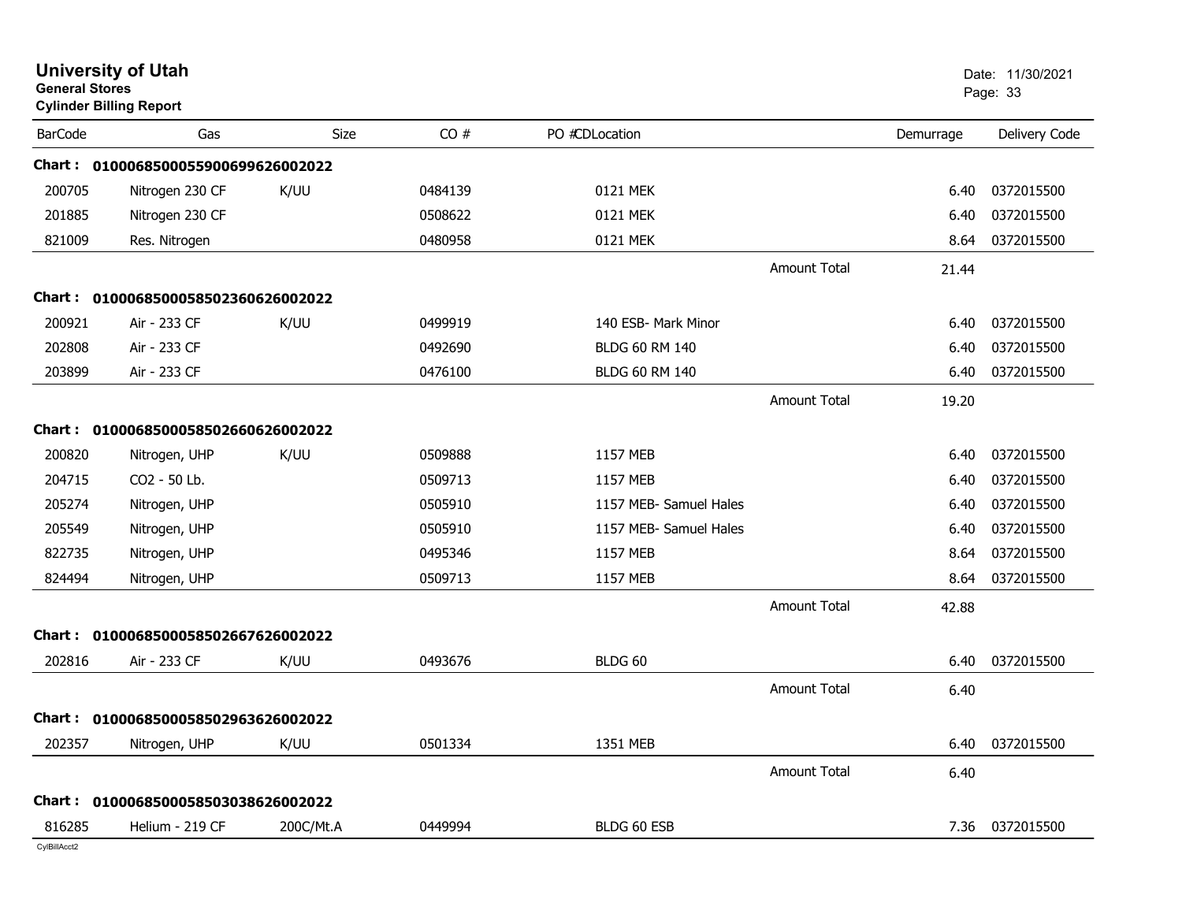# University of Utah

**General Stores**

**Cylinder Billing Report**

Date: 11/30/2021

| BarCode | Gas | Size | CO # | PO #CDLocation | | Demurrage | Delivery Code |
|---|---|---|---|---|---|---|---|
| **Chart :** | **01000685000559006996260022022** | | | | | | |
| 200705 | Nitrogen 230 CF | K/UU | 0484139 | 0121 MEK | | 6.40 | 0372015500 |
| 201885 | Nitrogen 230 CF | | 0508622 | 0121 MEK | | 6.40 | 0372015500 |
| 821009 | Res. Nitrogen | | 0480958 | 0121 MEK | | 8.64 | 0372015500 |
| | | | | | Amount Total | 21.44 | |
| **Chart :** | **01000685000585023606260022022** | | | | | | |
| 200921 | Air - 233 CF | K/UU | 0499919 | 140 ESB- Mark Minor | | 6.40 | 0372015500 |
| 202808 | Air - 233 CF | | 0492690 | BLDG 60 RM 140 | | 6.40 | 0372015500 |
| 203899 | Air - 233 CF | | 0476100 | BLDG 60 RM 140 | | 6.40 | 0372015500 |
| | | | | | Amount Total | 19.20 | |
| **Chart :** | **01000685000585026606260022022** | | | | | | |
| 200820 | Nitrogen, UHP | K/UU | 0509888 | 1157 MEB | | 6.40 | 0372015500 |
| 204715 | CO2 - 50 Lb. | | 0509713 | 1157 MEB | | 6.40 | 0372015500 |
| 205274 | Nitrogen, UHP | | 0505910 | 1157 MEB- Samuel Hales | | 6.40 | 0372015500 |
| 205549 | Nitrogen, UHP | | 0505910 | 1157 MEB- Samuel Hales | | 6.40 | 0372015500 |
| 822735 | Nitrogen, UHP | | 0495346 | 1157 MEB | | 8.64 | 0372015500 |
| 824494 | Nitrogen, UHP | | 0509713 | 1157 MEB | | 8.64 | 0372015500 |
| | | | | | Amount Total | 42.88 | |
| **Chart :** | **01000685000585026676260022022** | | | | | | |
| 202816 | Air - 233 CF | K/UU | 0493676 | BLDG 60 | | 6.40 | 0372015500 |
| | | | | | Amount Total | 6.40 | |
| **Chart :** | **01000685000585029636260022022** | | | | | | |
| 202357 | Nitrogen, UHP | K/UU | 0501334 | 1351 MEB | | 6.40 | 0372015500 |
| | | | | | Amount Total | 6.40 | |
| **Chart :** | **01000685000585030386260022022** | | | | | | |
| 816285 | Helium - 219 CF | 200C/Mt.A | 0449994 | BLDG 60 ESB | | 7.36 | 0372015500 |

CylBillAcct2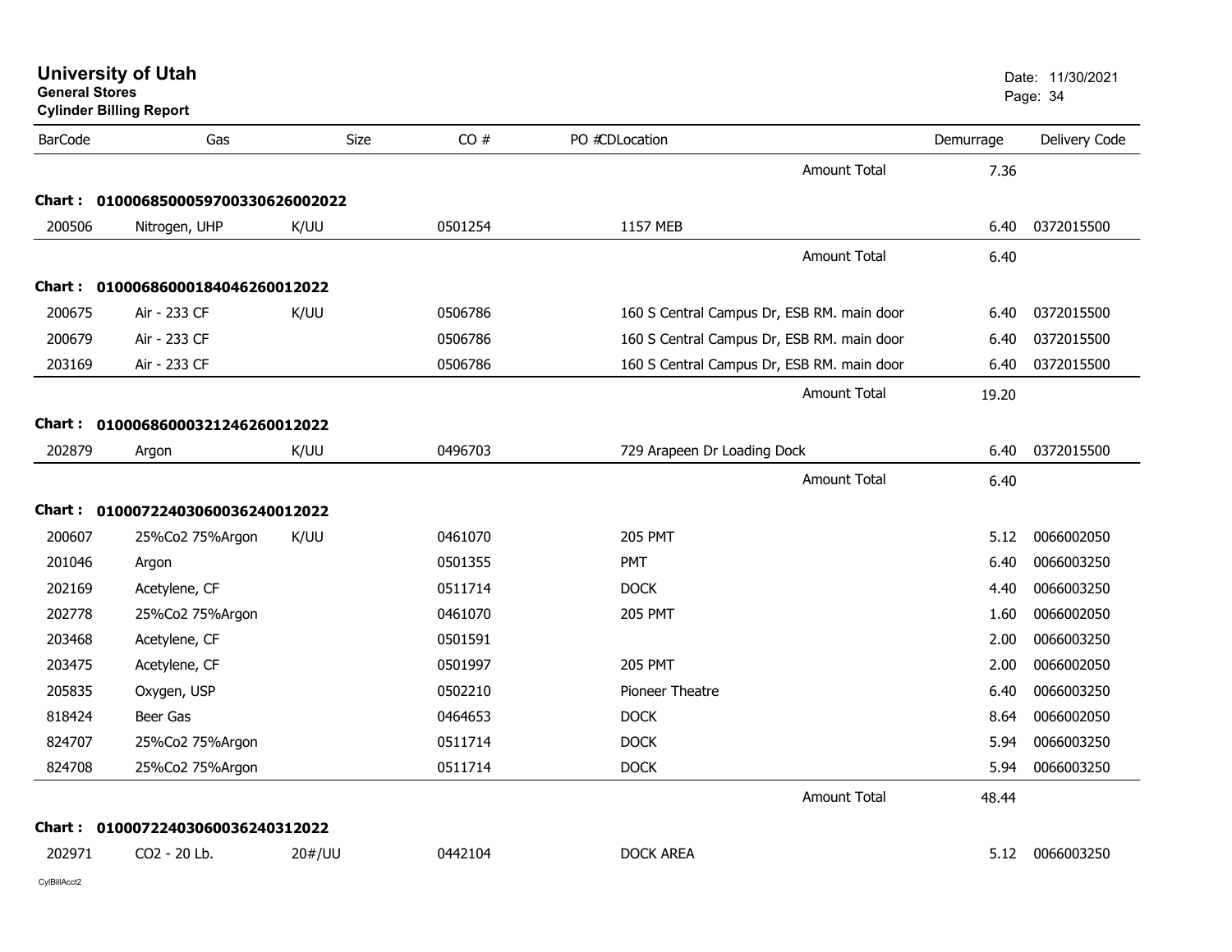# University of Utah

**General Stores**

**Cylinder Billing Report**

Date: 11/30/2021

| BarCode | Gas | Size | CO # | PO # | CD | Location | Demurrage | Delivery Code |
|---|---|---|---|---|---|---|---|---|
| | | | | | | Amount Total | 7.36 | |
| **Chart :** | **0100068500059700330626002022** | | | | | | | |
| 200506 | Nitrogen, UHP | K/UU | 0501254 | | | 1157 MEB | 6.40 | 0372015500 |
| | | | | | | Amount Total | 6.40 | |
| **Chart :** | **0100068600018404626001 2022** | | | | | | | |
| 200675 | Air - 233 CF | K/UU | 0506786 | | | 160 S Central Campus Dr, ESB RM. main door | 6.40 | 0372015500 |
| 200679 | Air - 233 CF | | 0506786 | | | 160 S Central Campus Dr, ESB RM. main door | 6.40 | 0372015500 |
| 203169 | Air - 233 CF | | 0506786 | | | 160 S Central Campus Dr, ESB RM. main door | 6.40 | 0372015500 |
| | | | | | | Amount Total | 19.20 | |
| **Chart :** | **0100068600032124626001 2022** | | | | | | | |
| 202879 | Argon | K/UU | 0496703 | | | 729 Arapeen Dr Loading Dock | 6.40 | 0372015500 |
| | | | | | | Amount Total | 6.40 | |
| **Chart :** | **0100072240306003624001 2022** | | | | | | | |
| 200607 | 25%Co2 75%Argon | K/UU | 0461070 | | | 205 PMT | 5.12 | 0066002050 |
| 201046 | Argon | | 0501355 | | | PMT | 6.40 | 0066003250 |
| 202169 | Acetylene, CF | | 0511714 | | | DOCK | 4.40 | 0066003250 |
| 202778 | 25%Co2 75%Argon | | 0461070 | | | 205 PMT | 1.60 | 0066002050 |
| 203468 | Acetylene, CF | | 0501591 | | | | 2.00 | 0066003250 |
| 203475 | Acetylene, CF | | 0501997 | | | 205 PMT | 2.00 | 0066002050 |
| 205835 | Oxygen, USP | | 0502210 | | | Pioneer Theatre | 6.40 | 0066003250 |
| 818424 | Beer Gas | | 0464653 | | | DOCK | 8.64 | 0066002050 |
| 824707 | 25%Co2 75%Argon | | 0511714 | | | DOCK | 5.94 | 0066003250 |
| 824708 | 25%Co2 75%Argon | | 0511714 | | | DOCK | 5.94 | 0066003250 |
| | | | | | | Amount Total | 48.44 | |
| **Chart :** | **0100072240306003624031 2022** | | | | | | | |
| 202971 | CO2 - 20 Lb. | 20#/UU | 0442104 | | | DOCK AREA | 5.12 | 0066003250 |

CylBillAcct2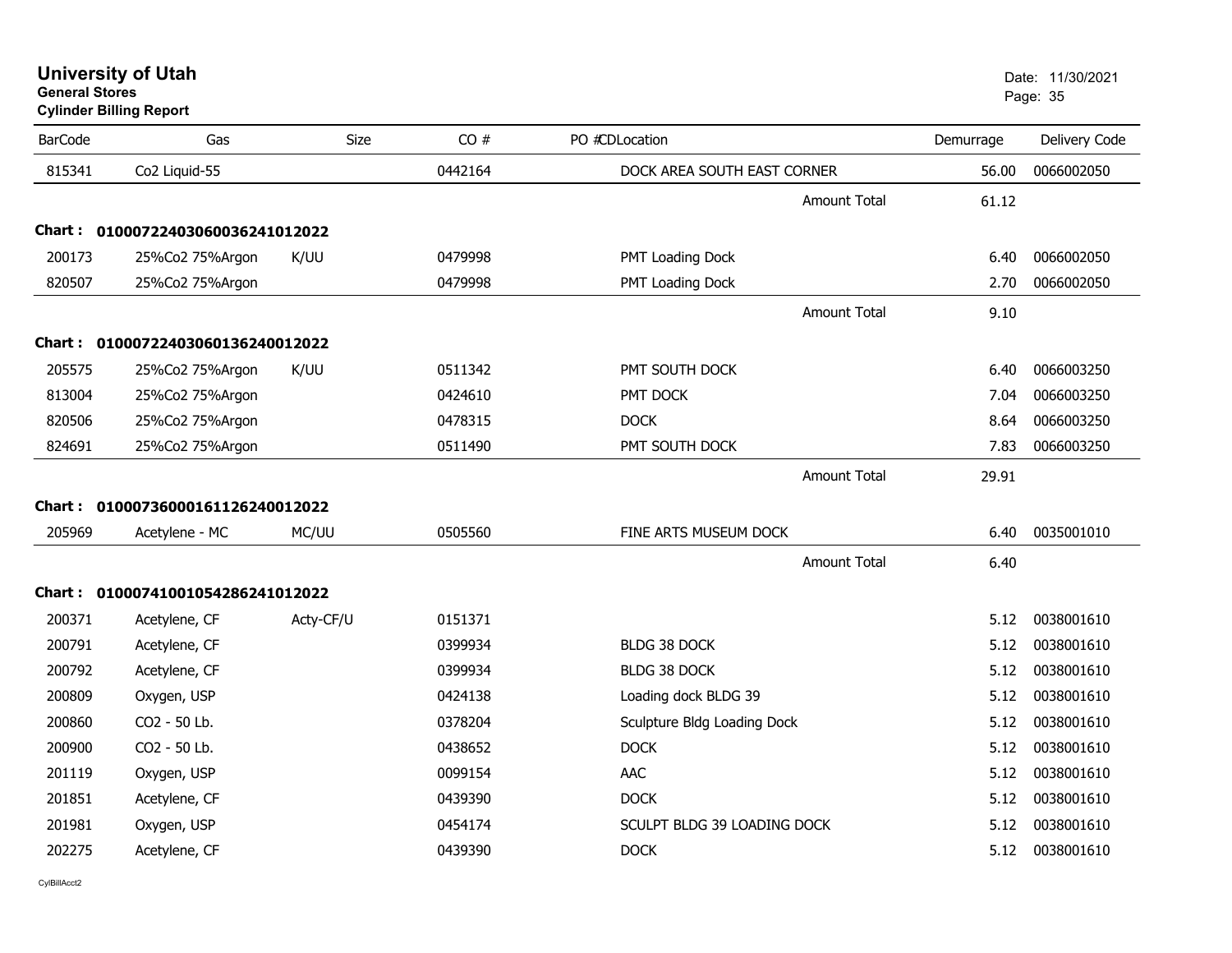**University of Utah**
**General Stores**
**Cylinder Billing Report**

Date: 11/30/2021

| BarCode | Gas | Size | CO # | PO # | CDLocation | Demurrage | Delivery Code |
|---|---|---|---|---|---|---|---|
| 815341 | Co2 Liquid-55 | | 0442164 | | DOCK AREA SOUTH EAST CORNER | 56.00 | 0066002050 |
| | | | | | Amount Total | 61.12 | |
| **Chart : 01000722403060036241012022** | | | | | | | |
| 200173 | 25%Co2 75%Argon | K/UU | 0479998 | | PMT Loading Dock | 6.40 | 0066002050 |
| 820507 | 25%Co2 75%Argon | | 0479998 | | PMT Loading Dock | 2.70 | 0066002050 |
| | | | | | Amount Total | 9.10 | |
| **Chart : 01000722403060136240012022** | | | | | | | |
| 205575 | 25%Co2 75%Argon | K/UU | 0511342 | | PMT SOUTH DOCK | 6.40 | 0066003250 |
| 813004 | 25%Co2 75%Argon | | 0424610 | | PMT DOCK | 7.04 | 0066003250 |
| 820506 | 25%Co2 75%Argon | | 0478315 | | DOCK | 8.64 | 0066003250 |
| 824691 | 25%Co2 75%Argon | | 0511490 | | PMT SOUTH DOCK | 7.83 | 0066003250 |
| | | | | | Amount Total | 29.91 | |
| **Chart : 01000736000161126240012022** | | | | | | | |
| 205969 | Acetylene - MC | MC/UU | 0505560 | | FINE ARTS MUSEUM DOCK | 6.40 | 0035001010 |
| | | | | | Amount Total | 6.40 | |
| **Chart : 01000741001054286241012022** | | | | | | | |
| 200371 | Acetylene, CF | Acty-CF/U | 0151371 | | | 5.12 | 0038001610 |
| 200791 | Acetylene, CF | | 0399934 | | BLDG 38 DOCK | 5.12 | 0038001610 |
| 200792 | Acetylene, CF | | 0399934 | | BLDG 38 DOCK | 5.12 | 0038001610 |
| 200809 | Oxygen, USP | | 0424138 | | Loading dock BLDG 39 | 5.12 | 0038001610 |
| 200860 | CO2 - 50 Lb. | | 0378204 | | Sculpture Bldg Loading Dock | 5.12 | 0038001610 |
| 200900 | CO2 - 50 Lb. | | 0438652 | | DOCK | 5.12 | 0038001610 |
| 201119 | Oxygen, USP | | 0099154 | | AAC | 5.12 | 0038001610 |
| 201851 | Acetylene, CF | | 0439390 | | DOCK | 5.12 | 0038001610 |
| 201981 | Oxygen, USP | | 0454174 | | SCULPT BLDG 39 LOADING DOCK | 5.12 | 0038001610 |
| 202275 | Acetylene, CF | | 0439390 | | DOCK | 5.12 | 0038001610 |

CylBillAcct2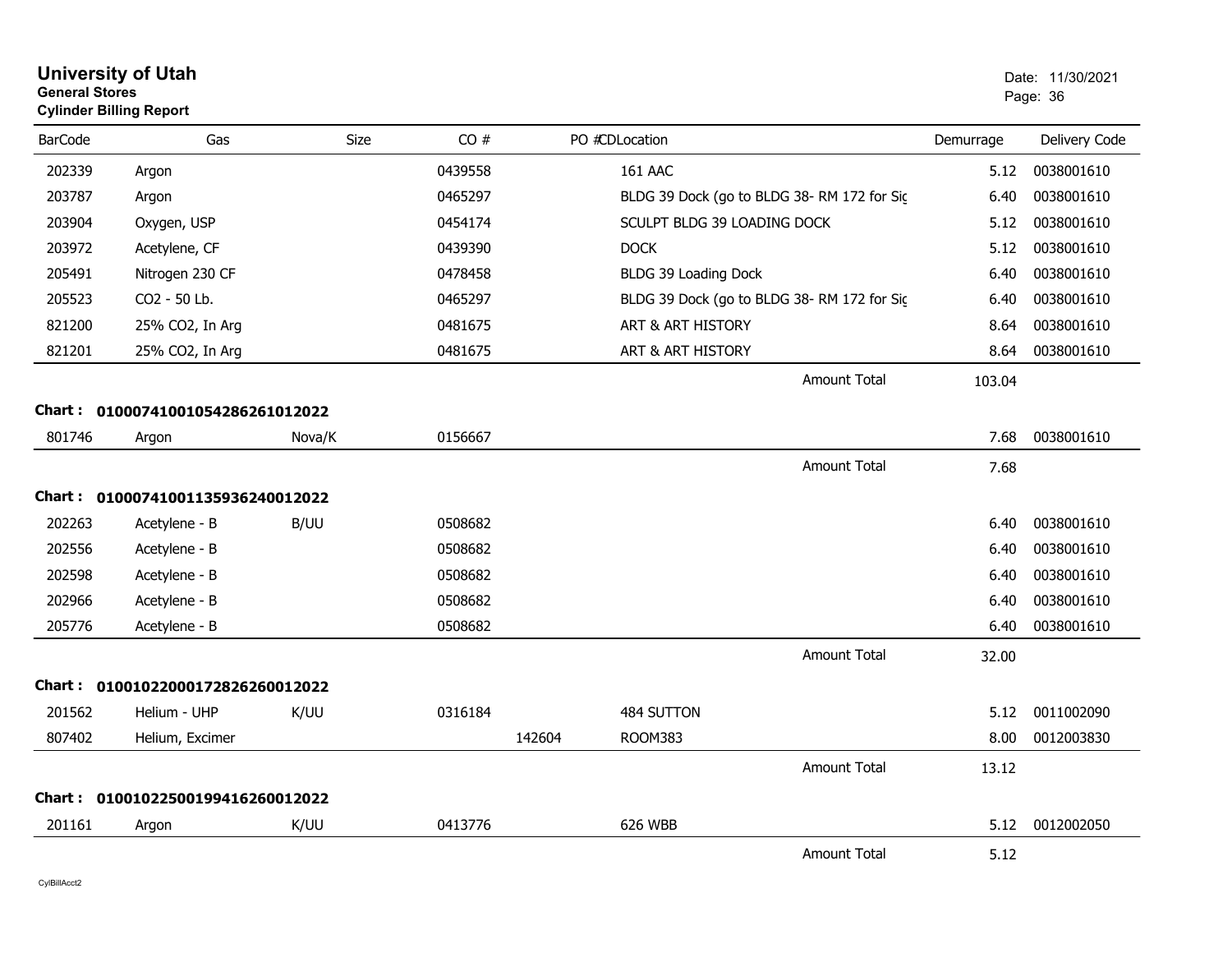# University of Utah
**General Stores**
**Cylinder Billing Report**

Date: 11/30/2021

| BarCode | Gas | Size | CO # | PO # | CD | Location | Demurrage | Delivery Code |
|---|---|---|---|---|---|---|---|---|
| 202339 | Argon | | 0439558 | | | 161 AAC | 5.12 | 0038001610 |
| 203787 | Argon | | 0465297 | | | BLDG 39 Dock (go to BLDG 38- RM 172 for Sig | 6.40 | 0038001610 |
| 203904 | Oxygen, USP | | 0454174 | | | SCULPT BLDG 39 LOADING DOCK | 5.12 | 0038001610 |
| 203972 | Acetylene, CF | | 0439390 | | | DOCK | 5.12 | 0038001610 |
| 205491 | Nitrogen 230 CF | | 0478458 | | | BLDG 39 Loading Dock | 6.40 | 0038001610 |
| 205523 | CO2 - 50 Lb. | | 0465297 | | | BLDG 39 Dock (go to BLDG 38- RM 172 for Sig | 6.40 | 0038001610 |
| 821200 | 25% CO2, In Arg | | 0481675 | | | ART & ART HISTORY | 8.64 | 0038001610 |
| 821201 | 25% CO2, In Arg | | 0481675 | | | ART & ART HISTORY | 8.64 | 0038001610 |
| | | | | | | Amount Total | 103.04 | |

**Chart : 01000741001054286261012022**

| BarCode | Gas | Size | CO # | PO # | CD | Location | Demurrage | Delivery Code |
|---|---|---|---|---|---|---|---|---|
| 801746 | Argon | Nova/K | 0156667 | | | | 7.68 | 0038001610 |
| | | | | | | Amount Total | 7.68 | |

**Chart : 01000741001135936240012022**

| BarCode | Gas | Size | CO # | PO # | CD | Location | Demurrage | Delivery Code |
|---|---|---|---|---|---|---|---|---|
| 202263 | Acetylene - B | B/UU | 0508682 | | | | 6.40 | 0038001610 |
| 202556 | Acetylene - B | | 0508682 | | | | 6.40 | 0038001610 |
| 202598 | Acetylene - B | | 0508682 | | | | 6.40 | 0038001610 |
| 202966 | Acetylene - B | | 0508682 | | | | 6.40 | 0038001610 |
| 205776 | Acetylene - B | | 0508682 | | | | 6.40 | 0038001610 |
| | | | | | | Amount Total | 32.00 | |

**Chart : 01001022000172826260012022**

| BarCode | Gas | Size | CO # | PO # | CD | Location | Demurrage | Delivery Code |
|---|---|---|---|---|---|---|---|---|
| 201562 | Helium - UHP | K/UU | 0316184 | | | 484 SUTTON | 5.12 | 0011002090 |
| 807402 | Helium, Excimer | | | 142604 | | ROOM383 | 8.00 | 0012003830 |
| | | | | | | Amount Total | 13.12 | |

**Chart : 01001022500199416260012022**

| BarCode | Gas | Size | CO # | PO # | CD | Location | Demurrage | Delivery Code |
|---|---|---|---|---|---|---|---|---|
| 201161 | Argon | K/UU | 0413776 | | | 626 WBB | 5.12 | 0012002050 |
| | | | | | | Amount Total | 5.12 | |

CylBillAcct2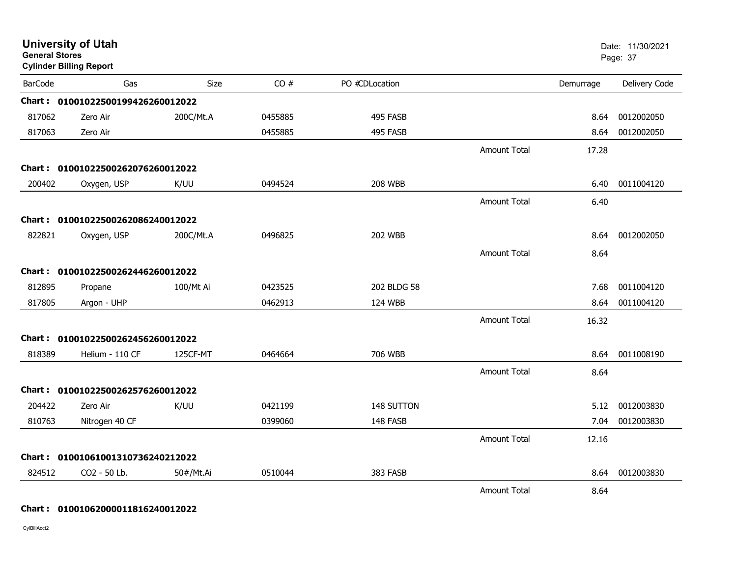# University of Utah

**General Stores**

**Cylinder Billing Report**

Date: 11/30/2021

| BarCode | Gas | Size | CO # | PO #CDLocation | | Demurrage | Delivery Code |
|---|---|---|---|---|---|---|---|
| **Chart :** | **01001022500199426260012022** | | | | | | |
| 817062 | Zero Air | 200C/Mt.A | 0455885 | 495 FASB | | 8.64 | 0012002050 |
| 817063 | Zero Air | | 0455885 | 495 FASB | | 8.64 | 0012002050 |
| | | | | | Amount Total | 17.28 | |
| **Chart :** | **01001022500262076260012022** | | | | | | |
| 200402 | Oxygen, USP | K/UU | 0494524 | 208 WBB | | 6.40 | 0011004120 |
| | | | | | Amount Total | 6.40 | |
| **Chart :** | **01001022500262086240012022** | | | | | | |
| 822821 | Oxygen, USP | 200C/Mt.A | 0496825 | 202 WBB | | 8.64 | 0012002050 |
| | | | | | Amount Total | 8.64 | |
| **Chart :** | **01001022500262446260012022** | | | | | | |
| 812895 | Propane | 100/Mt Ai | 0423525 | 202 BLDG 58 | | 7.68 | 0011004120 |
| 817805 | Argon - UHP | | 0462913 | 124 WBB | | 8.64 | 0011004120 |
| | | | | | Amount Total | 16.32 | |
| **Chart :** | **01001022500262456260012022** | | | | | | |
| 818389 | Helium - 110 CF | 125CF-MT | 0464664 | 706 WBB | | 8.64 | 0011008190 |
| | | | | | Amount Total | 8.64 | |
| **Chart :** | **01001022500262576260012022** | | | | | | |
| 204422 | Zero Air | K/UU | 0421199 | 148 SUTTON | | 5.12 | 0012003830 |
| 810763 | Nitrogen 40 CF | | 0399060 | 148 FASB | | 7.04 | 0012003830 |
| | | | | | Amount Total | 12.16 | |
| **Chart :** | **01001061001310736240212022** | | | | | | |
| 824512 | CO2 - 50 Lb. | 50#/Mt.Ai | 0510044 | 383 FASB | | 8.64 | 0012003830 |
| | | | | | Amount Total | 8.64 | |
| **Chart :** | **01001062000011816240012022** | | | | | | |

CylBillAcct2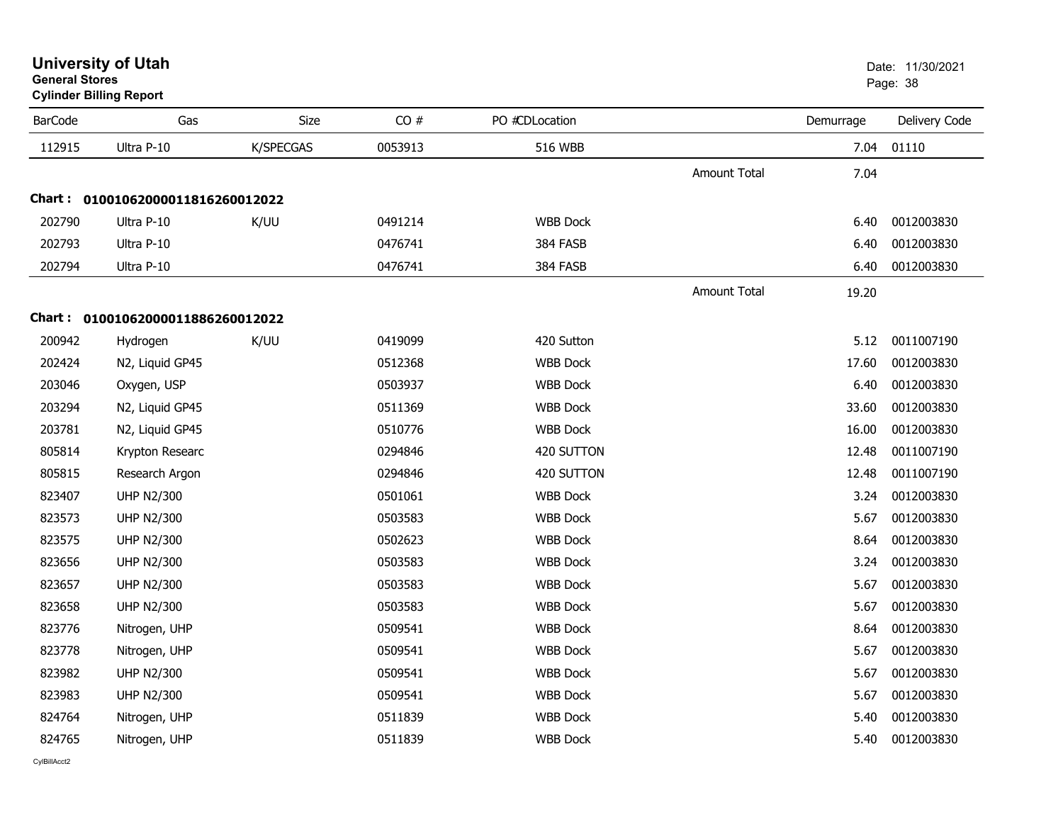# University of Utah

**General Stores**

**Cylinder Billing Report**

Date: 11/30/2021

| BarCode | Gas | Size | CO # | PO # | CDLocation | | Demurrage | Delivery Code |
|---|---|---|---|---|---|---|---|---|
| 112915 | Ultra P-10 | K/SPECGAS | 0053913 | | 516 WBB | | 7.04 | 01110 |
| | | | | | | Amount Total | 7.04 | |

**Chart : 01001062000011816260012022**

| BarCode | Gas | Size | CO # | PO # | CDLocation | | Demurrage | Delivery Code |
|---|---|---|---|---|---|---|---|---|
| 202790 | Ultra P-10 | K/UU | 0491214 | | WBB Dock | | 6.40 | 0012003830 |
| 202793 | Ultra P-10 | | 0476741 | | 384 FASB | | 6.40 | 0012003830 |
| 202794 | Ultra P-10 | | 0476741 | | 384 FASB | | 6.40 | 0012003830 |
| | | | | | | Amount Total | 19.20 | |

**Chart : 01001062000011886260012022**

| BarCode | Gas | Size | CO # | PO # | CDLocation | | Demurrage | Delivery Code |
|---|---|---|---|---|---|---|---|---|
| 200942 | Hydrogen | K/UU | 0419099 | | 420 Sutton | | 5.12 | 0011007190 |
| 202424 | N2, Liquid GP45 | | 0512368 | | WBB Dock | | 17.60 | 0012003830 |
| 203046 | Oxygen, USP | | 0503937 | | WBB Dock | | 6.40 | 0012003830 |
| 203294 | N2, Liquid GP45 | | 0511369 | | WBB Dock | | 33.60 | 0012003830 |
| 203781 | N2, Liquid GP45 | | 0510776 | | WBB Dock | | 16.00 | 0012003830 |
| 805814 | Krypton Researc | | 0294846 | | 420 SUTTON | | 12.48 | 0011007190 |
| 805815 | Research Argon | | 0294846 | | 420 SUTTON | | 12.48 | 0011007190 |
| 823407 | UHP N2/300 | | 0501061 | | WBB Dock | | 3.24 | 0012003830 |
| 823573 | UHP N2/300 | | 0503583 | | WBB Dock | | 5.67 | 0012003830 |
| 823575 | UHP N2/300 | | 0502623 | | WBB Dock | | 8.64 | 0012003830 |
| 823656 | UHP N2/300 | | 0503583 | | WBB Dock | | 3.24 | 0012003830 |
| 823657 | UHP N2/300 | | 0503583 | | WBB Dock | | 5.67 | 0012003830 |
| 823658 | UHP N2/300 | | 0503583 | | WBB Dock | | 5.67 | 0012003830 |
| 823776 | Nitrogen, UHP | | 0509541 | | WBB Dock | | 8.64 | 0012003830 |
| 823778 | Nitrogen, UHP | | 0509541 | | WBB Dock | | 5.67 | 0012003830 |
| 823982 | UHP N2/300 | | 0509541 | | WBB Dock | | 5.67 | 0012003830 |
| 823983 | UHP N2/300 | | 0509541 | | WBB Dock | | 5.67 | 0012003830 |
| 824764 | Nitrogen, UHP | | 0511839 | | WBB Dock | | 5.40 | 0012003830 |
| 824765 | Nitrogen, UHP | | 0511839 | | WBB Dock | | 5.40 | 0012003830 |

CylBillAcct2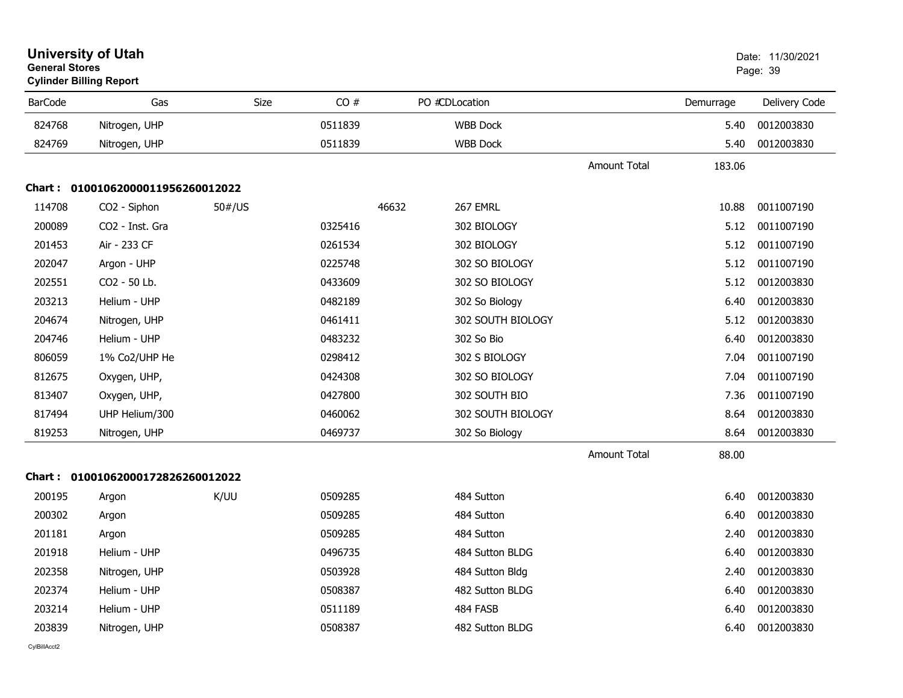# University of Utah
**General Stores**
**Cylinder Billing Report**

Date: 11/30/2021

| BarCode | Gas | Size | CO # | PO # | CDLocation | | Demurrage | Delivery Code |
|---|---|---|---|---|---|---|---|---|
| 824768 | Nitrogen, UHP | | 0511839 | | WBB Dock | | 5.40 | 0012003830 |
| 824769 | Nitrogen, UHP | | 0511839 | | WBB Dock | | 5.40 | 0012003830 |
| | | | | | | Amount Total | 183.06 | |

**Chart : 01001062000011956260012022**

| BarCode | Gas | Size | CO # | PO # | CDLocation | | Demurrage | Delivery Code |
|---|---|---|---|---|---|---|---|---|
| 114708 | CO2 - Siphon | 50#/US | | 46632 | 267 EMRL | | 10.88 | 0011007190 |
| 200089 | CO2 - Inst. Gra | | 0325416 | | 302 BIOLOGY | | 5.12 | 0011007190 |
| 201453 | Air - 233 CF | | 0261534 | | 302 BIOLOGY | | 5.12 | 0011007190 |
| 202047 | Argon - UHP | | 0225748 | | 302 SO BIOLOGY | | 5.12 | 0011007190 |
| 202551 | CO2 - 50 Lb. | | 0433609 | | 302 SO BIOLOGY | | 5.12 | 0012003830 |
| 203213 | Helium - UHP | | 0482189 | | 302 So Biology | | 6.40 | 0012003830 |
| 204674 | Nitrogen, UHP | | 0461411 | | 302 SOUTH BIOLOGY | | 5.12 | 0012003830 |
| 204746 | Helium - UHP | | 0483232 | | 302 So Bio | | 6.40 | 0012003830 |
| 806059 | 1% Co2/UHP He | | 0298412 | | 302 S BIOLOGY | | 7.04 | 0011007190 |
| 812675 | Oxygen, UHP, | | 0424308 | | 302 SO BIOLOGY | | 7.04 | 0011007190 |
| 813407 | Oxygen, UHP, | | 0427800 | | 302 SOUTH BIO | | 7.36 | 0011007190 |
| 817494 | UHP Helium/300 | | 0460062 | | 302 SOUTH BIOLOGY | | 8.64 | 0012003830 |
| 819253 | Nitrogen, UHP | | 0469737 | | 302 So Biology | | 8.64 | 0012003830 |
| | | | | | | Amount Total | 88.00 | |

**Chart : 01001062000172826260012022**

| BarCode | Gas | Size | CO # | PO # | CDLocation | | Demurrage | Delivery Code |
|---|---|---|---|---|---|---|---|---|
| 200195 | Argon | K/UU | 0509285 | | 484 Sutton | | 6.40 | 0012003830 |
| 200302 | Argon | | 0509285 | | 484 Sutton | | 6.40 | 0012003830 |
| 201181 | Argon | | 0509285 | | 484 Sutton | | 2.40 | 0012003830 |
| 201918 | Helium - UHP | | 0496735 | | 484 Sutton BLDG | | 6.40 | 0012003830 |
| 202358 | Nitrogen, UHP | | 0503928 | | 484 Sutton Bldg | | 2.40 | 0012003830 |
| 202374 | Helium - UHP | | 0508387 | | 482 Sutton BLDG | | 6.40 | 0012003830 |
| 203214 | Helium - UHP | | 0511189 | | 484 FASB | | 6.40 | 0012003830 |
| 203839 | Nitrogen, UHP | | 0508387 | | 482 Sutton BLDG | | 6.40 | 0012003830 |

CylBillAcct2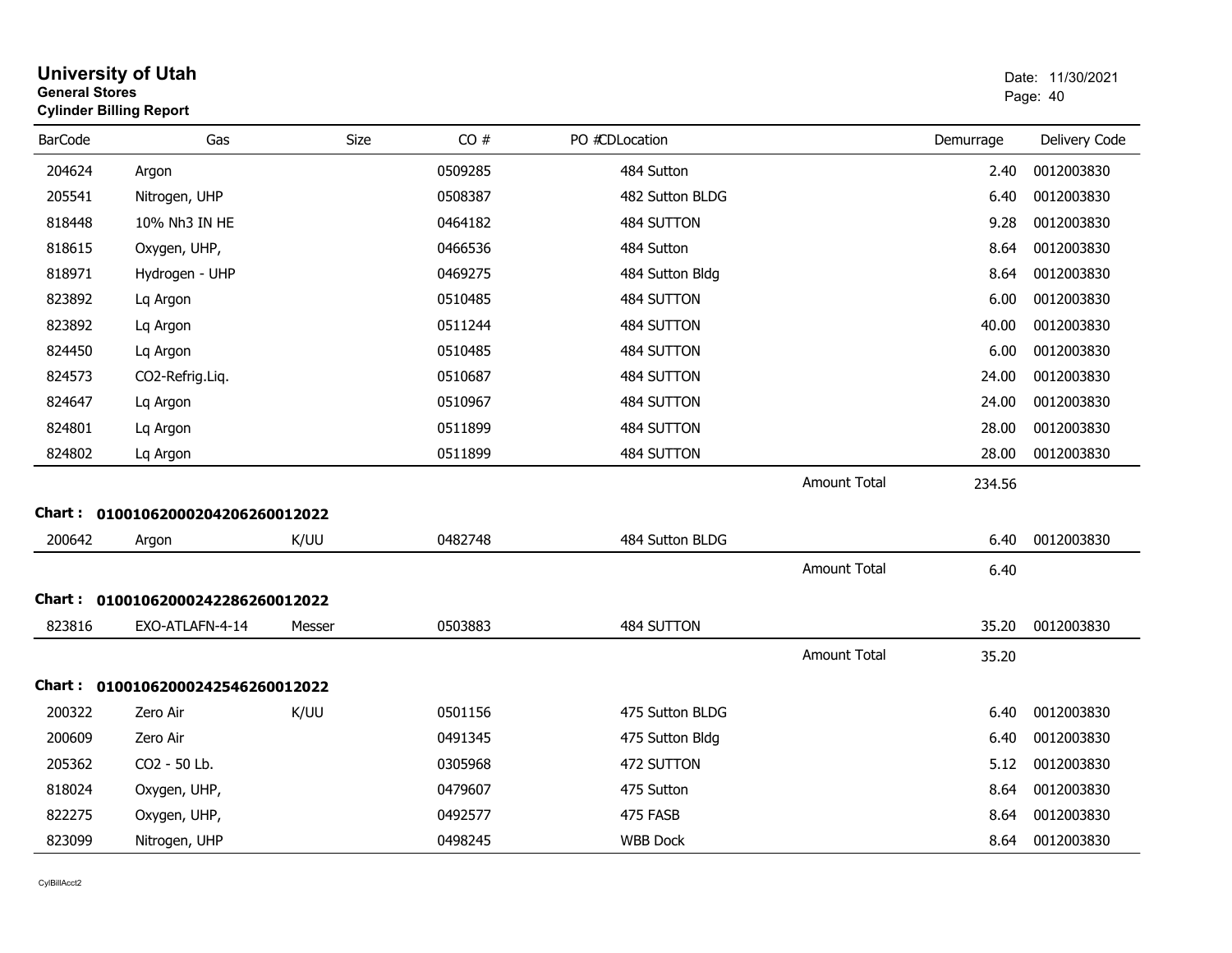# University of Utah

**General Stores**

**Cylinder Billing Report**

Date: 11/30/2021

| BarCode | Gas | Size | CO # | PO #CDLocation | | Demurrage | Delivery Code |
|---|---|---|---|---|---|---|---|
| 204624 | Argon | | 0509285 | 484 Sutton | | 2.40 | 0012003830 |
| 205541 | Nitrogen, UHP | | 0508387 | 482 Sutton BLDG | | 6.40 | 0012003830 |
| 818448 | 10% Nh3 IN HE | | 0464182 | 484 SUTTON | | 9.28 | 0012003830 |
| 818615 | Oxygen, UHP, | | 0466536 | 484 Sutton | | 8.64 | 0012003830 |
| 818971 | Hydrogen - UHP | | 0469275 | 484 Sutton Bldg | | 8.64 | 0012003830 |
| 823892 | Lq Argon | | 0510485 | 484 SUTTON | | 6.00 | 0012003830 |
| 823892 | Lq Argon | | 0511244 | 484 SUTTON | | 40.00 | 0012003830 |
| 824450 | Lq Argon | | 0510485 | 484 SUTTON | | 6.00 | 0012003830 |
| 824573 | CO2-Refrig.Liq. | | 0510687 | 484 SUTTON | | 24.00 | 0012003830 |
| 824647 | Lq Argon | | 0510967 | 484 SUTTON | | 24.00 | 0012003830 |
| 824801 | Lq Argon | | 0511899 | 484 SUTTON | | 28.00 | 0012003830 |
| 824802 | Lq Argon | | 0511899 | 484 SUTTON | | 28.00 | 0012003830 |
| | | | | | Amount Total | 234.56 | |

**Chart : 01001062000204206260012022**

| BarCode | Gas | Size | CO # | PO #CDLocation | | Demurrage | Delivery Code |
|---|---|---|---|---|---|---|---|
| 200642 | Argon | K/UU | 0482748 | 484 Sutton BLDG | | 6.40 | 0012003830 |
| | | | | | Amount Total | 6.40 | |

**Chart : 01001062000242286260012022**

| BarCode | Gas | Size | CO # | PO #CDLocation | | Demurrage | Delivery Code |
|---|---|---|---|---|---|---|---|
| 823816 | EXO-ATLAFN-4-14 | Messer | 0503883 | 484 SUTTON | | 35.20 | 0012003830 |
| | | | | | Amount Total | 35.20 | |

**Chart : 01001062000242546260012022**

| BarCode | Gas | Size | CO # | PO #CDLocation | | Demurrage | Delivery Code |
|---|---|---|---|---|---|---|---|
| 200322 | Zero Air | K/UU | 0501156 | 475 Sutton BLDG | | 6.40 | 0012003830 |
| 200609 | Zero Air | | 0491345 | 475 Sutton Bldg | | 6.40 | 0012003830 |
| 205362 | CO2 - 50 Lb. | | 0305968 | 472 SUTTON | | 5.12 | 0012003830 |
| 818024 | Oxygen, UHP, | | 0479607 | 475 Sutton | | 8.64 | 0012003830 |
| 822275 | Oxygen, UHP, | | 0492577 | 475 FASB | | 8.64 | 0012003830 |
| 823099 | Nitrogen, UHP | | 0498245 | WBB Dock | | 8.64 | 0012003830 |

CylBillAcct2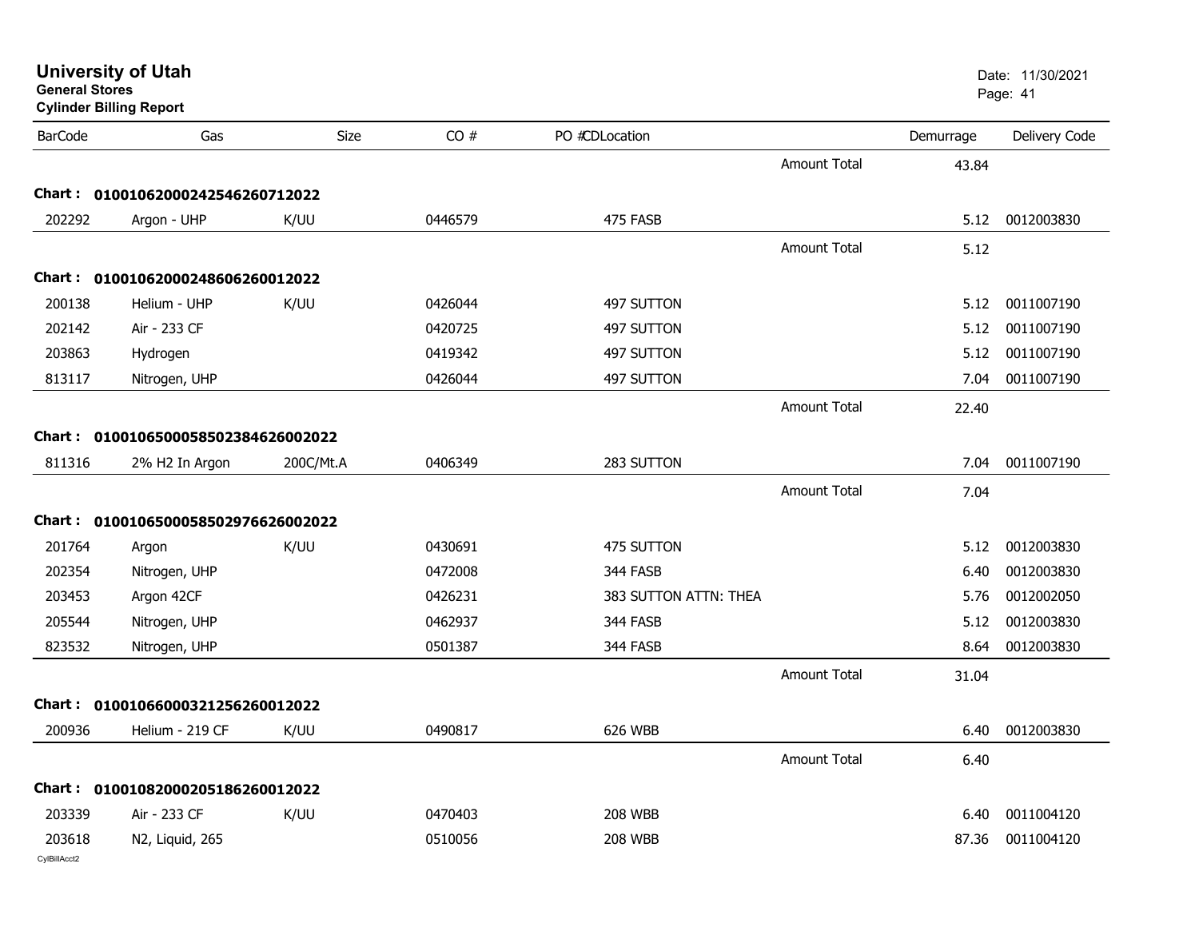# University of Utah

**General Stores**

**Cylinder Billing Report**

Date: 11/30/2021

| BarCode | Gas | Size | CO # | PO #CDLocation | | Demurrage | Delivery Code |
|---|---|---|---|---|---|---|---|
| | | | | | Amount Total | 43.84 | |
| **Chart :** | **01001062000242546260712022** | | | | | | |
| 202292 | Argon - UHP | K/UU | 0446579 | 475 FASB | | 5.12 | 0012003830 |
| | | | | | Amount Total | 5.12 | |
| **Chart :** | **01001062000248606260012022** | | | | | | |
| 200138 | Helium - UHP | K/UU | 0426044 | 497 SUTTON | | 5.12 | 0011007190 |
| 202142 | Air - 233 CF | | 0420725 | 497 SUTTON | | 5.12 | 0011007190 |
| 203863 | Hydrogen | | 0419342 | 497 SUTTON | | 5.12 | 0011007190 |
| 813117 | Nitrogen, UHP | | 0426044 | 497 SUTTON | | 7.04 | 0011007190 |
| | | | | | Amount Total | 22.40 | |
| **Chart :** | **01001065000585023846260020222** | | | | | | |
| 811316 | 2% H2 In Argon | 200C/Mt.A | 0406349 | 283 SUTTON | | 7.04 | 0011007190 |
| | | | | | Amount Total | 7.04 | |
| **Chart :** | **01001065000585029766260020222** | | | | | | |
| 201764 | Argon | K/UU | 0430691 | 475 SUTTON | | 5.12 | 0012003830 |
| 202354 | Nitrogen, UHP | | 0472008 | 344 FASB | | 6.40 | 0012003830 |
| 203453 | Argon 42CF | | 0426231 | 383 SUTTON ATTN: THEA | | 5.76 | 0012002050 |
| 205544 | Nitrogen, UHP | | 0462937 | 344 FASB | | 5.12 | 0012003830 |
| 823532 | Nitrogen, UHP | | 0501387 | 344 FASB | | 8.64 | 0012003830 |
| | | | | | Amount Total | 31.04 | |
| **Chart :** | **01001066000321256260012022** | | | | | | |
| 200936 | Helium - 219 CF | K/UU | 0490817 | 626 WBB | | 6.40 | 0012003830 |
| | | | | | Amount Total | 6.40 | |
| **Chart :** | **01001082000205186260012022** | | | | | | |
| 203339 | Air - 233 CF | K/UU | 0470403 | 208 WBB | | 6.40 | 0011004120 |
| 203618 | N2, Liquid, 265 | | 0510056 | 208 WBB | | 87.36 | 0011004120 |

CylBillAcct2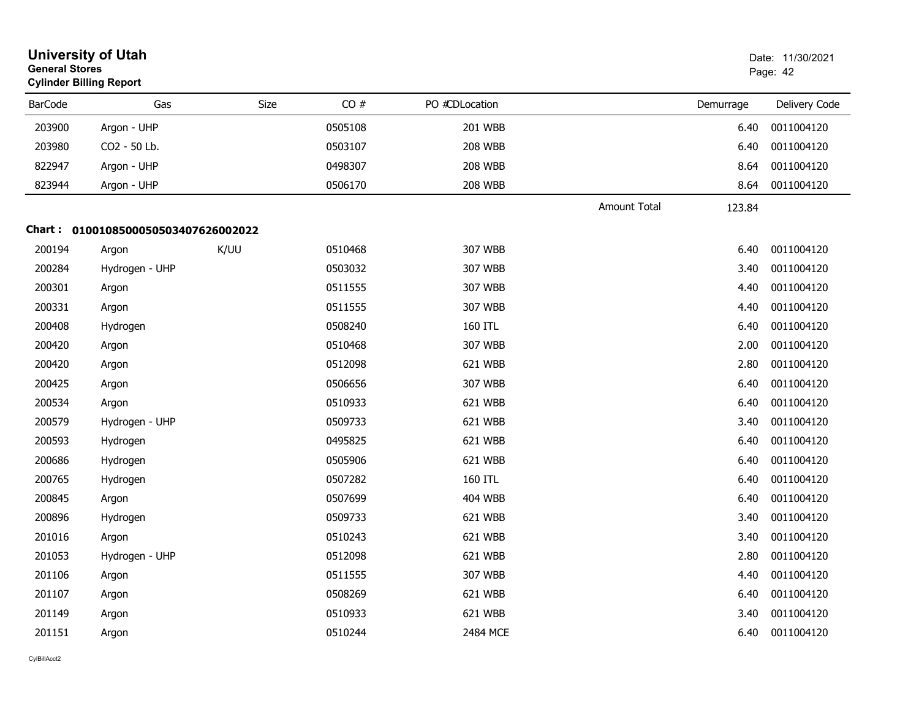# University of Utah

**General Stores**

**Cylinder Billing Report**

Date: 11/30/2021

| BarCode | Gas | Size | CO # | PO #CDLocation | | Demurrage | Delivery Code |
|---|---|---|---|---|---|---|---|
| 203900 | Argon - UHP | | 0505108 | 201 WBB | | 6.40 | 0011004120 |
| 203980 | CO2 - 50 Lb. | | 0503107 | 208 WBB | | 6.40 | 0011004120 |
| 822947 | Argon - UHP | | 0498307 | 208 WBB | | 8.64 | 0011004120 |
| 823944 | Argon - UHP | | 0506170 | 208 WBB | | 8.64 | 0011004120 |
| | | | | | Amount Total | 123.84 | |

**Chart : 01001085000505034076260020​22**

| BarCode | Gas | Size | CO # | PO #CDLocation | | Demurrage | Delivery Code |
|---|---|---|---|---|---|---|---|
| 200194 | Argon | K/UU | 0510468 | 307 WBB | | 6.40 | 0011004120 |
| 200284 | Hydrogen - UHP | | 0503032 | 307 WBB | | 3.40 | 0011004120 |
| 200301 | Argon | | 0511555 | 307 WBB | | 4.40 | 0011004120 |
| 200331 | Argon | | 0511555 | 307 WBB | | 4.40 | 0011004120 |
| 200408 | Hydrogen | | 0508240 | 160 ITL | | 6.40 | 0011004120 |
| 200420 | Argon | | 0510468 | 307 WBB | | 2.00 | 0011004120 |
| 200420 | Argon | | 0512098 | 621 WBB | | 2.80 | 0011004120 |
| 200425 | Argon | | 0506656 | 307 WBB | | 6.40 | 0011004120 |
| 200534 | Argon | | 0510933 | 621 WBB | | 6.40 | 0011004120 |
| 200579 | Hydrogen - UHP | | 0509733 | 621 WBB | | 3.40 | 0011004120 |
| 200593 | Hydrogen | | 0495825 | 621 WBB | | 6.40 | 0011004120 |
| 200686 | Hydrogen | | 0505906 | 621 WBB | | 6.40 | 0011004120 |
| 200765 | Hydrogen | | 0507282 | 160 ITL | | 6.40 | 0011004120 |
| 200845 | Argon | | 0507699 | 404 WBB | | 6.40 | 0011004120 |
| 200896 | Hydrogen | | 0509733 | 621 WBB | | 3.40 | 0011004120 |
| 201016 | Argon | | 0510243 | 621 WBB | | 3.40 | 0011004120 |
| 201053 | Hydrogen - UHP | | 0512098 | 621 WBB | | 2.80 | 0011004120 |
| 201106 | Argon | | 0511555 | 307 WBB | | 4.40 | 0011004120 |
| 201107 | Argon | | 0508269 | 621 WBB | | 6.40 | 0011004120 |
| 201149 | Argon | | 0510933 | 621 WBB | | 3.40 | 0011004120 |
| 201151 | Argon | | 0510244 | 2484 MCE | | 6.40 | 0011004120 |

CylBillAcct2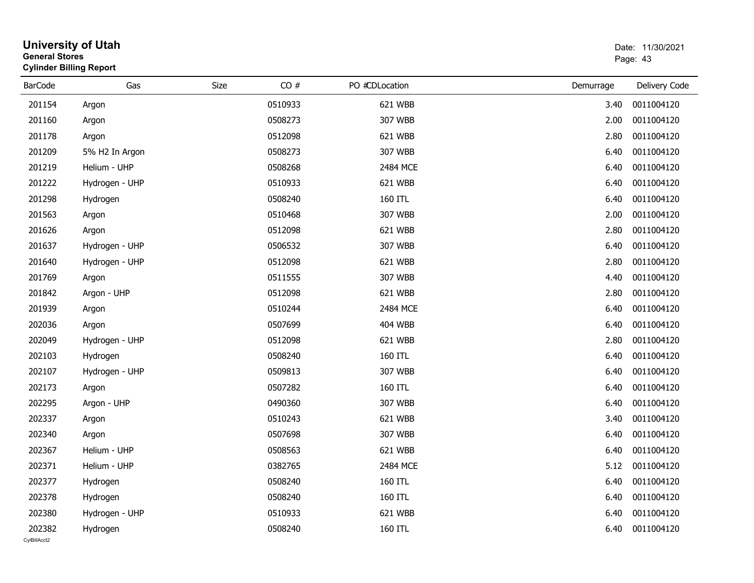# University of Utah
**General Stores**
**Cylinder Billing Report**

Date: 11/30/2021

| BarCode | Gas | Size | CO # | PO # | CDLocation | Demurrage | Delivery Code |
|---|---|---|---|---|---|---|---|
| 201154 | Argon | | 0510933 | | 621 WBB | 3.40 | 0011004120 |
| 201160 | Argon | | 0508273 | | 307 WBB | 2.00 | 0011004120 |
| 201178 | Argon | | 0512098 | | 621 WBB | 2.80 | 0011004120 |
| 201209 | 5% H2 In Argon | | 0508273 | | 307 WBB | 6.40 | 0011004120 |
| 201219 | Helium - UHP | | 0508268 | | 2484 MCE | 6.40 | 0011004120 |
| 201222 | Hydrogen - UHP | | 0510933 | | 621 WBB | 6.40 | 0011004120 |
| 201298 | Hydrogen | | 0508240 | | 160 ITL | 6.40 | 0011004120 |
| 201563 | Argon | | 0510468 | | 307 WBB | 2.00 | 0011004120 |
| 201626 | Argon | | 0512098 | | 621 WBB | 2.80 | 0011004120 |
| 201637 | Hydrogen - UHP | | 0506532 | | 307 WBB | 6.40 | 0011004120 |
| 201640 | Hydrogen - UHP | | 0512098 | | 621 WBB | 2.80 | 0011004120 |
| 201769 | Argon | | 0511555 | | 307 WBB | 4.40 | 0011004120 |
| 201842 | Argon - UHP | | 0512098 | | 621 WBB | 2.80 | 0011004120 |
| 201939 | Argon | | 0510244 | | 2484 MCE | 6.40 | 0011004120 |
| 202036 | Argon | | 0507699 | | 404 WBB | 6.40 | 0011004120 |
| 202049 | Hydrogen - UHP | | 0512098 | | 621 WBB | 2.80 | 0011004120 |
| 202103 | Hydrogen | | 0508240 | | 160 ITL | 6.40 | 0011004120 |
| 202107 | Hydrogen - UHP | | 0509813 | | 307 WBB | 6.40 | 0011004120 |
| 202173 | Argon | | 0507282 | | 160 ITL | 6.40 | 0011004120 |
| 202295 | Argon - UHP | | 0490360 | | 307 WBB | 6.40 | 0011004120 |
| 202337 | Argon | | 0510243 | | 621 WBB | 3.40 | 0011004120 |
| 202340 | Argon | | 0507698 | | 307 WBB | 6.40 | 0011004120 |
| 202367 | Helium - UHP | | 0508563 | | 621 WBB | 6.40 | 0011004120 |
| 202371 | Helium - UHP | | 0382765 | | 2484 MCE | 5.12 | 0011004120 |
| 202377 | Hydrogen | | 0508240 | | 160 ITL | 6.40 | 0011004120 |
| 202378 | Hydrogen | | 0508240 | | 160 ITL | 6.40 | 0011004120 |
| 202380 | Hydrogen - UHP | | 0510933 | | 621 WBB | 6.40 | 0011004120 |
| 202382 | Hydrogen | | 0508240 | | 160 ITL | 6.40 | 0011004120 |

CylBillAcct2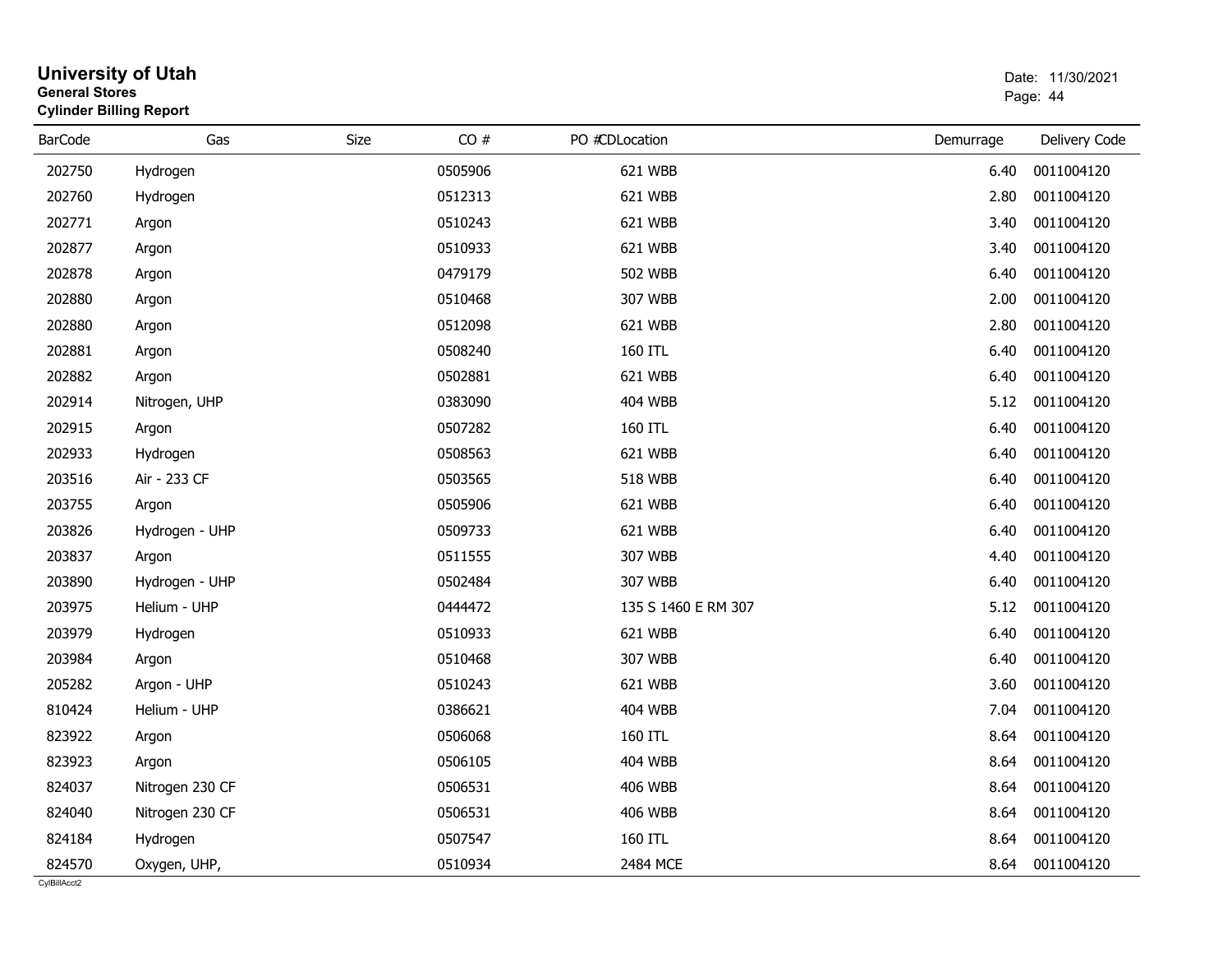# University of Utah
**General Stores**
**Cylinder Billing Report**

Date: 11/30/2021

| BarCode | Gas | Size | CO # | PO # | CDLocation | Demurrage | Delivery Code |
|---|---|---|---|---|---|---|---|
| 202750 | Hydrogen | | 0505906 | | 621 WBB | 6.40 | 0011004120 |
| 202760 | Hydrogen | | 0512313 | | 621 WBB | 2.80 | 0011004120 |
| 202771 | Argon | | 0510243 | | 621 WBB | 3.40 | 0011004120 |
| 202877 | Argon | | 0510933 | | 621 WBB | 3.40 | 0011004120 |
| 202878 | Argon | | 0479179 | | 502 WBB | 6.40 | 0011004120 |
| 202880 | Argon | | 0510468 | | 307 WBB | 2.00 | 0011004120 |
| 202880 | Argon | | 0512098 | | 621 WBB | 2.80 | 0011004120 |
| 202881 | Argon | | 0508240 | | 160 ITL | 6.40 | 0011004120 |
| 202882 | Argon | | 0502881 | | 621 WBB | 6.40 | 0011004120 |
| 202914 | Nitrogen, UHP | | 0383090 | | 404 WBB | 5.12 | 0011004120 |
| 202915 | Argon | | 0507282 | | 160 ITL | 6.40 | 0011004120 |
| 202933 | Hydrogen | | 0508563 | | 621 WBB | 6.40 | 0011004120 |
| 203516 | Air - 233 CF | | 0503565 | | 518 WBB | 6.40 | 0011004120 |
| 203755 | Argon | | 0505906 | | 621 WBB | 6.40 | 0011004120 |
| 203826 | Hydrogen - UHP | | 0509733 | | 621 WBB | 6.40 | 0011004120 |
| 203837 | Argon | | 0511555 | | 307 WBB | 4.40 | 0011004120 |
| 203890 | Hydrogen - UHP | | 0502484 | | 307 WBB | 6.40 | 0011004120 |
| 203975 | Helium - UHP | | 0444472 | | 135 S 1460 E RM 307 | 5.12 | 0011004120 |
| 203979 | Hydrogen | | 0510933 | | 621 WBB | 6.40 | 0011004120 |
| 203984 | Argon | | 0510468 | | 307 WBB | 6.40 | 0011004120 |
| 205282 | Argon - UHP | | 0510243 | | 621 WBB | 3.60 | 0011004120 |
| 810424 | Helium - UHP | | 0386621 | | 404 WBB | 7.04 | 0011004120 |
| 823922 | Argon | | 0506068 | | 160 ITL | 8.64 | 0011004120 |
| 823923 | Argon | | 0506105 | | 404 WBB | 8.64 | 0011004120 |
| 824037 | Nitrogen 230 CF | | 0506531 | | 406 WBB | 8.64 | 0011004120 |
| 824040 | Nitrogen 230 CF | | 0506531 | | 406 WBB | 8.64 | 0011004120 |
| 824184 | Hydrogen | | 0507547 | | 160 ITL | 8.64 | 0011004120 |
| 824570 | Oxygen, UHP, | | 0510934 | | 2484 MCE | 8.64 | 0011004120 |

CylBillAcct2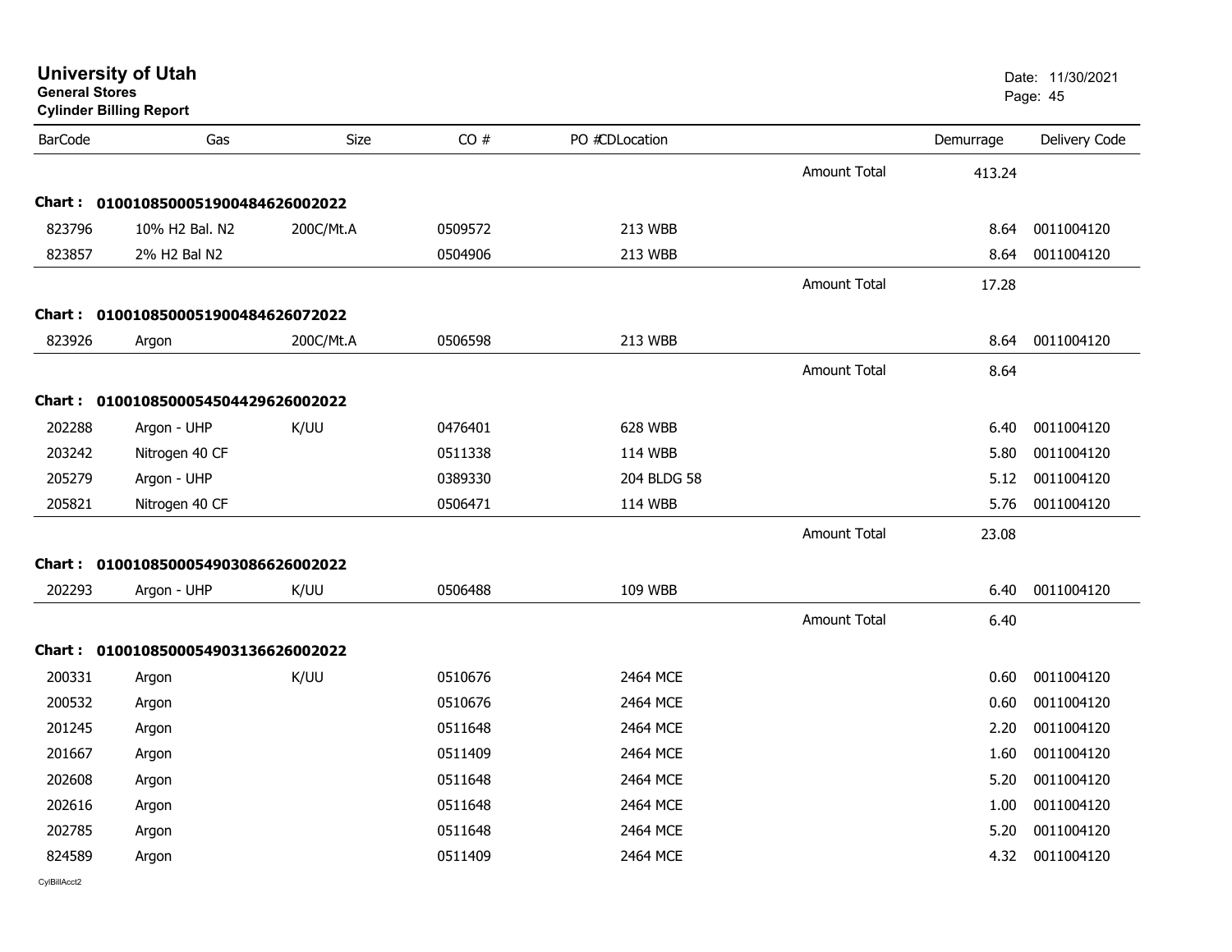# University of Utah

**General Stores**

**Cylinder Billing Report**

Date: 11/30/2021

| BarCode | Gas | Size | CO # | PO #CDLocation | | Demurrage | Delivery Code |
|---|---|---|---|---|---|---|---|
| | | | | | Amount Total | 413.24 | |
| **Chart :** | **0100108500051900484626002022** | | | | | | |
| 823796 | 10% H2 Bal. N2 | 200C/Mt.A | 0509572 | 213 WBB | | 8.64 | 0011004120 |
| 823857 | 2% H2 Bal N2 | | 0504906 | 213 WBB | | 8.64 | 0011004120 |
| | | | | | Amount Total | 17.28 | |
| **Chart :** | **0100108500051900484626072022** | | | | | | |
| 823926 | Argon | 200C/Mt.A | 0506598 | 213 WBB | | 8.64 | 0011004120 |
| | | | | | Amount Total | 8.64 | |
| **Chart :** | **0100108500054504429626002022** | | | | | | |
| 202288 | Argon - UHP | K/UU | 0476401 | 628 WBB | | 6.40 | 0011004120 |
| 203242 | Nitrogen 40 CF | | 0511338 | 114 WBB | | 5.80 | 0011004120 |
| 205279 | Argon - UHP | | 0389330 | 204 BLDG 58 | | 5.12 | 0011004120 |
| 205821 | Nitrogen 40 CF | | 0506471 | 114 WBB | | 5.76 | 0011004120 |
| | | | | | Amount Total | 23.08 | |
| **Chart :** | **0100108500054903086626002022** | | | | | | |
| 202293 | Argon - UHP | K/UU | 0506488 | 109 WBB | | 6.40 | 0011004120 |
| | | | | | Amount Total | 6.40 | |
| **Chart :** | **0100108500054903136626002022** | | | | | | |
| 200331 | Argon | K/UU | 0510676 | 2464 MCE | | 0.60 | 0011004120 |
| 200532 | Argon | | 0510676 | 2464 MCE | | 0.60 | 0011004120 |
| 201245 | Argon | | 0511648 | 2464 MCE | | 2.20 | 0011004120 |
| 201667 | Argon | | 0511409 | 2464 MCE | | 1.60 | 0011004120 |
| 202608 | Argon | | 0511648 | 2464 MCE | | 5.20 | 0011004120 |
| 202616 | Argon | | 0511648 | 2464 MCE | | 1.00 | 0011004120 |
| 202785 | Argon | | 0511648 | 2464 MCE | | 5.20 | 0011004120 |
| 824589 | Argon | | 0511409 | 2464 MCE | | 4.32 | 0011004120 |

CylBillAcct2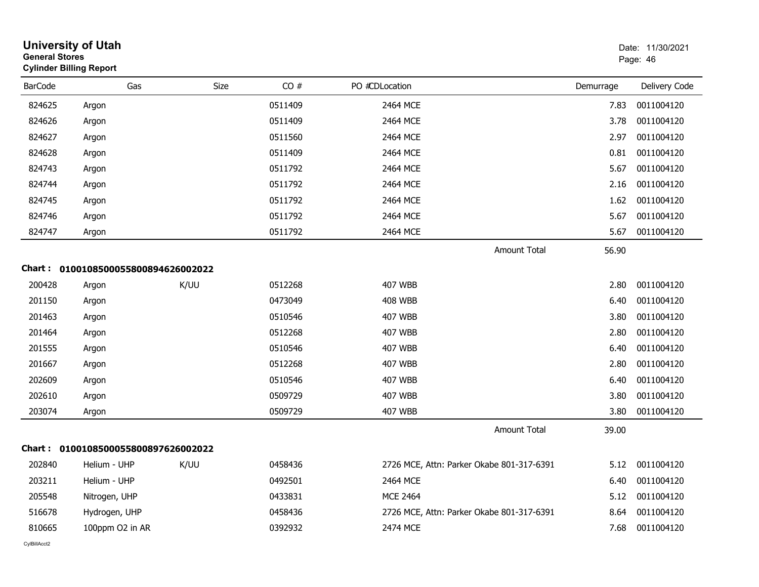# University of Utah
**General Stores**
**Cylinder Billing Report**

Date: 11/30/2021

| BarCode | Gas | Size | CO # | PO #CDLocation | Demurrage | Delivery Code |
|---|---|---|---|---|---|---|
| 824625 | Argon | | 0511409 | 2464 MCE | 7.83 | 0011004120 |
| 824626 | Argon | | 0511409 | 2464 MCE | 3.78 | 0011004120 |
| 824627 | Argon | | 0511560 | 2464 MCE | 2.97 | 0011004120 |
| 824628 | Argon | | 0511409 | 2464 MCE | 0.81 | 0011004120 |
| 824743 | Argon | | 0511792 | 2464 MCE | 5.67 | 0011004120 |
| 824744 | Argon | | 0511792 | 2464 MCE | 2.16 | 0011004120 |
| 824745 | Argon | | 0511792 | 2464 MCE | 1.62 | 0011004120 |
| 824746 | Argon | | 0511792 | 2464 MCE | 5.67 | 0011004120 |
| 824747 | Argon | | 0511792 | 2464 MCE | 5.67 | 0011004120 |
| | | | | Amount Total | 56.90 | |

**Chart : 01001085000558008946260022022**

| BarCode | Gas | Size | CO # | PO #CDLocation | Demurrage | Delivery Code |
|---|---|---|---|---|---|---|
| 200428 | Argon | K/UU | 0512268 | 407 WBB | 2.80 | 0011004120 |
| 201150 | Argon | | 0473049 | 408 WBB | 6.40 | 0011004120 |
| 201463 | Argon | | 0510546 | 407 WBB | 3.80 | 0011004120 |
| 201464 | Argon | | 0512268 | 407 WBB | 2.80 | 0011004120 |
| 201555 | Argon | | 0510546 | 407 WBB | 6.40 | 0011004120 |
| 201667 | Argon | | 0512268 | 407 WBB | 2.80 | 0011004120 |
| 202609 | Argon | | 0510546 | 407 WBB | 6.40 | 0011004120 |
| 202610 | Argon | | 0509729 | 407 WBB | 3.80 | 0011004120 |
| 203074 | Argon | | 0509729 | 407 WBB | 3.80 | 0011004120 |
| | | | | Amount Total | 39.00 | |

**Chart : 01001085000558008976260022022**

| BarCode | Gas | Size | CO # | PO #CDLocation | Demurrage | Delivery Code |
|---|---|---|---|---|---|---|
| 202840 | Helium - UHP | K/UU | 0458436 | 2726 MCE, Attn: Parker Okabe 801-317-6391 | 5.12 | 0011004120 |
| 203211 | Helium - UHP | | 0492501 | 2464 MCE | 6.40 | 0011004120 |
| 205548 | Nitrogen, UHP | | 0433831 | MCE 2464 | 5.12 | 0011004120 |
| 516678 | Hydrogen, UHP | | 0458436 | 2726 MCE, Attn: Parker Okabe 801-317-6391 | 8.64 | 0011004120 |
| 810665 | 100ppm O2 in AR | | 0392932 | 2474 MCE | 7.68 | 0011004120 |

CylBillAcct2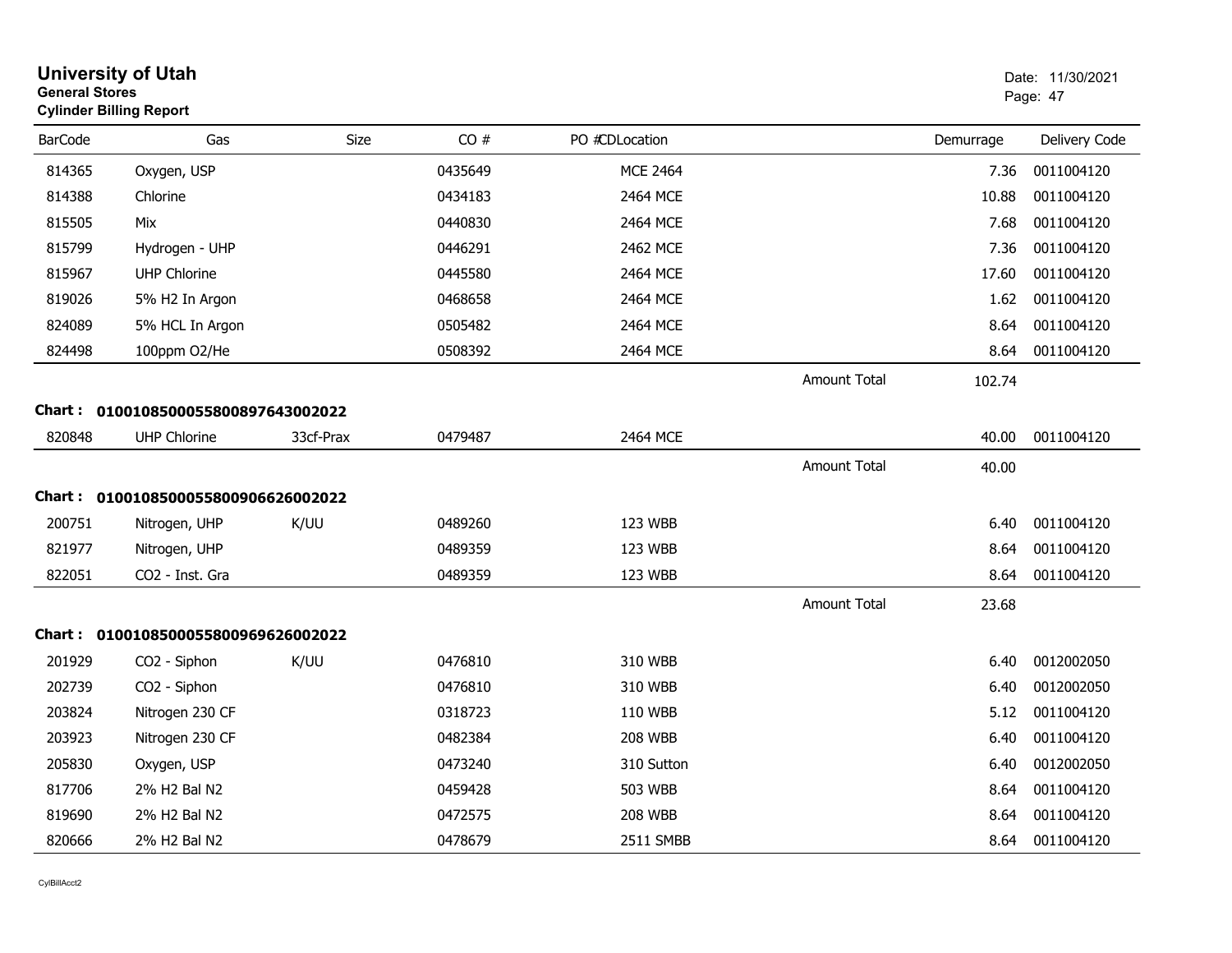# University of Utah
**General Stores**
**Cylinder Billing Report**

Date: 11/30/2021

| BarCode | Gas | Size | CO # | PO #CDLocation | | Demurrage | Delivery Code |
|---|---|---|---|---|---|---|---|
| 814365 | Oxygen, USP | | 0435649 | MCE 2464 | | 7.36 | 0011004120 |
| 814388 | Chlorine | | 0434183 | 2464 MCE | | 10.88 | 0011004120 |
| 815505 | Mix | | 0440830 | 2464 MCE | | 7.68 | 0011004120 |
| 815799 | Hydrogen - UHP | | 0446291 | 2462 MCE | | 7.36 | 0011004120 |
| 815967 | UHP Chlorine | | 0445580 | 2464 MCE | | 17.60 | 0011004120 |
| 819026 | 5% H2 In Argon | | 0468658 | 2464 MCE | | 1.62 | 0011004120 |
| 824089 | 5% HCL In Argon | | 0505482 | 2464 MCE | | 8.64 | 0011004120 |
| 824498 | 100ppm O2/He | | 0508392 | 2464 MCE | | 8.64 | 0011004120 |
| | | | | | Amount Total | 102.74 | |

**Chart : 0100108500055800897643002022**

| BarCode | Gas | Size | CO # | PO #CDLocation | | Demurrage | Delivery Code |
|---|---|---|---|---|---|---|---|
| 820848 | UHP Chlorine | 33cf-Prax | 0479487 | 2464 MCE | | 40.00 | 0011004120 |
| | | | | | Amount Total | 40.00 | |

**Chart : 0100108500055800906626002022**

| BarCode | Gas | Size | CO # | PO #CDLocation | | Demurrage | Delivery Code |
|---|---|---|---|---|---|---|---|
| 200751 | Nitrogen, UHP | K/UU | 0489260 | 123 WBB | | 6.40 | 0011004120 |
| 821977 | Nitrogen, UHP | | 0489359 | 123 WBB | | 8.64 | 0011004120 |
| 822051 | CO2 - Inst. Gra | | 0489359 | 123 WBB | | 8.64 | 0011004120 |
| | | | | | Amount Total | 23.68 | |

**Chart : 0100108500055800969626002022**

| BarCode | Gas | Size | CO # | PO #CDLocation | | Demurrage | Delivery Code |
|---|---|---|---|---|---|---|---|
| 201929 | CO2 - Siphon | K/UU | 0476810 | 310 WBB | | 6.40 | 0012002050 |
| 202739 | CO2 - Siphon | | 0476810 | 310 WBB | | 6.40 | 0012002050 |
| 203824 | Nitrogen 230 CF | | 0318723 | 110 WBB | | 5.12 | 0011004120 |
| 203923 | Nitrogen 230 CF | | 0482384 | 208 WBB | | 6.40 | 0011004120 |
| 205830 | Oxygen, USP | | 0473240 | 310 Sutton | | 6.40 | 0012002050 |
| 817706 | 2% H2 Bal N2 | | 0459428 | 503 WBB | | 8.64 | 0011004120 |
| 819690 | 2% H2 Bal N2 | | 0472575 | 208 WBB | | 8.64 | 0011004120 |
| 820666 | 2% H2 Bal N2 | | 0478679 | 2511 SMBB | | 8.64 | 0011004120 |

CylBillAcct2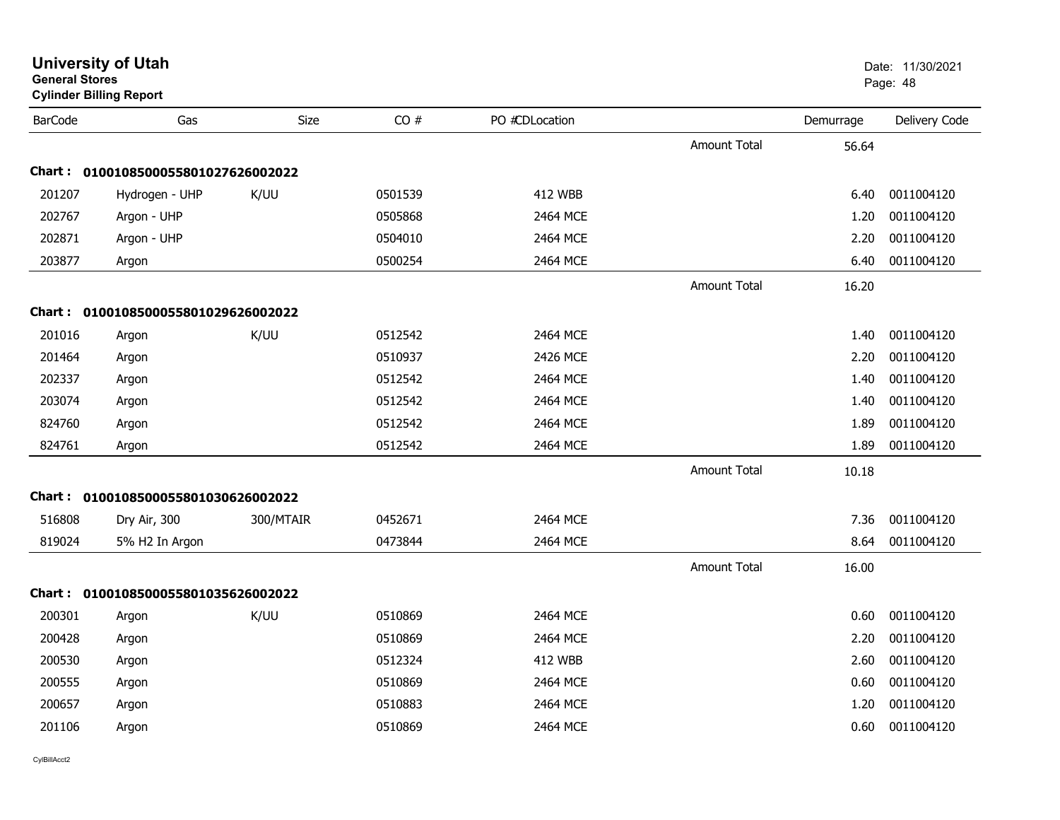**University of Utah**
**General Stores**
**Cylinder Billing Report**

Date: 11/30/2021

| BarCode | Gas | Size | CO # | PO #CDLocation | | Demurrage | Delivery Code |
|---|---|---|---|---|---|---|---|
| | | | | | Amount Total | 56.64 | |
| **Chart :** | **0100108500055801027626002022** | | | | | | |
| 201207 | Hydrogen - UHP | K/UU | 0501539 | 412 WBB | | 6.40 | 0011004120 |
| 202767 | Argon - UHP | | 0505868 | 2464 MCE | | 1.20 | 0011004120 |
| 202871 | Argon - UHP | | 0504010 | 2464 MCE | | 2.20 | 0011004120 |
| 203877 | Argon | | 0500254 | 2464 MCE | | 6.40 | 0011004120 |
| | | | | | Amount Total | 16.20 | |
| **Chart :** | **0100108500055801029626002022** | | | | | | |
| 201016 | Argon | K/UU | 0512542 | 2464 MCE | | 1.40 | 0011004120 |
| 201464 | Argon | | 0510937 | 2426 MCE | | 2.20 | 0011004120 |
| 202337 | Argon | | 0512542 | 2464 MCE | | 1.40 | 0011004120 |
| 203074 | Argon | | 0512542 | 2464 MCE | | 1.40 | 0011004120 |
| 824760 | Argon | | 0512542 | 2464 MCE | | 1.89 | 0011004120 |
| 824761 | Argon | | 0512542 | 2464 MCE | | 1.89 | 0011004120 |
| | | | | | Amount Total | 10.18 | |
| **Chart :** | **0100108500055801030626002022** | | | | | | |
| 516808 | Dry Air, 300 | 300/MTAIR | 0452671 | 2464 MCE | | 7.36 | 0011004120 |
| 819024 | 5% H2 In Argon | | 0473844 | 2464 MCE | | 8.64 | 0011004120 |
| | | | | | Amount Total | 16.00 | |
| **Chart :** | **0100108500055801035626002022** | | | | | | |
| 200301 | Argon | K/UU | 0510869 | 2464 MCE | | 0.60 | 0011004120 |
| 200428 | Argon | | 0510869 | 2464 MCE | | 2.20 | 0011004120 |
| 200530 | Argon | | 0512324 | 412 WBB | | 2.60 | 0011004120 |
| 200555 | Argon | | 0510869 | 2464 MCE | | 0.60 | 0011004120 |
| 200657 | Argon | | 0510883 | 2464 MCE | | 1.20 | 0011004120 |
| 201106 | Argon | | 0510869 | 2464 MCE | | 0.60 | 0011004120 |

CylBillAcct2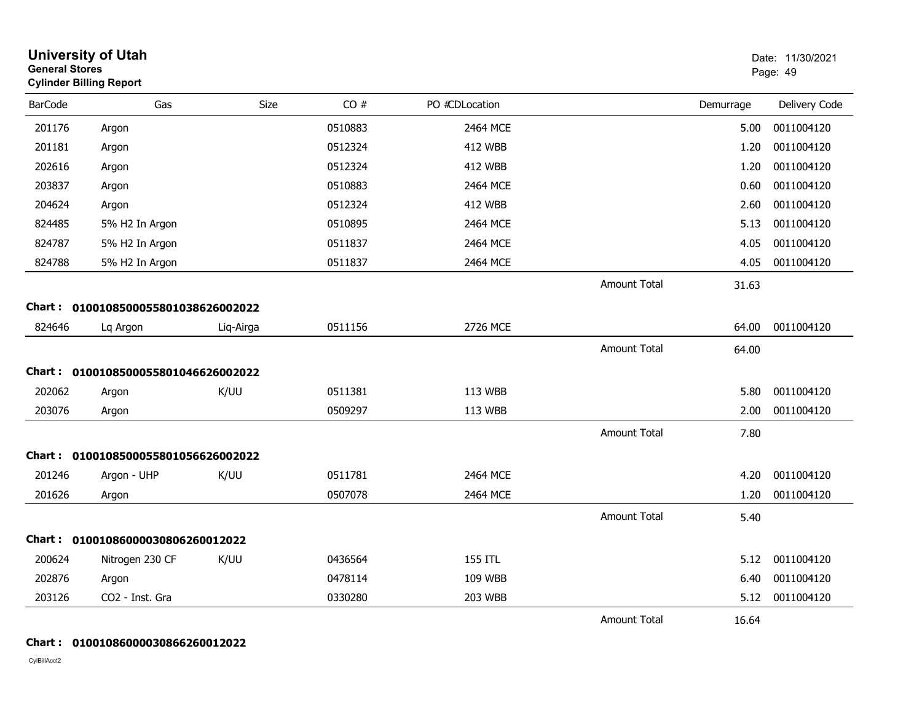# University of Utah
**General Stores**
**Cylinder Billing Report**

Date: 11/30/2021

| BarCode | Gas | Size | CO # | PO # | CDLocation | | Demurrage | Delivery Code |
|---|---|---|---|---|---|---|---|---|
| 201176 | Argon | | 0510883 | | 2464 MCE | | 5.00 | 0011004120 |
| 201181 | Argon | | 0512324 | | 412 WBB | | 1.20 | 0011004120 |
| 202616 | Argon | | 0512324 | | 412 WBB | | 1.20 | 0011004120 |
| 203837 | Argon | | 0510883 | | 2464 MCE | | 0.60 | 0011004120 |
| 204624 | Argon | | 0512324 | | 412 WBB | | 2.60 | 0011004120 |
| 824485 | 5% H2 In Argon | | 0510895 | | 2464 MCE | | 5.13 | 0011004120 |
| 824787 | 5% H2 In Argon | | 0511837 | | 2464 MCE | | 4.05 | 0011004120 |
| 824788 | 5% H2 In Argon | | 0511837 | | 2464 MCE | | 4.05 | 0011004120 |
| | | | | | | Amount Total | 31.63 | |

**Chart : 01001085000558010386260022022**

| BarCode | Gas | Size | CO # | PO # | CDLocation | | Demurrage | Delivery Code |
|---|---|---|---|---|---|---|---|---|
| 824646 | Lq Argon | Liq-Airga | 0511156 | | 2726 MCE | | 64.00 | 0011004120 |
| | | | | | | Amount Total | 64.00 | |

**Chart : 01001085000558010466260022022**

| BarCode | Gas | Size | CO # | PO # | CDLocation | | Demurrage | Delivery Code |
|---|---|---|---|---|---|---|---|---|
| 202062 | Argon | K/UU | 0511381 | | 113 WBB | | 5.80 | 0011004120 |
| 203076 | Argon | | 0509297 | | 113 WBB | | 2.00 | 0011004120 |
| | | | | | | Amount Total | 7.80 | |

**Chart : 01001085000558010566260022022**

| BarCode | Gas | Size | CO # | PO # | CDLocation | | Demurrage | Delivery Code |
|---|---|---|---|---|---|---|---|---|
| 201246 | Argon - UHP | K/UU | 0511781 | | 2464 MCE | | 4.20 | 0011004120 |
| 201626 | Argon | | 0507078 | | 2464 MCE | | 1.20 | 0011004120 |
| | | | | | | Amount Total | 5.40 | |

**Chart : 01001086000030806260012022**

| BarCode | Gas | Size | CO # | PO # | CDLocation | | Demurrage | Delivery Code |
|---|---|---|---|---|---|---|---|---|
| 200624 | Nitrogen 230 CF | K/UU | 0436564 | | 155 ITL | | 5.12 | 0011004120 |
| 202876 | Argon | | 0478114 | | 109 WBB | | 6.40 | 0011004120 |
| 203126 | CO2 - Inst. Gra | | 0330280 | | 203 WBB | | 5.12 | 0011004120 |
| | | | | | | Amount Total | 16.64 | |

**Chart : 01001086000030866260012022**

CylBillAcct2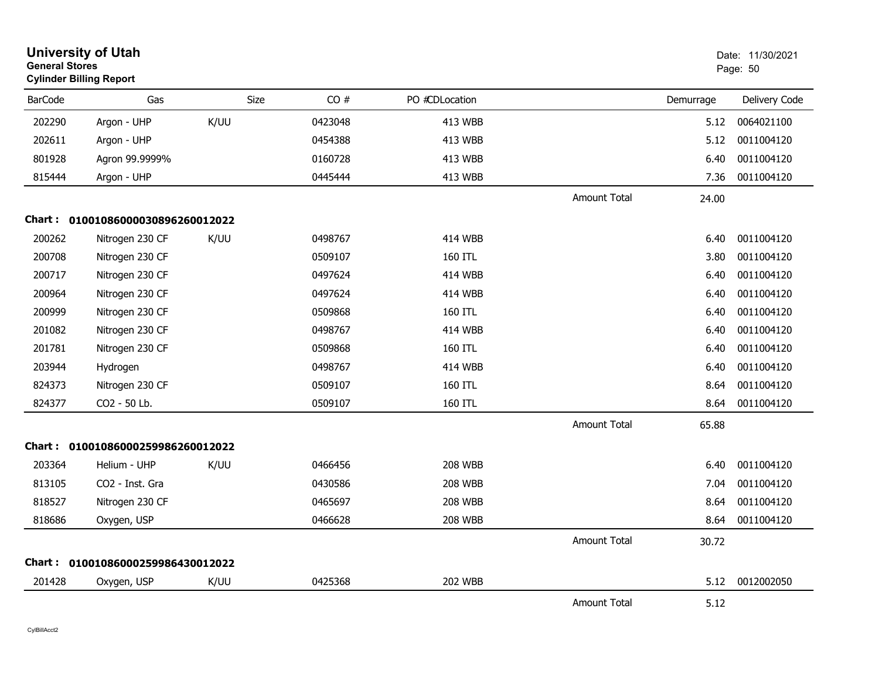# University of Utah

**General Stores**

**Cylinder Billing Report**

Date: 11/30/2021

| BarCode | Gas | Size | CO # | PO # | CDLocation | | Demurrage | Delivery Code |
|---|---|---|---|---|---|---|---|---|
| 202290 | Argon - UHP | K/UU | 0423048 | | 413 WBB | | 5.12 | 0064021100 |
| 202611 | Argon - UHP | | 0454388 | | 413 WBB | | 5.12 | 0011004120 |
| 801928 | Agron 99.9999% | | 0160728 | | 413 WBB | | 6.40 | 0011004120 |
| 815444 | Argon - UHP | | 0445444 | | 413 WBB | | 7.36 | 0011004120 |
| | | | | | | Amount Total | 24.00 | |

**Chart : 01001086000030896260012022**

| BarCode | Gas | Size | CO # | PO # | CDLocation | | Demurrage | Delivery Code |
|---|---|---|---|---|---|---|---|---|
| 200262 | Nitrogen 230 CF | K/UU | 0498767 | | 414 WBB | | 6.40 | 0011004120 |
| 200708 | Nitrogen 230 CF | | 0509107 | | 160 ITL | | 3.80 | 0011004120 |
| 200717 | Nitrogen 230 CF | | 0497624 | | 414 WBB | | 6.40 | 0011004120 |
| 200964 | Nitrogen 230 CF | | 0497624 | | 414 WBB | | 6.40 | 0011004120 |
| 200999 | Nitrogen 230 CF | | 0509868 | | 160 ITL | | 6.40 | 0011004120 |
| 201082 | Nitrogen 230 CF | | 0498767 | | 414 WBB | | 6.40 | 0011004120 |
| 201781 | Nitrogen 230 CF | | 0509868 | | 160 ITL | | 6.40 | 0011004120 |
| 203944 | Hydrogen | | 0498767 | | 414 WBB | | 6.40 | 0011004120 |
| 824373 | Nitrogen 230 CF | | 0509107 | | 160 ITL | | 8.64 | 0011004120 |
| 824377 | CO2 - 50 Lb. | | 0509107 | | 160 ITL | | 8.64 | 0011004120 |
| | | | | | | Amount Total | 65.88 | |

**Chart : 01001086000259986260012022**

| BarCode | Gas | Size | CO # | PO # | CDLocation | | Demurrage | Delivery Code |
|---|---|---|---|---|---|---|---|---|
| 203364 | Helium - UHP | K/UU | 0466456 | | 208 WBB | | 6.40 | 0011004120 |
| 813105 | CO2 - Inst. Gra | | 0430586 | | 208 WBB | | 7.04 | 0011004120 |
| 818527 | Nitrogen 230 CF | | 0465697 | | 208 WBB | | 8.64 | 0011004120 |
| 818686 | Oxygen, USP | | 0466628 | | 208 WBB | | 8.64 | 0011004120 |
| | | | | | | Amount Total | 30.72 | |

**Chart : 01001086000259986430012022**

| BarCode | Gas | Size | CO # | PO # | CDLocation | | Demurrage | Delivery Code |
|---|---|---|---|---|---|---|---|---|
| 201428 | Oxygen, USP | K/UU | 0425368 | | 202 WBB | | 5.12 | 0012002050 |
| | | | | | | Amount Total | 5.12 | |

CylBillAcct2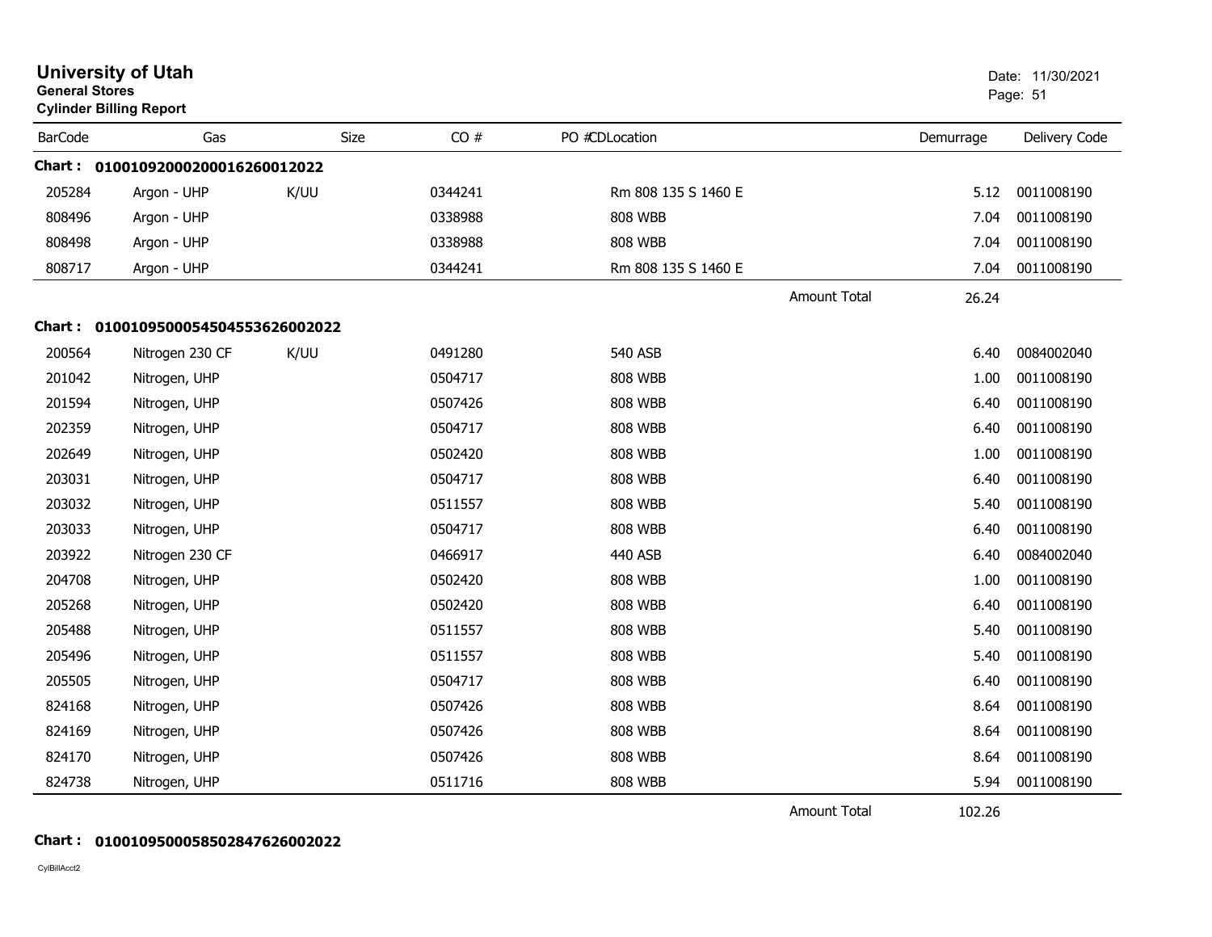**University of Utah**
**General Stores**
**Cylinder Billing Report**

Date: 11/30/2021

| BarCode | Gas | Size | CO # | PO #CDLocation | | Demurrage | Delivery Code |
|---|---|---|---|---|---|---|---|
| **Chart : 01001092000200016260012022** | | | | | | | |
| 205284 | Argon - UHP | K/UU | 0344241 | Rm 808 135 S 1460 E | | 5.12 | 0011008190 |
| 808496 | Argon - UHP | | 0338988 | 808 WBB | | 7.04 | 0011008190 |
| 808498 | Argon - UHP | | 0338988 | 808 WBB | | 7.04 | 0011008190 |
| 808717 | Argon - UHP | | 0344241 | Rm 808 135 S 1460 E | | 7.04 | 0011008190 |
| | | | | | Amount Total | 26.24 | |
| **Chart : 01001095000545045536260022022** | | | | | | | |
| 200564 | Nitrogen 230 CF | K/UU | 0491280 | 540 ASB | | 6.40 | 0084002040 |
| 201042 | Nitrogen, UHP | | 0504717 | 808 WBB | | 1.00 | 0011008190 |
| 201594 | Nitrogen, UHP | | 0507426 | 808 WBB | | 6.40 | 0011008190 |
| 202359 | Nitrogen, UHP | | 0504717 | 808 WBB | | 6.40 | 0011008190 |
| 202649 | Nitrogen, UHP | | 0502420 | 808 WBB | | 1.00 | 0011008190 |
| 203031 | Nitrogen, UHP | | 0504717 | 808 WBB | | 6.40 | 0011008190 |
| 203032 | Nitrogen, UHP | | 0511557 | 808 WBB | | 5.40 | 0011008190 |
| 203033 | Nitrogen, UHP | | 0504717 | 808 WBB | | 6.40 | 0011008190 |
| 203922 | Nitrogen 230 CF | | 0466917 | 440 ASB | | 6.40 | 0084002040 |
| 204708 | Nitrogen, UHP | | 0502420 | 808 WBB | | 1.00 | 0011008190 |
| 205268 | Nitrogen, UHP | | 0502420 | 808 WBB | | 6.40 | 0011008190 |
| 205488 | Nitrogen, UHP | | 0511557 | 808 WBB | | 5.40 | 0011008190 |
| 205496 | Nitrogen, UHP | | 0511557 | 808 WBB | | 5.40 | 0011008190 |
| 205505 | Nitrogen, UHP | | 0504717 | 808 WBB | | 6.40 | 0011008190 |
| 824168 | Nitrogen, UHP | | 0507426 | 808 WBB | | 8.64 | 0011008190 |
| 824169 | Nitrogen, UHP | | 0507426 | 808 WBB | | 8.64 | 0011008190 |
| 824170 | Nitrogen, UHP | | 0507426 | 808 WBB | | 8.64 | 0011008190 |
| 824738 | Nitrogen, UHP | | 0511716 | 808 WBB | | 5.94 | 0011008190 |
| | | | | | Amount Total | 102.26 | |

**Chart : 01001095000585028476260022022**

CylBillAcct2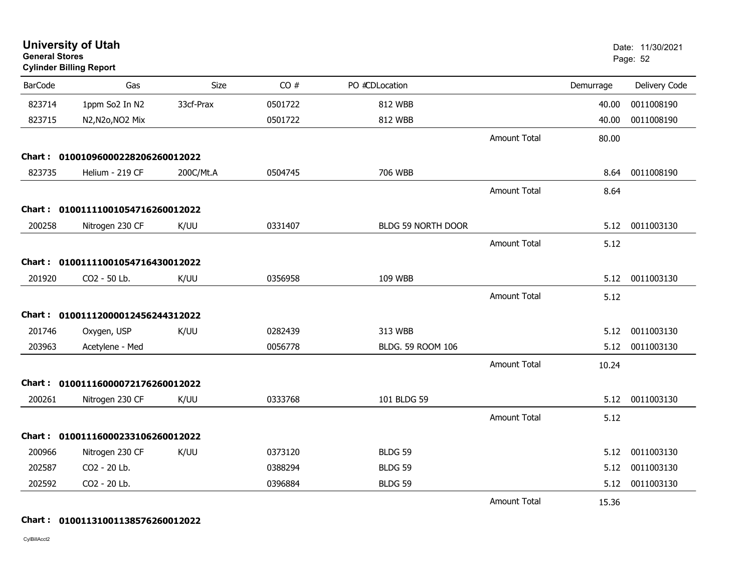# University of Utah

**General Stores**

**Cylinder Billing Report**

Date: 11/30/2021

| BarCode | Gas | Size | CO # | PO #CDLocation | | Demurrage | Delivery Code |
|---|---|---|---|---|---|---|---|
| 823714 | 1ppm So2 In N2 | 33cf-Prax | 0501722 | 812 WBB | | 40.00 | 0011008190 |
| 823715 | N2,N2o,NO2 Mix | | 0501722 | 812 WBB | | 40.00 | 0011008190 |
| | | | | | Amount Total | 80.00 | |
| **Chart : 01001096000228206260012022** | | | | | | | |
| 823735 | Helium - 219 CF | 200C/Mt.A | 0504745 | 706 WBB | | 8.64 | 0011008190 |
| | | | | | Amount Total | 8.64 | |
| **Chart : 01001110010547162600122022** | | | | | | | |
| 200258 | Nitrogen 230 CF | K/UU | 0331407 | BLDG 59 NORTH DOOR | | 5.12 | 0011003130 |
| | | | | | Amount Total | 5.12 | |
| **Chart : 01001110010547164300122022** | | | | | | | |
| 201920 | CO2 - 50 Lb. | K/UU | 0356958 | 109 WBB | | 5.12 | 0011003130 |
| | | | | | Amount Total | 5.12 | |
| **Chart : 01001112000012456244312022** | | | | | | | |
| 201746 | Oxygen, USP | K/UU | 0282439 | 313 WBB | | 5.12 | 0011003130 |
| 203963 | Acetylene - Med | | 0056778 | BLDG. 59 ROOM 106 | | 5.12 | 0011003130 |
| | | | | | Amount Total | 10.24 | |
| **Chart : 01001116000072176260012022** | | | | | | | |
| 200261 | Nitrogen 230 CF | K/UU | 0333768 | 101 BLDG 59 | | 5.12 | 0011003130 |
| | | | | | Amount Total | 5.12 | |
| **Chart : 01001116000233106260012022** | | | | | | | |
| 200966 | Nitrogen 230 CF | K/UU | 0373120 | BLDG 59 | | 5.12 | 0011003130 |
| 202587 | CO2 - 20 Lb. | | 0388294 | BLDG 59 | | 5.12 | 0011003130 |
| 202592 | CO2 - 20 Lb. | | 0396884 | BLDG 59 | | 5.12 | 0011003130 |
| | | | | | Amount Total | 15.36 | |
| **Chart : 01001131001138576260012022** | | | | | | | |

CylBillAcct2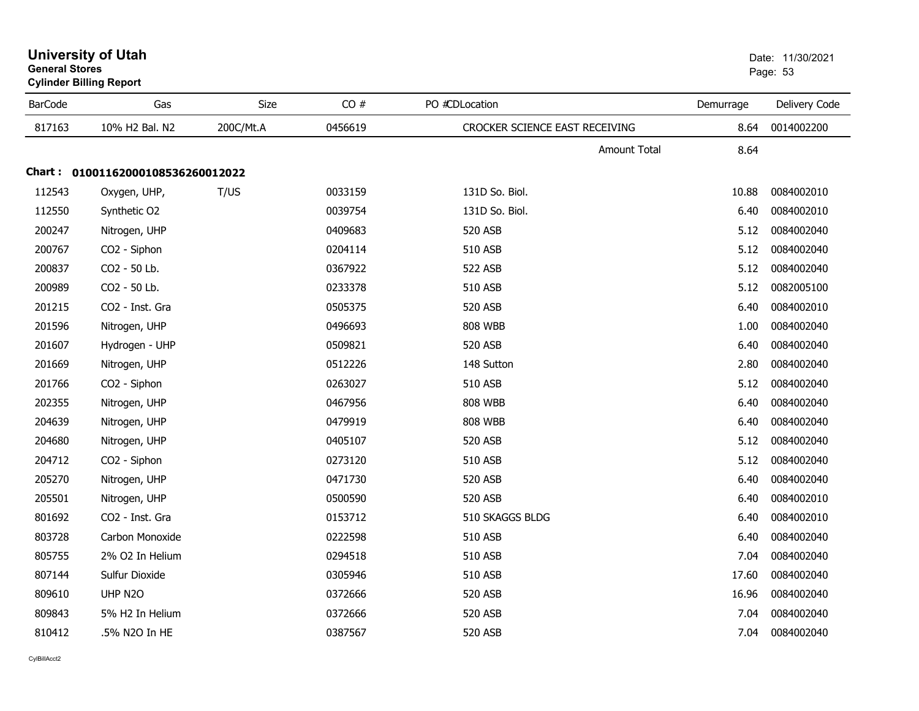# University of Utah

**General Stores**

**Cylinder Billing Report**

| BarCode | Gas | Size | CO # | PO # | CD | Location | Demurrage | Delivery Code |
|---|---|---|---|---|---|---|---|---|
| 817163 | 10% H2 Bal. N2 | 200C/Mt.A | 0456619 | | | CROCKER SCIENCE EAST RECEIVING | 8.64 | 0014002200 |
| | | | | | | Amount Total | 8.64 | |

**Chart : 01001162000108536260012022**

| BarCode | Gas | Size | CO # | PO # | CD | Location | Demurrage | Delivery Code |
|---|---|---|---|---|---|---|---|---|
| 112543 | Oxygen, UHP, | T/US | 0033159 | | | 131D So. Biol. | 10.88 | 0084002010 |
| 112550 | Synthetic O2 | | 0039754 | | | 131D So. Biol. | 6.40 | 0084002010 |
| 200247 | Nitrogen, UHP | | 0409683 | | | 520 ASB | 5.12 | 0084002040 |
| 200767 | CO2 - Siphon | | 0204114 | | | 510 ASB | 5.12 | 0084002040 |
| 200837 | CO2 - 50 Lb. | | 0367922 | | | 522 ASB | 5.12 | 0084002040 |
| 200989 | CO2 - 50 Lb. | | 0233378 | | | 510 ASB | 5.12 | 0082005100 |
| 201215 | CO2 - Inst. Gra | | 0505375 | | | 520 ASB | 6.40 | 0084002010 |
| 201596 | Nitrogen, UHP | | 0496693 | | | 808 WBB | 1.00 | 0084002040 |
| 201607 | Hydrogen - UHP | | 0509821 | | | 520 ASB | 6.40 | 0084002040 |
| 201669 | Nitrogen, UHP | | 0512226 | | | 148 Sutton | 2.80 | 0084002040 |
| 201766 | CO2 - Siphon | | 0263027 | | | 510 ASB | 5.12 | 0084002040 |
| 202355 | Nitrogen, UHP | | 0467956 | | | 808 WBB | 6.40 | 0084002040 |
| 204639 | Nitrogen, UHP | | 0479919 | | | 808 WBB | 6.40 | 0084002040 |
| 204680 | Nitrogen, UHP | | 0405107 | | | 520 ASB | 5.12 | 0084002040 |
| 204712 | CO2 - Siphon | | 0273120 | | | 510 ASB | 5.12 | 0084002040 |
| 205270 | Nitrogen, UHP | | 0471730 | | | 520 ASB | 6.40 | 0084002040 |
| 205501 | Nitrogen, UHP | | 0500590 | | | 520 ASB | 6.40 | 0084002010 |
| 801692 | CO2 - Inst. Gra | | 0153712 | | | 510 SKAGGS BLDG | 6.40 | 0084002010 |
| 803728 | Carbon Monoxide | | 0222598 | | | 510 ASB | 6.40 | 0084002040 |
| 805755 | 2% O2 In Helium | | 0294518 | | | 510 ASB | 7.04 | 0084002040 |
| 807144 | Sulfur Dioxide | | 0305946 | | | 510 ASB | 17.60 | 0084002040 |
| 809610 | UHP N2O | | 0372666 | | | 520 ASB | 16.96 | 0084002040 |
| 809843 | 5% H2 In Helium | | 0372666 | | | 520 ASB | 7.04 | 0084002040 |
| 810412 | .5% N2O In HE | | 0387567 | | | 520 ASB | 7.04 | 0084002040 |

CylBillAcct2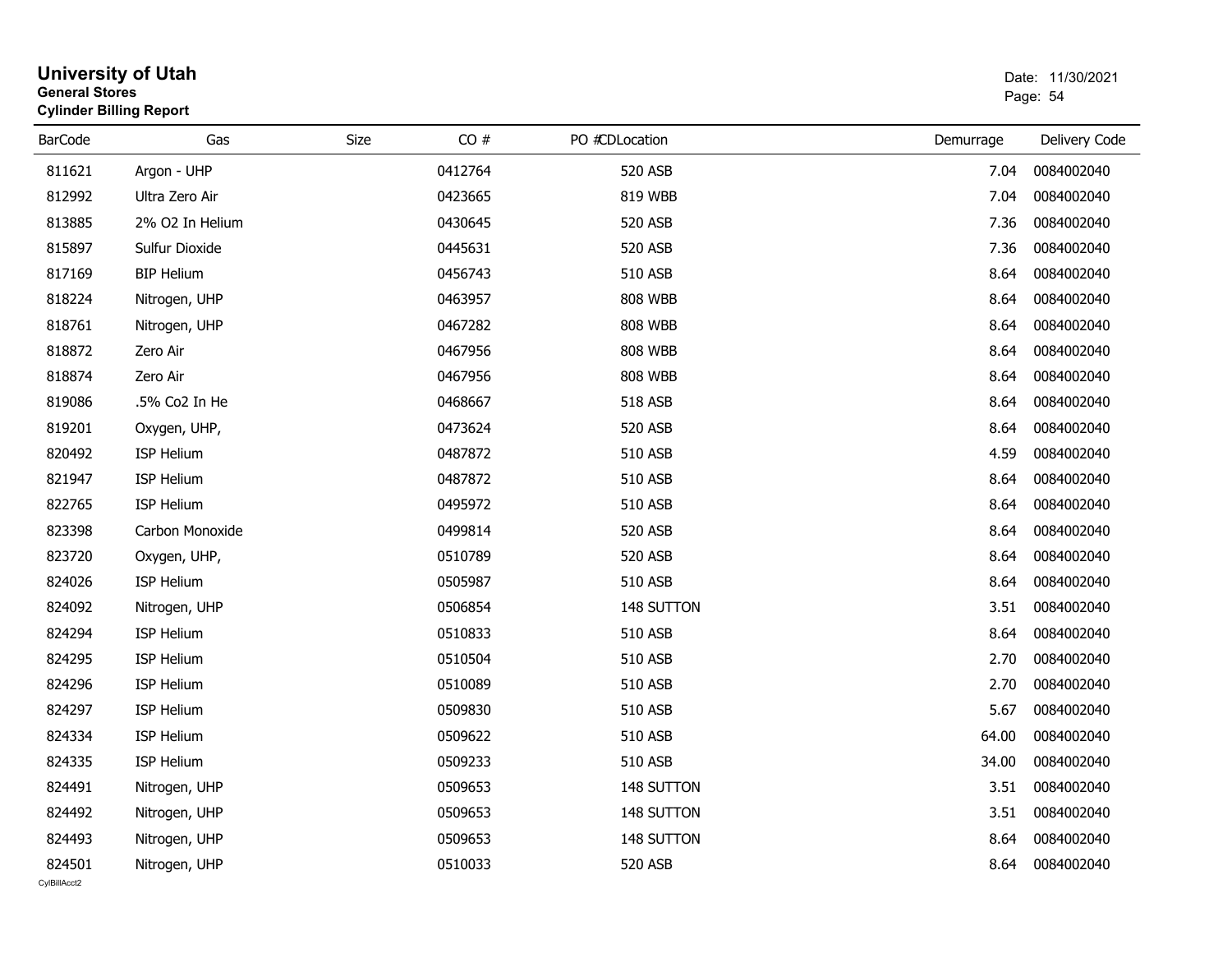# University of Utah
**General Stores**
**Cylinder Billing Report**

Date: 11/30/2021

| BarCode | Gas | Size | CO # | PO # | CDLocation | Demurrage | Delivery Code |
|---|---|---|---|---|---|---|---|
| 811621 | Argon - UHP | | 0412764 | | 520 ASB | 7.04 | 0084002040 |
| 812992 | Ultra Zero Air | | 0423665 | | 819 WBB | 7.04 | 0084002040 |
| 813885 | 2% O2 In Helium | | 0430645 | | 520 ASB | 7.36 | 0084002040 |
| 815897 | Sulfur Dioxide | | 0445631 | | 520 ASB | 7.36 | 0084002040 |
| 817169 | BIP Helium | | 0456743 | | 510 ASB | 8.64 | 0084002040 |
| 818224 | Nitrogen, UHP | | 0463957 | | 808 WBB | 8.64 | 0084002040 |
| 818761 | Nitrogen, UHP | | 0467282 | | 808 WBB | 8.64 | 0084002040 |
| 818872 | Zero Air | | 0467956 | | 808 WBB | 8.64 | 0084002040 |
| 818874 | Zero Air | | 0467956 | | 808 WBB | 8.64 | 0084002040 |
| 819086 | .5% Co2 In He | | 0468667 | | 518 ASB | 8.64 | 0084002040 |
| 819201 | Oxygen, UHP, | | 0473624 | | 520 ASB | 8.64 | 0084002040 |
| 820492 | ISP Helium | | 0487872 | | 510 ASB | 4.59 | 0084002040 |
| 821947 | ISP Helium | | 0487872 | | 510 ASB | 8.64 | 0084002040 |
| 822765 | ISP Helium | | 0495972 | | 510 ASB | 8.64 | 0084002040 |
| 823398 | Carbon Monoxide | | 0499814 | | 520 ASB | 8.64 | 0084002040 |
| 823720 | Oxygen, UHP, | | 0510789 | | 520 ASB | 8.64 | 0084002040 |
| 824026 | ISP Helium | | 0505987 | | 510 ASB | 8.64 | 0084002040 |
| 824092 | Nitrogen, UHP | | 0506854 | | 148 SUTTON | 3.51 | 0084002040 |
| 824294 | ISP Helium | | 0510833 | | 510 ASB | 8.64 | 0084002040 |
| 824295 | ISP Helium | | 0510504 | | 510 ASB | 2.70 | 0084002040 |
| 824296 | ISP Helium | | 0510089 | | 510 ASB | 2.70 | 0084002040 |
| 824297 | ISP Helium | | 0509830 | | 510 ASB | 5.67 | 0084002040 |
| 824334 | ISP Helium | | 0509622 | | 510 ASB | 64.00 | 0084002040 |
| 824335 | ISP Helium | | 0509233 | | 510 ASB | 34.00 | 0084002040 |
| 824491 | Nitrogen, UHP | | 0509653 | | 148 SUTTON | 3.51 | 0084002040 |
| 824492 | Nitrogen, UHP | | 0509653 | | 148 SUTTON | 3.51 | 0084002040 |
| 824493 | Nitrogen, UHP | | 0509653 | | 148 SUTTON | 8.64 | 0084002040 |
| 824501 | Nitrogen, UHP | | 0510033 | | 520 ASB | 8.64 | 0084002040 |

CylBillAcct2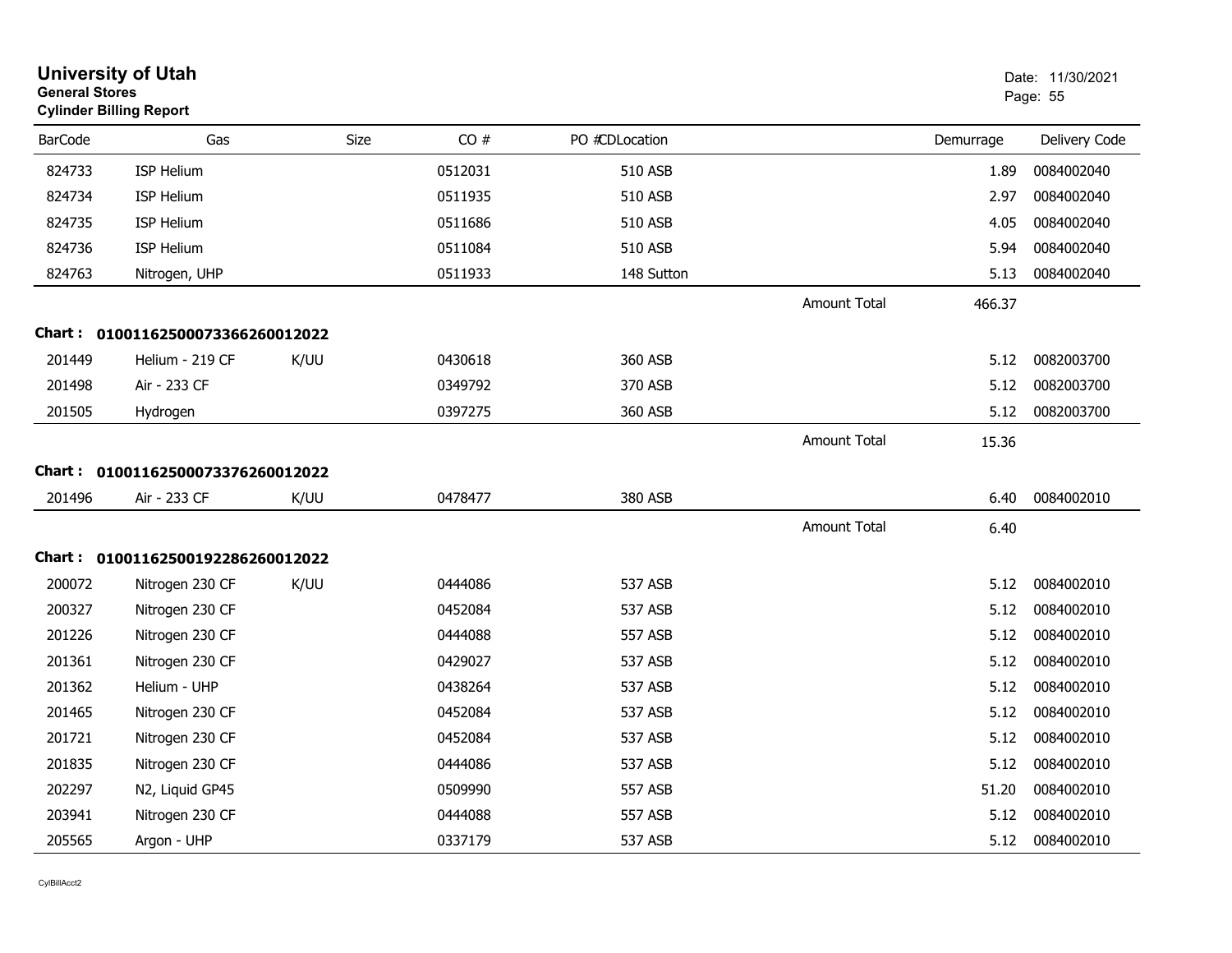# University of Utah

**General Stores**

**Cylinder Billing Report**

Date: 11/30/2021

| BarCode | Gas | Size | CO # | PO #CDLocation | | Demurrage | Delivery Code |
|---|---|---|---|---|---|---|---|
| 824733 | ISP Helium | | 0512031 | 510 ASB | | 1.89 | 0084002040 |
| 824734 | ISP Helium | | 0511935 | 510 ASB | | 2.97 | 0084002040 |
| 824735 | ISP Helium | | 0511686 | 510 ASB | | 4.05 | 0084002040 |
| 824736 | ISP Helium | | 0511084 | 510 ASB | | 5.94 | 0084002040 |
| 824763 | Nitrogen, UHP | | 0511933 | 148 Sutton | | 5.13 | 0084002040 |
| | | | | | Amount Total | 466.37 | |

**Chart : 01001162500073366260012022**

| BarCode | Gas | Size | CO # | PO #CDLocation | | Demurrage | Delivery Code |
|---|---|---|---|---|---|---|---|
| 201449 | Helium - 219 CF | K/UU | 0430618 | 360 ASB | | 5.12 | 0082003700 |
| 201498 | Air - 233 CF | | 0349792 | 370 ASB | | 5.12 | 0082003700 |
| 201505 | Hydrogen | | 0397275 | 360 ASB | | 5.12 | 0082003700 |
| | | | | | Amount Total | 15.36 | |

**Chart : 01001162500073376260012022**

| BarCode | Gas | Size | CO # | PO #CDLocation | | Demurrage | Delivery Code |
|---|---|---|---|---|---|---|---|
| 201496 | Air - 233 CF | K/UU | 0478477 | 380 ASB | | 6.40 | 0084002010 |
| | | | | | Amount Total | 6.40 | |

**Chart : 01001162500192286260012022**

| BarCode | Gas | Size | CO # | PO #CDLocation | | Demurrage | Delivery Code |
|---|---|---|---|---|---|---|---|
| 200072 | Nitrogen 230 CF | K/UU | 0444086 | 537 ASB | | 5.12 | 0084002010 |
| 200327 | Nitrogen 230 CF | | 0452084 | 537 ASB | | 5.12 | 0084002010 |
| 201226 | Nitrogen 230 CF | | 0444088 | 557 ASB | | 5.12 | 0084002010 |
| 201361 | Nitrogen 230 CF | | 0429027 | 537 ASB | | 5.12 | 0084002010 |
| 201362 | Helium - UHP | | 0438264 | 537 ASB | | 5.12 | 0084002010 |
| 201465 | Nitrogen 230 CF | | 0452084 | 537 ASB | | 5.12 | 0084002010 |
| 201721 | Nitrogen 230 CF | | 0452084 | 537 ASB | | 5.12 | 0084002010 |
| 201835 | Nitrogen 230 CF | | 0444086 | 537 ASB | | 5.12 | 0084002010 |
| 202297 | N2, Liquid GP45 | | 0509990 | 557 ASB | | 51.20 | 0084002010 |
| 203941 | Nitrogen 230 CF | | 0444088 | 557 ASB | | 5.12 | 0084002010 |
| 205565 | Argon - UHP | | 0337179 | 537 ASB | | 5.12 | 0084002010 |

CylBillAcct2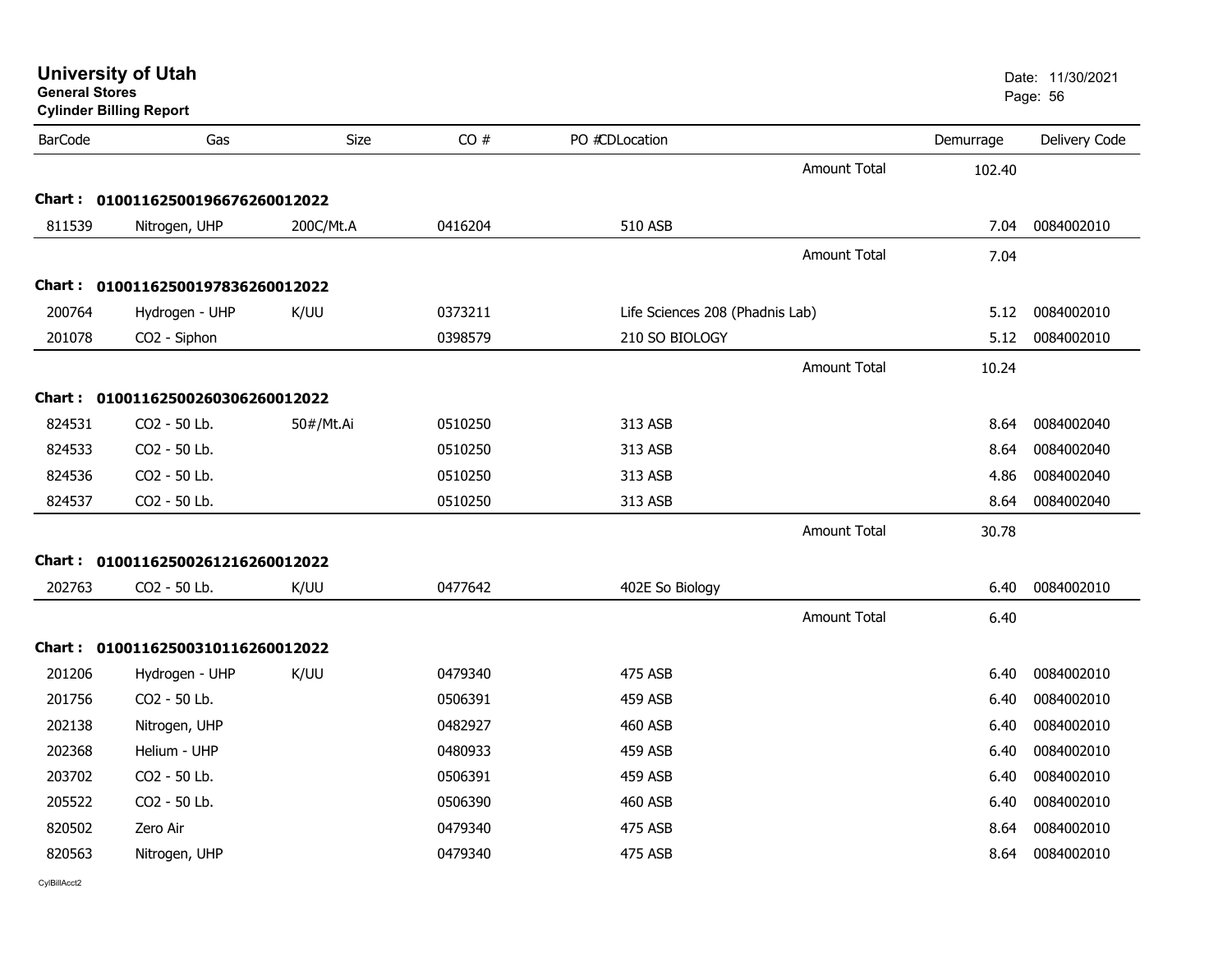# University of Utah

**General Stores**

**Cylinder Billing Report**

Date: 11/30/2021

| BarCode | Gas | Size | CO # | PO # | CD | Location | Demurrage | Delivery Code |
|---|---|---|---|---|---|---|---|---|
| | | | | | | Amount Total | 102.40 | |
| **Chart :** | **0100116250019667626001202​2** | | | | | | | |
| 811539 | Nitrogen, UHP | 200C/Mt.A | 0416204 | | | 510 ASB | 7.04 | 0084002010 |
| | | | | | | Amount Total | 7.04 | |
| **Chart :** | **01001162500197836260012022** | | | | | | | |
| 200764 | Hydrogen - UHP | K/UU | 0373211 | | | Life Sciences 208 (Phadnis Lab) | 5.12 | 0084002010 |
| 201078 | CO2 - Siphon | | 0398579 | | | 210 SO BIOLOGY | 5.12 | 0084002010 |
| | | | | | | Amount Total | 10.24 | |
| **Chart :** | **01001162500260306260012022** | | | | | | | |
| 824531 | CO2 - 50 Lb. | 50#/Mt.Ai | 0510250 | | | 313 ASB | 8.64 | 0084002040 |
| 824533 | CO2 - 50 Lb. | | 0510250 | | | 313 ASB | 8.64 | 0084002040 |
| 824536 | CO2 - 50 Lb. | | 0510250 | | | 313 ASB | 4.86 | 0084002040 |
| 824537 | CO2 - 50 Lb. | | 0510250 | | | 313 ASB | 8.64 | 0084002040 |
| | | | | | | Amount Total | 30.78 | |
| **Chart :** | **01001162500261216260012022** | | | | | | | |
| 202763 | CO2 - 50 Lb. | K/UU | 0477642 | | | 402E So Biology | 6.40 | 0084002010 |
| | | | | | | Amount Total | 6.40 | |
| **Chart :** | **01001162500310116260012022** | | | | | | | |
| 201206 | Hydrogen - UHP | K/UU | 0479340 | | | 475 ASB | 6.40 | 0084002010 |
| 201756 | CO2 - 50 Lb. | | 0506391 | | | 459 ASB | 6.40 | 0084002010 |
| 202138 | Nitrogen, UHP | | 0482927 | | | 460 ASB | 6.40 | 0084002010 |
| 202368 | Helium - UHP | | 0480933 | | | 459 ASB | 6.40 | 0084002010 |
| 203702 | CO2 - 50 Lb. | | 0506391 | | | 459 ASB | 6.40 | 0084002010 |
| 205522 | CO2 - 50 Lb. | | 0506390 | | | 460 ASB | 6.40 | 0084002010 |
| 820502 | Zero Air | | 0479340 | | | 475 ASB | 8.64 | 0084002010 |
| 820563 | Nitrogen, UHP | | 0479340 | | | 475 ASB | 8.64 | 0084002010 |

CylBillAcct2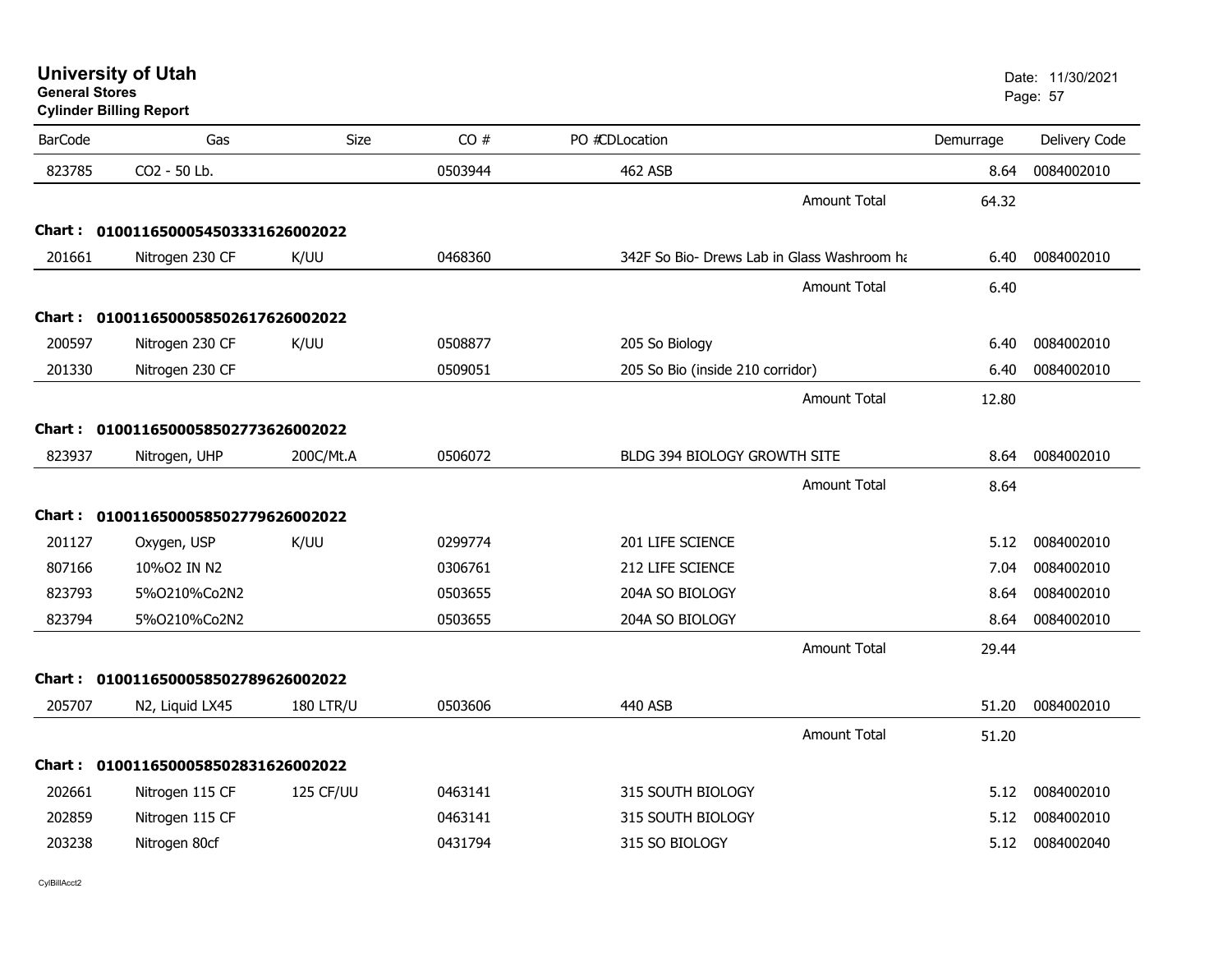# University of Utah
**General Stores**
**Cylinder Billing Report**

Date: 11/30/2021

| BarCode | Gas | Size | CO # | PO #CDLocation | Demurrage | Delivery Code |
|---|---|---|---|---|---|---|
| 823785 | CO2 - 50 Lb. | | 0503944 | 462 ASB | 8.64 | 0084002010 |
| | | | | Amount Total | 64.32 | |
| **Chart :** | **01001165000545033316260020 22** | | | | | |
| 201661 | Nitrogen 230 CF | K/UU | 0468360 | 342F So Bio- Drews Lab in Glass Washroom ha | 6.40 | 0084002010 |
| | | | | Amount Total | 6.40 | |
| **Chart :** | **01001165000585026176260020 22** | | | | | |
| 200597 | Nitrogen 230 CF | K/UU | 0508877 | 205 So Biology | 6.40 | 0084002010 |
| 201330 | Nitrogen 230 CF | | 0509051 | 205 So Bio (inside 210 corridor) | 6.40 | 0084002010 |
| | | | | Amount Total | 12.80 | |
| **Chart :** | **01001165000585027736260020 22** | | | | | |
| 823937 | Nitrogen, UHP | 200C/Mt.A | 0506072 | BLDG 394 BIOLOGY GROWTH SITE | 8.64 | 0084002010 |
| | | | | Amount Total | 8.64 | |
| **Chart :** | **01001165000585027796260020 22** | | | | | |
| 201127 | Oxygen, USP | K/UU | 0299774 | 201 LIFE SCIENCE | 5.12 | 0084002010 |
| 807166 | 10%O2 IN N2 | | 0306761 | 212 LIFE SCIENCE | 7.04 | 0084002010 |
| 823793 | 5%O210%Co2N2 | | 0503655 | 204A SO BIOLOGY | 8.64 | 0084002010 |
| 823794 | 5%O210%Co2N2 | | 0503655 | 204A SO BIOLOGY | 8.64 | 0084002010 |
| | | | | Amount Total | 29.44 | |
| **Chart :** | **01001165000585027896260020 22** | | | | | |
| 205707 | N2, Liquid LX45 | 180 LTR/U | 0503606 | 440 ASB | 51.20 | 0084002010 |
| | | | | Amount Total | 51.20 | |
| **Chart :** | **01001165000585028316260020 22** | | | | | |
| 202661 | Nitrogen 115 CF | 125 CF/UU | 0463141 | 315 SOUTH BIOLOGY | 5.12 | 0084002010 |
| 202859 | Nitrogen 115 CF | | 0463141 | 315 SOUTH BIOLOGY | 5.12 | 0084002010 |
| 203238 | Nitrogen 80cf | | 0431794 | 315 SO BIOLOGY | 5.12 | 0084002040 |

CylBillAcct2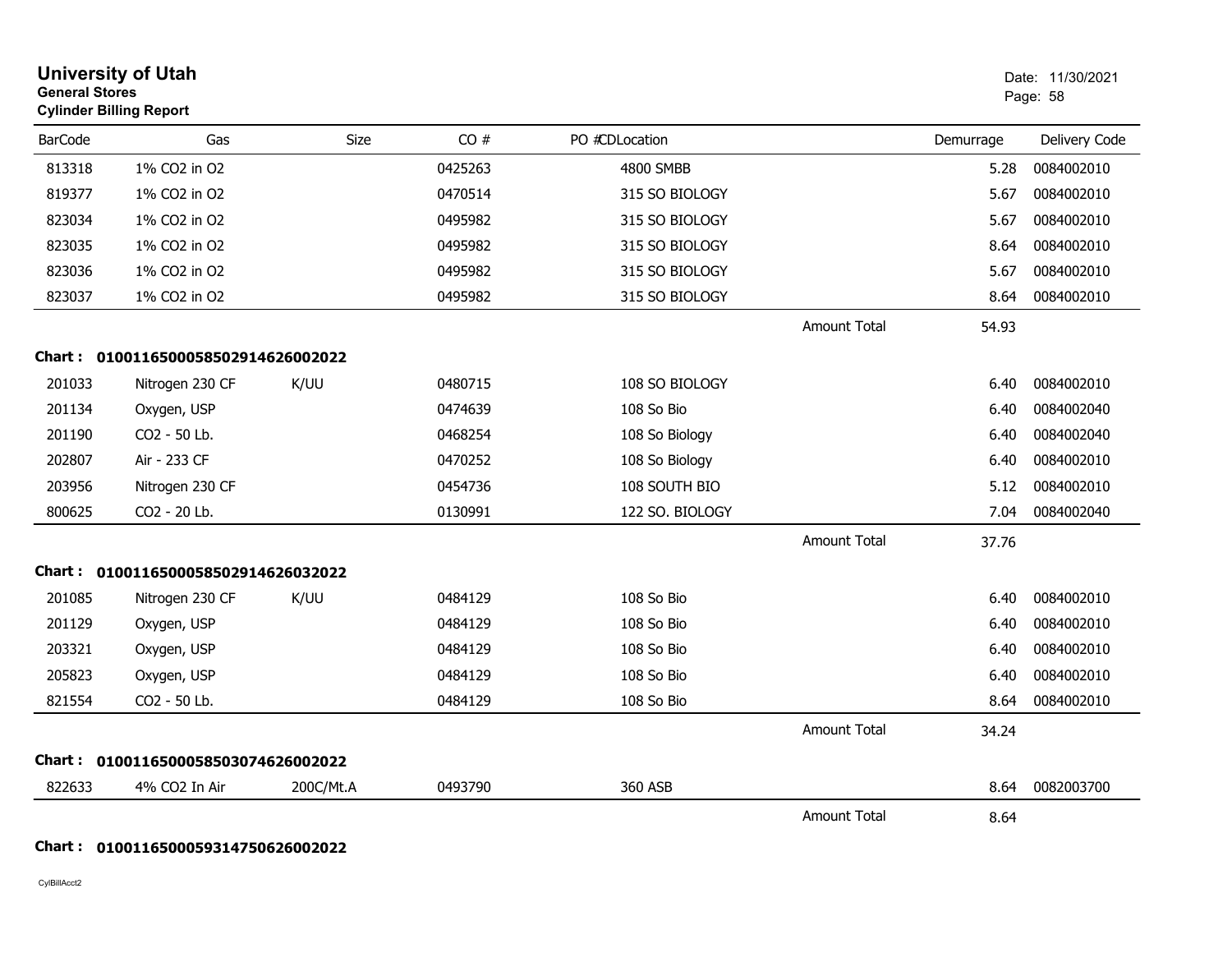# University of Utah

**General Stores**

**Cylinder Billing Report**

Date: 11/30/2021

| BarCode | Gas | Size | CO # | PO #CDLocation | | Demurrage | Delivery Code |
|---|---|---|---|---|---|---|---|
| 813318 | 1% CO2 in O2 | | 0425263 | 4800 SMBB | | 5.28 | 0084002010 |
| 819377 | 1% CO2 in O2 | | 0470514 | 315 SO BIOLOGY | | 5.67 | 0084002010 |
| 823034 | 1% CO2 in O2 | | 0495982 | 315 SO BIOLOGY | | 5.67 | 0084002010 |
| 823035 | 1% CO2 in O2 | | 0495982 | 315 SO BIOLOGY | | 8.64 | 0084002010 |
| 823036 | 1% CO2 in O2 | | 0495982 | 315 SO BIOLOGY | | 5.67 | 0084002010 |
| 823037 | 1% CO2 in O2 | | 0495982 | 315 SO BIOLOGY | | 8.64 | 0084002010 |
| | | | | | Amount Total | 54.93 | |

**Chart : 01001165000585029146260020 22**

| BarCode | Gas | Size | CO # | PO #CDLocation | | Demurrage | Delivery Code |
|---|---|---|---|---|---|---|---|
| 201033 | Nitrogen 230 CF | K/UU | 0480715 | 108 SO BIOLOGY | | 6.40 | 0084002010 |
| 201134 | Oxygen, USP | | 0474639 | 108 So Bio | | 6.40 | 0084002040 |
| 201190 | CO2 - 50 Lb. | | 0468254 | 108 So Biology | | 6.40 | 0084002040 |
| 202807 | Air - 233 CF | | 0470252 | 108 So Biology | | 6.40 | 0084002010 |
| 203956 | Nitrogen 230 CF | | 0454736 | 108 SOUTH BIO | | 5.12 | 0084002010 |
| 800625 | CO2 - 20 Lb. | | 0130991 | 122 SO. BIOLOGY | | 7.04 | 0084002040 |
| | | | | | Amount Total | 37.76 | |

**Chart : 0100116500058502914626032022**

| BarCode | Gas | Size | CO # | PO #CDLocation | | Demurrage | Delivery Code |
|---|---|---|---|---|---|---|---|
| 201085 | Nitrogen 230 CF | K/UU | 0484129 | 108 So Bio | | 6.40 | 0084002010 |
| 201129 | Oxygen, USP | | 0484129 | 108 So Bio | | 6.40 | 0084002010 |
| 203321 | Oxygen, USP | | 0484129 | 108 So Bio | | 6.40 | 0084002010 |
| 205823 | Oxygen, USP | | 0484129 | 108 So Bio | | 6.40 | 0084002010 |
| 821554 | CO2 - 50 Lb. | | 0484129 | 108 So Bio | | 8.64 | 0084002010 |
| | | | | | Amount Total | 34.24 | |

**Chart : 0100116500058503074626002022**

| BarCode | Gas | Size | CO # | PO #CDLocation | | Demurrage | Delivery Code |
|---|---|---|---|---|---|---|---|
| 822633 | 4% CO2 In Air | 200C/Mt.A | 0493790 | 360 ASB | | 8.64 | 0082003700 |
| | | | | | Amount Total | 8.64 | |

**Chart : 0100116500059314750626002022**

CylBillAcct2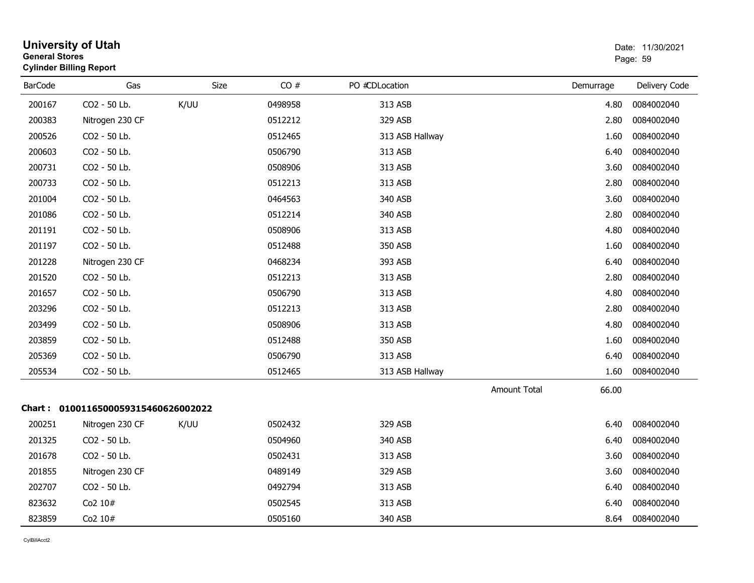# University of Utah
**General Stores**
**Cylinder Billing Report**

Date: 11/30/2021

| BarCode | Gas | Size | CO # | PO #CDLocation | Demurrage | Delivery Code |
|---|---|---|---|---|---|---|
| 200167 | CO2 - 50 Lb. | K/UU | 0498958 | 313 ASB | 4.80 | 0084002040 |
| 200383 | Nitrogen 230 CF | | 0512212 | 329 ASB | 2.80 | 0084002040 |
| 200526 | CO2 - 50 Lb. | | 0512465 | 313 ASB Hallway | 1.60 | 0084002040 |
| 200603 | CO2 - 50 Lb. | | 0506790 | 313 ASB | 6.40 | 0084002040 |
| 200731 | CO2 - 50 Lb. | | 0508906 | 313 ASB | 3.60 | 0084002040 |
| 200733 | CO2 - 50 Lb. | | 0512213 | 313 ASB | 2.80 | 0084002040 |
| 201004 | CO2 - 50 Lb. | | 0464563 | 340 ASB | 3.60 | 0084002040 |
| 201086 | CO2 - 50 Lb. | | 0512214 | 340 ASB | 2.80 | 0084002040 |
| 201191 | CO2 - 50 Lb. | | 0508906 | 313 ASB | 4.80 | 0084002040 |
| 201197 | CO2 - 50 Lb. | | 0512488 | 350 ASB | 1.60 | 0084002040 |
| 201228 | Nitrogen 230 CF | | 0468234 | 393 ASB | 6.40 | 0084002040 |
| 201520 | CO2 - 50 Lb. | | 0512213 | 313 ASB | 2.80 | 0084002040 |
| 201657 | CO2 - 50 Lb. | | 0506790 | 313 ASB | 4.80 | 0084002040 |
| 203296 | CO2 - 50 Lb. | | 0512213 | 313 ASB | 2.80 | 0084002040 |
| 203499 | CO2 - 50 Lb. | | 0508906 | 313 ASB | 4.80 | 0084002040 |
| 203859 | CO2 - 50 Lb. | | 0512488 | 350 ASB | 1.60 | 0084002040 |
| 205369 | CO2 - 50 Lb. | | 0506790 | 313 ASB | 6.40 | 0084002040 |
| 205534 | CO2 - 50 Lb. | | 0512465 | 313 ASB Hallway | 1.60 | 0084002040 |
| | | | | Amount Total | 66.00 | |

**Chart : 01001165000593154606260020​22**

| BarCode | Gas | Size | CO # | PO #CDLocation | Demurrage | Delivery Code |
|---|---|---|---|---|---|---|
| 200251 | Nitrogen 230 CF | K/UU | 0502432 | 329 ASB | 6.40 | 0084002040 |
| 201325 | CO2 - 50 Lb. | | 0504960 | 340 ASB | 6.40 | 0084002040 |
| 201678 | CO2 - 50 Lb. | | 0502431 | 313 ASB | 3.60 | 0084002040 |
| 201855 | Nitrogen 230 CF | | 0489149 | 329 ASB | 3.60 | 0084002040 |
| 202707 | CO2 - 50 Lb. | | 0492794 | 313 ASB | 6.40 | 0084002040 |
| 823632 | Co2 10# | | 0502545 | 313 ASB | 6.40 | 0084002040 |
| 823859 | Co2 10# | | 0505160 | 340 ASB | 8.64 | 0084002040 |

CylBillAcct2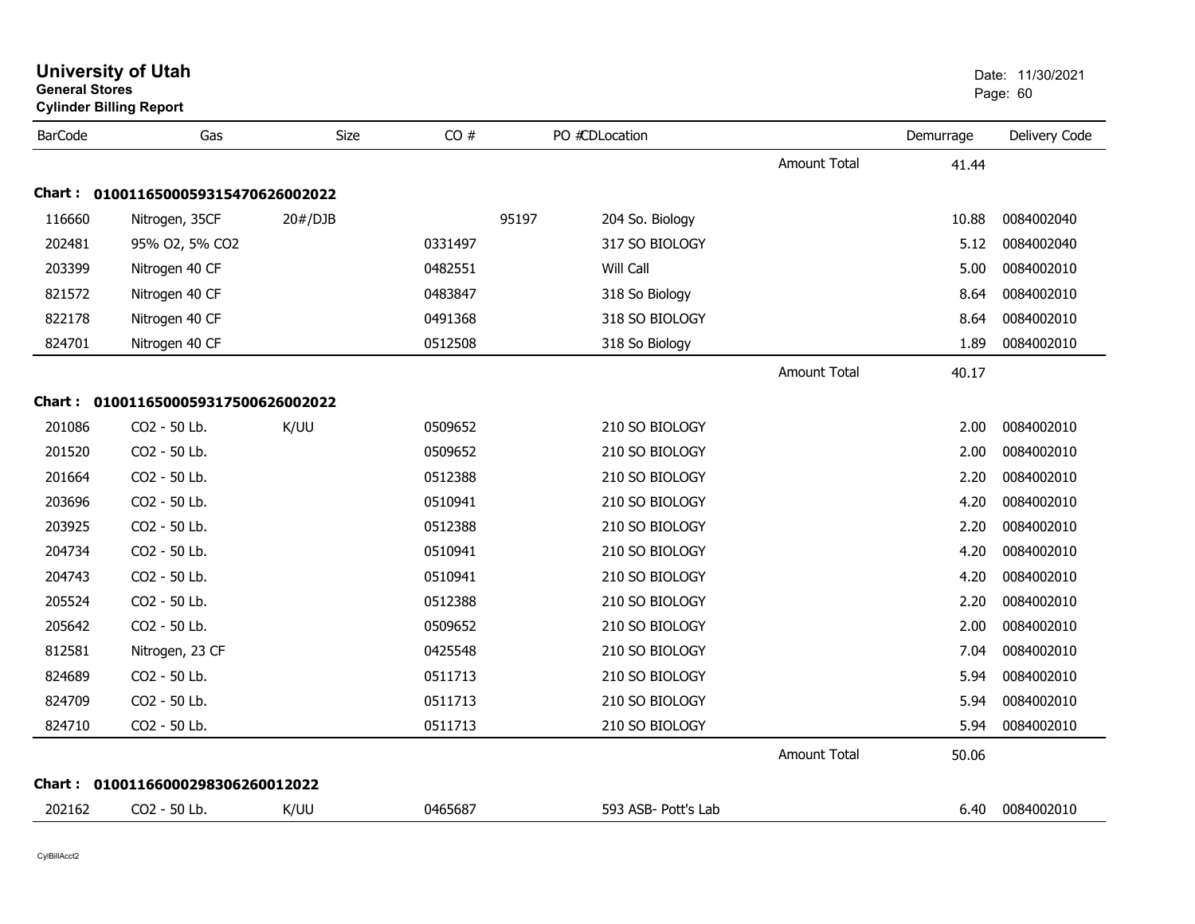# University of Utah

**General Stores**

**Cylinder Billing Report**

Date: 11/30/2021

| BarCode | Gas | Size | CO # | PO # | CDLocation | | Demurrage | Delivery Code |
|---|---|---|---|---|---|---|---|---|
| | | | | | | Amount Total | 41.44 | |
| **Chart :** | **01001165000593154706260022022** | | | | | | | |
| 116660 | Nitrogen, 35CF | 20#/DJB | | 95197 | 204 So. Biology | | 10.88 | 0084002040 |
| 202481 | 95% O2, 5% CO2 | | 0331497 | | 317 SO BIOLOGY | | 5.12 | 0084002040 |
| 203399 | Nitrogen 40 CF | | 0482551 | | Will Call | | 5.00 | 0084002010 |
| 821572 | Nitrogen 40 CF | | 0483847 | | 318 So Biology | | 8.64 | 0084002010 |
| 822178 | Nitrogen 40 CF | | 0491368 | | 318 SO BIOLOGY | | 8.64 | 0084002010 |
| 824701 | Nitrogen 40 CF | | 0512508 | | 318 So Biology | | 1.89 | 0084002010 |
| | | | | | | Amount Total | 40.17 | |
| **Chart :** | **01001165000593175006260022022** | | | | | | | |
| 201086 | CO2 - 50 Lb. | K/UU | 0509652 | | 210 SO BIOLOGY | | 2.00 | 0084002010 |
| 201520 | CO2 - 50 Lb. | | 0509652 | | 210 SO BIOLOGY | | 2.00 | 0084002010 |
| 201664 | CO2 - 50 Lb. | | 0512388 | | 210 SO BIOLOGY | | 2.20 | 0084002010 |
| 203696 | CO2 - 50 Lb. | | 0510941 | | 210 SO BIOLOGY | | 4.20 | 0084002010 |
| 203925 | CO2 - 50 Lb. | | 0512388 | | 210 SO BIOLOGY | | 2.20 | 0084002010 |
| 204734 | CO2 - 50 Lb. | | 0510941 | | 210 SO BIOLOGY | | 4.20 | 0084002010 |
| 204743 | CO2 - 50 Lb. | | 0510941 | | 210 SO BIOLOGY | | 4.20 | 0084002010 |
| 205524 | CO2 - 50 Lb. | | 0512388 | | 210 SO BIOLOGY | | 2.20 | 0084002010 |
| 205642 | CO2 - 50 Lb. | | 0509652 | | 210 SO BIOLOGY | | 2.00 | 0084002010 |
| 812581 | Nitrogen, 23 CF | | 0425548 | | 210 SO BIOLOGY | | 7.04 | 0084002010 |
| 824689 | CO2 - 50 Lb. | | 0511713 | | 210 SO BIOLOGY | | 5.94 | 0084002010 |
| 824709 | CO2 - 50 Lb. | | 0511713 | | 210 SO BIOLOGY | | 5.94 | 0084002010 |
| 824710 | CO2 - 50 Lb. | | 0511713 | | 210 SO BIOLOGY | | 5.94 | 0084002010 |
| | | | | | | Amount Total | 50.06 | |
| **Chart :** | **01001166000298306260012022** | | | | | | | |
| 202162 | CO2 - 50 Lb. | K/UU | 0465687 | | 593 ASB- Pott's Lab | | 6.40 | 0084002010 |

CylBillAcct2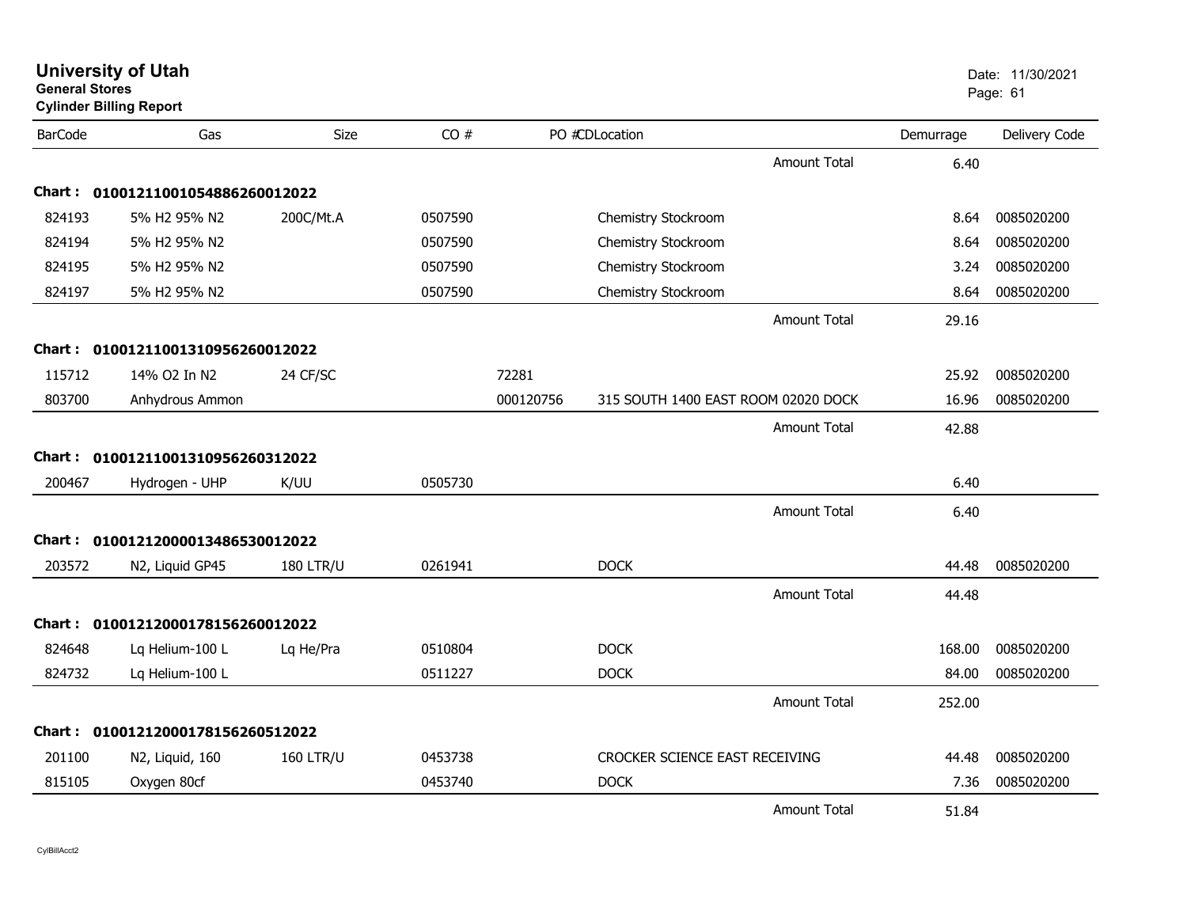# University of Utah
**General Stores**
**Cylinder Billing Report**

Date: 11/30/2021

| BarCode | Gas | Size | CO # | PO # | CD | Location | Demurrage | Delivery Code |
|---|---|---|---|---|---|---|---|---|
| | | | | | | Amount Total | 6.40 | |
| **Chart :** | **01001211001054886260012022** | | | | | | | |
| 824193 | 5% H2 95% N2 | 200C/Mt.A | 0507590 | | | Chemistry Stockroom | 8.64 | 0085020200 |
| 824194 | 5% H2 95% N2 | | 0507590 | | | Chemistry Stockroom | 8.64 | 0085020200 |
| 824195 | 5% H2 95% N2 | | 0507590 | | | Chemistry Stockroom | 3.24 | 0085020200 |
| 824197 | 5% H2 95% N2 | | 0507590 | | | Chemistry Stockroom | 8.64 | 0085020200 |
| | | | | | | Amount Total | 29.16 | |
| **Chart :** | **01001211001310956260012022** | | | | | | | |
| 115712 | 14% O2 In N2 | 24 CF/SC | | 72281 | | | 25.92 | 0085020200 |
| 803700 | Anhydrous Ammon | | | 000120756 | | 315 SOUTH 1400 EAST ROOM 02020 DOCK | 16.96 | 0085020200 |
| | | | | | | Amount Total | 42.88 | |
| **Chart :** | **01001211001310956260312022** | | | | | | | |
| 200467 | Hydrogen - UHP | K/UU | 0505730 | | | | 6.40 | |
| | | | | | | Amount Total | 6.40 | |
| **Chart :** | **01001212000013486530012022** | | | | | | | |
| 203572 | N2, Liquid GP45 | 180 LTR/U | 0261941 | | | DOCK | 44.48 | 0085020200 |
| | | | | | | Amount Total | 44.48 | |
| **Chart :** | **01001212000178156260012022** | | | | | | | |
| 824648 | Lq Helium-100 L | Lq He/Pra | 0510804 | | | DOCK | 168.00 | 0085020200 |
| 824732 | Lq Helium-100 L | | 0511227 | | | DOCK | 84.00 | 0085020200 |
| | | | | | | Amount Total | 252.00 | |
| **Chart :** | **01001212000178156260512022** | | | | | | | |
| 201100 | N2, Liquid, 160 | 160 LTR/U | 0453738 | | | CROCKER SCIENCE EAST RECEIVING | 44.48 | 0085020200 |
| 815105 | Oxygen 80cf | | 0453740 | | | DOCK | 7.36 | 0085020200 |
| | | | | | | Amount Total | 51.84 | |

CylBillAcct2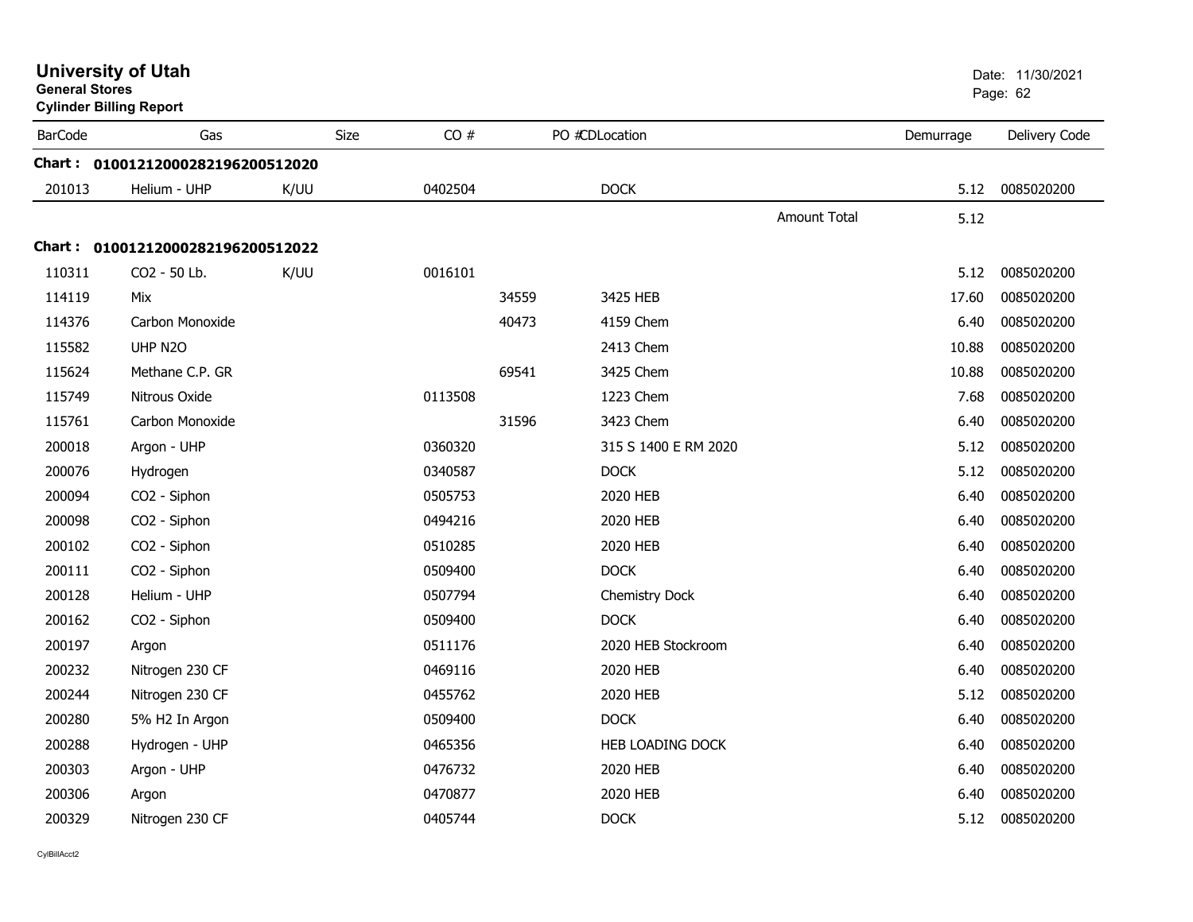# University of Utah

**General Stores**

**Cylinder Billing Report**

Date: 11/30/2021

| BarCode | Gas | Size | CO # | PO # | CDLocation | Demurrage | Delivery Code |
|---|---|---|---|---|---|---|---|
| **Chart : 01001212000282196200512020** | | | | | | | |
| 201013 | Helium - UHP | K/UU | 0402504 | | DOCK | 5.12 | 0085020200 |
| | | | | | Amount Total | 5.12 | |
| **Chart : 01001212000282196200512022** | | | | | | | |
| 110311 | CO2 - 50 Lb. | K/UU | 0016101 | | | 5.12 | 0085020200 |
| 114119 | Mix | | | 34559 | 3425 HEB | 17.60 | 0085020200 |
| 114376 | Carbon Monoxide | | | 40473 | 4159 Chem | 6.40 | 0085020200 |
| 115582 | UHP N2O | | | | 2413 Chem | 10.88 | 0085020200 |
| 115624 | Methane C.P. GR | | | 69541 | 3425 Chem | 10.88 | 0085020200 |
| 115749 | Nitrous Oxide | | 0113508 | | 1223 Chem | 7.68 | 0085020200 |
| 115761 | Carbon Monoxide | | | 31596 | 3423 Chem | 6.40 | 0085020200 |
| 200018 | Argon - UHP | | 0360320 | | 315 S 1400 E RM 2020 | 5.12 | 0085020200 |
| 200076 | Hydrogen | | 0340587 | | DOCK | 5.12 | 0085020200 |
| 200094 | CO2 - Siphon | | 0505753 | | 2020 HEB | 6.40 | 0085020200 |
| 200098 | CO2 - Siphon | | 0494216 | | 2020 HEB | 6.40 | 0085020200 |
| 200102 | CO2 - Siphon | | 0510285 | | 2020 HEB | 6.40 | 0085020200 |
| 200111 | CO2 - Siphon | | 0509400 | | DOCK | 6.40 | 0085020200 |
| 200128 | Helium - UHP | | 0507794 | | Chemistry Dock | 6.40 | 0085020200 |
| 200162 | CO2 - Siphon | | 0509400 | | DOCK | 6.40 | 0085020200 |
| 200197 | Argon | | 0511176 | | 2020 HEB Stockroom | 6.40 | 0085020200 |
| 200232 | Nitrogen 230 CF | | 0469116 | | 2020 HEB | 6.40 | 0085020200 |
| 200244 | Nitrogen 230 CF | | 0455762 | | 2020 HEB | 5.12 | 0085020200 |
| 200280 | 5% H2 In Argon | | 0509400 | | DOCK | 6.40 | 0085020200 |
| 200288 | Hydrogen - UHP | | 0465356 | | HEB LOADING DOCK | 6.40 | 0085020200 |
| 200303 | Argon - UHP | | 0476732 | | 2020 HEB | 6.40 | 0085020200 |
| 200306 | Argon | | 0470877 | | 2020 HEB | 6.40 | 0085020200 |
| 200329 | Nitrogen 230 CF | | 0405744 | | DOCK | 5.12 | 0085020200 |

CylBillAcct2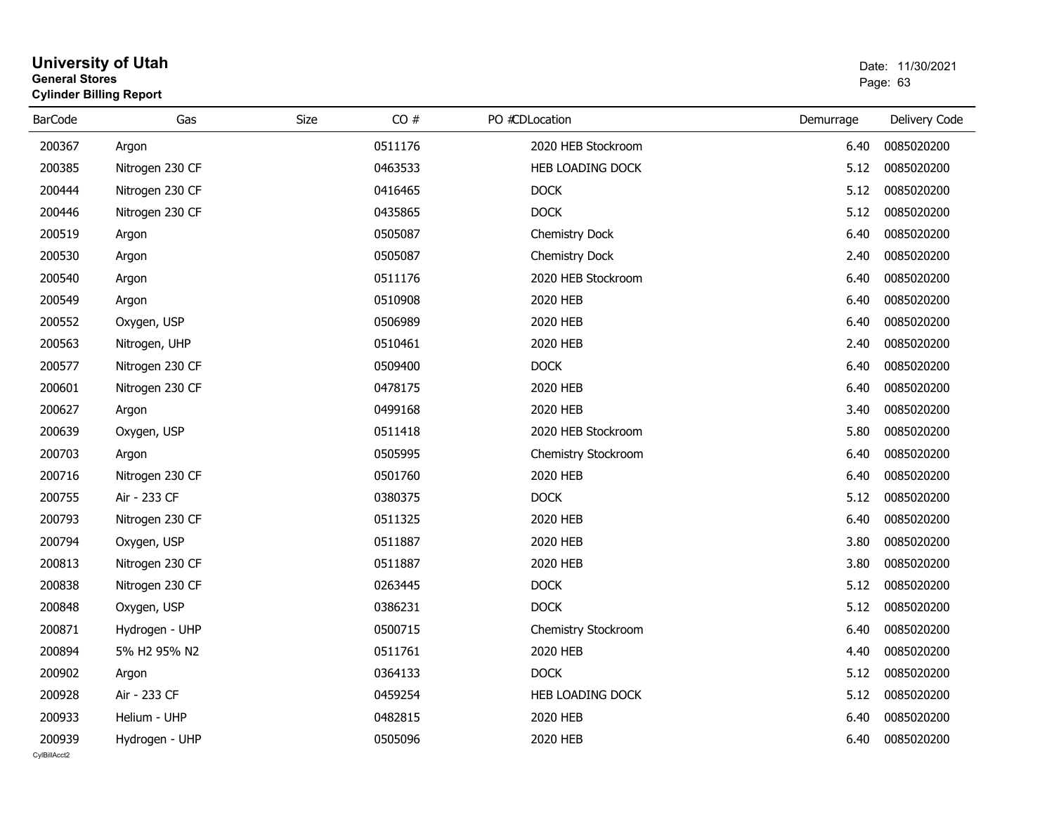# University of Utah
**General Stores**
**Cylinder Billing Report**

Date: 11/30/2021

| BarCode | Gas | Size | CO # | PO # | CDLocation | Demurrage | Delivery Code |
|---|---|---|---|---|---|---|---|
| 200367 | Argon | | 0511176 | | 2020 HEB Stockroom | 6.40 | 0085020200 |
| 200385 | Nitrogen 230 CF | | 0463533 | | HEB LOADING DOCK | 5.12 | 0085020200 |
| 200444 | Nitrogen 230 CF | | 0416465 | | DOCK | 5.12 | 0085020200 |
| 200446 | Nitrogen 230 CF | | 0435865 | | DOCK | 5.12 | 0085020200 |
| 200519 | Argon | | 0505087 | | Chemistry Dock | 6.40 | 0085020200 |
| 200530 | Argon | | 0505087 | | Chemistry Dock | 2.40 | 0085020200 |
| 200540 | Argon | | 0511176 | | 2020 HEB Stockroom | 6.40 | 0085020200 |
| 200549 | Argon | | 0510908 | | 2020 HEB | 6.40 | 0085020200 |
| 200552 | Oxygen, USP | | 0506989 | | 2020 HEB | 6.40 | 0085020200 |
| 200563 | Nitrogen, UHP | | 0510461 | | 2020 HEB | 2.40 | 0085020200 |
| 200577 | Nitrogen 230 CF | | 0509400 | | DOCK | 6.40 | 0085020200 |
| 200601 | Nitrogen 230 CF | | 0478175 | | 2020 HEB | 6.40 | 0085020200 |
| 200627 | Argon | | 0499168 | | 2020 HEB | 3.40 | 0085020200 |
| 200639 | Oxygen, USP | | 0511418 | | 2020 HEB Stockroom | 5.80 | 0085020200 |
| 200703 | Argon | | 0505995 | | Chemistry Stockroom | 6.40 | 0085020200 |
| 200716 | Nitrogen 230 CF | | 0501760 | | 2020 HEB | 6.40 | 0085020200 |
| 200755 | Air - 233 CF | | 0380375 | | DOCK | 5.12 | 0085020200 |
| 200793 | Nitrogen 230 CF | | 0511325 | | 2020 HEB | 6.40 | 0085020200 |
| 200794 | Oxygen, USP | | 0511887 | | 2020 HEB | 3.80 | 0085020200 |
| 200813 | Nitrogen 230 CF | | 0511887 | | 2020 HEB | 3.80 | 0085020200 |
| 200838 | Nitrogen 230 CF | | 0263445 | | DOCK | 5.12 | 0085020200 |
| 200848 | Oxygen, USP | | 0386231 | | DOCK | 5.12 | 0085020200 |
| 200871 | Hydrogen - UHP | | 0500715 | | Chemistry Stockroom | 6.40 | 0085020200 |
| 200894 | 5% H2 95% N2 | | 0511761 | | 2020 HEB | 4.40 | 0085020200 |
| 200902 | Argon | | 0364133 | | DOCK | 5.12 | 0085020200 |
| 200928 | Air - 233 CF | | 0459254 | | HEB LOADING DOCK | 5.12 | 0085020200 |
| 200933 | Helium - UHP | | 0482815 | | 2020 HEB | 6.40 | 0085020200 |
| 200939 | Hydrogen - UHP | | 0505096 | | 2020 HEB | 6.40 | 0085020200 |

CylBillAcct2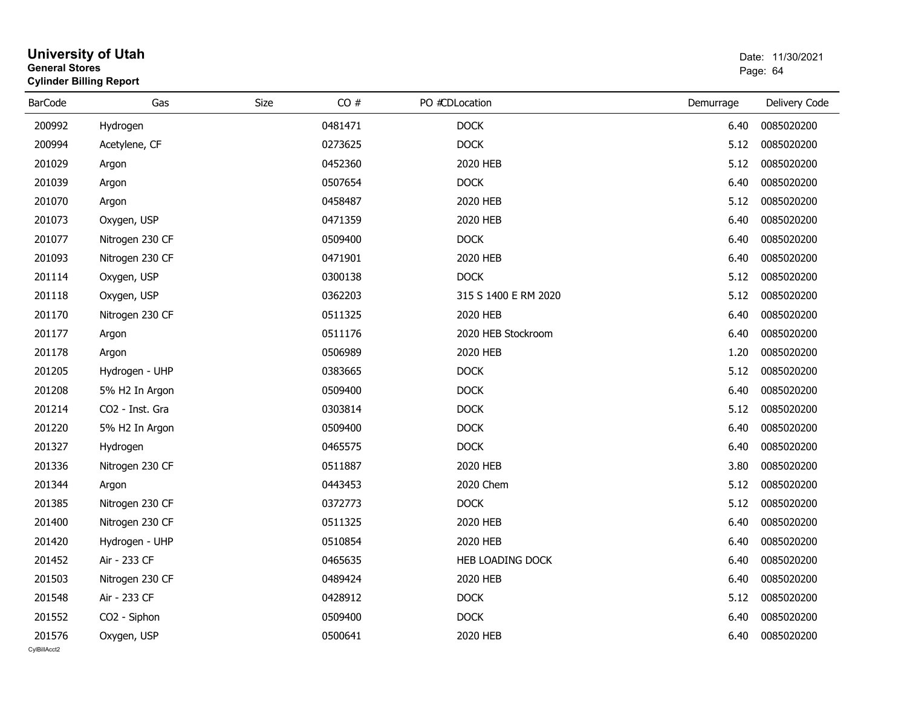# University of Utah

**General Stores**

**Cylinder Billing Report**

Date: 11/30/2021

| BarCode | Gas | Size | CO # | PO # | CDLocation | Demurrage | Delivery Code |
|---|---|---|---|---|---|---|---|
| 200992 | Hydrogen | | 0481471 | | DOCK | 6.40 | 0085020200 |
| 200994 | Acetylene, CF | | 0273625 | | DOCK | 5.12 | 0085020200 |
| 201029 | Argon | | 0452360 | | 2020 HEB | 5.12 | 0085020200 |
| 201039 | Argon | | 0507654 | | DOCK | 6.40 | 0085020200 |
| 201070 | Argon | | 0458487 | | 2020 HEB | 5.12 | 0085020200 |
| 201073 | Oxygen, USP | | 0471359 | | 2020 HEB | 6.40 | 0085020200 |
| 201077 | Nitrogen 230 CF | | 0509400 | | DOCK | 6.40 | 0085020200 |
| 201093 | Nitrogen 230 CF | | 0471901 | | 2020 HEB | 6.40 | 0085020200 |
| 201114 | Oxygen, USP | | 0300138 | | DOCK | 5.12 | 0085020200 |
| 201118 | Oxygen, USP | | 0362203 | | 315 S 1400 E RM 2020 | 5.12 | 0085020200 |
| 201170 | Nitrogen 230 CF | | 0511325 | | 2020 HEB | 6.40 | 0085020200 |
| 201177 | Argon | | 0511176 | | 2020 HEB Stockroom | 6.40 | 0085020200 |
| 201178 | Argon | | 0506989 | | 2020 HEB | 1.20 | 0085020200 |
| 201205 | Hydrogen - UHP | | 0383665 | | DOCK | 5.12 | 0085020200 |
| 201208 | 5% H2 In Argon | | 0509400 | | DOCK | 6.40 | 0085020200 |
| 201214 | CO2 - Inst. Gra | | 0303814 | | DOCK | 5.12 | 0085020200 |
| 201220 | 5% H2 In Argon | | 0509400 | | DOCK | 6.40 | 0085020200 |
| 201327 | Hydrogen | | 0465575 | | DOCK | 6.40 | 0085020200 |
| 201336 | Nitrogen 230 CF | | 0511887 | | 2020 HEB | 3.80 | 0085020200 |
| 201344 | Argon | | 0443453 | | 2020 Chem | 5.12 | 0085020200 |
| 201385 | Nitrogen 230 CF | | 0372773 | | DOCK | 5.12 | 0085020200 |
| 201400 | Nitrogen 230 CF | | 0511325 | | 2020 HEB | 6.40 | 0085020200 |
| 201420 | Hydrogen - UHP | | 0510854 | | 2020 HEB | 6.40 | 0085020200 |
| 201452 | Air - 233 CF | | 0465635 | | HEB LOADING DOCK | 6.40 | 0085020200 |
| 201503 | Nitrogen 230 CF | | 0489424 | | 2020 HEB | 6.40 | 0085020200 |
| 201548 | Air - 233 CF | | 0428912 | | DOCK | 5.12 | 0085020200 |
| 201552 | CO2 - Siphon | | 0509400 | | DOCK | 6.40 | 0085020200 |
| 201576 | Oxygen, USP | | 0500641 | | 2020 HEB | 6.40 | 0085020200 |

CylBillAcct2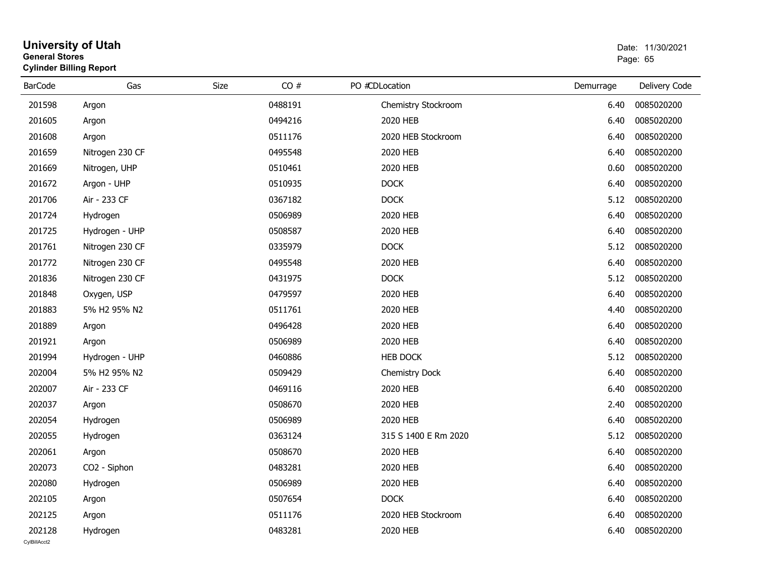# University of Utah

**General Stores**

**Cylinder Billing Report**

Date: 11/30/2021

| BarCode | Gas | Size | CO # | PO # | CDLocation | Demurrage | Delivery Code |
|---|---|---|---|---|---|---|---|
| 201598 | Argon | | 0488191 | | Chemistry Stockroom | 6.40 | 0085020200 |
| 201605 | Argon | | 0494216 | | 2020 HEB | 6.40 | 0085020200 |
| 201608 | Argon | | 0511176 | | 2020 HEB Stockroom | 6.40 | 0085020200 |
| 201659 | Nitrogen 230 CF | | 0495548 | | 2020 HEB | 6.40 | 0085020200 |
| 201669 | Nitrogen, UHP | | 0510461 | | 2020 HEB | 0.60 | 0085020200 |
| 201672 | Argon - UHP | | 0510935 | | DOCK | 6.40 | 0085020200 |
| 201706 | Air - 233 CF | | 0367182 | | DOCK | 5.12 | 0085020200 |
| 201724 | Hydrogen | | 0506989 | | 2020 HEB | 6.40 | 0085020200 |
| 201725 | Hydrogen - UHP | | 0508587 | | 2020 HEB | 6.40 | 0085020200 |
| 201761 | Nitrogen 230 CF | | 0335979 | | DOCK | 5.12 | 0085020200 |
| 201772 | Nitrogen 230 CF | | 0495548 | | 2020 HEB | 6.40 | 0085020200 |
| 201836 | Nitrogen 230 CF | | 0431975 | | DOCK | 5.12 | 0085020200 |
| 201848 | Oxygen, USP | | 0479597 | | 2020 HEB | 6.40 | 0085020200 |
| 201883 | 5% H2 95% N2 | | 0511761 | | 2020 HEB | 4.40 | 0085020200 |
| 201889 | Argon | | 0496428 | | 2020 HEB | 6.40 | 0085020200 |
| 201921 | Argon | | 0506989 | | 2020 HEB | 6.40 | 0085020200 |
| 201994 | Hydrogen - UHP | | 0460886 | | HEB DOCK | 5.12 | 0085020200 |
| 202004 | 5% H2 95% N2 | | 0509429 | | Chemistry Dock | 6.40 | 0085020200 |
| 202007 | Air - 233 CF | | 0469116 | | 2020 HEB | 6.40 | 0085020200 |
| 202037 | Argon | | 0508670 | | 2020 HEB | 2.40 | 0085020200 |
| 202054 | Hydrogen | | 0506989 | | 2020 HEB | 6.40 | 0085020200 |
| 202055 | Hydrogen | | 0363124 | | 315 S 1400 E Rm 2020 | 5.12 | 0085020200 |
| 202061 | Argon | | 0508670 | | 2020 HEB | 6.40 | 0085020200 |
| 202073 | CO2 - Siphon | | 0483281 | | 2020 HEB | 6.40 | 0085020200 |
| 202080 | Hydrogen | | 0506989 | | 2020 HEB | 6.40 | 0085020200 |
| 202105 | Argon | | 0507654 | | DOCK | 6.40 | 0085020200 |
| 202125 | Argon | | 0511176 | | 2020 HEB Stockroom | 6.40 | 0085020200 |
| 202128 | Hydrogen | | 0483281 | | 2020 HEB | 6.40 | 0085020200 |

CylBillAcct2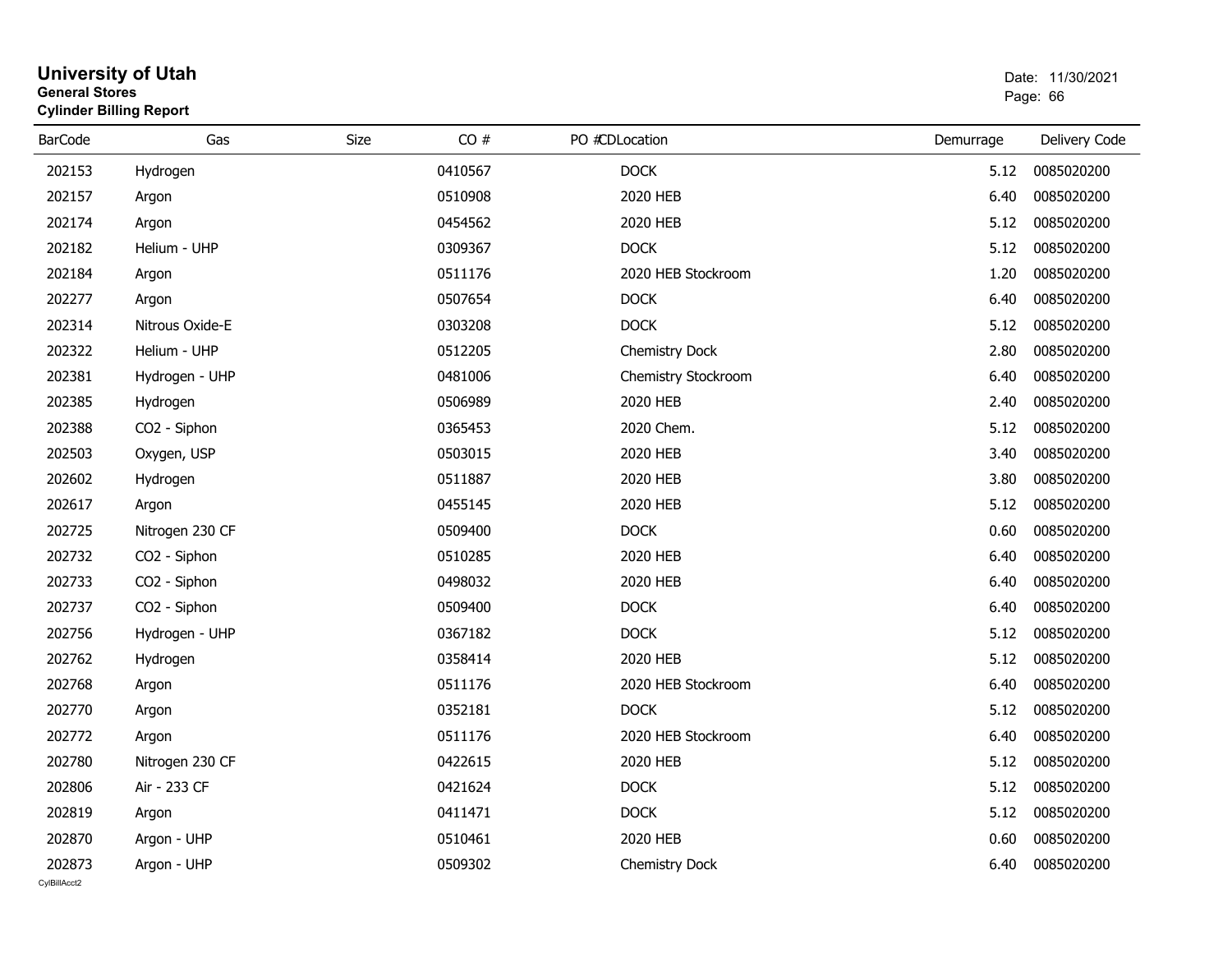# University of Utah
**General Stores**
**Cylinder Billing Report**

Date: 11/30/2021

| BarCode | Gas | Size | CO # | PO # | CDLocation | Demurrage | Delivery Code |
|---|---|---|---|---|---|---|---|
| 202153 | Hydrogen | | 0410567 | | DOCK | 5.12 | 0085020200 |
| 202157 | Argon | | 0510908 | | 2020 HEB | 6.40 | 0085020200 |
| 202174 | Argon | | 0454562 | | 2020 HEB | 5.12 | 0085020200 |
| 202182 | Helium - UHP | | 0309367 | | DOCK | 5.12 | 0085020200 |
| 202184 | Argon | | 0511176 | | 2020 HEB Stockroom | 1.20 | 0085020200 |
| 202277 | Argon | | 0507654 | | DOCK | 6.40 | 0085020200 |
| 202314 | Nitrous Oxide-E | | 0303208 | | DOCK | 5.12 | 0085020200 |
| 202322 | Helium - UHP | | 0512205 | | Chemistry Dock | 2.80 | 0085020200 |
| 202381 | Hydrogen - UHP | | 0481006 | | Chemistry Stockroom | 6.40 | 0085020200 |
| 202385 | Hydrogen | | 0506989 | | 2020 HEB | 2.40 | 0085020200 |
| 202388 | CO2 - Siphon | | 0365453 | | 2020 Chem. | 5.12 | 0085020200 |
| 202503 | Oxygen, USP | | 0503015 | | 2020 HEB | 3.40 | 0085020200 |
| 202602 | Hydrogen | | 0511887 | | 2020 HEB | 3.80 | 0085020200 |
| 202617 | Argon | | 0455145 | | 2020 HEB | 5.12 | 0085020200 |
| 202725 | Nitrogen 230 CF | | 0509400 | | DOCK | 0.60 | 0085020200 |
| 202732 | CO2 - Siphon | | 0510285 | | 2020 HEB | 6.40 | 0085020200 |
| 202733 | CO2 - Siphon | | 0498032 | | 2020 HEB | 6.40 | 0085020200 |
| 202737 | CO2 - Siphon | | 0509400 | | DOCK | 6.40 | 0085020200 |
| 202756 | Hydrogen - UHP | | 0367182 | | DOCK | 5.12 | 0085020200 |
| 202762 | Hydrogen | | 0358414 | | 2020 HEB | 5.12 | 0085020200 |
| 202768 | Argon | | 0511176 | | 2020 HEB Stockroom | 6.40 | 0085020200 |
| 202770 | Argon | | 0352181 | | DOCK | 5.12 | 0085020200 |
| 202772 | Argon | | 0511176 | | 2020 HEB Stockroom | 6.40 | 0085020200 |
| 202780 | Nitrogen 230 CF | | 0422615 | | 2020 HEB | 5.12 | 0085020200 |
| 202806 | Air - 233 CF | | 0421624 | | DOCK | 5.12 | 0085020200 |
| 202819 | Argon | | 0411471 | | DOCK | 5.12 | 0085020200 |
| 202870 | Argon - UHP | | 0510461 | | 2020 HEB | 0.60 | 0085020200 |
| 202873 | Argon - UHP | | 0509302 | | Chemistry Dock | 6.40 | 0085020200 |

CylBillAcct2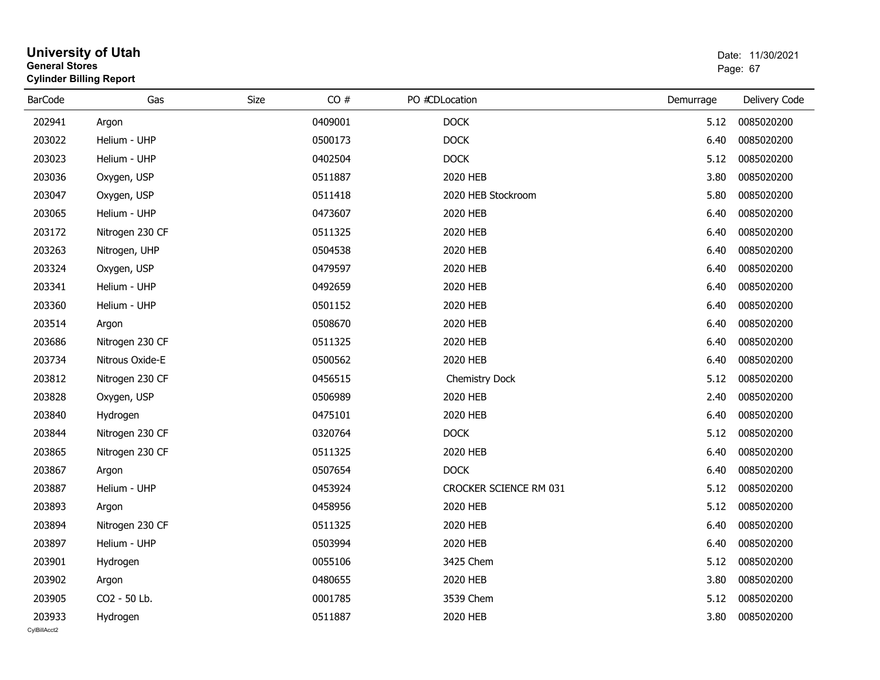# University of Utah

**General Stores**

**Cylinder Billing Report**

Date: 11/30/2021

| BarCode | Gas | Size | CO # | PO #CDLocation | Demurrage | Delivery Code |
|---|---|---|---|---|---|---|
| 202941 | Argon | | 0409001 | DOCK | 5.12 | 0085020200 |
| 203022 | Helium - UHP | | 0500173 | DOCK | 6.40 | 0085020200 |
| 203023 | Helium - UHP | | 0402504 | DOCK | 5.12 | 0085020200 |
| 203036 | Oxygen, USP | | 0511887 | 2020 HEB | 3.80 | 0085020200 |
| 203047 | Oxygen, USP | | 0511418 | 2020 HEB Stockroom | 5.80 | 0085020200 |
| 203065 | Helium - UHP | | 0473607 | 2020 HEB | 6.40 | 0085020200 |
| 203172 | Nitrogen 230 CF | | 0511325 | 2020 HEB | 6.40 | 0085020200 |
| 203263 | Nitrogen, UHP | | 0504538 | 2020 HEB | 6.40 | 0085020200 |
| 203324 | Oxygen, USP | | 0479597 | 2020 HEB | 6.40 | 0085020200 |
| 203341 | Helium - UHP | | 0492659 | 2020 HEB | 6.40 | 0085020200 |
| 203360 | Helium - UHP | | 0501152 | 2020 HEB | 6.40 | 0085020200 |
| 203514 | Argon | | 0508670 | 2020 HEB | 6.40 | 0085020200 |
| 203686 | Nitrogen 230 CF | | 0511325 | 2020 HEB | 6.40 | 0085020200 |
| 203734 | Nitrous Oxide-E | | 0500562 | 2020 HEB | 6.40 | 0085020200 |
| 203812 | Nitrogen 230 CF | | 0456515 | Chemistry Dock | 5.12 | 0085020200 |
| 203828 | Oxygen, USP | | 0506989 | 2020 HEB | 2.40 | 0085020200 |
| 203840 | Hydrogen | | 0475101 | 2020 HEB | 6.40 | 0085020200 |
| 203844 | Nitrogen 230 CF | | 0320764 | DOCK | 5.12 | 0085020200 |
| 203865 | Nitrogen 230 CF | | 0511325 | 2020 HEB | 6.40 | 0085020200 |
| 203867 | Argon | | 0507654 | DOCK | 6.40 | 0085020200 |
| 203887 | Helium - UHP | | 0453924 | CROCKER SCIENCE RM 031 | 5.12 | 0085020200 |
| 203893 | Argon | | 0458956 | 2020 HEB | 5.12 | 0085020200 |
| 203894 | Nitrogen 230 CF | | 0511325 | 2020 HEB | 6.40 | 0085020200 |
| 203897 | Helium - UHP | | 0503994 | 2020 HEB | 6.40 | 0085020200 |
| 203901 | Hydrogen | | 0055106 | 3425 Chem | 5.12 | 0085020200 |
| 203902 | Argon | | 0480655 | 2020 HEB | 3.80 | 0085020200 |
| 203905 | CO2 - 50 Lb. | | 0001785 | 3539 Chem | 5.12 | 0085020200 |
| 203933 | Hydrogen | | 0511887 | 2020 HEB | 3.80 | 0085020200 |

CylBillAcct2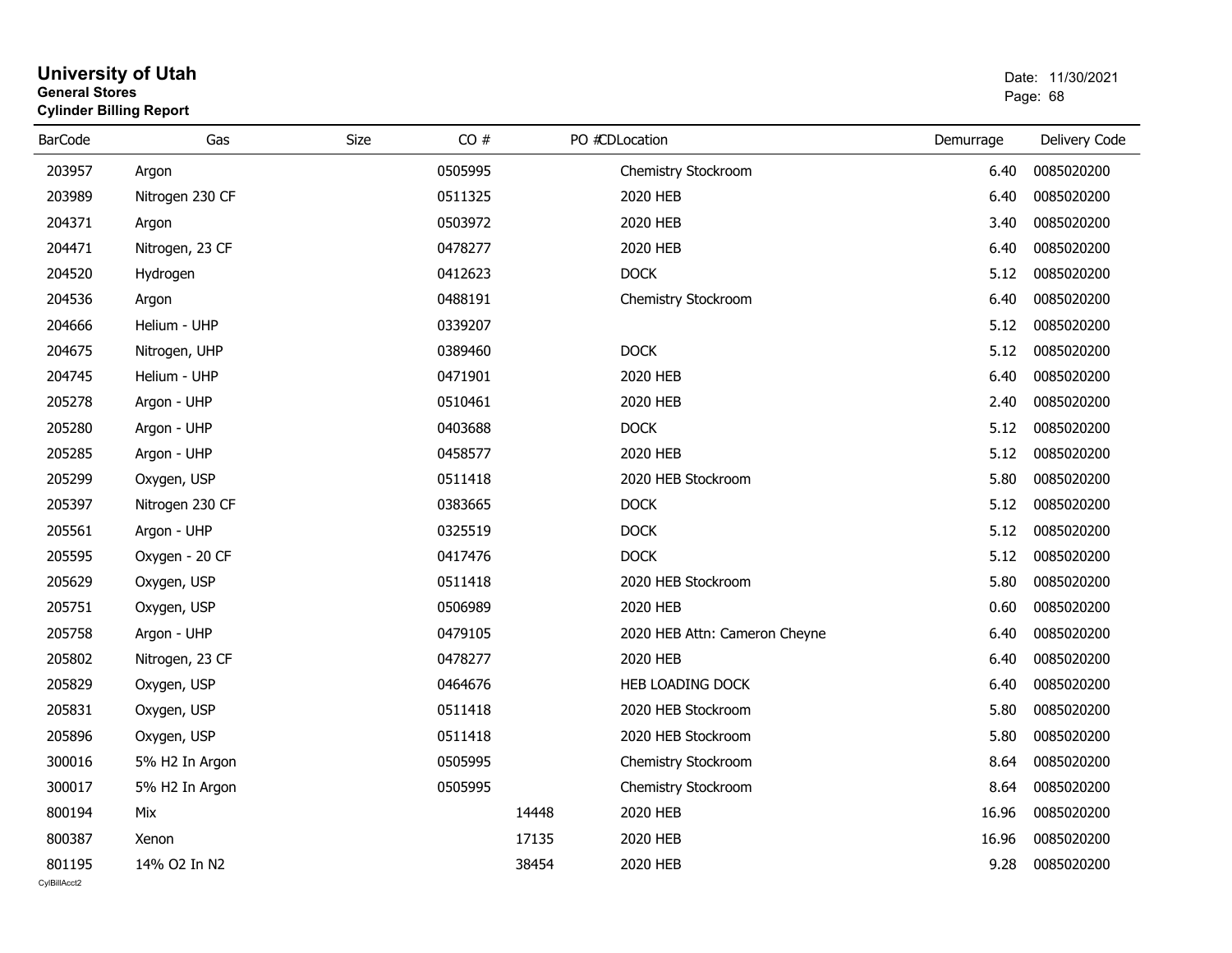# University of Utah

**General Stores**

**Cylinder Billing Report**

Date: 11/30/2021

| BarCode | Gas | Size | CO # | PO # | CDLocation | Demurrage | Delivery Code |
|---|---|---|---|---|---|---|---|
| 203957 | Argon | | 0505995 | | Chemistry Stockroom | 6.40 | 0085020200 |
| 203989 | Nitrogen 230 CF | | 0511325 | | 2020 HEB | 6.40 | 0085020200 |
| 204371 | Argon | | 0503972 | | 2020 HEB | 3.40 | 0085020200 |
| 204471 | Nitrogen, 23 CF | | 0478277 | | 2020 HEB | 6.40 | 0085020200 |
| 204520 | Hydrogen | | 0412623 | | DOCK | 5.12 | 0085020200 |
| 204536 | Argon | | 0488191 | | Chemistry Stockroom | 6.40 | 0085020200 |
| 204666 | Helium - UHP | | 0339207 | | | 5.12 | 0085020200 |
| 204675 | Nitrogen, UHP | | 0389460 | | DOCK | 5.12 | 0085020200 |
| 204745 | Helium - UHP | | 0471901 | | 2020 HEB | 6.40 | 0085020200 |
| 205278 | Argon - UHP | | 0510461 | | 2020 HEB | 2.40 | 0085020200 |
| 205280 | Argon - UHP | | 0403688 | | DOCK | 5.12 | 0085020200 |
| 205285 | Argon - UHP | | 0458577 | | 2020 HEB | 5.12 | 0085020200 |
| 205299 | Oxygen, USP | | 0511418 | | 2020 HEB Stockroom | 5.80 | 0085020200 |
| 205397 | Nitrogen 230 CF | | 0383665 | | DOCK | 5.12 | 0085020200 |
| 205561 | Argon - UHP | | 0325519 | | DOCK | 5.12 | 0085020200 |
| 205595 | Oxygen - 20 CF | | 0417476 | | DOCK | 5.12 | 0085020200 |
| 205629 | Oxygen, USP | | 0511418 | | 2020 HEB Stockroom | 5.80 | 0085020200 |
| 205751 | Oxygen, USP | | 0506989 | | 2020 HEB | 0.60 | 0085020200 |
| 205758 | Argon - UHP | | 0479105 | | 2020 HEB Attn: Cameron Cheyne | 6.40 | 0085020200 |
| 205802 | Nitrogen, 23 CF | | 0478277 | | 2020 HEB | 6.40 | 0085020200 |
| 205829 | Oxygen, USP | | 0464676 | | HEB LOADING DOCK | 6.40 | 0085020200 |
| 205831 | Oxygen, USP | | 0511418 | | 2020 HEB Stockroom | 5.80 | 0085020200 |
| 205896 | Oxygen, USP | | 0511418 | | 2020 HEB Stockroom | 5.80 | 0085020200 |
| 300016 | 5% H2 In Argon | | 0505995 | | Chemistry Stockroom | 8.64 | 0085020200 |
| 300017 | 5% H2 In Argon | | 0505995 | | Chemistry Stockroom | 8.64 | 0085020200 |
| 800194 | Mix | | | 14448 | 2020 HEB | 16.96 | 0085020200 |
| 800387 | Xenon | | | 17135 | 2020 HEB | 16.96 | 0085020200 |
| 801195 | 14% O2 In N2 | | | 38454 | 2020 HEB | 9.28 | 0085020200 |

CylBillAcct2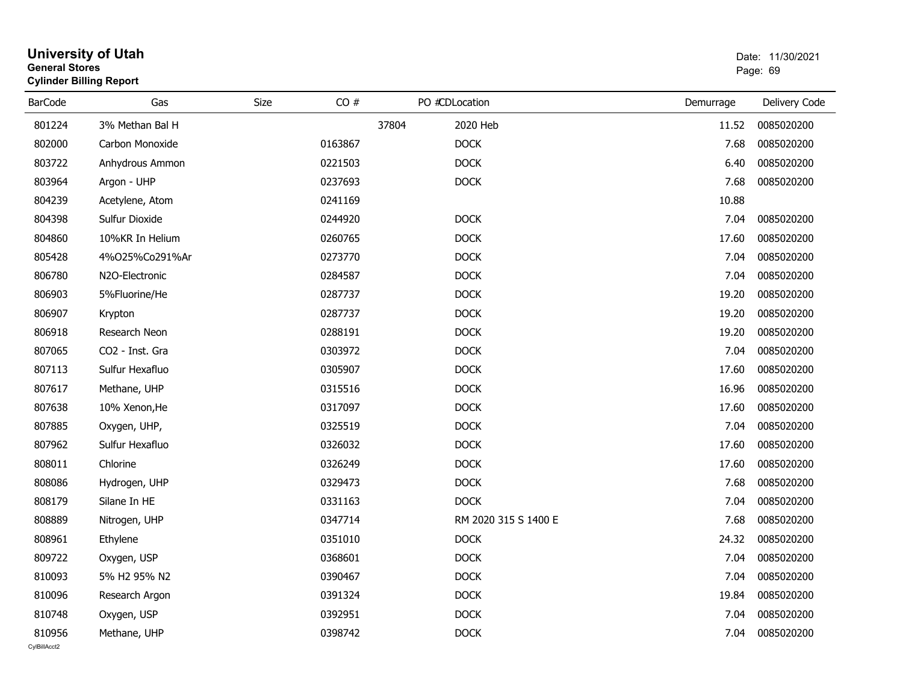| BarCode | Gas | Size | CO # | PO # | CDLocation | Demurrage | Delivery Code |
|---|---|---|---|---|---|---|---|
| 801224 | 3% Methan Bal H | | | 37804 | 2020 Heb | 11.52 | 0085020200 |
| 802000 | Carbon Monoxide | | 0163867 | | DOCK | 7.68 | 0085020200 |
| 803722 | Anhydrous Ammon | | 0221503 | | DOCK | 6.40 | 0085020200 |
| 803964 | Argon - UHP | | 0237693 | | DOCK | 7.68 | 0085020200 |
| 804239 | Acetylene, Atom | | 0241169 | | | 10.88 | |
| 804398 | Sulfur Dioxide | | 0244920 | | DOCK | 7.04 | 0085020200 |
| 804860 | 10%KR In Helium | | 0260765 | | DOCK | 17.60 | 0085020200 |
| 805428 | 4%O25%Co291%Ar | | 0273770 | | DOCK | 7.04 | 0085020200 |
| 806780 | N2O-Electronic | | 0284587 | | DOCK | 7.04 | 0085020200 |
| 806903 | 5%Fluorine/He | | 0287737 | | DOCK | 19.20 | 0085020200 |
| 806907 | Krypton | | 0287737 | | DOCK | 19.20 | 0085020200 |
| 806918 | Research Neon | | 0288191 | | DOCK | 19.20 | 0085020200 |
| 807065 | CO2 - Inst. Gra | | 0303972 | | DOCK | 7.04 | 0085020200 |
| 807113 | Sulfur Hexafluo | | 0305907 | | DOCK | 17.60 | 0085020200 |
| 807617 | Methane, UHP | | 0315516 | | DOCK | 16.96 | 0085020200 |
| 807638 | 10% Xenon,He | | 0317097 | | DOCK | 17.60 | 0085020200 |
| 807885 | Oxygen, UHP, | | 0325519 | | DOCK | 7.04 | 0085020200 |
| 807962 | Sulfur Hexafluo | | 0326032 | | DOCK | 17.60 | 0085020200 |
| 808011 | Chlorine | | 0326249 | | DOCK | 17.60 | 0085020200 |
| 808086 | Hydrogen, UHP | | 0329473 | | DOCK | 7.68 | 0085020200 |
| 808179 | Silane In HE | | 0331163 | | DOCK | 7.04 | 0085020200 |
| 808889 | Nitrogen, UHP | | 0347714 | | RM 2020 315 S 1400 E | 7.68 | 0085020200 |
| 808961 | Ethylene | | 0351010 | | DOCK | 24.32 | 0085020200 |
| 809722 | Oxygen, USP | | 0368601 | | DOCK | 7.04 | 0085020200 |
| 810093 | 5% H2 95% N2 | | 0390467 | | DOCK | 7.04 | 0085020200 |
| 810096 | Research Argon | | 0391324 | | DOCK | 19.84 | 0085020200 |
| 810748 | Oxygen, USP | | 0392951 | | DOCK | 7.04 | 0085020200 |
| 810956 | Methane, UHP | | 0398742 | | DOCK | 7.04 | 0085020200 |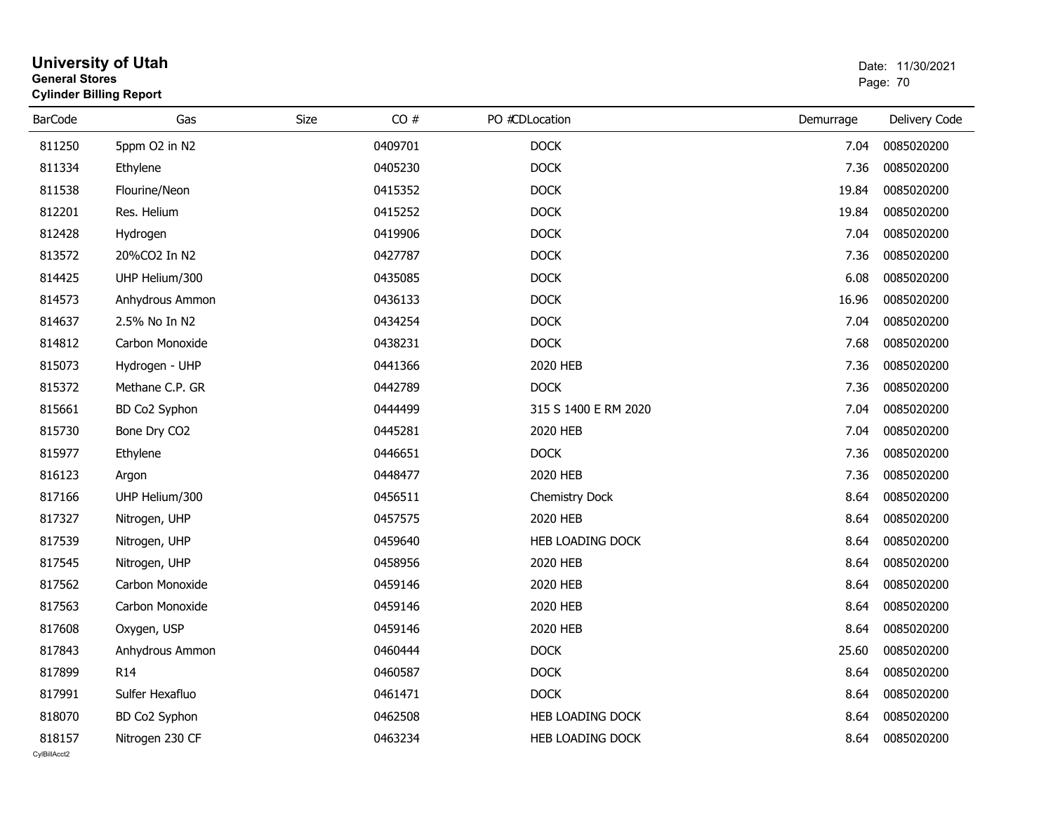# University of Utah

**General Stores**

**Cylinder Billing Report**

Date: 11/30/2021

| BarCode | Gas | Size | CO # | PO #CDLocation | Demurrage | Delivery Code |
|---|---|---|---|---|---|---|
| 811250 | 5ppm O2 in N2 | | 0409701 | DOCK | 7.04 | 0085020200 |
| 811334 | Ethylene | | 0405230 | DOCK | 7.36 | 0085020200 |
| 811538 | Flourine/Neon | | 0415352 | DOCK | 19.84 | 0085020200 |
| 812201 | Res. Helium | | 0415252 | DOCK | 19.84 | 0085020200 |
| 812428 | Hydrogen | | 0419906 | DOCK | 7.04 | 0085020200 |
| 813572 | 20%CO2 In N2 | | 0427787 | DOCK | 7.36 | 0085020200 |
| 814425 | UHP Helium/300 | | 0435085 | DOCK | 6.08 | 0085020200 |
| 814573 | Anhydrous Ammon | | 0436133 | DOCK | 16.96 | 0085020200 |
| 814637 | 2.5% No In N2 | | 0434254 | DOCK | 7.04 | 0085020200 |
| 814812 | Carbon Monoxide | | 0438231 | DOCK | 7.68 | 0085020200 |
| 815073 | Hydrogen - UHP | | 0441366 | 2020 HEB | 7.36 | 0085020200 |
| 815372 | Methane C.P. GR | | 0442789 | DOCK | 7.36 | 0085020200 |
| 815661 | BD Co2 Syphon | | 0444499 | 315 S 1400 E RM 2020 | 7.04 | 0085020200 |
| 815730 | Bone Dry CO2 | | 0445281 | 2020 HEB | 7.04 | 0085020200 |
| 815977 | Ethylene | | 0446651 | DOCK | 7.36 | 0085020200 |
| 816123 | Argon | | 0448477 | 2020 HEB | 7.36 | 0085020200 |
| 817166 | UHP Helium/300 | | 0456511 | Chemistry Dock | 8.64 | 0085020200 |
| 817327 | Nitrogen, UHP | | 0457575 | 2020 HEB | 8.64 | 0085020200 |
| 817539 | Nitrogen, UHP | | 0459640 | HEB LOADING DOCK | 8.64 | 0085020200 |
| 817545 | Nitrogen, UHP | | 0458956 | 2020 HEB | 8.64 | 0085020200 |
| 817562 | Carbon Monoxide | | 0459146 | 2020 HEB | 8.64 | 0085020200 |
| 817563 | Carbon Monoxide | | 0459146 | 2020 HEB | 8.64 | 0085020200 |
| 817608 | Oxygen, USP | | 0459146 | 2020 HEB | 8.64 | 0085020200 |
| 817843 | Anhydrous Ammon | | 0460444 | DOCK | 25.60 | 0085020200 |
| 817899 | R14 | | 0460587 | DOCK | 8.64 | 0085020200 |
| 817991 | Sulfer Hexafluo | | 0461471 | DOCK | 8.64 | 0085020200 |
| 818070 | BD Co2 Syphon | | 0462508 | HEB LOADING DOCK | 8.64 | 0085020200 |
| 818157 | Nitrogen 230 CF | | 0463234 | HEB LOADING DOCK | 8.64 | 0085020200 |

CylBillAcct2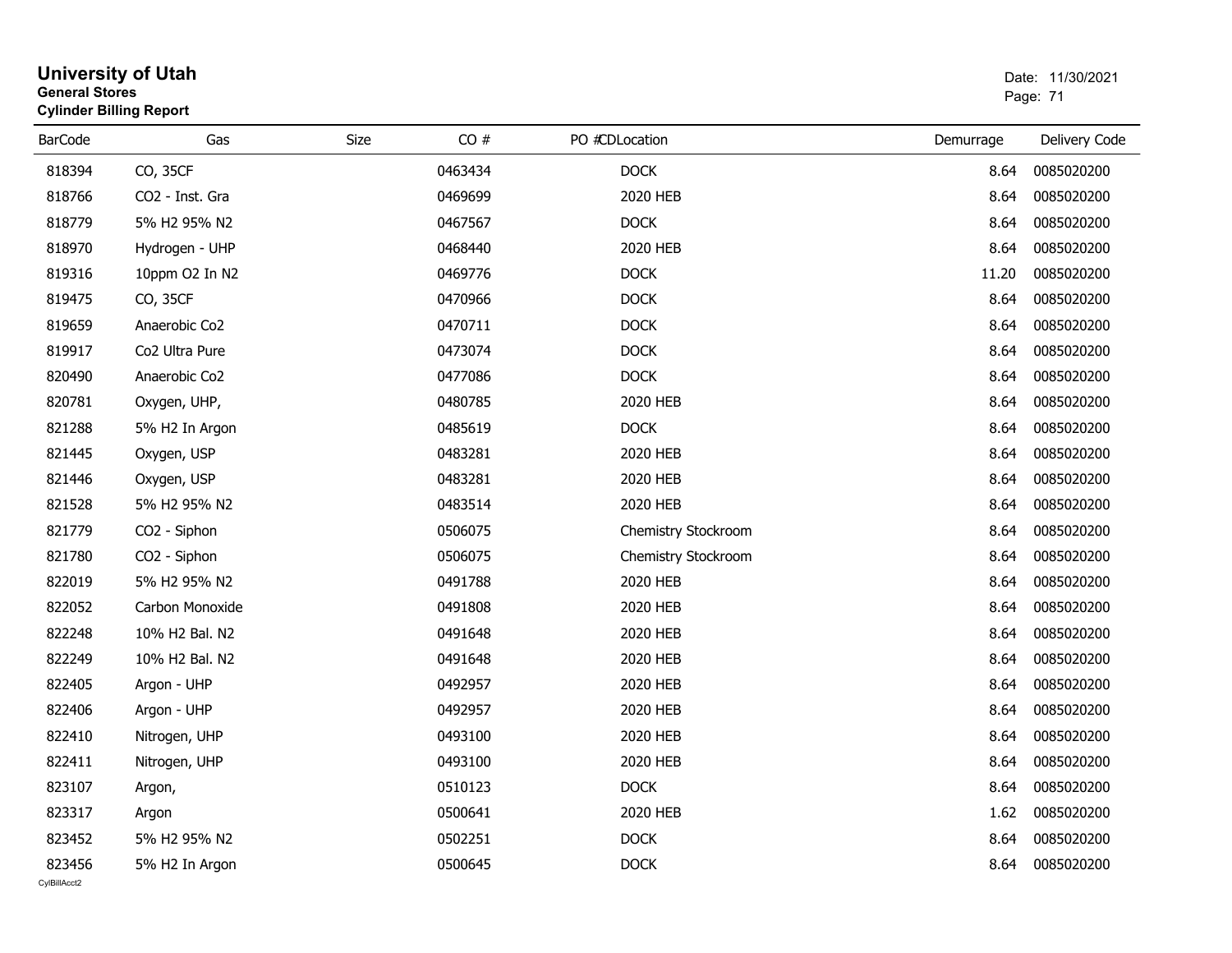**University of Utah**
**General Stores**
**Cylinder Billing Report**

Date: 11/30/2021

| BarCode | Gas | Size | CO # | PO # | CDLocation | Demurrage | Delivery Code |
|---|---|---|---|---|---|---|---|
| 818394 | CO, 35CF | | 0463434 | | DOCK | 8.64 | 0085020200 |
| 818766 | CO2 - Inst. Gra | | 0469699 | | 2020 HEB | 8.64 | 0085020200 |
| 818779 | 5% H2 95% N2 | | 0467567 | | DOCK | 8.64 | 0085020200 |
| 818970 | Hydrogen - UHP | | 0468440 | | 2020 HEB | 8.64 | 0085020200 |
| 819316 | 10ppm O2 In N2 | | 0469776 | | DOCK | 11.20 | 0085020200 |
| 819475 | CO, 35CF | | 0470966 | | DOCK | 8.64 | 0085020200 |
| 819659 | Anaerobic Co2 | | 0470711 | | DOCK | 8.64 | 0085020200 |
| 819917 | Co2 Ultra Pure | | 0473074 | | DOCK | 8.64 | 0085020200 |
| 820490 | Anaerobic Co2 | | 0477086 | | DOCK | 8.64 | 0085020200 |
| 820781 | Oxygen, UHP, | | 0480785 | | 2020 HEB | 8.64 | 0085020200 |
| 821288 | 5% H2 In Argon | | 0485619 | | DOCK | 8.64 | 0085020200 |
| 821445 | Oxygen, USP | | 0483281 | | 2020 HEB | 8.64 | 0085020200 |
| 821446 | Oxygen, USP | | 0483281 | | 2020 HEB | 8.64 | 0085020200 |
| 821528 | 5% H2 95% N2 | | 0483514 | | 2020 HEB | 8.64 | 0085020200 |
| 821779 | CO2 - Siphon | | 0506075 | | Chemistry Stockroom | 8.64 | 0085020200 |
| 821780 | CO2 - Siphon | | 0506075 | | Chemistry Stockroom | 8.64 | 0085020200 |
| 822019 | 5% H2 95% N2 | | 0491788 | | 2020 HEB | 8.64 | 0085020200 |
| 822052 | Carbon Monoxide | | 0491808 | | 2020 HEB | 8.64 | 0085020200 |
| 822248 | 10% H2 Bal. N2 | | 0491648 | | 2020 HEB | 8.64 | 0085020200 |
| 822249 | 10% H2 Bal. N2 | | 0491648 | | 2020 HEB | 8.64 | 0085020200 |
| 822405 | Argon - UHP | | 0492957 | | 2020 HEB | 8.64 | 0085020200 |
| 822406 | Argon - UHP | | 0492957 | | 2020 HEB | 8.64 | 0085020200 |
| 822410 | Nitrogen, UHP | | 0493100 | | 2020 HEB | 8.64 | 0085020200 |
| 822411 | Nitrogen, UHP | | 0493100 | | 2020 HEB | 8.64 | 0085020200 |
| 823107 | Argon, | | 0510123 | | DOCK | 8.64 | 0085020200 |
| 823317 | Argon | | 0500641 | | 2020 HEB | 1.62 | 0085020200 |
| 823452 | 5% H2 95% N2 | | 0502251 | | DOCK | 8.64 | 0085020200 |
| 823456 | 5% H2 In Argon | | 0500645 | | DOCK | 8.64 | 0085020200 |

CylBillAcct2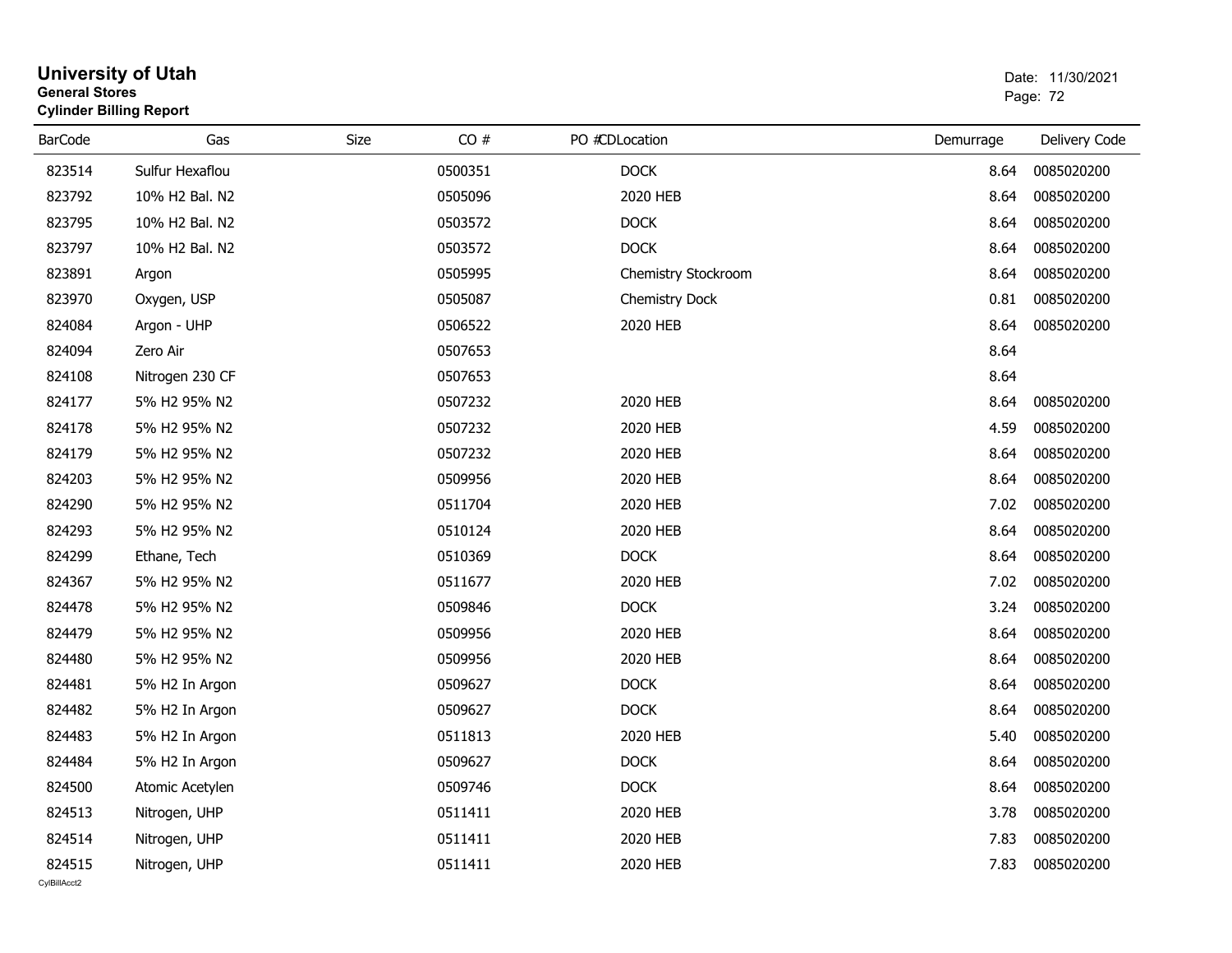# University of Utah

**General Stores**

**Cylinder Billing Report**

Date: 11/30/2021

| BarCode | Gas | Size | CO # | PO # | CDLocation | Demurrage | Delivery Code |
|---|---|---|---|---|---|---|---|
| 823514 | Sulfur Hexaflou | | 0500351 | | DOCK | 8.64 | 0085020200 |
| 823792 | 10% H2 Bal. N2 | | 0505096 | | 2020 HEB | 8.64 | 0085020200 |
| 823795 | 10% H2 Bal. N2 | | 0503572 | | DOCK | 8.64 | 0085020200 |
| 823797 | 10% H2 Bal. N2 | | 0503572 | | DOCK | 8.64 | 0085020200 |
| 823891 | Argon | | 0505995 | | Chemistry Stockroom | 8.64 | 0085020200 |
| 823970 | Oxygen, USP | | 0505087 | | Chemistry Dock | 0.81 | 0085020200 |
| 824084 | Argon - UHP | | 0506522 | | 2020 HEB | 8.64 | 0085020200 |
| 824094 | Zero Air | | 0507653 | | | 8.64 | |
| 824108 | Nitrogen 230 CF | | 0507653 | | | 8.64 | |
| 824177 | 5% H2 95% N2 | | 0507232 | | 2020 HEB | 8.64 | 0085020200 |
| 824178 | 5% H2 95% N2 | | 0507232 | | 2020 HEB | 4.59 | 0085020200 |
| 824179 | 5% H2 95% N2 | | 0507232 | | 2020 HEB | 8.64 | 0085020200 |
| 824203 | 5% H2 95% N2 | | 0509956 | | 2020 HEB | 8.64 | 0085020200 |
| 824290 | 5% H2 95% N2 | | 0511704 | | 2020 HEB | 7.02 | 0085020200 |
| 824293 | 5% H2 95% N2 | | 0510124 | | 2020 HEB | 8.64 | 0085020200 |
| 824299 | Ethane, Tech | | 0510369 | | DOCK | 8.64 | 0085020200 |
| 824367 | 5% H2 95% N2 | | 0511677 | | 2020 HEB | 7.02 | 0085020200 |
| 824478 | 5% H2 95% N2 | | 0509846 | | DOCK | 3.24 | 0085020200 |
| 824479 | 5% H2 95% N2 | | 0509956 | | 2020 HEB | 8.64 | 0085020200 |
| 824480 | 5% H2 95% N2 | | 0509956 | | 2020 HEB | 8.64 | 0085020200 |
| 824481 | 5% H2 In Argon | | 0509627 | | DOCK | 8.64 | 0085020200 |
| 824482 | 5% H2 In Argon | | 0509627 | | DOCK | 8.64 | 0085020200 |
| 824483 | 5% H2 In Argon | | 0511813 | | 2020 HEB | 5.40 | 0085020200 |
| 824484 | 5% H2 In Argon | | 0509627 | | DOCK | 8.64 | 0085020200 |
| 824500 | Atomic Acetylen | | 0509746 | | DOCK | 8.64 | 0085020200 |
| 824513 | Nitrogen, UHP | | 0511411 | | 2020 HEB | 3.78 | 0085020200 |
| 824514 | Nitrogen, UHP | | 0511411 | | 2020 HEB | 7.83 | 0085020200 |
| 824515 | Nitrogen, UHP | | 0511411 | | 2020 HEB | 7.83 | 0085020200 |

CylBillAcct2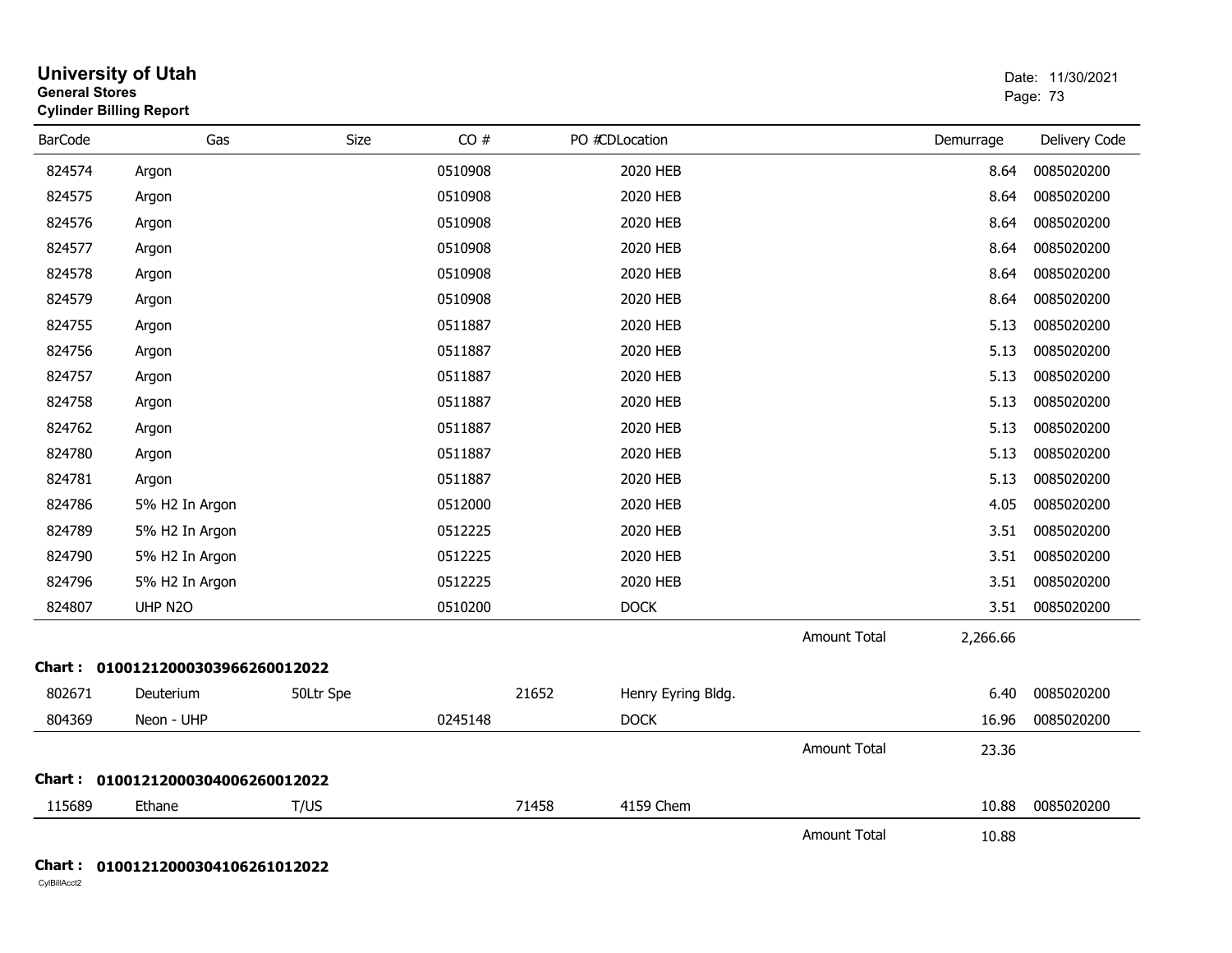# University of Utah
**General Stores**
**Cylinder Billing Report**

Date: 11/30/2021

| BarCode | Gas | Size | CO # | PO # | CDLocation | | Demurrage | Delivery Code |
|---|---|---|---|---|---|---|---|---|
| 824574 | Argon | | 0510908 | | 2020 HEB | | 8.64 | 0085020200 |
| 824575 | Argon | | 0510908 | | 2020 HEB | | 8.64 | 0085020200 |
| 824576 | Argon | | 0510908 | | 2020 HEB | | 8.64 | 0085020200 |
| 824577 | Argon | | 0510908 | | 2020 HEB | | 8.64 | 0085020200 |
| 824578 | Argon | | 0510908 | | 2020 HEB | | 8.64 | 0085020200 |
| 824579 | Argon | | 0510908 | | 2020 HEB | | 8.64 | 0085020200 |
| 824755 | Argon | | 0511887 | | 2020 HEB | | 5.13 | 0085020200 |
| 824756 | Argon | | 0511887 | | 2020 HEB | | 5.13 | 0085020200 |
| 824757 | Argon | | 0511887 | | 2020 HEB | | 5.13 | 0085020200 |
| 824758 | Argon | | 0511887 | | 2020 HEB | | 5.13 | 0085020200 |
| 824762 | Argon | | 0511887 | | 2020 HEB | | 5.13 | 0085020200 |
| 824780 | Argon | | 0511887 | | 2020 HEB | | 5.13 | 0085020200 |
| 824781 | Argon | | 0511887 | | 2020 HEB | | 5.13 | 0085020200 |
| 824786 | 5% H2 In Argon | | 0512000 | | 2020 HEB | | 4.05 | 0085020200 |
| 824789 | 5% H2 In Argon | | 0512225 | | 2020 HEB | | 3.51 | 0085020200 |
| 824790 | 5% H2 In Argon | | 0512225 | | 2020 HEB | | 3.51 | 0085020200 |
| 824796 | 5% H2 In Argon | | 0512225 | | 2020 HEB | | 3.51 | 0085020200 |
| 824807 | UHP N2O | | 0510200 | | DOCK | | 3.51 | 0085020200 |
| | | | | | | Amount Total | 2,266.66 | |

**Chart : 01001212000303966260012022**

| BarCode | Gas | Size | CO # | PO # | CDLocation | | Demurrage | Delivery Code |
|---|---|---|---|---|---|---|---|---|
| 802671 | Deuterium | 50Ltr Spe | | 21652 | Henry Eyring Bldg. | | 6.40 | 0085020200 |
| 804369 | Neon - UHP | | 0245148 | | DOCK | | 16.96 | 0085020200 |
| | | | | | | Amount Total | 23.36 | |

**Chart : 01001212000304006260012022**

| BarCode | Gas | Size | CO # | PO # | CDLocation | | Demurrage | Delivery Code |
|---|---|---|---|---|---|---|---|---|
| 115689 | Ethane | T/US | | 71458 | 4159 Chem | | 10.88 | 0085020200 |
| | | | | | | Amount Total | 10.88 | |

**Chart : 01001212000304106261012022**

CylBillAcct2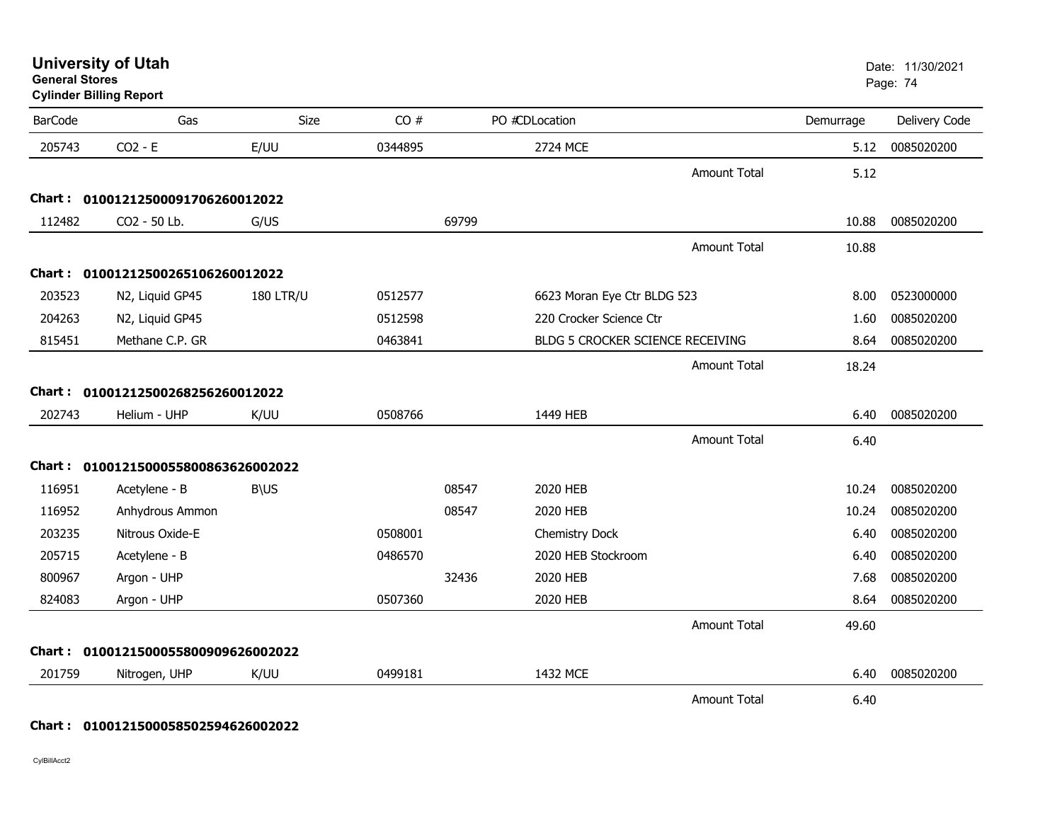# University of Utah

**General Stores**

**Cylinder Billing Report**

Date: 11/30/2021

| BarCode | Gas | Size | CO # | PO # | CDLocation | | Demurrage | Delivery Code |
|---|---|---|---|---|---|---|---|---|
| 205743 | CO2 - E | E/UU | 0344895 | | 2724 MCE | | 5.12 | 0085020200 |
| | | | | | | Amount Total | 5.12 | |
| **Chart :** | **01001212500091706260012022** | | | | | | | |
| 112482 | CO2 - 50 Lb. | G/US | | 69799 | | | 10.88 | 0085020200 |
| | | | | | | Amount Total | 10.88 | |
| **Chart :** | **01001212500265106260012022** | | | | | | | |
| 203523 | N2, Liquid GP45 | 180 LTR/U | 0512577 | | 6623 Moran Eye Ctr BLDG 523 | | 8.00 | 0523000000 |
| 204263 | N2, Liquid GP45 | | 0512598 | | 220 Crocker Science Ctr | | 1.60 | 0085020200 |
| 815451 | Methane C.P. GR | | 0463841 | | BLDG 5 CROCKER SCIENCE RECEIVING | | 8.64 | 0085020200 |
| | | | | | | Amount Total | 18.24 | |
| **Chart :** | **01001212500268256260012022** | | | | | | | |
| 202743 | Helium - UHP | K/UU | 0508766 | | 1449 HEB | | 6.40 | 0085020200 |
| | | | | | | Amount Total | 6.40 | |
| **Chart :** | **01001215000558008636260020​22** | | | | | | | |
| 116951 | Acetylene - B | B\US | | 08547 | 2020 HEB | | 10.24 | 0085020200 |
| 116952 | Anhydrous Ammon | | | 08547 | 2020 HEB | | 10.24 | 0085020200 |
| 203235 | Nitrous Oxide-E | | 0508001 | | Chemistry Dock | | 6.40 | 0085020200 |
| 205715 | Acetylene - B | | 0486570 | | 2020 HEB Stockroom | | 6.40 | 0085020200 |
| 800967 | Argon - UHP | | | 32436 | 2020 HEB | | 7.68 | 0085020200 |
| 824083 | Argon - UHP | | 0507360 | | 2020 HEB | | 8.64 | 0085020200 |
| | | | | | | Amount Total | 49.60 | |
| **Chart :** | **01001215000558009096260020​22** | | | | | | | |
| 201759 | Nitrogen, UHP | K/UU | 0499181 | | 1432 MCE | | 6.40 | 0085020200 |
| | | | | | | Amount Total | 6.40 | |
| **Chart :** | **01001215000585025946260020​22** | | | | | | | |

CylBillAcct2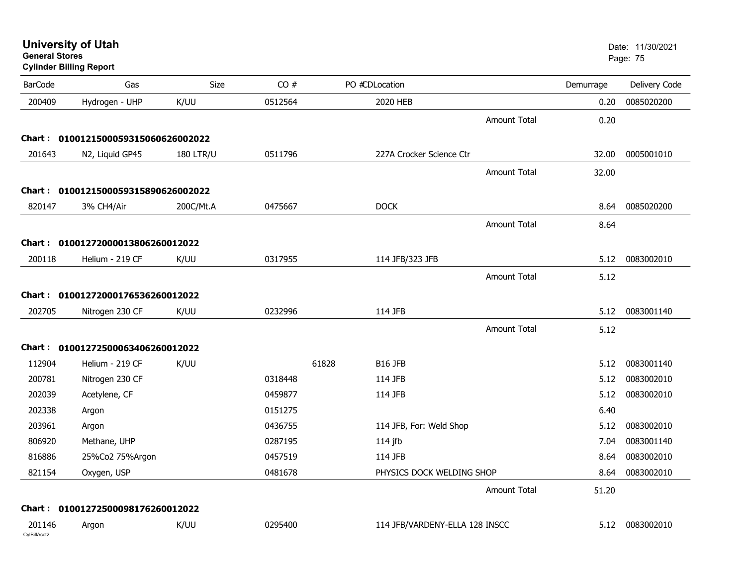# University of Utah

**General Stores**

**Cylinder Billing Report**

Date: 11/30/2021

| BarCode | Gas | Size | CO # | PO # | CDLocation | | Demurrage | Delivery Code |
|---|---|---|---|---|---|---|---|---|
| 200409 | Hydrogen - UHP | K/UU | 0512564 | | 2020 HEB | | 0.20 | 0085020200 |
| | | | | | | Amount Total | 0.20 | |
| **Chart : 01001215000593150606260020222** | | | | | | | | |
| 201643 | N2, Liquid GP45 | 180 LTR/U | 0511796 | | 227A Crocker Science Ctr | | 32.00 | 0005001010 |
| | | | | | | Amount Total | 32.00 | |
| **Chart : 01001215000593158906260020222** | | | | | | | | |
| 820147 | 3% CH4/Air | 200C/Mt.A | 0475667 | | DOCK | | 8.64 | 0085020200 |
| | | | | | | Amount Total | 8.64 | |
| **Chart : 01001272000013806260012022** | | | | | | | | |
| 200118 | Helium - 219 CF | K/UU | 0317955 | | 114 JFB/323 JFB | | 5.12 | 0083002010 |
| | | | | | | Amount Total | 5.12 | |
| **Chart : 01001272000176536260012022** | | | | | | | | |
| 202705 | Nitrogen 230 CF | K/UU | 0232996 | | 114 JFB | | 5.12 | 0083001140 |
| | | | | | | Amount Total | 5.12 | |
| **Chart : 01001272500063406260012022** | | | | | | | | |
| 112904 | Helium - 219 CF | K/UU | | 61828 | B16 JFB | | 5.12 | 0083001140 |
| 200781 | Nitrogen 230 CF | | 0318448 | | 114 JFB | | 5.12 | 0083002010 |
| 202039 | Acetylene, CF | | 0459877 | | 114 JFB | | 5.12 | 0083002010 |
| 202338 | Argon | | 0151275 | | | | 6.40 | |
| 203961 | Argon | | 0436755 | | 114 JFB, For: Weld Shop | | 5.12 | 0083002010 |
| 806920 | Methane, UHP | | 0287195 | | 114 jfb | | 7.04 | 0083001140 |
| 816886 | 25%Co2 75%Argon | | 0457519 | | 114 JFB | | 8.64 | 0083002010 |
| 821154 | Oxygen, USP | | 0481678 | | PHYSICS DOCK WELDING SHOP | | 8.64 | 0083002010 |
| | | | | | | Amount Total | 51.20 | |
| **Chart : 01001272500098176260012022** | | | | | | | | |
| 201146 | Argon | K/UU | 0295400 | | 114 JFB/VARDENY-ELLA 128 INSCC | | 5.12 | 0083002010 |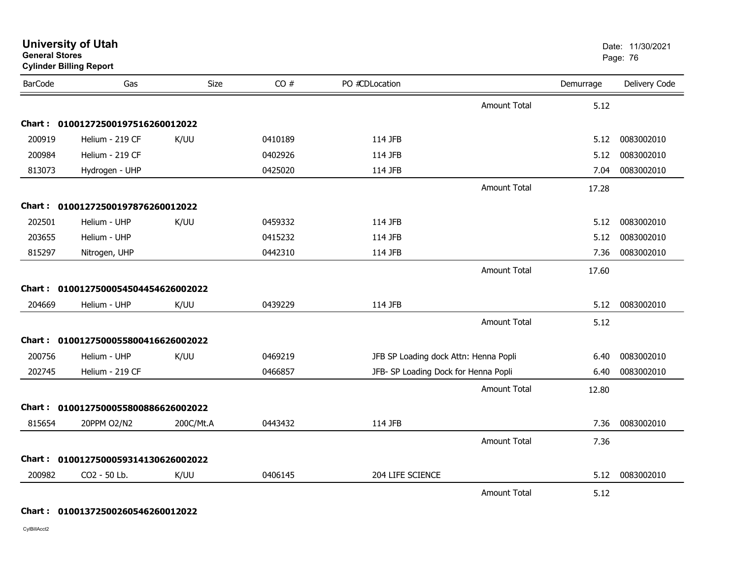# University of Utah

**General Stores**

**Cylinder Billing Report**

Date: 11/30/2021

| BarCode | Gas | Size | CO # | PO #CDLocation | Demurrage | Delivery Code |
|---|---|---|---|---|---|---|
| | | | | Amount Total | 5.12 | |
| **Chart : 01001272500197516260012022** | | | | | | |
| 200919 | Helium - 219 CF | K/UU | 0410189 | 114 JFB | 5.12 | 0083002010 |
| 200984 | Helium - 219 CF | | 0402926 | 114 JFB | 5.12 | 0083002010 |
| 813073 | Hydrogen - UHP | | 0425020 | 114 JFB | 7.04 | 0083002010 |
| | | | | Amount Total | 17.28 | |
| **Chart : 01001272500197876260012022** | | | | | | |
| 202501 | Helium - UHP | K/UU | 0459332 | 114 JFB | 5.12 | 0083002010 |
| 203655 | Helium - UHP | | 0415232 | 114 JFB | 5.12 | 0083002010 |
| 815297 | Nitrogen, UHP | | 0442310 | 114 JFB | 7.36 | 0083002010 |
| | | | | Amount Total | 17.60 | |
| **Chart : 01001275000545044546260022022** | | | | | | |
| 204669 | Helium - UHP | K/UU | 0439229 | 114 JFB | 5.12 | 0083002010 |
| | | | | Amount Total | 5.12 | |
| **Chart : 01001275000558004166260022022** | | | | | | |
| 200756 | Helium - UHP | K/UU | 0469219 | JFB SP Loading dock Attn: Henna Popli | 6.40 | 0083002010 |
| 202745 | Helium - 219 CF | | 0466857 | JFB- SP Loading Dock for Henna Popli | 6.40 | 0083002010 |
| | | | | Amount Total | 12.80 | |
| **Chart : 01001275000558008866260022022** | | | | | | |
| 815654 | 20PPM O2/N2 | 200C/Mt.A | 0443432 | 114 JFB | 7.36 | 0083002010 |
| | | | | Amount Total | 7.36 | |
| **Chart : 01001275000593141306260022022** | | | | | | |
| 200982 | CO2 - 50 Lb. | K/UU | 0406145 | 204 LIFE SCIENCE | 5.12 | 0083002010 |
| | | | | Amount Total | 5.12 | |
| **Chart : 01001372500260546260012022** | | | | | | |

CylBillAcct2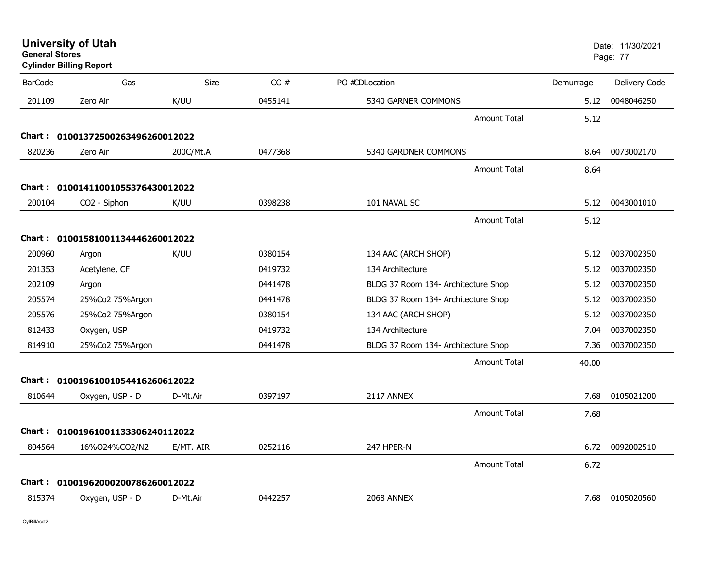# University of Utah

**General Stores**

**Cylinder Billing Report**

Date: 11/30/2021

| BarCode | Gas | Size | CO # | PO # | CDLocation | Demurrage | Delivery Code |
|---|---|---|---|---|---|---|---|
| 201109 | Zero Air | K/UU | 0455141 | | 5340 GARNER COMMONS | 5.12 | 0048046250 |
| | | | | | Amount Total | 5.12 | |
| **Chart :** | **01001372500263496260012022** | | | | | | |
| 820236 | Zero Air | 200C/Mt.A | 0477368 | | 5340 GARDNER COMMONS | 8.64 | 0073002170 |
| | | | | | Amount Total | 8.64 | |
| **Chart :** | **01001411001055376430012022** | | | | | | |
| 200104 | CO2 - Siphon | K/UU | 0398238 | | 101 NAVAL SC | 5.12 | 0043001010 |
| | | | | | Amount Total | 5.12 | |
| **Chart :** | **01001581001134446260012022** | | | | | | |
| 200960 | Argon | K/UU | 0380154 | | 134 AAC (ARCH SHOP) | 5.12 | 0037002350 |
| 201353 | Acetylene, CF | | 0419732 | | 134 Architecture | 5.12 | 0037002350 |
| 202109 | Argon | | 0441478 | | BLDG 37 Room 134- Architecture Shop | 5.12 | 0037002350 |
| 205574 | 25%Co2 75%Argon | | 0441478 | | BLDG 37 Room 134- Architecture Shop | 5.12 | 0037002350 |
| 205576 | 25%Co2 75%Argon | | 0380154 | | 134 AAC (ARCH SHOP) | 5.12 | 0037002350 |
| 812433 | Oxygen, USP | | 0419732 | | 134 Architecture | 7.04 | 0037002350 |
| 814910 | 25%Co2 75%Argon | | 0441478 | | BLDG 37 Room 134- Architecture Shop | 7.36 | 0037002350 |
| | | | | | Amount Total | 40.00 | |
| **Chart :** | **01001961001054416260612022** | | | | | | |
| 810644 | Oxygen, USP - D | D-Mt.Air | 0397197 | | 2117 ANNEX | 7.68 | 0105021200 |
| | | | | | Amount Total | 7.68 | |
| **Chart :** | **01001961001133306240112022** | | | | | | |
| 804564 | 16%O24%CO2/N2 | E/MT. AIR | 0252116 | | 247 HPER-N | 6.72 | 0092002510 |
| | | | | | Amount Total | 6.72 | |
| **Chart :** | **01001962000200786260012022** | | | | | | |
| 815374 | Oxygen, USP - D | D-Mt.Air | 0442257 | | 2068 ANNEX | 7.68 | 0105020560 |

CylBillAcct2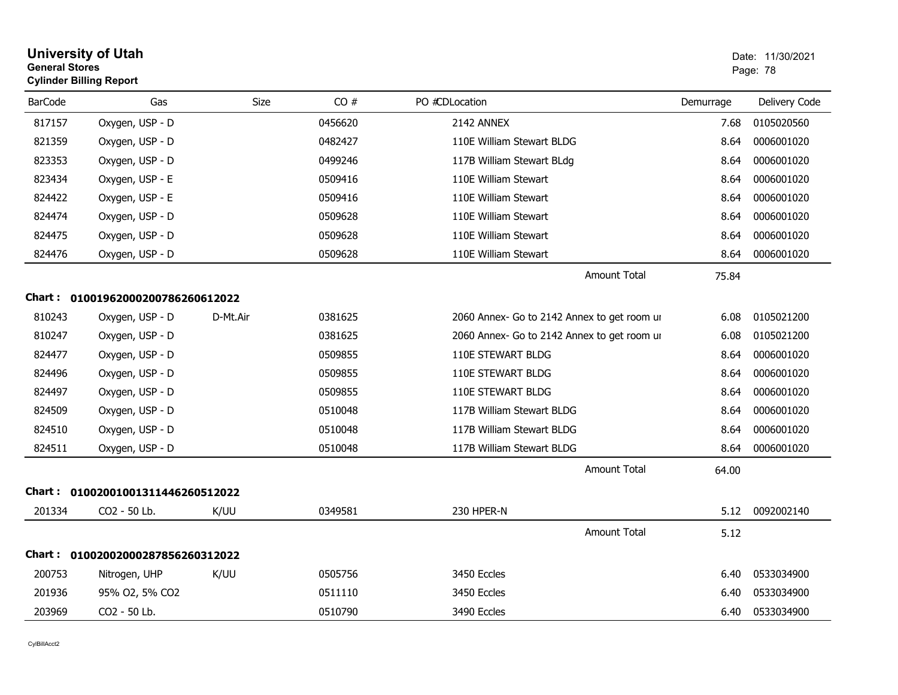# University of Utah
**General Stores**
**Cylinder Billing Report**

Date: 11/30/2021

| BarCode | Gas | Size | CO # | PO # | CDLocation | Demurrage | Delivery Code |
|---|---|---|---|---|---|---|---|
| 817157 | Oxygen, USP - D | | 0456620 | | 2142 ANNEX | 7.68 | 0105020560 |
| 821359 | Oxygen, USP - D | | 0482427 | | 110E William Stewart BLDG | 8.64 | 0006001020 |
| 823353 | Oxygen, USP - D | | 0499246 | | 117B William Stewart BLdg | 8.64 | 0006001020 |
| 823434 | Oxygen, USP - E | | 0509416 | | 110E William Stewart | 8.64 | 0006001020 |
| 824422 | Oxygen, USP - E | | 0509416 | | 110E William Stewart | 8.64 | 0006001020 |
| 824474 | Oxygen, USP - D | | 0509628 | | 110E William Stewart | 8.64 | 0006001020 |
| 824475 | Oxygen, USP - D | | 0509628 | | 110E William Stewart | 8.64 | 0006001020 |
| 824476 | Oxygen, USP - D | | 0509628 | | 110E William Stewart | 8.64 | 0006001020 |
| | | | | | Amount Total | 75.84 | |

**Chart : 01001962000200786260612022**

| BarCode | Gas | Size | CO # | PO # | CDLocation | Demurrage | Delivery Code |
|---|---|---|---|---|---|---|---|
| 810243 | Oxygen, USP - D | D-Mt.Air | 0381625 | | 2060 Annex- Go to 2142 Annex to get room ur | 6.08 | 0105021200 |
| 810247 | Oxygen, USP - D | | 0381625 | | 2060 Annex- Go to 2142 Annex to get room ur | 6.08 | 0105021200 |
| 824477 | Oxygen, USP - D | | 0509855 | | 110E STEWART BLDG | 8.64 | 0006001020 |
| 824496 | Oxygen, USP - D | | 0509855 | | 110E STEWART BLDG | 8.64 | 0006001020 |
| 824497 | Oxygen, USP - D | | 0509855 | | 110E STEWART BLDG | 8.64 | 0006001020 |
| 824509 | Oxygen, USP - D | | 0510048 | | 117B William Stewart BLDG | 8.64 | 0006001020 |
| 824510 | Oxygen, USP - D | | 0510048 | | 117B William Stewart BLDG | 8.64 | 0006001020 |
| 824511 | Oxygen, USP - D | | 0510048 | | 117B William Stewart BLDG | 8.64 | 0006001020 |
| | | | | | Amount Total | 64.00 | |

**Chart : 01002001001311446260512022**

| BarCode | Gas | Size | CO # | PO # | CDLocation | Demurrage | Delivery Code |
|---|---|---|---|---|---|---|---|
| 201334 | CO2 - 50 Lb. | K/UU | 0349581 | | 230 HPER-N | 5.12 | 0092002140 |
| | | | | | Amount Total | 5.12 | |

**Chart : 01002002000287856260312022**

| BarCode | Gas | Size | CO # | PO # | CDLocation | Demurrage | Delivery Code |
|---|---|---|---|---|---|---|---|
| 200753 | Nitrogen, UHP | K/UU | 0505756 | | 3450 Eccles | 6.40 | 0533034900 |
| 201936 | 95% O2, 5% CO2 | | 0511110 | | 3450 Eccles | 6.40 | 0533034900 |
| 203969 | CO2 - 50 Lb. | | 0510790 | | 3490 Eccles | 6.40 | 0533034900 |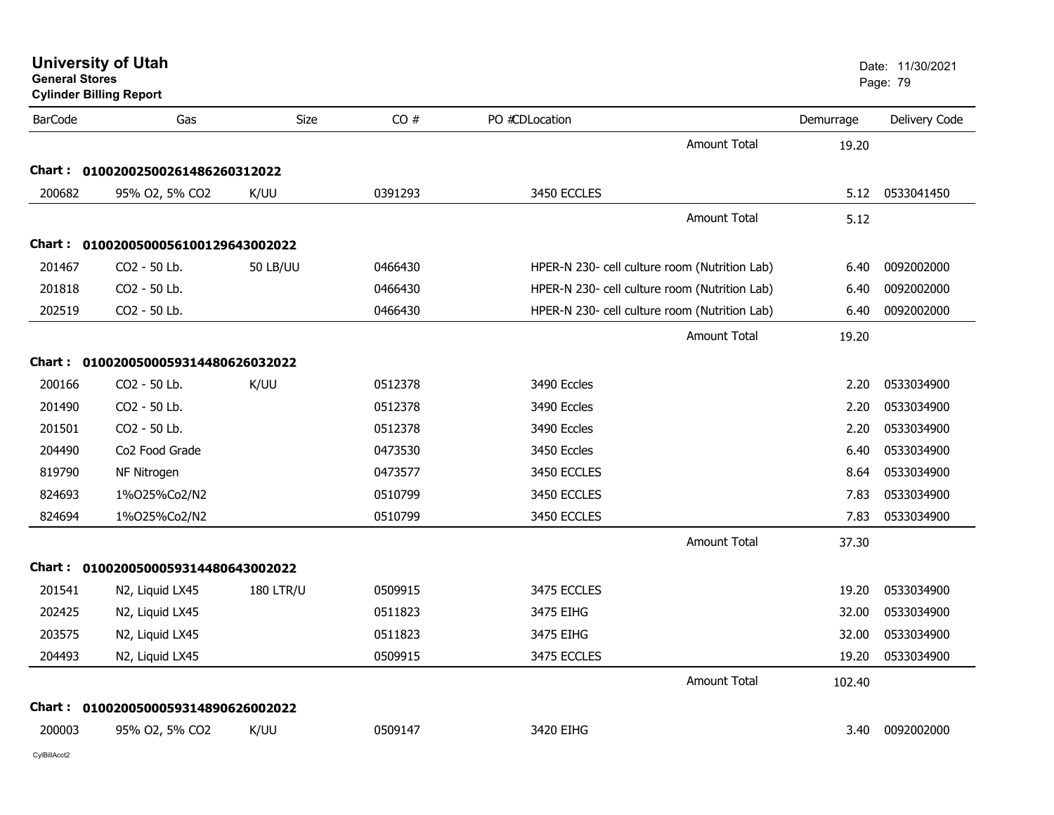# University of Utah
**General Stores**
**Cylinder Billing Report**

Date: 11/30/2021

| BarCode | Gas | Size | CO # | PO #CDLocation | Demurrage | Delivery Code |
|---|---|---|---|---|---|---|
| | | | | Amount Total | 19.20 | |
| **Chart : 01002002500261486260312022** | | | | | | |
| 200682 | 95% O2, 5% CO2 | K/UU | 0391293 | 3450 ECCLES | 5.12 | 0533041450 |
| | | | | Amount Total | 5.12 | |
| **Chart : 01002005000561001296430020 22** | | | | | | |
| 201467 | CO2 - 50 Lb. | 50 LB/UU | 0466430 | HPER-N 230- cell culture room (Nutrition Lab) | 6.40 | 0092002000 |
| 201818 | CO2 - 50 Lb. | | 0466430 | HPER-N 230- cell culture room (Nutrition Lab) | 6.40 | 0092002000 |
| 202519 | CO2 - 50 Lb. | | 0466430 | HPER-N 230- cell culture room (Nutrition Lab) | 6.40 | 0092002000 |
| | | | | Amount Total | 19.20 | |
| **Chart : 01002005000593144806260320 22** | | | | | | |
| 200166 | CO2 - 50 Lb. | K/UU | 0512378 | 3490 Eccles | 2.20 | 0533034900 |
| 201490 | CO2 - 50 Lb. | | 0512378 | 3490 Eccles | 2.20 | 0533034900 |
| 201501 | CO2 - 50 Lb. | | 0512378 | 3490 Eccles | 2.20 | 0533034900 |
| 204490 | Co2 Food Grade | | 0473530 | 3450 Eccles | 6.40 | 0533034900 |
| 819790 | NF Nitrogen | | 0473577 | 3450 ECCLES | 8.64 | 0533034900 |
| 824693 | 1%O25%Co2/N2 | | 0510799 | 3450 ECCLES | 7.83 | 0533034900 |
| 824694 | 1%O25%Co2/N2 | | 0510799 | 3450 ECCLES | 7.83 | 0533034900 |
| | | | | Amount Total | 37.30 | |
| **Chart : 01002005000593144806430020 22** | | | | | | |
| 201541 | N2, Liquid LX45 | 180 LTR/U | 0509915 | 3475 ECCLES | 19.20 | 0533034900 |
| 202425 | N2, Liquid LX45 | | 0511823 | 3475 EIHG | 32.00 | 0533034900 |
| 203575 | N2, Liquid LX45 | | 0511823 | 3475 EIHG | 32.00 | 0533034900 |
| 204493 | N2, Liquid LX45 | | 0509915 | 3475 ECCLES | 19.20 | 0533034900 |
| | | | | Amount Total | 102.40 | |
| **Chart : 01002005000593148906260020 22** | | | | | | |
| 200003 | 95% O2, 5% CO2 | K/UU | 0509147 | 3420 EIHG | 3.40 | 0092002000 |

CylBillAcct2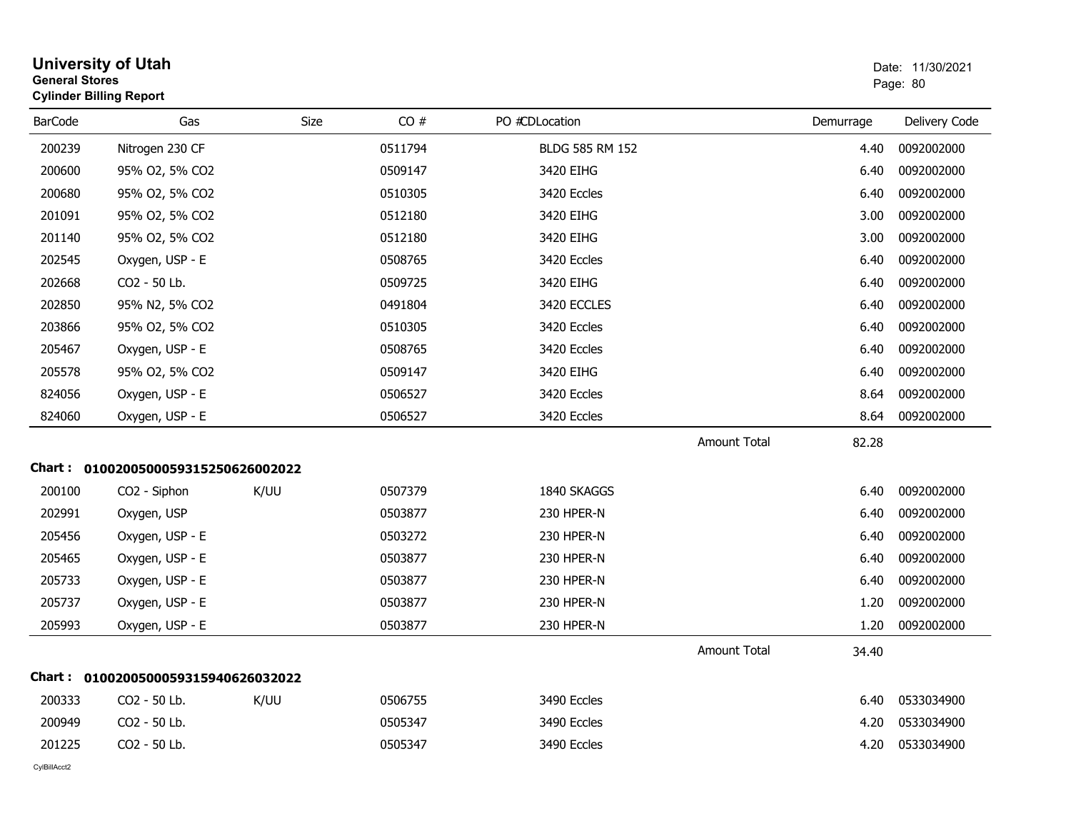# University of Utah
**General Stores**
**Cylinder Billing Report**

Date: 11/30/2021

| BarCode | Gas | Size | CO # | PO # | CDLocation | Demurrage | Delivery Code |
|---|---|---|---|---|---|---|---|
| 200239 | Nitrogen 230 CF | | 0511794 | | BLDG 585 RM 152 | 4.40 | 0092002000 |
| 200600 | 95% O2, 5% CO2 | | 0509147 | | 3420 EIHG | 6.40 | 0092002000 |
| 200680 | 95% O2, 5% CO2 | | 0510305 | | 3420 Eccles | 6.40 | 0092002000 |
| 201091 | 95% O2, 5% CO2 | | 0512180 | | 3420 EIHG | 3.00 | 0092002000 |
| 201140 | 95% O2, 5% CO2 | | 0512180 | | 3420 EIHG | 3.00 | 0092002000 |
| 202545 | Oxygen, USP - E | | 0508765 | | 3420 Eccles | 6.40 | 0092002000 |
| 202668 | CO2 - 50 Lb. | | 0509725 | | 3420 EIHG | 6.40 | 0092002000 |
| 202850 | 95% N2, 5% CO2 | | 0491804 | | 3420 ECCLES | 6.40 | 0092002000 |
| 203866 | 95% O2, 5% CO2 | | 0510305 | | 3420 Eccles | 6.40 | 0092002000 |
| 205467 | Oxygen, USP - E | | 0508765 | | 3420 Eccles | 6.40 | 0092002000 |
| 205578 | 95% O2, 5% CO2 | | 0509147 | | 3420 EIHG | 6.40 | 0092002000 |
| 824056 | Oxygen, USP - E | | 0506527 | | 3420 Eccles | 8.64 | 0092002000 |
| 824060 | Oxygen, USP - E | | 0506527 | | 3420 Eccles | 8.64 | 0092002000 |
| | | | | | Amount Total | 82.28 | |

**Chart : 01002005000593152506260002022**

| BarCode | Gas | Size | CO # | PO # | CDLocation | Demurrage | Delivery Code |
|---|---|---|---|---|---|---|---|
| 200100 | CO2 - Siphon | K/UU | 0507379 | | 1840 SKAGGS | 6.40 | 0092002000 |
| 202991 | Oxygen, USP | | 0503877 | | 230 HPER-N | 6.40 | 0092002000 |
| 205456 | Oxygen, USP - E | | 0503272 | | 230 HPER-N | 6.40 | 0092002000 |
| 205465 | Oxygen, USP - E | | 0503877 | | 230 HPER-N | 6.40 | 0092002000 |
| 205733 | Oxygen, USP - E | | 0503877 | | 230 HPER-N | 6.40 | 0092002000 |
| 205737 | Oxygen, USP - E | | 0503877 | | 230 HPER-N | 1.20 | 0092002000 |
| 205993 | Oxygen, USP - E | | 0503877 | | 230 HPER-N | 1.20 | 0092002000 |
| | | | | | Amount Total | 34.40 | |

**Chart : 01002005000593159406260032022**

| BarCode | Gas | Size | CO # | PO # | CDLocation | Demurrage | Delivery Code |
|---|---|---|---|---|---|---|---|
| 200333 | CO2 - 50 Lb. | K/UU | 0506755 | | 3490 Eccles | 6.40 | 0533034900 |
| 200949 | CO2 - 50 Lb. | | 0505347 | | 3490 Eccles | 4.20 | 0533034900 |
| 201225 | CO2 - 50 Lb. | | 0505347 | | 3490 Eccles | 4.20 | 0533034900 |

CylBillAcct2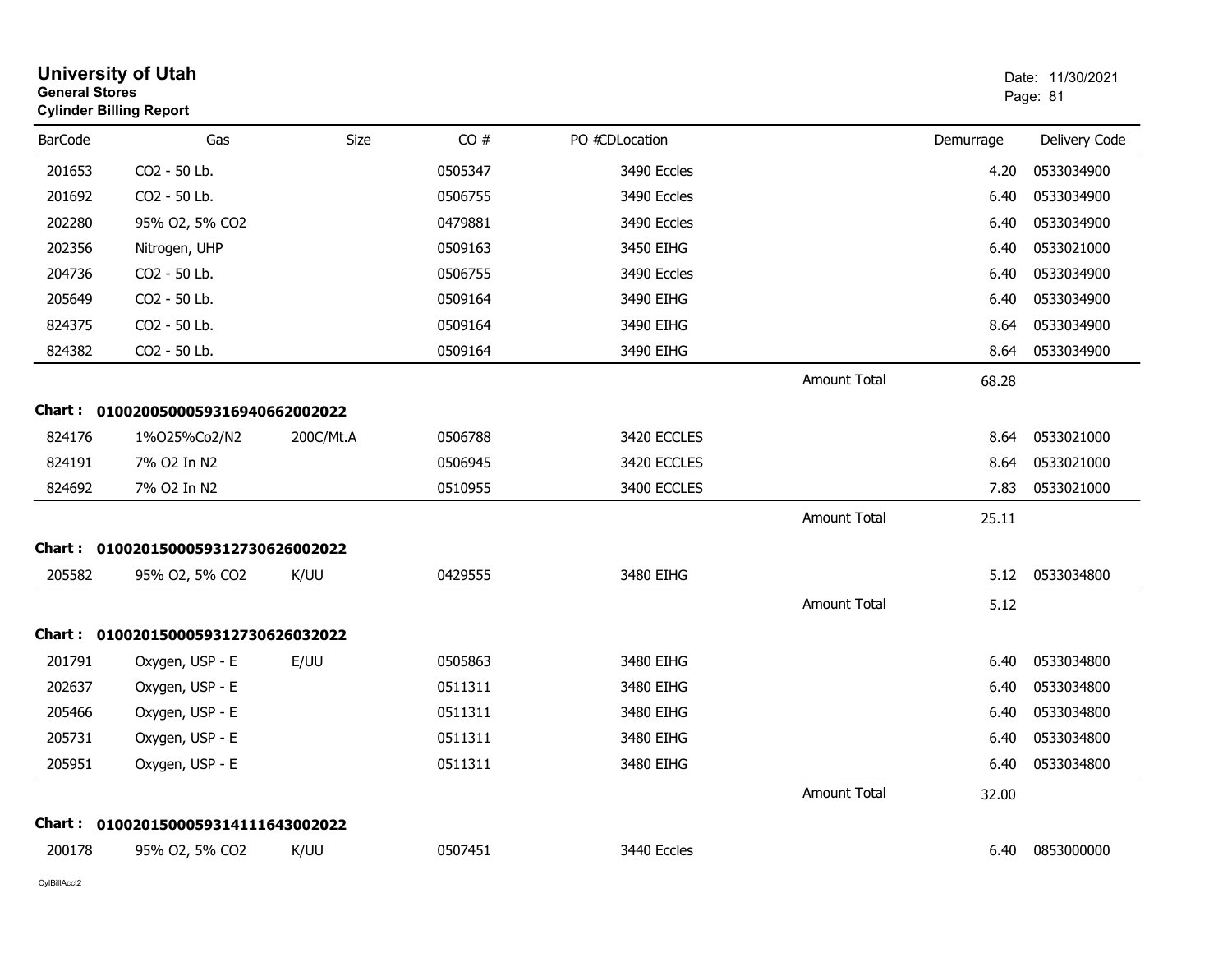# University of Utah

**General Stores**

**Cylinder Billing Report**

Date: 11/30/2021

| BarCode | Gas | Size | CO # | PO # | CDLocation | | Demurrage | Delivery Code |
|---|---|---|---|---|---|---|---|---|
| 201653 | CO2 - 50 Lb. | | 0505347 | | 3490 Eccles | | 4.20 | 0533034900 |
| 201692 | CO2 - 50 Lb. | | 0506755 | | 3490 Eccles | | 6.40 | 0533034900 |
| 202280 | 95% O2, 5% CO2 | | 0479881 | | 3490 Eccles | | 6.40 | 0533034900 |
| 202356 | Nitrogen, UHP | | 0509163 | | 3450 EIHG | | 6.40 | 0533021000 |
| 204736 | CO2 - 50 Lb. | | 0506755 | | 3490 Eccles | | 6.40 | 0533034900 |
| 205649 | CO2 - 50 Lb. | | 0509164 | | 3490 EIHG | | 6.40 | 0533034900 |
| 824375 | CO2 - 50 Lb. | | 0509164 | | 3490 EIHG | | 8.64 | 0533034900 |
| 824382 | CO2 - 50 Lb. | | 0509164 | | 3490 EIHG | | 8.64 | 0533034900 |
| | | | | | | Amount Total | 68.28 | |

**Chart : 01002005000593169406620020​22**

| BarCode | Gas | Size | CO # | PO # | CDLocation | | Demurrage | Delivery Code |
|---|---|---|---|---|---|---|---|---|
| 824176 | 1%O25%Co2/N2 | 200C/Mt.A | 0506788 | | 3420 ECCLES | | 8.64 | 0533021000 |
| 824191 | 7% O2 In N2 | | 0506945 | | 3420 ECCLES | | 8.64 | 0533021000 |
| 824692 | 7% O2 In N2 | | 0510955 | | 3400 ECCLES | | 7.83 | 0533021000 |
| | | | | | | Amount Total | 25.11 | |

**Chart : 01002015000593127306260020​22**

| BarCode | Gas | Size | CO # | PO # | CDLocation | | Demurrage | Delivery Code |
|---|---|---|---|---|---|---|---|---|
| 205582 | 95% O2, 5% CO2 | K/UU | 0429555 | | 3480 EIHG | | 5.12 | 0533034800 |
| | | | | | | Amount Total | 5.12 | |

**Chart : 01002015000593127306260320​22**

| BarCode | Gas | Size | CO # | PO # | CDLocation | | Demurrage | Delivery Code |
|---|---|---|---|---|---|---|---|---|
| 201791 | Oxygen, USP - E | E/UU | 0505863 | | 3480 EIHG | | 6.40 | 0533034800 |
| 202637 | Oxygen, USP - E | | 0511311 | | 3480 EIHG | | 6.40 | 0533034800 |
| 205466 | Oxygen, USP - E | | 0511311 | | 3480 EIHG | | 6.40 | 0533034800 |
| 205731 | Oxygen, USP - E | | 0511311 | | 3480 EIHG | | 6.40 | 0533034800 |
| 205951 | Oxygen, USP - E | | 0511311 | | 3480 EIHG | | 6.40 | 0533034800 |
| | | | | | | Amount Total | 32.00 | |

**Chart : 01002015000593141116430020​22**

| BarCode | Gas | Size | CO # | PO # | CDLocation | | Demurrage | Delivery Code |
|---|---|---|---|---|---|---|---|---|
| 200178 | 95% O2, 5% CO2 | K/UU | 0507451 | | 3440 Eccles | | 6.40 | 0853000000 |

CylBillAcct2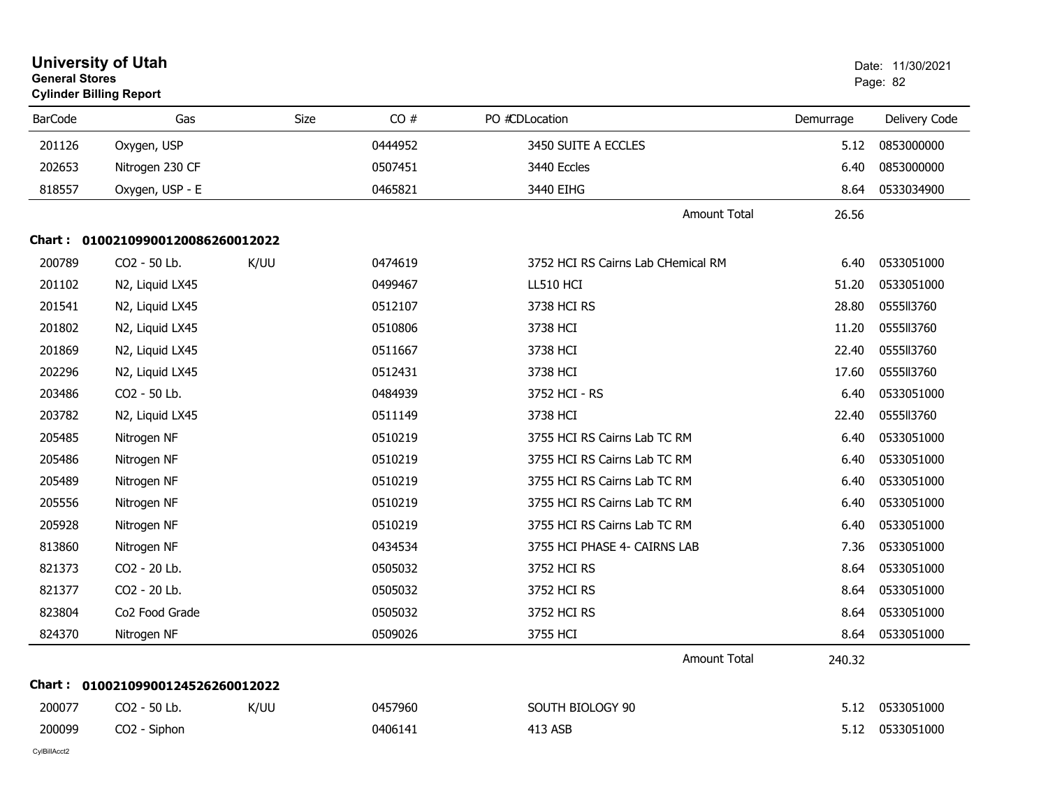# University of Utah
**General Stores**
**Cylinder Billing Report**

Date: 11/30/2021

| BarCode | Gas | Size | CO # | PO # | CD Location | Demurrage | Delivery Code |
|---|---|---|---|---|---|---|---|
| 201126 | Oxygen, USP | | 0444952 | | 3450 SUITE A ECCLES | 5.12 | 0853000000 |
| 202653 | Nitrogen 230 CF | | 0507451 | | 3440 Eccles | 6.40 | 0853000000 |
| 818557 | Oxygen, USP - E | | 0465821 | | 3440 EIHG | 8.64 | 0533034900 |
| | | | | | Amount Total | 26.56 | |

**Chart : 01002109900120086260012022**

| BarCode | Gas | Size | CO # | PO # | CD Location | Demurrage | Delivery Code |
|---|---|---|---|---|---|---|---|
| 200789 | CO2 - 50 Lb. | K/UU | 0474619 | | 3752 HCI RS Cairns Lab CHemical RM | 6.40 | 0533051000 |
| 201102 | N2, Liquid LX45 | | 0499467 | | LL510 HCI | 51.20 | 0533051000 |
| 201541 | N2, Liquid LX45 | | 0512107 | | 3738 HCI RS | 28.80 | 0555ll3760 |
| 201802 | N2, Liquid LX45 | | 0510806 | | 3738 HCI | 11.20 | 0555ll3760 |
| 201869 | N2, Liquid LX45 | | 0511667 | | 3738 HCI | 22.40 | 0555ll3760 |
| 202296 | N2, Liquid LX45 | | 0512431 | | 3738 HCI | 17.60 | 0555ll3760 |
| 203486 | CO2 - 50 Lb. | | 0484939 | | 3752 HCI - RS | 6.40 | 0533051000 |
| 203782 | N2, Liquid LX45 | | 0511149 | | 3738 HCI | 22.40 | 0555ll3760 |
| 205485 | Nitrogen NF | | 0510219 | | 3755 HCI RS Cairns Lab TC RM | 6.40 | 0533051000 |
| 205486 | Nitrogen NF | | 0510219 | | 3755 HCI RS Cairns Lab TC RM | 6.40 | 0533051000 |
| 205489 | Nitrogen NF | | 0510219 | | 3755 HCI RS Cairns Lab TC RM | 6.40 | 0533051000 |
| 205556 | Nitrogen NF | | 0510219 | | 3755 HCI RS Cairns Lab TC RM | 6.40 | 0533051000 |
| 205928 | Nitrogen NF | | 0510219 | | 3755 HCI RS Cairns Lab TC RM | 6.40 | 0533051000 |
| 813860 | Nitrogen NF | | 0434534 | | 3755 HCI PHASE 4- CAIRNS LAB | 7.36 | 0533051000 |
| 821373 | CO2 - 20 Lb. | | 0505032 | | 3752 HCI RS | 8.64 | 0533051000 |
| 821377 | CO2 - 20 Lb. | | 0505032 | | 3752 HCI RS | 8.64 | 0533051000 |
| 823804 | Co2 Food Grade | | 0505032 | | 3752 HCI RS | 8.64 | 0533051000 |
| 824370 | Nitrogen NF | | 0509026 | | 3755 HCI | 8.64 | 0533051000 |
| | | | | | Amount Total | 240.32 | |

**Chart : 01002109900124526260012022**

| BarCode | Gas | Size | CO # | PO # | CD Location | Demurrage | Delivery Code |
|---|---|---|---|---|---|---|---|
| 200077 | CO2 - 50 Lb. | K/UU | 0457960 | | SOUTH BIOLOGY 90 | 5.12 | 0533051000 |
| 200099 | CO2 - Siphon | | 0406141 | | 413 ASB | 5.12 | 0533051000 |

CylBillAcct2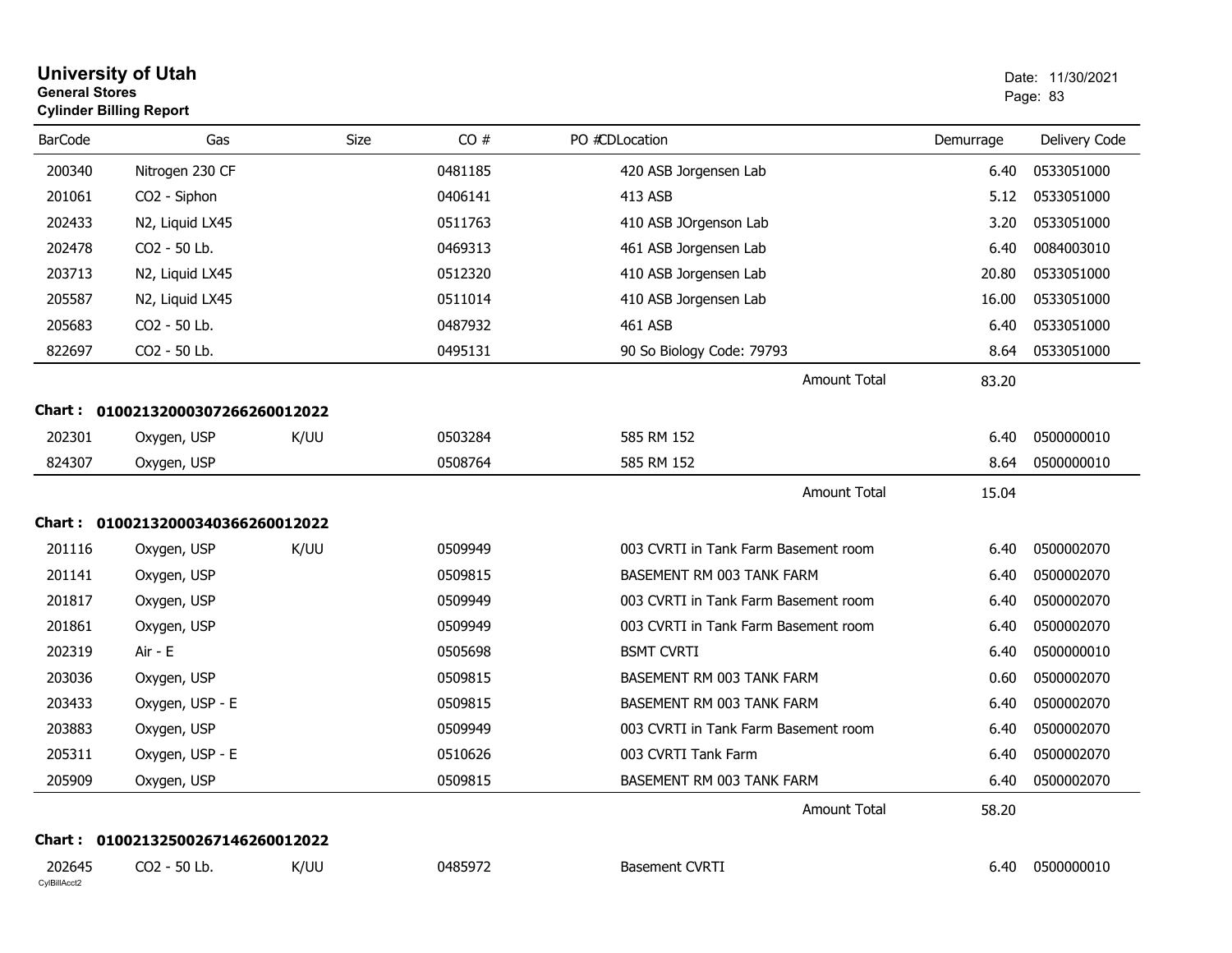# University of Utah
**General Stores**
**Cylinder Billing Report**

Date: 11/30/2021

| BarCode | Gas | Size | CO # | PO # | CDLocation | Demurrage | Delivery Code |
|---|---|---|---|---|---|---|---|
| 200340 | Nitrogen 230 CF | | 0481185 | | 420 ASB Jorgensen Lab | 6.40 | 0533051000 |
| 201061 | $CO_2$ - Siphon | | 0406141 | | 413 ASB | 5.12 | 0533051000 |
| 202433 | $N_2$, Liquid LX45 | | 0511763 | | 410 ASB JOrgenson Lab | 3.20 | 0533051000 |
| 202478 | $CO_2$ - 50 Lb. | | 0469313 | | 461 ASB Jorgensen Lab | 6.40 | 0084003010 |
| 203713 | $N_2$, Liquid LX45 | | 0512320 | | 410 ASB Jorgensen Lab | 20.80 | 0533051000 |
| 205587 | $N_2$, Liquid LX45 | | 0511014 | | 410 ASB Jorgensen Lab | 16.00 | 0533051000 |
| 205683 | $CO_2$ - 50 Lb. | | 0487932 | | 461 ASB | 6.40 | 0533051000 |
| 822697 | $CO_2$ - 50 Lb. | | 0495131 | | 90 So Biology Code: 79793 | 8.64 | 0533051000 |
| | | | | | Amount Total | 83.20 | |

**Chart : 01002132000307266260012022**

| BarCode | Gas | Size | CO # | PO # | CDLocation | Demurrage | Delivery Code |
|---|---|---|---|---|---|---|---|
| 202301 | Oxygen, USP | K/UU | 0503284 | | 585 RM 152 | 6.40 | 0500000010 |
| 824307 | Oxygen, USP | | 0508764 | | 585 RM 152 | 8.64 | 0500000010 |
| | | | | | Amount Total | 15.04 | |

**Chart : 01002132000340366260012022**

| BarCode | Gas | Size | CO # | PO # | CDLocation | Demurrage | Delivery Code |
|---|---|---|---|---|---|---|---|
| 201116 | Oxygen, USP | K/UU | 0509949 | | 003 CVRTI in Tank Farm Basement room | 6.40 | 0500002070 |
| 201141 | Oxygen, USP | | 0509815 | | BASEMENT RM 003 TANK FARM | 6.40 | 0500002070 |
| 201817 | Oxygen, USP | | 0509949 | | 003 CVRTI in Tank Farm Basement room | 6.40 | 0500002070 |
| 201861 | Oxygen, USP | | 0509949 | | 003 CVRTI in Tank Farm Basement room | 6.40 | 0500002070 |
| 202319 | Air - E | | 0505698 | | BSMT CVRTI | 6.40 | 0500000010 |
| 203036 | Oxygen, USP | | 0509815 | | BASEMENT RM 003 TANK FARM | 0.60 | 0500002070 |
| 203433 | Oxygen, USP - E | | 0509815 | | BASEMENT RM 003 TANK FARM | 6.40 | 0500002070 |
| 203883 | Oxygen, USP | | 0509949 | | 003 CVRTI in Tank Farm Basement room | 6.40 | 0500002070 |
| 205311 | Oxygen, USP - E | | 0510626 | | 003 CVRTI Tank Farm | 6.40 | 0500002070 |
| 205909 | Oxygen, USP | | 0509815 | | BASEMENT RM 003 TANK FARM | 6.40 | 0500002070 |
| | | | | | Amount Total | 58.20 | |

**Chart : 01002132500267146260012022**

| BarCode | Gas | Size | CO # | PO # | CDLocation | Demurrage | Delivery Code |
|---|---|---|---|---|---|---|---|
| 202645 | $CO_2$ - 50 Lb. | K/UU | 0485972 | | Basement CVRTI | 6.40 | 0500000010 |

CylBillAcct2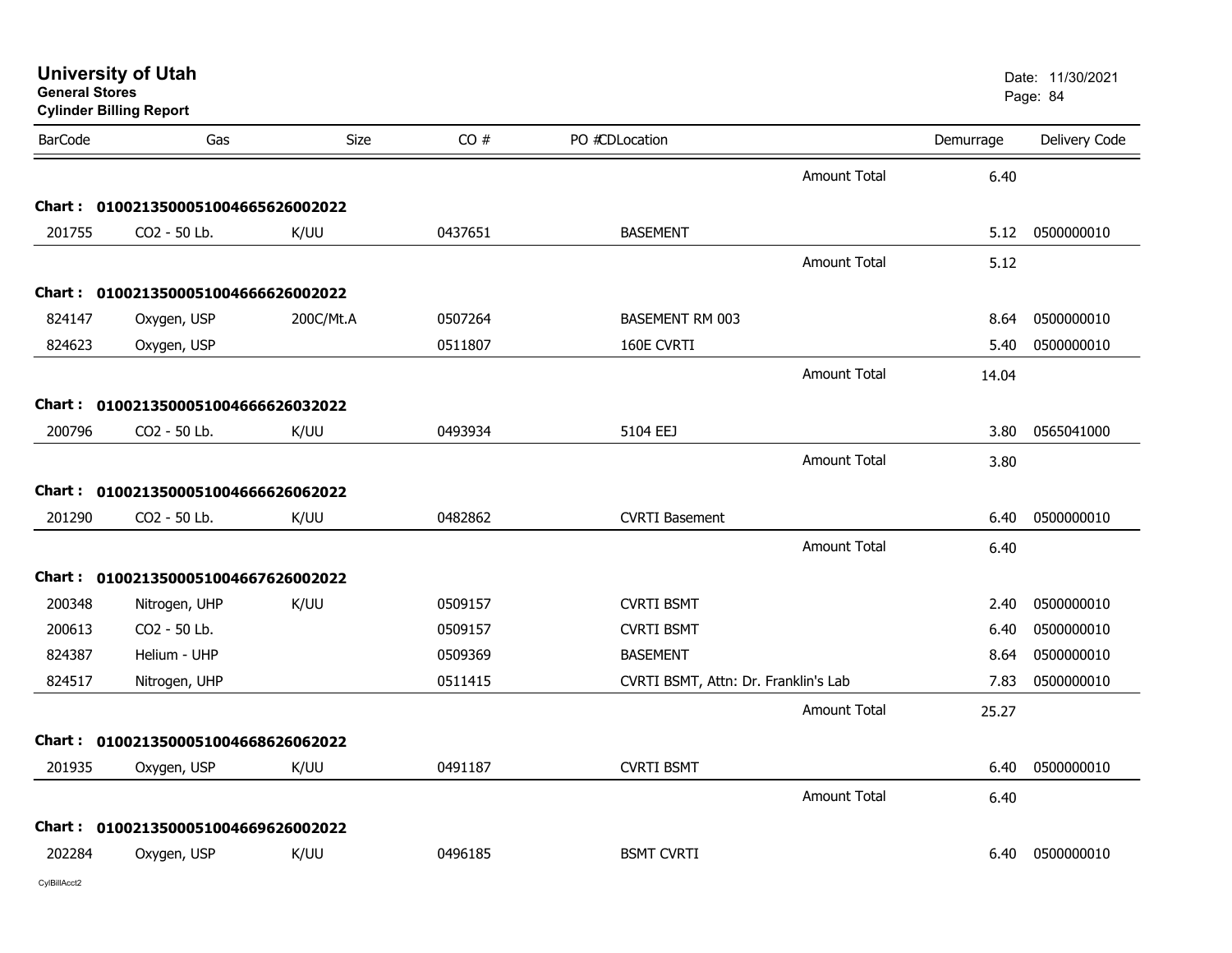# University of Utah

**General Stores**

**Cylinder Billing Report**

Date: 11/30/2021

| BarCode | Gas | Size | CO # | PO #CDLocation | Demurrage | Delivery Code |
|---|---|---|---|---|---|---|
| | | | | Amount Total | 6.40 | |
| **Chart : 01002135000510046656260020​22** | | | | | | |
| 201755 | CO2 - 50 Lb. | K/UU | 0437651 | BASEMENT | 5.12 | 0500000010 |
| | | | | Amount Total | 5.12 | |
| **Chart : 01002135000510046666260020​22** | | | | | | |
| 824147 | Oxygen, USP | 200C/Mt.A | 0507264 | BASEMENT RM 003 | 8.64 | 0500000010 |
| 824623 | Oxygen, USP | | 0511807 | 160E CVRTI | 5.40 | 0500000010 |
| | | | | Amount Total | 14.04 | |
| **Chart : 01002135000510046666260320​22** | | | | | | |
| 200796 | CO2 - 50 Lb. | K/UU | 0493934 | 5104 EEJ | 3.80 | 0565041000 |
| | | | | Amount Total | 3.80 | |
| **Chart : 01002135000510046666260620​22** | | | | | | |
| 201290 | CO2 - 50 Lb. | K/UU | 0482862 | CVRTI Basement | 6.40 | 0500000010 |
| | | | | Amount Total | 6.40 | |
| **Chart : 01002135000510046676260020​22** | | | | | | |
| 200348 | Nitrogen, UHP | K/UU | 0509157 | CVRTI BSMT | 2.40 | 0500000010 |
| 200613 | CO2 - 50 Lb. | | 0509157 | CVRTI BSMT | 6.40 | 0500000010 |
| 824387 | Helium - UHP | | 0509369 | BASEMENT | 8.64 | 0500000010 |
| 824517 | Nitrogen, UHP | | 0511415 | CVRTI BSMT, Attn: Dr. Franklin's Lab | 7.83 | 0500000010 |
| | | | | Amount Total | 25.27 | |
| **Chart : 01002135000510046686260620​22** | | | | | | |
| 201935 | Oxygen, USP | K/UU | 0491187 | CVRTI BSMT | 6.40 | 0500000010 |
| | | | | Amount Total | 6.40 | |
| **Chart : 01002135000510046696260020​22** | | | | | | |
| 202284 | Oxygen, USP | K/UU | 0496185 | BSMT CVRTI | 6.40 | 0500000010 |

CylBillAcct2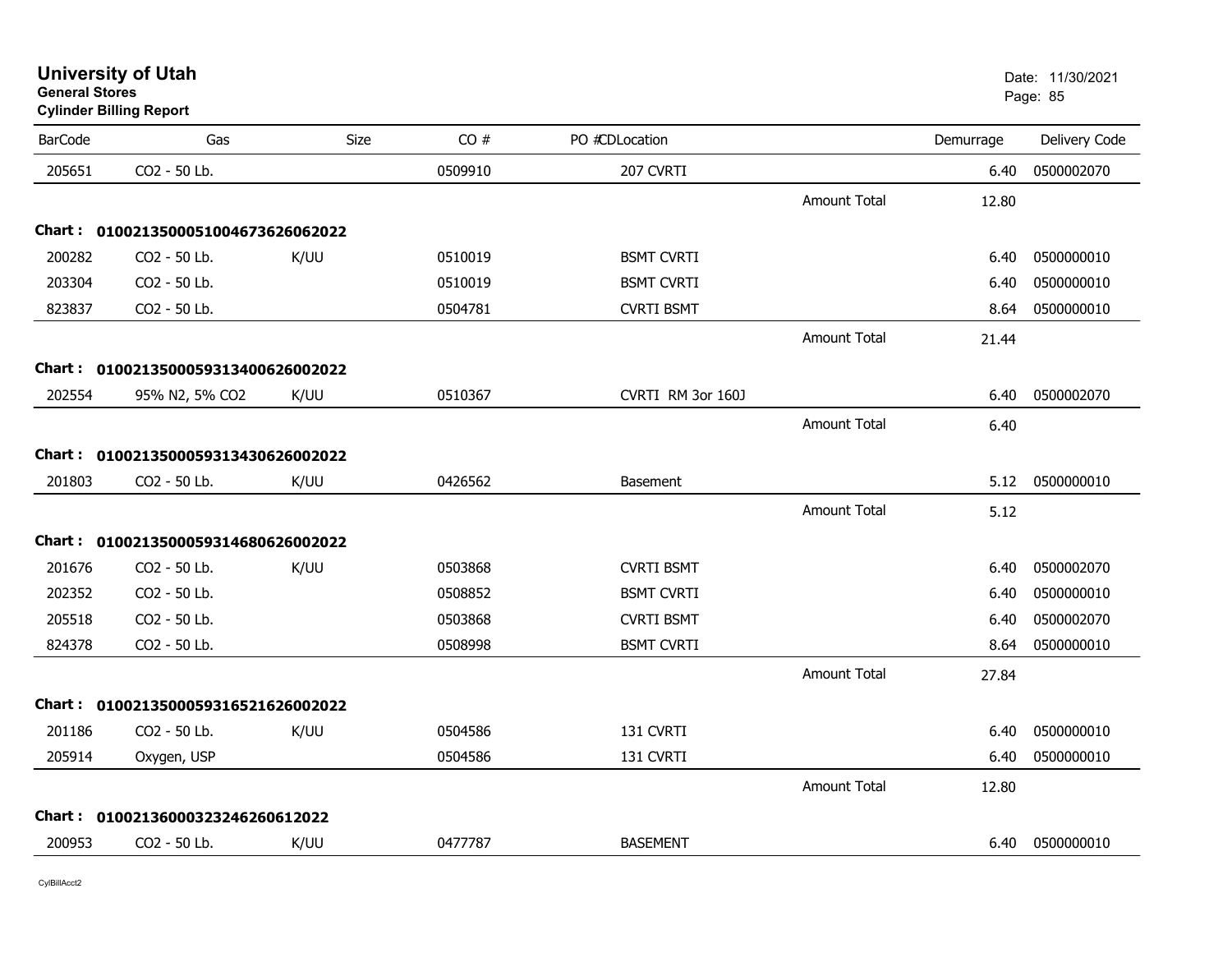# University of Utah
**General Stores**
**Cylinder Billing Report**

Date: 11/30/2021

| BarCode | Gas | Size | CO # | PO # | CD | Location | | Demurrage | Delivery Code |
|---|---|---|---|---|---|---|---|---|---|
| 205651 | CO2 - 50 Lb. | | 0509910 | | | 207 CVRTI | | 6.40 | 0500002070 |
| | | | | | | | Amount Total | 12.80 | |
| **Chart :** | **01002135000510046736260620 22** | | | | | | | | |
| 200282 | CO2 - 50 Lb. | K/UU | 0510019 | | | BSMT CVRTI | | 6.40 | 0500000010 |
| 203304 | CO2 - 50 Lb. | | 0510019 | | | BSMT CVRTI | | 6.40 | 0500000010 |
| 823837 | CO2 - 50 Lb. | | 0504781 | | | CVRTI BSMT | | 8.64 | 0500000010 |
| | | | | | | | Amount Total | 21.44 | |
| **Chart :** | **01002135000593134006260020 22** | | | | | | | | |
| 202554 | 95% N2, 5% CO2 | K/UU | 0510367 | | | CVRTI RM 3or 160J | | 6.40 | 0500002070 |
| | | | | | | | Amount Total | 6.40 | |
| **Chart :** | **01002135000593134306260020 22** | | | | | | | | |
| 201803 | CO2 - 50 Lb. | K/UU | 0426562 | | | Basement | | 5.12 | 0500000010 |
| | | | | | | | Amount Total | 5.12 | |
| **Chart :** | **01002135000593146806260020 22** | | | | | | | | |
| 201676 | CO2 - 50 Lb. | K/UU | 0503868 | | | CVRTI BSMT | | 6.40 | 0500002070 |
| 202352 | CO2 - 50 Lb. | | 0508852 | | | BSMT CVRTI | | 6.40 | 0500000010 |
| 205518 | CO2 - 50 Lb. | | 0503868 | | | CVRTI BSMT | | 6.40 | 0500002070 |
| 824378 | CO2 - 50 Lb. | | 0508998 | | | BSMT CVRTI | | 8.64 | 0500000010 |
| | | | | | | | Amount Total | 27.84 | |
| **Chart :** | **01002135000593165216260020 22** | | | | | | | | |
| 201186 | CO2 - 50 Lb. | K/UU | 0504586 | | | 131 CVRTI | | 6.40 | 0500000010 |
| 205914 | Oxygen, USP | | 0504586 | | | 131 CVRTI | | 6.40 | 0500000010 |
| | | | | | | | Amount Total | 12.80 | |
| **Chart :** | **01002136000323246260612022** | | | | | | | | |
| 200953 | CO2 - 50 Lb. | K/UU | 0477787 | | | BASEMENT | | 6.40 | 0500000010 |

CylBillAcct2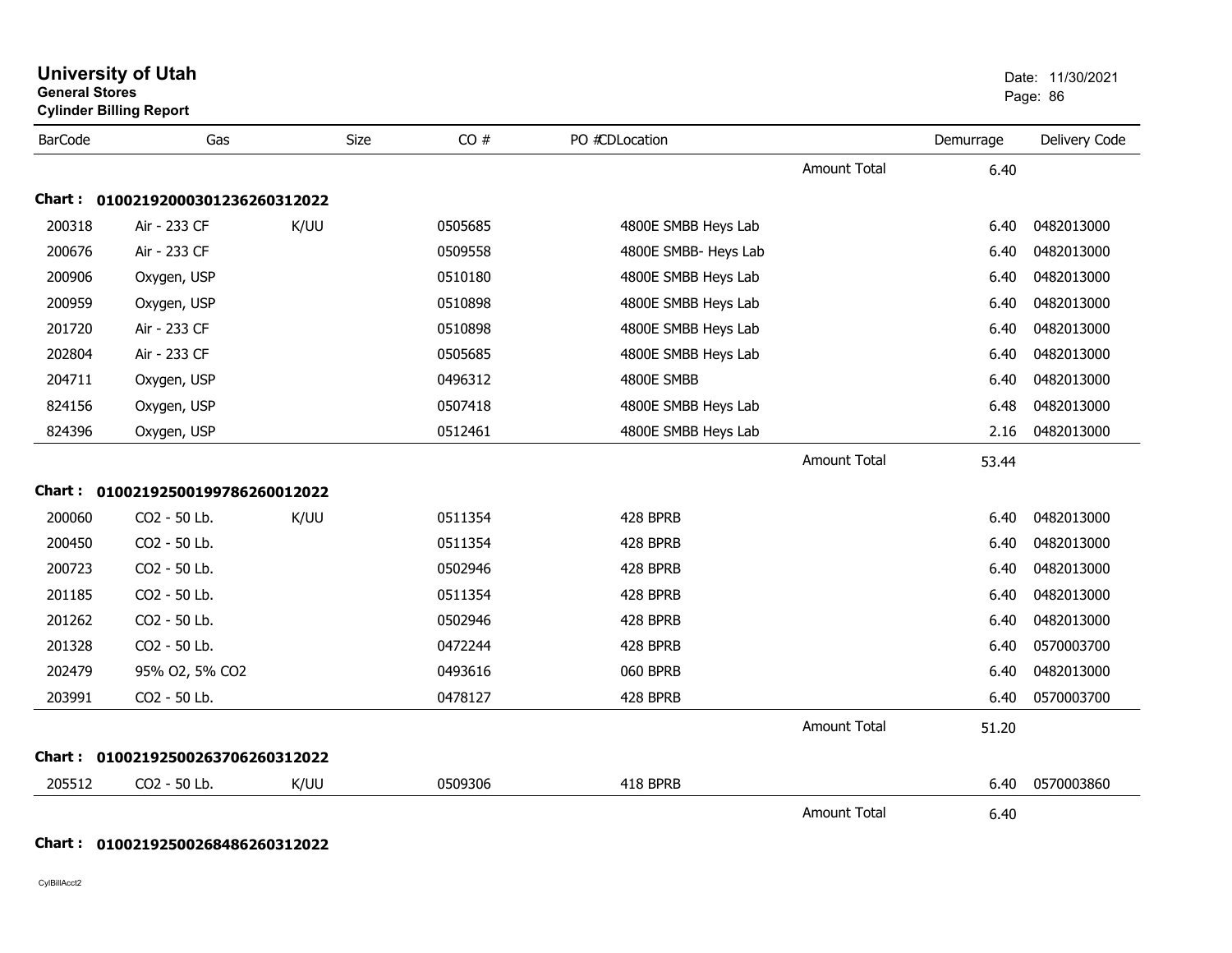# University of Utah

**General Stores**

**Cylinder Billing Report**

Date: 11/30/2021

| BarCode | Gas | Size | CO # | PO # | CDLocation | | Demurrage | Delivery Code |
|---|---|---|---|---|---|---|---|---|
| | | | | | | Amount Total | 6.40 | |
| **Chart :** | **01002192000301236260312022** | | | | | | | |
| 200318 | Air - 233 CF | K/UU | 0505685 | | 4800E SMBB Heys Lab | | 6.40 | 0482013000 |
| 200676 | Air - 233 CF | | 0509558 | | 4800E SMBB- Heys Lab | | 6.40 | 0482013000 |
| 200906 | Oxygen, USP | | 0510180 | | 4800E SMBB Heys Lab | | 6.40 | 0482013000 |
| 200959 | Oxygen, USP | | 0510898 | | 4800E SMBB Heys Lab | | 6.40 | 0482013000 |
| 201720 | Air - 233 CF | | 0510898 | | 4800E SMBB Heys Lab | | 6.40 | 0482013000 |
| 202804 | Air - 233 CF | | 0505685 | | 4800E SMBB Heys Lab | | 6.40 | 0482013000 |
| 204711 | Oxygen, USP | | 0496312 | | 4800E SMBB | | 6.40 | 0482013000 |
| 824156 | Oxygen, USP | | 0507418 | | 4800E SMBB Heys Lab | | 6.48 | 0482013000 |
| 824396 | Oxygen, USP | | 0512461 | | 4800E SMBB Heys Lab | | 2.16 | 0482013000 |
| | | | | | | Amount Total | 53.44 | |
| **Chart :** | **01002192500199786260012022** | | | | | | | |
| 200060 | CO2 - 50 Lb. | K/UU | 0511354 | | 428 BPRB | | 6.40 | 0482013000 |
| 200450 | CO2 - 50 Lb. | | 0511354 | | 428 BPRB | | 6.40 | 0482013000 |
| 200723 | CO2 - 50 Lb. | | 0502946 | | 428 BPRB | | 6.40 | 0482013000 |
| 201185 | CO2 - 50 Lb. | | 0511354 | | 428 BPRB | | 6.40 | 0482013000 |
| 201262 | CO2 - 50 Lb. | | 0502946 | | 428 BPRB | | 6.40 | 0482013000 |
| 201328 | CO2 - 50 Lb. | | 0472244 | | 428 BPRB | | 6.40 | 0570003700 |
| 202479 | 95% O2, 5% CO2 | | 0493616 | | 060 BPRB | | 6.40 | 0482013000 |
| 203991 | CO2 - 50 Lb. | | 0478127 | | 428 BPRB | | 6.40 | 0570003700 |
| | | | | | | Amount Total | 51.20 | |
| **Chart :** | **01002192500263706260312022** | | | | | | | |
| 205512 | CO2 - 50 Lb. | K/UU | 0509306 | | 418 BPRB | | 6.40 | 0570003860 |
| | | | | | | Amount Total | 6.40 | |
| **Chart :** | **01002192500268486260312022** | | | | | | | |

CylBillAcct2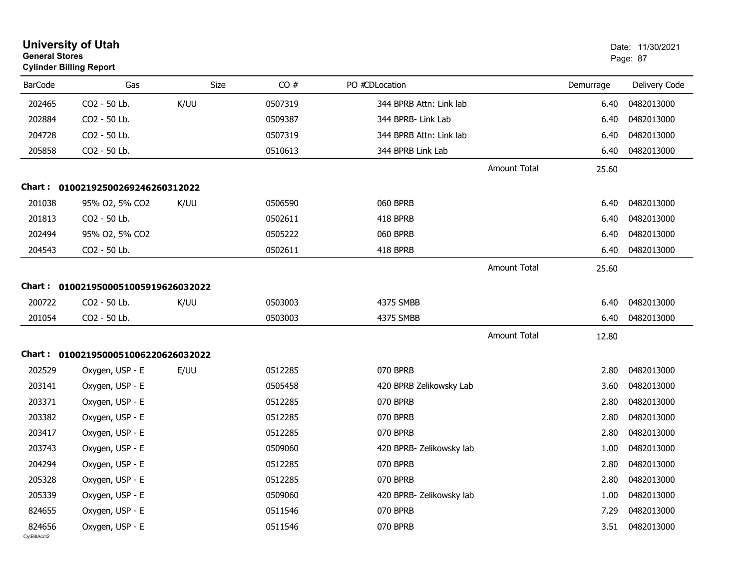# University of Utah
**General Stores**
**Cylinder Billing Report**

Date: 11/30/2021

| BarCode | Gas | Size | CO # | PO # | CD | Location | Demurrage | Delivery Code |
|---|---|---|---|---|---|---|---|---|
| 202465 | CO2 - 50 Lb. | K/UU | 0507319 | | | 344 BPRB Attn: Link lab | 6.40 | 0482013000 |
| 202884 | CO2 - 50 Lb. | | 0509387 | | | 344 BPRB- Link Lab | 6.40 | 0482013000 |
| 204728 | CO2 - 50 Lb. | | 0507319 | | | 344 BPRB Attn: Link lab | 6.40 | 0482013000 |
| 205858 | CO2 - 50 Lb. | | 0510613 | | | 344 BPRB Link Lab | 6.40 | 0482013000 |
| | | | | | | Amount Total | 25.60 | |

**Chart : 01002192500269246260312022**

| BarCode | Gas | Size | CO # | PO # | CD | Location | Demurrage | Delivery Code |
|---|---|---|---|---|---|---|---|---|
| 201038 | 95% O2, 5% CO2 | K/UU | 0506590 | | | 060 BPRB | 6.40 | 0482013000 |
| 201813 | CO2 - 50 Lb. | | 0502611 | | | 418 BPRB | 6.40 | 0482013000 |
| 202494 | 95% O2, 5% CO2 | | 0505222 | | | 060 BPRB | 6.40 | 0482013000 |
| 204543 | CO2 - 50 Lb. | | 0502611 | | | 418 BPRB | 6.40 | 0482013000 |
| | | | | | | Amount Total | 25.60 | |

**Chart : 01002195000510059196260320222**

| BarCode | Gas | Size | CO # | PO # | CD | Location | Demurrage | Delivery Code |
|---|---|---|---|---|---|---|---|---|
| 200722 | CO2 - 50 Lb. | K/UU | 0503003 | | | 4375 SMBB | 6.40 | 0482013000 |
| 201054 | CO2 - 50 Lb. | | 0503003 | | | 4375 SMBB | 6.40 | 0482013000 |
| | | | | | | Amount Total | 12.80 | |

**Chart : 01002195000510062206260320222**

| BarCode | Gas | Size | CO # | PO # | CD | Location | Demurrage | Delivery Code |
|---|---|---|---|---|---|---|---|---|
| 202529 | Oxygen, USP - E | E/UU | 0512285 | | | 070 BPRB | 2.80 | 0482013000 |
| 203141 | Oxygen, USP - E | | 0505458 | | | 420 BPRB Zelikowsky Lab | 3.60 | 0482013000 |
| 203371 | Oxygen, USP - E | | 0512285 | | | 070 BPRB | 2.80 | 0482013000 |
| 203382 | Oxygen, USP - E | | 0512285 | | | 070 BPRB | 2.80 | 0482013000 |
| 203417 | Oxygen, USP - E | | 0512285 | | | 070 BPRB | 2.80 | 0482013000 |
| 203743 | Oxygen, USP - E | | 0509060 | | | 420 BPRB- Zelikowsky lab | 1.00 | 0482013000 |
| 204294 | Oxygen, USP - E | | 0512285 | | | 070 BPRB | 2.80 | 0482013000 |
| 205328 | Oxygen, USP - E | | 0512285 | | | 070 BPRB | 2.80 | 0482013000 |
| 205339 | Oxygen, USP - E | | 0509060 | | | 420 BPRB- Zelikowsky lab | 1.00 | 0482013000 |
| 824655 | Oxygen, USP - E | | 0511546 | | | 070 BPRB | 7.29 | 0482013000 |
| 824656 | Oxygen, USP - E | | 0511546 | | | 070 BPRB | 3.51 | 0482013000 |

CylBillAcct2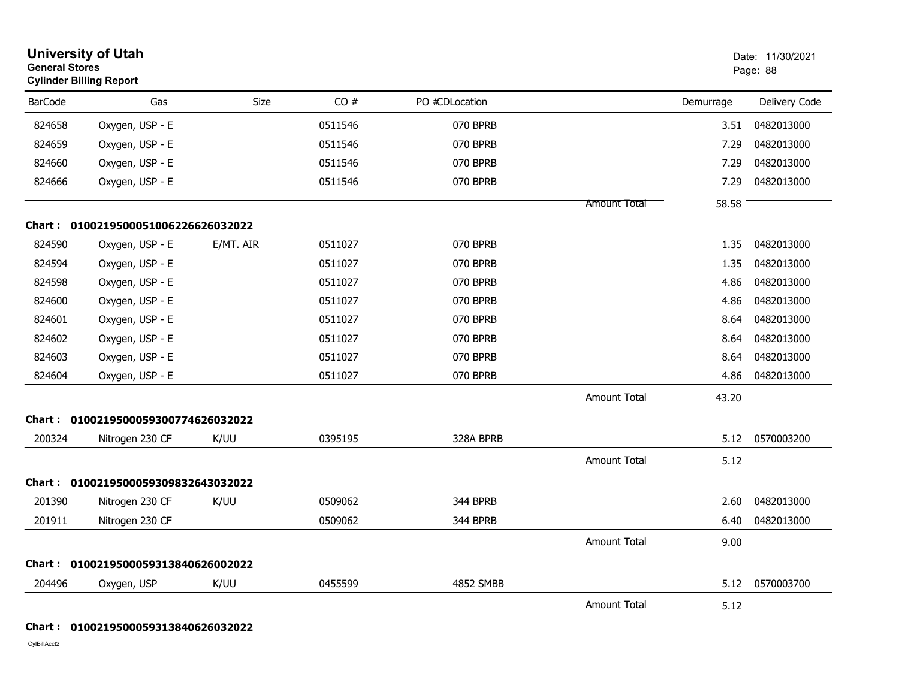# University of Utah

**General Stores**

**Cylinder Billing Report**

Date: 11/30/2021

| BarCode | Gas | Size | CO # | PO # | CDLocation | | Demurrage | Delivery Code |
|---|---|---|---|---|---|---|---|---|
| 824658 | Oxygen, USP - E | | 0511546 | | 070 BPRB | | 3.51 | 0482013000 |
| 824659 | Oxygen, USP - E | | 0511546 | | 070 BPRB | | 7.29 | 0482013000 |
| 824660 | Oxygen, USP - E | | 0511546 | | 070 BPRB | | 7.29 | 0482013000 |
| 824666 | Oxygen, USP - E | | 0511546 | | 070 BPRB | | 7.29 | 0482013000 |
| | | | | | | Amount Total | 58.58 | |

**Chart : 01002195000510062266260320 22**

| BarCode | Gas | Size | CO # | PO # | CDLocation | | Demurrage | Delivery Code |
|---|---|---|---|---|---|---|---|---|
| 824590 | Oxygen, USP - E | E/MT. AIR | 0511027 | | 070 BPRB | | 1.35 | 0482013000 |
| 824594 | Oxygen, USP - E | | 0511027 | | 070 BPRB | | 1.35 | 0482013000 |
| 824598 | Oxygen, USP - E | | 0511027 | | 070 BPRB | | 4.86 | 0482013000 |
| 824600 | Oxygen, USP - E | | 0511027 | | 070 BPRB | | 4.86 | 0482013000 |
| 824601 | Oxygen, USP - E | | 0511027 | | 070 BPRB | | 8.64 | 0482013000 |
| 824602 | Oxygen, USP - E | | 0511027 | | 070 BPRB | | 8.64 | 0482013000 |
| 824603 | Oxygen, USP - E | | 0511027 | | 070 BPRB | | 8.64 | 0482013000 |
| 824604 | Oxygen, USP - E | | 0511027 | | 070 BPRB | | 4.86 | 0482013000 |
| | | | | | | Amount Total | 43.20 | |

**Chart : 01002195000593007746260320 22**

| BarCode | Gas | Size | CO # | PO # | CDLocation | | Demurrage | Delivery Code |
|---|---|---|---|---|---|---|---|---|
| 200324 | Nitrogen 230 CF | K/UU | 0395195 | | 328A BPRB | | 5.12 | 0570003200 |
| | | | | | | Amount Total | 5.12 | |

**Chart : 01002195000593098326430320 22**

| BarCode | Gas | Size | CO # | PO # | CDLocation | | Demurrage | Delivery Code |
|---|---|---|---|---|---|---|---|---|
| 201390 | Nitrogen 230 CF | K/UU | 0509062 | | 344 BPRB | | 2.60 | 0482013000 |
| 201911 | Nitrogen 230 CF | | 0509062 | | 344 BPRB | | 6.40 | 0482013000 |
| | | | | | | Amount Total | 9.00 | |

**Chart : 01002195000593138406260020 22**

| BarCode | Gas | Size | CO # | PO # | CDLocation | | Demurrage | Delivery Code |
|---|---|---|---|---|---|---|---|---|
| 204496 | Oxygen, USP | K/UU | 0455599 | | 4852 SMBB | | 5.12 | 0570003700 |
| | | | | | | Amount Total | 5.12 | |

**Chart : 01002195000593138406260320 22**

CylBillAcct2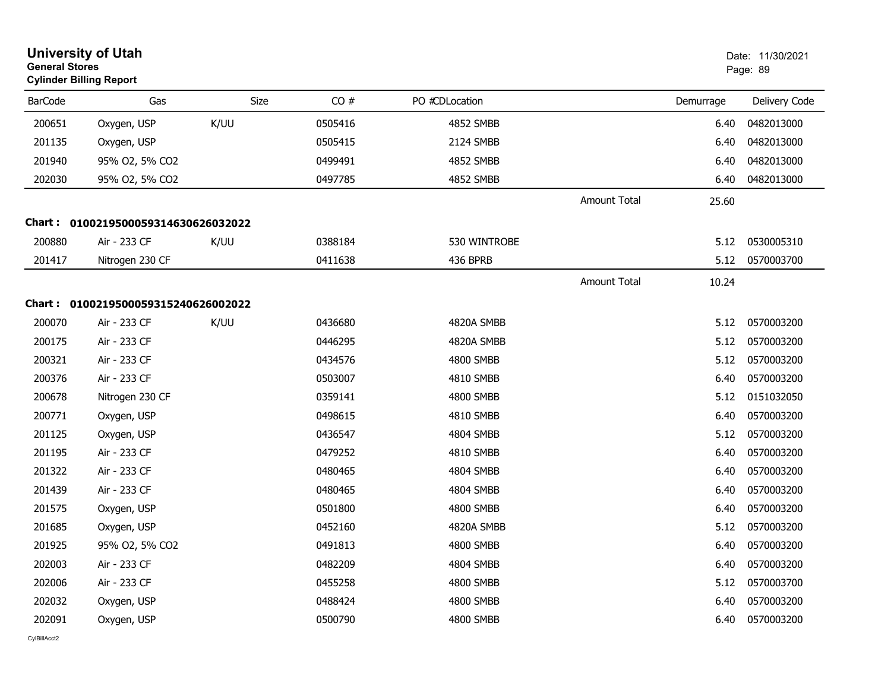# University of Utah
**General Stores**
**Cylinder Billing Report**

Date: 11/30/2021

| BarCode | Gas | Size | CO # | PO # | CDLocation | Demurrage | Delivery Code |
|---|---|---|---|---|---|---|---|
| 200651 | Oxygen, USP | K/UU | 0505416 | | 4852 SMBB | 6.40 | 0482013000 |
| 201135 | Oxygen, USP | | 0505415 | | 2124 SMBB | 6.40 | 0482013000 |
| 201940 | 95% O2, 5% CO2 | | 0499491 | | 4852 SMBB | 6.40 | 0482013000 |
| 202030 | 95% O2, 5% CO2 | | 0497785 | | 4852 SMBB | 6.40 | 0482013000 |
| | | | | | Amount Total | 25.60 | |

**Chart : 01002195000593146306260320​22**

| BarCode | Gas | Size | CO # | PO # | CDLocation | Demurrage | Delivery Code |
|---|---|---|---|---|---|---|---|
| 200880 | Air - 233 CF | K/UU | 0388184 | | 530 WINTROBE | 5.12 | 0530005310 |
| 201417 | Nitrogen 230 CF | | 0411638 | | 436 BPRB | 5.12 | 0570003700 |
| | | | | | Amount Total | 10.24 | |

**Chart : 01002195000593152406260020​22**

| BarCode | Gas | Size | CO # | PO # | CDLocation | Demurrage | Delivery Code |
|---|---|---|---|---|---|---|---|
| 200070 | Air - 233 CF | K/UU | 0436680 | | 4820A SMBB | 5.12 | 0570003200 |
| 200175 | Air - 233 CF | | 0446295 | | 4820A SMBB | 5.12 | 0570003200 |
| 200321 | Air - 233 CF | | 0434576 | | 4800 SMBB | 5.12 | 0570003200 |
| 200376 | Air - 233 CF | | 0503007 | | 4810 SMBB | 6.40 | 0570003200 |
| 200678 | Nitrogen 230 CF | | 0359141 | | 4800 SMBB | 5.12 | 0151032050 |
| 200771 | Oxygen, USP | | 0498615 | | 4810 SMBB | 6.40 | 0570003200 |
| 201125 | Oxygen, USP | | 0436547 | | 4804 SMBB | 5.12 | 0570003200 |
| 201195 | Air - 233 CF | | 0479252 | | 4810 SMBB | 6.40 | 0570003200 |
| 201322 | Air - 233 CF | | 0480465 | | 4804 SMBB | 6.40 | 0570003200 |
| 201439 | Air - 233 CF | | 0480465 | | 4804 SMBB | 6.40 | 0570003200 |
| 201575 | Oxygen, USP | | 0501800 | | 4800 SMBB | 6.40 | 0570003200 |
| 201685 | Oxygen, USP | | 0452160 | | 4820A SMBB | 5.12 | 0570003200 |
| 201925 | 95% O2, 5% CO2 | | 0491813 | | 4800 SMBB | 6.40 | 0570003200 |
| 202003 | Air - 233 CF | | 0482209 | | 4804 SMBB | 6.40 | 0570003200 |
| 202006 | Air - 233 CF | | 0455258 | | 4800 SMBB | 5.12 | 0570003700 |
| 202032 | Oxygen, USP | | 0488424 | | 4800 SMBB | 6.40 | 0570003200 |
| 202091 | Oxygen, USP | | 0500790 | | 4800 SMBB | 6.40 | 0570003200 |

CylBillAcct2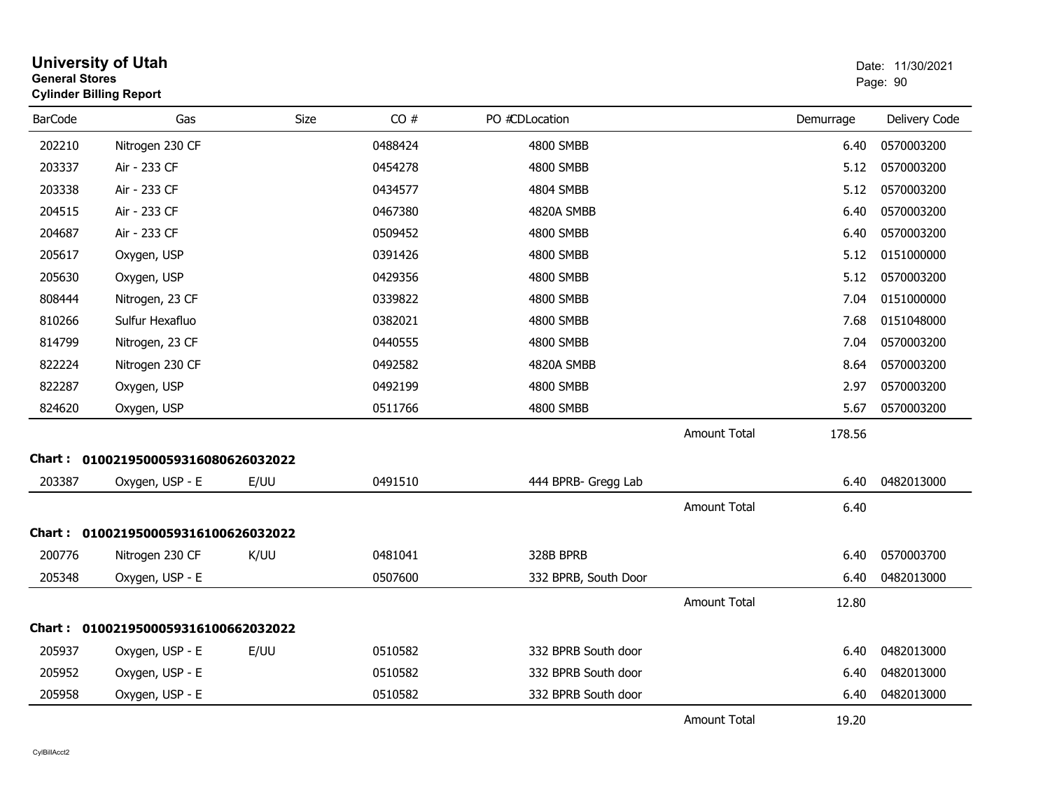# University of Utah

**General Stores**

**Cylinder Billing Report**

Date: 11/30/2021

| BarCode | Gas | Size | CO # | PO # CDLocation | | Demurrage | Delivery Code |
|---|---|---|---|---|---|---|---|
| 202210 | Nitrogen 230 CF | | 0488424 | 4800 SMBB | | 6.40 | 0570003200 |
| 203337 | Air - 233 CF | | 0454278 | 4800 SMBB | | 5.12 | 0570003200 |
| 203338 | Air - 233 CF | | 0434577 | 4804 SMBB | | 5.12 | 0570003200 |
| 204515 | Air - 233 CF | | 0467380 | 4820A SMBB | | 6.40 | 0570003200 |
| 204687 | Air - 233 CF | | 0509452 | 4800 SMBB | | 6.40 | 0570003200 |
| 205617 | Oxygen, USP | | 0391426 | 4800 SMBB | | 5.12 | 0151000000 |
| 205630 | Oxygen, USP | | 0429356 | 4800 SMBB | | 5.12 | 0570003200 |
| 808444 | Nitrogen, 23 CF | | 0339822 | 4800 SMBB | | 7.04 | 0151000000 |
| 810266 | Sulfur Hexafluo | | 0382021 | 4800 SMBB | | 7.68 | 0151048000 |
| 814799 | Nitrogen, 23 CF | | 0440555 | 4800 SMBB | | 7.04 | 0570003200 |
| 822224 | Nitrogen 230 CF | | 0492582 | 4820A SMBB | | 8.64 | 0570003200 |
| 822287 | Oxygen, USP | | 0492199 | 4800 SMBB | | 2.97 | 0570003200 |
| 824620 | Oxygen, USP | | 0511766 | 4800 SMBB | | 5.67 | 0570003200 |
| | | | | | Amount Total | 178.56 | |

**Chart : 01002195000593160806260320 22**

| BarCode | Gas | Size | CO # | PO # CDLocation | | Demurrage | Delivery Code |
|---|---|---|---|---|---|---|---|
| 203387 | Oxygen, USP - E | E/UU | 0491510 | 444 BPRB- Gregg Lab | | 6.40 | 0482013000 |
| | | | | | Amount Total | 6.40 | |

**Chart : 0100219500059316100626032022**

| BarCode | Gas | Size | CO # | PO # CDLocation | | Demurrage | Delivery Code |
|---|---|---|---|---|---|---|---|
| 200776 | Nitrogen 230 CF | K/UU | 0481041 | 328B BPRB | | 6.40 | 0570003700 |
| 205348 | Oxygen, USP - E | | 0507600 | 332 BPRB, South Door | | 6.40 | 0482013000 |
| | | | | | Amount Total | 12.80 | |

**Chart : 0100219500059316100662032022**

| BarCode | Gas | Size | CO # | PO # CDLocation | | Demurrage | Delivery Code |
|---|---|---|---|---|---|---|---|
| 205937 | Oxygen, USP - E | E/UU | 0510582 | 332 BPRB South door | | 6.40 | 0482013000 |
| 205952 | Oxygen, USP - E | | 0510582 | 332 BPRB South door | | 6.40 | 0482013000 |
| 205958 | Oxygen, USP - E | | 0510582 | 332 BPRB South door | | 6.40 | 0482013000 |
| | | | | | Amount Total | 19.20 | |

CylBillAcct2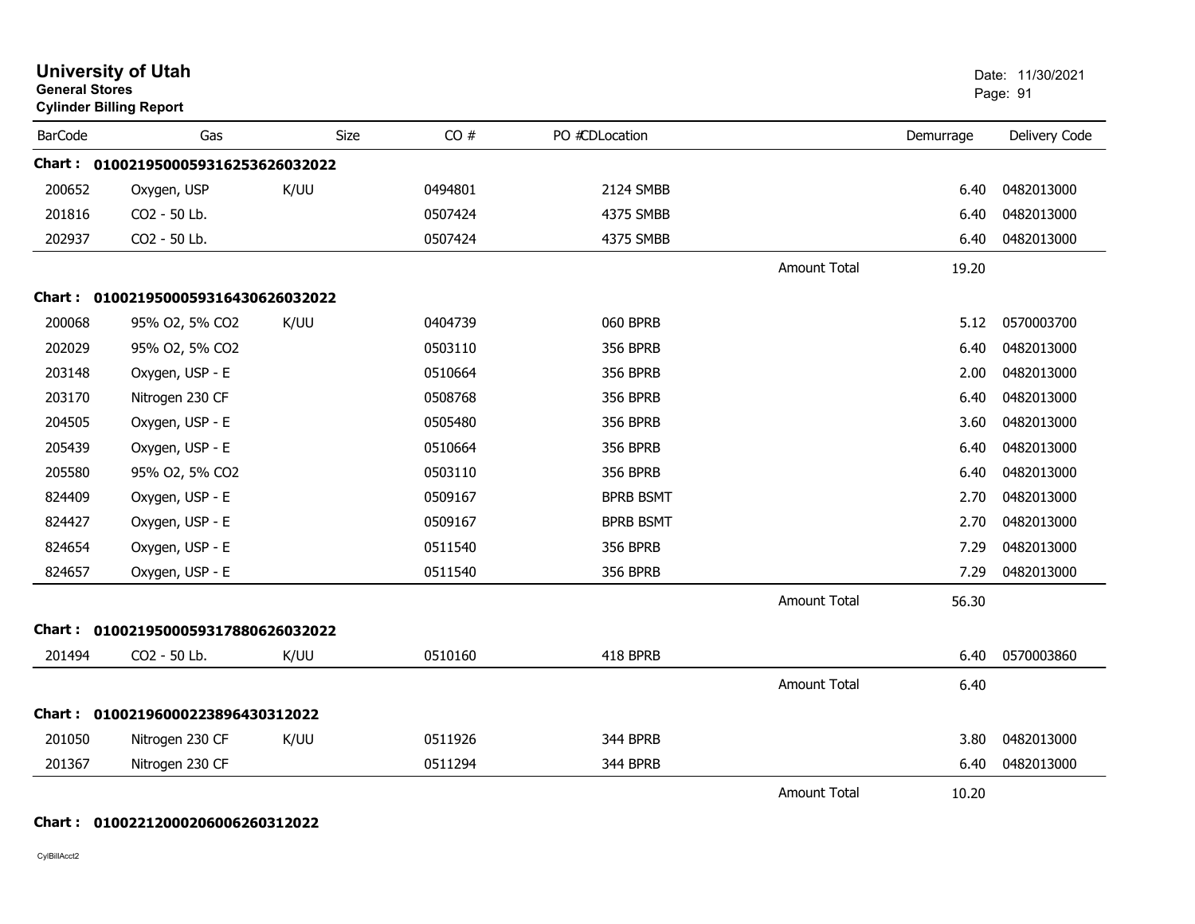# University of Utah

**General Stores**

**Cylinder Billing Report**

Date: 11/30/2021

| BarCode | Gas | Size | CO # | PO #CDLocation | | Demurrage | Delivery Code |
|---|---|---|---|---|---|---|---|
| **Chart :** | **01002195000593162536260320 22** | | | | | | |
| 200652 | Oxygen, USP | K/UU | 0494801 | 2124 SMBB | | 6.40 | 0482013000 |
| 201816 | CO2 - 50 Lb. | | 0507424 | 4375 SMBB | | 6.40 | 0482013000 |
| 202937 | CO2 - 50 Lb. | | 0507424 | 4375 SMBB | | 6.40 | 0482013000 |
| | | | | | Amount Total | 19.20 | |
| **Chart :** | **0100219500059316430626032022** | | | | | | |
| 200068 | 95% O2, 5% CO2 | K/UU | 0404739 | 060 BPRB | | 5.12 | 0570003700 |
| 202029 | 95% O2, 5% CO2 | | 0503110 | 356 BPRB | | 6.40 | 0482013000 |
| 203148 | Oxygen, USP - E | | 0510664 | 356 BPRB | | 2.00 | 0482013000 |
| 203170 | Nitrogen 230 CF | | 0508768 | 356 BPRB | | 6.40 | 0482013000 |
| 204505 | Oxygen, USP - E | | 0505480 | 356 BPRB | | 3.60 | 0482013000 |
| 205439 | Oxygen, USP - E | | 0510664 | 356 BPRB | | 6.40 | 0482013000 |
| 205580 | 95% O2, 5% CO2 | | 0503110 | 356 BPRB | | 6.40 | 0482013000 |
| 824409 | Oxygen, USP - E | | 0509167 | BPRB BSMT | | 2.70 | 0482013000 |
| 824427 | Oxygen, USP - E | | 0509167 | BPRB BSMT | | 2.70 | 0482013000 |
| 824654 | Oxygen, USP - E | | 0511540 | 356 BPRB | | 7.29 | 0482013000 |
| 824657 | Oxygen, USP - E | | 0511540 | 356 BPRB | | 7.29 | 0482013000 |
| | | | | | Amount Total | 56.30 | |
| **Chart :** | **0100219500059317880626032022** | | | | | | |
| 201494 | CO2 - 50 Lb. | K/UU | 0510160 | 418 BPRB | | 6.40 | 0570003860 |
| | | | | | Amount Total | 6.40 | |
| **Chart :** | **0100219600022389643031 2022** | | | | | | |
| 201050 | Nitrogen 230 CF | K/UU | 0511926 | 344 BPRB | | 3.80 | 0482013000 |
| 201367 | Nitrogen 230 CF | | 0511294 | 344 BPRB | | 6.40 | 0482013000 |
| | | | | | Amount Total | 10.20 | |
| **Chart :** | **0100221200020600626031 2022** | | | | | | |

CylBillAcct2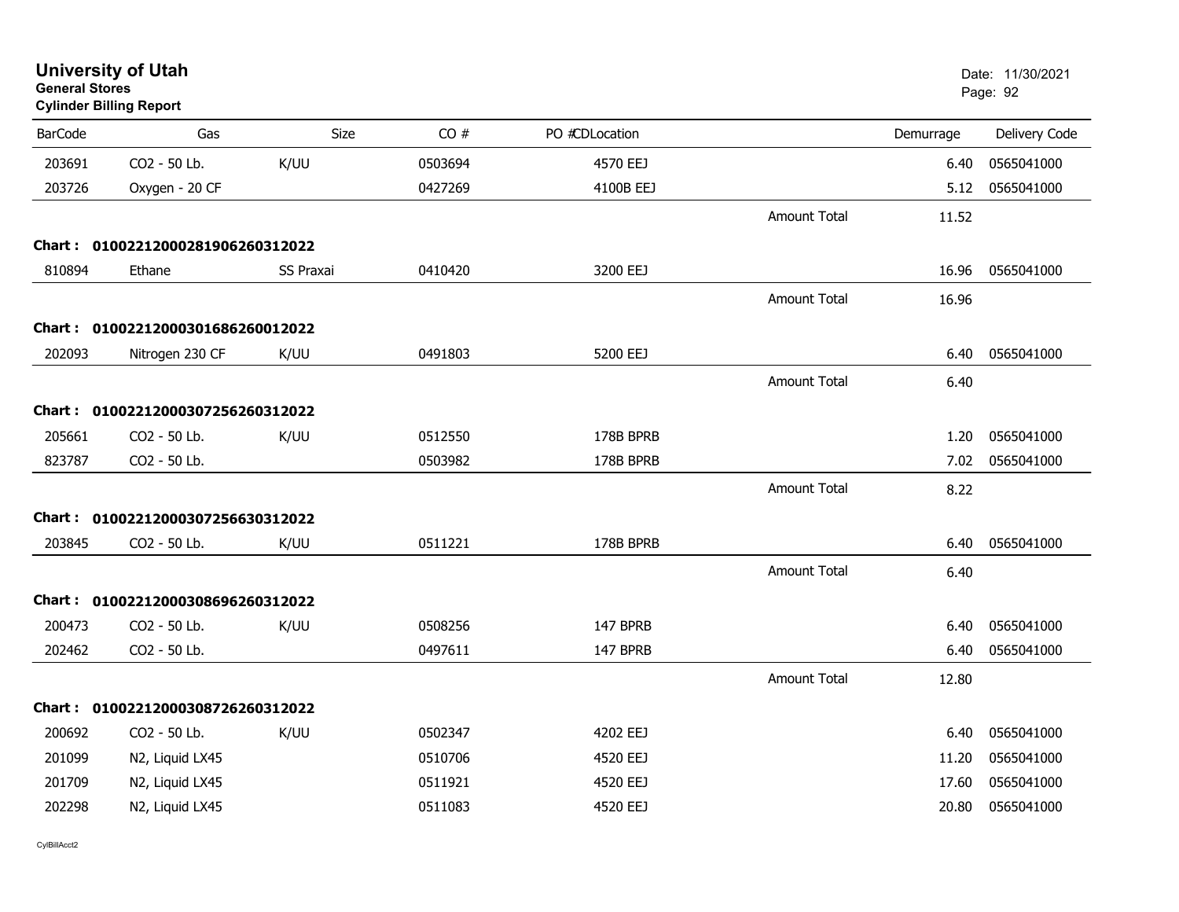# University of Utah
**General Stores**
**Cylinder Billing Report**

Date: 11/30/2021

| BarCode | Gas | Size | CO # | PO # | CD | Location | | Demurrage | Delivery Code |
|---|---|---|---|---|---|---|---|---|---|
| 203691 | CO2 - 50 Lb. | K/UU | 0503694 | | | 4570 EEJ | | 6.40 | 0565041000 |
| 203726 | Oxygen - 20 CF | | 0427269 | | | 4100B EEJ | | 5.12 | 0565041000 |
| | | | | | | | Amount Total | 11.52 | |
| **Chart :** | **01002212000281906260312022** | | | | | | | | |
| 810894 | Ethane | SS Praxai | 0410420 | | | 3200 EEJ | | 16.96 | 0565041000 |
| | | | | | | | Amount Total | 16.96 | |
| **Chart :** | **01002212000301686260012022** | | | | | | | | |
| 202093 | Nitrogen 230 CF | K/UU | 0491803 | | | 5200 EEJ | | 6.40 | 0565041000 |
| | | | | | | | Amount Total | 6.40 | |
| **Chart :** | **01002212000307256260312022** | | | | | | | | |
| 205661 | CO2 - 50 Lb. | K/UU | 0512550 | | | 178B BPRB | | 1.20 | 0565041000 |
| 823787 | CO2 - 50 Lb. | | 0503982 | | | 178B BPRB | | 7.02 | 0565041000 |
| | | | | | | | Amount Total | 8.22 | |
| **Chart :** | **01002212000307256630312022** | | | | | | | | |
| 203845 | CO2 - 50 Lb. | K/UU | 0511221 | | | 178B BPRB | | 6.40 | 0565041000 |
| | | | | | | | Amount Total | 6.40 | |
| **Chart :** | **01002212000308696260312022** | | | | | | | | |
| 200473 | CO2 - 50 Lb. | K/UU | 0508256 | | | 147 BPRB | | 6.40 | 0565041000 |
| 202462 | CO2 - 50 Lb. | | 0497611 | | | 147 BPRB | | 6.40 | 0565041000 |
| | | | | | | | Amount Total | 12.80 | |
| **Chart :** | **01002212000308726260312022** | | | | | | | | |
| 200692 | CO2 - 50 Lb. | K/UU | 0502347 | | | 4202 EEJ | | 6.40 | 0565041000 |
| 201099 | N2, Liquid LX45 | | 0510706 | | | 4520 EEJ | | 11.20 | 0565041000 |
| 201709 | N2, Liquid LX45 | | 0511921 | | | 4520 EEJ | | 17.60 | 0565041000 |
| 202298 | N2, Liquid LX45 | | 0511083 | | | 4520 EEJ | | 20.80 | 0565041000 |

CylBillAcct2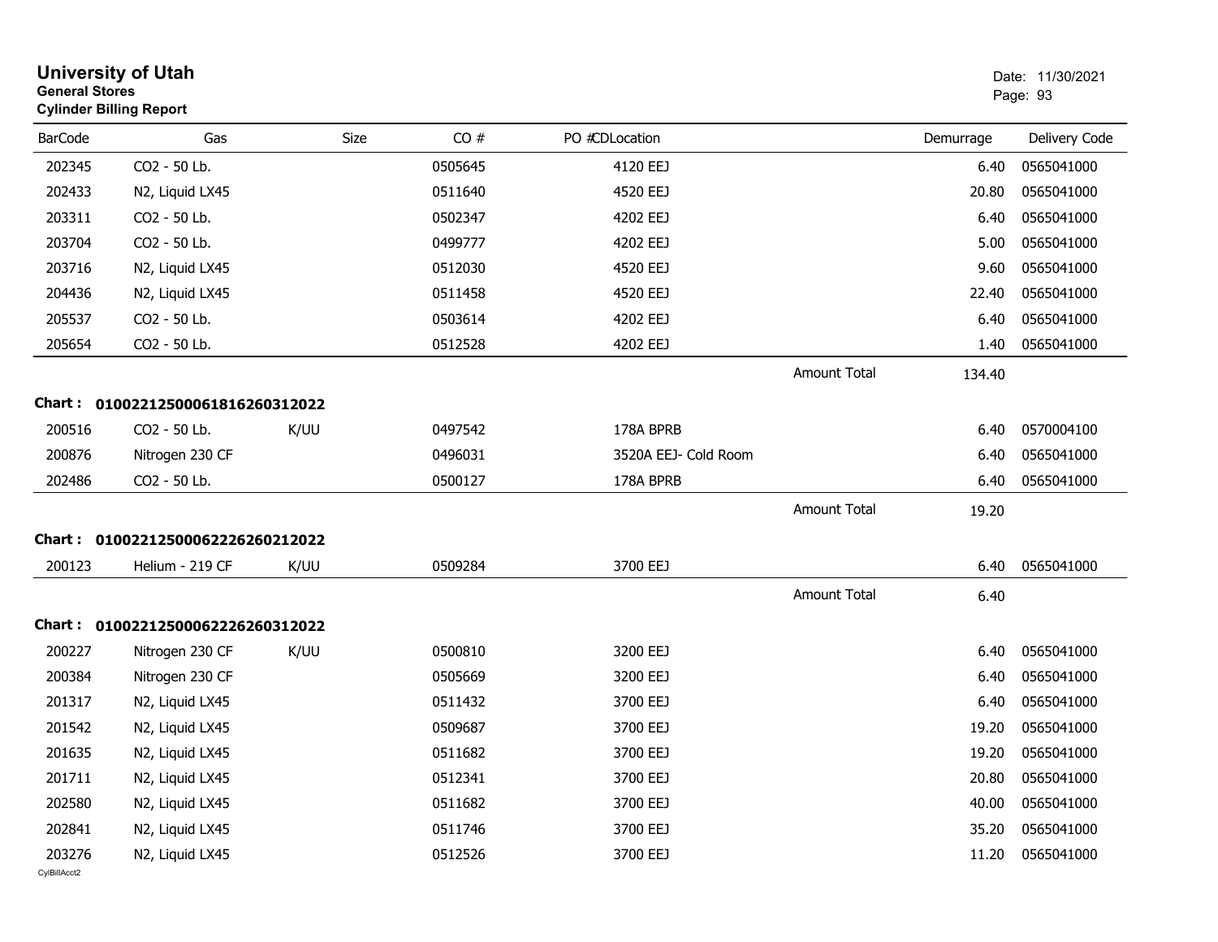# University of Utah
**General Stores**
**Cylinder Billing Report**

Date: 11/30/2021

| BarCode | Gas | Size | CO # | PO #CDLocation | | Demurrage | Delivery Code |
|---|---|---|---|---|---|---|---|
| 202345 | CO2 - 50 Lb. | | 0505645 | 4120 EEJ | | 6.40 | 0565041000 |
| 202433 | N2, Liquid LX45 | | 0511640 | 4520 EEJ | | 20.80 | 0565041000 |
| 203311 | CO2 - 50 Lb. | | 0502347 | 4202 EEJ | | 6.40 | 0565041000 |
| 203704 | CO2 - 50 Lb. | | 0499777 | 4202 EEJ | | 5.00 | 0565041000 |
| 203716 | N2, Liquid LX45 | | 0512030 | 4520 EEJ | | 9.60 | 0565041000 |
| 204436 | N2, Liquid LX45 | | 0511458 | 4520 EEJ | | 22.40 | 0565041000 |
| 205537 | CO2 - 50 Lb. | | 0503614 | 4202 EEJ | | 6.40 | 0565041000 |
| 205654 | CO2 - 50 Lb. | | 0512528 | 4202 EEJ | | 1.40 | 0565041000 |
| | | | | | Amount Total | 134.40 | |

**Chart : 01002212500061816260312022**

| BarCode | Gas | Size | CO # | PO #CDLocation | | Demurrage | Delivery Code |
|---|---|---|---|---|---|---|---|
| 200516 | CO2 - 50 Lb. | K/UU | 0497542 | 178A BPRB | | 6.40 | 0570004100 |
| 200876 | Nitrogen 230 CF | | 0496031 | 3520A EEJ- Cold Room | | 6.40 | 0565041000 |
| 202486 | CO2 - 50 Lb. | | 0500127 | 178A BPRB | | 6.40 | 0565041000 |
| | | | | | Amount Total | 19.20 | |

**Chart : 01002212500062226260212022**

| BarCode | Gas | Size | CO # | PO #CDLocation | | Demurrage | Delivery Code |
|---|---|---|---|---|---|---|---|
| 200123 | Helium - 219 CF | K/UU | 0509284 | 3700 EEJ | | 6.40 | 0565041000 |
| | | | | | Amount Total | 6.40 | |

**Chart : 01002212500062226260312022**

| BarCode | Gas | Size | CO # | PO #CDLocation | | Demurrage | Delivery Code |
|---|---|---|---|---|---|---|---|
| 200227 | Nitrogen 230 CF | K/UU | 0500810 | 3200 EEJ | | 6.40 | 0565041000 |
| 200384 | Nitrogen 230 CF | | 0505669 | 3200 EEJ | | 6.40 | 0565041000 |
| 201317 | N2, Liquid LX45 | | 0511432 | 3700 EEJ | | 6.40 | 0565041000 |
| 201542 | N2, Liquid LX45 | | 0509687 | 3700 EEJ | | 19.20 | 0565041000 |
| 201635 | N2, Liquid LX45 | | 0511682 | 3700 EEJ | | 19.20 | 0565041000 |
| 201711 | N2, Liquid LX45 | | 0512341 | 3700 EEJ | | 20.80 | 0565041000 |
| 202580 | N2, Liquid LX45 | | 0511682 | 3700 EEJ | | 40.00 | 0565041000 |
| 202841 | N2, Liquid LX45 | | 0511746 | 3700 EEJ | | 35.20 | 0565041000 |
| 203276 | N2, Liquid LX45 | | 0512526 | 3700 EEJ | | 11.20 | 0565041000 |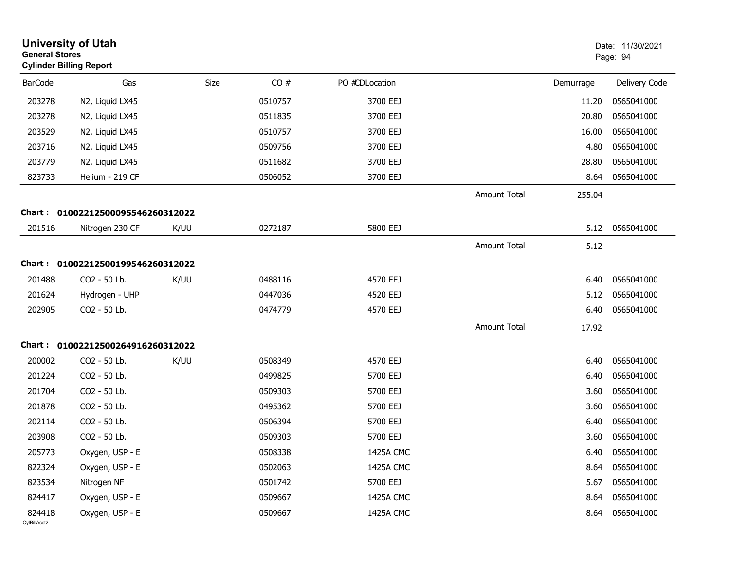# University of Utah

**General Stores**

**Cylinder Billing Report**

Date: 11/30/2021

| BarCode | Gas | Size | CO # | PO #CDLocation | | Demurrage | Delivery Code |
|---|---|---|---|---|---|---|---|
| 203278 | N2, Liquid LX45 | | 0510757 | 3700 EEJ | | 11.20 | 0565041000 |
| 203278 | N2, Liquid LX45 | | 0511835 | 3700 EEJ | | 20.80 | 0565041000 |
| 203529 | N2, Liquid LX45 | | 0510757 | 3700 EEJ | | 16.00 | 0565041000 |
| 203716 | N2, Liquid LX45 | | 0509756 | 3700 EEJ | | 4.80 | 0565041000 |
| 203779 | N2, Liquid LX45 | | 0511682 | 3700 EEJ | | 28.80 | 0565041000 |
| 823733 | Helium - 219 CF | | 0506052 | 3700 EEJ | | 8.64 | 0565041000 |
| | | | | | Amount Total | 255.04 | |

**Chart : 01002212500095546260312022**

| BarCode | Gas | Size | CO # | PO #CDLocation | | Demurrage | Delivery Code |
|---|---|---|---|---|---|---|---|
| 201516 | Nitrogen 230 CF | K/UU | 0272187 | 5800 EEJ | | 5.12 | 0565041000 |
| | | | | | Amount Total | 5.12 | |

**Chart : 01002212500199546260312022**

| BarCode | Gas | Size | CO # | PO #CDLocation | | Demurrage | Delivery Code |
|---|---|---|---|---|---|---|---|
| 201488 | CO2 - 50 Lb. | K/UU | 0488116 | 4570 EEJ | | 6.40 | 0565041000 |
| 201624 | Hydrogen - UHP | | 0447036 | 4520 EEJ | | 5.12 | 0565041000 |
| 202905 | CO2 - 50 Lb. | | 0474779 | 4570 EEJ | | 6.40 | 0565041000 |
| | | | | | Amount Total | 17.92 | |

**Chart : 01002212500264916260312022**

| BarCode | Gas | Size | CO # | PO #CDLocation | | Demurrage | Delivery Code |
|---|---|---|---|---|---|---|---|
| 200002 | CO2 - 50 Lb. | K/UU | 0508349 | 4570 EEJ | | 6.40 | 0565041000 |
| 201224 | CO2 - 50 Lb. | | 0499825 | 5700 EEJ | | 6.40 | 0565041000 |
| 201704 | CO2 - 50 Lb. | | 0509303 | 5700 EEJ | | 3.60 | 0565041000 |
| 201878 | CO2 - 50 Lb. | | 0495362 | 5700 EEJ | | 3.60 | 0565041000 |
| 202114 | CO2 - 50 Lb. | | 0506394 | 5700 EEJ | | 6.40 | 0565041000 |
| 203908 | CO2 - 50 Lb. | | 0509303 | 5700 EEJ | | 3.60 | 0565041000 |
| 205773 | Oxygen, USP - E | | 0508338 | 1425A CMC | | 6.40 | 0565041000 |
| 822324 | Oxygen, USP - E | | 0502063 | 1425A CMC | | 8.64 | 0565041000 |
| 823534 | Nitrogen NF | | 0501742 | 5700 EEJ | | 5.67 | 0565041000 |
| 824417 | Oxygen, USP - E | | 0509667 | 1425A CMC | | 8.64 | 0565041000 |
| 824418 | Oxygen, USP - E | | 0509667 | 1425A CMC | | 8.64 | 0565041000 |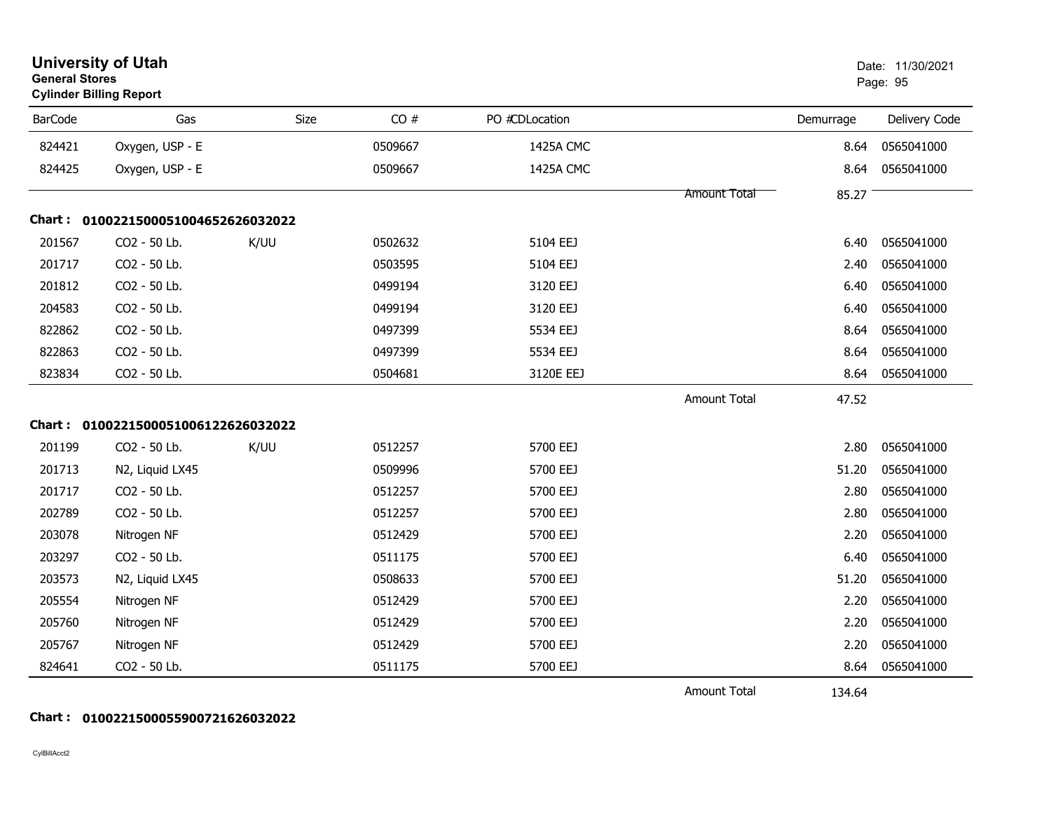# University of Utah

**General Stores**

**Cylinder Billing Report**

Date: 11/30/2021

| BarCode | Gas | Size | CO # | PO # | CDLocation | Demurrage | Delivery Code |
|---|---|---|---|---|---|---|---|
| 824421 | Oxygen, USP - E | | 0509667 | | 1425A CMC | 8.64 | 0565041000 |
| 824425 | Oxygen, USP - E | | 0509667 | | 1425A CMC | 8.64 | 0565041000 |
| | | | | | Amount Total | 85.27 | |

**Chart : 01002215000510046526260320222**

| BarCode | Gas | Size | CO # | PO # | CDLocation | Demurrage | Delivery Code |
|---|---|---|---|---|---|---|---|
| 201567 | CO2 - 50 Lb. | K/UU | 0502632 | | 5104 EEJ | 6.40 | 0565041000 |
| 201717 | CO2 - 50 Lb. | | 0503595 | | 5104 EEJ | 2.40 | 0565041000 |
| 201812 | CO2 - 50 Lb. | | 0499194 | | 3120 EEJ | 6.40 | 0565041000 |
| 204583 | CO2 - 50 Lb. | | 0499194 | | 3120 EEJ | 6.40 | 0565041000 |
| 822862 | CO2 - 50 Lb. | | 0497399 | | 5534 EEJ | 8.64 | 0565041000 |
| 822863 | CO2 - 50 Lb. | | 0497399 | | 5534 EEJ | 8.64 | 0565041000 |
| 823834 | CO2 - 50 Lb. | | 0504681 | | 3120E EEJ | 8.64 | 0565041000 |
| | | | | | Amount Total | 47.52 | |

**Chart : 0100221500051006122626032022**

| BarCode | Gas | Size | CO # | PO # | CDLocation | Demurrage | Delivery Code |
|---|---|---|---|---|---|---|---|
| 201199 | CO2 - 50 Lb. | K/UU | 0512257 | | 5700 EEJ | 2.80 | 0565041000 |
| 201713 | N2, Liquid LX45 | | 0509996 | | 5700 EEJ | 51.20 | 0565041000 |
| 201717 | CO2 - 50 Lb. | | 0512257 | | 5700 EEJ | 2.80 | 0565041000 |
| 202789 | CO2 - 50 Lb. | | 0512257 | | 5700 EEJ | 2.80 | 0565041000 |
| 203078 | Nitrogen NF | | 0512429 | | 5700 EEJ | 2.20 | 0565041000 |
| 203297 | CO2 - 50 Lb. | | 0511175 | | 5700 EEJ | 6.40 | 0565041000 |
| 203573 | N2, Liquid LX45 | | 0508633 | | 5700 EEJ | 51.20 | 0565041000 |
| 205554 | Nitrogen NF | | 0512429 | | 5700 EEJ | 2.20 | 0565041000 |
| 205760 | Nitrogen NF | | 0512429 | | 5700 EEJ | 2.20 | 0565041000 |
| 205767 | Nitrogen NF | | 0512429 | | 5700 EEJ | 2.20 | 0565041000 |
| 824641 | CO2 - 50 Lb. | | 0511175 | | 5700 EEJ | 8.64 | 0565041000 |
| | | | | | Amount Total | 134.64 | |

**Chart : 0100221500055900721626032022**

CylBillAcct2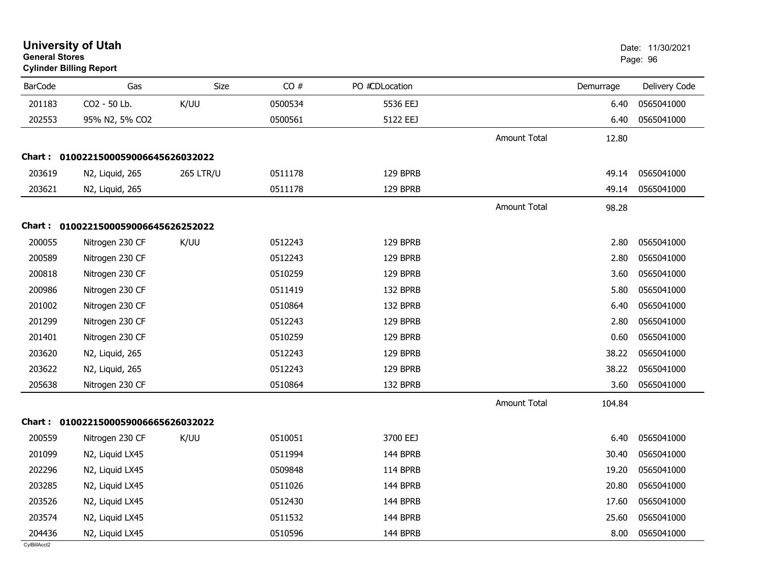**University of Utah**
**General Stores**
**Cylinder Billing Report**

Date: 11/30/2021

| BarCode | Gas | Size | CO # | PO #CDLocation | | Demurrage | Delivery Code |
|---|---|---|---|---|---|---|---|
| 201183 | CO2 - 50 Lb. | K/UU | 0500534 | 5536 EEJ | | 6.40 | 0565041000 |
| 202553 | 95% N2, 5% CO2 | | 0500561 | 5122 EEJ | | 6.40 | 0565041000 |
| | | | | | Amount Total | 12.80 | |
| **Chart :** | **0100221500059006645626032022** | | | | | | |
| 203619 | N2, Liquid, 265 | 265 LTR/U | 0511178 | 129 BPRB | | 49.14 | 0565041000 |
| 203621 | N2, Liquid, 265 | | 0511178 | 129 BPRB | | 49.14 | 0565041000 |
| | | | | | Amount Total | 98.28 | |
| **Chart :** | **0100221500059006645626252022** | | | | | | |
| 200055 | Nitrogen 230 CF | K/UU | 0512243 | 129 BPRB | | 2.80 | 0565041000 |
| 200589 | Nitrogen 230 CF | | 0512243 | 129 BPRB | | 2.80 | 0565041000 |
| 200818 | Nitrogen 230 CF | | 0510259 | 129 BPRB | | 3.60 | 0565041000 |
| 200986 | Nitrogen 230 CF | | 0511419 | 132 BPRB | | 5.80 | 0565041000 |
| 201002 | Nitrogen 230 CF | | 0510864 | 132 BPRB | | 6.40 | 0565041000 |
| 201299 | Nitrogen 230 CF | | 0512243 | 129 BPRB | | 2.80 | 0565041000 |
| 201401 | Nitrogen 230 CF | | 0510259 | 129 BPRB | | 0.60 | 0565041000 |
| 203620 | N2, Liquid, 265 | | 0512243 | 129 BPRB | | 38.22 | 0565041000 |
| 203622 | N2, Liquid, 265 | | 0512243 | 129 BPRB | | 38.22 | 0565041000 |
| 205638 | Nitrogen 230 CF | | 0510864 | 132 BPRB | | 3.60 | 0565041000 |
| | | | | | Amount Total | 104.84 | |
| **Chart :** | **0100221500059006665626032022** | | | | | | |
| 200559 | Nitrogen 230 CF | K/UU | 0510051 | 3700 EEJ | | 6.40 | 0565041000 |
| 201099 | N2, Liquid LX45 | | 0511994 | 144 BPRB | | 30.40 | 0565041000 |
| 202296 | N2, Liquid LX45 | | 0509848 | 114 BPRB | | 19.20 | 0565041000 |
| 203285 | N2, Liquid LX45 | | 0511026 | 144 BPRB | | 20.80 | 0565041000 |
| 203526 | N2, Liquid LX45 | | 0512430 | 144 BPRB | | 17.60 | 0565041000 |
| 203574 | N2, Liquid LX45 | | 0511532 | 144 BPRB | | 25.60 | 0565041000 |
| 204436 | N2, Liquid LX45 | | 0510596 | 144 BPRB | | 8.00 | 0565041000 |

CylBillAcct2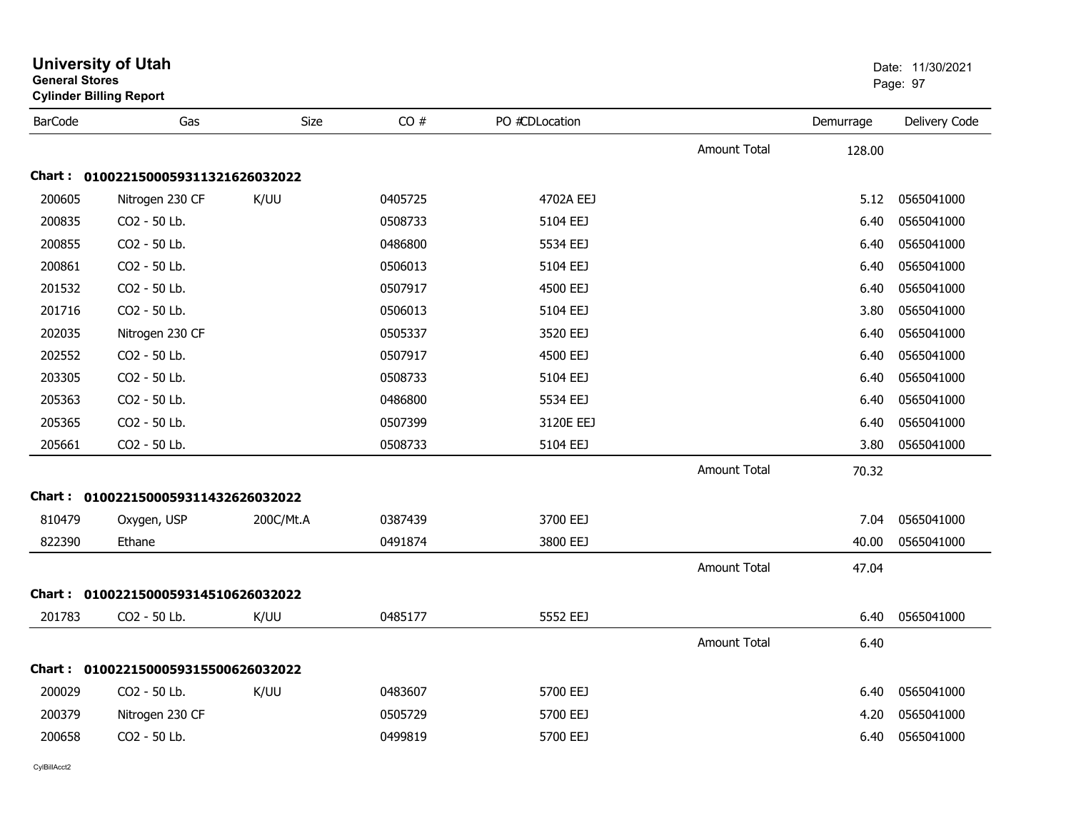# University of Utah

**General Stores**

**Cylinder Billing Report**

Date: 11/30/2021

| BarCode | Gas | Size | CO # | PO #CDLocation | | Demurrage | Delivery Code |
|---|---|---|---|---|---|---|---|
| | | | | | Amount Total | 128.00 | |
| **Chart : 0100221500059311321626032022** | | | | | | | |
| 200605 | Nitrogen 230 CF | K/UU | 0405725 | 4702A EEJ | | 5.12 | 0565041000 |
| 200835 | CO2 - 50 Lb. | | 0508733 | 5104 EEJ | | 6.40 | 0565041000 |
| 200855 | CO2 - 50 Lb. | | 0486800 | 5534 EEJ | | 6.40 | 0565041000 |
| 200861 | CO2 - 50 Lb. | | 0506013 | 5104 EEJ | | 6.40 | 0565041000 |
| 201532 | CO2 - 50 Lb. | | 0507917 | 4500 EEJ | | 6.40 | 0565041000 |
| 201716 | CO2 - 50 Lb. | | 0506013 | 5104 EEJ | | 3.80 | 0565041000 |
| 202035 | Nitrogen 230 CF | | 0505337 | 3520 EEJ | | 6.40 | 0565041000 |
| 202552 | CO2 - 50 Lb. | | 0507917 | 4500 EEJ | | 6.40 | 0565041000 |
| 203305 | CO2 - 50 Lb. | | 0508733 | 5104 EEJ | | 6.40 | 0565041000 |
| 205363 | CO2 - 50 Lb. | | 0486800 | 5534 EEJ | | 6.40 | 0565041000 |
| 205365 | CO2 - 50 Lb. | | 0507399 | 3120E EEJ | | 6.40 | 0565041000 |
| 205661 | CO2 - 50 Lb. | | 0508733 | 5104 EEJ | | 3.80 | 0565041000 |
| | | | | | Amount Total | 70.32 | |
| **Chart : 0100221500059311432626032022** | | | | | | | |
| 810479 | Oxygen, USP | 200C/Mt.A | 0387439 | 3700 EEJ | | 7.04 | 0565041000 |
| 822390 | Ethane | | 0491874 | 3800 EEJ | | 40.00 | 0565041000 |
| | | | | | Amount Total | 47.04 | |
| **Chart : 0100221500059314510626032022** | | | | | | | |
| 201783 | CO2 - 50 Lb. | K/UU | 0485177 | 5552 EEJ | | 6.40 | 0565041000 |
| | | | | | Amount Total | 6.40 | |
| **Chart : 0100221500059315500626032022** | | | | | | | |
| 200029 | CO2 - 50 Lb. | K/UU | 0483607 | 5700 EEJ | | 6.40 | 0565041000 |
| 200379 | Nitrogen 230 CF | | 0505729 | 5700 EEJ | | 4.20 | 0565041000 |
| 200658 | CO2 - 50 Lb. | | 0499819 | 5700 EEJ | | 6.40 | 0565041000 |

CylBillAcct2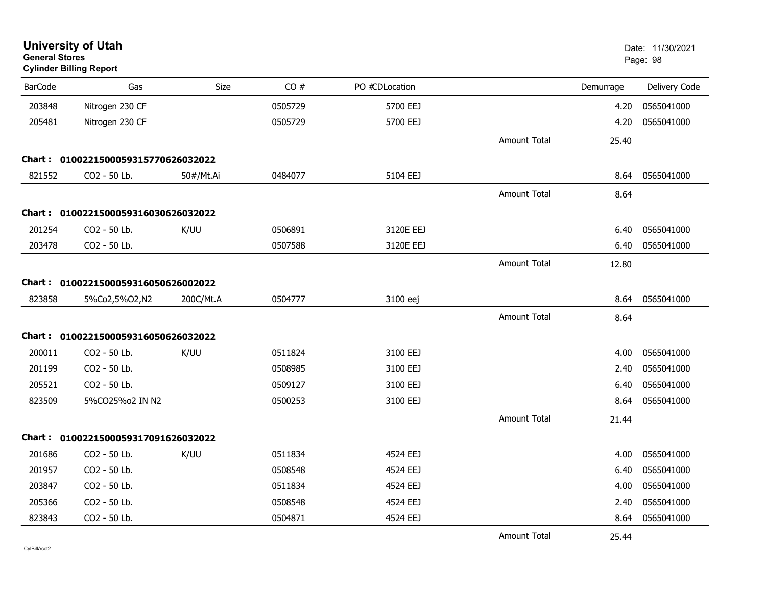# University of Utah
**General Stores**
**Cylinder Billing Report**

Date: 11/30/2021

| BarCode | Gas | Size | CO # | PO #CDLocation | | Demurrage | Delivery Code |
|---|---|---|---|---|---|---|---|
| 203848 | Nitrogen 230 CF | | 0505729 | 5700 EEJ | | 4.20 | 0565041000 |
| 205481 | Nitrogen 230 CF | | 0505729 | 5700 EEJ | | 4.20 | 0565041000 |
| | | | | | Amount Total | 25.40 | |
| **Chart :** | **01002215000593157706260320​22** | | | | | | |
| 821552 | CO2 - 50 Lb. | 50#/Mt.Ai | 0484077 | 5104 EEJ | | 8.64 | 0565041000 |
| | | | | | Amount Total | 8.64 | |
| **Chart :** | **01002215000593160306260320​22** | | | | | | |
| 201254 | CO2 - 50 Lb. | K/UU | 0506891 | 3120E EEJ | | 6.40 | 0565041000 |
| 203478 | CO2 - 50 Lb. | | 0507588 | 3120E EEJ | | 6.40 | 0565041000 |
| | | | | | Amount Total | 12.80 | |
| **Chart :** | **010022150005931605062600​2022** | | | | | | |
| 823858 | 5%Co2,5%O2,N2 | 200C/Mt.A | 0504777 | 3100 eej | | 8.64 | 0565041000 |
| | | | | | Amount Total | 8.64 | |
| **Chart :** | **01002215000593160506260320​22** | | | | | | |
| 200011 | CO2 - 50 Lb. | K/UU | 0511824 | 3100 EEJ | | 4.00 | 0565041000 |
| 201199 | CO2 - 50 Lb. | | 0508985 | 3100 EEJ | | 2.40 | 0565041000 |
| 205521 | CO2 - 50 Lb. | | 0509127 | 3100 EEJ | | 6.40 | 0565041000 |
| 823509 | 5%CO25%o2 IN N2 | | 0500253 | 3100 EEJ | | 8.64 | 0565041000 |
| | | | | | Amount Total | 21.44 | |
| **Chart :** | **01002215000593170916260320​22** | | | | | | |
| 201686 | CO2 - 50 Lb. | K/UU | 0511834 | 4524 EEJ | | 4.00 | 0565041000 |
| 201957 | CO2 - 50 Lb. | | 0508548 | 4524 EEJ | | 6.40 | 0565041000 |
| 203847 | CO2 - 50 Lb. | | 0511834 | 4524 EEJ | | 4.00 | 0565041000 |
| 205366 | CO2 - 50 Lb. | | 0508548 | 4524 EEJ | | 2.40 | 0565041000 |
| 823843 | CO2 - 50 Lb. | | 0504871 | 4524 EEJ | | 8.64 | 0565041000 |
| | | | | | Amount Total | 25.44 | |

CylBillAcct2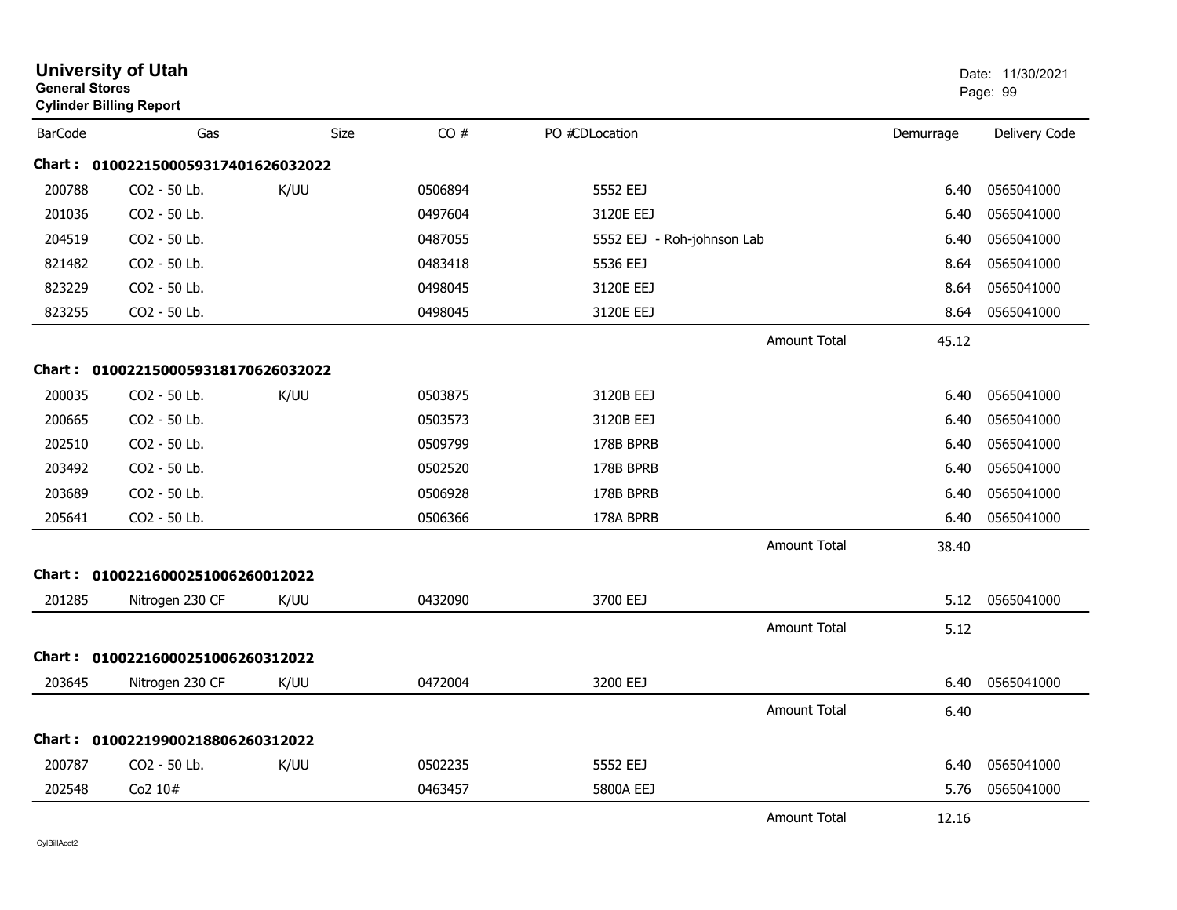# University of Utah

**General Stores**

**Cylinder Billing Report**

Date: 11/30/2021

| BarCode | Gas | Size | CO # | PO #CDLocation | | Demurrage | Delivery Code |
|---|---|---|---|---|---|---|---|
| **Chart :** | **01002215000593174016260320 22** | | | | | | |
| 200788 | CO2 - 50 Lb. | K/UU | 0506894 | 5552 EEJ | | 6.40 | 0565041000 |
| 201036 | CO2 - 50 Lb. | | 0497604 | 3120E EEJ | | 6.40 | 0565041000 |
| 204519 | CO2 - 50 Lb. | | 0487055 | 5552 EEJ - Roh-johnson Lab | | 6.40 | 0565041000 |
| 821482 | CO2 - 50 Lb. | | 0483418 | 5536 EEJ | | 8.64 | 0565041000 |
| 823229 | CO2 - 50 Lb. | | 0498045 | 3120E EEJ | | 8.64 | 0565041000 |
| 823255 | CO2 - 50 Lb. | | 0498045 | 3120E EEJ | | 8.64 | 0565041000 |
| | | | | | Amount Total | 45.12 | |
| **Chart :** | **0100221500059318170626032022** | | | | | | |
| 200035 | CO2 - 50 Lb. | K/UU | 0503875 | 3120B EEJ | | 6.40 | 0565041000 |
| 200665 | CO2 - 50 Lb. | | 0503573 | 3120B EEJ | | 6.40 | 0565041000 |
| 202510 | CO2 - 50 Lb. | | 0509799 | 178B BPRB | | 6.40 | 0565041000 |
| 203492 | CO2 - 50 Lb. | | 0502520 | 178B BPRB | | 6.40 | 0565041000 |
| 203689 | CO2 - 50 Lb. | | 0506928 | 178B BPRB | | 6.40 | 0565041000 |
| 205641 | CO2 - 50 Lb. | | 0506366 | 178A BPRB | | 6.40 | 0565041000 |
| | | | | | Amount Total | 38.40 | |
| **Chart :** | **0100221600025100626001202 2** | | | | | | |
| 201285 | Nitrogen 230 CF | K/UU | 0432090 | 3700 EEJ | | 5.12 | 0565041000 |
| | | | | | Amount Total | 5.12 | |
| **Chart :** | **0100221600025100626031202 2** | | | | | | |
| 203645 | Nitrogen 230 CF | K/UU | 0472004 | 3200 EEJ | | 6.40 | 0565041000 |
| | | | | | Amount Total | 6.40 | |
| **Chart :** | **0100221990021880626031202 2** | | | | | | |
| 200787 | CO2 - 50 Lb. | K/UU | 0502235 | 5552 EEJ | | 6.40 | 0565041000 |
| 202548 | Co2 10# | | 0463457 | 5800A EEJ | | 5.76 | 0565041000 |
| | | | | | Amount Total | 12.16 | |

CylBillAcct2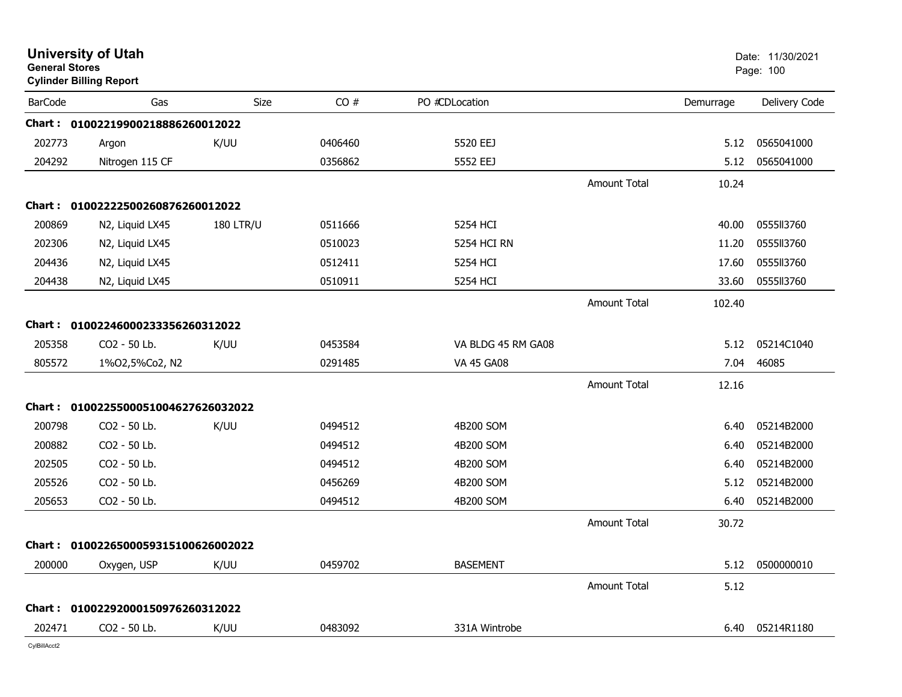# University of Utah
**General Stores**
**Cylinder Billing Report**

Date: 11/30/2021

| BarCode | Gas | Size | CO # | PO #CDLocation | | Demurrage | Delivery Code |
|---|---|---|---|---|---|---|---|
| **Chart :** | **01002219900218886260012022** | | | | | | |
| 202773 | Argon | K/UU | 0406460 | 5520 EEJ | | 5.12 | 0565041000 |
| 204292 | Nitrogen 115 CF | | 0356862 | 5552 EEJ | | 5.12 | 0565041000 |
| | | | | | Amount Total | 10.24 | |
| **Chart :** | **01002222500260876260012022** | | | | | | |
| 200869 | N2, Liquid LX45 | 180 LTR/U | 0511666 | 5254 HCI | | 40.00 | 0555II3760 |
| 202306 | N2, Liquid LX45 | | 0510023 | 5254 HCI RN | | 11.20 | 0555II3760 |
| 204436 | N2, Liquid LX45 | | 0512411 | 5254 HCI | | 17.60 | 0555II3760 |
| 204438 | N2, Liquid LX45 | | 0510911 | 5254 HCI | | 33.60 | 0555II3760 |
| | | | | | Amount Total | 102.40 | |
| **Chart :** | **01002246000233356260312022** | | | | | | |
| 205358 | CO2 - 50 Lb. | K/UU | 0453584 | VA BLDG 45 RM GA08 | | 5.12 | 05214C1040 |
| 805572 | 1%O2,5%Co2, N2 | | 0291485 | VA 45 GA08 | | 7.04 | 46085 |
| | | | | | Amount Total | 12.16 | |
| **Chart :** | **010022550005100462762603202** | | | | | | |
| 200798 | CO2 - 50 Lb. | K/UU | 0494512 | 4B200 SOM | | 6.40 | 05214B2000 |
| 200882 | CO2 - 50 Lb. | | 0494512 | 4B200 SOM | | 6.40 | 05214B2000 |
| 202505 | CO2 - 50 Lb. | | 0494512 | 4B200 SOM | | 6.40 | 05214B2000 |
| 205526 | CO2 - 50 Lb. | | 0456269 | 4B200 SOM | | 5.12 | 05214B2000 |
| 205653 | CO2 - 50 Lb. | | 0494512 | 4B200 SOM | | 6.40 | 05214B2000 |
| | | | | | Amount Total | 30.72 | |
| **Chart :** | **010022650005931510062600202** | | | | | | |
| 200000 | Oxygen, USP | K/UU | 0459702 | BASEMENT | | 5.12 | 0500000010 |
| | | | | | Amount Total | 5.12 | |
| **Chart :** | **01002292000150976260312022** | | | | | | |
| 202471 | CO2 - 50 Lb. | K/UU | 0483092 | 331A Wintrobe | | 6.40 | 05214R1180 |

CylBillAcct2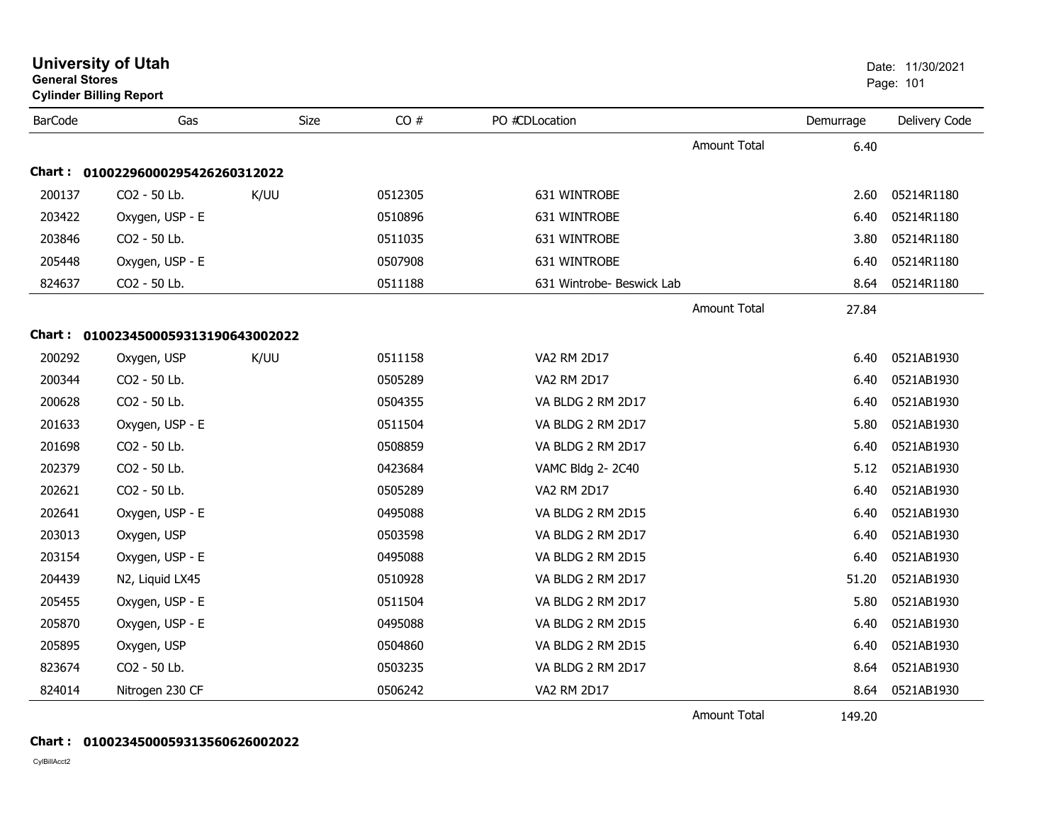# University of Utah

**General Stores**

**Cylinder Billing Report**

Date: 11/30/2021

| BarCode | Gas | Size | CO # | PO # | CD | Location | Demurrage | Delivery Code |
|---|---|---|---|---|---|---|---|---|
| | | | | | | Amount Total | 6.40 | |

**Chart : 01002296000295426260312022**

| BarCode | Gas | Size | CO # | PO # | CD | Location | Demurrage | Delivery Code |
|---|---|---|---|---|---|---|---|---|
| 200137 | CO2 - 50 Lb. | K/UU | 0512305 | | | 631 WINTROBE | 2.60 | 05214R1180 |
| 203422 | Oxygen, USP - E | | 0510896 | | | 631 WINTROBE | 6.40 | 05214R1180 |
| 203846 | CO2 - 50 Lb. | | 0511035 | | | 631 WINTROBE | 3.80 | 05214R1180 |
| 205448 | Oxygen, USP - E | | 0507908 | | | 631 WINTROBE | 6.40 | 05214R1180 |
| 824637 | CO2 - 50 Lb. | | 0511188 | | | 631 Wintrobe- Beswick Lab | 8.64 | 05214R1180 |
| | | | | | | Amount Total | 27.84 | |

**Chart : 01002345000593131906430020222**

| BarCode | Gas | Size | CO # | PO # | CD | Location | Demurrage | Delivery Code |
|---|---|---|---|---|---|---|---|---|
| 200292 | Oxygen, USP | K/UU | 0511158 | | | VA2 RM 2D17 | 6.40 | 0521AB1930 |
| 200344 | CO2 - 50 Lb. | | 0505289 | | | VA2 RM 2D17 | 6.40 | 0521AB1930 |
| 200628 | CO2 - 50 Lb. | | 0504355 | | | VA BLDG 2 RM 2D17 | 6.40 | 0521AB1930 |
| 201633 | Oxygen, USP - E | | 0511504 | | | VA BLDG 2 RM 2D17 | 5.80 | 0521AB1930 |
| 201698 | CO2 - 50 Lb. | | 0508859 | | | VA BLDG 2 RM 2D17 | 6.40 | 0521AB1930 |
| 202379 | CO2 - 50 Lb. | | 0423684 | | | VAMC Bldg 2- 2C40 | 5.12 | 0521AB1930 |
| 202621 | CO2 - 50 Lb. | | 0505289 | | | VA2 RM 2D17 | 6.40 | 0521AB1930 |
| 202641 | Oxygen, USP - E | | 0495088 | | | VA BLDG 2 RM 2D15 | 6.40 | 0521AB1930 |
| 203013 | Oxygen, USP | | 0503598 | | | VA BLDG 2 RM 2D17 | 6.40 | 0521AB1930 |
| 203154 | Oxygen, USP - E | | 0495088 | | | VA BLDG 2 RM 2D15 | 6.40 | 0521AB1930 |
| 204439 | N2, Liquid LX45 | | 0510928 | | | VA BLDG 2 RM 2D17 | 51.20 | 0521AB1930 |
| 205455 | Oxygen, USP - E | | 0511504 | | | VA BLDG 2 RM 2D17 | 5.80 | 0521AB1930 |
| 205870 | Oxygen, USP - E | | 0495088 | | | VA BLDG 2 RM 2D15 | 6.40 | 0521AB1930 |
| 205895 | Oxygen, USP | | 0504860 | | | VA BLDG 2 RM 2D15 | 6.40 | 0521AB1930 |
| 823674 | CO2 - 50 Lb. | | 0503235 | | | VA BLDG 2 RM 2D17 | 8.64 | 0521AB1930 |
| 824014 | Nitrogen 230 CF | | 0506242 | | | VA2 RM 2D17 | 8.64 | 0521AB1930 |
| | | | | | | Amount Total | 149.20 | |

**Chart : 01002345000593135606260020222**

CylBillAcct2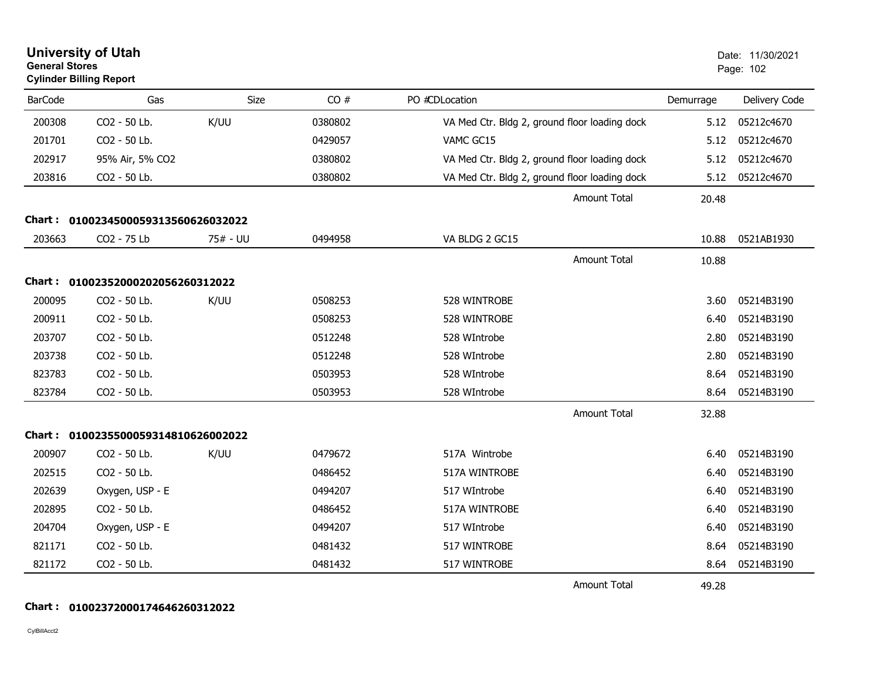# University of Utah

**General Stores**

**Cylinder Billing Report**

Date: 11/30/2021

| BarCode | Gas | Size | CO # | PO # | CDLocation | Demurrage | Delivery Code |
|---|---|---|---|---|---|---|---|
| 200308 | CO2 - 50 Lb. | K/UU | 0380802 | | VA Med Ctr. Bldg 2, ground floor loading dock | 5.12 | 05212c4670 |
| 201701 | CO2 - 50 Lb. | | 0429057 | | VAMC GC15 | 5.12 | 05212c4670 |
| 202917 | 95% Air, 5% CO2 | | 0380802 | | VA Med Ctr. Bldg 2, ground floor loading dock | 5.12 | 05212c4670 |
| 203816 | CO2 - 50 Lb. | | 0380802 | | VA Med Ctr. Bldg 2, ground floor loading dock | 5.12 | 05212c4670 |
| | | | | | Amount Total | 20.48 | |

**Chart : 01002345000593135606260320 22**

| BarCode | Gas | Size | CO # | PO # | CDLocation | Demurrage | Delivery Code |
|---|---|---|---|---|---|---|---|
| 203663 | CO2 - 75 Lb | 75# - UU | 0494958 | | VA BLDG 2 GC15 | 10.88 | 0521AB1930 |
| | | | | | Amount Total | 10.88 | |

**Chart : 01002352000202056260312022**

| BarCode | Gas | Size | CO # | PO # | CDLocation | Demurrage | Delivery Code |
|---|---|---|---|---|---|---|---|
| 200095 | CO2 - 50 Lb. | K/UU | 0508253 | | 528 WINTROBE | 3.60 | 05214B3190 |
| 200911 | CO2 - 50 Lb. | | 0508253 | | 528 WINTROBE | 6.40 | 05214B3190 |
| 203707 | CO2 - 50 Lb. | | 0512248 | | 528 WIntrobe | 2.80 | 05214B3190 |
| 203738 | CO2 - 50 Lb. | | 0512248 | | 528 WIntrobe | 2.80 | 05214B3190 |
| 823783 | CO2 - 50 Lb. | | 0503953 | | 528 WIntrobe | 8.64 | 05214B3190 |
| 823784 | CO2 - 50 Lb. | | 0503953 | | 528 WIntrobe | 8.64 | 05214B3190 |
| | | | | | Amount Total | 32.88 | |

**Chart : 01002355000593148106260020 22**

| BarCode | Gas | Size | CO # | PO # | CDLocation | Demurrage | Delivery Code |
|---|---|---|---|---|---|---|---|
| 200907 | CO2 - 50 Lb. | K/UU | 0479672 | | 517A Wintrobe | 6.40 | 05214B3190 |
| 202515 | CO2 - 50 Lb. | | 0486452 | | 517A WINTROBE | 6.40 | 05214B3190 |
| 202639 | Oxygen, USP - E | | 0494207 | | 517 WIntrobe | 6.40 | 05214B3190 |
| 202895 | CO2 - 50 Lb. | | 0486452 | | 517A WINTROBE | 6.40 | 05214B3190 |
| 204704 | Oxygen, USP - E | | 0494207 | | 517 WIntrobe | 6.40 | 05214B3190 |
| 821171 | CO2 - 50 Lb. | | 0481432 | | 517 WINTROBE | 8.64 | 05214B3190 |
| 821172 | CO2 - 50 Lb. | | 0481432 | | 517 WINTROBE | 8.64 | 05214B3190 |
| | | | | | Amount Total | 49.28 | |

**Chart : 01002372000174646260312022**

CylBillAcct2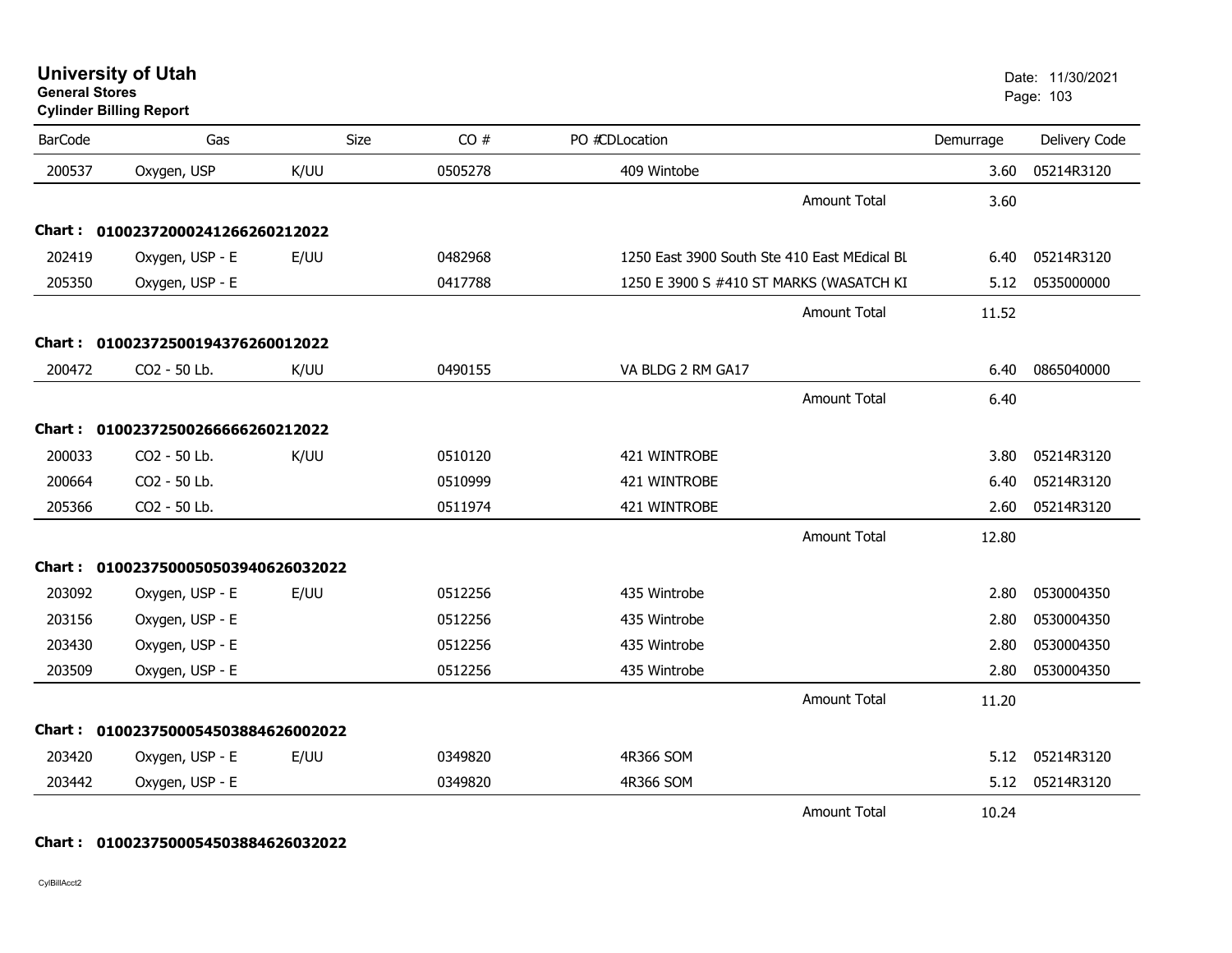# University of Utah

**General Stores**

**Cylinder Billing Report**

Date: 11/30/2021

| BarCode | Gas | Size | CO # | PO # | CDLocation | Demurrage | Delivery Code |
|---|---|---|---|---|---|---|---|
| 200537 | Oxygen, USP | K/UU | 0505278 | | 409 Wintobe | 3.60 | 05214R3120 |
| | | | | | Amount Total | 3.60 | |
| **Chart : 01002372000241266260212022** | | | | | | | |
| 202419 | Oxygen, USP - E | E/UU | 0482968 | | 1250 East 3900 South Ste 410 East MEdical BL | 6.40 | 05214R3120 |
| 205350 | Oxygen, USP - E | | 0417788 | | 1250 E 3900 S #410 ST MARKS (WASATCH KI | 5.12 | 0535000000 |
| | | | | | Amount Total | 11.52 | |
| **Chart : 01002372500194376260012022** | | | | | | | |
| 200472 | CO2 - 50 Lb. | K/UU | 0490155 | | VA BLDG 2 RM GA17 | 6.40 | 0865040000 |
| | | | | | Amount Total | 6.40 | |
| **Chart : 01002372500266666260212022** | | | | | | | |
| 200033 | CO2 - 50 Lb. | K/UU | 0510120 | | 421 WINTROBE | 3.80 | 05214R3120 |
| 200664 | CO2 - 50 Lb. | | 0510999 | | 421 WINTROBE | 6.40 | 05214R3120 |
| 205366 | CO2 - 50 Lb. | | 0511974 | | 421 WINTROBE | 2.60 | 05214R3120 |
| | | | | | Amount Total | 12.80 | |
| **Chart : 01002375000505039406260032022** | | | | | | | |
| 203092 | Oxygen, USP - E | E/UU | 0512256 | | 435 Wintrobe | 2.80 | 0530004350 |
| 203156 | Oxygen, USP - E | | 0512256 | | 435 Wintrobe | 2.80 | 0530004350 |
| 203430 | Oxygen, USP - E | | 0512256 | | 435 Wintrobe | 2.80 | 0530004350 |
| 203509 | Oxygen, USP - E | | 0512256 | | 435 Wintrobe | 2.80 | 0530004350 |
| | | | | | Amount Total | 11.20 | |
| **Chart : 01002375000545038846260022022** | | | | | | | |
| 203420 | Oxygen, USP - E | E/UU | 0349820 | | 4R366 SOM | 5.12 | 05214R3120 |
| 203442 | Oxygen, USP - E | | 0349820 | | 4R366 SOM | 5.12 | 05214R3120 |
| | | | | | Amount Total | 10.24 | |

**Chart : 01002375000545038846260032022**

CylBillAcct2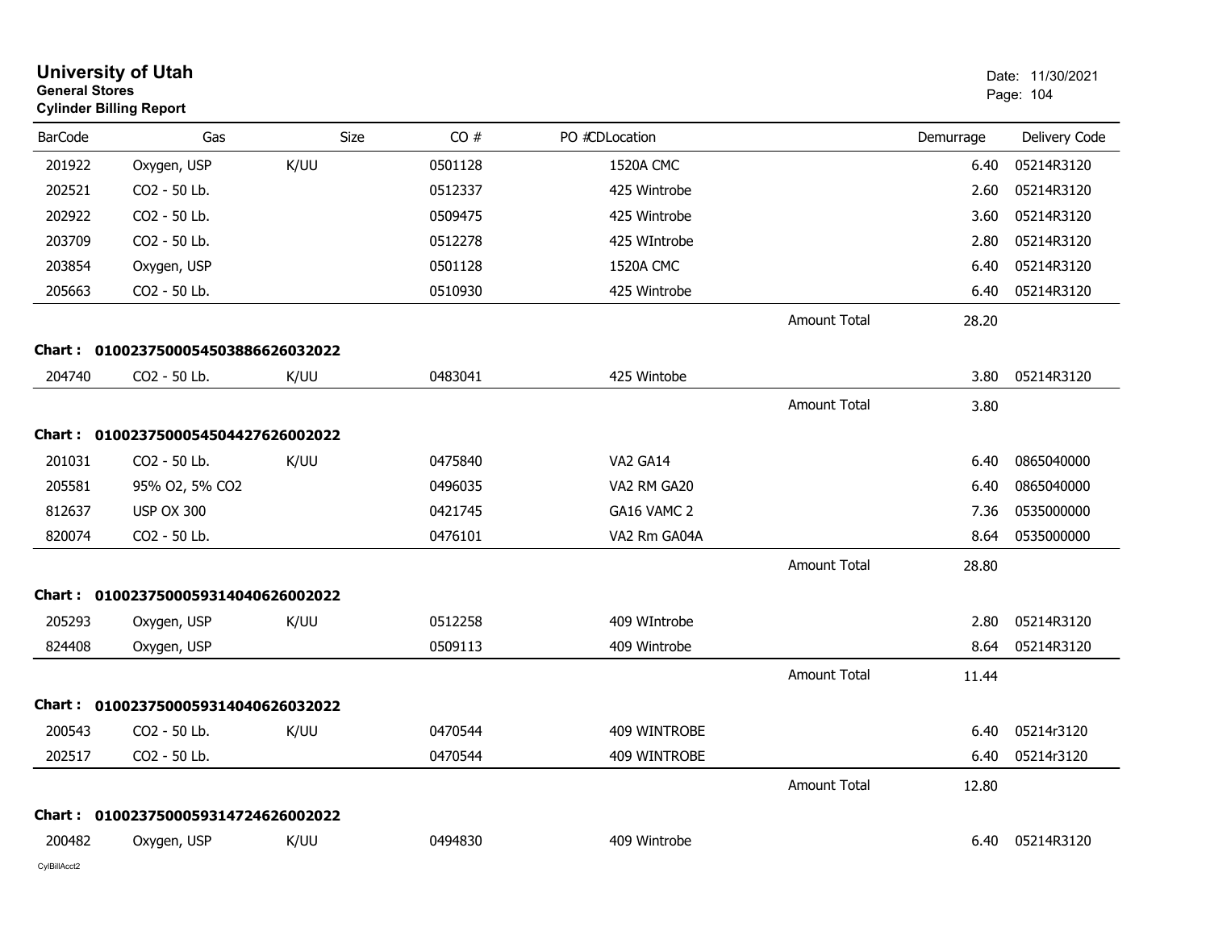**University of Utah**
**General Stores**
**Cylinder Billing Report**

Date: 11/30/2021

| BarCode | Gas | Size | CO # | PO # | CDLocation | | Demurrage | Delivery Code |
|---|---|---|---|---|---|---|---|---|
| 201922 | Oxygen, USP | K/UU | 0501128 | | 1520A CMC | | 6.40 | 05214R3120 |
| 202521 | CO2 - 50 Lb. | | 0512337 | | 425 Wintrobe | | 2.60 | 05214R3120 |
| 202922 | CO2 - 50 Lb. | | 0509475 | | 425 Wintrobe | | 3.60 | 05214R3120 |
| 203709 | CO2 - 50 Lb. | | 0512278 | | 425 WIntrobe | | 2.80 | 05214R3120 |
| 203854 | Oxygen, USP | | 0501128 | | 1520A CMC | | 6.40 | 05214R3120 |
| 205663 | CO2 - 50 Lb. | | 0510930 | | 425 Wintrobe | | 6.40 | 05214R3120 |
| | | | | | | Amount Total | 28.20 | |
| **Chart :** | **01002375000545038866260320​22** | | | | | | | |
| 204740 | CO2 - 50 Lb. | K/UU | 0483041 | | 425 Wintobe | | 3.80 | 05214R3120 |
| | | | | | | Amount Total | 3.80 | |
| **Chart :** | **0100237500054504427626002022** | | | | | | | |
| 201031 | CO2 - 50 Lb. | K/UU | 0475840 | | VA2 GA14 | | 6.40 | 0865040000 |
| 205581 | 95% O2, 5% CO2 | | 0496035 | | VA2 RM GA20 | | 6.40 | 0865040000 |
| 812637 | USP OX 300 | | 0421745 | | GA16 VAMC 2 | | 7.36 | 0535000000 |
| 820074 | CO2 - 50 Lb. | | 0476101 | | VA2 Rm GA04A | | 8.64 | 0535000000 |
| | | | | | | Amount Total | 28.80 | |
| **Chart :** | **0100237500059314040626002022** | | | | | | | |
| 205293 | Oxygen, USP | K/UU | 0512258 | | 409 WIntrobe | | 2.80 | 05214R3120 |
| 824408 | Oxygen, USP | | 0509113 | | 409 Wintrobe | | 8.64 | 05214R3120 |
| | | | | | | Amount Total | 11.44 | |
| **Chart :** | **0100237500059314040626032022** | | | | | | | |
| 200543 | CO2 - 50 Lb. | K/UU | 0470544 | | 409 WINTROBE | | 6.40 | 05214r3120 |
| 202517 | CO2 - 50 Lb. | | 0470544 | | 409 WINTROBE | | 6.40 | 05214r3120 |
| | | | | | | Amount Total | 12.80 | |
| **Chart :** | **0100237500059314724626002022** | | | | | | | |
| 200482 | Oxygen, USP | K/UU | 0494830 | | 409 Wintrobe | | 6.40 | 05214R3120 |

CylBillAcct2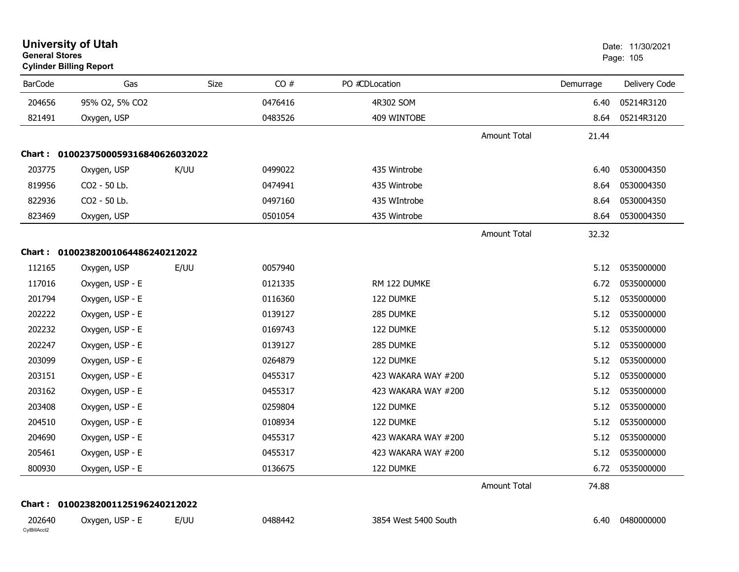**University of Utah**
**General Stores**
**Cylinder Billing Report**

Date: 11/30/2021

| BarCode | Gas | Size | CO # | PO #CDLocation | | Demurrage | Delivery Code |
|---|---|---|---|---|---|---|---|
| 204656 | 95% O2, 5% CO2 | | 0476416 | 4R302 SOM | | 6.40 | 05214R3120 |
| 821491 | Oxygen, USP | | 0483526 | 409 WINTOBE | | 8.64 | 05214R3120 |
| | | | | | Amount Total | 21.44 | |
| **Chart :** | **01002375000593168406260320 22** | | | | | | |
| 203775 | Oxygen, USP | K/UU | 0499022 | 435 Wintrobe | | 6.40 | 0530004350 |
| 819956 | CO2 - 50 Lb. | | 0474941 | 435 Wintrobe | | 8.64 | 0530004350 |
| 822936 | CO2 - 50 Lb. | | 0497160 | 435 WIntrobe | | 8.64 | 0530004350 |
| 823469 | Oxygen, USP | | 0501054 | 435 Wintrobe | | 8.64 | 0530004350 |
| | | | | | Amount Total | 32.32 | |
| **Chart :** | **0100238200106448624021 2022** | | | | | | |
| 112165 | Oxygen, USP | E/UU | 0057940 | | | 5.12 | 0535000000 |
| 117016 | Oxygen, USP - E | | 0121335 | RM 122 DUMKE | | 6.72 | 0535000000 |
| 201794 | Oxygen, USP - E | | 0116360 | 122 DUMKE | | 5.12 | 0535000000 |
| 202222 | Oxygen, USP - E | | 0139127 | 285 DUMKE | | 5.12 | 0535000000 |
| 202232 | Oxygen, USP - E | | 0169743 | 122 DUMKE | | 5.12 | 0535000000 |
| 202247 | Oxygen, USP - E | | 0139127 | 285 DUMKE | | 5.12 | 0535000000 |
| 203099 | Oxygen, USP - E | | 0264879 | 122 DUMKE | | 5.12 | 0535000000 |
| 203151 | Oxygen, USP - E | | 0455317 | 423 WAKARA WAY #200 | | 5.12 | 0535000000 |
| 203162 | Oxygen, USP - E | | 0455317 | 423 WAKARA WAY #200 | | 5.12 | 0535000000 |
| 203408 | Oxygen, USP - E | | 0259804 | 122 DUMKE | | 5.12 | 0535000000 |
| 204510 | Oxygen, USP - E | | 0108934 | 122 DUMKE | | 5.12 | 0535000000 |
| 204690 | Oxygen, USP - E | | 0455317 | 423 WAKARA WAY #200 | | 5.12 | 0535000000 |
| 205461 | Oxygen, USP - E | | 0455317 | 423 WAKARA WAY #200 | | 5.12 | 0535000000 |
| 800930 | Oxygen, USP - E | | 0136675 | 122 DUMKE | | 6.72 | 0535000000 |
| | | | | | Amount Total | 74.88 | |
| **Chart :** | **0100238200112519624021 2022** | | | | | | |
| 202640 | Oxygen, USP - E | E/UU | 0488442 | 3854 West 5400 South | | 6.40 | 0480000000 |

CylBillAcct2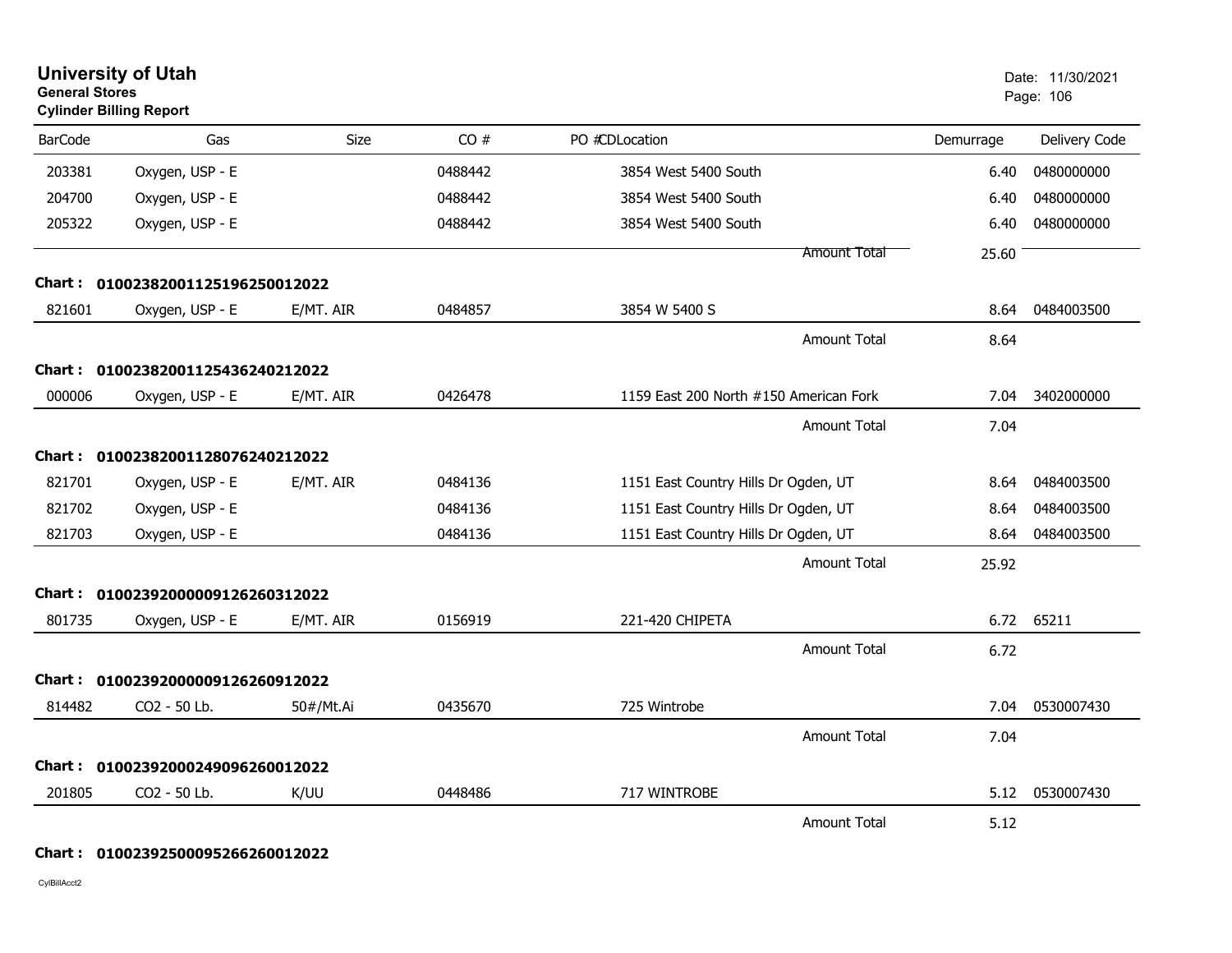# University of Utah

**General Stores**

**Cylinder Billing Report**

Date: 11/30/2021

| BarCode | Gas | Size | CO # | PO #CDLocation | Demurrage | Delivery Code |
|---|---|---|---|---|---|---|
| 203381 | Oxygen, USP - E | | 0488442 | 3854 West 5400 South | 6.40 | 0480000000 |
| 204700 | Oxygen, USP - E | | 0488442 | 3854 West 5400 South | 6.40 | 0480000000 |
| 205322 | Oxygen, USP - E | | 0488442 | 3854 West 5400 South | 6.40 | 0480000000 |
| | | | | Amount Total | 25.60 | |

**Chart : 01002382001125196250012022**

| BarCode | Gas | Size | CO # | PO #CDLocation | Demurrage | Delivery Code |
|---|---|---|---|---|---|---|
| 821601 | Oxygen, USP - E | E/MT. AIR | 0484857 | 3854 W 5400 S | 8.64 | 0484003500 |
| | | | | Amount Total | 8.64 | |

**Chart : 01002382001125436240212022**

| BarCode | Gas | Size | CO # | PO #CDLocation | Demurrage | Delivery Code |
|---|---|---|---|---|---|---|
| 000006 | Oxygen, USP - E | E/MT. AIR | 0426478 | 1159 East 200 North #150 American Fork | 7.04 | 3402000000 |
| | | | | Amount Total | 7.04 | |

**Chart : 01002382001128076240212022**

| BarCode | Gas | Size | CO # | PO #CDLocation | Demurrage | Delivery Code |
|---|---|---|---|---|---|---|
| 821701 | Oxygen, USP - E | E/MT. AIR | 0484136 | 1151 East Country Hills Dr Ogden, UT | 8.64 | 0484003500 |
| 821702 | Oxygen, USP - E | | 0484136 | 1151 East Country Hills Dr Ogden, UT | 8.64 | 0484003500 |
| 821703 | Oxygen, USP - E | | 0484136 | 1151 East Country Hills Dr Ogden, UT | 8.64 | 0484003500 |
| | | | | Amount Total | 25.92 | |

**Chart : 01002392000009126260312022**

| BarCode | Gas | Size | CO # | PO #CDLocation | Demurrage | Delivery Code |
|---|---|---|---|---|---|---|
| 801735 | Oxygen, USP - E | E/MT. AIR | 0156919 | 221-420 CHIPETA | 6.72 | 65211 |
| | | | | Amount Total | 6.72 | |

**Chart : 01002392000009126260912022**

| BarCode | Gas | Size | CO # | PO #CDLocation | Demurrage | Delivery Code |
|---|---|---|---|---|---|---|
| 814482 | CO2 - 50 Lb. | 50#/Mt.Ai | 0435670 | 725 Wintrobe | 7.04 | 0530007430 |
| | | | | Amount Total | 7.04 | |

**Chart : 01002392000249096260012022**

| BarCode | Gas | Size | CO # | PO #CDLocation | Demurrage | Delivery Code |
|---|---|---|---|---|---|---|
| 201805 | CO2 - 50 Lb. | K/UU | 0448486 | 717 WINTROBE | 5.12 | 0530007430 |
| | | | | Amount Total | 5.12 | |

**Chart : 01002392500095266260012022**

CylBillAcct2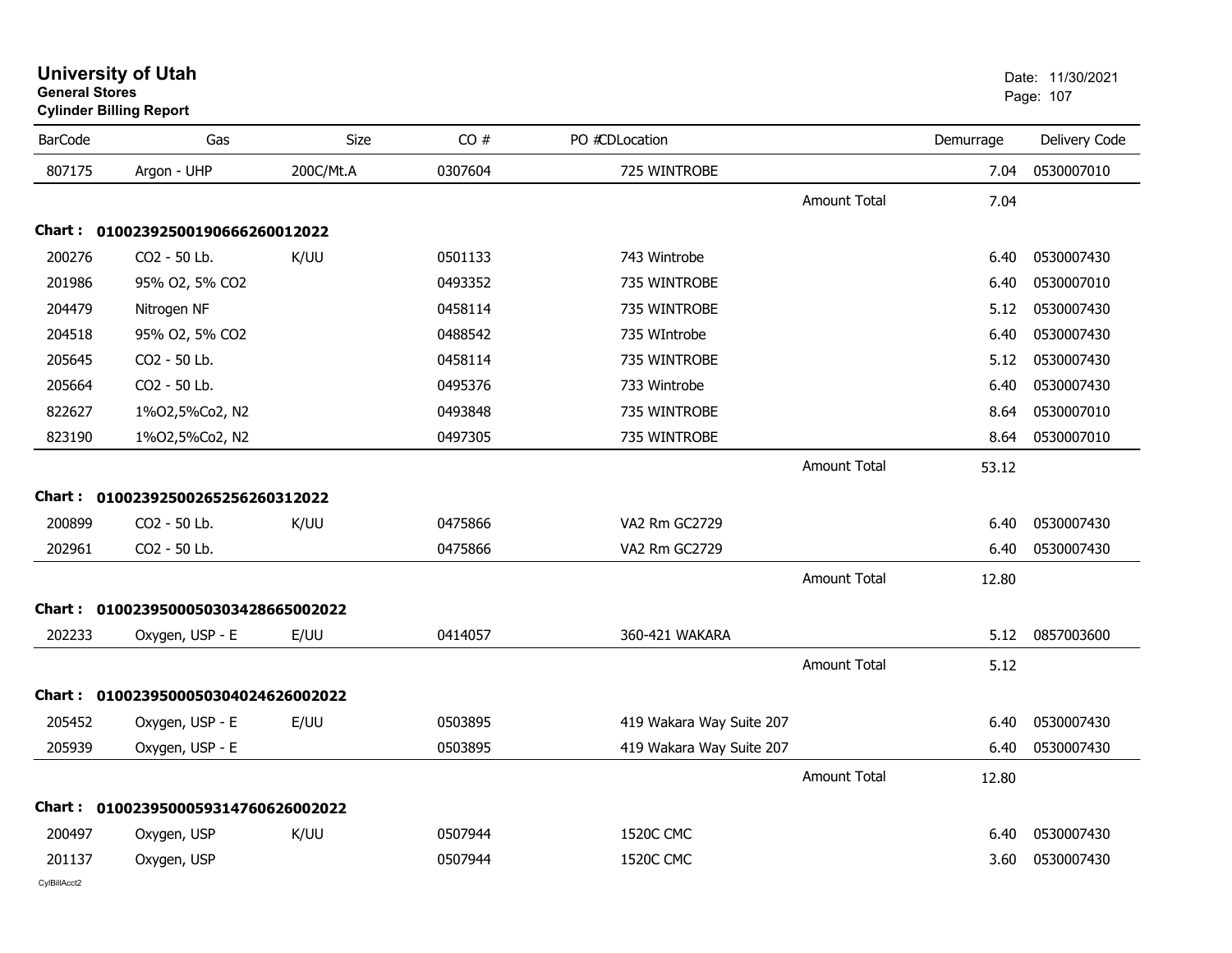# University of Utah

**General Stores**

**Cylinder Billing Report**

Date: 11/30/2021

| BarCode | Gas | Size | CO # | PO #CDLocation | | Demurrage | Delivery Code |
|---|---|---|---|---|---|---|---|
| 807175 | Argon - UHP | 200C/Mt.A | 0307604 | 725 WINTROBE | | 7.04 | 0530007010 |
| | | | | | Amount Total | 7.04 | |
| **Chart :** | **01002392500190666260012022** | | | | | | |
| 200276 | CO2 - 50 Lb. | K/UU | 0501133 | 743 Wintrobe | | 6.40 | 0530007430 |
| 201986 | 95% O2, 5% CO2 | | 0493352 | 735 WINTROBE | | 6.40 | 0530007010 |
| 204479 | Nitrogen NF | | 0458114 | 735 WINTROBE | | 5.12 | 0530007430 |
| 204518 | 95% O2, 5% CO2 | | 0488542 | 735 WIntrobe | | 6.40 | 0530007430 |
| 205645 | CO2 - 50 Lb. | | 0458114 | 735 WINTROBE | | 5.12 | 0530007430 |
| 205664 | CO2 - 50 Lb. | | 0495376 | 733 Wintrobe | | 6.40 | 0530007430 |
| 822627 | 1%O2,5%Co2, N2 | | 0493848 | 735 WINTROBE | | 8.64 | 0530007010 |
| 823190 | 1%O2,5%Co2, N2 | | 0497305 | 735 WINTROBE | | 8.64 | 0530007010 |
| | | | | | Amount Total | 53.12 | |
| **Chart :** | **01002392500265256260312022** | | | | | | |
| 200899 | CO2 - 50 Lb. | K/UU | 0475866 | VA2 Rm GC2729 | | 6.40 | 0530007430 |
| 202961 | CO2 - 50 Lb. | | 0475866 | VA2 Rm GC2729 | | 6.40 | 0530007430 |
| | | | | | Amount Total | 12.80 | |
| **Chart :** | **01002395000503034286650020​22** | | | | | | |
| 202233 | Oxygen, USP - E | E/UU | 0414057 | 360-421 WAKARA | | 5.12 | 0857003600 |
| | | | | | Amount Total | 5.12 | |
| **Chart :** | **01002395000503040246260020​22** | | | | | | |
| 205452 | Oxygen, USP - E | E/UU | 0503895 | 419 Wakara Way Suite 207 | | 6.40 | 0530007430 |
| 205939 | Oxygen, USP - E | | 0503895 | 419 Wakara Way Suite 207 | | 6.40 | 0530007430 |
| | | | | | Amount Total | 12.80 | |
| **Chart :** | **01002395000593147606260020​22** | | | | | | |
| 200497 | Oxygen, USP | K/UU | 0507944 | 1520C CMC | | 6.40 | 0530007430 |
| 201137 | Oxygen, USP | | 0507944 | 1520C CMC | | 3.60 | 0530007430 |

CylBillAcct2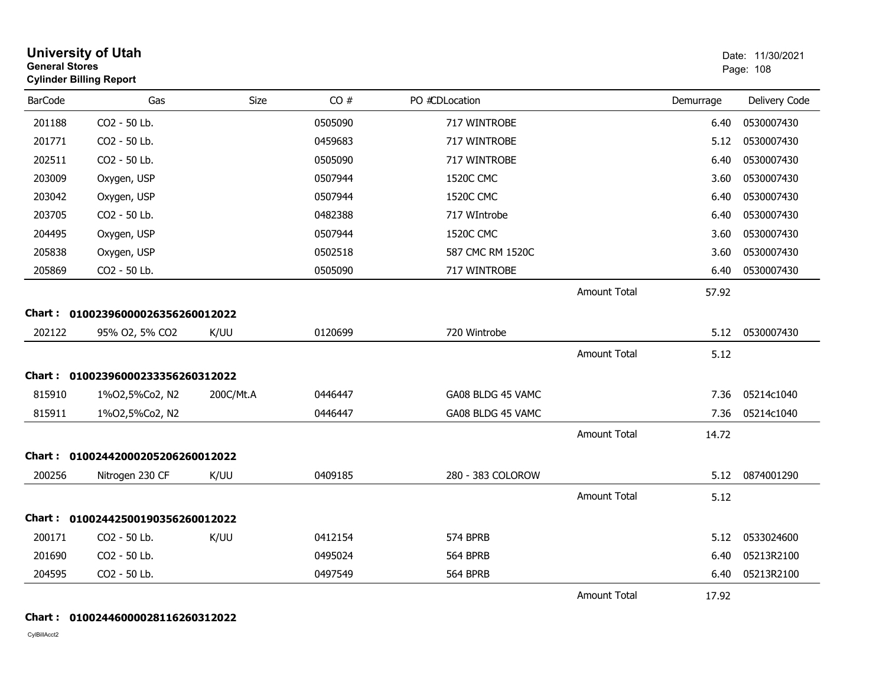# University of Utah

**General Stores**

**Cylinder Billing Report**

Date: 11/30/2021

| BarCode | Gas | Size | CO # | PO #CDLocation | | Demurrage | Delivery Code |
|---|---|---|---|---|---|---|---|
| 201188 | CO2 - 50 Lb. | | 0505090 | 717 WINTROBE | | 6.40 | 0530007430 |
| 201771 | CO2 - 50 Lb. | | 0459683 | 717 WINTROBE | | 5.12 | 0530007430 |
| 202511 | CO2 - 50 Lb. | | 0505090 | 717 WINTROBE | | 6.40 | 0530007430 |
| 203009 | Oxygen, USP | | 0507944 | 1520C CMC | | 3.60 | 0530007430 |
| 203042 | Oxygen, USP | | 0507944 | 1520C CMC | | 6.40 | 0530007430 |
| 203705 | CO2 - 50 Lb. | | 0482388 | 717 WIntrobe | | 6.40 | 0530007430 |
| 204495 | Oxygen, USP | | 0507944 | 1520C CMC | | 3.60 | 0530007430 |
| 205838 | Oxygen, USP | | 0502518 | 587 CMC RM 1520C | | 3.60 | 0530007430 |
| 205869 | CO2 - 50 Lb. | | 0505090 | 717 WINTROBE | | 6.40 | 0530007430 |
| | | | | | Amount Total | 57.92 | |

**Chart : 01002396000026356260012022**

| BarCode | Gas | Size | CO # | PO #CDLocation | | Demurrage | Delivery Code |
|---|---|---|---|---|---|---|---|
| 202122 | 95% O2, 5% CO2 | K/UU | 0120699 | 720 Wintrobe | | 5.12 | 0530007430 |
| | | | | | Amount Total | 5.12 | |

**Chart : 01002396000233356260312022**

| BarCode | Gas | Size | CO # | PO #CDLocation | | Demurrage | Delivery Code |
|---|---|---|---|---|---|---|---|
| 815910 | 1%O2,5%Co2, N2 | 200C/Mt.A | 0446447 | GA08 BLDG 45 VAMC | | 7.36 | 05214c1040 |
| 815911 | 1%O2,5%Co2, N2 | | 0446447 | GA08 BLDG 45 VAMC | | 7.36 | 05214c1040 |
| | | | | | Amount Total | 14.72 | |

**Chart : 01002442000205206260012022**

| BarCode | Gas | Size | CO # | PO #CDLocation | | Demurrage | Delivery Code |
|---|---|---|---|---|---|---|---|
| 200256 | Nitrogen 230 CF | K/UU | 0409185 | 280 - 383 COLOROW | | 5.12 | 0874001290 |
| | | | | | Amount Total | 5.12 | |

**Chart : 01002442500190356260012022**

| BarCode | Gas | Size | CO # | PO #CDLocation | | Demurrage | Delivery Code |
|---|---|---|---|---|---|---|---|
| 200171 | CO2 - 50 Lb. | K/UU | 0412154 | 574 BPRB | | 5.12 | 0533024600 |
| 201690 | CO2 - 50 Lb. | | 0495024 | 564 BPRB | | 6.40 | 05213R2100 |
| 204595 | CO2 - 50 Lb. | | 0497549 | 564 BPRB | | 6.40 | 05213R2100 |
| | | | | | Amount Total | 17.92 | |

**Chart : 01002446000028116260312022**

CylBillAcct2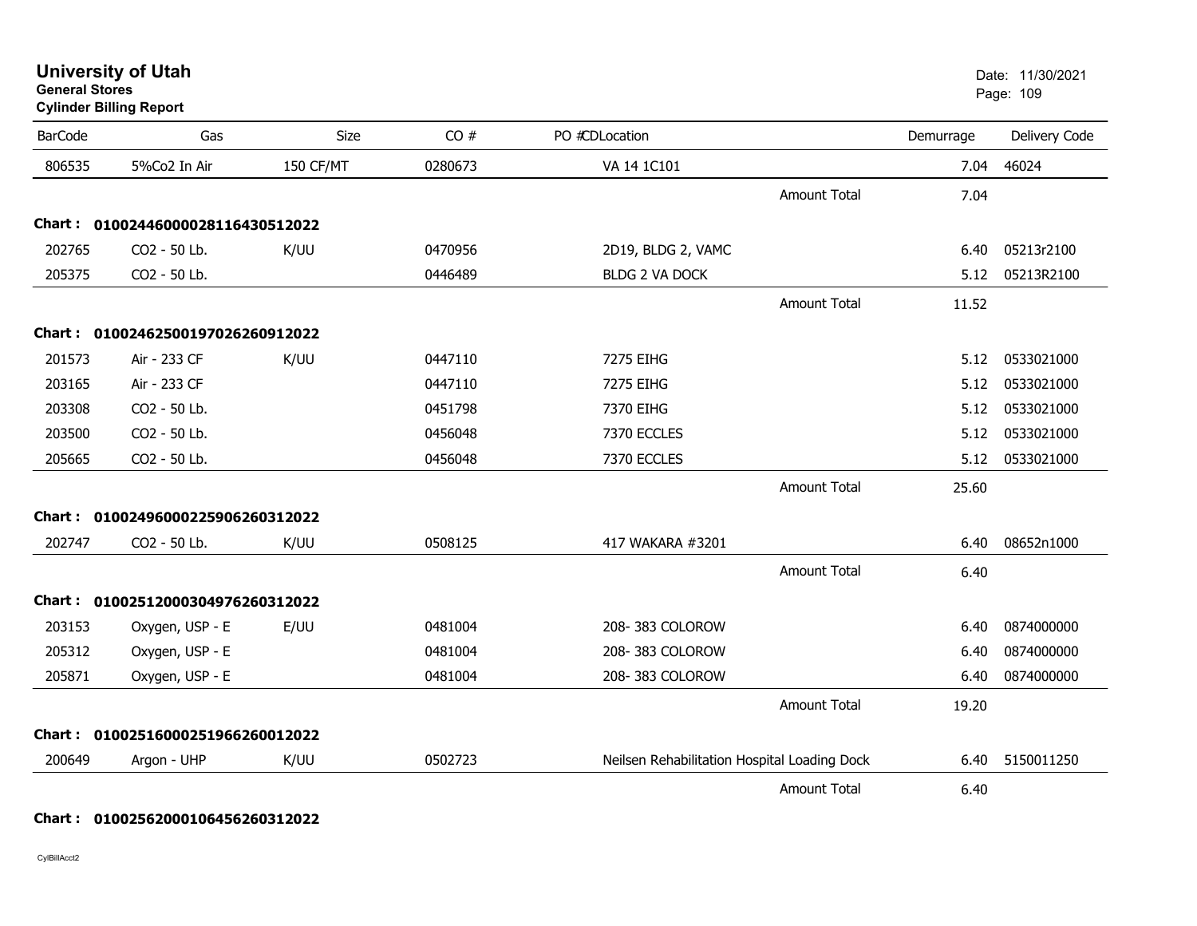# University of Utah

**General Stores**

**Cylinder Billing Report**

Date: 11/30/2021

| BarCode | Gas | Size | CO # | PO # | CDLocation | | Demurrage | Delivery Code |
|---|---|---|---|---|---|---|---|---|
| 806535 | 5%Co2 In Air | 150 CF/MT | 0280673 | | VA 14 1C101 | | 7.04 | 46024 |
| | | | | | | Amount Total | 7.04 | |
| **Chart :** | **0100244600028116430512022** | | | | | | | |
| 202765 | CO2 - 50 Lb. | K/UU | 0470956 | | 2D19, BLDG 2, VAMC | | 6.40 | 05213r2100 |
| 205375 | CO2 - 50 Lb. | | 0446489 | | BLDG 2 VA DOCK | | 5.12 | 05213R2100 |
| | | | | | | Amount Total | 11.52 | |
| **Chart :** | **0100246250019702626091202 2** | | | | | | | |
| 201573 | Air - 233 CF | K/UU | 0447110 | | 7275 EIHG | | 5.12 | 0533021000 |
| 203165 | Air - 233 CF | | 0447110 | | 7275 EIHG | | 5.12 | 0533021000 |
| 203308 | CO2 - 50 Lb. | | 0451798 | | 7370 EIHG | | 5.12 | 0533021000 |
| 203500 | CO2 - 50 Lb. | | 0456048 | | 7370 ECCLES | | 5.12 | 0533021000 |
| 205665 | CO2 - 50 Lb. | | 0456048 | | 7370 ECCLES | | 5.12 | 0533021000 |
| | | | | | | Amount Total | 25.60 | |
| **Chart :** | **0100249600022590626031202 2** | | | | | | | |
| 202747 | CO2 - 50 Lb. | K/UU | 0508125 | | 417 WAKARA #3201 | | 6.40 | 08652n1000 |
| | | | | | | Amount Total | 6.40 | |
| **Chart :** | **0100251200030497626031202 2** | | | | | | | |
| 203153 | Oxygen, USP - E | E/UU | 0481004 | | 208- 383 COLOROW | | 6.40 | 0874000000 |
| 205312 | Oxygen, USP - E | | 0481004 | | 208- 383 COLOROW | | 6.40 | 0874000000 |
| 205871 | Oxygen, USP - E | | 0481004 | | 208- 383 COLOROW | | 6.40 | 0874000000 |
| | | | | | | Amount Total | 19.20 | |
| **Chart :** | **0100251600025196626001202 2** | | | | | | | |
| 200649 | Argon - UHP | K/UU | 0502723 | | Neilsen Rehabilitation Hospital Loading Dock | | 6.40 | 5150011250 |
| | | | | | | Amount Total | 6.40 | |
| **Chart :** | **0100256200010645626031202 2** | | | | | | | |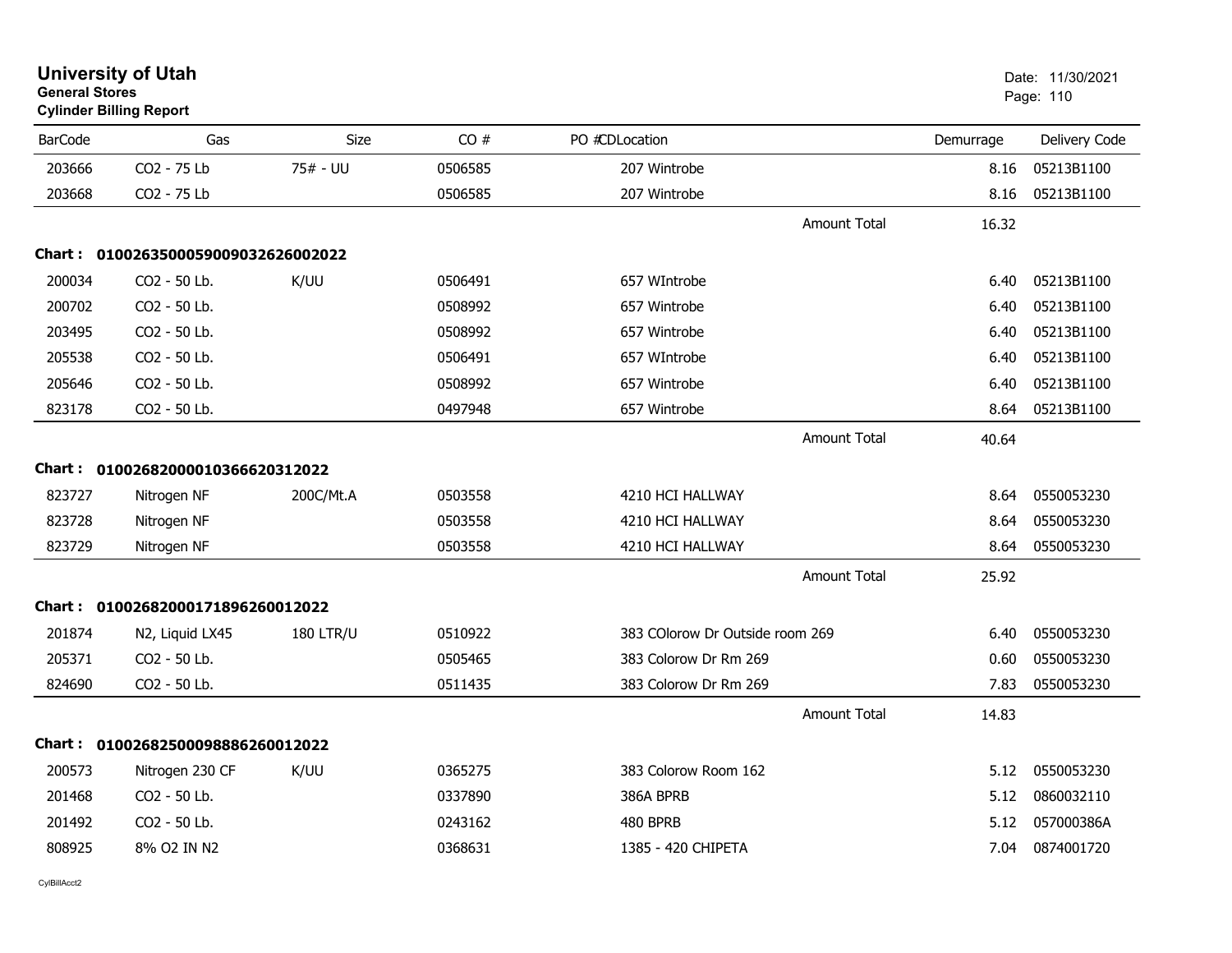**University of Utah**
**General Stores**
**Cylinder Billing Report**

Date: 11/30/2021

| BarCode | Gas | Size | CO # | PO # CD Location | | Demurrage | Delivery Code |
|---|---|---|---|---|---|---|---|
| 203666 | CO2 - 75 Lb | 75# - UU | 0506585 | 207 Wintrobe | | 8.16 | 05213B1100 |
| 203668 | CO2 - 75 Lb | | 0506585 | 207 Wintrobe | | 8.16 | 05213B1100 |
| | | | | | Amount Total | 16.32 | |
| **Chart :** | **01002635000590090326260020 22** | | | | | | |
| 200034 | CO2 - 50 Lb. | K/UU | 0506491 | 657 WIntrobe | | 6.40 | 05213B1100 |
| 200702 | CO2 - 50 Lb. | | 0508992 | 657 Wintrobe | | 6.40 | 05213B1100 |
| 203495 | CO2 - 50 Lb. | | 0508992 | 657 Wintrobe | | 6.40 | 05213B1100 |
| 205538 | CO2 - 50 Lb. | | 0506491 | 657 WIntrobe | | 6.40 | 05213B1100 |
| 205646 | CO2 - 50 Lb. | | 0508992 | 657 Wintrobe | | 6.40 | 05213B1100 |
| 823178 | CO2 - 50 Lb. | | 0497948 | 657 Wintrobe | | 8.64 | 05213B1100 |
| | | | | | Amount Total | 40.64 | |
| **Chart :** | **01002682000010366620312022** | | | | | | |
| 823727 | Nitrogen NF | 200C/Mt.A | 0503558 | 4210 HCI HALLWAY | | 8.64 | 0550053230 |
| 823728 | Nitrogen NF | | 0503558 | 4210 HCI HALLWAY | | 8.64 | 0550053230 |
| 823729 | Nitrogen NF | | 0503558 | 4210 HCI HALLWAY | | 8.64 | 0550053230 |
| | | | | | Amount Total | 25.92 | |
| **Chart :** | **01002682000171896260012022** | | | | | | |
| 201874 | N2, Liquid LX45 | 180 LTR/U | 0510922 | 383 COlorow Dr Outside room 269 | | 6.40 | 0550053230 |
| 205371 | CO2 - 50 Lb. | | 0505465 | 383 Colorow Dr Rm 269 | | 0.60 | 0550053230 |
| 824690 | CO2 - 50 Lb. | | 0511435 | 383 Colorow Dr Rm 269 | | 7.83 | 0550053230 |
| | | | | | Amount Total | 14.83 | |
| **Chart :** | **01002682500098886260012022** | | | | | | |
| 200573 | Nitrogen 230 CF | K/UU | 0365275 | 383 Colorow Room 162 | | 5.12 | 0550053230 |
| 201468 | CO2 - 50 Lb. | | 0337890 | 386A BPRB | | 5.12 | 0860032110 |
| 201492 | CO2 - 50 Lb. | | 0243162 | 480 BPRB | | 5.12 | 057000386A |
| 808925 | 8% O2 IN N2 | | 0368631 | 1385 - 420 CHIPETA | | 7.04 | 0874001720 |

CylBillAcct2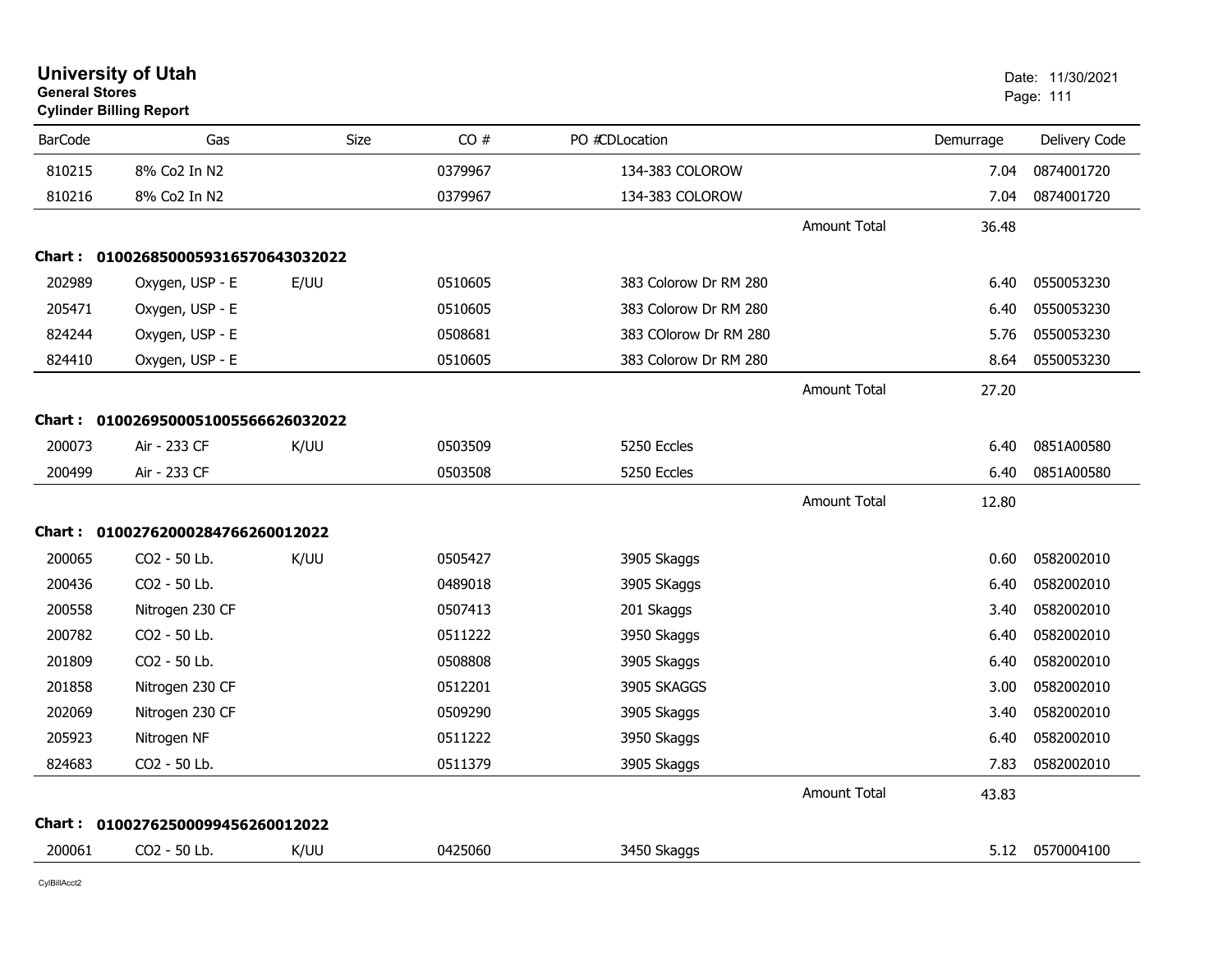**University of Utah**
**General Stores**
**Cylinder Billing Report**

Date: 11/30/2021

| BarCode | Gas | Size | CO # | PO # | CDLocation | | Demurrage | Delivery Code |
|---|---|---|---|---|---|---|---|---|
| 810215 | 8% Co2 In N2 | | 0379967 | | 134-383 COLOROW | | 7.04 | 0874001720 |
| 810216 | 8% Co2 In N2 | | 0379967 | | 134-383 COLOROW | | 7.04 | 0874001720 |
| | | | | | | Amount Total | 36.48 | |
| **Chart :** | **01002685000593165706430320​22** | | | | | | | |
| 202989 | Oxygen, USP - E | E/UU | 0510605 | | 383 Colorow Dr RM 280 | | 6.40 | 0550053230 |
| 205471 | Oxygen, USP - E | | 0510605 | | 383 Colorow Dr RM 280 | | 6.40 | 0550053230 |
| 824244 | Oxygen, USP - E | | 0508681 | | 383 COlorow Dr RM 280 | | 5.76 | 0550053230 |
| 824410 | Oxygen, USP - E | | 0510605 | | 383 Colorow Dr RM 280 | | 8.64 | 0550053230 |
| | | | | | | Amount Total | 27.20 | |
| **Chart :** | **01002695000510055666260320​22** | | | | | | | |
| 200073 | Air - 233 CF | K/UU | 0503509 | | 5250 Eccles | | 6.40 | 0851A00580 |
| 200499 | Air - 233 CF | | 0503508 | | 5250 Eccles | | 6.40 | 0851A00580 |
| | | | | | | Amount Total | 12.80 | |
| **Chart :** | **01002762000284766260012022** | | | | | | | |
| 200065 | CO2 - 50 Lb. | K/UU | 0505427 | | 3905 Skaggs | | 0.60 | 0582002010 |
| 200436 | CO2 - 50 Lb. | | 0489018 | | 3905 SKaggs | | 6.40 | 0582002010 |
| 200558 | Nitrogen 230 CF | | 0507413 | | 201 Skaggs | | 3.40 | 0582002010 |
| 200782 | CO2 - 50 Lb. | | 0511222 | | 3950 Skaggs | | 6.40 | 0582002010 |
| 201809 | CO2 - 50 Lb. | | 0508808 | | 3905 Skaggs | | 6.40 | 0582002010 |
| 201858 | Nitrogen 230 CF | | 0512201 | | 3905 SKAGGS | | 3.00 | 0582002010 |
| 202069 | Nitrogen 230 CF | | 0509290 | | 3905 Skaggs | | 3.40 | 0582002010 |
| 205923 | Nitrogen NF | | 0511222 | | 3950 Skaggs | | 6.40 | 0582002010 |
| 824683 | CO2 - 50 Lb. | | 0511379 | | 3905 Skaggs | | 7.83 | 0582002010 |
| | | | | | | Amount Total | 43.83 | |
| **Chart :** | **01002762500099456260012022** | | | | | | | |
| 200061 | CO2 - 50 Lb. | K/UU | 0425060 | | 3450 Skaggs | | 5.12 | 0570004100 |

CylBillAcct2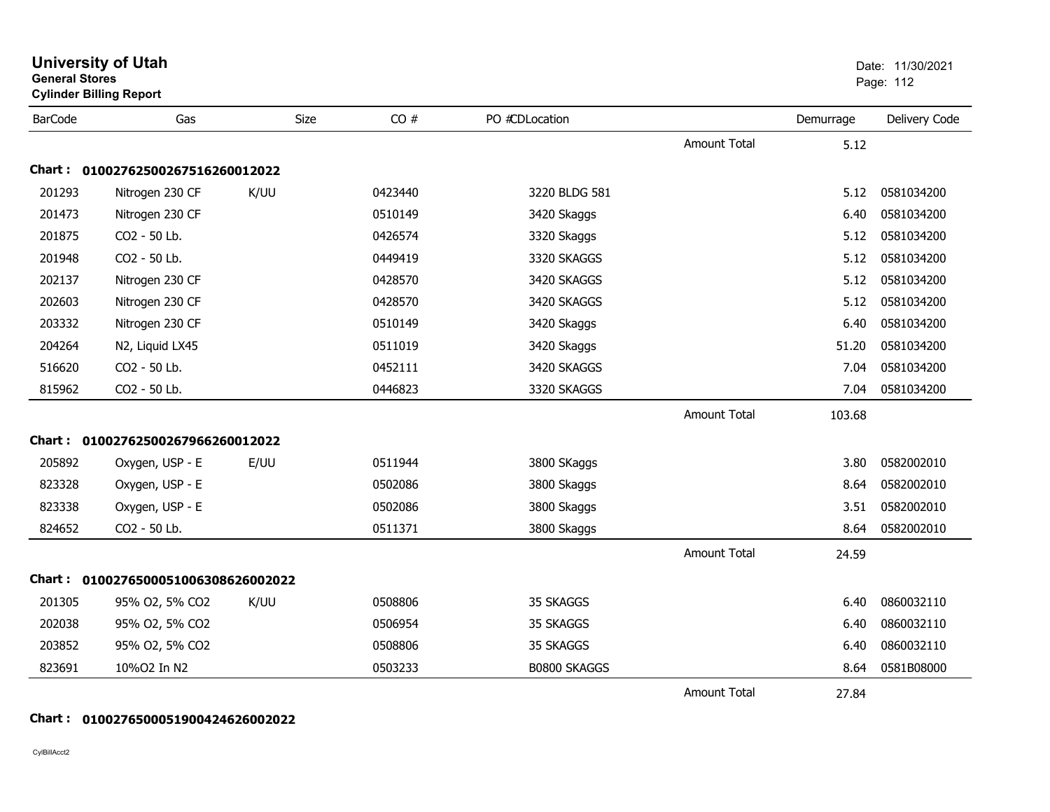**University of Utah**
**General Stores**
**Cylinder Billing Report**

Date: 11/30/2021

| BarCode | Gas | Size | CO # | PO #CDLocation | | Demurrage | Delivery Code |
|---|---|---|---|---|---|---|---|
| | | | | | Amount Total | 5.12 | |
| **Chart :** | **01002762500267516260012022** | | | | | | |
| 201293 | Nitrogen 230 CF | K/UU | 0423440 | 3220 BLDG 581 | | 5.12 | 0581034200 |
| 201473 | Nitrogen 230 CF | | 0510149 | 3420 Skaggs | | 6.40 | 0581034200 |
| 201875 | CO2 - 50 Lb. | | 0426574 | 3320 Skaggs | | 5.12 | 0581034200 |
| 201948 | CO2 - 50 Lb. | | 0449419 | 3320 SKAGGS | | 5.12 | 0581034200 |
| 202137 | Nitrogen 230 CF | | 0428570 | 3420 SKAGGS | | 5.12 | 0581034200 |
| 202603 | Nitrogen 230 CF | | 0428570 | 3420 SKAGGS | | 5.12 | 0581034200 |
| 203332 | Nitrogen 230 CF | | 0510149 | 3420 Skaggs | | 6.40 | 0581034200 |
| 204264 | N2, Liquid LX45 | | 0511019 | 3420 Skaggs | | 51.20 | 0581034200 |
| 516620 | CO2 - 50 Lb. | | 0452111 | 3420 SKAGGS | | 7.04 | 0581034200 |
| 815962 | CO2 - 50 Lb. | | 0446823 | 3320 SKAGGS | | 7.04 | 0581034200 |
| | | | | | Amount Total | 103.68 | |
| **Chart :** | **01002762500267966260012022** | | | | | | |
| 205892 | Oxygen, USP - E | E/UU | 0511944 | 3800 SKaggs | | 3.80 | 0582002010 |
| 823328 | Oxygen, USP - E | | 0502086 | 3800 Skaggs | | 8.64 | 0582002010 |
| 823338 | Oxygen, USP - E | | 0502086 | 3800 Skaggs | | 3.51 | 0582002010 |
| 824652 | CO2 - 50 Lb. | | 0511371 | 3800 Skaggs | | 8.64 | 0582002010 |
| | | | | | Amount Total | 24.59 | |
| **Chart :** | **01002765000510063086260022022** | | | | | | |
| 201305 | 95% O2, 5% CO2 | K/UU | 0508806 | 35 SKAGGS | | 6.40 | 0860032110 |
| 202038 | 95% O2, 5% CO2 | | 0506954 | 35 SKAGGS | | 6.40 | 0860032110 |
| 203852 | 95% O2, 5% CO2 | | 0508806 | 35 SKAGGS | | 6.40 | 0860032110 |
| 823691 | 10%O2 In N2 | | 0503233 | B0800 SKAGGS | | 8.64 | 0581B08000 |
| | | | | | Amount Total | 27.84 | |
| **Chart :** | **01002765000519004246260022022** | | | | | | |

CylBillAcct2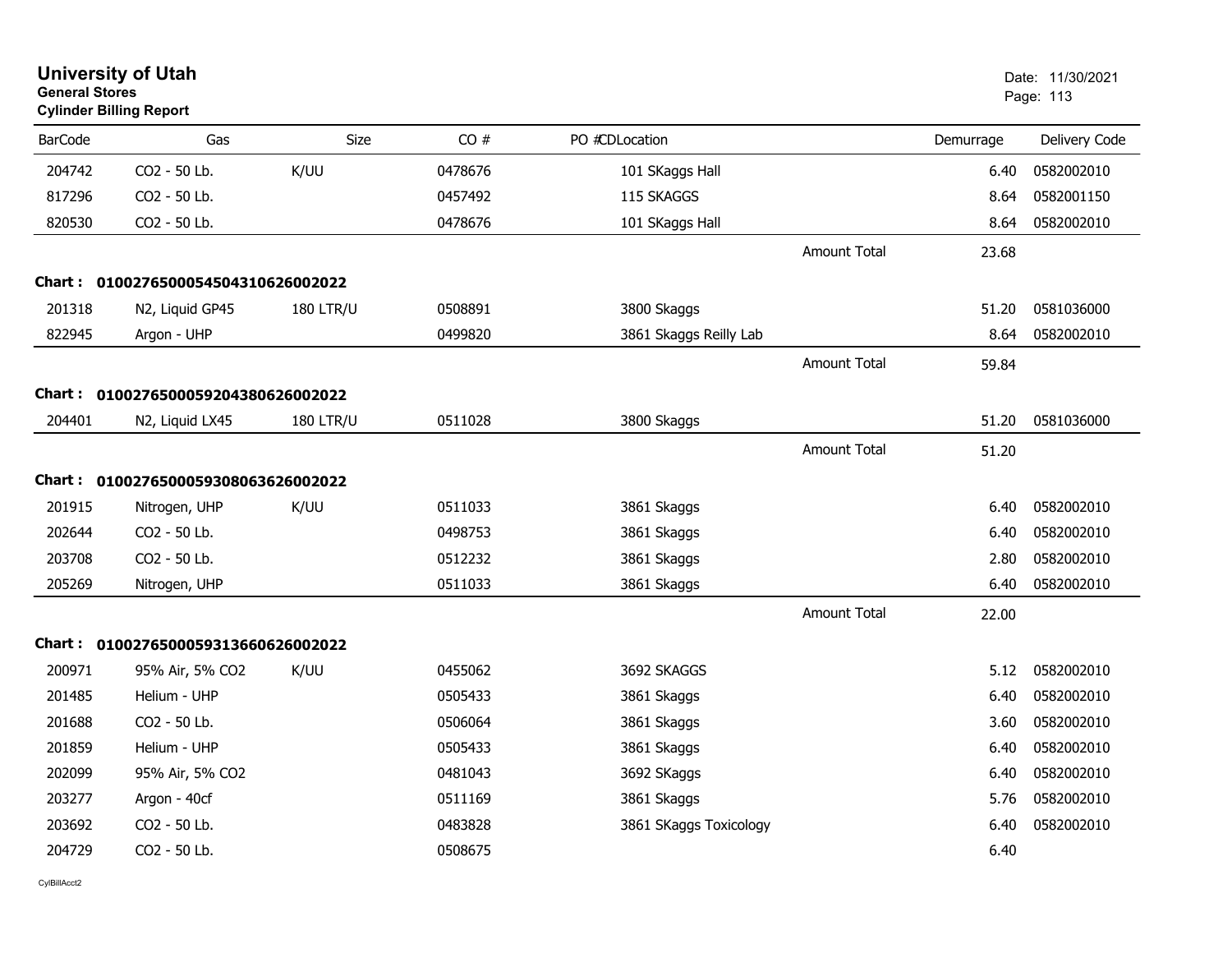# University of Utah
**General Stores**
**Cylinder Billing Report**

Date: 11/30/2021

| BarCode | Gas | Size | CO # | PO # | CDLocation | | Demurrage | Delivery Code |
|---|---|---|---|---|---|---|---|---|
| 204742 | CO2 - 50 Lb. | K/UU | 0478676 | | 101 SKaggs Hall | | 6.40 | 0582002010 |
| 817296 | CO2 - 50 Lb. | | 0457492 | | 115 SKAGGS | | 8.64 | 0582001150 |
| 820530 | CO2 - 50 Lb. | | 0478676 | | 101 SKaggs Hall | | 8.64 | 0582002010 |
| | | | | | | Amount Total | 23.68 | |
| **Chart :** | **01002765000545043106260020​22** | | | | | | | |
| 201318 | N2, Liquid GP45 | 180 LTR/U | 0508891 | | 3800 Skaggs | | 51.20 | 0581036000 |
| 822945 | Argon - UHP | | 0499820 | | 3861 Skaggs Reilly Lab | | 8.64 | 0582002010 |
| | | | | | | Amount Total | 59.84 | |
| **Chart :** | **01002765000592043806260020​22** | | | | | | | |
| 204401 | N2, Liquid LX45 | 180 LTR/U | 0511028 | | 3800 Skaggs | | 51.20 | 0581036000 |
| | | | | | | Amount Total | 51.20 | |
| **Chart :** | **01002765000593080636260020​22** | | | | | | | |
| 201915 | Nitrogen, UHP | K/UU | 0511033 | | 3861 Skaggs | | 6.40 | 0582002010 |
| 202644 | CO2 - 50 Lb. | | 0498753 | | 3861 Skaggs | | 6.40 | 0582002010 |
| 203708 | CO2 - 50 Lb. | | 0512232 | | 3861 Skaggs | | 2.80 | 0582002010 |
| 205269 | Nitrogen, UHP | | 0511033 | | 3861 Skaggs | | 6.40 | 0582002010 |
| | | | | | | Amount Total | 22.00 | |
| **Chart :** | **01002765000593136606260020​22** | | | | | | | |
| 200971 | 95% Air, 5% CO2 | K/UU | 0455062 | | 3692 SKAGGS | | 5.12 | 0582002010 |
| 201485 | Helium - UHP | | 0505433 | | 3861 Skaggs | | 6.40 | 0582002010 |
| 201688 | CO2 - 50 Lb. | | 0506064 | | 3861 Skaggs | | 3.60 | 0582002010 |
| 201859 | Helium - UHP | | 0505433 | | 3861 Skaggs | | 6.40 | 0582002010 |
| 202099 | 95% Air, 5% CO2 | | 0481043 | | 3692 SKaggs | | 6.40 | 0582002010 |
| 203277 | Argon - 40cf | | 0511169 | | 3861 Skaggs | | 5.76 | 0582002010 |
| 203692 | CO2 - 50 Lb. | | 0483828 | | 3861 SKaggs Toxicology | | 6.40 | 0582002010 |
| 204729 | CO2 - 50 Lb. | | 0508675 | | | | 6.40 | |

CylBillAcct2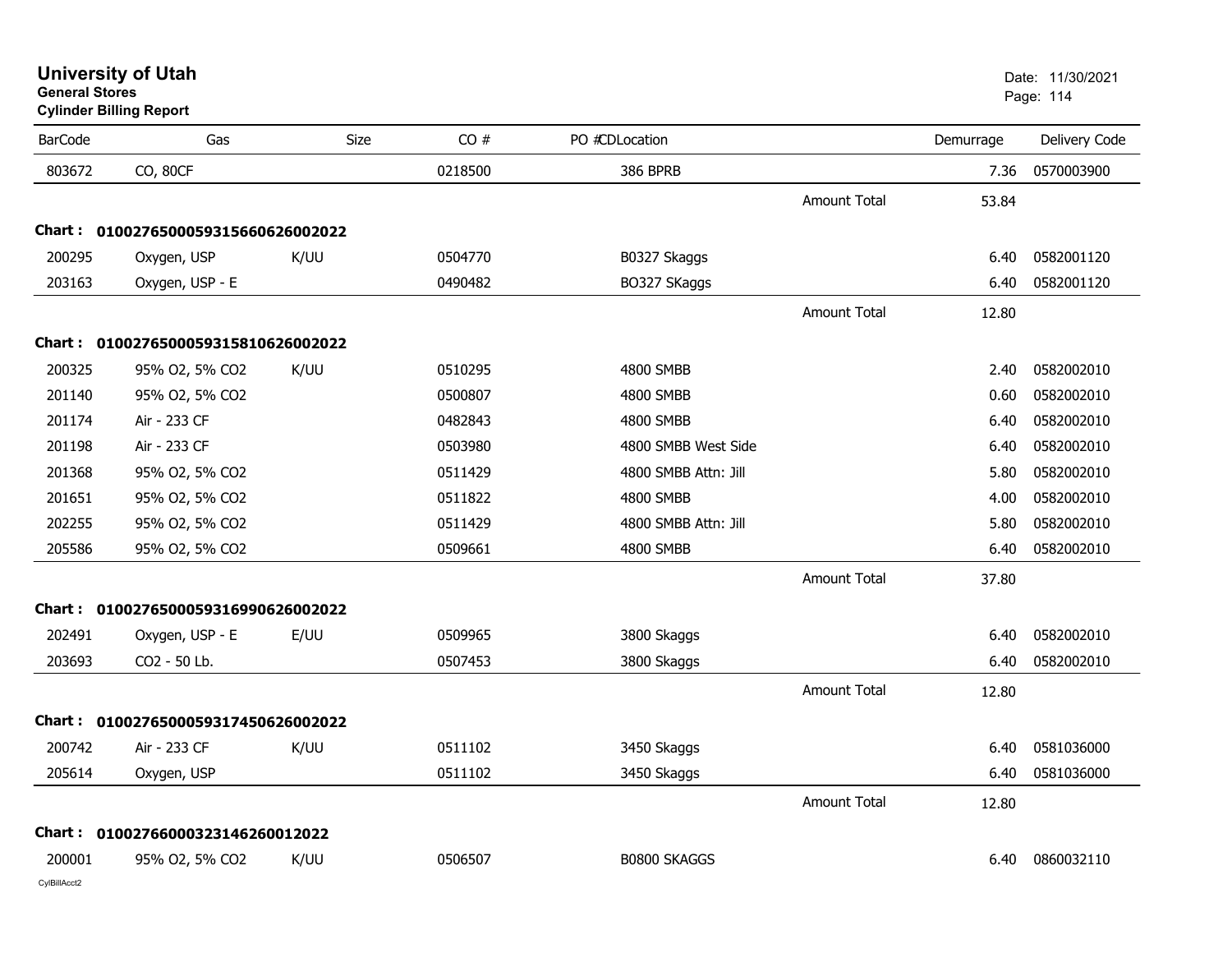# University of Utah

**General Stores**

**Cylinder Billing Report**

Date: 11/30/2021

| BarCode | Gas | Size | CO # | PO #CDLocation | | Demurrage | Delivery Code |
|---|---|---|---|---|---|---|---|
| 803672 | CO, 80CF | | 0218500 | 386 BPRB | | 7.36 | 0570003900 |
| | | | | | Amount Total | 53.84 | |
| **Chart :** | **01002765000593156606260002022** | | | | | | |
| 200295 | Oxygen, USP | K/UU | 0504770 | B0327 Skaggs | | 6.40 | 0582001120 |
| 203163 | Oxygen, USP - E | | 0490482 | BO327 SKaggs | | 6.40 | 0582001120 |
| | | | | | Amount Total | 12.80 | |
| **Chart :** | **01002765000593158106260002022** | | | | | | |
| 200325 | 95% O2, 5% CO2 | K/UU | 0510295 | 4800 SMBB | | 2.40 | 0582002010 |
| 201140 | 95% O2, 5% CO2 | | 0500807 | 4800 SMBB | | 0.60 | 0582002010 |
| 201174 | Air - 233 CF | | 0482843 | 4800 SMBB | | 6.40 | 0582002010 |
| 201198 | Air - 233 CF | | 0503980 | 4800 SMBB West Side | | 6.40 | 0582002010 |
| 201368 | 95% O2, 5% CO2 | | 0511429 | 4800 SMBB Attn: Jill | | 5.80 | 0582002010 |
| 201651 | 95% O2, 5% CO2 | | 0511822 | 4800 SMBB | | 4.00 | 0582002010 |
| 202255 | 95% O2, 5% CO2 | | 0511429 | 4800 SMBB Attn: Jill | | 5.80 | 0582002010 |
| 205586 | 95% O2, 5% CO2 | | 0509661 | 4800 SMBB | | 6.40 | 0582002010 |
| | | | | | Amount Total | 37.80 | |
| **Chart :** | **01002765000593169906260002022** | | | | | | |
| 202491 | Oxygen, USP - E | E/UU | 0509965 | 3800 Skaggs | | 6.40 | 0582002010 |
| 203693 | CO2 - 50 Lb. | | 0507453 | 3800 Skaggs | | 6.40 | 0582002010 |
| | | | | | Amount Total | 12.80 | |
| **Chart :** | **01002765000593174506260002022** | | | | | | |
| 200742 | Air - 233 CF | K/UU | 0511102 | 3450 Skaggs | | 6.40 | 0581036000 |
| 205614 | Oxygen, USP | | 0511102 | 3450 Skaggs | | 6.40 | 0581036000 |
| | | | | | Amount Total | 12.80 | |
| **Chart :** | **01002766000323146260012022** | | | | | | |
| 200001 | 95% O2, 5% CO2 | K/UU | 0506507 | B0800 SKAGGS | | 6.40 | 0860032110 |

CylBillAcct2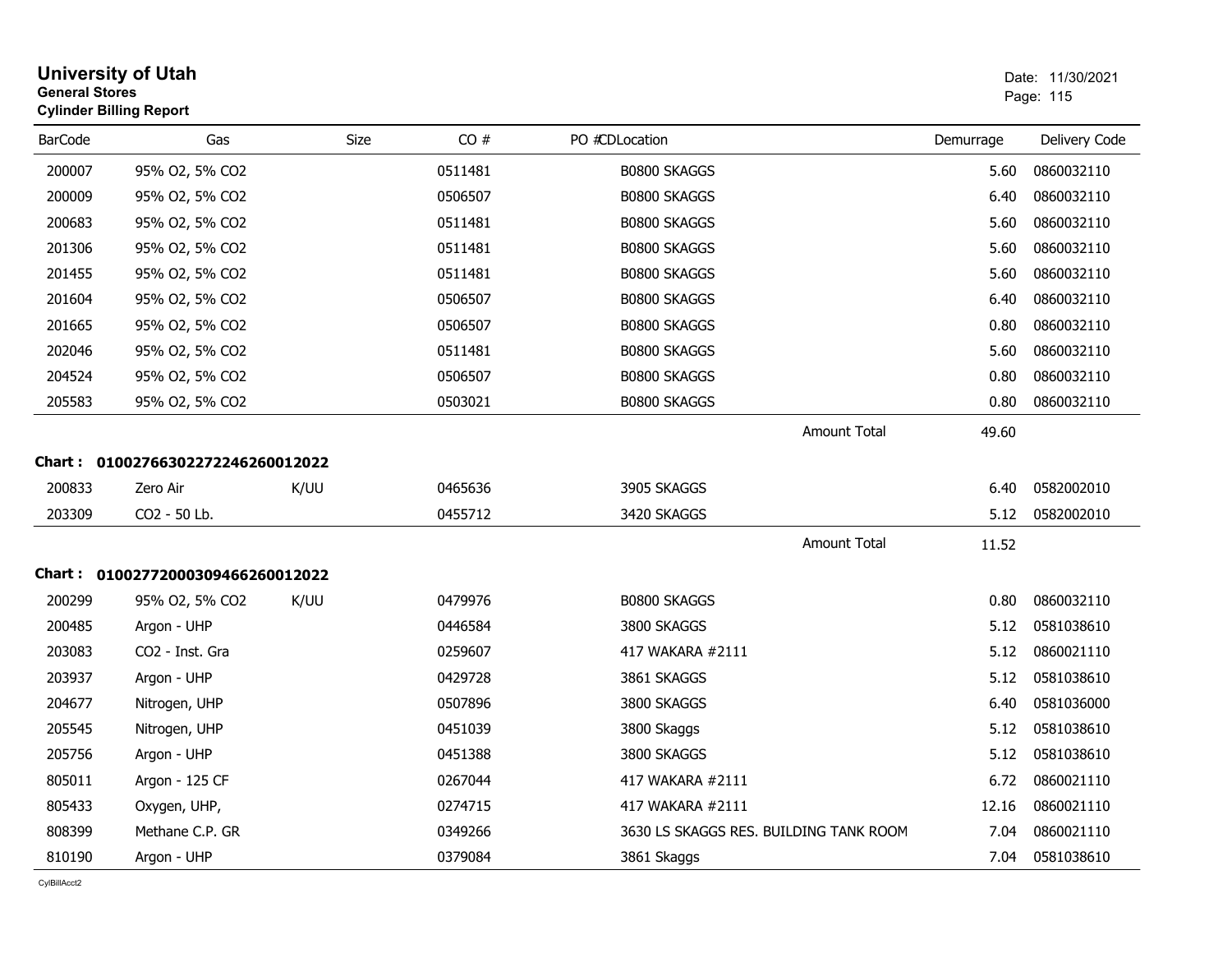# University of Utah

**General Stores**

**Cylinder Billing Report**

Date: 11/30/2021

| BarCode | Gas | Size | CO # | PO #CDLocation | Demurrage | Delivery Code |
|---|---|---|---|---|---|---|
| 200007 | 95% O2, 5% CO2 | | 0511481 | B0800 SKAGGS | 5.60 | 0860032110 |
| 200009 | 95% O2, 5% CO2 | | 0506507 | B0800 SKAGGS | 6.40 | 0860032110 |
| 200683 | 95% O2, 5% CO2 | | 0511481 | B0800 SKAGGS | 5.60 | 0860032110 |
| 201306 | 95% O2, 5% CO2 | | 0511481 | B0800 SKAGGS | 5.60 | 0860032110 |
| 201455 | 95% O2, 5% CO2 | | 0511481 | B0800 SKAGGS | 5.60 | 0860032110 |
| 201604 | 95% O2, 5% CO2 | | 0506507 | B0800 SKAGGS | 6.40 | 0860032110 |
| 201665 | 95% O2, 5% CO2 | | 0506507 | B0800 SKAGGS | 0.80 | 0860032110 |
| 202046 | 95% O2, 5% CO2 | | 0511481 | B0800 SKAGGS | 5.60 | 0860032110 |
| 204524 | 95% O2, 5% CO2 | | 0506507 | B0800 SKAGGS | 0.80 | 0860032110 |
| 205583 | 95% O2, 5% CO2 | | 0503021 | B0800 SKAGGS | 0.80 | 0860032110 |
| | | | | Amount Total | 49.60 | |

**Chart : 01002766302272246260012022**

| BarCode | Gas | Size | CO # | PO #CDLocation | Demurrage | Delivery Code |
|---|---|---|---|---|---|---|
| 200833 | Zero Air | K/UU | 0465636 | 3905 SKAGGS | 6.40 | 0582002010 |
| 203309 | CO2 - 50 Lb. | | 0455712 | 3420 SKAGGS | 5.12 | 0582002010 |
| | | | | Amount Total | 11.52 | |

**Chart : 01002772000309466260012022**

| BarCode | Gas | Size | CO # | PO #CDLocation | Demurrage | Delivery Code |
|---|---|---|---|---|---|---|
| 200299 | 95% O2, 5% CO2 | K/UU | 0479976 | B0800 SKAGGS | 0.80 | 0860032110 |
| 200485 | Argon - UHP | | 0446584 | 3800 SKAGGS | 5.12 | 0581038610 |
| 203083 | CO2 - Inst. Gra | | 0259607 | 417 WAKARA #2111 | 5.12 | 0860021110 |
| 203937 | Argon - UHP | | 0429728 | 3861 SKAGGS | 5.12 | 0581038610 |
| 204677 | Nitrogen, UHP | | 0507896 | 3800 SKAGGS | 6.40 | 0581036000 |
| 205545 | Nitrogen, UHP | | 0451039 | 3800 Skaggs | 5.12 | 0581038610 |
| 205756 | Argon - UHP | | 0451388 | 3800 SKAGGS | 5.12 | 0581038610 |
| 805011 | Argon - 125 CF | | 0267044 | 417 WAKARA #2111 | 6.72 | 0860021110 |
| 805433 | Oxygen, UHP, | | 0274715 | 417 WAKARA #2111 | 12.16 | 0860021110 |
| 808399 | Methane C.P. GR | | 0349266 | 3630 LS SKAGGS RES. BUILDING TANK ROOM | 7.04 | 0860021110 |
| 810190 | Argon - UHP | | 0379084 | 3861 Skaggs | 7.04 | 0581038610 |

CylBillAcct2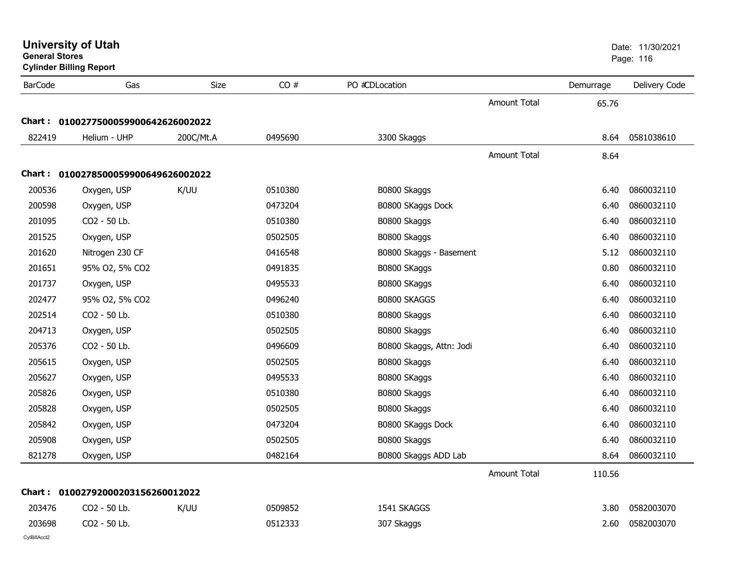# University of Utah
**General Stores**
**Cylinder Billing Report**

Date: 11/30/2021

| BarCode | Gas | Size | CO # | PO # | CDLocation | | Demurrage | Delivery Code |
|---|---|---|---|---|---|---|---|---|
| | | | | | | Amount Total | 65.76 | |
| **Chart :** | **01002775000599006426260020 22** | | | | | | | |
| 822419 | Helium - UHP | 200C/Mt.A | 0495690 | | 3300 Skaggs | | 8.64 | 0581038610 |
| | | | | | | Amount Total | 8.64 | |
| **Chart :** | **01002785000599006496260020 22** | | | | | | | |
| 200536 | Oxygen, USP | K/UU | 0510380 | | B0800 Skaggs | | 6.40 | 0860032110 |
| 200598 | Oxygen, USP | | 0473204 | | B0800 SKaggs Dock | | 6.40 | 0860032110 |
| 201095 | CO2 - 50 Lb. | | 0510380 | | B0800 Skaggs | | 6.40 | 0860032110 |
| 201525 | Oxygen, USP | | 0502505 | | B0800 Skaggs | | 6.40 | 0860032110 |
| 201620 | Nitrogen 230 CF | | 0416548 | | B0800 Skaggs - Basement | | 5.12 | 0860032110 |
| 201651 | 95% O2, 5% CO2 | | 0491835 | | B0800 SKaggs | | 0.80 | 0860032110 |
| 201737 | Oxygen, USP | | 0495533 | | B0800 SKaggs | | 6.40 | 0860032110 |
| 202477 | 95% O2, 5% CO2 | | 0496240 | | B0800 SKAGGS | | 6.40 | 0860032110 |
| 202514 | CO2 - 50 Lb. | | 0510380 | | B0800 Skaggs | | 6.40 | 0860032110 |
| 204713 | Oxygen, USP | | 0502505 | | B0800 Skaggs | | 6.40 | 0860032110 |
| 205376 | CO2 - 50 Lb. | | 0496609 | | B0800 Skaggs, Attn: Jodi | | 6.40 | 0860032110 |
| 205615 | Oxygen, USP | | 0502505 | | B0800 Skaggs | | 6.40 | 0860032110 |
| 205627 | Oxygen, USP | | 0495533 | | B0800 SKaggs | | 6.40 | 0860032110 |
| 205826 | Oxygen, USP | | 0510380 | | B0800 Skaggs | | 6.40 | 0860032110 |
| 205828 | Oxygen, USP | | 0502505 | | B0800 Skaggs | | 6.40 | 0860032110 |
| 205842 | Oxygen, USP | | 0473204 | | B0800 SKaggs Dock | | 6.40 | 0860032110 |
| 205908 | Oxygen, USP | | 0502505 | | B0800 Skaggs | | 6.40 | 0860032110 |
| 821278 | Oxygen, USP | | 0482164 | | B0800 Skaggs ADD Lab | | 8.64 | 0860032110 |
| | | | | | | Amount Total | 110.56 | |
| **Chart :** | **01002792000203156260012022** | | | | | | | |
| 203476 | CO2 - 50 Lb. | K/UU | 0509852 | | 1541 SKAGGS | | 3.80 | 0582003070 |
| 203698 | CO2 - 50 Lb. | | 0512333 | | 307 Skaggs | | 2.60 | 0582003070 |

CylBillAcct2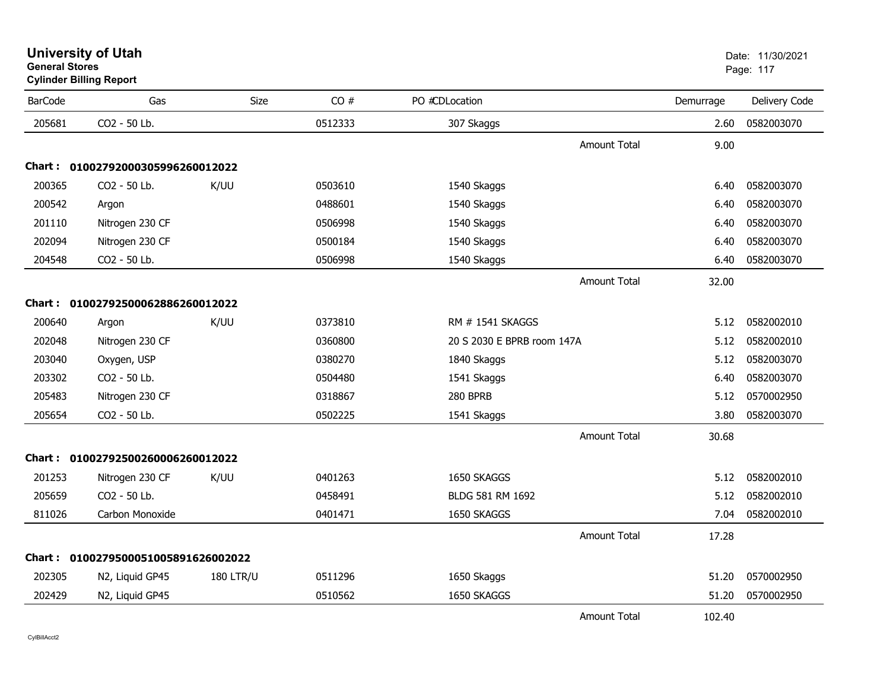# University of Utah

**General Stores**

**Cylinder Billing Report**

Date: 11/30/2021

| BarCode | Gas | Size | CO # | PO #CDLocation | | Demurrage | Delivery Code |
|---|---|---|---|---|---|---|---|
| 205681 | CO2 - 50 Lb. | | 0512333 | 307 Skaggs | | 2.60 | 0582003070 |
| | | | | | Amount Total | 9.00 | |
| **Chart :** | **01002792000305996260012022** | | | | | | |
| 200365 | CO2 - 50 Lb. | K/UU | 0503610 | 1540 Skaggs | | 6.40 | 0582003070 |
| 200542 | Argon | | 0488601 | 1540 Skaggs | | 6.40 | 0582003070 |
| 201110 | Nitrogen 230 CF | | 0506998 | 1540 Skaggs | | 6.40 | 0582003070 |
| 202094 | Nitrogen 230 CF | | 0500184 | 1540 Skaggs | | 6.40 | 0582003070 |
| 204548 | CO2 - 50 Lb. | | 0506998 | 1540 Skaggs | | 6.40 | 0582003070 |
| | | | | | Amount Total | 32.00 | |
| **Chart :** | **01002792500062886260012022** | | | | | | |
| 200640 | Argon | K/UU | 0373810 | RM # 1541 SKAGGS | | 5.12 | 0582002010 |
| 202048 | Nitrogen 230 CF | | 0360800 | 20 S 2030 E BPRB room 147A | | 5.12 | 0582002010 |
| 203040 | Oxygen, USP | | 0380270 | 1840 Skaggs | | 5.12 | 0582003070 |
| 203302 | CO2 - 50 Lb. | | 0504480 | 1541 Skaggs | | 6.40 | 0582003070 |
| 205483 | Nitrogen 230 CF | | 0318867 | 280 BPRB | | 5.12 | 0570002950 |
| 205654 | CO2 - 50 Lb. | | 0502225 | 1541 Skaggs | | 3.80 | 0582003070 |
| | | | | | Amount Total | 30.68 | |
| **Chart :** | **01002792500260006260012022** | | | | | | |
| 201253 | Nitrogen 230 CF | K/UU | 0401263 | 1650 SKAGGS | | 5.12 | 0582002010 |
| 205659 | CO2 - 50 Lb. | | 0458491 | BLDG 581 RM 1692 | | 5.12 | 0582002010 |
| 811026 | Carbon Monoxide | | 0401471 | 1650 SKAGGS | | 7.04 | 0582002010 |
| | | | | | Amount Total | 17.28 | |
| **Chart :** | **01002795000510058916260020​22** | | | | | | |
| 202305 | N2, Liquid GP45 | 180 LTR/U | 0511296 | 1650 Skaggs | | 51.20 | 0570002950 |
| 202429 | N2, Liquid GP45 | | 0510562 | 1650 SKAGGS | | 51.20 | 0570002950 |
| | | | | | Amount Total | 102.40 | |

CylBillAcct2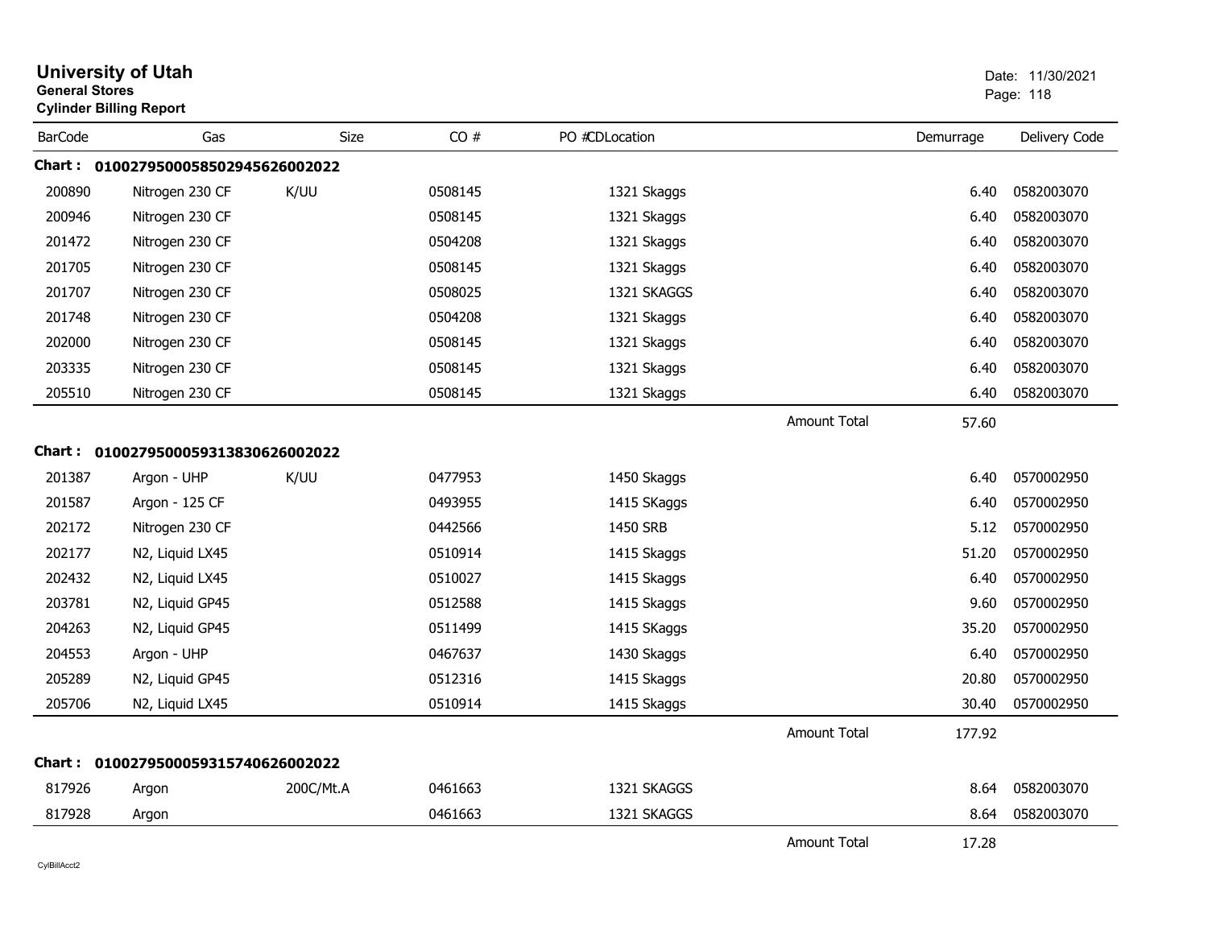# University of Utah

**General Stores**

**Cylinder Billing Report**

Date: 11/30/2021

| BarCode | Gas | Size | CO # | PO #CDLocation | | Demurrage | Delivery Code |
|---|---|---|---|---|---|---|---|
| **Chart :** | **0100279500058502945626002022** | | | | | | |
| 200890 | Nitrogen 230 CF | K/UU | 0508145 | 1321 Skaggs | | 6.40 | 0582003070 |
| 200946 | Nitrogen 230 CF | | 0508145 | 1321 Skaggs | | 6.40 | 0582003070 |
| 201472 | Nitrogen 230 CF | | 0504208 | 1321 Skaggs | | 6.40 | 0582003070 |
| 201705 | Nitrogen 230 CF | | 0508145 | 1321 Skaggs | | 6.40 | 0582003070 |
| 201707 | Nitrogen 230 CF | | 0508025 | 1321 SKAGGS | | 6.40 | 0582003070 |
| 201748 | Nitrogen 230 CF | | 0504208 | 1321 Skaggs | | 6.40 | 0582003070 |
| 202000 | Nitrogen 230 CF | | 0508145 | 1321 Skaggs | | 6.40 | 0582003070 |
| 203335 | Nitrogen 230 CF | | 0508145 | 1321 Skaggs | | 6.40 | 0582003070 |
| 205510 | Nitrogen 230 CF | | 0508145 | 1321 Skaggs | | 6.40 | 0582003070 |
| | | | | | Amount Total | 57.60 | |
| **Chart :** | **0100279500059313830626002022** | | | | | | |
| 201387 | Argon - UHP | K/UU | 0477953 | 1450 Skaggs | | 6.40 | 0570002950 |
| 201587 | Argon - 125 CF | | 0493955 | 1415 SKaggs | | 6.40 | 0570002950 |
| 202172 | Nitrogen 230 CF | | 0442566 | 1450 SRB | | 5.12 | 0570002950 |
| 202177 | N2, Liquid LX45 | | 0510914 | 1415 Skaggs | | 51.20 | 0570002950 |
| 202432 | N2, Liquid LX45 | | 0510027 | 1415 Skaggs | | 6.40 | 0570002950 |
| 203781 | N2, Liquid GP45 | | 0512588 | 1415 Skaggs | | 9.60 | 0570002950 |
| 204263 | N2, Liquid GP45 | | 0511499 | 1415 SKaggs | | 35.20 | 0570002950 |
| 204553 | Argon - UHP | | 0467637 | 1430 Skaggs | | 6.40 | 0570002950 |
| 205289 | N2, Liquid GP45 | | 0512316 | 1415 Skaggs | | 20.80 | 0570002950 |
| 205706 | N2, Liquid LX45 | | 0510914 | 1415 Skaggs | | 30.40 | 0570002950 |
| | | | | | Amount Total | 177.92 | |
| **Chart :** | **0100279500059315740626002022** | | | | | | |
| 817926 | Argon | 200C/Mt.A | 0461663 | 1321 SKAGGS | | 8.64 | 0582003070 |
| 817928 | Argon | | 0461663 | 1321 SKAGGS | | 8.64 | 0582003070 |
| | | | | | Amount Total | 17.28 | |

CylBillAcct2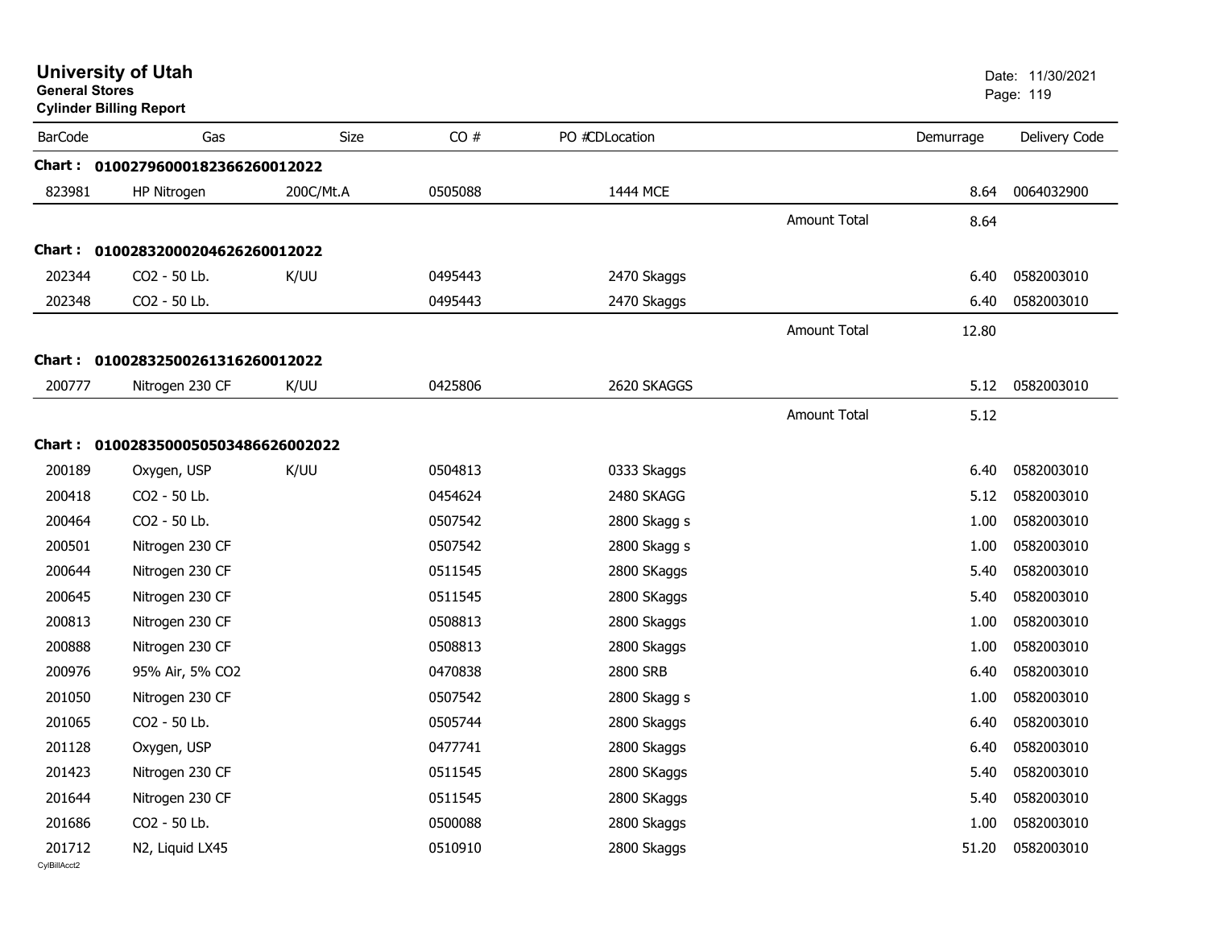# University of Utah

**General Stores**

**Cylinder Billing Report**

Date: 11/30/2021

| BarCode | Gas | Size | CO # | PO # | CDLocation | | Demurrage | Delivery Code |
|---|---|---|---|---|---|---|---|---|
| **Chart : 01002796000182366260012022** | | | | | | | | |
| 823981 | HP Nitrogen | 200C/Mt.A | 0505088 | | 1444 MCE | | 8.64 | 0064032900 |
| | | | | | | Amount Total | 8.64 | |
| **Chart : 01002832000204626260012022** | | | | | | | | |
| 202344 | CO2 - 50 Lb. | K/UU | 0495443 | | 2470 Skaggs | | 6.40 | 0582003010 |
| 202348 | CO2 - 50 Lb. | | 0495443 | | 2470 Skaggs | | 6.40 | 0582003010 |
| | | | | | | Amount Total | 12.80 | |
| **Chart : 01002832500261316260012022** | | | | | | | | |
| 200777 | Nitrogen 230 CF | K/UU | 0425806 | | 2620 SKAGGS | | 5.12 | 0582003010 |
| | | | | | | Amount Total | 5.12 | |
| **Chart : 0100283500050503486626002022** | | | | | | | | |
| 200189 | Oxygen, USP | K/UU | 0504813 | | 0333 Skaggs | | 6.40 | 0582003010 |
| 200418 | CO2 - 50 Lb. | | 0454624 | | 2480 SKAGG | | 5.12 | 0582003010 |
| 200464 | CO2 - 50 Lb. | | 0507542 | | 2800 Skagg s | | 1.00 | 0582003010 |
| 200501 | Nitrogen 230 CF | | 0507542 | | 2800 Skagg s | | 1.00 | 0582003010 |
| 200644 | Nitrogen 230 CF | | 0511545 | | 2800 SKaggs | | 5.40 | 0582003010 |
| 200645 | Nitrogen 230 CF | | 0511545 | | 2800 SKaggs | | 5.40 | 0582003010 |
| 200813 | Nitrogen 230 CF | | 0508813 | | 2800 Skaggs | | 1.00 | 0582003010 |
| 200888 | Nitrogen 230 CF | | 0508813 | | 2800 Skaggs | | 1.00 | 0582003010 |
| 200976 | 95% Air, 5% CO2 | | 0470838 | | 2800 SRB | | 6.40 | 0582003010 |
| 201050 | Nitrogen 230 CF | | 0507542 | | 2800 Skagg s | | 1.00 | 0582003010 |
| 201065 | CO2 - 50 Lb. | | 0505744 | | 2800 Skaggs | | 6.40 | 0582003010 |
| 201128 | Oxygen, USP | | 0477741 | | 2800 Skaggs | | 6.40 | 0582003010 |
| 201423 | Nitrogen 230 CF | | 0511545 | | 2800 SKaggs | | 5.40 | 0582003010 |
| 201644 | Nitrogen 230 CF | | 0511545 | | 2800 SKaggs | | 5.40 | 0582003010 |
| 201686 | CO2 - 50 Lb. | | 0500088 | | 2800 Skaggs | | 1.00 | 0582003010 |
| 201712 | N2, Liquid LX45 | | 0510910 | | 2800 Skaggs | | 51.20 | 0582003010 |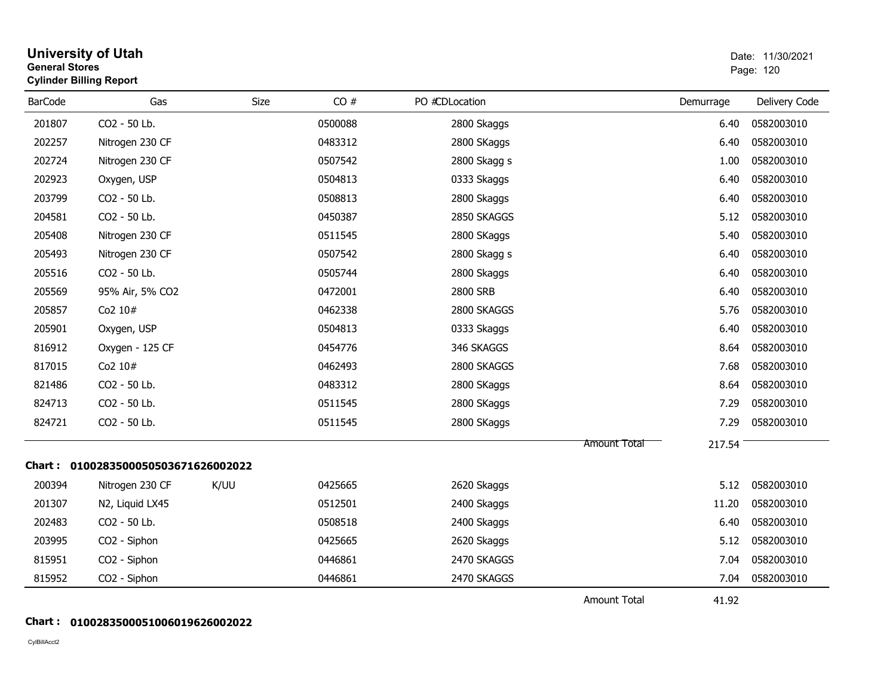# University of Utah

**General Stores**

**Cylinder Billing Report**

Date: 11/30/2021

| BarCode | Gas | Size | CO # | PO # | CDLocation | Demurrage | Delivery Code |
|---|---|---|---|---|---|---|---|
| 201807 | CO2 - 50 Lb. | | 0500088 | | 2800 Skaggs | 6.40 | 0582003010 |
| 202257 | Nitrogen 230 CF | | 0483312 | | 2800 SKaggs | 6.40 | 0582003010 |
| 202724 | Nitrogen 230 CF | | 0507542 | | 2800 Skagg s | 1.00 | 0582003010 |
| 202923 | Oxygen, USP | | 0504813 | | 0333 Skaggs | 6.40 | 0582003010 |
| 203799 | CO2 - 50 Lb. | | 0508813 | | 2800 Skaggs | 6.40 | 0582003010 |
| 204581 | CO2 - 50 Lb. | | 0450387 | | 2850 SKAGGS | 5.12 | 0582003010 |
| 205408 | Nitrogen 230 CF | | 0511545 | | 2800 SKaggs | 5.40 | 0582003010 |
| 205493 | Nitrogen 230 CF | | 0507542 | | 2800 Skagg s | 6.40 | 0582003010 |
| 205516 | CO2 - 50 Lb. | | 0505744 | | 2800 Skaggs | 6.40 | 0582003010 |
| 205569 | 95% Air, 5% CO2 | | 0472001 | | 2800 SRB | 6.40 | 0582003010 |
| 205857 | Co2 10# | | 0462338 | | 2800 SKAGGS | 5.76 | 0582003010 |
| 205901 | Oxygen, USP | | 0504813 | | 0333 Skaggs | 6.40 | 0582003010 |
| 816912 | Oxygen - 125 CF | | 0454776 | | 346 SKAGGS | 8.64 | 0582003010 |
| 817015 | Co2 10# | | 0462493 | | 2800 SKAGGS | 7.68 | 0582003010 |
| 821486 | CO2 - 50 Lb. | | 0483312 | | 2800 SKaggs | 8.64 | 0582003010 |
| 824713 | CO2 - 50 Lb. | | 0511545 | | 2800 SKaggs | 7.29 | 0582003010 |
| 824721 | CO2 - 50 Lb. | | 0511545 | | 2800 SKaggs | 7.29 | 0582003010 |
| | | | | | Amount Total | 217.54 | |

**Chart : 01002835000505036716260020​22**

| BarCode | Gas | Size | CO # | PO # | CDLocation | Demurrage | Delivery Code |
|---|---|---|---|---|---|---|---|
| 200394 | Nitrogen 230 CF | K/UU | 0425665 | | 2620 Skaggs | 5.12 | 0582003010 |
| 201307 | N2, Liquid LX45 | | 0512501 | | 2400 Skaggs | 11.20 | 0582003010 |
| 202483 | CO2 - 50 Lb. | | 0508518 | | 2400 Skaggs | 6.40 | 0582003010 |
| 203995 | CO2 - Siphon | | 0425665 | | 2620 Skaggs | 5.12 | 0582003010 |
| 815951 | CO2 - Siphon | | 0446861 | | 2470 SKAGGS | 7.04 | 0582003010 |
| 815952 | CO2 - Siphon | | 0446861 | | 2470 SKAGGS | 7.04 | 0582003010 |
| | | | | | Amount Total | 41.92 | |

**Chart : 0100283500051006019626002022**

CylBillAcct2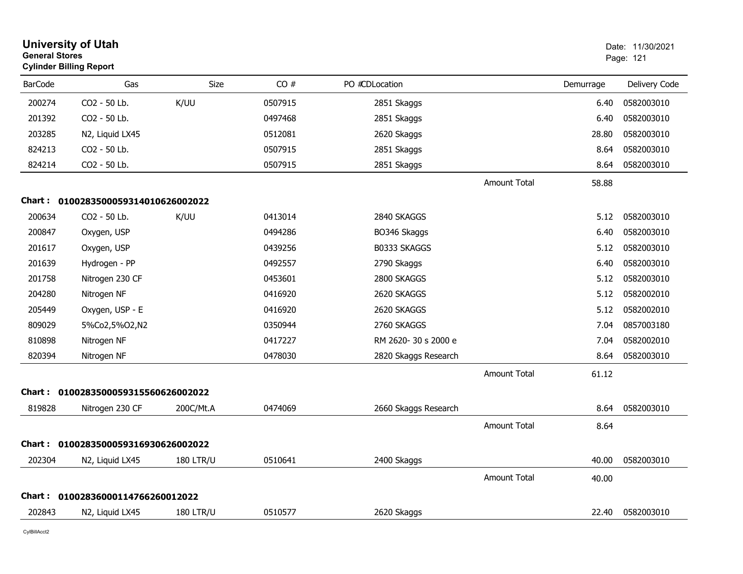# University of Utah

**General Stores**

**Cylinder Billing Report**

Date: 11/30/2021

| BarCode | Gas | Size | CO # | PO # | CDLocation | | Demurrage | Delivery Code |
|---|---|---|---|---|---|---|---|---|
| 200274 | CO2 - 50 Lb. | K/UU | 0507915 | | 2851 Skaggs | | 6.40 | 0582003010 |
| 201392 | CO2 - 50 Lb. | | 0497468 | | 2851 Skaggs | | 6.40 | 0582003010 |
| 203285 | N2, Liquid LX45 | | 0512081 | | 2620 Skaggs | | 28.80 | 0582003010 |
| 824213 | CO2 - 50 Lb. | | 0507915 | | 2851 Skaggs | | 8.64 | 0582003010 |
| 824214 | CO2 - 50 Lb. | | 0507915 | | 2851 Skaggs | | 8.64 | 0582003010 |
| | | | | | | Amount Total | 58.88 | |
| **Chart :** | **010028350005931401062600 2022** | | | | | | | |
| 200634 | CO2 - 50 Lb. | K/UU | 0413014 | | 2840 SKAGGS | | 5.12 | 0582003010 |
| 200847 | Oxygen, USP | | 0494286 | | BO346 Skaggs | | 6.40 | 0582003010 |
| 201617 | Oxygen, USP | | 0439256 | | B0333 SKAGGS | | 5.12 | 0582003010 |
| 201639 | Hydrogen - PP | | 0492557 | | 2790 Skaggs | | 6.40 | 0582003010 |
| 201758 | Nitrogen 230 CF | | 0453601 | | 2800 SKAGGS | | 5.12 | 0582003010 |
| 204280 | Nitrogen NF | | 0416920 | | 2620 SKAGGS | | 5.12 | 0582002010 |
| 205449 | Oxygen, USP - E | | 0416920 | | 2620 SKAGGS | | 5.12 | 0582002010 |
| 809029 | 5%Co2,5%O2,N2 | | 0350944 | | 2760 SKAGGS | | 7.04 | 0857003180 |
| 810898 | Nitrogen NF | | 0417227 | | RM 2620- 30 s 2000 e | | 7.04 | 0582002010 |
| 820394 | Nitrogen NF | | 0478030 | | 2820 Skaggs Research | | 8.64 | 0582003010 |
| | | | | | | Amount Total | 61.12 | |
| **Chart :** | **01002835000593155606260020 22** | | | | | | | |
| 819828 | Nitrogen 230 CF | 200C/Mt.A | 0474069 | | 2660 Skaggs Research | | 8.64 | 0582003010 |
| | | | | | | Amount Total | 8.64 | |
| **Chart :** | **010028350005931693062600 2022** | | | | | | | |
| 202304 | N2, Liquid LX45 | 180 LTR/U | 0510641 | | 2400 Skaggs | | 40.00 | 0582003010 |
| | | | | | | Amount Total | 40.00 | |
| **Chart :** | **0100283600011476626001 2022** | | | | | | | |
| 202843 | N2, Liquid LX45 | 180 LTR/U | 0510577 | | 2620 Skaggs | | 22.40 | 0582003010 |

CylBillAcct2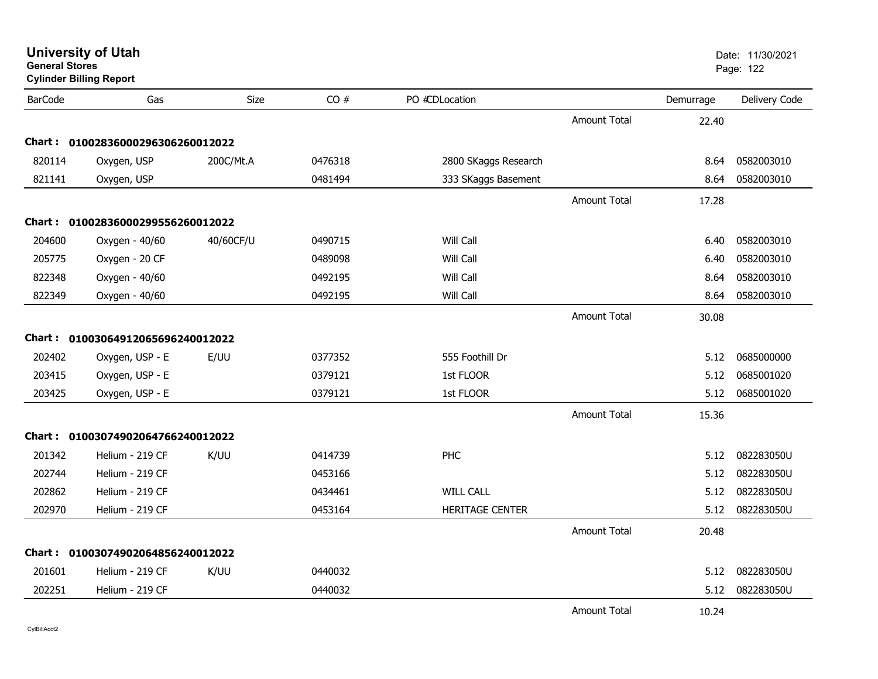**University of Utah**
**General Stores**
**Cylinder Billing Report**

Date: 11/30/2021

| BarCode | Gas | Size | CO # | PO #CDLocation | | Demurrage | Delivery Code |
|---|---|---|---|---|---|---|---|
| | | | | | Amount Total | 22.40 | |
| **Chart :** | **01002836000296306260012022** | | | | | | |
| 820114 | Oxygen, USP | 200C/Mt.A | 0476318 | 2800 SKaggs Research | | 8.64 | 0582003010 |
| 821141 | Oxygen, USP | | 0481494 | 333 SKaggs Basement | | 8.64 | 0582003010 |
| | | | | | Amount Total | 17.28 | |
| **Chart :** | **01002836000299556260012022** | | | | | | |
| 204600 | Oxygen - 40/60 | 40/60CF/U | 0490715 | Will Call | | 6.40 | 0582003010 |
| 205775 | Oxygen - 20 CF | | 0489098 | Will Call | | 6.40 | 0582003010 |
| 822348 | Oxygen - 40/60 | | 0492195 | Will Call | | 8.64 | 0582003010 |
| 822349 | Oxygen - 40/60 | | 0492195 | Will Call | | 8.64 | 0582003010 |
| | | | | | Amount Total | 30.08 | |
| **Chart :** | **01003064912065696240012022** | | | | | | |
| 202402 | Oxygen, USP - E | E/UU | 0377352 | 555 Foothill Dr | | 5.12 | 0685000000 |
| 203415 | Oxygen, USP - E | | 0379121 | 1st FLOOR | | 5.12 | 0685001020 |
| 203425 | Oxygen, USP - E | | 0379121 | 1st FLOOR | | 5.12 | 0685001020 |
| | | | | | Amount Total | 15.36 | |
| **Chart :** | **01003074902064766240012022** | | | | | | |
| 201342 | Helium - 219 CF | K/UU | 0414739 | PHC | | 5.12 | 082283050U |
| 202744 | Helium - 219 CF | | 0453166 | | | 5.12 | 082283050U |
| 202862 | Helium - 219 CF | | 0434461 | WILL CALL | | 5.12 | 082283050U |
| 202970 | Helium - 219 CF | | 0453164 | HERITAGE CENTER | | 5.12 | 082283050U |
| | | | | | Amount Total | 20.48 | |
| **Chart :** | **01003074902064856240012022** | | | | | | |
| 201601 | Helium - 219 CF | K/UU | 0440032 | | | 5.12 | 082283050U |
| 202251 | Helium - 219 CF | | 0440032 | | | 5.12 | 082283050U |
| | | | | | Amount Total | 10.24 | |

CylBillAcct2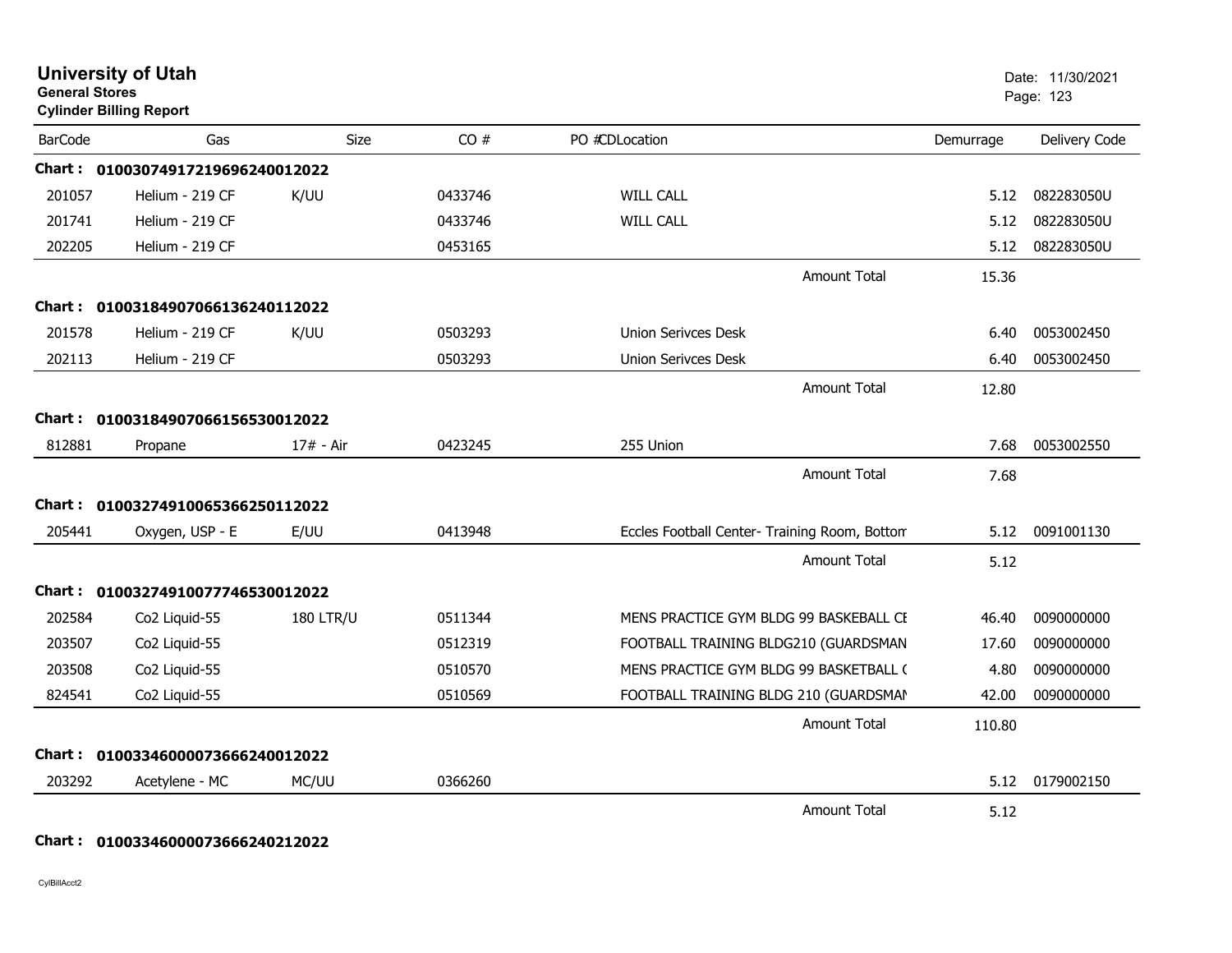# University of Utah

**General Stores**

**Cylinder Billing Report**

Date: 11/30/2021

| BarCode | Gas | Size | CO # | PO #CDLocation | Demurrage | Delivery Code |
|---|---|---|---|---|---|---|
| **Chart :** | **01003074917219696240012022** | | | | | |
| 201057 | Helium - 219 CF | K/UU | 0433746 | WILL CALL | 5.12 | 082283050U |
| 201741 | Helium - 219 CF | | 0433746 | WILL CALL | 5.12 | 082283050U |
| 202205 | Helium - 219 CF | | 0453165 | | 5.12 | 082283050U |
| | | | | Amount Total | 15.36 | |
| **Chart :** | **01003184907066136240112022** | | | | | |
| 201578 | Helium - 219 CF | K/UU | 0503293 | Union Serivces Desk | 6.40 | 0053002450 |
| 202113 | Helium - 219 CF | | 0503293 | Union Serivces Desk | 6.40 | 0053002450 |
| | | | | Amount Total | 12.80 | |
| **Chart :** | **01003184907066156530012022** | | | | | |
| 812881 | Propane | 17# - Air | 0423245 | 255 Union | 7.68 | 0053002550 |
| | | | | Amount Total | 7.68 | |
| **Chart :** | **01003274910065366250112022** | | | | | |
| 205441 | Oxygen, USP - E | E/UU | 0413948 | Eccles Football Center- Training Room, Bottom | 5.12 | 0091001130 |
| | | | | Amount Total | 5.12 | |
| **Chart :** | **01003274910077746530012022** | | | | | |
| 202584 | Co2 Liquid-55 | 180 LTR/U | 0511344 | MENS PRACTICE GYM BLDG 99 BASKEBALL CE | 46.40 | 0090000000 |
| 203507 | Co2 Liquid-55 | | 0512319 | FOOTBALL TRAINING BLDG210 (GUARDSMAN | 17.60 | 0090000000 |
| 203508 | Co2 Liquid-55 | | 0510570 | MENS PRACTICE GYM BLDG 99 BASKETBALL ( | 4.80 | 0090000000 |
| 824541 | Co2 Liquid-55 | | 0510569 | FOOTBALL TRAINING BLDG 210 (GUARDSMAN | 42.00 | 0090000000 |
| | | | | Amount Total | 110.80 | |
| **Chart :** | **01003346000073666240012022** | | | | | |
| 203292 | Acetylene - MC | MC/UU | 0366260 | | 5.12 | 0179002150 |
| | | | | Amount Total | 5.12 | |
| **Chart :** | **01003346000073666240212022** | | | | | |

CylBillAcct2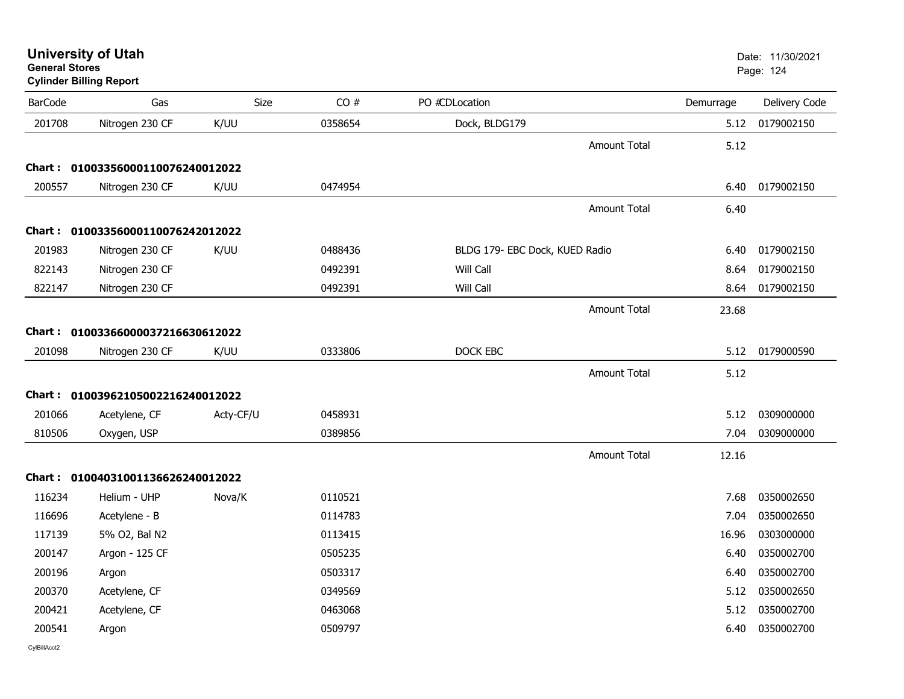# University of Utah
**General Stores**
**Cylinder Billing Report**

Date: 11/30/2021

| BarCode | Gas | Size | CO # | PO #CDLocation | Demurrage | Delivery Code |
|---|---|---|---|---|---|---|
| 201708 | Nitrogen 230 CF | K/UU | 0358654 | Dock, BLDG179 | 5.12 | 0179002150 |
| | | | | Amount Total | 5.12 | |
| **Chart :** | **01003356000110076240012022** | | | | | |
| 200557 | Nitrogen 230 CF | K/UU | 0474954 | | 6.40 | 0179002150 |
| | | | | Amount Total | 6.40 | |
| **Chart :** | **01003356000110076242012022** | | | | | |
| 201983 | Nitrogen 230 CF | K/UU | 0488436 | BLDG 179- EBC Dock, KUED Radio | 6.40 | 0179002150 |
| 822143 | Nitrogen 230 CF | | 0492391 | Will Call | 8.64 | 0179002150 |
| 822147 | Nitrogen 230 CF | | 0492391 | Will Call | 8.64 | 0179002150 |
| | | | | Amount Total | 23.68 | |
| **Chart :** | **01003366000037216630612022** | | | | | |
| 201098 | Nitrogen 230 CF | K/UU | 0333806 | DOCK EBC | 5.12 | 0179000590 |
| | | | | Amount Total | 5.12 | |
| **Chart :** | **01003962105002216240012022** | | | | | |
| 201066 | Acetylene, CF | Acty-CF/U | 0458931 | | 5.12 | 0309000000 |
| 810506 | Oxygen, USP | | 0389856 | | 7.04 | 0309000000 |
| | | | | Amount Total | 12.16 | |
| **Chart :** | **01004031001136626240012022** | | | | | |
| 116234 | Helium - UHP | Nova/K | 0110521 | | 7.68 | 0350002650 |
| 116696 | Acetylene - B | | 0114783 | | 7.04 | 0350002650 |
| 117139 | 5% O2, Bal N2 | | 0113415 | | 16.96 | 0303000000 |
| 200147 | Argon - 125 CF | | 0505235 | | 6.40 | 0350002700 |
| 200196 | Argon | | 0503317 | | 6.40 | 0350002700 |
| 200370 | Acetylene, CF | | 0349569 | | 5.12 | 0350002650 |
| 200421 | Acetylene, CF | | 0463068 | | 5.12 | 0350002700 |
| 200541 | Argon | | 0509797 | | 6.40 | 0350002700 |

CylBillAcct2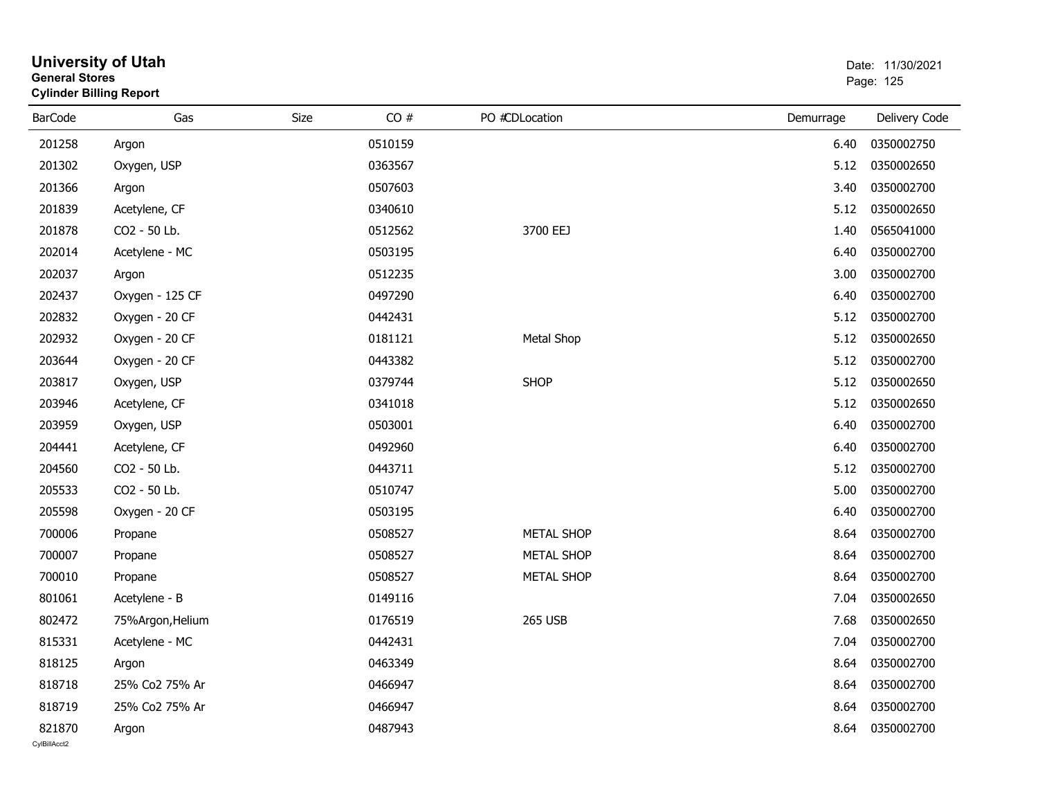# University of Utah
**General Stores**
**Cylinder Billing Report**

Date: 11/30/2021

| BarCode | Gas | Size | CO # | PO # | CDLocation | Demurrage | Delivery Code |
|---|---|---|---|---|---|---|---|
| 201258 | Argon | | 0510159 | | | 6.40 | 0350002750 |
| 201302 | Oxygen, USP | | 0363567 | | | 5.12 | 0350002650 |
| 201366 | Argon | | 0507603 | | | 3.40 | 0350002700 |
| 201839 | Acetylene, CF | | 0340610 | | | 5.12 | 0350002650 |
| 201878 | CO2 - 50 Lb. | | 0512562 | | 3700 EEJ | 1.40 | 0565041000 |
| 202014 | Acetylene - MC | | 0503195 | | | 6.40 | 0350002700 |
| 202037 | Argon | | 0512235 | | | 3.00 | 0350002700 |
| 202437 | Oxygen - 125 CF | | 0497290 | | | 6.40 | 0350002700 |
| 202832 | Oxygen - 20 CF | | 0442431 | | | 5.12 | 0350002700 |
| 202932 | Oxygen - 20 CF | | 0181121 | | Metal Shop | 5.12 | 0350002650 |
| 203644 | Oxygen - 20 CF | | 0443382 | | | 5.12 | 0350002700 |
| 203817 | Oxygen, USP | | 0379744 | | SHOP | 5.12 | 0350002650 |
| 203946 | Acetylene, CF | | 0341018 | | | 5.12 | 0350002650 |
| 203959 | Oxygen, USP | | 0503001 | | | 6.40 | 0350002700 |
| 204441 | Acetylene, CF | | 0492960 | | | 6.40 | 0350002700 |
| 204560 | CO2 - 50 Lb. | | 0443711 | | | 5.12 | 0350002700 |
| 205533 | CO2 - 50 Lb. | | 0510747 | | | 5.00 | 0350002700 |
| 205598 | Oxygen - 20 CF | | 0503195 | | | 6.40 | 0350002700 |
| 700006 | Propane | | 0508527 | | METAL SHOP | 8.64 | 0350002700 |
| 700007 | Propane | | 0508527 | | METAL SHOP | 8.64 | 0350002700 |
| 700010 | Propane | | 0508527 | | METAL SHOP | 8.64 | 0350002700 |
| 801061 | Acetylene - B | | 0149116 | | | 7.04 | 0350002650 |
| 802472 | 75%Argon,Helium | | 0176519 | | 265 USB | 7.68 | 0350002650 |
| 815331 | Acetylene - MC | | 0442431 | | | 7.04 | 0350002700 |
| 818125 | Argon | | 0463349 | | | 8.64 | 0350002700 |
| 818718 | 25% Co2 75% Ar | | 0466947 | | | 8.64 | 0350002700 |
| 818719 | 25% Co2 75% Ar | | 0466947 | | | 8.64 | 0350002700 |
| 821870 | Argon | | 0487943 | | | 8.64 | 0350002700 |

CylBillAcct2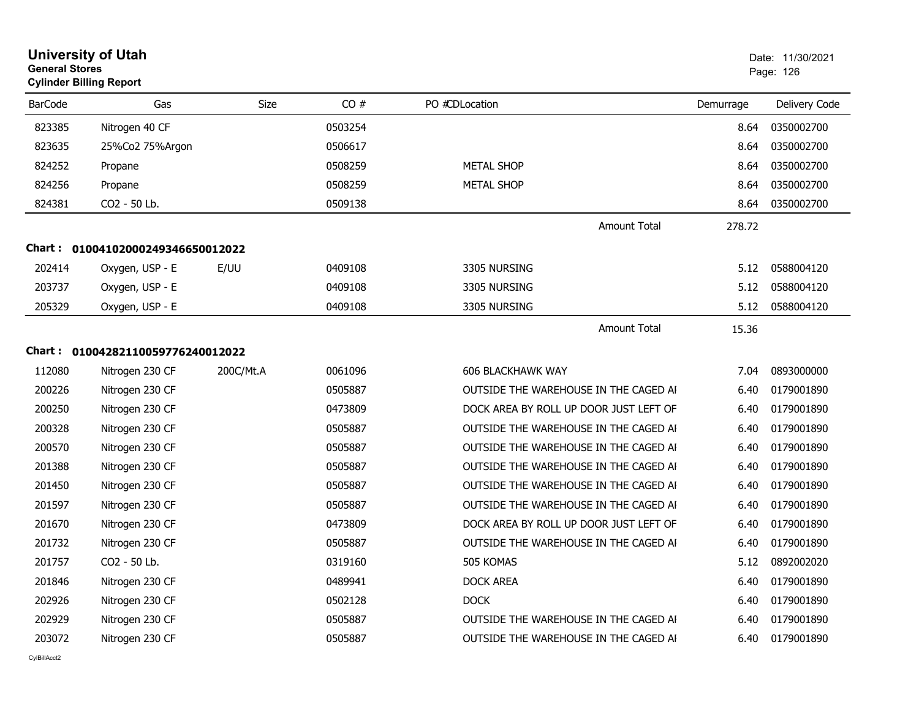# University of Utah

**General Stores**

**Cylinder Billing Report**

Date: 11/30/2021

| BarCode | Gas | Size | CO # | PO #CDLocation | Demurrage | Delivery Code |
|---|---|---|---|---|---|---|
| 823385 | Nitrogen 40 CF | | 0503254 | | 8.64 | 0350002700 |
| 823635 | 25%Co2 75%Argon | | 0506617 | | 8.64 | 0350002700 |
| 824252 | Propane | | 0508259 | METAL SHOP | 8.64 | 0350002700 |
| 824256 | Propane | | 0508259 | METAL SHOP | 8.64 | 0350002700 |
| 824381 | CO2 - 50 Lb. | | 0509138 | | 8.64 | 0350002700 |
| | | | | Amount Total | 278.72 | |

**Chart : 01004102000249346650012022**

| BarCode | Gas | Size | CO # | PO #CDLocation | Demurrage | Delivery Code |
|---|---|---|---|---|---|---|
| 202414 | Oxygen, USP - E | E/UU | 0409108 | 3305 NURSING | 5.12 | 0588004120 |
| 203737 | Oxygen, USP - E | | 0409108 | 3305 NURSING | 5.12 | 0588004120 |
| 205329 | Oxygen, USP - E | | 0409108 | 3305 NURSING | 5.12 | 0588004120 |
| | | | | Amount Total | 15.36 | |

**Chart : 01004282110059776240012022**

| BarCode | Gas | Size | CO # | PO #CDLocation | Demurrage | Delivery Code |
|---|---|---|---|---|---|---|
| 112080 | Nitrogen 230 CF | 200C/Mt.A | 0061096 | 606 BLACKHAWK WAY | 7.04 | 0893000000 |
| 200226 | Nitrogen 230 CF | | 0505887 | OUTSIDE THE WAREHOUSE IN THE CAGED AI | 6.40 | 0179001890 |
| 200250 | Nitrogen 230 CF | | 0473809 | DOCK AREA BY ROLL UP DOOR JUST LEFT OF | 6.40 | 0179001890 |
| 200328 | Nitrogen 230 CF | | 0505887 | OUTSIDE THE WAREHOUSE IN THE CAGED AI | 6.40 | 0179001890 |
| 200570 | Nitrogen 230 CF | | 0505887 | OUTSIDE THE WAREHOUSE IN THE CAGED AI | 6.40 | 0179001890 |
| 201388 | Nitrogen 230 CF | | 0505887 | OUTSIDE THE WAREHOUSE IN THE CAGED AI | 6.40 | 0179001890 |
| 201450 | Nitrogen 230 CF | | 0505887 | OUTSIDE THE WAREHOUSE IN THE CAGED AI | 6.40 | 0179001890 |
| 201597 | Nitrogen 230 CF | | 0505887 | OUTSIDE THE WAREHOUSE IN THE CAGED AI | 6.40 | 0179001890 |
| 201670 | Nitrogen 230 CF | | 0473809 | DOCK AREA BY ROLL UP DOOR JUST LEFT OF | 6.40 | 0179001890 |
| 201732 | Nitrogen 230 CF | | 0505887 | OUTSIDE THE WAREHOUSE IN THE CAGED AI | 6.40 | 0179001890 |
| 201757 | CO2 - 50 Lb. | | 0319160 | 505 KOMAS | 5.12 | 0892002020 |
| 201846 | Nitrogen 230 CF | | 0489941 | DOCK AREA | 6.40 | 0179001890 |
| 202926 | Nitrogen 230 CF | | 0502128 | DOCK | 6.40 | 0179001890 |
| 202929 | Nitrogen 230 CF | | 0505887 | OUTSIDE THE WAREHOUSE IN THE CAGED AI | 6.40 | 0179001890 |
| 203072 | Nitrogen 230 CF | | 0505887 | OUTSIDE THE WAREHOUSE IN THE CAGED AI | 6.40 | 0179001890 |

CylBillAcct2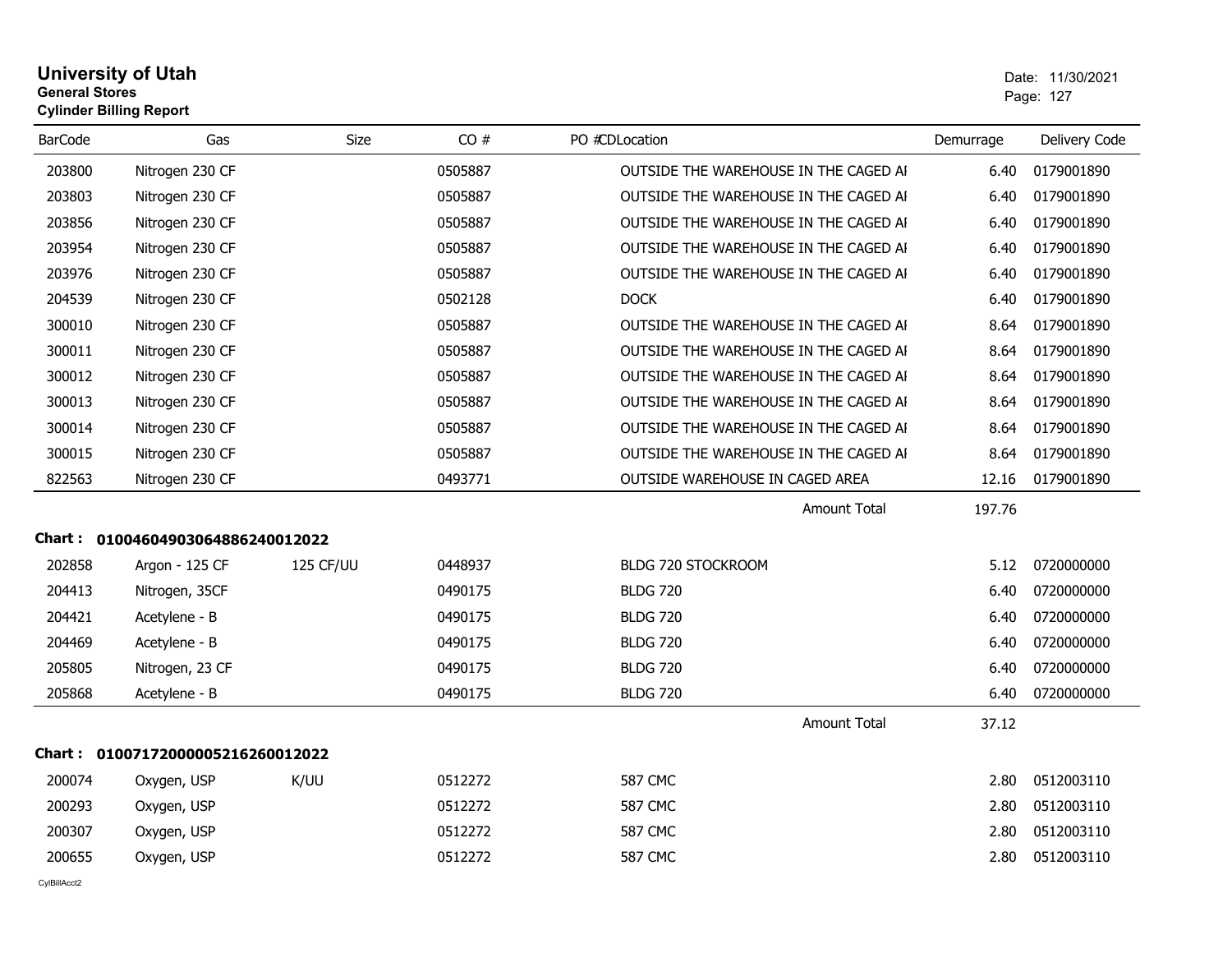# University of Utah

**General Stores**

**Cylinder Billing Report**

Date: 11/30/2021

| BarCode | Gas | Size | CO # | PO # | CDLocation | Demurrage | Delivery Code |
|---|---|---|---|---|---|---|---|
| 203800 | Nitrogen 230 CF | | 0505887 | | OUTSIDE THE WAREHOUSE IN THE CAGED AI | 6.40 | 0179001890 |
| 203803 | Nitrogen 230 CF | | 0505887 | | OUTSIDE THE WAREHOUSE IN THE CAGED AI | 6.40 | 0179001890 |
| 203856 | Nitrogen 230 CF | | 0505887 | | OUTSIDE THE WAREHOUSE IN THE CAGED AI | 6.40 | 0179001890 |
| 203954 | Nitrogen 230 CF | | 0505887 | | OUTSIDE THE WAREHOUSE IN THE CAGED AI | 6.40 | 0179001890 |
| 203976 | Nitrogen 230 CF | | 0505887 | | OUTSIDE THE WAREHOUSE IN THE CAGED AI | 6.40 | 0179001890 |
| 204539 | Nitrogen 230 CF | | 0502128 | | DOCK | 6.40 | 0179001890 |
| 300010 | Nitrogen 230 CF | | 0505887 | | OUTSIDE THE WAREHOUSE IN THE CAGED AI | 8.64 | 0179001890 |
| 300011 | Nitrogen 230 CF | | 0505887 | | OUTSIDE THE WAREHOUSE IN THE CAGED AI | 8.64 | 0179001890 |
| 300012 | Nitrogen 230 CF | | 0505887 | | OUTSIDE THE WAREHOUSE IN THE CAGED AI | 8.64 | 0179001890 |
| 300013 | Nitrogen 230 CF | | 0505887 | | OUTSIDE THE WAREHOUSE IN THE CAGED AI | 8.64 | 0179001890 |
| 300014 | Nitrogen 230 CF | | 0505887 | | OUTSIDE THE WAREHOUSE IN THE CAGED AI | 8.64 | 0179001890 |
| 300015 | Nitrogen 230 CF | | 0505887 | | OUTSIDE THE WAREHOUSE IN THE CAGED AI | 8.64 | 0179001890 |
| 822563 | Nitrogen 230 CF | | 0493771 | | OUTSIDE WAREHOUSE IN CAGED AREA | 12.16 | 0179001890 |
| | | | | | Amount Total | 197.76 | |

**Chart : 01004604903064886240012022**

| BarCode | Gas | Size | CO # | PO # | CDLocation | Demurrage | Delivery Code |
|---|---|---|---|---|---|---|---|
| 202858 | Argon - 125 CF | 125 CF/UU | 0448937 | | BLDG 720 STOCKROOM | 5.12 | 0720000000 |
| 204413 | Nitrogen, 35CF | | 0490175 | | BLDG 720 | 6.40 | 0720000000 |
| 204421 | Acetylene - B | | 0490175 | | BLDG 720 | 6.40 | 0720000000 |
| 204469 | Acetylene - B | | 0490175 | | BLDG 720 | 6.40 | 0720000000 |
| 205805 | Nitrogen, 23 CF | | 0490175 | | BLDG 720 | 6.40 | 0720000000 |
| 205868 | Acetylene - B | | 0490175 | | BLDG 720 | 6.40 | 0720000000 |
| | | | | | Amount Total | 37.12 | |

**Chart : 01007172000005216260012022**

| BarCode | Gas | Size | CO # | PO # | CDLocation | Demurrage | Delivery Code |
|---|---|---|---|---|---|---|---|
| 200074 | Oxygen, USP | K/UU | 0512272 | | 587 CMC | 2.80 | 0512003110 |
| 200293 | Oxygen, USP | | 0512272 | | 587 CMC | 2.80 | 0512003110 |
| 200307 | Oxygen, USP | | 0512272 | | 587 CMC | 2.80 | 0512003110 |
| 200655 | Oxygen, USP | | 0512272 | | 587 CMC | 2.80 | 0512003110 |

CylBillAcct2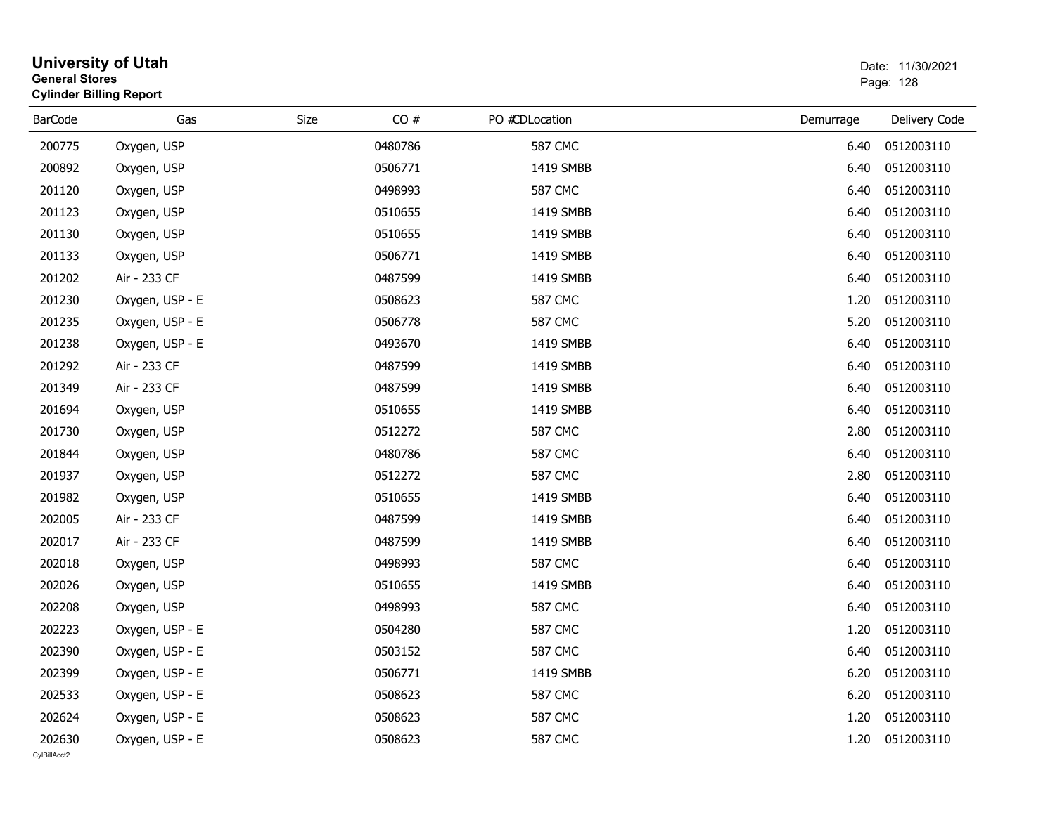# University of Utah
**General Stores**
**Cylinder Billing Report**

Date: 11/30/2021

| BarCode | Gas | Size | CO # | PO #CDLocation | Demurrage | Delivery Code |
|---|---|---|---|---|---|---|
| 200775 | Oxygen, USP | | 0480786 | 587 CMC | 6.40 | 0512003110 |
| 200892 | Oxygen, USP | | 0506771 | 1419 SMBB | 6.40 | 0512003110 |
| 201120 | Oxygen, USP | | 0498993 | 587 CMC | 6.40 | 0512003110 |
| 201123 | Oxygen, USP | | 0510655 | 1419 SMBB | 6.40 | 0512003110 |
| 201130 | Oxygen, USP | | 0510655 | 1419 SMBB | 6.40 | 0512003110 |
| 201133 | Oxygen, USP | | 0506771 | 1419 SMBB | 6.40 | 0512003110 |
| 201202 | Air - 233 CF | | 0487599 | 1419 SMBB | 6.40 | 0512003110 |
| 201230 | Oxygen, USP - E | | 0508623 | 587 CMC | 1.20 | 0512003110 |
| 201235 | Oxygen, USP - E | | 0506778 | 587 CMC | 5.20 | 0512003110 |
| 201238 | Oxygen, USP - E | | 0493670 | 1419 SMBB | 6.40 | 0512003110 |
| 201292 | Air - 233 CF | | 0487599 | 1419 SMBB | 6.40 | 0512003110 |
| 201349 | Air - 233 CF | | 0487599 | 1419 SMBB | 6.40 | 0512003110 |
| 201694 | Oxygen, USP | | 0510655 | 1419 SMBB | 6.40 | 0512003110 |
| 201730 | Oxygen, USP | | 0512272 | 587 CMC | 2.80 | 0512003110 |
| 201844 | Oxygen, USP | | 0480786 | 587 CMC | 6.40 | 0512003110 |
| 201937 | Oxygen, USP | | 0512272 | 587 CMC | 2.80 | 0512003110 |
| 201982 | Oxygen, USP | | 0510655 | 1419 SMBB | 6.40 | 0512003110 |
| 202005 | Air - 233 CF | | 0487599 | 1419 SMBB | 6.40 | 0512003110 |
| 202017 | Air - 233 CF | | 0487599 | 1419 SMBB | 6.40 | 0512003110 |
| 202018 | Oxygen, USP | | 0498993 | 587 CMC | 6.40 | 0512003110 |
| 202026 | Oxygen, USP | | 0510655 | 1419 SMBB | 6.40 | 0512003110 |
| 202208 | Oxygen, USP | | 0498993 | 587 CMC | 6.40 | 0512003110 |
| 202223 | Oxygen, USP - E | | 0504280 | 587 CMC | 1.20 | 0512003110 |
| 202390 | Oxygen, USP - E | | 0503152 | 587 CMC | 6.40 | 0512003110 |
| 202399 | Oxygen, USP - E | | 0506771 | 1419 SMBB | 6.20 | 0512003110 |
| 202533 | Oxygen, USP - E | | 0508623 | 587 CMC | 6.20 | 0512003110 |
| 202624 | Oxygen, USP - E | | 0508623 | 587 CMC | 1.20 | 0512003110 |
| 202630 | Oxygen, USP - E | | 0508623 | 587 CMC | 1.20 | 0512003110 |

CylBillAcct2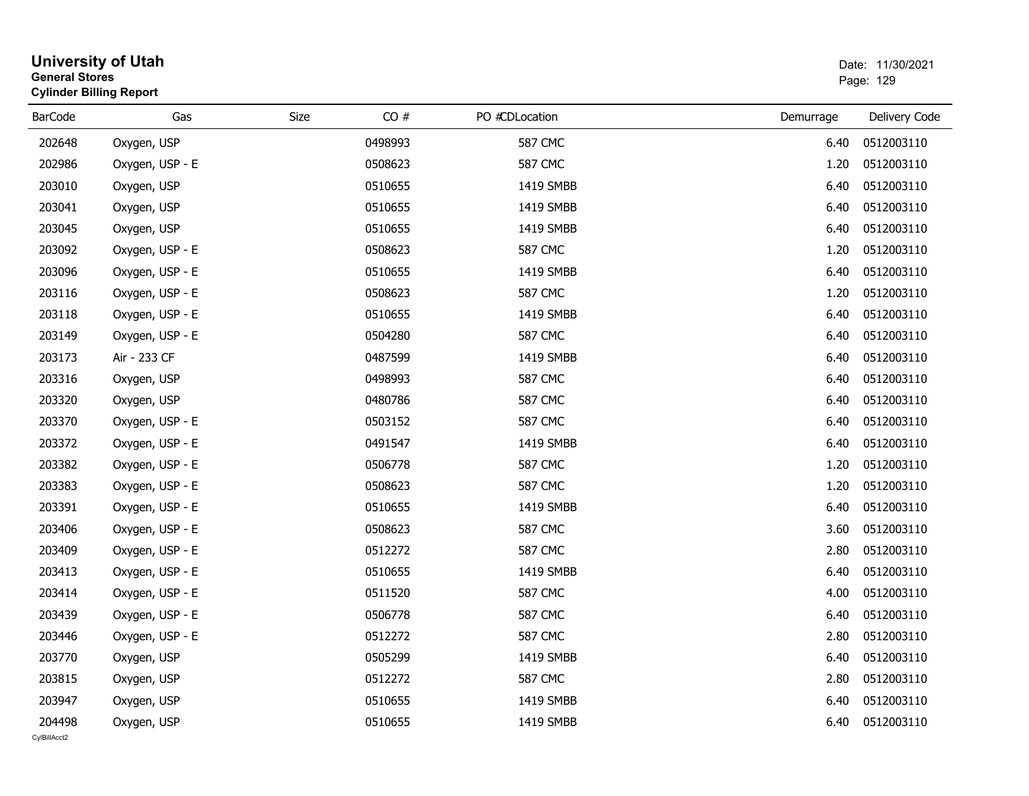# University of Utah
**General Stores**
**Cylinder Billing Report**

Date: 11/30/2021

| BarCode | Gas | Size | CO # | PO # | CDLocation | Demurrage | Delivery Code |
|---|---|---|---|---|---|---|---|
| 202648 | Oxygen, USP | | 0498993 | | 587 CMC | 6.40 | 0512003110 |
| 202986 | Oxygen, USP - E | | 0508623 | | 587 CMC | 1.20 | 0512003110 |
| 203010 | Oxygen, USP | | 0510655 | | 1419 SMBB | 6.40 | 0512003110 |
| 203041 | Oxygen, USP | | 0510655 | | 1419 SMBB | 6.40 | 0512003110 |
| 203045 | Oxygen, USP | | 0510655 | | 1419 SMBB | 6.40 | 0512003110 |
| 203092 | Oxygen, USP - E | | 0508623 | | 587 CMC | 1.20 | 0512003110 |
| 203096 | Oxygen, USP - E | | 0510655 | | 1419 SMBB | 6.40 | 0512003110 |
| 203116 | Oxygen, USP - E | | 0508623 | | 587 CMC | 1.20 | 0512003110 |
| 203118 | Oxygen, USP - E | | 0510655 | | 1419 SMBB | 6.40 | 0512003110 |
| 203149 | Oxygen, USP - E | | 0504280 | | 587 CMC | 6.40 | 0512003110 |
| 203173 | Air - 233 CF | | 0487599 | | 1419 SMBB | 6.40 | 0512003110 |
| 203316 | Oxygen, USP | | 0498993 | | 587 CMC | 6.40 | 0512003110 |
| 203320 | Oxygen, USP | | 0480786 | | 587 CMC | 6.40 | 0512003110 |
| 203370 | Oxygen, USP - E | | 0503152 | | 587 CMC | 6.40 | 0512003110 |
| 203372 | Oxygen, USP - E | | 0491547 | | 1419 SMBB | 6.40 | 0512003110 |
| 203382 | Oxygen, USP - E | | 0506778 | | 587 CMC | 1.20 | 0512003110 |
| 203383 | Oxygen, USP - E | | 0508623 | | 587 CMC | 1.20 | 0512003110 |
| 203391 | Oxygen, USP - E | | 0510655 | | 1419 SMBB | 6.40 | 0512003110 |
| 203406 | Oxygen, USP - E | | 0508623 | | 587 CMC | 3.60 | 0512003110 |
| 203409 | Oxygen, USP - E | | 0512272 | | 587 CMC | 2.80 | 0512003110 |
| 203413 | Oxygen, USP - E | | 0510655 | | 1419 SMBB | 6.40 | 0512003110 |
| 203414 | Oxygen, USP - E | | 0511520 | | 587 CMC | 4.00 | 0512003110 |
| 203439 | Oxygen, USP - E | | 0506778 | | 587 CMC | 6.40 | 0512003110 |
| 203446 | Oxygen, USP - E | | 0512272 | | 587 CMC | 2.80 | 0512003110 |
| 203770 | Oxygen, USP | | 0505299 | | 1419 SMBB | 6.40 | 0512003110 |
| 203815 | Oxygen, USP | | 0512272 | | 587 CMC | 2.80 | 0512003110 |
| 203947 | Oxygen, USP | | 0510655 | | 1419 SMBB | 6.40 | 0512003110 |
| 204498 | Oxygen, USP | | 0510655 | | 1419 SMBB | 6.40 | 0512003110 |

CylBillAcct2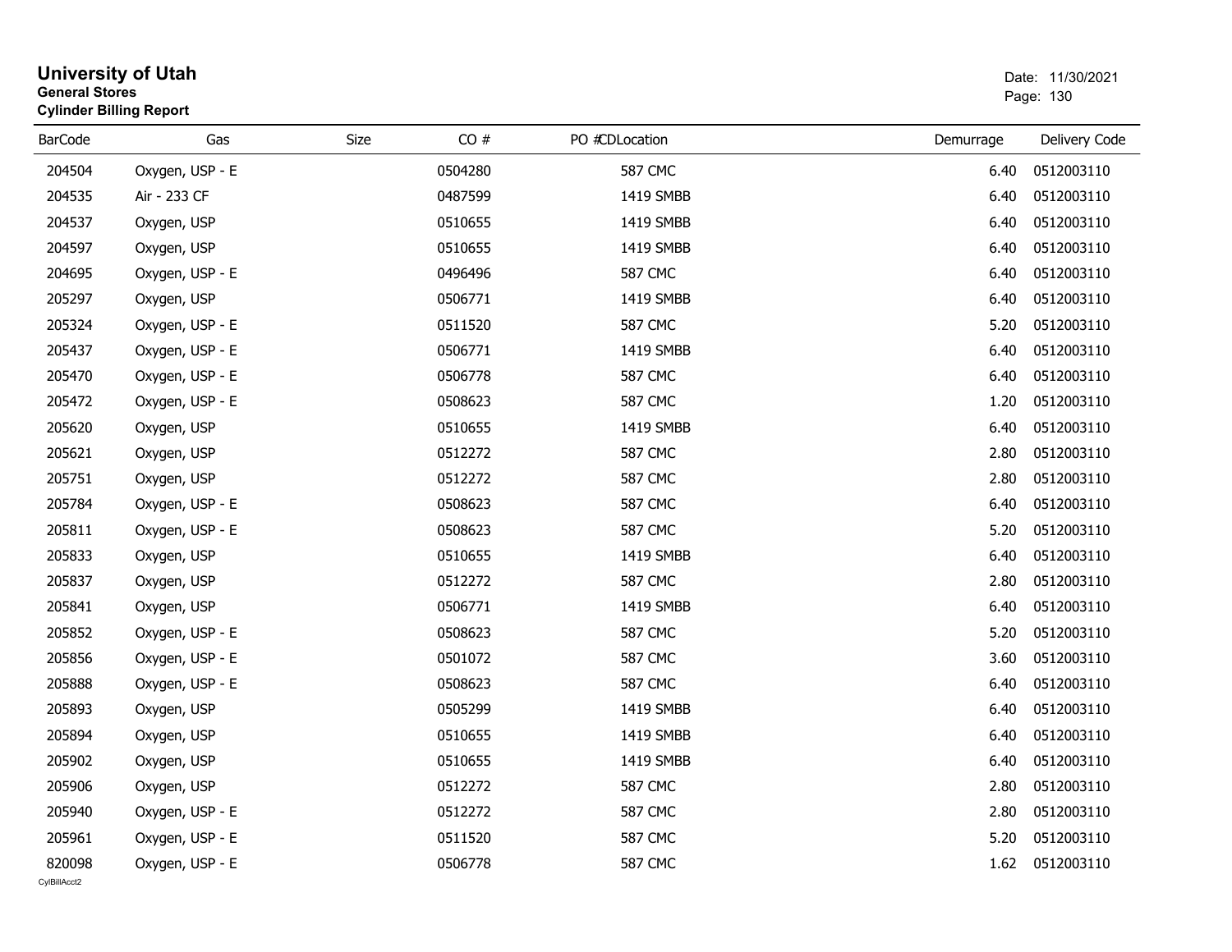# University of Utah

**General Stores**

**Cylinder Billing Report**

Date: 11/30/2021

| BarCode | Gas | Size | CO # | PO #CDLocation | Demurrage | Delivery Code |
|---|---|---|---|---|---|---|
| 204504 | Oxygen, USP - E | | 0504280 | 587 CMC | 6.40 | 0512003110 |
| 204535 | Air - 233 CF | | 0487599 | 1419 SMBB | 6.40 | 0512003110 |
| 204537 | Oxygen, USP | | 0510655 | 1419 SMBB | 6.40 | 0512003110 |
| 204597 | Oxygen, USP | | 0510655 | 1419 SMBB | 6.40 | 0512003110 |
| 204695 | Oxygen, USP - E | | 0496496 | 587 CMC | 6.40 | 0512003110 |
| 205297 | Oxygen, USP | | 0506771 | 1419 SMBB | 6.40 | 0512003110 |
| 205324 | Oxygen, USP - E | | 0511520 | 587 CMC | 5.20 | 0512003110 |
| 205437 | Oxygen, USP - E | | 0506771 | 1419 SMBB | 6.40 | 0512003110 |
| 205470 | Oxygen, USP - E | | 0506778 | 587 CMC | 6.40 | 0512003110 |
| 205472 | Oxygen, USP - E | | 0508623 | 587 CMC | 1.20 | 0512003110 |
| 205620 | Oxygen, USP | | 0510655 | 1419 SMBB | 6.40 | 0512003110 |
| 205621 | Oxygen, USP | | 0512272 | 587 CMC | 2.80 | 0512003110 |
| 205751 | Oxygen, USP | | 0512272 | 587 CMC | 2.80 | 0512003110 |
| 205784 | Oxygen, USP - E | | 0508623 | 587 CMC | 6.40 | 0512003110 |
| 205811 | Oxygen, USP - E | | 0508623 | 587 CMC | 5.20 | 0512003110 |
| 205833 | Oxygen, USP | | 0510655 | 1419 SMBB | 6.40 | 0512003110 |
| 205837 | Oxygen, USP | | 0512272 | 587 CMC | 2.80 | 0512003110 |
| 205841 | Oxygen, USP | | 0506771 | 1419 SMBB | 6.40 | 0512003110 |
| 205852 | Oxygen, USP - E | | 0508623 | 587 CMC | 5.20 | 0512003110 |
| 205856 | Oxygen, USP - E | | 0501072 | 587 CMC | 3.60 | 0512003110 |
| 205888 | Oxygen, USP - E | | 0508623 | 587 CMC | 6.40 | 0512003110 |
| 205893 | Oxygen, USP | | 0505299 | 1419 SMBB | 6.40 | 0512003110 |
| 205894 | Oxygen, USP | | 0510655 | 1419 SMBB | 6.40 | 0512003110 |
| 205902 | Oxygen, USP | | 0510655 | 1419 SMBB | 6.40 | 0512003110 |
| 205906 | Oxygen, USP | | 0512272 | 587 CMC | 2.80 | 0512003110 |
| 205940 | Oxygen, USP - E | | 0512272 | 587 CMC | 2.80 | 0512003110 |
| 205961 | Oxygen, USP - E | | 0511520 | 587 CMC | 5.20 | 0512003110 |
| 820098 | Oxygen, USP - E | | 0506778 | 587 CMC | 1.62 | 0512003110 |

CylBillAcct2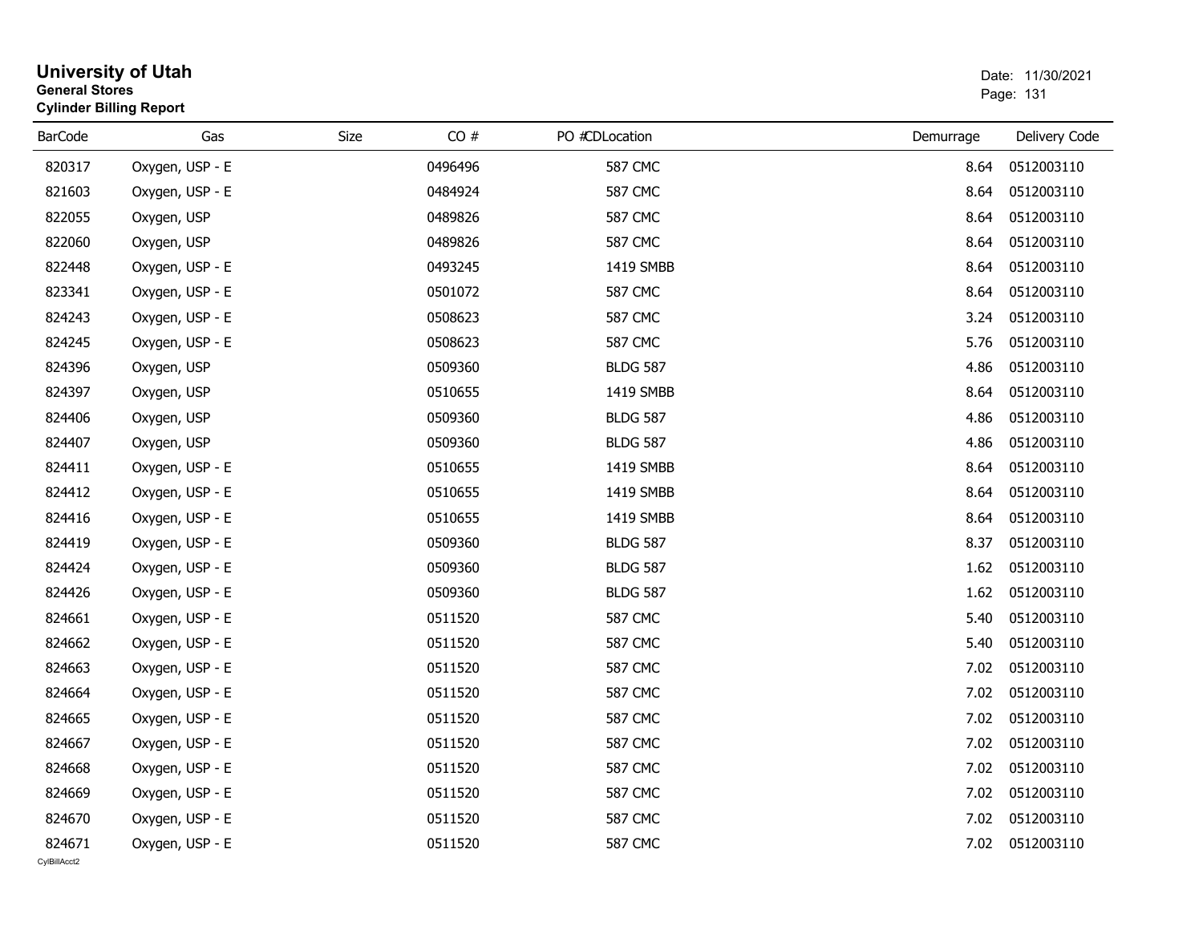# University of Utah

**General Stores**

**Cylinder Billing Report**

Date: 11/30/2021

| BarCode | Gas | Size | CO # | PO # | CDLocation | Demurrage | Delivery Code |
|---|---|---|---|---|---|---|---|
| 820317 | Oxygen, USP - E | | 0496496 | | 587 CMC | 8.64 | 0512003110 |
| 821603 | Oxygen, USP - E | | 0484924 | | 587 CMC | 8.64 | 0512003110 |
| 822055 | Oxygen, USP | | 0489826 | | 587 CMC | 8.64 | 0512003110 |
| 822060 | Oxygen, USP | | 0489826 | | 587 CMC | 8.64 | 0512003110 |
| 822448 | Oxygen, USP - E | | 0493245 | | 1419 SMBB | 8.64 | 0512003110 |
| 823341 | Oxygen, USP - E | | 0501072 | | 587 CMC | 8.64 | 0512003110 |
| 824243 | Oxygen, USP - E | | 0508623 | | 587 CMC | 3.24 | 0512003110 |
| 824245 | Oxygen, USP - E | | 0508623 | | 587 CMC | 5.76 | 0512003110 |
| 824396 | Oxygen, USP | | 0509360 | | BLDG 587 | 4.86 | 0512003110 |
| 824397 | Oxygen, USP | | 0510655 | | 1419 SMBB | 8.64 | 0512003110 |
| 824406 | Oxygen, USP | | 0509360 | | BLDG 587 | 4.86 | 0512003110 |
| 824407 | Oxygen, USP | | 0509360 | | BLDG 587 | 4.86 | 0512003110 |
| 824411 | Oxygen, USP - E | | 0510655 | | 1419 SMBB | 8.64 | 0512003110 |
| 824412 | Oxygen, USP - E | | 0510655 | | 1419 SMBB | 8.64 | 0512003110 |
| 824416 | Oxygen, USP - E | | 0510655 | | 1419 SMBB | 8.64 | 0512003110 |
| 824419 | Oxygen, USP - E | | 0509360 | | BLDG 587 | 8.37 | 0512003110 |
| 824424 | Oxygen, USP - E | | 0509360 | | BLDG 587 | 1.62 | 0512003110 |
| 824426 | Oxygen, USP - E | | 0509360 | | BLDG 587 | 1.62 | 0512003110 |
| 824661 | Oxygen, USP - E | | 0511520 | | 587 CMC | 5.40 | 0512003110 |
| 824662 | Oxygen, USP - E | | 0511520 | | 587 CMC | 5.40 | 0512003110 |
| 824663 | Oxygen, USP - E | | 0511520 | | 587 CMC | 7.02 | 0512003110 |
| 824664 | Oxygen, USP - E | | 0511520 | | 587 CMC | 7.02 | 0512003110 |
| 824665 | Oxygen, USP - E | | 0511520 | | 587 CMC | 7.02 | 0512003110 |
| 824667 | Oxygen, USP - E | | 0511520 | | 587 CMC | 7.02 | 0512003110 |
| 824668 | Oxygen, USP - E | | 0511520 | | 587 CMC | 7.02 | 0512003110 |
| 824669 | Oxygen, USP - E | | 0511520 | | 587 CMC | 7.02 | 0512003110 |
| 824670 | Oxygen, USP - E | | 0511520 | | 587 CMC | 7.02 | 0512003110 |
| 824671 | Oxygen, USP - E | | 0511520 | | 587 CMC | 7.02 | 0512003110 |

CylBillAcct2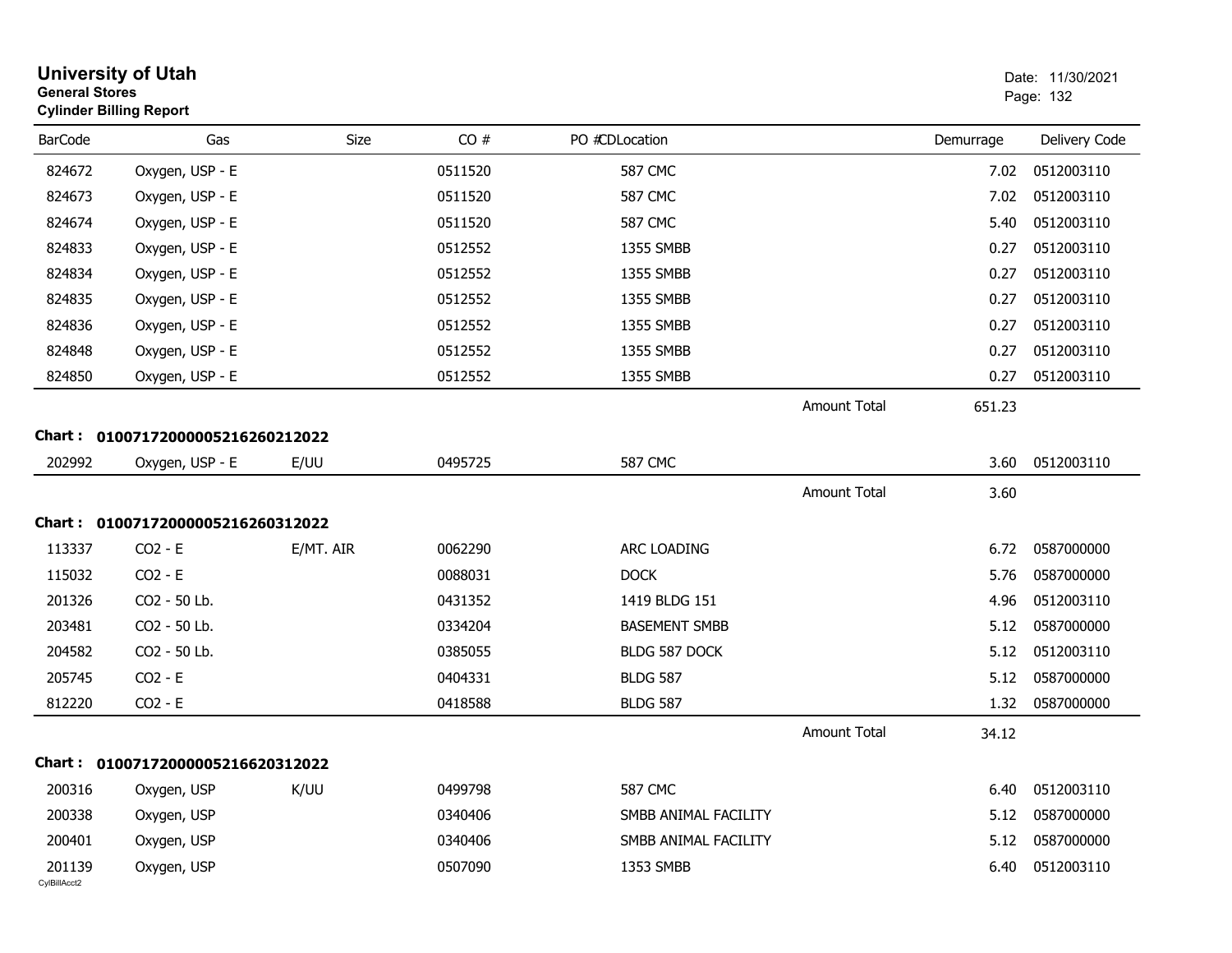# University of Utah
**General Stores**
**Cylinder Billing Report**

Date: 11/30/2021

| BarCode | Gas | Size | CO # | PO #CDLocation | | Demurrage | Delivery Code |
|---|---|---|---|---|---|---|---|
| 824672 | Oxygen, USP - E | | 0511520 | 587 CMC | | 7.02 | 0512003110 |
| 824673 | Oxygen, USP - E | | 0511520 | 587 CMC | | 7.02 | 0512003110 |
| 824674 | Oxygen, USP - E | | 0511520 | 587 CMC | | 5.40 | 0512003110 |
| 824833 | Oxygen, USP - E | | 0512552 | 1355 SMBB | | 0.27 | 0512003110 |
| 824834 | Oxygen, USP - E | | 0512552 | 1355 SMBB | | 0.27 | 0512003110 |
| 824835 | Oxygen, USP - E | | 0512552 | 1355 SMBB | | 0.27 | 0512003110 |
| 824836 | Oxygen, USP - E | | 0512552 | 1355 SMBB | | 0.27 | 0512003110 |
| 824848 | Oxygen, USP - E | | 0512552 | 1355 SMBB | | 0.27 | 0512003110 |
| 824850 | Oxygen, USP - E | | 0512552 | 1355 SMBB | | 0.27 | 0512003110 |
| | | | | | Amount Total | 651.23 | |

**Chart : 01007172000005216260212022**

| BarCode | Gas | Size | CO # | PO #CDLocation | | Demurrage | Delivery Code |
|---|---|---|---|---|---|---|---|
| 202992 | Oxygen, USP - E | E/UU | 0495725 | 587 CMC | | 3.60 | 0512003110 |
| | | | | | Amount Total | 3.60 | |

**Chart : 01007172000005216260312022**

| BarCode | Gas | Size | CO # | PO #CDLocation | | Demurrage | Delivery Code |
|---|---|---|---|---|---|---|---|
| 113337 | CO2 - E | E/MT. AIR | 0062290 | ARC LOADING | | 6.72 | 0587000000 |
| 115032 | CO2 - E | | 0088031 | DOCK | | 5.76 | 0587000000 |
| 201326 | CO2 - 50 Lb. | | 0431352 | 1419 BLDG 151 | | 4.96 | 0512003110 |
| 203481 | CO2 - 50 Lb. | | 0334204 | BASEMENT SMBB | | 5.12 | 0587000000 |
| 204582 | CO2 - 50 Lb. | | 0385055 | BLDG 587 DOCK | | 5.12 | 0512003110 |
| 205745 | CO2 - E | | 0404331 | BLDG 587 | | 5.12 | 0587000000 |
| 812220 | CO2 - E | | 0418588 | BLDG 587 | | 1.32 | 0587000000 |
| | | | | | Amount Total | 34.12 | |

**Chart : 01007172000005216620312022**

| BarCode | Gas | Size | CO # | PO #CDLocation | | Demurrage | Delivery Code |
|---|---|---|---|---|---|---|---|
| 200316 | Oxygen, USP | K/UU | 0499798 | 587 CMC | | 6.40 | 0512003110 |
| 200338 | Oxygen, USP | | 0340406 | SMBB ANIMAL FACILITY | | 5.12 | 0587000000 |
| 200401 | Oxygen, USP | | 0340406 | SMBB ANIMAL FACILITY | | 5.12 | 0587000000 |
| 201139 | Oxygen, USP | | 0507090 | 1353 SMBB | | 6.40 | 0512003110 |

CylBillAcct2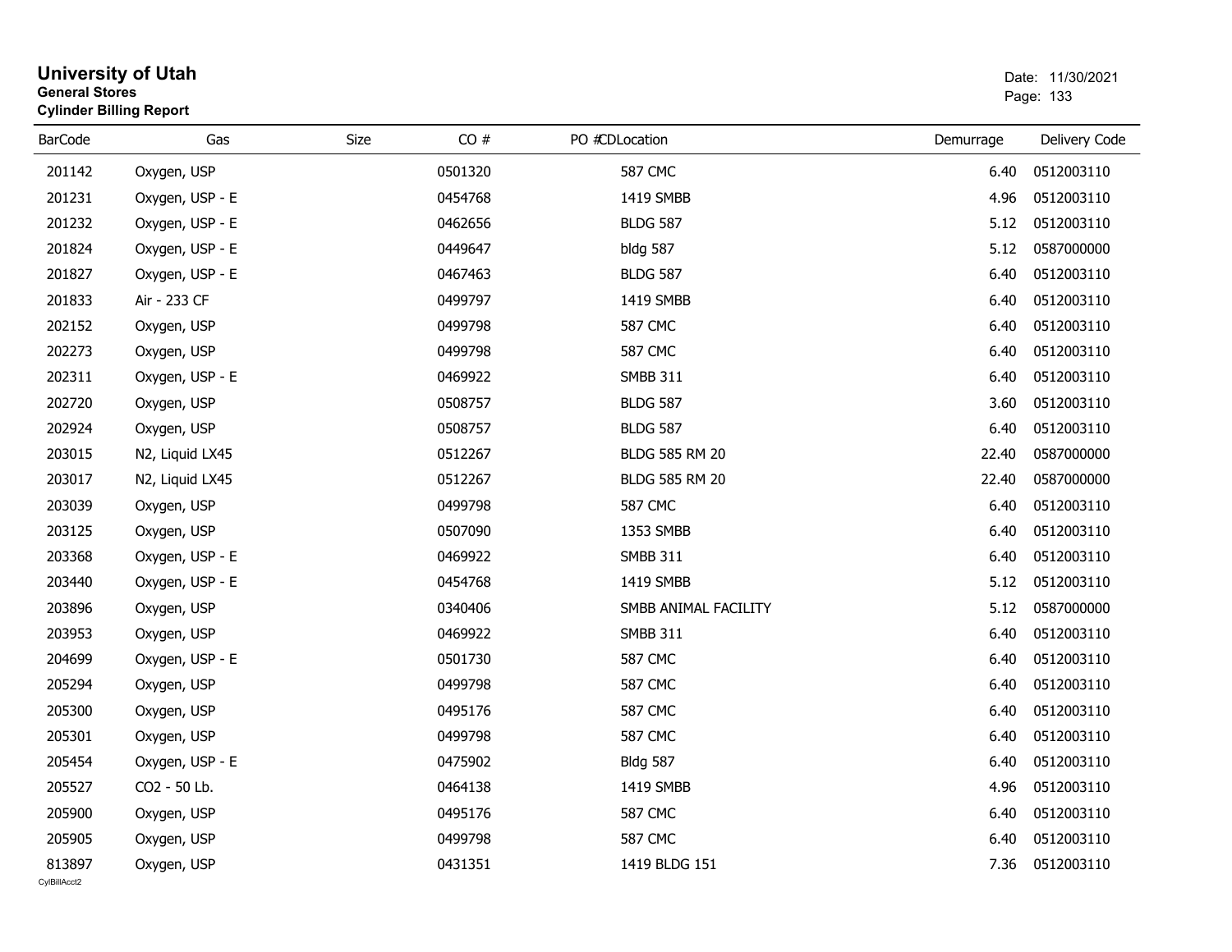# University of Utah

**General Stores**

**Cylinder Billing Report**

Date: 11/30/2021

| BarCode | Gas | Size | CO # | PO # | CDLocation | Demurrage | Delivery Code |
|---|---|---|---|---|---|---|---|
| 201142 | Oxygen, USP | | 0501320 | | 587 CMC | 6.40 | 0512003110 |
| 201231 | Oxygen, USP - E | | 0454768 | | 1419 SMBB | 4.96 | 0512003110 |
| 201232 | Oxygen, USP - E | | 0462656 | | BLDG 587 | 5.12 | 0512003110 |
| 201824 | Oxygen, USP - E | | 0449647 | | bldg 587 | 5.12 | 0587000000 |
| 201827 | Oxygen, USP - E | | 0467463 | | BLDG 587 | 6.40 | 0512003110 |
| 201833 | Air - 233 CF | | 0499797 | | 1419 SMBB | 6.40 | 0512003110 |
| 202152 | Oxygen, USP | | 0499798 | | 587 CMC | 6.40 | 0512003110 |
| 202273 | Oxygen, USP | | 0499798 | | 587 CMC | 6.40 | 0512003110 |
| 202311 | Oxygen, USP - E | | 0469922 | | SMBB 311 | 6.40 | 0512003110 |
| 202720 | Oxygen, USP | | 0508757 | | BLDG 587 | 3.60 | 0512003110 |
| 202924 | Oxygen, USP | | 0508757 | | BLDG 587 | 6.40 | 0512003110 |
| 203015 | N2, Liquid LX45 | | 0512267 | | BLDG 585 RM 20 | 22.40 | 0587000000 |
| 203017 | N2, Liquid LX45 | | 0512267 | | BLDG 585 RM 20 | 22.40 | 0587000000 |
| 203039 | Oxygen, USP | | 0499798 | | 587 CMC | 6.40 | 0512003110 |
| 203125 | Oxygen, USP | | 0507090 | | 1353 SMBB | 6.40 | 0512003110 |
| 203368 | Oxygen, USP - E | | 0469922 | | SMBB 311 | 6.40 | 0512003110 |
| 203440 | Oxygen, USP - E | | 0454768 | | 1419 SMBB | 5.12 | 0512003110 |
| 203896 | Oxygen, USP | | 0340406 | | SMBB ANIMAL FACILITY | 5.12 | 0587000000 |
| 203953 | Oxygen, USP | | 0469922 | | SMBB 311 | 6.40 | 0512003110 |
| 204699 | Oxygen, USP - E | | 0501730 | | 587 CMC | 6.40 | 0512003110 |
| 205294 | Oxygen, USP | | 0499798 | | 587 CMC | 6.40 | 0512003110 |
| 205300 | Oxygen, USP | | 0495176 | | 587 CMC | 6.40 | 0512003110 |
| 205301 | Oxygen, USP | | 0499798 | | 587 CMC | 6.40 | 0512003110 |
| 205454 | Oxygen, USP - E | | 0475902 | | Bldg 587 | 6.40 | 0512003110 |
| 205527 | CO2 - 50 Lb. | | 0464138 | | 1419 SMBB | 4.96 | 0512003110 |
| 205900 | Oxygen, USP | | 0495176 | | 587 CMC | 6.40 | 0512003110 |
| 205905 | Oxygen, USP | | 0499798 | | 587 CMC | 6.40 | 0512003110 |
| 813897 | Oxygen, USP | | 0431351 | | 1419 BLDG 151 | 7.36 | 0512003110 |

CylBillAcct2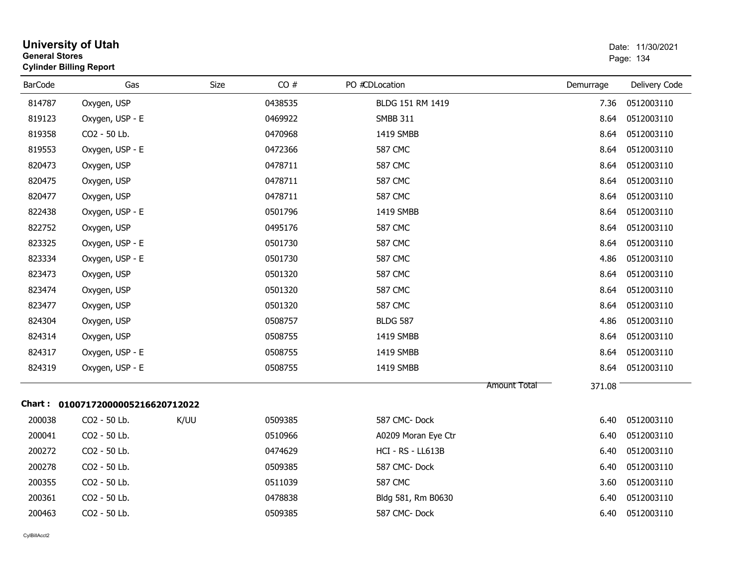# University of Utah

**General Stores**

**Cylinder Billing Report**

Date: 11/30/2021

| BarCode | Gas | Size | CO # | PO #CDLocation | Demurrage | Delivery Code |
|---|---|---|---|---|---|---|
| 814787 | Oxygen, USP | | 0438535 | BLDG 151 RM 1419 | 7.36 | 0512003110 |
| 819123 | Oxygen, USP - E | | 0469922 | SMBB 311 | 8.64 | 0512003110 |
| 819358 | CO2 - 50 Lb. | | 0470968 | 1419 SMBB | 8.64 | 0512003110 |
| 819553 | Oxygen, USP - E | | 0472366 | 587 CMC | 8.64 | 0512003110 |
| 820473 | Oxygen, USP | | 0478711 | 587 CMC | 8.64 | 0512003110 |
| 820475 | Oxygen, USP | | 0478711 | 587 CMC | 8.64 | 0512003110 |
| 820477 | Oxygen, USP | | 0478711 | 587 CMC | 8.64 | 0512003110 |
| 822438 | Oxygen, USP - E | | 0501796 | 1419 SMBB | 8.64 | 0512003110 |
| 822752 | Oxygen, USP | | 0495176 | 587 CMC | 8.64 | 0512003110 |
| 823325 | Oxygen, USP - E | | 0501730 | 587 CMC | 8.64 | 0512003110 |
| 823334 | Oxygen, USP - E | | 0501730 | 587 CMC | 4.86 | 0512003110 |
| 823473 | Oxygen, USP | | 0501320 | 587 CMC | 8.64 | 0512003110 |
| 823474 | Oxygen, USP | | 0501320 | 587 CMC | 8.64 | 0512003110 |
| 823477 | Oxygen, USP | | 0501320 | 587 CMC | 8.64 | 0512003110 |
| 824304 | Oxygen, USP | | 0508757 | BLDG 587 | 4.86 | 0512003110 |
| 824314 | Oxygen, USP | | 0508755 | 1419 SMBB | 8.64 | 0512003110 |
| 824317 | Oxygen, USP - E | | 0508755 | 1419 SMBB | 8.64 | 0512003110 |
| 824319 | Oxygen, USP - E | | 0508755 | 1419 SMBB | 8.64 | 0512003110 |
| | | | | Amount Total | 371.08 | |

**Chart : 01007172000005216620712022**

| BarCode | Gas | Size | CO # | PO #CDLocation | Demurrage | Delivery Code |
|---|---|---|---|---|---|---|
| 200038 | CO2 - 50 Lb. | K/UU | 0509385 | 587 CMC- Dock | 6.40 | 0512003110 |
| 200041 | CO2 - 50 Lb. | | 0510966 | A0209 Moran Eye Ctr | 6.40 | 0512003110 |
| 200272 | CO2 - 50 Lb. | | 0474629 | HCI - RS - LL613B | 6.40 | 0512003110 |
| 200278 | CO2 - 50 Lb. | | 0509385 | 587 CMC- Dock | 6.40 | 0512003110 |
| 200355 | CO2 - 50 Lb. | | 0511039 | 587 CMC | 3.60 | 0512003110 |
| 200361 | CO2 - 50 Lb. | | 0478838 | Bldg 581, Rm B0630 | 6.40 | 0512003110 |
| 200463 | CO2 - 50 Lb. | | 0509385 | 587 CMC- Dock | 6.40 | 0512003110 |

CylBillAcct2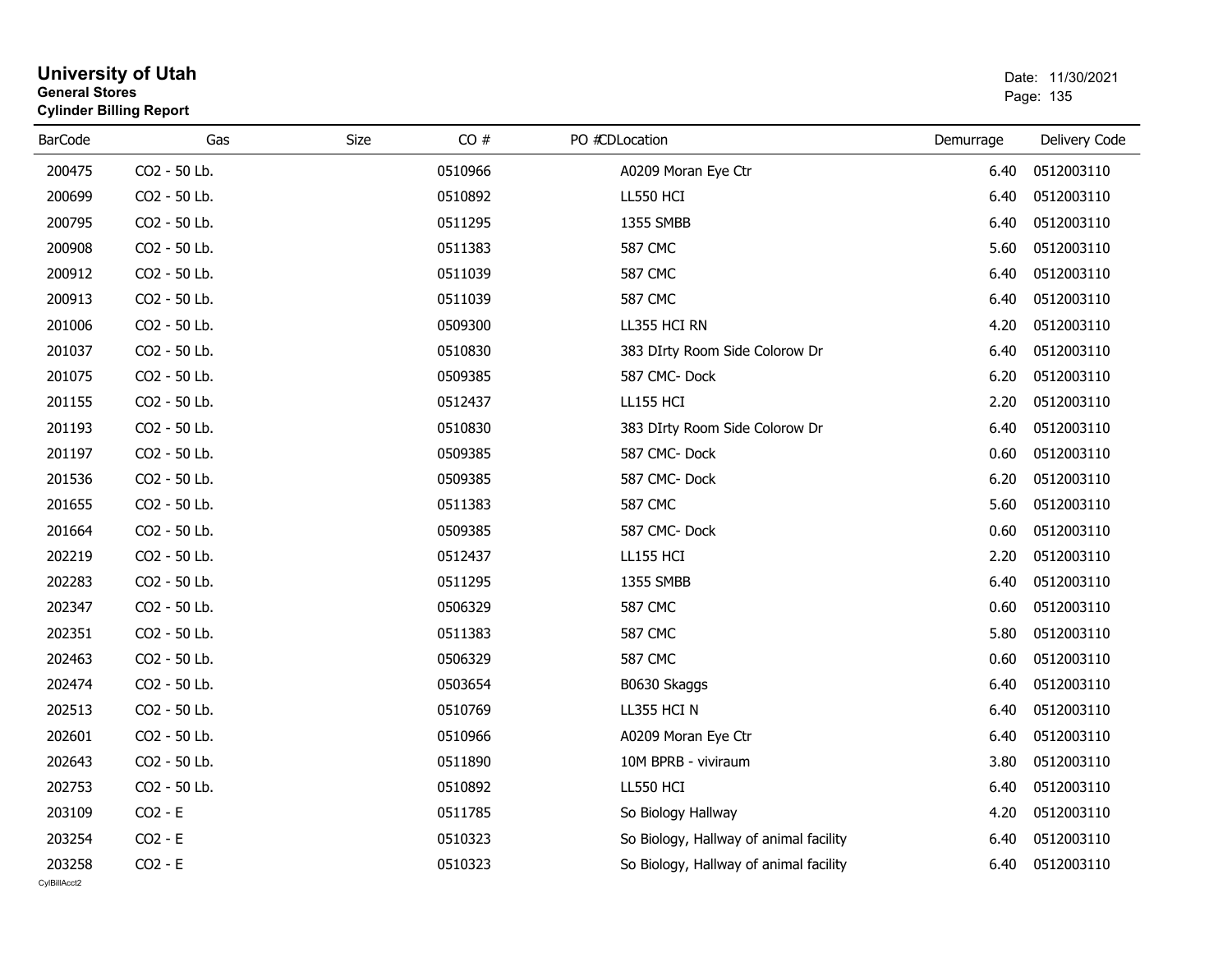# University of Utah

**General Stores**

**Cylinder Billing Report**

Date: 11/30/2021

| BarCode | Gas | Size | CO # | PO # | CD | Location | Demurrage | Delivery Code |
|---|---|---|---|---|---|---|---|---|
| 200475 | CO2 - 50 Lb. | | 0510966 | | | A0209 Moran Eye Ctr | 6.40 | 0512003110 |
| 200699 | CO2 - 50 Lb. | | 0510892 | | | LL550 HCI | 6.40 | 0512003110 |
| 200795 | CO2 - 50 Lb. | | 0511295 | | | 1355 SMBB | 6.40 | 0512003110 |
| 200908 | CO2 - 50 Lb. | | 0511383 | | | 587 CMC | 5.60 | 0512003110 |
| 200912 | CO2 - 50 Lb. | | 0511039 | | | 587 CMC | 6.40 | 0512003110 |
| 200913 | CO2 - 50 Lb. | | 0511039 | | | 587 CMC | 6.40 | 0512003110 |
| 201006 | CO2 - 50 Lb. | | 0509300 | | | LL355 HCI RN | 4.20 | 0512003110 |
| 201037 | CO2 - 50 Lb. | | 0510830 | | | 383 DIrty Room Side Colorow Dr | 6.40 | 0512003110 |
| 201075 | CO2 - 50 Lb. | | 0509385 | | | 587 CMC- Dock | 6.20 | 0512003110 |
| 201155 | CO2 - 50 Lb. | | 0512437 | | | LL155 HCI | 2.20 | 0512003110 |
| 201193 | CO2 - 50 Lb. | | 0510830 | | | 383 DIrty Room Side Colorow Dr | 6.40 | 0512003110 |
| 201197 | CO2 - 50 Lb. | | 0509385 | | | 587 CMC- Dock | 0.60 | 0512003110 |
| 201536 | CO2 - 50 Lb. | | 0509385 | | | 587 CMC- Dock | 6.20 | 0512003110 |
| 201655 | CO2 - 50 Lb. | | 0511383 | | | 587 CMC | 5.60 | 0512003110 |
| 201664 | CO2 - 50 Lb. | | 0509385 | | | 587 CMC- Dock | 0.60 | 0512003110 |
| 202219 | CO2 - 50 Lb. | | 0512437 | | | LL155 HCI | 2.20 | 0512003110 |
| 202283 | CO2 - 50 Lb. | | 0511295 | | | 1355 SMBB | 6.40 | 0512003110 |
| 202347 | CO2 - 50 Lb. | | 0506329 | | | 587 CMC | 0.60 | 0512003110 |
| 202351 | CO2 - 50 Lb. | | 0511383 | | | 587 CMC | 5.80 | 0512003110 |
| 202463 | CO2 - 50 Lb. | | 0506329 | | | 587 CMC | 0.60 | 0512003110 |
| 202474 | CO2 - 50 Lb. | | 0503654 | | | B0630 Skaggs | 6.40 | 0512003110 |
| 202513 | CO2 - 50 Lb. | | 0510769 | | | LL355 HCI N | 6.40 | 0512003110 |
| 202601 | CO2 - 50 Lb. | | 0510966 | | | A0209 Moran Eye Ctr | 6.40 | 0512003110 |
| 202643 | CO2 - 50 Lb. | | 0511890 | | | 10M BPRB - viviraum | 3.80 | 0512003110 |
| 202753 | CO2 - 50 Lb. | | 0510892 | | | LL550 HCI | 6.40 | 0512003110 |
| 203109 | CO2 - E | | 0511785 | | | So Biology Hallway | 4.20 | 0512003110 |
| 203254 | CO2 - E | | 0510323 | | | So Biology, Hallway of animal facility | 6.40 | 0512003110 |
| 203258 | CO2 - E | | 0510323 | | | So Biology, Hallway of animal facility | 6.40 | 0512003110 |

CylBillAcct2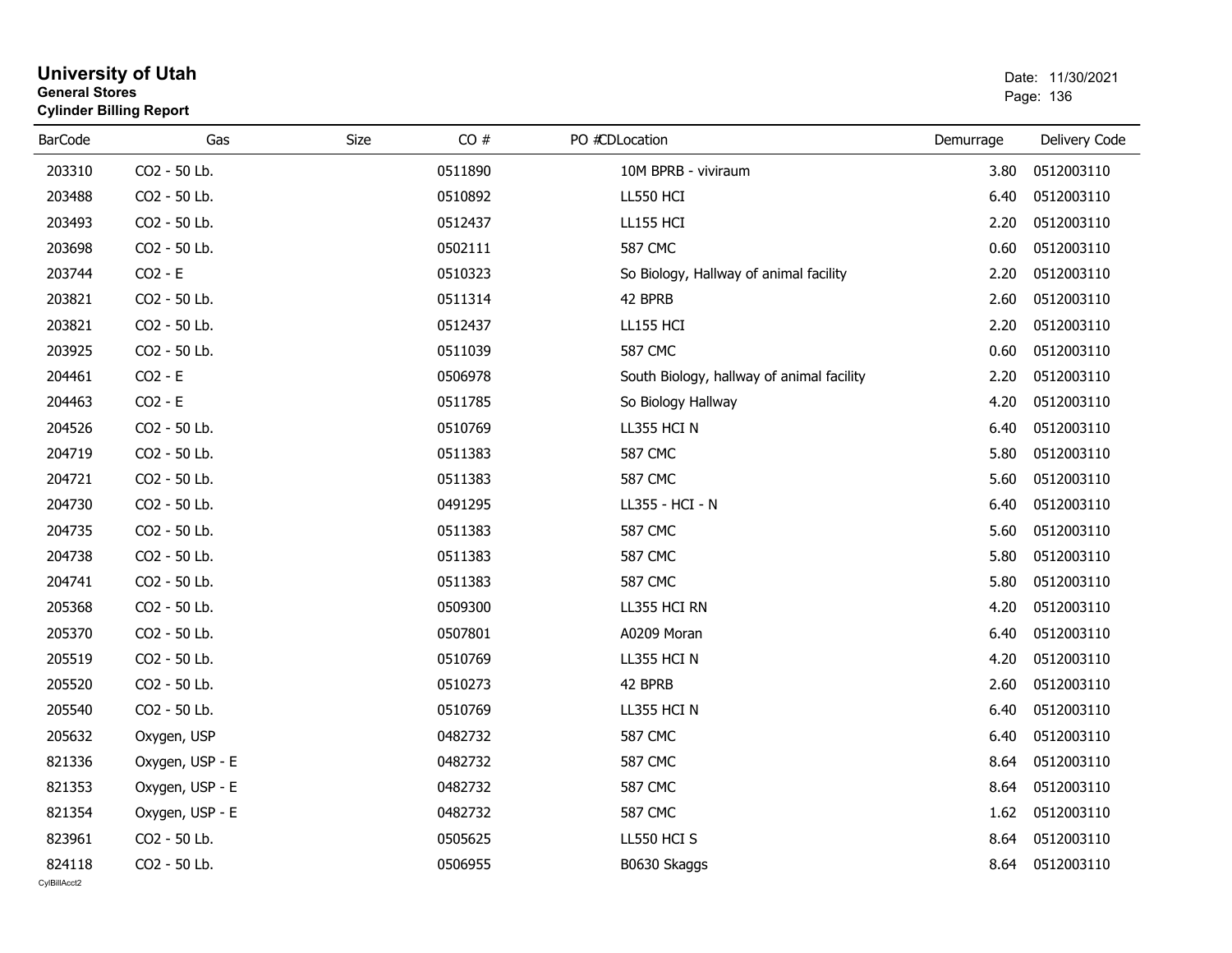# University of Utah

**General Stores**

**Cylinder Billing Report**

Date: 11/30/2021

| BarCode | Gas | Size | CO # | PO # | CDLocation | Demurrage | Delivery Code |
|---|---|---|---|---|---|---|---|
| 203310 | CO2 - 50 Lb. | | 0511890 | | 10M BPRB - viviraum | 3.80 | 0512003110 |
| 203488 | CO2 - 50 Lb. | | 0510892 | | LL550 HCI | 6.40 | 0512003110 |
| 203493 | CO2 - 50 Lb. | | 0512437 | | LL155 HCI | 2.20 | 0512003110 |
| 203698 | CO2 - 50 Lb. | | 0502111 | | 587 CMC | 0.60 | 0512003110 |
| 203744 | CO2 - E | | 0510323 | | So Biology, Hallway of animal facility | 2.20 | 0512003110 |
| 203821 | CO2 - 50 Lb. | | 0511314 | | 42 BPRB | 2.60 | 0512003110 |
| 203821 | CO2 - 50 Lb. | | 0512437 | | LL155 HCI | 2.20 | 0512003110 |
| 203925 | CO2 - 50 Lb. | | 0511039 | | 587 CMC | 0.60 | 0512003110 |
| 204461 | CO2 - E | | 0506978 | | South Biology, hallway of animal facility | 2.20 | 0512003110 |
| 204463 | CO2 - E | | 0511785 | | So Biology Hallway | 4.20 | 0512003110 |
| 204526 | CO2 - 50 Lb. | | 0510769 | | LL355 HCI N | 6.40 | 0512003110 |
| 204719 | CO2 - 50 Lb. | | 0511383 | | 587 CMC | 5.80 | 0512003110 |
| 204721 | CO2 - 50 Lb. | | 0511383 | | 587 CMC | 5.60 | 0512003110 |
| 204730 | CO2 - 50 Lb. | | 0491295 | | LL355 - HCI - N | 6.40 | 0512003110 |
| 204735 | CO2 - 50 Lb. | | 0511383 | | 587 CMC | 5.60 | 0512003110 |
| 204738 | CO2 - 50 Lb. | | 0511383 | | 587 CMC | 5.80 | 0512003110 |
| 204741 | CO2 - 50 Lb. | | 0511383 | | 587 CMC | 5.80 | 0512003110 |
| 205368 | CO2 - 50 Lb. | | 0509300 | | LL355 HCI RN | 4.20 | 0512003110 |
| 205370 | CO2 - 50 Lb. | | 0507801 | | A0209 Moran | 6.40 | 0512003110 |
| 205519 | CO2 - 50 Lb. | | 0510769 | | LL355 HCI N | 4.20 | 0512003110 |
| 205520 | CO2 - 50 Lb. | | 0510273 | | 42 BPRB | 2.60 | 0512003110 |
| 205540 | CO2 - 50 Lb. | | 0510769 | | LL355 HCI N | 6.40 | 0512003110 |
| 205632 | Oxygen, USP | | 0482732 | | 587 CMC | 6.40 | 0512003110 |
| 821336 | Oxygen, USP - E | | 0482732 | | 587 CMC | 8.64 | 0512003110 |
| 821353 | Oxygen, USP - E | | 0482732 | | 587 CMC | 8.64 | 0512003110 |
| 821354 | Oxygen, USP - E | | 0482732 | | 587 CMC | 1.62 | 0512003110 |
| 823961 | CO2 - 50 Lb. | | 0505625 | | LL550 HCI S | 8.64 | 0512003110 |
| 824118 | CO2 - 50 Lb. | | 0506955 | | B0630 Skaggs | 8.64 | 0512003110 |

CylBillAcct2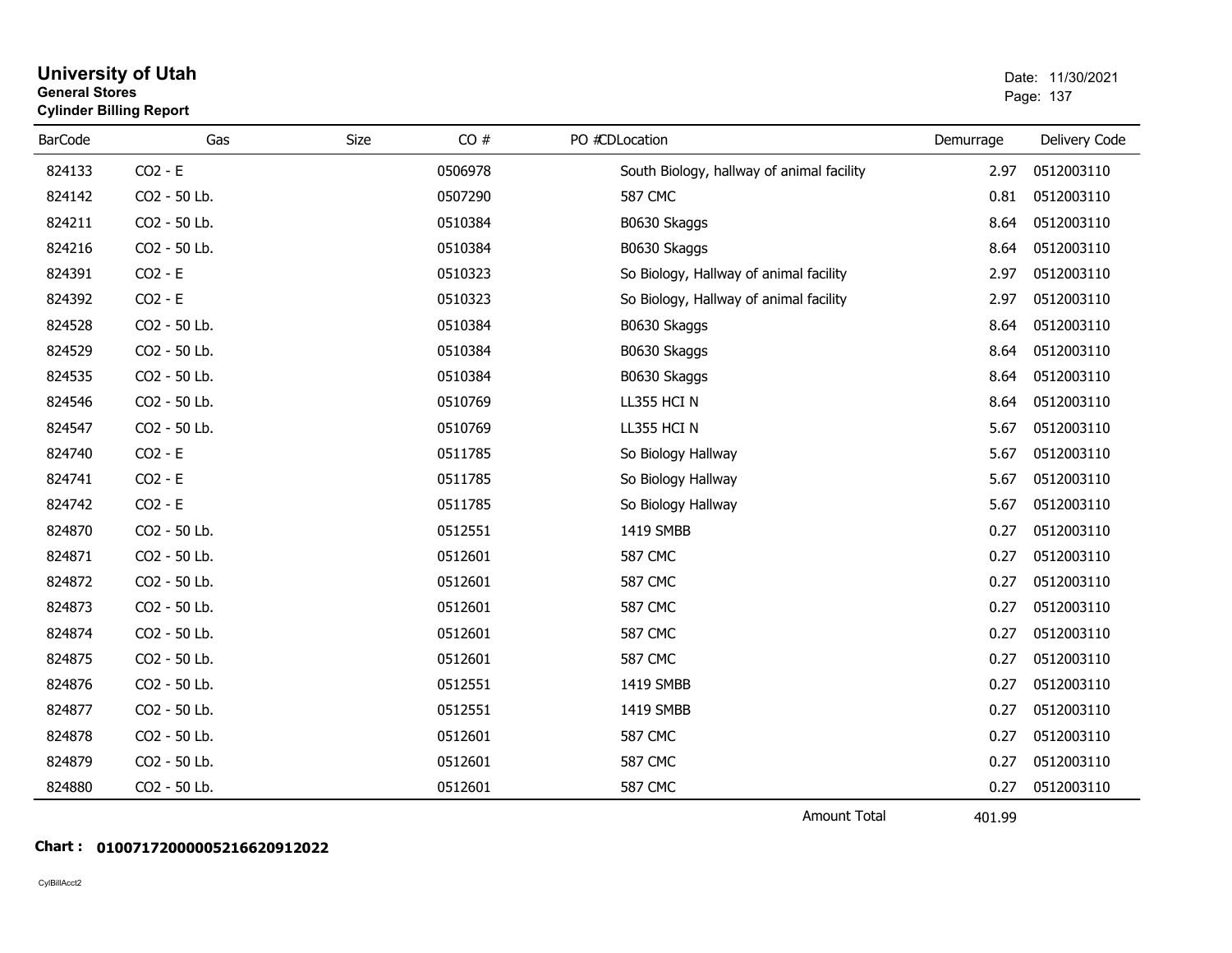# University of Utah
**General Stores**
**Cylinder Billing Report**

Date: 11/30/2021

| BarCode | Gas | Size | CO # | PO # | CD | Location | Demurrage | Delivery Code |
|---|---|---|---|---|---|---|---|---|
| 824133 | CO2 - E | | 0506978 | | | South Biology, hallway of animal facility | 2.97 | 0512003110 |
| 824142 | CO2 - 50 Lb. | | 0507290 | | | 587 CMC | 0.81 | 0512003110 |
| 824211 | CO2 - 50 Lb. | | 0510384 | | | B0630 Skaggs | 8.64 | 0512003110 |
| 824216 | CO2 - 50 Lb. | | 0510384 | | | B0630 Skaggs | 8.64 | 0512003110 |
| 824391 | CO2 - E | | 0510323 | | | So Biology, Hallway of animal facility | 2.97 | 0512003110 |
| 824392 | CO2 - E | | 0510323 | | | So Biology, Hallway of animal facility | 2.97 | 0512003110 |
| 824528 | CO2 - 50 Lb. | | 0510384 | | | B0630 Skaggs | 8.64 | 0512003110 |
| 824529 | CO2 - 50 Lb. | | 0510384 | | | B0630 Skaggs | 8.64 | 0512003110 |
| 824535 | CO2 - 50 Lb. | | 0510384 | | | B0630 Skaggs | 8.64 | 0512003110 |
| 824546 | CO2 - 50 Lb. | | 0510769 | | | LL355 HCI N | 8.64 | 0512003110 |
| 824547 | CO2 - 50 Lb. | | 0510769 | | | LL355 HCI N | 5.67 | 0512003110 |
| 824740 | CO2 - E | | 0511785 | | | So Biology Hallway | 5.67 | 0512003110 |
| 824741 | CO2 - E | | 0511785 | | | So Biology Hallway | 5.67 | 0512003110 |
| 824742 | CO2 - E | | 0511785 | | | So Biology Hallway | 5.67 | 0512003110 |
| 824870 | CO2 - 50 Lb. | | 0512551 | | | 1419 SMBB | 0.27 | 0512003110 |
| 824871 | CO2 - 50 Lb. | | 0512601 | | | 587 CMC | 0.27 | 0512003110 |
| 824872 | CO2 - 50 Lb. | | 0512601 | | | 587 CMC | 0.27 | 0512003110 |
| 824873 | CO2 - 50 Lb. | | 0512601 | | | 587 CMC | 0.27 | 0512003110 |
| 824874 | CO2 - 50 Lb. | | 0512601 | | | 587 CMC | 0.27 | 0512003110 |
| 824875 | CO2 - 50 Lb. | | 0512601 | | | 587 CMC | 0.27 | 0512003110 |
| 824876 | CO2 - 50 Lb. | | 0512551 | | | 1419 SMBB | 0.27 | 0512003110 |
| 824877 | CO2 - 50 Lb. | | 0512551 | | | 1419 SMBB | 0.27 | 0512003110 |
| 824878 | CO2 - 50 Lb. | | 0512601 | | | 587 CMC | 0.27 | 0512003110 |
| 824879 | CO2 - 50 Lb. | | 0512601 | | | 587 CMC | 0.27 | 0512003110 |
| 824880 | CO2 - 50 Lb. | | 0512601 | | | 587 CMC | 0.27 | 0512003110 |
| | | | | | | Amount Total | 401.99 | |

**Chart : 01007172000005216620912022**

CylBillAcct2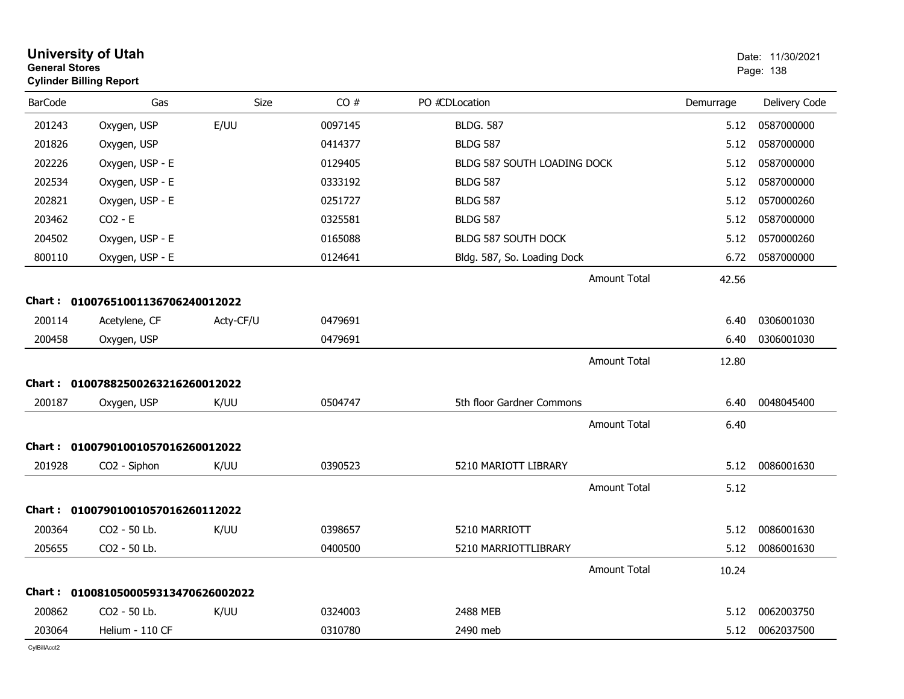# University of Utah

**General Stores**

**Cylinder Billing Report**

Date: 11/30/2021

| BarCode | Gas | Size | CO # | PO # | CD | Location | Demurrage | Delivery Code |
|---|---|---|---|---|---|---|---|---|
| 201243 | Oxygen, USP | E/UU | 0097145 | | | BLDG. 587 | 5.12 | 0587000000 |
| 201826 | Oxygen, USP | | 0414377 | | | BLDG 587 | 5.12 | 0587000000 |
| 202226 | Oxygen, USP - E | | 0129405 | | | BLDG 587 SOUTH LOADING DOCK | 5.12 | 0587000000 |
| 202534 | Oxygen, USP - E | | 0333192 | | | BLDG 587 | 5.12 | 0587000000 |
| 202821 | Oxygen, USP - E | | 0251727 | | | BLDG 587 | 5.12 | 0570000260 |
| 203462 | CO2 - E | | 0325581 | | | BLDG 587 | 5.12 | 0587000000 |
| 204502 | Oxygen, USP - E | | 0165088 | | | BLDG 587 SOUTH DOCK | 5.12 | 0570000260 |
| 800110 | Oxygen, USP - E | | 0124641 | | | Bldg. 587, So. Loading Dock | 6.72 | 0587000000 |
| | | | | | | Amount Total | 42.56 | |

**Chart : 01007651001136706240012022**

| BarCode | Gas | Size | CO # | PO # | CD | Location | Demurrage | Delivery Code |
|---|---|---|---|---|---|---|---|---|
| 200114 | Acetylene, CF | Acty-CF/U | 0479691 | | | | 6.40 | 0306001030 |
| 200458 | Oxygen, USP | | 0479691 | | | | 6.40 | 0306001030 |
| | | | | | | Amount Total | 12.80 | |

**Chart : 01007882500263216260012022**

| BarCode | Gas | Size | CO # | PO # | CD | Location | Demurrage | Delivery Code |
|---|---|---|---|---|---|---|---|---|
| 200187 | Oxygen, USP | K/UU | 0504747 | | | 5th floor Gardner Commons | 6.40 | 0048045400 |
| | | | | | | Amount Total | 6.40 | |

**Chart : 01007901001057016260012022**

| BarCode | Gas | Size | CO # | PO # | CD | Location | Demurrage | Delivery Code |
|---|---|---|---|---|---|---|---|---|
| 201928 | CO2 - Siphon | K/UU | 0390523 | | | 5210 MARIOTT LIBRARY | 5.12 | 0086001630 |
| | | | | | | Amount Total | 5.12 | |

**Chart : 01007901001057016260112022**

| BarCode | Gas | Size | CO # | PO # | CD | Location | Demurrage | Delivery Code |
|---|---|---|---|---|---|---|---|---|
| 200364 | CO2 - 50 Lb. | K/UU | 0398657 | | | 5210 MARRIOTT | 5.12 | 0086001630 |
| 205655 | CO2 - 50 Lb. | | 0400500 | | | 5210 MARRIOTTLIBRARY | 5.12 | 0086001630 |
| | | | | | | Amount Total | 10.24 | |

**Chart : 01008105000593134706260020​22**

| BarCode | Gas | Size | CO # | PO # | CD | Location | Demurrage | Delivery Code |
|---|---|---|---|---|---|---|---|---|
| 200862 | CO2 - 50 Lb. | K/UU | 0324003 | | | 2488 MEB | 5.12 | 0062003750 |
| 203064 | Helium - 110 CF | | 0310780 | | | 2490 meb | 5.12 | 0062037500 |

CylBillAcct2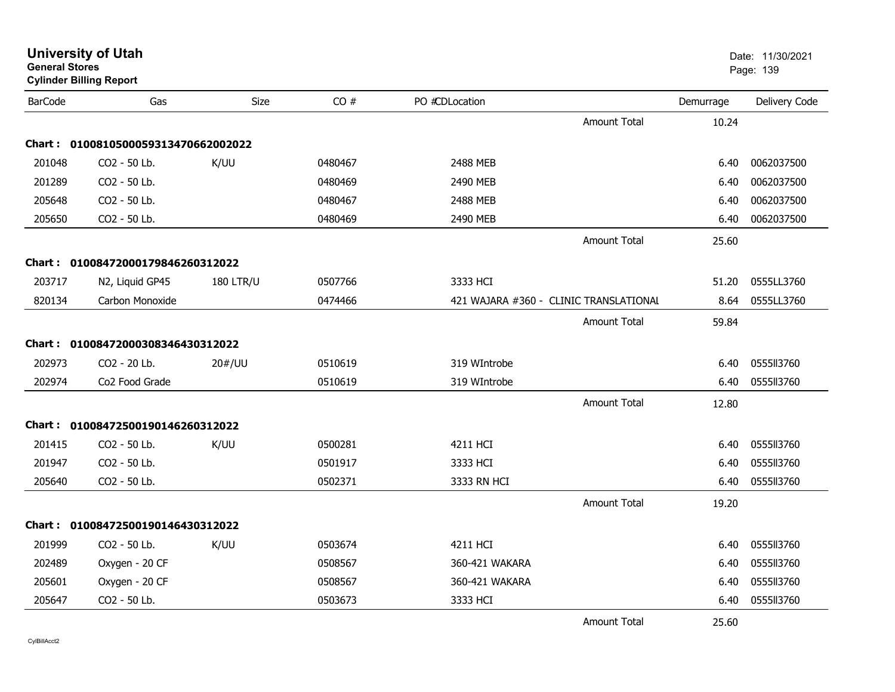**University of Utah**
**General Stores**
**Cylinder Billing Report**

Date: 11/30/2021

| BarCode | Gas | Size | CO # | PO #CDLocation | | Demurrage | Delivery Code |
|---|---|---|---|---|---|---|---|
| | | | | | Amount Total | 10.24 | |
| **Chart :** | **01008105000593134706620020​22** | | | | | | |
| 201048 | CO2 - 50 Lb. | K/UU | 0480467 | 2488 MEB | | 6.40 | 0062037500 |
| 201289 | CO2 - 50 Lb. | | 0480469 | 2490 MEB | | 6.40 | 0062037500 |
| 205648 | CO2 - 50 Lb. | | 0480467 | 2488 MEB | | 6.40 | 0062037500 |
| 205650 | CO2 - 50 Lb. | | 0480469 | 2490 MEB | | 6.40 | 0062037500 |
| | | | | | Amount Total | 25.60 | |
| **Chart :** | **01008472000179846260312022** | | | | | | |
| 203717 | N2, Liquid GP45 | 180 LTR/U | 0507766 | 3333 HCI | | 51.20 | 0555LL3760 |
| 820134 | Carbon Monoxide | | 0474466 | 421 WAJARA #360 - CLINIC TRANSLATIONAL | | 8.64 | 0555LL3760 |
| | | | | | Amount Total | 59.84 | |
| **Chart :** | **01008472000308346430312022** | | | | | | |
| 202973 | CO2 - 20 Lb. | 20#/UU | 0510619 | 319 WIntrobe | | 6.40 | 0555ll3760 |
| 202974 | Co2 Food Grade | | 0510619 | 319 WIntrobe | | 6.40 | 0555ll3760 |
| | | | | | Amount Total | 12.80 | |
| **Chart :** | **01008472500190146260312022** | | | | | | |
| 201415 | CO2 - 50 Lb. | K/UU | 0500281 | 4211 HCI | | 6.40 | 0555ll3760 |
| 201947 | CO2 - 50 Lb. | | 0501917 | 3333 HCI | | 6.40 | 0555ll3760 |
| 205640 | CO2 - 50 Lb. | | 0502371 | 3333 RN HCI | | 6.40 | 0555ll3760 |
| | | | | | Amount Total | 19.20 | |
| **Chart :** | **01008472500190146430312022** | | | | | | |
| 201999 | CO2 - 50 Lb. | K/UU | 0503674 | 4211 HCI | | 6.40 | 0555ll3760 |
| 202489 | Oxygen - 20 CF | | 0508567 | 360-421 WAKARA | | 6.40 | 0555ll3760 |
| 205601 | Oxygen - 20 CF | | 0508567 | 360-421 WAKARA | | 6.40 | 0555ll3760 |
| 205647 | CO2 - 50 Lb. | | 0503673 | 3333 HCI | | 6.40 | 0555ll3760 |
| | | | | | Amount Total | 25.60 | |

CylBillAcct2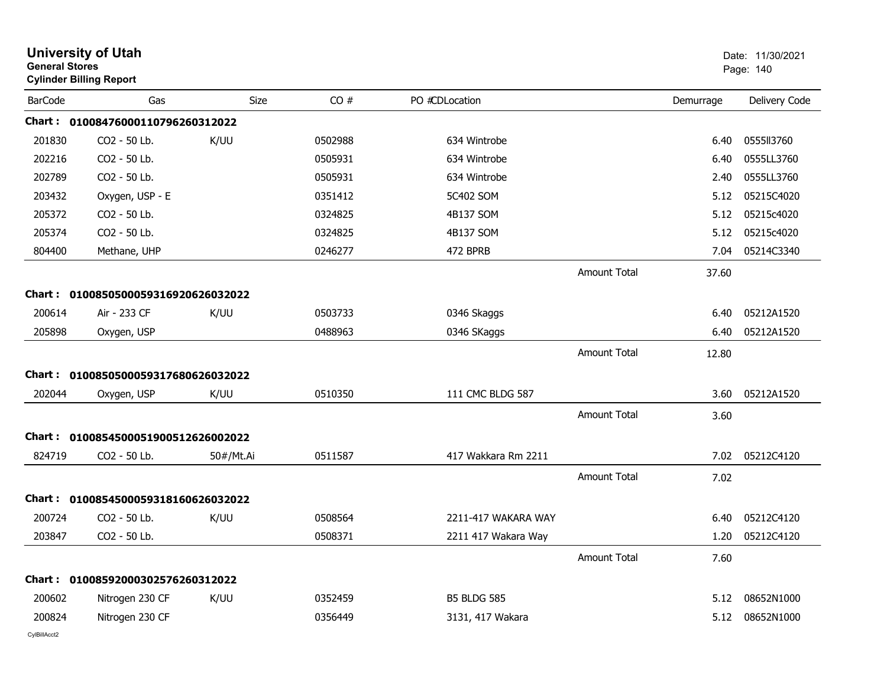# University of Utah

**General Stores**

**Cylinder Billing Report**

Date: 11/30/2021

| BarCode | Gas | Size | CO # | PO #CDLocation | | Demurrage | Delivery Code |
|---|---|---|---|---|---|---|---|
| **Chart : 01008476000110796260312022** | | | | | | | |
| 201830 | CO2 - 50 Lb. | K/UU | 0502988 | 634 Wintrobe | | 6.40 | 0555ll3760 |
| 202216 | CO2 - 50 Lb. | | 0505931 | 634 Wintrobe | | 6.40 | 0555LL3760 |
| 202789 | CO2 - 50 Lb. | | 0505931 | 634 Wintrobe | | 2.40 | 0555LL3760 |
| 203432 | Oxygen, USP - E | | 0351412 | 5C402 SOM | | 5.12 | 05215C4020 |
| 205372 | CO2 - 50 Lb. | | 0324825 | 4B137 SOM | | 5.12 | 05215c4020 |
| 205374 | CO2 - 50 Lb. | | 0324825 | 4B137 SOM | | 5.12 | 05215c4020 |
| 804400 | Methane, UHP | | 0246277 | 472 BPRB | | 7.04 | 05214C3340 |
| | | | | | Amount Total | 37.60 | |
| **Chart : 01008505000593169206260320​22** | | | | | | | |
| 200614 | Air - 233 CF | K/UU | 0503733 | 0346 Skaggs | | 6.40 | 05212A1520 |
| 205898 | Oxygen, USP | | 0488963 | 0346 SKaggs | | 6.40 | 05212A1520 |
| | | | | | Amount Total | 12.80 | |
| **Chart : 01008505000593176806260320​22** | | | | | | | |
| 202044 | Oxygen, USP | K/UU | 0510350 | 111 CMC BLDG 587 | | 3.60 | 05212A1520 |
| | | | | | Amount Total | 3.60 | |
| **Chart : 01008545000519005126260020​22** | | | | | | | |
| 824719 | CO2 - 50 Lb. | 50#/Mt.Ai | 0511587 | 417 Wakkara Rm 2211 | | 7.02 | 05212C4120 |
| | | | | | Amount Total | 7.02 | |
| **Chart : 01008545000593181606260320​22** | | | | | | | |
| 200724 | CO2 - 50 Lb. | K/UU | 0508564 | 2211-417 WAKARA WAY | | 6.40 | 05212C4120 |
| 203847 | CO2 - 50 Lb. | | 0508371 | 2211 417 Wakara Way | | 1.20 | 05212C4120 |
| | | | | | Amount Total | 7.60 | |
| **Chart : 01008592000302576260312022** | | | | | | | |
| 200602 | Nitrogen 230 CF | K/UU | 0352459 | B5 BLDG 585 | | 5.12 | 08652N1000 |
| 200824 | Nitrogen 230 CF | | 0356449 | 3131, 417 Wakara | | 5.12 | 08652N1000 |

CylBillAcct2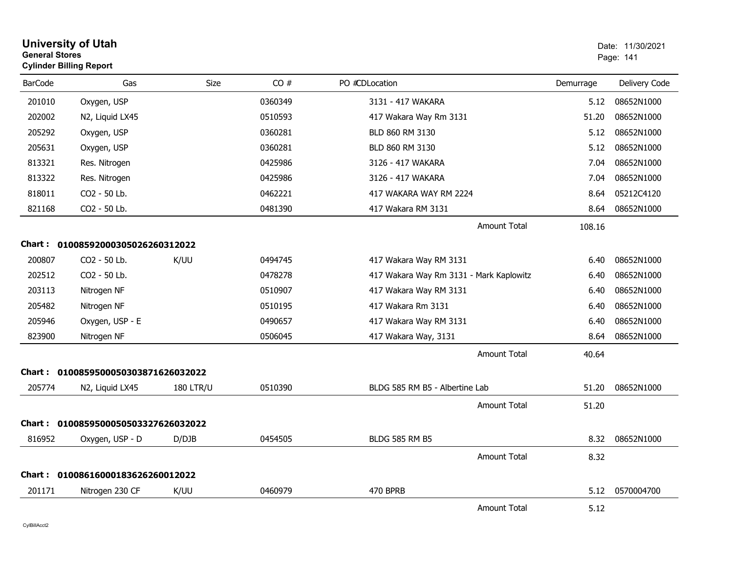# University of Utah

**General Stores**

**Cylinder Billing Report**

Date: 11/30/2021

| BarCode | Gas | Size | CO # | PO # | CD | Location | Demurrage | Delivery Code |
|---|---|---|---|---|---|---|---|---|
| 201010 | Oxygen, USP | | 0360349 | | | 3131 - 417 WAKARA | 5.12 | 08652N1000 |
| 202002 | N2, Liquid LX45 | | 0510593 | | | 417 Wakara Way Rm 3131 | 51.20 | 08652N1000 |
| 205292 | Oxygen, USP | | 0360281 | | | BLD 860 RM 3130 | 5.12 | 08652N1000 |
| 205631 | Oxygen, USP | | 0360281 | | | BLD 860 RM 3130 | 5.12 | 08652N1000 |
| 813321 | Res. Nitrogen | | 0425986 | | | 3126 - 417 WAKARA | 7.04 | 08652N1000 |
| 813322 | Res. Nitrogen | | 0425986 | | | 3126 - 417 WAKARA | 7.04 | 08652N1000 |
| 818011 | CO2 - 50 Lb. | | 0462221 | | | 417 WAKARA WAY RM 2224 | 8.64 | 05212C4120 |
| 821168 | CO2 - 50 Lb. | | 0481390 | | | 417 Wakara RM 3131 | 8.64 | 08652N1000 |
| | | | | | | Amount Total | 108.16 | |

**Chart : 01008592000305026260312022**

| BarCode | Gas | Size | CO # | PO # | CD | Location | Demurrage | Delivery Code |
|---|---|---|---|---|---|---|---|---|
| 200807 | CO2 - 50 Lb. | K/UU | 0494745 | | | 417 Wakara Way RM 3131 | 6.40 | 08652N1000 |
| 202512 | CO2 - 50 Lb. | | 0478278 | | | 417 Wakara Way Rm 3131 - Mark Kaplowitz | 6.40 | 08652N1000 |
| 203113 | Nitrogen NF | | 0510907 | | | 417 Wakara Way RM 3131 | 6.40 | 08652N1000 |
| 205482 | Nitrogen NF | | 0510195 | | | 417 Wakara Rm 3131 | 6.40 | 08652N1000 |
| 205946 | Oxygen, USP - E | | 0490657 | | | 417 Wakara Way RM 3131 | 6.40 | 08652N1000 |
| 823900 | Nitrogen NF | | 0506045 | | | 417 Wakara Way, 3131 | 8.64 | 08652N1000 |
| | | | | | | Amount Total | 40.64 | |

**Chart : 01008595000503038716260320222**

| BarCode | Gas | Size | CO # | PO # | CD | Location | Demurrage | Delivery Code |
|---|---|---|---|---|---|---|---|---|
| 205774 | N2, Liquid LX45 | 180 LTR/U | 0510390 | | | BLDG 585 RM B5 - Albertine Lab | 51.20 | 08652N1000 |
| | | | | | | Amount Total | 51.20 | |

**Chart : 01008595000505033276260320222**

| BarCode | Gas | Size | CO # | PO # | CD | Location | Demurrage | Delivery Code |
|---|---|---|---|---|---|---|---|---|
| 816952 | Oxygen, USP - D | D/DJB | 0454505 | | | BLDG 585 RM B5 | 8.32 | 08652N1000 |
| | | | | | | Amount Total | 8.32 | |

**Chart : 01008616000183626260012022**

| BarCode | Gas | Size | CO # | PO # | CD | Location | Demurrage | Delivery Code |
|---|---|---|---|---|---|---|---|---|
| 201171 | Nitrogen 230 CF | K/UU | 0460979 | | | 470 BPRB | 5.12 | 0570004700 |
| | | | | | | Amount Total | 5.12 | |

CylBillAcct2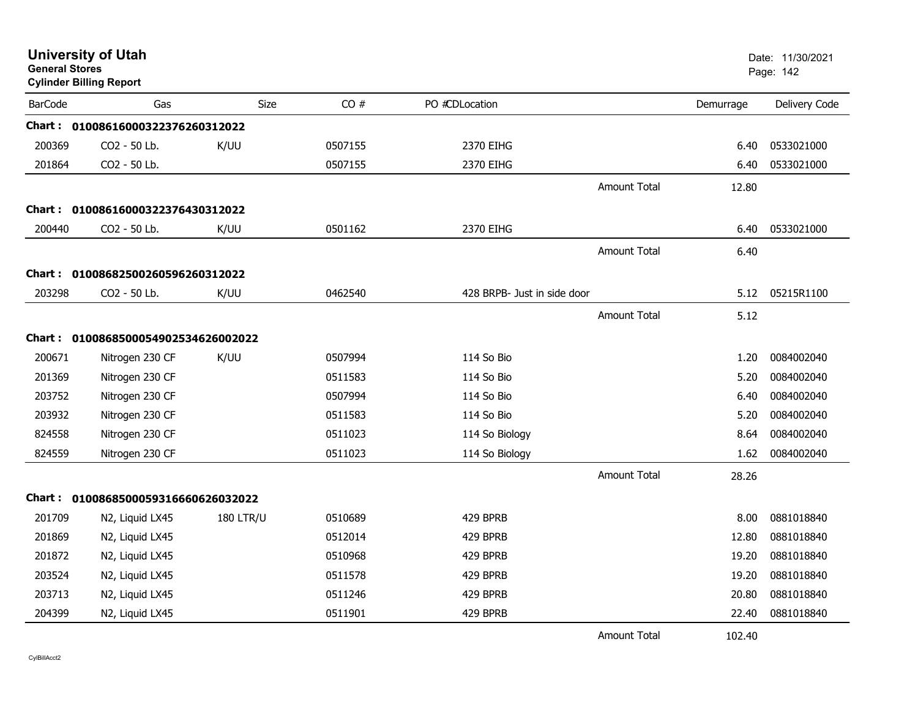# University of Utah

**General Stores**

**Cylinder Billing Report**

Date: 11/30/2021

| BarCode | Gas | Size | CO # | PO #CDLocation | | Demurrage | Delivery Code |
|---|---|---|---|---|---|---|---|
| **Chart :** | **01008616000322376260312022** | | | | | | |
| 200369 | CO2 - 50 Lb. | K/UU | 0507155 | 2370 EIHG | | 6.40 | 0533021000 |
| 201864 | CO2 - 50 Lb. | | 0507155 | 2370 EIHG | | 6.40 | 0533021000 |
| | | | | | Amount Total | 12.80 | |
| **Chart :** | **01008616000322376430312022** | | | | | | |
| 200440 | CO2 - 50 Lb. | K/UU | 0501162 | 2370 EIHG | | 6.40 | 0533021000 |
| | | | | | Amount Total | 6.40 | |
| **Chart :** | **01008682500260596260312022** | | | | | | |
| 203298 | CO2 - 50 Lb. | K/UU | 0462540 | 428 BRPB- Just in side door | | 5.12 | 05215R1100 |
| | | | | | Amount Total | 5.12 | |
| **Chart :** | **01008685000549025346260022022** | | | | | | |
| 200671 | Nitrogen 230 CF | K/UU | 0507994 | 114 So Bio | | 1.20 | 0084002040 |
| 201369 | Nitrogen 230 CF | | 0511583 | 114 So Bio | | 5.20 | 0084002040 |
| 203752 | Nitrogen 230 CF | | 0507994 | 114 So Bio | | 6.40 | 0084002040 |
| 203932 | Nitrogen 230 CF | | 0511583 | 114 So Bio | | 5.20 | 0084002040 |
| 824558 | Nitrogen 230 CF | | 0511023 | 114 So Biology | | 8.64 | 0084002040 |
| 824559 | Nitrogen 230 CF | | 0511023 | 114 So Biology | | 1.62 | 0084002040 |
| | | | | | Amount Total | 28.26 | |
| **Chart :** | **01008685000593166606260032022** | | | | | | |
| 201709 | N2, Liquid LX45 | 180 LTR/U | 0510689 | 429 BPRB | | 8.00 | 0881018840 |
| 201869 | N2, Liquid LX45 | | 0512014 | 429 BPRB | | 12.80 | 0881018840 |
| 201872 | N2, Liquid LX45 | | 0510968 | 429 BPRB | | 19.20 | 0881018840 |
| 203524 | N2, Liquid LX45 | | 0511578 | 429 BPRB | | 19.20 | 0881018840 |
| 203713 | N2, Liquid LX45 | | 0511246 | 429 BPRB | | 20.80 | 0881018840 |
| 204399 | N2, Liquid LX45 | | 0511901 | 429 BPRB | | 22.40 | 0881018840 |
| | | | | | Amount Total | 102.40 | |

CylBillAcct2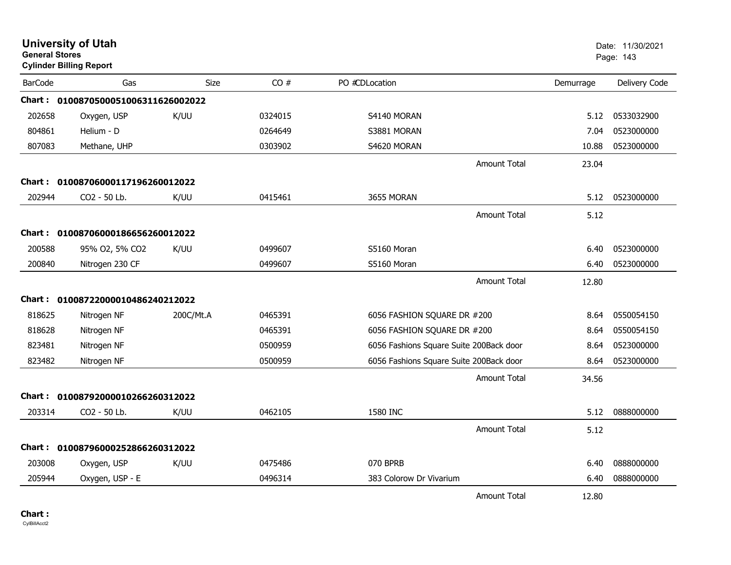# University of Utah

**General Stores**

**Cylinder Billing Report**

Date: 11/30/2021

| BarCode | Gas | Size | CO # | PO #CDLocation | Demurrage | Delivery Code |
|---|---|---|---|---|---|---|
| **Chart :** | **01008705000510063116260020​22** | | | | | |
| 202658 | Oxygen, USP | K/UU | 0324015 | S4140 MORAN | 5.12 | 0533032900 |
| 804861 | Helium - D | | 0264649 | S3881 MORAN | 7.04 | 0523000000 |
| 807083 | Methane, UHP | | 0303902 | S4620 MORAN | 10.88 | 0523000000 |
| | | | | Amount Total | 23.04 | |
| **Chart :** | **01008706000117196260012022** | | | | | |
| 202944 | CO2 - 50 Lb. | K/UU | 0415461 | 3655 MORAN | 5.12 | 0523000000 |
| | | | | Amount Total | 5.12 | |
| **Chart :** | **01008706000186656260012022** | | | | | |
| 200588 | 95% O2, 5% CO2 | K/UU | 0499607 | S5160 Moran | 6.40 | 0523000000 |
| 200840 | Nitrogen 230 CF | | 0499607 | S5160 Moran | 6.40 | 0523000000 |
| | | | | Amount Total | 12.80 | |
| **Chart :** | **01008722000010486240212022** | | | | | |
| 818625 | Nitrogen NF | 200C/Mt.A | 0465391 | 6056 FASHION SQUARE DR #200 | 8.64 | 0550054150 |
| 818628 | Nitrogen NF | | 0465391 | 6056 FASHION SQUARE DR #200 | 8.64 | 0550054150 |
| 823481 | Nitrogen NF | | 0500959 | 6056 Fashions Square Suite 200Back door | 8.64 | 0523000000 |
| 823482 | Nitrogen NF | | 0500959 | 6056 Fashions Square Suite 200Back door | 8.64 | 0523000000 |
| | | | | Amount Total | 34.56 | |
| **Chart :** | **01008792000010266260312022** | | | | | |
| 203314 | CO2 - 50 Lb. | K/UU | 0462105 | 1580 INC | 5.12 | 0888000000 |
| | | | | Amount Total | 5.12 | |
| **Chart :** | **01008796000252866260312022** | | | | | |
| 203008 | Oxygen, USP | K/UU | 0475486 | 070 BPRB | 6.40 | 0888000000 |
| 205944 | Oxygen, USP - E | | 0496314 | 383 Colorow Dr Vivarium | 6.40 | 0888000000 |
| | | | | Amount Total | 12.80 | |

**Chart :**

CylBillAcct2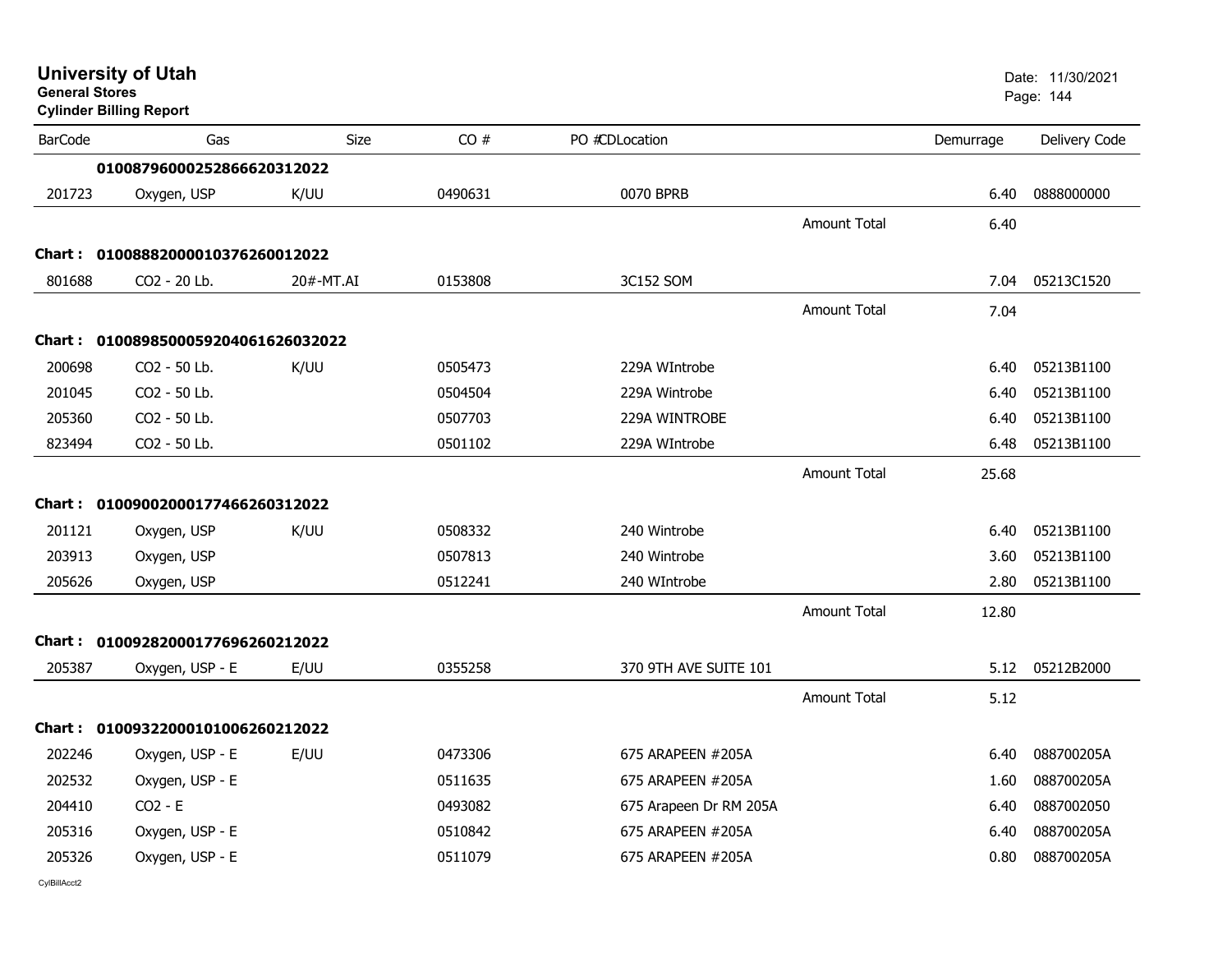# University of Utah
**General Stores**
**Cylinder Billing Report**

Date: 11/30/2021

| BarCode | Gas | Size | CO # | PO # | CDLocation | | Demurrage | Delivery Code |
|---|---|---|---|---|---|---|---|---|
| | **0100879600025286662031202​2** | | | | | | | |
| 201723 | Oxygen, USP | K/UU | 0490631 | | 0070 BPRB | | 6.40 | 0888000000 |
| | | | | | | Amount Total | 6.40 | |
| **Chart :** | **01008882000010376260012022** | | | | | | | |
| 801688 | CO2 - 20 Lb. | 20#-MT.AI | 0153808 | | 3C152 SOM | | 7.04 | 05213C1520 |
| | | | | | | Amount Total | 7.04 | |
| **Chart :** | **01008985000592040616260320​22** | | | | | | | |
| 200698 | CO2 - 50 Lb. | K/UU | 0505473 | | 229A WIntrobe | | 6.40 | 05213B1100 |
| 201045 | CO2 - 50 Lb. | | 0504504 | | 229A Wintrobe | | 6.40 | 05213B1100 |
| 205360 | CO2 - 50 Lb. | | 0507703 | | 229A WINTROBE | | 6.40 | 05213B1100 |
| 823494 | CO2 - 50 Lb. | | 0501102 | | 229A WIntrobe | | 6.48 | 05213B1100 |
| | | | | | | Amount Total | 25.68 | |
| **Chart :** | **01009002000177466260312022** | | | | | | | |
| 201121 | Oxygen, USP | K/UU | 0508332 | | 240 Wintrobe | | 6.40 | 05213B1100 |
| 203913 | Oxygen, USP | | 0507813 | | 240 Wintrobe | | 3.60 | 05213B1100 |
| 205626 | Oxygen, USP | | 0512241 | | 240 WIntrobe | | 2.80 | 05213B1100 |
| | | | | | | Amount Total | 12.80 | |
| **Chart :** | **01009282000177696260212022** | | | | | | | |
| 205387 | Oxygen, USP - E | E/UU | 0355258 | | 370 9TH AVE SUITE 101 | | 5.12 | 05212B2000 |
| | | | | | | Amount Total | 5.12 | |
| **Chart :** | **01009322000101006260212022** | | | | | | | |
| 202246 | Oxygen, USP - E | E/UU | 0473306 | | 675 ARAPEEN #205A | | 6.40 | 088700205A |
| 202532 | Oxygen, USP - E | | 0511635 | | 675 ARAPEEN #205A | | 1.60 | 088700205A |
| 204410 | CO2 - E | | 0493082 | | 675 Arapeen Dr RM 205A | | 6.40 | 0887002050 |
| 205316 | Oxygen, USP - E | | 0510842 | | 675 ARAPEEN #205A | | 6.40 | 088700205A |
| 205326 | Oxygen, USP - E | | 0511079 | | 675 ARAPEEN #205A | | 0.80 | 088700205A |

CylBillAcct2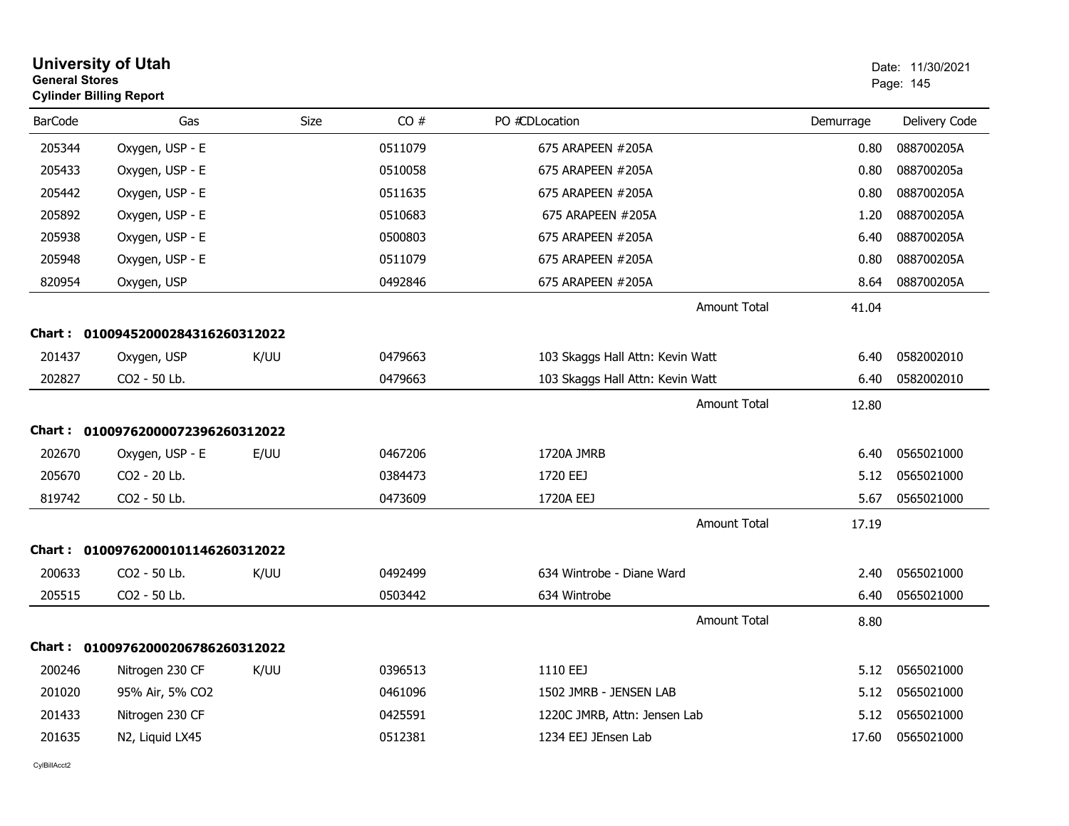# University of Utah

**General Stores**

**Cylinder Billing Report**

Date: 11/30/2021

| BarCode | Gas | Size | CO # | PO #CDLocation | Demurrage | Delivery Code |
|---|---|---|---|---|---|---|
| 205344 | Oxygen, USP - E | | 0511079 | 675 ARAPEEN #205A | 0.80 | 088700205A |
| 205433 | Oxygen, USP - E | | 0510058 | 675 ARAPEEN #205A | 0.80 | 088700205a |
| 205442 | Oxygen, USP - E | | 0511635 | 675 ARAPEEN #205A | 0.80 | 088700205A |
| 205892 | Oxygen, USP - E | | 0510683 | 675 ARAPEEN #205A | 1.20 | 088700205A |
| 205938 | Oxygen, USP - E | | 0500803 | 675 ARAPEEN #205A | 6.40 | 088700205A |
| 205948 | Oxygen, USP - E | | 0511079 | 675 ARAPEEN #205A | 0.80 | 088700205A |
| 820954 | Oxygen, USP | | 0492846 | 675 ARAPEEN #205A | 8.64 | 088700205A |
| | | | | Amount Total | 41.04 | |

**Chart : 01009452000284316260312022**

| BarCode | Gas | Size | CO # | PO #CDLocation | Demurrage | Delivery Code |
|---|---|---|---|---|---|---|
| 201437 | Oxygen, USP | K/UU | 0479663 | 103 Skaggs Hall Attn: Kevin Watt | 6.40 | 0582002010 |
| 202827 | CO2 - 50 Lb. | | 0479663 | 103 Skaggs Hall Attn: Kevin Watt | 6.40 | 0582002010 |
| | | | | Amount Total | 12.80 | |

**Chart : 01009762000072396260312022**

| BarCode | Gas | Size | CO # | PO #CDLocation | Demurrage | Delivery Code |
|---|---|---|---|---|---|---|
| 202670 | Oxygen, USP - E | E/UU | 0467206 | 1720A JMRB | 6.40 | 0565021000 |
| 205670 | CO2 - 20 Lb. | | 0384473 | 1720 EEJ | 5.12 | 0565021000 |
| 819742 | CO2 - 50 Lb. | | 0473609 | 1720A EEJ | 5.67 | 0565021000 |
| | | | | Amount Total | 17.19 | |

**Chart : 01009762000101146260312022**

| BarCode | Gas | Size | CO # | PO #CDLocation | Demurrage | Delivery Code |
|---|---|---|---|---|---|---|
| 200633 | CO2 - 50 Lb. | K/UU | 0492499 | 634 Wintrobe - Diane Ward | 2.40 | 0565021000 |
| 205515 | CO2 - 50 Lb. | | 0503442 | 634 Wintrobe | 6.40 | 0565021000 |
| | | | | Amount Total | 8.80 | |

**Chart : 01009762000206786260312022**

| BarCode | Gas | Size | CO # | PO #CDLocation | Demurrage | Delivery Code |
|---|---|---|---|---|---|---|
| 200246 | Nitrogen 230 CF | K/UU | 0396513 | 1110 EEJ | 5.12 | 0565021000 |
| 201020 | 95% Air, 5% CO2 | | 0461096 | 1502 JMRB - JENSEN LAB | 5.12 | 0565021000 |
| 201433 | Nitrogen 230 CF | | 0425591 | 1220C JMRB, Attn: Jensen Lab | 5.12 | 0565021000 |
| 201635 | N2, Liquid LX45 | | 0512381 | 1234 EEJ JEnsen Lab | 17.60 | 0565021000 |

CylBillAcct2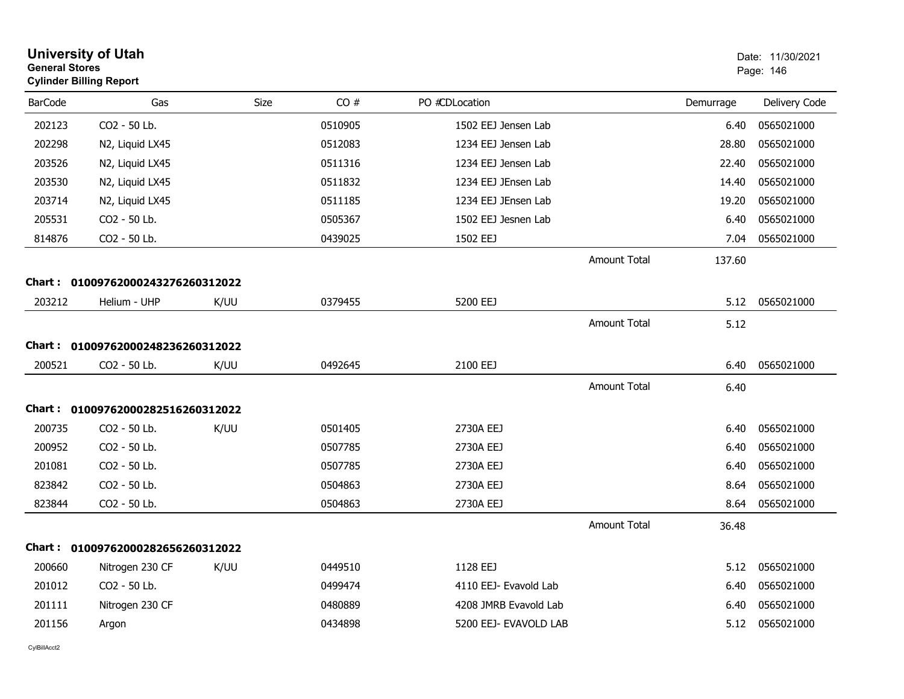# University of Utah

**General Stores**

**Cylinder Billing Report**

Date: 11/30/2021

| BarCode | Gas | Size | CO # | PO #CDLocation | | Demurrage | Delivery Code |
|---|---|---|---|---|---|---|---|
| 202123 | CO2 - 50 Lb. | | 0510905 | 1502 EEJ Jensen Lab | | 6.40 | 0565021000 |
| 202298 | N2, Liquid LX45 | | 0512083 | 1234 EEJ Jensen Lab | | 28.80 | 0565021000 |
| 203526 | N2, Liquid LX45 | | 0511316 | 1234 EEJ Jensen Lab | | 22.40 | 0565021000 |
| 203530 | N2, Liquid LX45 | | 0511832 | 1234 EEJ JEnsen Lab | | 14.40 | 0565021000 |
| 203714 | N2, Liquid LX45 | | 0511185 | 1234 EEJ JEnsen Lab | | 19.20 | 0565021000 |
| 205531 | CO2 - 50 Lb. | | 0505367 | 1502 EEJ Jesnen Lab | | 6.40 | 0565021000 |
| 814876 | CO2 - 50 Lb. | | 0439025 | 1502 EEJ | | 7.04 | 0565021000 |
| | | | | | Amount Total | 137.60 | |

**Chart : 01009762000243276260312022**

| BarCode | Gas | Size | CO # | PO #CDLocation | | Demurrage | Delivery Code |
|---|---|---|---|---|---|---|---|
| 203212 | Helium - UHP | K/UU | 0379455 | 5200 EEJ | | 5.12 | 0565021000 |
| | | | | | Amount Total | 5.12 | |

**Chart : 01009762000248236260312022**

| BarCode | Gas | Size | CO # | PO #CDLocation | | Demurrage | Delivery Code |
|---|---|---|---|---|---|---|---|
| 200521 | CO2 - 50 Lb. | K/UU | 0492645 | 2100 EEJ | | 6.40 | 0565021000 |
| | | | | | Amount Total | 6.40 | |

**Chart : 01009762000282516260312022**

| BarCode | Gas | Size | CO # | PO #CDLocation | | Demurrage | Delivery Code |
|---|---|---|---|---|---|---|---|
| 200735 | CO2 - 50 Lb. | K/UU | 0501405 | 2730A EEJ | | 6.40 | 0565021000 |
| 200952 | CO2 - 50 Lb. | | 0507785 | 2730A EEJ | | 6.40 | 0565021000 |
| 201081 | CO2 - 50 Lb. | | 0507785 | 2730A EEJ | | 6.40 | 0565021000 |
| 823842 | CO2 - 50 Lb. | | 0504863 | 2730A EEJ | | 8.64 | 0565021000 |
| 823844 | CO2 - 50 Lb. | | 0504863 | 2730A EEJ | | 8.64 | 0565021000 |
| | | | | | Amount Total | 36.48 | |

**Chart : 01009762000282656260312022**

| BarCode | Gas | Size | CO # | PO #CDLocation | | Demurrage | Delivery Code |
|---|---|---|---|---|---|---|---|
| 200660 | Nitrogen 230 CF | K/UU | 0449510 | 1128 EEJ | | 5.12 | 0565021000 |
| 201012 | CO2 - 50 Lb. | | 0499474 | 4110 EEJ- Evavold Lab | | 6.40 | 0565021000 |
| 201111 | Nitrogen 230 CF | | 0480889 | 4208 JMRB Evavold Lab | | 6.40 | 0565021000 |
| 201156 | Argon | | 0434898 | 5200 EEJ- EVAVOLD LAB | | 5.12 | 0565021000 |

CylBillAcct2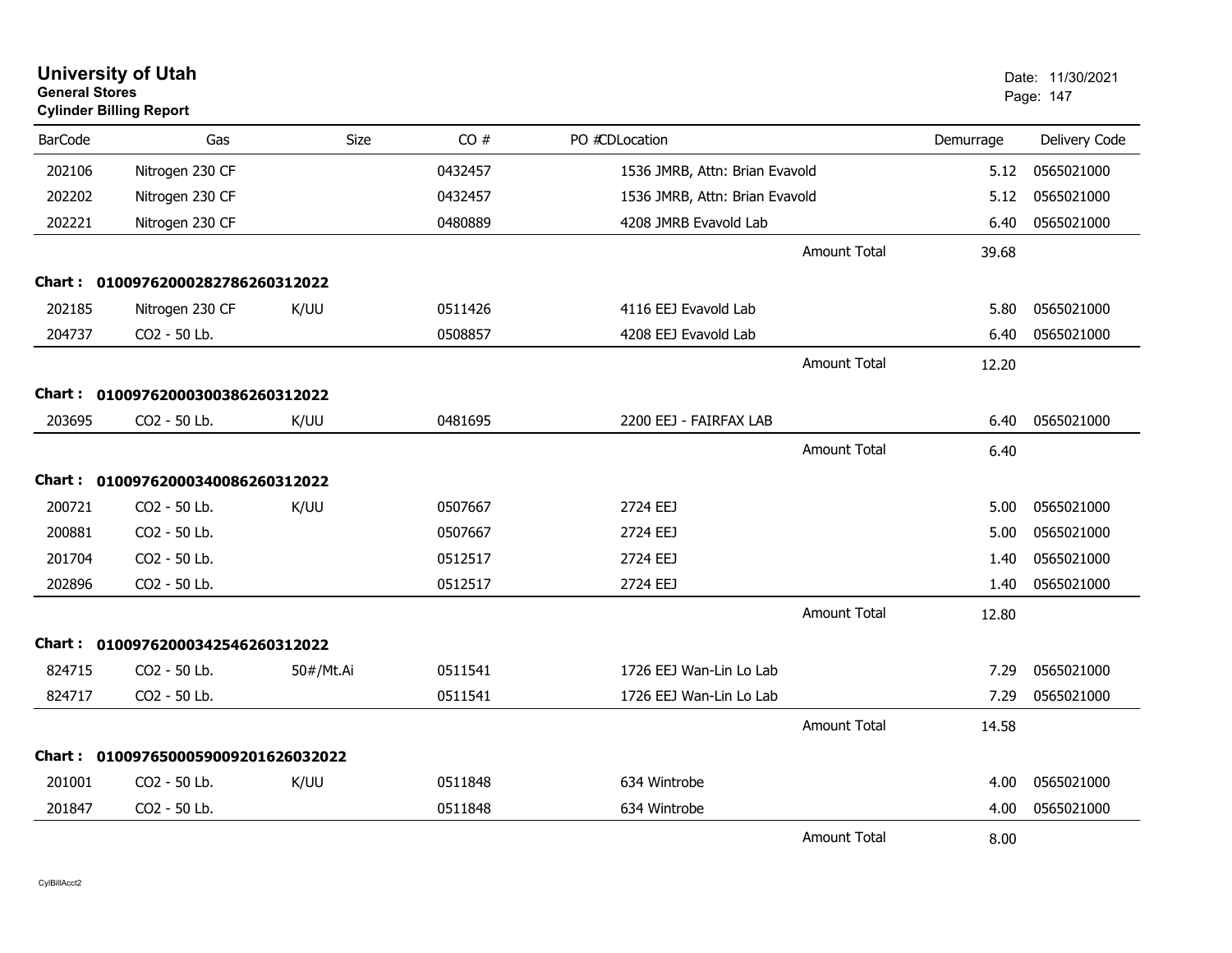# University of Utah
**General Stores**
**Cylinder Billing Report**

Date: 11/30/2021

| BarCode | Gas | Size | CO # | PO #CDLocation | Demurrage | Delivery Code |
|---|---|---|---|---|---|---|
| 202106 | Nitrogen 230 CF | | 0432457 | 1536 JMRB, Attn: Brian Evavold | 5.12 | 0565021000 |
| 202202 | Nitrogen 230 CF | | 0432457 | 1536 JMRB, Attn: Brian Evavold | 5.12 | 0565021000 |
| 202221 | Nitrogen 230 CF | | 0480889 | 4208 JMRB Evavold Lab | 6.40 | 0565021000 |
| | | | | Amount Total | 39.68 | |

**Chart : 01009762000282786260312022**

| BarCode | Gas | Size | CO # | PO #CDLocation | Demurrage | Delivery Code |
|---|---|---|---|---|---|---|
| 202185 | Nitrogen 230 CF | K/UU | 0511426 | 4116 EEJ Evavold Lab | 5.80 | 0565021000 |
| 204737 | CO2 - 50 Lb. | | 0508857 | 4208 EEJ Evavold Lab | 6.40 | 0565021000 |
| | | | | Amount Total | 12.20 | |

**Chart : 01009762000300386260312022**

| BarCode | Gas | Size | CO # | PO #CDLocation | Demurrage | Delivery Code |
|---|---|---|---|---|---|---|
| 203695 | CO2 - 50 Lb. | K/UU | 0481695 | 2200 EEJ - FAIRFAX LAB | 6.40 | 0565021000 |
| | | | | Amount Total | 6.40 | |

**Chart : 01009762000340086260312022**

| BarCode | Gas | Size | CO # | PO #CDLocation | Demurrage | Delivery Code |
|---|---|---|---|---|---|---|
| 200721 | CO2 - 50 Lb. | K/UU | 0507667 | 2724 EEJ | 5.00 | 0565021000 |
| 200881 | CO2 - 50 Lb. | | 0507667 | 2724 EEJ | 5.00 | 0565021000 |
| 201704 | CO2 - 50 Lb. | | 0512517 | 2724 EEJ | 1.40 | 0565021000 |
| 202896 | CO2 - 50 Lb. | | 0512517 | 2724 EEJ | 1.40 | 0565021000 |
| | | | | Amount Total | 12.80 | |

**Chart : 01009762000342546260312022**

| BarCode | Gas | Size | CO # | PO #CDLocation | Demurrage | Delivery Code |
|---|---|---|---|---|---|---|
| 824715 | CO2 - 50 Lb. | 50#/Mt.Ai | 0511541 | 1726 EEJ Wan-Lin Lo Lab | 7.29 | 0565021000 |
| 824717 | CO2 - 50 Lb. | | 0511541 | 1726 EEJ Wan-Lin Lo Lab | 7.29 | 0565021000 |
| | | | | Amount Total | 14.58 | |

**Chart : 01009765000590092016260320​22**

| BarCode | Gas | Size | CO # | PO #CDLocation | Demurrage | Delivery Code |
|---|---|---|---|---|---|---|
| 201001 | CO2 - 50 Lb. | K/UU | 0511848 | 634 Wintrobe | 4.00 | 0565021000 |
| 201847 | CO2 - 50 Lb. | | 0511848 | 634 Wintrobe | 4.00 | 0565021000 |
| | | | | Amount Total | 8.00 | |

CylBillAcct2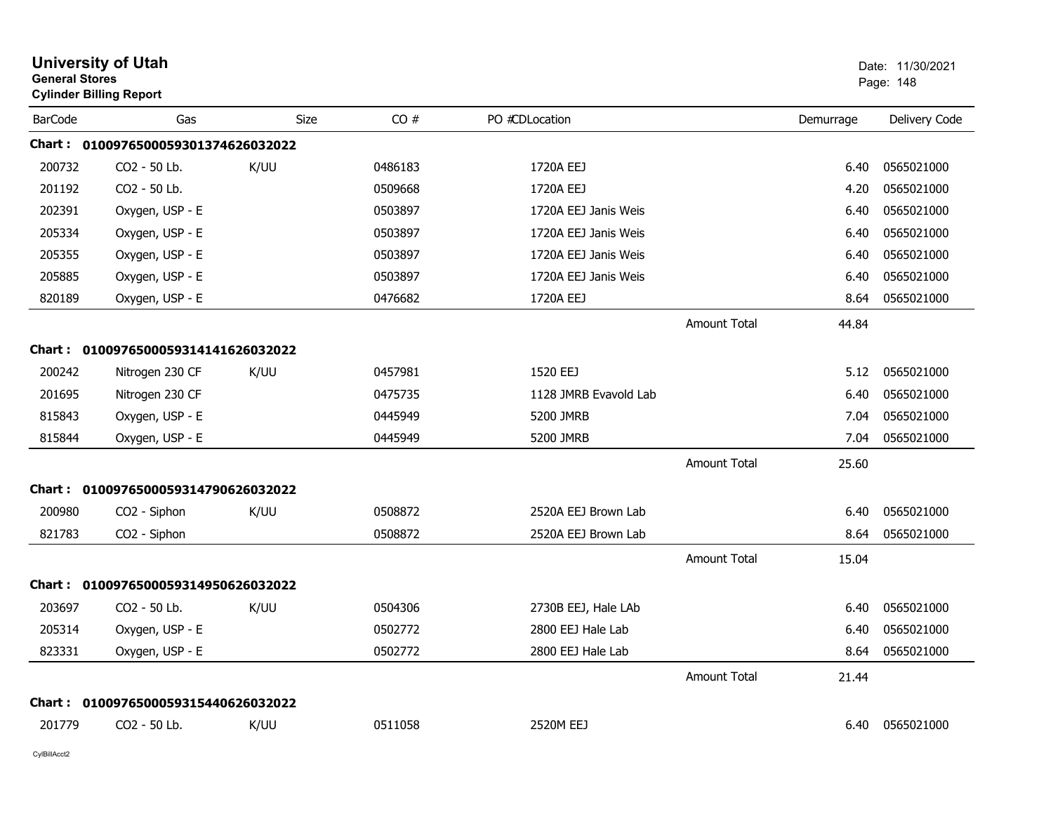# University of Utah

**General Stores**

**Cylinder Billing Report**

Date: 11/30/2021

| BarCode | Gas | Size | CO # | PO #CDLocation | | Demurrage | Delivery Code |
|---|---|---|---|---|---|---|---|
| **Chart :** | **01009765000593013746260320 22** | | | | | | |
| 200732 | CO2 - 50 Lb. | K/UU | 0486183 | 1720A EEJ | | 6.40 | 0565021000 |
| 201192 | CO2 - 50 Lb. | | 0509668 | 1720A EEJ | | 4.20 | 0565021000 |
| 202391 | Oxygen, USP - E | | 0503897 | 1720A EEJ Janis Weis | | 6.40 | 0565021000 |
| 205334 | Oxygen, USP - E | | 0503897 | 1720A EEJ Janis Weis | | 6.40 | 0565021000 |
| 205355 | Oxygen, USP - E | | 0503897 | 1720A EEJ Janis Weis | | 6.40 | 0565021000 |
| 205885 | Oxygen, USP - E | | 0503897 | 1720A EEJ Janis Weis | | 6.40 | 0565021000 |
| 820189 | Oxygen, USP - E | | 0476682 | 1720A EEJ | | 8.64 | 0565021000 |
| | | | | | Amount Total | 44.84 | |
| **Chart :** | **0100976500059314141626032022** | | | | | | |
| 200242 | Nitrogen 230 CF | K/UU | 0457981 | 1520 EEJ | | 5.12 | 0565021000 |
| 201695 | Nitrogen 230 CF | | 0475735 | 1128 JMRB Evavold Lab | | 6.40 | 0565021000 |
| 815843 | Oxygen, USP - E | | 0445949 | 5200 JMRB | | 7.04 | 0565021000 |
| 815844 | Oxygen, USP - E | | 0445949 | 5200 JMRB | | 7.04 | 0565021000 |
| | | | | | Amount Total | 25.60 | |
| **Chart :** | **0100976500059314790626032022** | | | | | | |
| 200980 | CO2 - Siphon | K/UU | 0508872 | 2520A EEJ Brown Lab | | 6.40 | 0565021000 |
| 821783 | CO2 - Siphon | | 0508872 | 2520A EEJ Brown Lab | | 8.64 | 0565021000 |
| | | | | | Amount Total | 15.04 | |
| **Chart :** | **0100976500059314950626032022** | | | | | | |
| 203697 | CO2 - 50 Lb. | K/UU | 0504306 | 2730B EEJ, Hale LAb | | 6.40 | 0565021000 |
| 205314 | Oxygen, USP - E | | 0502772 | 2800 EEJ Hale Lab | | 6.40 | 0565021000 |
| 823331 | Oxygen, USP - E | | 0502772 | 2800 EEJ Hale Lab | | 8.64 | 0565021000 |
| | | | | | Amount Total | 21.44 | |
| **Chart :** | **0100976500059315440626032022** | | | | | | |
| 201779 | CO2 - 50 Lb. | K/UU | 0511058 | 2520M EEJ | | 6.40 | 0565021000 |

CylBillAcct2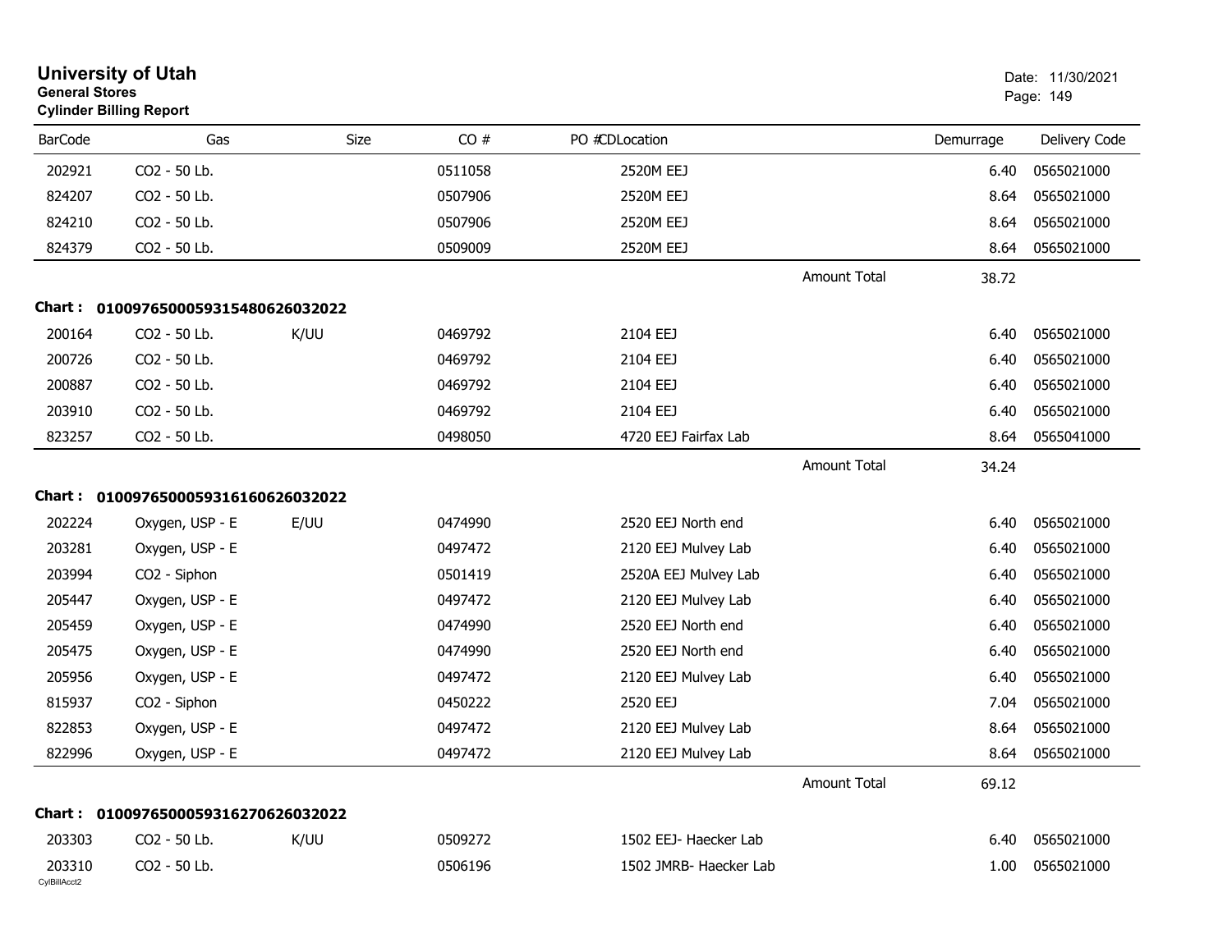# University of Utah
**General Stores**
**Cylinder Billing Report**

Date: 11/30/2021

| BarCode | Gas | Size | CO # | PO # | CDLocation | Demurrage | Delivery Code |
|---|---|---|---|---|---|---|---|
| 202921 | CO2 - 50 Lb. | | 0511058 | | 2520M EEJ | 6.40 | 0565021000 |
| 824207 | CO2 - 50 Lb. | | 0507906 | | 2520M EEJ | 8.64 | 0565021000 |
| 824210 | CO2 - 50 Lb. | | 0507906 | | 2520M EEJ | 8.64 | 0565021000 |
| 824379 | CO2 - 50 Lb. | | 0509009 | | 2520M EEJ | 8.64 | 0565021000 |
| | | | | | Amount Total | 38.72 | |

**Chart : 01009765000593154806260320​22**

| BarCode | Gas | Size | CO # | PO # | CDLocation | Demurrage | Delivery Code |
|---|---|---|---|---|---|---|---|
| 200164 | CO2 - 50 Lb. | K/UU | 0469792 | | 2104 EEJ | 6.40 | 0565021000 |
| 200726 | CO2 - 50 Lb. | | 0469792 | | 2104 EEJ | 6.40 | 0565021000 |
| 200887 | CO2 - 50 Lb. | | 0469792 | | 2104 EEJ | 6.40 | 0565021000 |
| 203910 | CO2 - 50 Lb. | | 0469792 | | 2104 EEJ | 6.40 | 0565021000 |
| 823257 | CO2 - 50 Lb. | | 0498050 | | 4720 EEJ Fairfax Lab | 8.64 | 0565041000 |
| | | | | | Amount Total | 34.24 | |

**Chart : 0100976500059316160626032022**

| BarCode | Gas | Size | CO # | PO # | CDLocation | Demurrage | Delivery Code |
|---|---|---|---|---|---|---|---|
| 202224 | Oxygen, USP - E | E/UU | 0474990 | | 2520 EEJ North end | 6.40 | 0565021000 |
| 203281 | Oxygen, USP - E | | 0497472 | | 2120 EEJ Mulvey Lab | 6.40 | 0565021000 |
| 203994 | CO2 - Siphon | | 0501419 | | 2520A EEJ Mulvey Lab | 6.40 | 0565021000 |
| 205447 | Oxygen, USP - E | | 0497472 | | 2120 EEJ Mulvey Lab | 6.40 | 0565021000 |
| 205459 | Oxygen, USP - E | | 0474990 | | 2520 EEJ North end | 6.40 | 0565021000 |
| 205475 | Oxygen, USP - E | | 0474990 | | 2520 EEJ North end | 6.40 | 0565021000 |
| 205956 | Oxygen, USP - E | | 0497472 | | 2120 EEJ Mulvey Lab | 6.40 | 0565021000 |
| 815937 | CO2 - Siphon | | 0450222 | | 2520 EEJ | 7.04 | 0565021000 |
| 822853 | Oxygen, USP - E | | 0497472 | | 2120 EEJ Mulvey Lab | 8.64 | 0565021000 |
| 822996 | Oxygen, USP - E | | 0497472 | | 2120 EEJ Mulvey Lab | 8.64 | 0565021000 |
| | | | | | Amount Total | 69.12 | |

**Chart : 0100976500059316270626032022**

| BarCode | Gas | Size | CO # | PO # | CDLocation | Demurrage | Delivery Code |
|---|---|---|---|---|---|---|---|
| 203303 | CO2 - 50 Lb. | K/UU | 0509272 | | 1502 EEJ- Haecker Lab | 6.40 | 0565021000 |
| 203310 | CO2 - 50 Lb. | | 0506196 | | 1502 JMRB- Haecker Lab | 1.00 | 0565021000 |

CylBillAcct2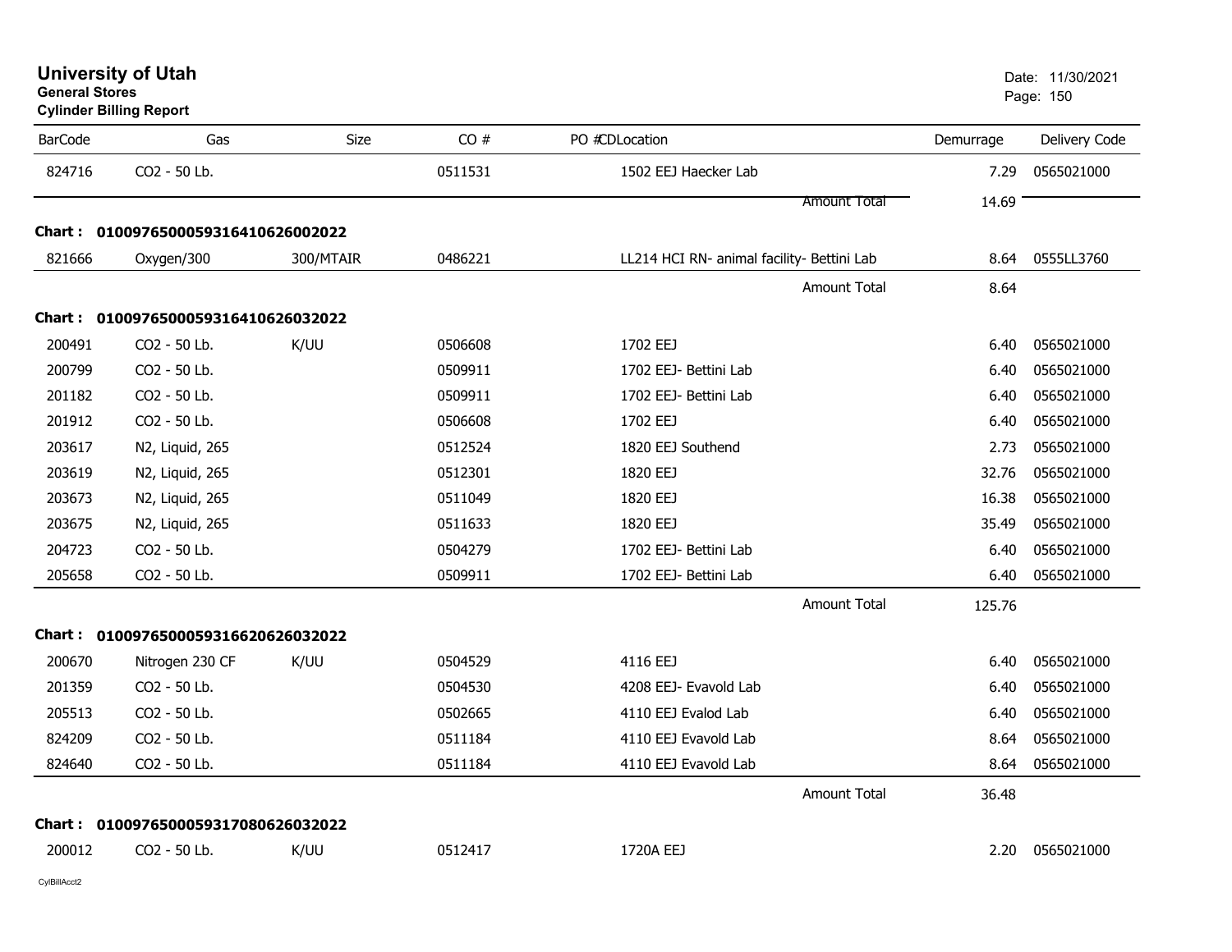# University of Utah

**General Stores**

**Cylinder Billing Report**

Date: 11/30/2021

| BarCode | Gas | Size | CO # | PO #CDLocation | Demurrage | Delivery Code |
|---|---|---|---|---|---|---|
| 824716 | CO2 - 50 Lb. | | 0511531 | 1502 EEJ Haecker Lab | 7.29 | 0565021000 |
| | | | | Amount Total | 14.69 | |
| **Chart : 01009765000593164106260O2022** | | | | | | |
| 821666 | Oxygen/300 | 300/MTAIR | 0486221 | LL214 HCI RN- animal facility- Bettini Lab | 8.64 | 0555LL3760 |
| | | | | Amount Total | 8.64 | |
| **Chart : 01009765000593164106260322022** | | | | | | |
| 200491 | CO2 - 50 Lb. | K/UU | 0506608 | 1702 EEJ | 6.40 | 0565021000 |
| 200799 | CO2 - 50 Lb. | | 0509911 | 1702 EEJ- Bettini Lab | 6.40 | 0565021000 |
| 201182 | CO2 - 50 Lb. | | 0509911 | 1702 EEJ- Bettini Lab | 6.40 | 0565021000 |
| 201912 | CO2 - 50 Lb. | | 0506608 | 1702 EEJ | 6.40 | 0565021000 |
| 203617 | N2, Liquid, 265 | | 0512524 | 1820 EEJ Southend | 2.73 | 0565021000 |
| 203619 | N2, Liquid, 265 | | 0512301 | 1820 EEJ | 32.76 | 0565021000 |
| 203673 | N2, Liquid, 265 | | 0511049 | 1820 EEJ | 16.38 | 0565021000 |
| 203675 | N2, Liquid, 265 | | 0511633 | 1820 EEJ | 35.49 | 0565021000 |
| 204723 | CO2 - 50 Lb. | | 0504279 | 1702 EEJ- Bettini Lab | 6.40 | 0565021000 |
| 205658 | CO2 - 50 Lb. | | 0509911 | 1702 EEJ- Bettini Lab | 6.40 | 0565021000 |
| | | | | Amount Total | 125.76 | |
| **Chart : 01009765000593166206260322022** | | | | | | |
| 200670 | Nitrogen 230 CF | K/UU | 0504529 | 4116 EEJ | 6.40 | 0565021000 |
| 201359 | CO2 - 50 Lb. | | 0504530 | 4208 EEJ- Evavold Lab | 6.40 | 0565021000 |
| 205513 | CO2 - 50 Lb. | | 0502665 | 4110 EEJ Evalod Lab | 6.40 | 0565021000 |
| 824209 | CO2 - 50 Lb. | | 0511184 | 4110 EEJ Evavold Lab | 8.64 | 0565021000 |
| 824640 | CO2 - 50 Lb. | | 0511184 | 4110 EEJ Evavold Lab | 8.64 | 0565021000 |
| | | | | Amount Total | 36.48 | |
| **Chart : 01009765000593170806260322022** | | | | | | |
| 200012 | CO2 - 50 Lb. | K/UU | 0512417 | 1720A EEJ | 2.20 | 0565021000 |

CylBillAcct2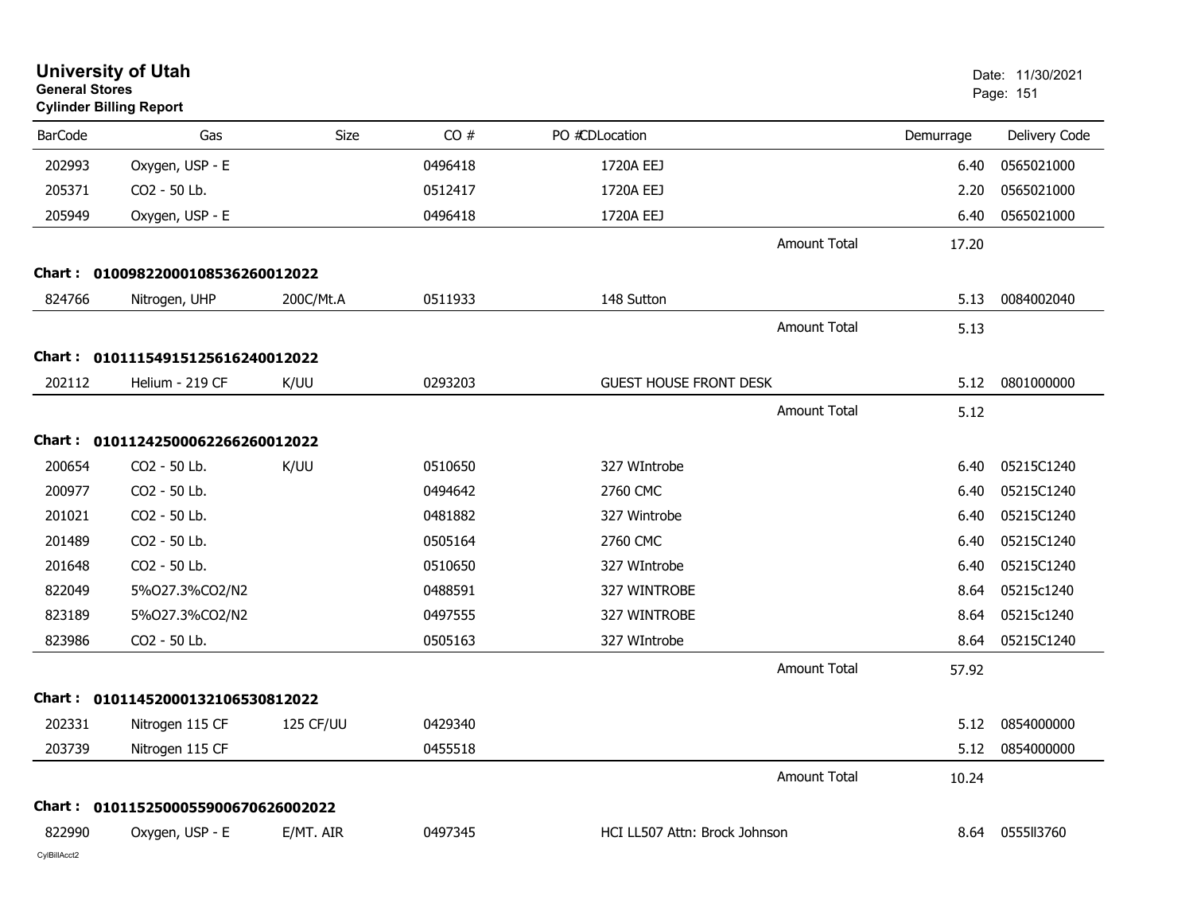# University of Utah

**General Stores**

**Cylinder Billing Report**

Date: 11/30/2021

| BarCode | Gas | Size | CO # | PO # | CDLocation | Demurrage | Delivery Code |
|---|---|---|---|---|---|---|---|
| 202993 | Oxygen, USP - E | | 0496418 | | 1720A EEJ | 6.40 | 0565021000 |
| 205371 | CO2 - 50 Lb. | | 0512417 | | 1720A EEJ | 2.20 | 0565021000 |
| 205949 | Oxygen, USP - E | | 0496418 | | 1720A EEJ | 6.40 | 0565021000 |
| | | | | | Amount Total | 17.20 | |
| **Chart :** | **0100982200010853626001202​2** | | | | | | |
| 824766 | Nitrogen, UHP | 200C/Mt.A | 0511933 | | 148 Sutton | 5.13 | 0084002040 |
| | | | | | Amount Total | 5.13 | |
| **Chart :** | **01011154915125616240012022** | | | | | | |
| 202112 | Helium - 219 CF | K/UU | 0293203 | | GUEST HOUSE FRONT DESK | 5.12 | 0801000000 |
| | | | | | Amount Total | 5.12 | |
| **Chart :** | **01011242500062266260012022** | | | | | | |
| 200654 | CO2 - 50 Lb. | K/UU | 0510650 | | 327 WIntrobe | 6.40 | 05215C1240 |
| 200977 | CO2 - 50 Lb. | | 0494642 | | 2760 CMC | 6.40 | 05215C1240 |
| 201021 | CO2 - 50 Lb. | | 0481882 | | 327 Wintrobe | 6.40 | 05215C1240 |
| 201489 | CO2 - 50 Lb. | | 0505164 | | 2760 CMC | 6.40 | 05215C1240 |
| 201648 | CO2 - 50 Lb. | | 0510650 | | 327 WIntrobe | 6.40 | 05215C1240 |
| 822049 | 5%O27.3%CO2/N2 | | 0488591 | | 327 WINTROBE | 8.64 | 05215c1240 |
| 823189 | 5%O27.3%CO2/N2 | | 0497555 | | 327 WINTROBE | 8.64 | 05215c1240 |
| 823986 | CO2 - 50 Lb. | | 0505163 | | 327 WIntrobe | 8.64 | 05215C1240 |
| | | | | | Amount Total | 57.92 | |
| **Chart :** | **01011452000132106530812022** | | | | | | |
| 202331 | Nitrogen 115 CF | 125 CF/UU | 0429340 | | | 5.12 | 0854000000 |
| 203739 | Nitrogen 115 CF | | 0455518 | | | 5.12 | 0854000000 |
| | | | | | Amount Total | 10.24 | |
| **Chart :** | **010115250005590067062600​2022** | | | | | | |
| 822990 | Oxygen, USP - E | E/MT. AIR | 0497345 | | HCI LL507 Attn: Brock Johnson | 8.64 | 0555II3760 |

CylBillAcct2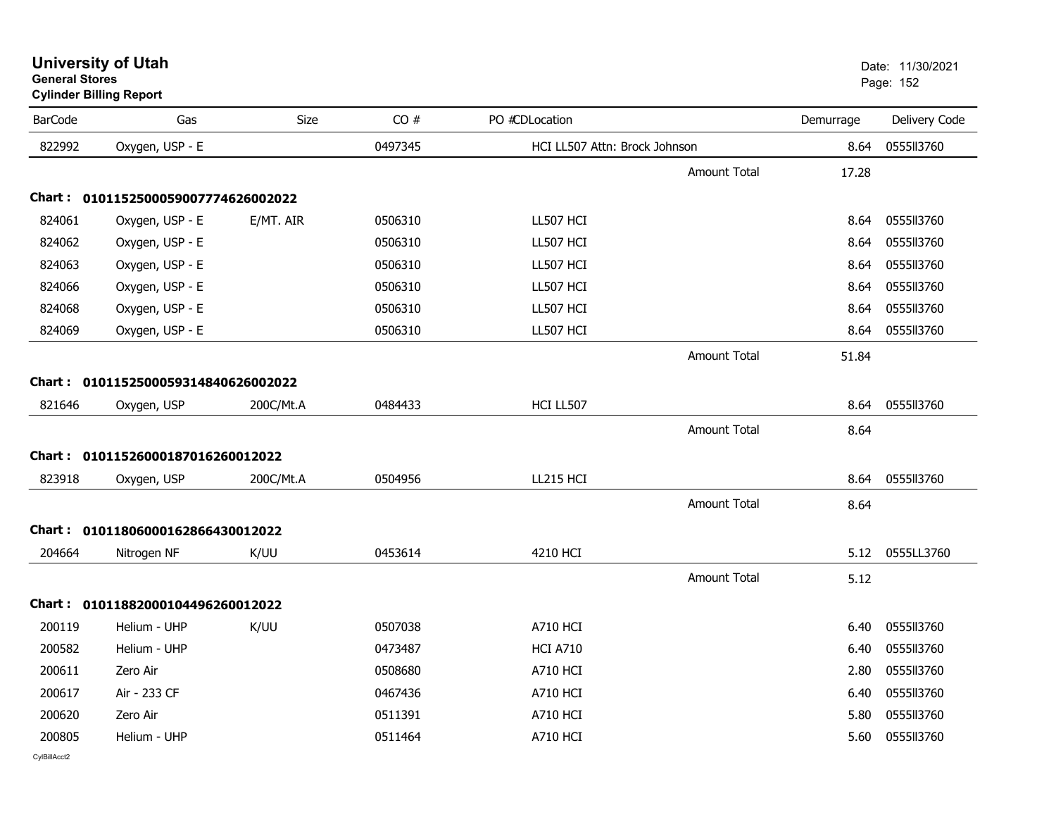# University of Utah

**General Stores**

**Cylinder Billing Report**

Date: 11/30/2021

| BarCode | Gas | Size | CO # | PO # | CDLocation | Demurrage | Delivery Code |
|---|---|---|---|---|---|---|---|
| 822992 | Oxygen, USP - E | | 0497345 | | HCI LL507 Attn: Brock Johnson | 8.64 | 0555ll3760 |
| | | | | | Amount Total | 17.28 | |
| **Chart :** | **01011525000590077746260020​22** | | | | | | |
| 824061 | Oxygen, USP - E | E/MT. AIR | 0506310 | | LL507 HCI | 8.64 | 0555ll3760 |
| 824062 | Oxygen, USP - E | | 0506310 | | LL507 HCI | 8.64 | 0555ll3760 |
| 824063 | Oxygen, USP - E | | 0506310 | | LL507 HCI | 8.64 | 0555ll3760 |
| 824066 | Oxygen, USP - E | | 0506310 | | LL507 HCI | 8.64 | 0555ll3760 |
| 824068 | Oxygen, USP - E | | 0506310 | | LL507 HCI | 8.64 | 0555ll3760 |
| 824069 | Oxygen, USP - E | | 0506310 | | LL507 HCI | 8.64 | 0555ll3760 |
| | | | | | Amount Total | 51.84 | |
| **Chart :** | **0101152500059314840626002022** | | | | | | |
| 821646 | Oxygen, USP | 200C/Mt.A | 0484433 | | HCI LL507 | 8.64 | 0555ll3760 |
| | | | | | Amount Total | 8.64 | |
| **Chart :** | **0101152600018701626001202​2** | | | | | | |
| 823918 | Oxygen, USP | 200C/Mt.A | 0504956 | | LL215 HCI | 8.64 | 0555ll3760 |
| | | | | | Amount Total | 8.64 | |
| **Chart :** | **0101180600016286643001202​2** | | | | | | |
| 204664 | Nitrogen NF | K/UU | 0453614 | | 4210 HCI | 5.12 | 0555LL3760 |
| | | | | | Amount Total | 5.12 | |
| **Chart :** | **0101188200010449626001202​2** | | | | | | |
| 200119 | Helium - UHP | K/UU | 0507038 | | A710 HCI | 6.40 | 0555ll3760 |
| 200582 | Helium - UHP | | 0473487 | | HCI A710 | 6.40 | 0555ll3760 |
| 200611 | Zero Air | | 0508680 | | A710 HCI | 2.80 | 0555ll3760 |
| 200617 | Air - 233 CF | | 0467436 | | A710 HCI | 6.40 | 0555ll3760 |
| 200620 | Zero Air | | 0511391 | | A710 HCI | 5.80 | 0555ll3760 |
| 200805 | Helium - UHP | | 0511464 | | A710 HCI | 5.60 | 0555ll3760 |

CylBillAcct2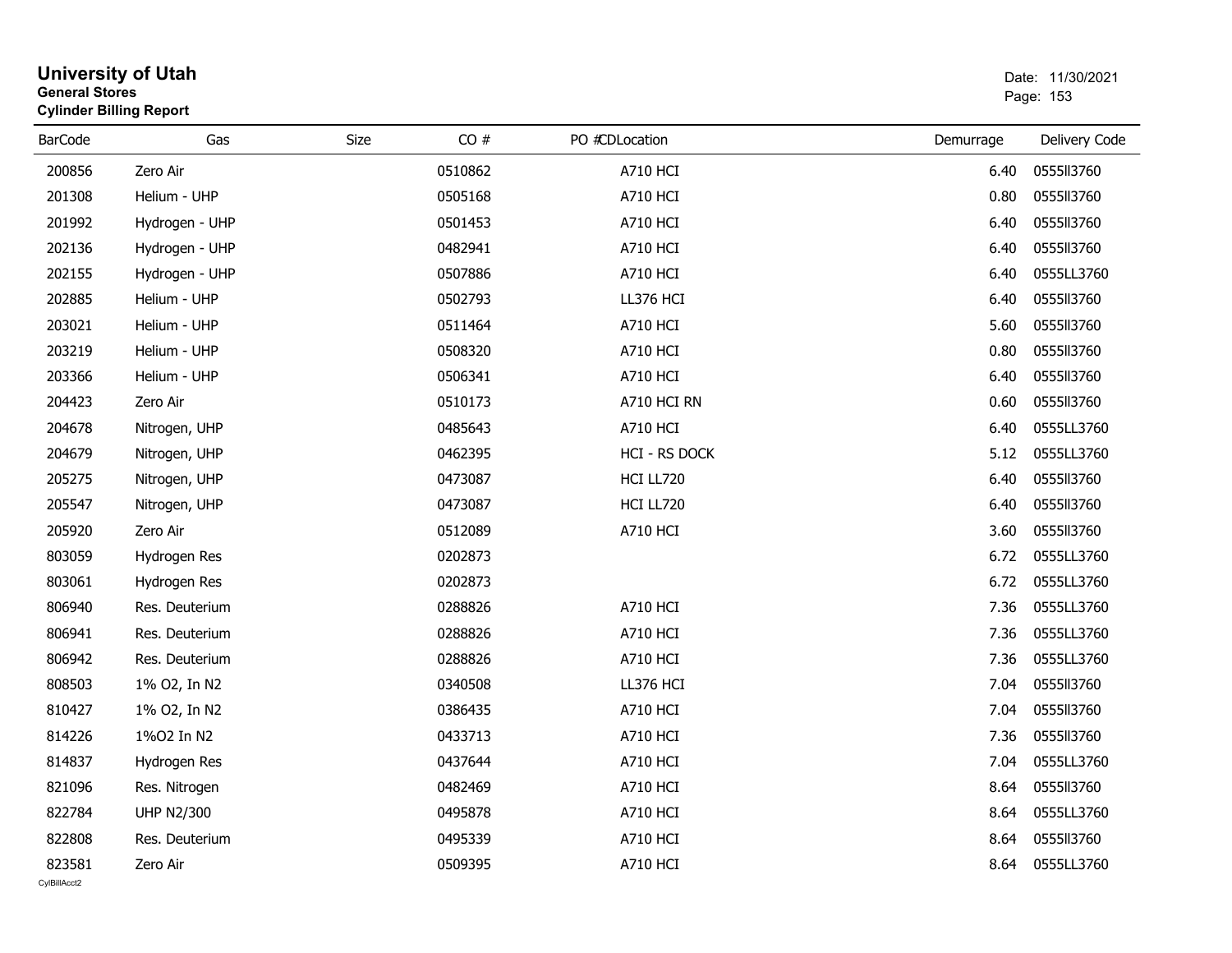# University of Utah

**General Stores**

**Cylinder Billing Report**

Date: 11/30/2021

| BarCode | Gas | Size | CO # | PO # | CDLocation | Demurrage | Delivery Code |
|---|---|---|---|---|---|---|---|
| 200856 | Zero Air | | 0510862 | | A710 HCI | 6.40 | 0555ll3760 |
| 201308 | Helium - UHP | | 0505168 | | A710 HCI | 0.80 | 0555ll3760 |
| 201992 | Hydrogen - UHP | | 0501453 | | A710 HCI | 6.40 | 0555ll3760 |
| 202136 | Hydrogen - UHP | | 0482941 | | A710 HCI | 6.40 | 0555ll3760 |
| 202155 | Hydrogen - UHP | | 0507886 | | A710 HCI | 6.40 | 0555LL3760 |
| 202885 | Helium - UHP | | 0502793 | | LL376 HCI | 6.40 | 0555ll3760 |
| 203021 | Helium - UHP | | 0511464 | | A710 HCI | 5.60 | 0555ll3760 |
| 203219 | Helium - UHP | | 0508320 | | A710 HCI | 0.80 | 0555ll3760 |
| 203366 | Helium - UHP | | 0506341 | | A710 HCI | 6.40 | 0555ll3760 |
| 204423 | Zero Air | | 0510173 | | A710 HCI RN | 0.60 | 0555ll3760 |
| 204678 | Nitrogen, UHP | | 0485643 | | A710 HCI | 6.40 | 0555LL3760 |
| 204679 | Nitrogen, UHP | | 0462395 | | HCI - RS DOCK | 5.12 | 0555LL3760 |
| 205275 | Nitrogen, UHP | | 0473087 | | HCI LL720 | 6.40 | 0555ll3760 |
| 205547 | Nitrogen, UHP | | 0473087 | | HCI LL720 | 6.40 | 0555ll3760 |
| 205920 | Zero Air | | 0512089 | | A710 HCI | 3.60 | 0555ll3760 |
| 803059 | Hydrogen Res | | 0202873 | | | 6.72 | 0555LL3760 |
| 803061 | Hydrogen Res | | 0202873 | | | 6.72 | 0555LL3760 |
| 806940 | Res. Deuterium | | 0288826 | | A710 HCI | 7.36 | 0555LL3760 |
| 806941 | Res. Deuterium | | 0288826 | | A710 HCI | 7.36 | 0555LL3760 |
| 806942 | Res. Deuterium | | 0288826 | | A710 HCI | 7.36 | 0555LL3760 |
| 808503 | 1% O2, In N2 | | 0340508 | | LL376 HCI | 7.04 | 0555ll3760 |
| 810427 | 1% O2, In N2 | | 0386435 | | A710 HCI | 7.04 | 0555ll3760 |
| 814226 | 1%O2 In N2 | | 0433713 | | A710 HCI | 7.36 | 0555ll3760 |
| 814837 | Hydrogen Res | | 0437644 | | A710 HCI | 7.04 | 0555LL3760 |
| 821096 | Res. Nitrogen | | 0482469 | | A710 HCI | 8.64 | 0555ll3760 |
| 822784 | UHP N2/300 | | 0495878 | | A710 HCI | 8.64 | 0555LL3760 |
| 822808 | Res. Deuterium | | 0495339 | | A710 HCI | 8.64 | 0555ll3760 |
| 823581 | Zero Air | | 0509395 | | A710 HCI | 8.64 | 0555LL3760 |

CylBillAcct2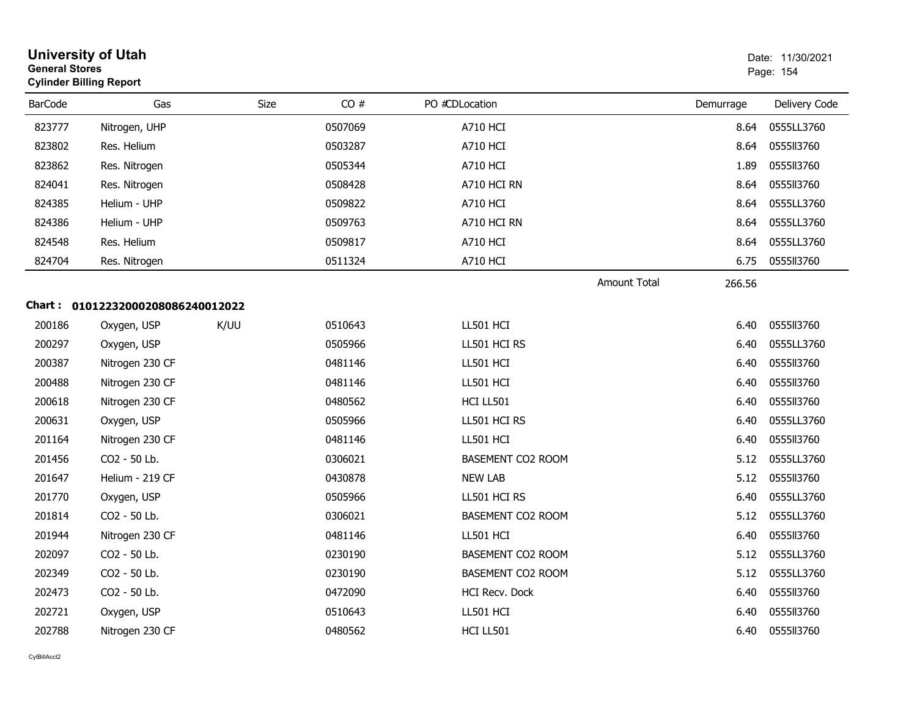# University of Utah
**General Stores**
**Cylinder Billing Report**

| BarCode | Gas | Size | CO # | PO #CDLocation | | Demurrage | Delivery Code |
|---|---|---|---|---|---|---|---|
| 823777 | Nitrogen, UHP | | 0507069 | A710 HCI | | 8.64 | 0555LL3760 |
| 823802 | Res. Helium | | 0503287 | A710 HCI | | 8.64 | 0555ll3760 |
| 823862 | Res. Nitrogen | | 0505344 | A710 HCI | | 1.89 | 0555ll3760 |
| 824041 | Res. Nitrogen | | 0508428 | A710 HCI RN | | 8.64 | 0555ll3760 |
| 824385 | Helium - UHP | | 0509822 | A710 HCI | | 8.64 | 0555LL3760 |
| 824386 | Helium - UHP | | 0509763 | A710 HCI RN | | 8.64 | 0555LL3760 |
| 824548 | Res. Helium | | 0509817 | A710 HCI | | 8.64 | 0555LL3760 |
| 824704 | Res. Nitrogen | | 0511324 | A710 HCI | | 6.75 | 0555ll3760 |
| | | | | | Amount Total | 266.56 | |

**Chart : 01012232000208086240012022**

| BarCode | Gas | Size | CO # | PO #CDLocation | Demurrage | Delivery Code |
|---|---|---|---|---|---|---|
| 200186 | Oxygen, USP | K/UU | 0510643 | LL501 HCI | 6.40 | 0555ll3760 |
| 200297 | Oxygen, USP | | 0505966 | LL501 HCI RS | 6.40 | 0555LL3760 |
| 200387 | Nitrogen 230 CF | | 0481146 | LL501 HCI | 6.40 | 0555ll3760 |
| 200488 | Nitrogen 230 CF | | 0481146 | LL501 HCI | 6.40 | 0555ll3760 |
| 200618 | Nitrogen 230 CF | | 0480562 | HCI LL501 | 6.40 | 0555ll3760 |
| 200631 | Oxygen, USP | | 0505966 | LL501 HCI RS | 6.40 | 0555LL3760 |
| 201164 | Nitrogen 230 CF | | 0481146 | LL501 HCI | 6.40 | 0555ll3760 |
| 201456 | CO2 - 50 Lb. | | 0306021 | BASEMENT CO2 ROOM | 5.12 | 0555LL3760 |
| 201647 | Helium - 219 CF | | 0430878 | NEW LAB | 5.12 | 0555ll3760 |
| 201770 | Oxygen, USP | | 0505966 | LL501 HCI RS | 6.40 | 0555LL3760 |
| 201814 | CO2 - 50 Lb. | | 0306021 | BASEMENT CO2 ROOM | 5.12 | 0555LL3760 |
| 201944 | Nitrogen 230 CF | | 0481146 | LL501 HCI | 6.40 | 0555ll3760 |
| 202097 | CO2 - 50 Lb. | | 0230190 | BASEMENT CO2 ROOM | 5.12 | 0555LL3760 |
| 202349 | CO2 - 50 Lb. | | 0230190 | BASEMENT CO2 ROOM | 5.12 | 0555LL3760 |
| 202473 | CO2 - 50 Lb. | | 0472090 | HCI Recv. Dock | 6.40 | 0555ll3760 |
| 202721 | Oxygen, USP | | 0510643 | LL501 HCI | 6.40 | 0555ll3760 |
| 202788 | Nitrogen 230 CF | | 0480562 | HCI LL501 | 6.40 | 0555ll3760 |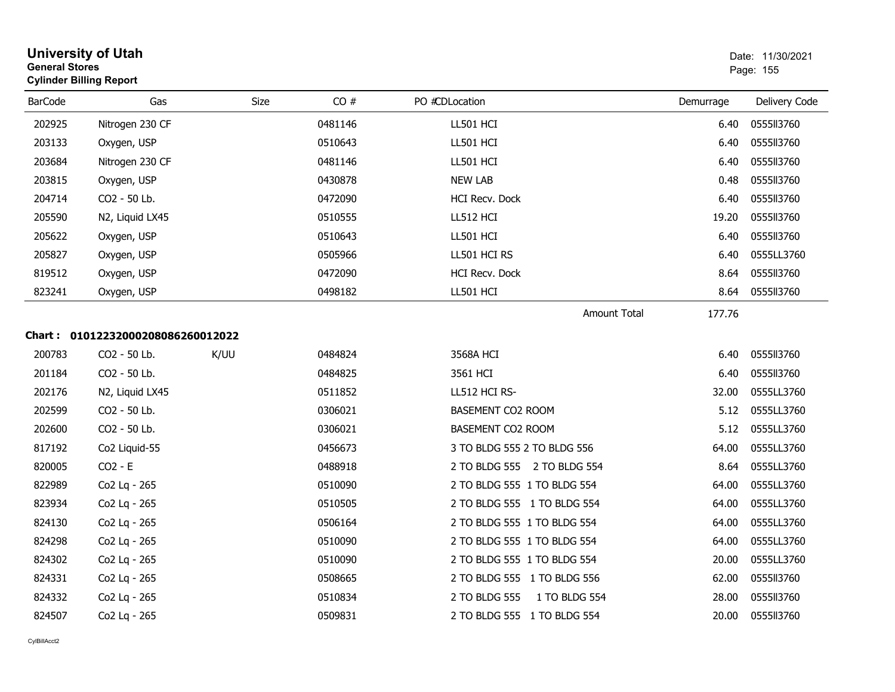**University of Utah**
**General Stores**
**Cylinder Billing Report**

Date: 11/30/2021

| BarCode | Gas | Size | CO # | PO #CDLocation | Demurrage | Delivery Code |
|---|---|---|---|---|---|---|
| 202925 | Nitrogen 230 CF | | 0481146 | LL501 HCI | 6.40 | 0555ll3760 |
| 203133 | Oxygen, USP | | 0510643 | LL501 HCI | 6.40 | 0555ll3760 |
| 203684 | Nitrogen 230 CF | | 0481146 | LL501 HCI | 6.40 | 0555ll3760 |
| 203815 | Oxygen, USP | | 0430878 | NEW LAB | 0.48 | 0555ll3760 |
| 204714 | CO2 - 50 Lb. | | 0472090 | HCI Recv. Dock | 6.40 | 0555ll3760 |
| 205590 | N2, Liquid LX45 | | 0510555 | LL512 HCI | 19.20 | 0555ll3760 |
| 205622 | Oxygen, USP | | 0510643 | LL501 HCI | 6.40 | 0555ll3760 |
| 205827 | Oxygen, USP | | 0505966 | LL501 HCI RS | 6.40 | 0555LL3760 |
| 819512 | Oxygen, USP | | 0472090 | HCI Recv. Dock | 8.64 | 0555ll3760 |
| 823241 | Oxygen, USP | | 0498182 | LL501 HCI | 8.64 | 0555ll3760 |
| | | | | Amount Total | 177.76 | |

**Chart : 01012232000208086260012022**

| BarCode | Gas | Size | CO # | PO #CDLocation | Demurrage | Delivery Code |
|---|---|---|---|---|---|---|
| 200783 | CO2 - 50 Lb. | K/UU | 0484824 | 3568A HCI | 6.40 | 0555ll3760 |
| 201184 | CO2 - 50 Lb. | | 0484825 | 3561 HCI | 6.40 | 0555ll3760 |
| 202176 | N2, Liquid LX45 | | 0511852 | LL512 HCI RS- | 32.00 | 0555LL3760 |
| 202599 | CO2 - 50 Lb. | | 0306021 | BASEMENT CO2 ROOM | 5.12 | 0555LL3760 |
| 202600 | CO2 - 50 Lb. | | 0306021 | BASEMENT CO2 ROOM | 5.12 | 0555LL3760 |
| 817192 | Co2 Liquid-55 | | 0456673 | 3 TO BLDG 555 2 TO BLDG 556 | 64.00 | 0555LL3760 |
| 820005 | CO2 - E | | 0488918 | 2 TO BLDG 555 2 TO BLDG 554 | 8.64 | 0555LL3760 |
| 822989 | Co2 Lq - 265 | | 0510090 | 2 TO BLDG 555 1 TO BLDG 554 | 64.00 | 0555LL3760 |
| 823934 | Co2 Lq - 265 | | 0510505 | 2 TO BLDG 555 1 TO BLDG 554 | 64.00 | 0555LL3760 |
| 824130 | Co2 Lq - 265 | | 0506164 | 2 TO BLDG 555 1 TO BLDG 554 | 64.00 | 0555LL3760 |
| 824298 | Co2 Lq - 265 | | 0510090 | 2 TO BLDG 555 1 TO BLDG 554 | 64.00 | 0555LL3760 |
| 824302 | Co2 Lq - 265 | | 0510090 | 2 TO BLDG 555 1 TO BLDG 554 | 20.00 | 0555LL3760 |
| 824331 | Co2 Lq - 265 | | 0508665 | 2 TO BLDG 555 1 TO BLDG 556 | 62.00 | 0555ll3760 |
| 824332 | Co2 Lq - 265 | | 0510834 | 2 TO BLDG 555 1 TO BLDG 554 | 28.00 | 0555ll3760 |
| 824507 | Co2 Lq - 265 | | 0509831 | 2 TO BLDG 555 1 TO BLDG 554 | 20.00 | 0555ll3760 |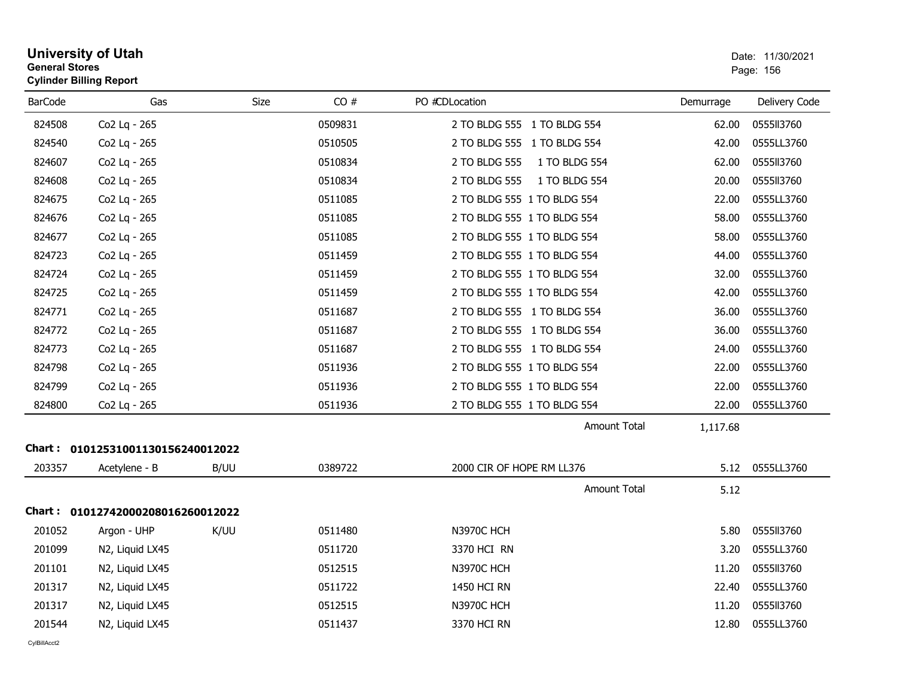# University of Utah

**General Stores**

**Cylinder Billing Report**

Date: 11/30/2021

| BarCode | Gas | Size | CO # | PO # | CD | Location | Demurrage | Delivery Code |
|---|---|---|---|---|---|---|---|---|
| 824508 | Co2 Lq - 265 | | 0509831 | | | 2 TO BLDG 555 1 TO BLDG 554 | 62.00 | 0555ll3760 |
| 824540 | Co2 Lq - 265 | | 0510505 | | | 2 TO BLDG 555 1 TO BLDG 554 | 42.00 | 0555LL3760 |
| 824607 | Co2 Lq - 265 | | 0510834 | | | 2 TO BLDG 555 1 TO BLDG 554 | 62.00 | 0555ll3760 |
| 824608 | Co2 Lq - 265 | | 0510834 | | | 2 TO BLDG 555 1 TO BLDG 554 | 20.00 | 0555ll3760 |
| 824675 | Co2 Lq - 265 | | 0511085 | | | 2 TO BLDG 555 1 TO BLDG 554 | 22.00 | 0555LL3760 |
| 824676 | Co2 Lq - 265 | | 0511085 | | | 2 TO BLDG 555 1 TO BLDG 554 | 58.00 | 0555LL3760 |
| 824677 | Co2 Lq - 265 | | 0511085 | | | 2 TO BLDG 555 1 TO BLDG 554 | 58.00 | 0555LL3760 |
| 824723 | Co2 Lq - 265 | | 0511459 | | | 2 TO BLDG 555 1 TO BLDG 554 | 44.00 | 0555LL3760 |
| 824724 | Co2 Lq - 265 | | 0511459 | | | 2 TO BLDG 555 1 TO BLDG 554 | 32.00 | 0555LL3760 |
| 824725 | Co2 Lq - 265 | | 0511459 | | | 2 TO BLDG 555 1 TO BLDG 554 | 42.00 | 0555LL3760 |
| 824771 | Co2 Lq - 265 | | 0511687 | | | 2 TO BLDG 555 1 TO BLDG 554 | 36.00 | 0555LL3760 |
| 824772 | Co2 Lq - 265 | | 0511687 | | | 2 TO BLDG 555 1 TO BLDG 554 | 36.00 | 0555LL3760 |
| 824773 | Co2 Lq - 265 | | 0511687 | | | 2 TO BLDG 555 1 TO BLDG 554 | 24.00 | 0555LL3760 |
| 824798 | Co2 Lq - 265 | | 0511936 | | | 2 TO BLDG 555 1 TO BLDG 554 | 22.00 | 0555LL3760 |
| 824799 | Co2 Lq - 265 | | 0511936 | | | 2 TO BLDG 555 1 TO BLDG 554 | 22.00 | 0555LL3760 |
| 824800 | Co2 Lq - 265 | | 0511936 | | | 2 TO BLDG 555 1 TO BLDG 554 | 22.00 | 0555LL3760 |
| | | | | | | **Amount Total** | 1,117.68 | |

**Chart : 01012531001130156240012022**

| BarCode | Gas | Size | CO # | PO # | CD | Location | Demurrage | Delivery Code |
|---|---|---|---|---|---|---|---|---|
| 203357 | Acetylene - B | B/UU | 0389722 | | | 2000 CIR OF HOPE RM LL376 | 5.12 | 0555LL3760 |
| | | | | | | **Amount Total** | 5.12 | |

**Chart : 01012742000208016260012022**

| BarCode | Gas | Size | CO # | PO # | CD | Location | Demurrage | Delivery Code |
|---|---|---|---|---|---|---|---|---|
| 201052 | Argon - UHP | K/UU | 0511480 | | | N3970C HCH | 5.80 | 0555ll3760 |
| 201099 | N2, Liquid LX45 | | 0511720 | | | 3370 HCI RN | 3.20 | 0555LL3760 |
| 201101 | N2, Liquid LX45 | | 0512515 | | | N3970C HCH | 11.20 | 0555ll3760 |
| 201317 | N2, Liquid LX45 | | 0511722 | | | 1450 HCI RN | 22.40 | 0555LL3760 |
| 201317 | N2, Liquid LX45 | | 0512515 | | | N3970C HCH | 11.20 | 0555ll3760 |
| 201544 | N2, Liquid LX45 | | 0511437 | | | 3370 HCI RN | 12.80 | 0555LL3760 |

CylBillAcct2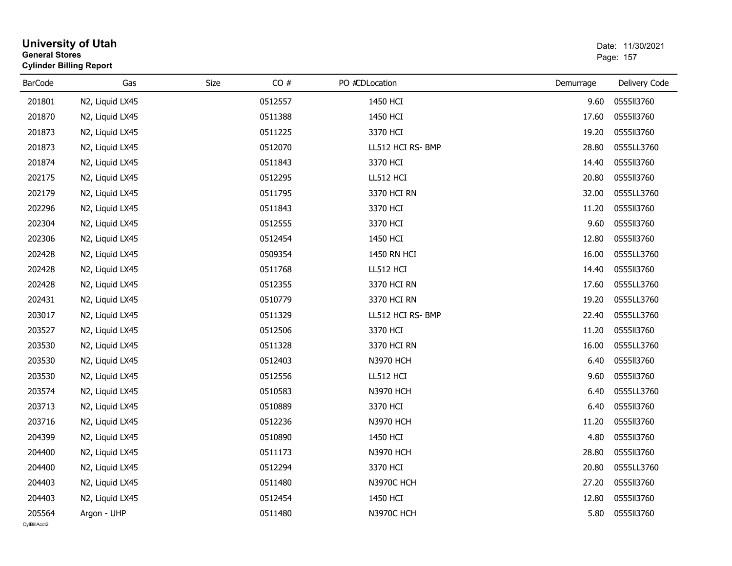# University of Utah

**General Stores**

**Cylinder Billing Report**

Date: 11/30/2021

| BarCode | Gas | Size | CO # | PO # | CDLocation | Demurrage | Delivery Code |
|---|---|---|---|---|---|---|---|
| 201801 | N2, Liquid LX45 | | 0512557 | | 1450 HCI | 9.60 | 0555ll3760 |
| 201870 | N2, Liquid LX45 | | 0511388 | | 1450 HCI | 17.60 | 0555ll3760 |
| 201873 | N2, Liquid LX45 | | 0511225 | | 3370 HCI | 19.20 | 0555ll3760 |
| 201873 | N2, Liquid LX45 | | 0512070 | | LL512 HCI RS- BMP | 28.80 | 0555LL3760 |
| 201874 | N2, Liquid LX45 | | 0511843 | | 3370 HCI | 14.40 | 0555ll3760 |
| 202175 | N2, Liquid LX45 | | 0512295 | | LL512 HCI | 20.80 | 0555ll3760 |
| 202179 | N2, Liquid LX45 | | 0511795 | | 3370 HCI RN | 32.00 | 0555LL3760 |
| 202296 | N2, Liquid LX45 | | 0511843 | | 3370 HCI | 11.20 | 0555ll3760 |
| 202304 | N2, Liquid LX45 | | 0512555 | | 3370 HCI | 9.60 | 0555ll3760 |
| 202306 | N2, Liquid LX45 | | 0512454 | | 1450 HCI | 12.80 | 0555ll3760 |
| 202428 | N2, Liquid LX45 | | 0509354 | | 1450 RN HCI | 16.00 | 0555LL3760 |
| 202428 | N2, Liquid LX45 | | 0511768 | | LL512 HCI | 14.40 | 0555ll3760 |
| 202428 | N2, Liquid LX45 | | 0512355 | | 3370 HCI RN | 17.60 | 0555LL3760 |
| 202431 | N2, Liquid LX45 | | 0510779 | | 3370 HCI RN | 19.20 | 0555LL3760 |
| 203017 | N2, Liquid LX45 | | 0511329 | | LL512 HCI RS- BMP | 22.40 | 0555LL3760 |
| 203527 | N2, Liquid LX45 | | 0512506 | | 3370 HCI | 11.20 | 0555ll3760 |
| 203530 | N2, Liquid LX45 | | 0511328 | | 3370 HCI RN | 16.00 | 0555LL3760 |
| 203530 | N2, Liquid LX45 | | 0512403 | | N3970 HCH | 6.40 | 0555ll3760 |
| 203530 | N2, Liquid LX45 | | 0512556 | | LL512 HCI | 9.60 | 0555ll3760 |
| 203574 | N2, Liquid LX45 | | 0510583 | | N3970 HCH | 6.40 | 0555LL3760 |
| 203713 | N2, Liquid LX45 | | 0510889 | | 3370 HCI | 6.40 | 0555ll3760 |
| 203716 | N2, Liquid LX45 | | 0512236 | | N3970 HCH | 11.20 | 0555ll3760 |
| 204399 | N2, Liquid LX45 | | 0510890 | | 1450 HCI | 4.80 | 0555ll3760 |
| 204400 | N2, Liquid LX45 | | 0511173 | | N3970 HCH | 28.80 | 0555ll3760 |
| 204400 | N2, Liquid LX45 | | 0512294 | | 3370 HCI | 20.80 | 0555LL3760 |
| 204403 | N2, Liquid LX45 | | 0511480 | | N3970C HCH | 27.20 | 0555ll3760 |
| 204403 | N2, Liquid LX45 | | 0512454 | | 1450 HCI | 12.80 | 0555ll3760 |
| 205564 | Argon - UHP | | 0511480 | | N3970C HCH | 5.80 | 0555ll3760 |

CylBillAcct2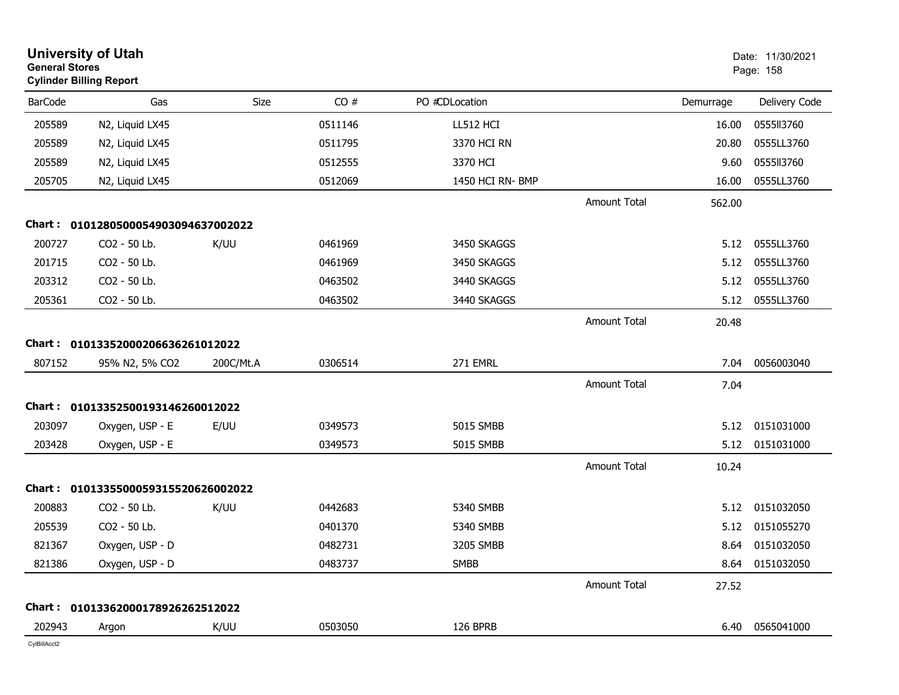# University of Utah
**General Stores**
**Cylinder Billing Report**

Date: 11/30/2021

| BarCode | Gas | Size | CO # | PO #CDLocation | | Demurrage | Delivery Code |
|---|---|---|---|---|---|---|---|
| 205589 | N2, Liquid LX45 | | 0511146 | LL512 HCI | | 16.00 | 0555ll3760 |
| 205589 | N2, Liquid LX45 | | 0511795 | 3370 HCI RN | | 20.80 | 0555LL3760 |
| 205589 | N2, Liquid LX45 | | 0512555 | 3370 HCI | | 9.60 | 0555ll3760 |
| 205705 | N2, Liquid LX45 | | 0512069 | 1450 HCI RN- BMP | | 16.00 | 0555LL3760 |
| | | | | | Amount Total | 562.00 | |
| **Chart :** | **0101280500054903094637002022** | | | | | | |
| 200727 | CO2 - 50 Lb. | K/UU | 0461969 | 3450 SKAGGS | | 5.12 | 0555LL3760 |
| 201715 | CO2 - 50 Lb. | | 0461969 | 3450 SKAGGS | | 5.12 | 0555LL3760 |
| 203312 | CO2 - 50 Lb. | | 0463502 | 3440 SKAGGS | | 5.12 | 0555LL3760 |
| 205361 | CO2 - 50 Lb. | | 0463502 | 3440 SKAGGS | | 5.12 | 0555LL3760 |
| | | | | | Amount Total | 20.48 | |
| **Chart :** | **0101335200020663626101202** | | | | | | |
| 807152 | 95% N2, 5% CO2 | 200C/Mt.A | 0306514 | 271 EMRL | | 7.04 | 0056003040 |
| | | | | | Amount Total | 7.04 | |
| **Chart :** | **0101335250019314626001202** | | | | | | |
| 203097 | Oxygen, USP - E | E/UU | 0349573 | 5015 SMBB | | 5.12 | 0151031000 |
| 203428 | Oxygen, USP - E | | 0349573 | 5015 SMBB | | 5.12 | 0151031000 |
| | | | | | Amount Total | 10.24 | |
| **Chart :** | **0101335500059315520626002022** | | | | | | |
| 200883 | CO2 - 50 Lb. | K/UU | 0442683 | 5340 SMBB | | 5.12 | 0151032050 |
| 205539 | CO2 - 50 Lb. | | 0401370 | 5340 SMBB | | 5.12 | 0151055270 |
| 821367 | Oxygen, USP - D | | 0482731 | 3205 SMBB | | 8.64 | 0151032050 |
| 821386 | Oxygen, USP - D | | 0483737 | SMBB | | 8.64 | 0151032050 |
| | | | | | Amount Total | 27.52 | |
| **Chart :** | **0101336200017892626251202** | | | | | | |
| 202943 | Argon | K/UU | 0503050 | 126 BPRB | | 6.40 | 0565041000 |

CylBillAcct2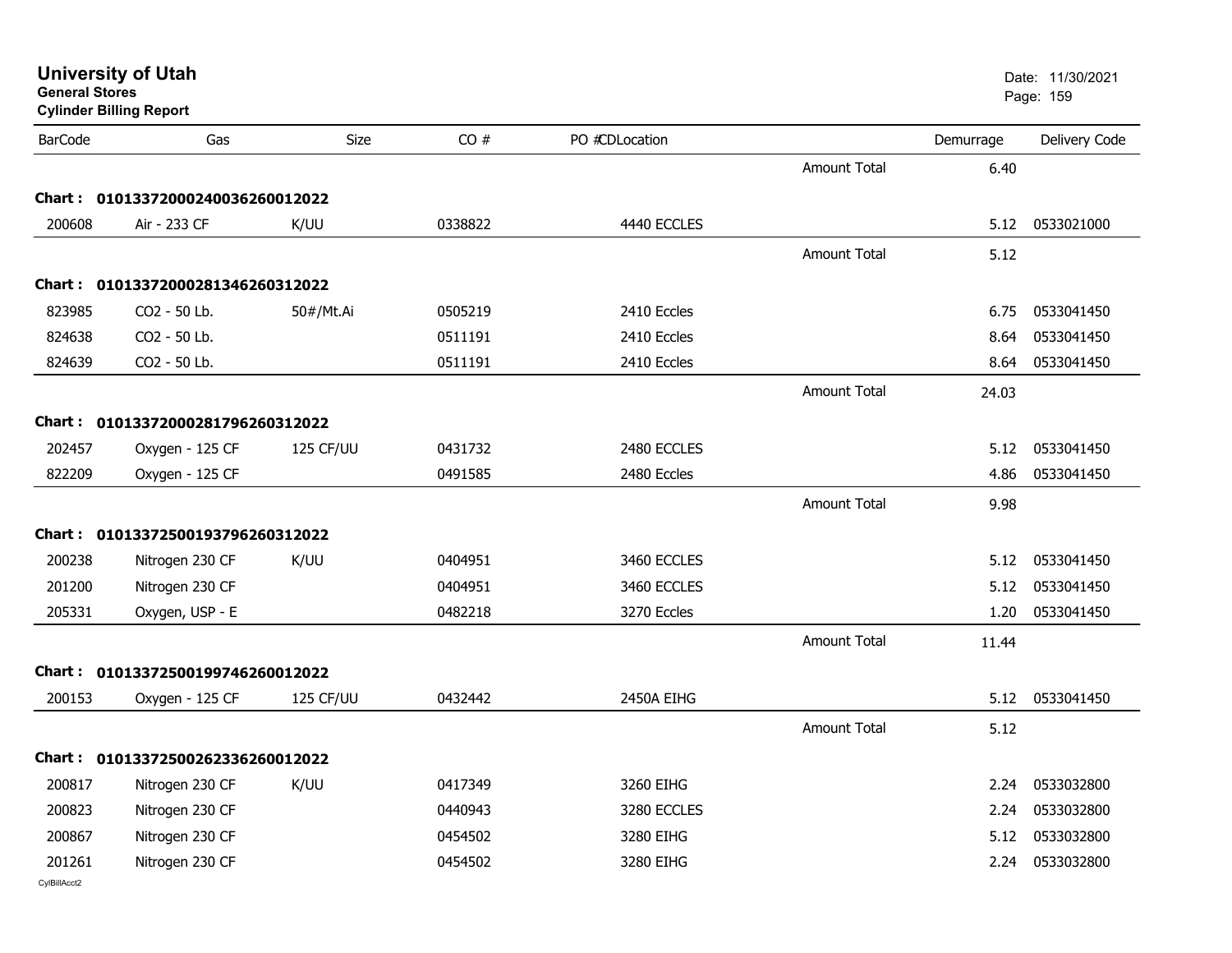# University of Utah

**General Stores**

**Cylinder Billing Report**

Date: 11/30/2021

| BarCode | Gas | Size | CO # | PO #CDLocation | | Demurrage | Delivery Code |
|---|---|---|---|---|---|---|---|
| | | | | | Amount Total | 6.40 | |
| **Chart :** | **0101337200024003626001202​2** | | | | | | |
| 200608 | Air - 233 CF | K/UU | 0338822 | 4440 ECCLES | | 5.12 | 0533021000 |
| | | | | | Amount Total | 5.12 | |
| **Chart :** | **01013372000281346260312022** | | | | | | |
| 823985 | CO2 - 50 Lb. | 50#/Mt.Ai | 0505219 | 2410 Eccles | | 6.75 | 0533041450 |
| 824638 | CO2 - 50 Lb. | | 0511191 | 2410 Eccles | | 8.64 | 0533041450 |
| 824639 | CO2 - 50 Lb. | | 0511191 | 2410 Eccles | | 8.64 | 0533041450 |
| | | | | | Amount Total | 24.03 | |
| **Chart :** | **01013372000281796260312022** | | | | | | |
| 202457 | Oxygen - 125 CF | 125 CF/UU | 0431732 | 2480 ECCLES | | 5.12 | 0533041450 |
| 822209 | Oxygen - 125 CF | | 0491585 | 2480 Eccles | | 4.86 | 0533041450 |
| | | | | | Amount Total | 9.98 | |
| **Chart :** | **01013372500193796260312022** | | | | | | |
| 200238 | Nitrogen 230 CF | K/UU | 0404951 | 3460 ECCLES | | 5.12 | 0533041450 |
| 201200 | Nitrogen 230 CF | | 0404951 | 3460 ECCLES | | 5.12 | 0533041450 |
| 205331 | Oxygen, USP - E | | 0482218 | 3270 Eccles | | 1.20 | 0533041450 |
| | | | | | Amount Total | 11.44 | |
| **Chart :** | **01013372500199746260012022** | | | | | | |
| 200153 | Oxygen - 125 CF | 125 CF/UU | 0432442 | 2450A EIHG | | 5.12 | 0533041450 |
| | | | | | Amount Total | 5.12 | |
| **Chart :** | **01013372500262336260012022** | | | | | | |
| 200817 | Nitrogen 230 CF | K/UU | 0417349 | 3260 EIHG | | 2.24 | 0533032800 |
| 200823 | Nitrogen 230 CF | | 0440943 | 3280 ECCLES | | 2.24 | 0533032800 |
| 200867 | Nitrogen 230 CF | | 0454502 | 3280 EIHG | | 5.12 | 0533032800 |
| 201261 | Nitrogen 230 CF | | 0454502 | 3280 EIHG | | 2.24 | 0533032800 |

CylBillAcct2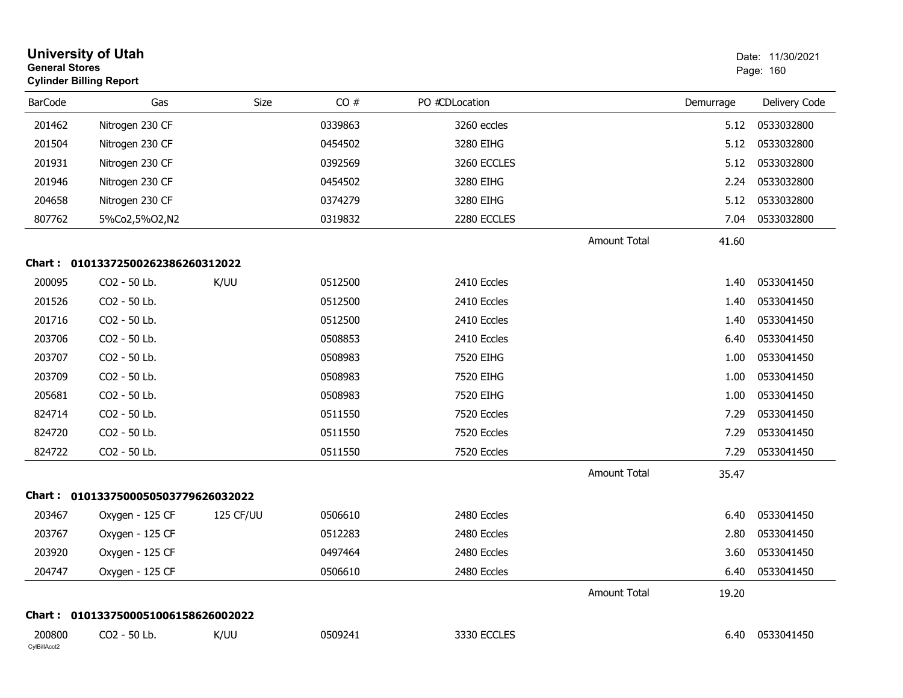# University of Utah
**General Stores**
**Cylinder Billing Report**

Date: 11/30/2021

| BarCode | Gas | Size | CO # | PO #CDLocation | | Demurrage | Delivery Code |
|---|---|---|---|---|---|---|---|
| 201462 | Nitrogen 230 CF | | 0339863 | 3260 eccles | | 5.12 | 0533032800 |
| 201504 | Nitrogen 230 CF | | 0454502 | 3280 EIHG | | 5.12 | 0533032800 |
| 201931 | Nitrogen 230 CF | | 0392569 | 3260 ECCLES | | 5.12 | 0533032800 |
| 201946 | Nitrogen 230 CF | | 0454502 | 3280 EIHG | | 2.24 | 0533032800 |
| 204658 | Nitrogen 230 CF | | 0374279 | 3280 EIHG | | 5.12 | 0533032800 |
| 807762 | 5%Co2,5%O2,N2 | | 0319832 | 2280 ECCLES | | 7.04 | 0533032800 |
| | | | | | Amount Total | 41.60 | |

**Chart : 01013372500262386260312022**

| BarCode | Gas | Size | CO # | PO #CDLocation | | Demurrage | Delivery Code |
|---|---|---|---|---|---|---|---|
| 200095 | CO2 - 50 Lb. | K/UU | 0512500 | 2410 Eccles | | 1.40 | 0533041450 |
| 201526 | CO2 - 50 Lb. | | 0512500 | 2410 Eccles | | 1.40 | 0533041450 |
| 201716 | CO2 - 50 Lb. | | 0512500 | 2410 Eccles | | 1.40 | 0533041450 |
| 203706 | CO2 - 50 Lb. | | 0508853 | 2410 Eccles | | 6.40 | 0533041450 |
| 203707 | CO2 - 50 Lb. | | 0508983 | 7520 EIHG | | 1.00 | 0533041450 |
| 203709 | CO2 - 50 Lb. | | 0508983 | 7520 EIHG | | 1.00 | 0533041450 |
| 205681 | CO2 - 50 Lb. | | 0508983 | 7520 EIHG | | 1.00 | 0533041450 |
| 824714 | CO2 - 50 Lb. | | 0511550 | 7520 Eccles | | 7.29 | 0533041450 |
| 824720 | CO2 - 50 Lb. | | 0511550 | 7520 Eccles | | 7.29 | 0533041450 |
| 824722 | CO2 - 50 Lb. | | 0511550 | 7520 Eccles | | 7.29 | 0533041450 |
| | | | | | Amount Total | 35.47 | |

**Chart : 01013375000505037796260320​22**

| BarCode | Gas | Size | CO # | PO #CDLocation | | Demurrage | Delivery Code |
|---|---|---|---|---|---|---|---|
| 203467 | Oxygen - 125 CF | 125 CF/UU | 0506610 | 2480 Eccles | | 6.40 | 0533041450 |
| 203767 | Oxygen - 125 CF | | 0512283 | 2480 Eccles | | 2.80 | 0533041450 |
| 203920 | Oxygen - 125 CF | | 0497464 | 2480 Eccles | | 3.60 | 0533041450 |
| 204747 | Oxygen - 125 CF | | 0506610 | 2480 Eccles | | 6.40 | 0533041450 |
| | | | | | Amount Total | 19.20 | |

**Chart : 01013375000510061586260020​22**

| BarCode | Gas | Size | CO # | PO #CDLocation | | Demurrage | Delivery Code |
|---|---|---|---|---|---|---|---|
| 200800 | CO2 - 50 Lb. | K/UU | 0509241 | 3330 ECCLES | | 6.40 | 0533041450 |

CylBillAcct2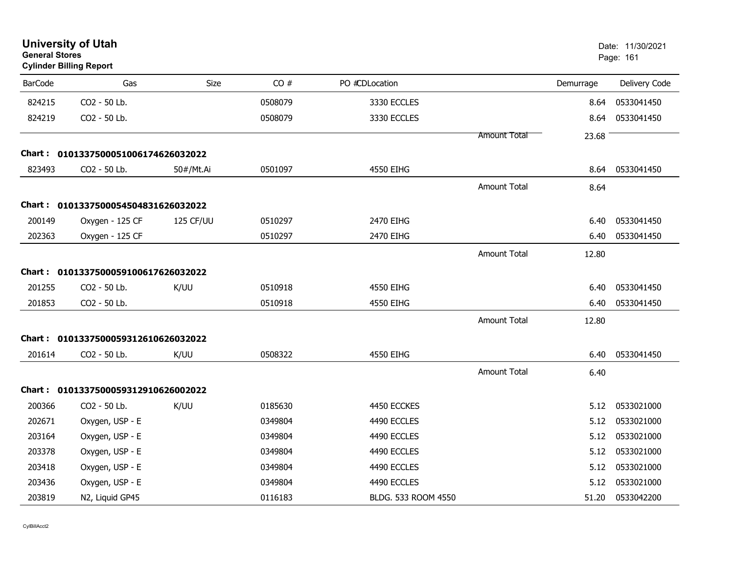**University of Utah**
**General Stores**
**Cylinder Billing Report**

Date: 11/30/2021

| BarCode | Gas | Size | CO # | PO #CDLocation | | Demurrage | Delivery Code |
|---|---|---|---|---|---|---|---|
| 824215 | CO2 - 50 Lb. | | 0508079 | 3330 ECCLES | | 8.64 | 0533041450 |
| 824219 | CO2 - 50 Lb. | | 0508079 | 3330 ECCLES | | 8.64 | 0533041450 |
| | | | | | Amount Total | 23.68 | |
| **Chart :** | **01013375000510061746260320​22** | | | | | | |
| 823493 | CO2 - 50 Lb. | 50#/Mt.Ai | 0501097 | 4550 EIHG | | 8.64 | 0533041450 |
| | | | | | Amount Total | 8.64 | |
| **Chart :** | **01013375000545048316260320​22** | | | | | | |
| 200149 | Oxygen - 125 CF | 125 CF/UU | 0510297 | 2470 EIHG | | 6.40 | 0533041450 |
| 202363 | Oxygen - 125 CF | | 0510297 | 2470 EIHG | | 6.40 | 0533041450 |
| | | | | | Amount Total | 12.80 | |
| **Chart :** | **01013375000591006176260320​22** | | | | | | |
| 201255 | CO2 - 50 Lb. | K/UU | 0510918 | 4550 EIHG | | 6.40 | 0533041450 |
| 201853 | CO2 - 50 Lb. | | 0510918 | 4550 EIHG | | 6.40 | 0533041450 |
| | | | | | Amount Total | 12.80 | |
| **Chart :** | **01013375000593126106260320​22** | | | | | | |
| 201614 | CO2 - 50 Lb. | K/UU | 0508322 | 4550 EIHG | | 6.40 | 0533041450 |
| | | | | | Amount Total | 6.40 | |
| **Chart :** | **01013375000593129106260020​22** | | | | | | |
| 200366 | CO2 - 50 Lb. | K/UU | 0185630 | 4450 ECCKES | | 5.12 | 0533021000 |
| 202671 | Oxygen, USP - E | | 0349804 | 4490 ECCLES | | 5.12 | 0533021000 |
| 203164 | Oxygen, USP - E | | 0349804 | 4490 ECCLES | | 5.12 | 0533021000 |
| 203378 | Oxygen, USP - E | | 0349804 | 4490 ECCLES | | 5.12 | 0533021000 |
| 203418 | Oxygen, USP - E | | 0349804 | 4490 ECCLES | | 5.12 | 0533021000 |
| 203436 | Oxygen, USP - E | | 0349804 | 4490 ECCLES | | 5.12 | 0533021000 |
| 203819 | N2, Liquid GP45 | | 0116183 | BLDG. 533 ROOM 4550 | | 51.20 | 0533042200 |

CylBillAcct2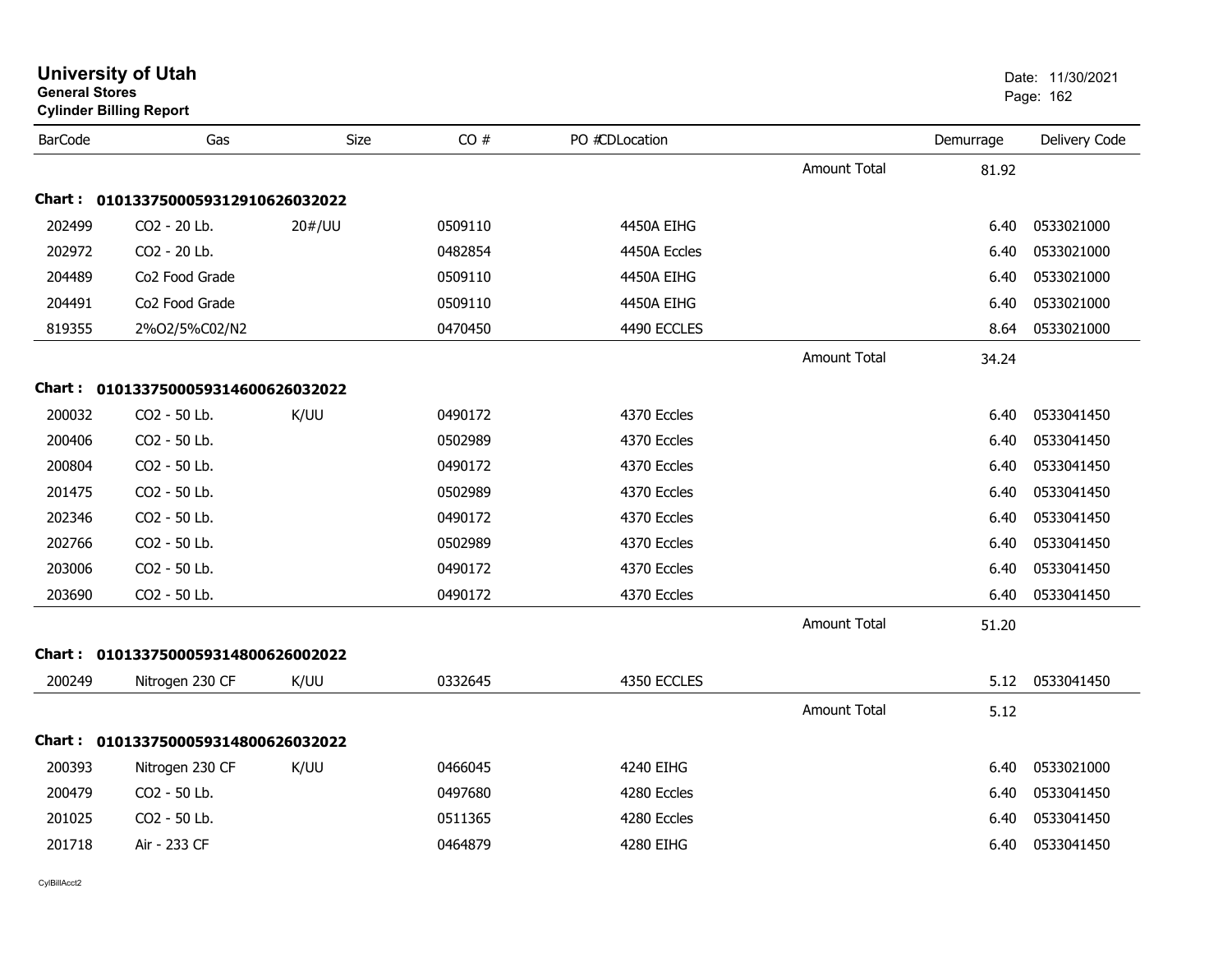# University of Utah

**General Stores**

**Cylinder Billing Report**

Date: 11/30/2021

| BarCode | Gas | Size | CO # | PO #CDLocation | | Demurrage | Delivery Code |
|---|---|---|---|---|---|---|---|
| | | | | | Amount Total | 81.92 | |
| **Chart :** | **0101337500059312910626032022** | | | | | | |
| 202499 | CO2 - 20 Lb. | 20#/UU | 0509110 | 4450A EIHG | | 6.40 | 0533021000 |
| 202972 | CO2 - 20 Lb. | | 0482854 | 4450A Eccles | | 6.40 | 0533021000 |
| 204489 | Co2 Food Grade | | 0509110 | 4450A EIHG | | 6.40 | 0533021000 |
| 204491 | Co2 Food Grade | | 0509110 | 4450A EIHG | | 6.40 | 0533021000 |
| 819355 | 2%O2/5%C02/N2 | | 0470450 | 4490 ECCLES | | 8.64 | 0533021000 |
| | | | | | Amount Total | 34.24 | |
| **Chart :** | **0101337500059314600626032022** | | | | | | |
| 200032 | CO2 - 50 Lb. | K/UU | 0490172 | 4370 Eccles | | 6.40 | 0533041450 |
| 200406 | CO2 - 50 Lb. | | 0502989 | 4370 Eccles | | 6.40 | 0533041450 |
| 200804 | CO2 - 50 Lb. | | 0490172 | 4370 Eccles | | 6.40 | 0533041450 |
| 201475 | CO2 - 50 Lb. | | 0502989 | 4370 Eccles | | 6.40 | 0533041450 |
| 202346 | CO2 - 50 Lb. | | 0490172 | 4370 Eccles | | 6.40 | 0533041450 |
| 202766 | CO2 - 50 Lb. | | 0502989 | 4370 Eccles | | 6.40 | 0533041450 |
| 203006 | CO2 - 50 Lb. | | 0490172 | 4370 Eccles | | 6.40 | 0533041450 |
| 203690 | CO2 - 50 Lb. | | 0490172 | 4370 Eccles | | 6.40 | 0533041450 |
| | | | | | Amount Total | 51.20 | |
| **Chart :** | **0101337500059314800626002022** | | | | | | |
| 200249 | Nitrogen 230 CF | K/UU | 0332645 | 4350 ECCLES | | 5.12 | 0533041450 |
| | | | | | Amount Total | 5.12 | |
| **Chart :** | **0101337500059314800626032022** | | | | | | |
| 200393 | Nitrogen 230 CF | K/UU | 0466045 | 4240 EIHG | | 6.40 | 0533021000 |
| 200479 | CO2 - 50 Lb. | | 0497680 | 4280 Eccles | | 6.40 | 0533041450 |
| 201025 | CO2 - 50 Lb. | | 0511365 | 4280 Eccles | | 6.40 | 0533041450 |
| 201718 | Air - 233 CF | | 0464879 | 4280 EIHG | | 6.40 | 0533041450 |

CylBillAcct2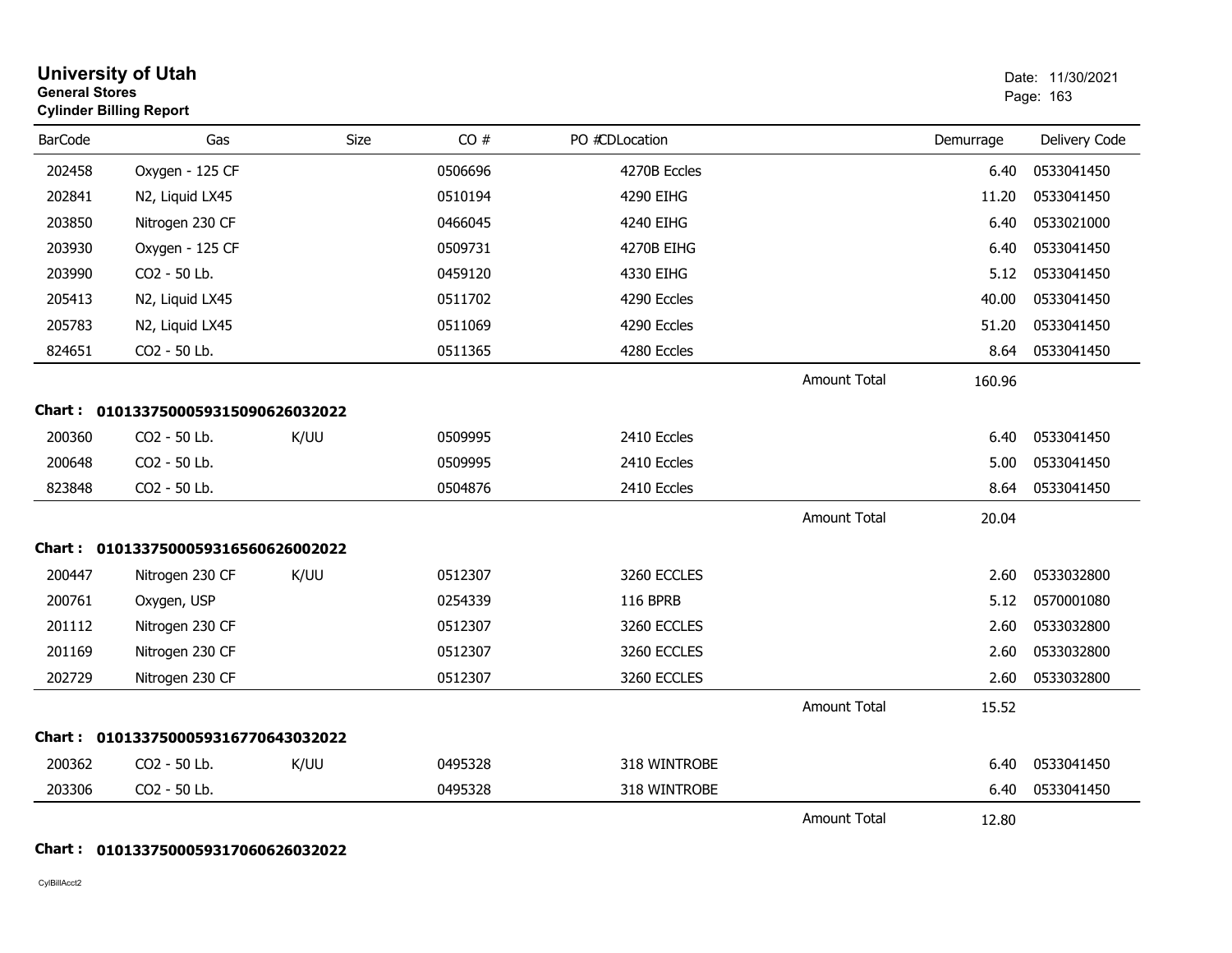# University of Utah
**General Stores**
**Cylinder Billing Report**

Date: 11/30/2021

| BarCode | Gas | Size | CO # | PO #CDLocation | | Demurrage | Delivery Code |
|---|---|---|---|---|---|---|---|
| 202458 | Oxygen - 125 CF | | 0506696 | 4270B Eccles | | 6.40 | 0533041450 |
| 202841 | N2, Liquid LX45 | | 0510194 | 4290 EIHG | | 11.20 | 0533041450 |
| 203850 | Nitrogen 230 CF | | 0466045 | 4240 EIHG | | 6.40 | 0533021000 |
| 203930 | Oxygen - 125 CF | | 0509731 | 4270B EIHG | | 6.40 | 0533041450 |
| 203990 | CO2 - 50 Lb. | | 0459120 | 4330 EIHG | | 5.12 | 0533041450 |
| 205413 | N2, Liquid LX45 | | 0511702 | 4290 Eccles | | 40.00 | 0533041450 |
| 205783 | N2, Liquid LX45 | | 0511069 | 4290 Eccles | | 51.20 | 0533041450 |
| 824651 | CO2 - 50 Lb. | | 0511365 | 4280 Eccles | | 8.64 | 0533041450 |
| | | | | | Amount Total | 160.96 | |

**Chart : 01013375000593150906260320​22**

| BarCode | Gas | Size | CO # | PO #CDLocation | | Demurrage | Delivery Code |
|---|---|---|---|---|---|---|---|
| 200360 | CO2 - 50 Lb. | K/UU | 0509995 | 2410 Eccles | | 6.40 | 0533041450 |
| 200648 | CO2 - 50 Lb. | | 0509995 | 2410 Eccles | | 5.00 | 0533041450 |
| 823848 | CO2 - 50 Lb. | | 0504876 | 2410 Eccles | | 8.64 | 0533041450 |
| | | | | | Amount Total | 20.04 | |

**Chart : 0101337500059316560626002022**

| BarCode | Gas | Size | CO # | PO #CDLocation | | Demurrage | Delivery Code |
|---|---|---|---|---|---|---|---|
| 200447 | Nitrogen 230 CF | K/UU | 0512307 | 3260 ECCLES | | 2.60 | 0533032800 |
| 200761 | Oxygen, USP | | 0254339 | 116 BPRB | | 5.12 | 0570001080 |
| 201112 | Nitrogen 230 CF | | 0512307 | 3260 ECCLES | | 2.60 | 0533032800 |
| 201169 | Nitrogen 230 CF | | 0512307 | 3260 ECCLES | | 2.60 | 0533032800 |
| 202729 | Nitrogen 230 CF | | 0512307 | 3260 ECCLES | | 2.60 | 0533032800 |
| | | | | | Amount Total | 15.52 | |

**Chart : 0101337500059316770643032022**

| BarCode | Gas | Size | CO # | PO #CDLocation | | Demurrage | Delivery Code |
|---|---|---|---|---|---|---|---|
| 200362 | CO2 - 50 Lb. | K/UU | 0495328 | 318 WINTROBE | | 6.40 | 0533041450 |
| 203306 | CO2 - 50 Lb. | | 0495328 | 318 WINTROBE | | 6.40 | 0533041450 |
| | | | | | Amount Total | 12.80 | |

**Chart : 0101337500059317060626032022**

CylBillAcct2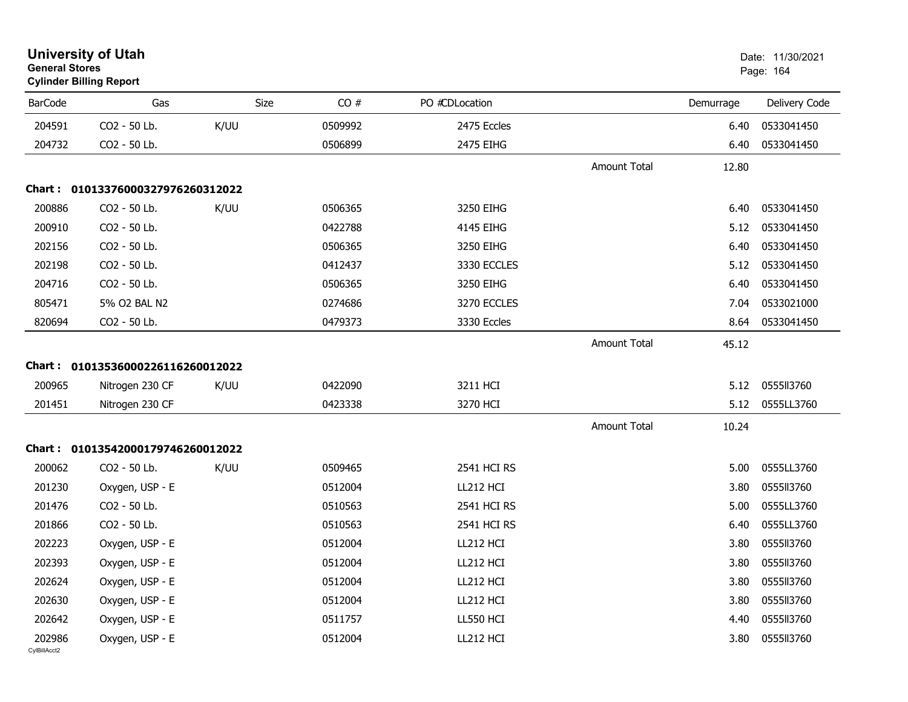# University of Utah

**General Stores**

**Cylinder Billing Report**

Date: 11/30/2021

| BarCode | Gas | Size | CO # | PO #CDLocation | | Demurrage | Delivery Code |
|---|---|---|---|---|---|---|---|
| 204591 | CO2 - 50 Lb. | K/UU | 0509992 | 2475 Eccles | | 6.40 | 0533041450 |
| 204732 | CO2 - 50 Lb. | | 0506899 | 2475 EIHG | | 6.40 | 0533041450 |
| | | | | | Amount Total | 12.80 | |
| **Chart : 0101337600032797626031202​2** | | | | | | | |
| 200886 | CO2 - 50 Lb. | K/UU | 0506365 | 3250 EIHG | | 6.40 | 0533041450 |
| 200910 | CO2 - 50 Lb. | | 0422788 | 4145 EIHG | | 5.12 | 0533041450 |
| 202156 | CO2 - 50 Lb. | | 0506365 | 3250 EIHG | | 6.40 | 0533041450 |
| 202198 | CO2 - 50 Lb. | | 0412437 | 3330 ECCLES | | 5.12 | 0533041450 |
| 204716 | CO2 - 50 Lb. | | 0506365 | 3250 EIHG | | 6.40 | 0533041450 |
| 805471 | 5% O2 BAL N2 | | 0274686 | 3270 ECCLES | | 7.04 | 0533021000 |
| 820694 | CO2 - 50 Lb. | | 0479373 | 3330 Eccles | | 8.64 | 0533041450 |
| | | | | | Amount Total | 45.12 | |
| **Chart : 01013536000226116260012022** | | | | | | | |
| 200965 | Nitrogen 230 CF | K/UU | 0422090 | 3211 HCI | | 5.12 | 0555ll3760 |
| 201451 | Nitrogen 230 CF | | 0423338 | 3270 HCI | | 5.12 | 0555LL3760 |
| | | | | | Amount Total | 10.24 | |
| **Chart : 01013542000179746260012022** | | | | | | | |
| 200062 | CO2 - 50 Lb. | K/UU | 0509465 | 2541 HCI RS | | 5.00 | 0555LL3760 |
| 201230 | Oxygen, USP - E | | 0512004 | LL212 HCI | | 3.80 | 0555ll3760 |
| 201476 | CO2 - 50 Lb. | | 0510563 | 2541 HCI RS | | 5.00 | 0555LL3760 |
| 201866 | CO2 - 50 Lb. | | 0510563 | 2541 HCI RS | | 6.40 | 0555LL3760 |
| 202223 | Oxygen, USP - E | | 0512004 | LL212 HCI | | 3.80 | 0555ll3760 |
| 202393 | Oxygen, USP - E | | 0512004 | LL212 HCI | | 3.80 | 0555ll3760 |
| 202624 | Oxygen, USP - E | | 0512004 | LL212 HCI | | 3.80 | 0555ll3760 |
| 202630 | Oxygen, USP - E | | 0512004 | LL212 HCI | | 3.80 | 0555ll3760 |
| 202642 | Oxygen, USP - E | | 0511757 | LL550 HCI | | 4.40 | 0555ll3760 |
| 202986 | Oxygen, USP - E | | 0512004 | LL212 HCI | | 3.80 | 0555ll3760 |

CylBillAcct2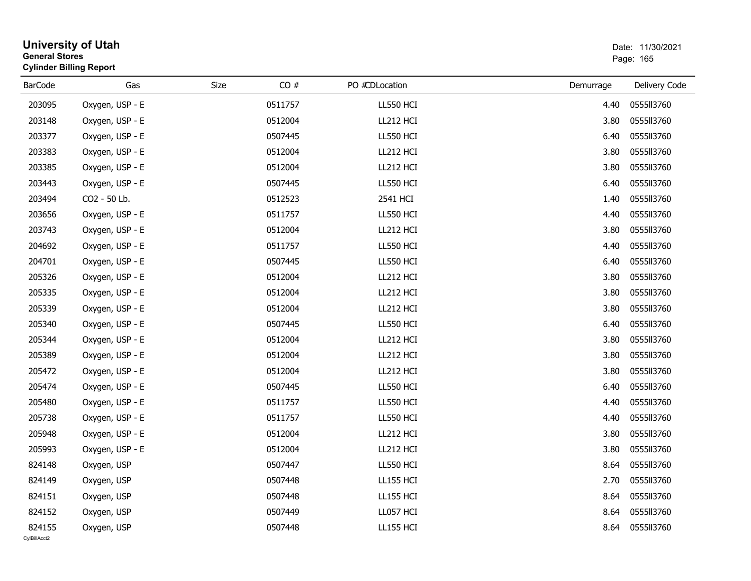# University of Utah

**General Stores**

**Cylinder Billing Report**

Date: 11/30/2021

| BarCode | Gas | Size | CO # | PO #CDLocation | Demurrage | Delivery Code |
|---|---|---|---|---|---|---|
| 203095 | Oxygen, USP - E | | 0511757 | LL550 HCI | 4.40 | 0555ll3760 |
| 203148 | Oxygen, USP - E | | 0512004 | LL212 HCI | 3.80 | 0555ll3760 |
| 203377 | Oxygen, USP - E | | 0507445 | LL550 HCI | 6.40 | 0555ll3760 |
| 203383 | Oxygen, USP - E | | 0512004 | LL212 HCI | 3.80 | 0555ll3760 |
| 203385 | Oxygen, USP - E | | 0512004 | LL212 HCI | 3.80 | 0555ll3760 |
| 203443 | Oxygen, USP - E | | 0507445 | LL550 HCI | 6.40 | 0555ll3760 |
| 203494 | CO2 - 50 Lb. | | 0512523 | 2541 HCI | 1.40 | 0555ll3760 |
| 203656 | Oxygen, USP - E | | 0511757 | LL550 HCI | 4.40 | 0555ll3760 |
| 203743 | Oxygen, USP - E | | 0512004 | LL212 HCI | 3.80 | 0555ll3760 |
| 204692 | Oxygen, USP - E | | 0511757 | LL550 HCI | 4.40 | 0555ll3760 |
| 204701 | Oxygen, USP - E | | 0507445 | LL550 HCI | 6.40 | 0555ll3760 |
| 205326 | Oxygen, USP - E | | 0512004 | LL212 HCI | 3.80 | 0555ll3760 |
| 205335 | Oxygen, USP - E | | 0512004 | LL212 HCI | 3.80 | 0555ll3760 |
| 205339 | Oxygen, USP - E | | 0512004 | LL212 HCI | 3.80 | 0555ll3760 |
| 205340 | Oxygen, USP - E | | 0507445 | LL550 HCI | 6.40 | 0555ll3760 |
| 205344 | Oxygen, USP - E | | 0512004 | LL212 HCI | 3.80 | 0555ll3760 |
| 205389 | Oxygen, USP - E | | 0512004 | LL212 HCI | 3.80 | 0555ll3760 |
| 205472 | Oxygen, USP - E | | 0512004 | LL212 HCI | 3.80 | 0555ll3760 |
| 205474 | Oxygen, USP - E | | 0507445 | LL550 HCI | 6.40 | 0555ll3760 |
| 205480 | Oxygen, USP - E | | 0511757 | LL550 HCI | 4.40 | 0555ll3760 |
| 205738 | Oxygen, USP - E | | 0511757 | LL550 HCI | 4.40 | 0555ll3760 |
| 205948 | Oxygen, USP - E | | 0512004 | LL212 HCI | 3.80 | 0555ll3760 |
| 205993 | Oxygen, USP - E | | 0512004 | LL212 HCI | 3.80 | 0555ll3760 |
| 824148 | Oxygen, USP | | 0507447 | LL550 HCI | 8.64 | 0555ll3760 |
| 824149 | Oxygen, USP | | 0507448 | LL155 HCI | 2.70 | 0555ll3760 |
| 824151 | Oxygen, USP | | 0507448 | LL155 HCI | 8.64 | 0555ll3760 |
| 824152 | Oxygen, USP | | 0507449 | LL057 HCI | 8.64 | 0555ll3760 |
| 824155 | Oxygen, USP | | 0507448 | LL155 HCI | 8.64 | 0555ll3760 |

CylBillAcct2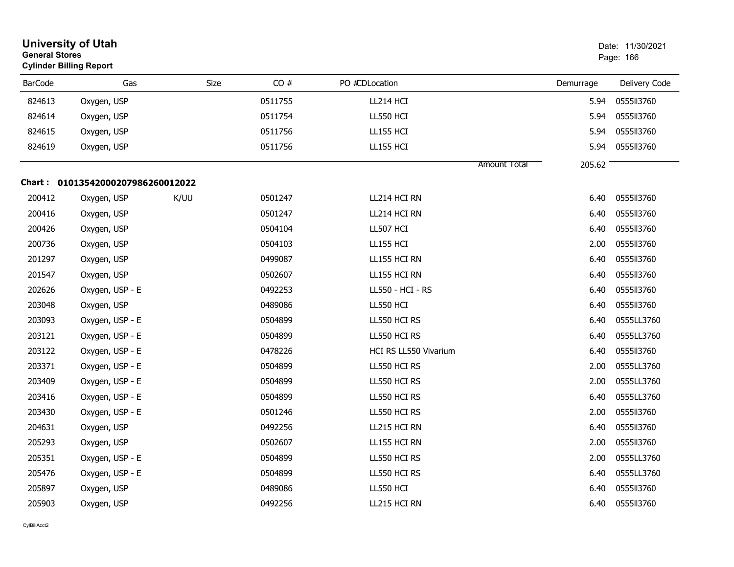# University of Utah

**General Stores**

**Cylinder Billing Report**

Date: 11/30/2021

| BarCode | Gas | Size | CO # | PO #CDLocation | Demurrage | Delivery Code |
|---|---|---|---|---|---|---|
| 824613 | Oxygen, USP | | 0511755 | LL214 HCI | 5.94 | 0555ll3760 |
| 824614 | Oxygen, USP | | 0511754 | LL550 HCI | 5.94 | 0555ll3760 |
| 824615 | Oxygen, USP | | 0511756 | LL155 HCI | 5.94 | 0555ll3760 |
| 824619 | Oxygen, USP | | 0511756 | LL155 HCI | 5.94 | 0555ll3760 |
| | | | | Amount Total | 205.62 | |

**Chart : 01013542000207986260012022**

| BarCode | Gas | Size | CO # | PO #CDLocation | Demurrage | Delivery Code |
|---|---|---|---|---|---|---|
| 200412 | Oxygen, USP | K/UU | 0501247 | LL214 HCI RN | 6.40 | 0555ll3760 |
| 200416 | Oxygen, USP | | 0501247 | LL214 HCI RN | 6.40 | 0555ll3760 |
| 200426 | Oxygen, USP | | 0504104 | LL507 HCI | 6.40 | 0555ll3760 |
| 200736 | Oxygen, USP | | 0504103 | LL155 HCI | 2.00 | 0555ll3760 |
| 201297 | Oxygen, USP | | 0499087 | LL155 HCI RN | 6.40 | 0555ll3760 |
| 201547 | Oxygen, USP | | 0502607 | LL155 HCI RN | 6.40 | 0555ll3760 |
| 202626 | Oxygen, USP - E | | 0492253 | LL550 - HCI - RS | 6.40 | 0555ll3760 |
| 203048 | Oxygen, USP | | 0489086 | LL550 HCI | 6.40 | 0555ll3760 |
| 203093 | Oxygen, USP - E | | 0504899 | LL550 HCI RS | 6.40 | 0555LL3760 |
| 203121 | Oxygen, USP - E | | 0504899 | LL550 HCI RS | 6.40 | 0555LL3760 |
| 203122 | Oxygen, USP - E | | 0478226 | HCI RS LL550 Vivarium | 6.40 | 0555ll3760 |
| 203371 | Oxygen, USP - E | | 0504899 | LL550 HCI RS | 2.00 | 0555LL3760 |
| 203409 | Oxygen, USP - E | | 0504899 | LL550 HCI RS | 2.00 | 0555LL3760 |
| 203416 | Oxygen, USP - E | | 0504899 | LL550 HCI RS | 6.40 | 0555LL3760 |
| 203430 | Oxygen, USP - E | | 0501246 | LL550 HCI RS | 2.00 | 0555ll3760 |
| 204631 | Oxygen, USP | | 0492256 | LL215 HCI RN | 6.40 | 0555ll3760 |
| 205293 | Oxygen, USP | | 0502607 | LL155 HCI RN | 2.00 | 0555ll3760 |
| 205351 | Oxygen, USP - E | | 0504899 | LL550 HCI RS | 2.00 | 0555LL3760 |
| 205476 | Oxygen, USP - E | | 0504899 | LL550 HCI RS | 6.40 | 0555LL3760 |
| 205897 | Oxygen, USP | | 0489086 | LL550 HCI | 6.40 | 0555ll3760 |
| 205903 | Oxygen, USP | | 0492256 | LL215 HCI RN | 6.40 | 0555ll3760 |

CylBillAcct2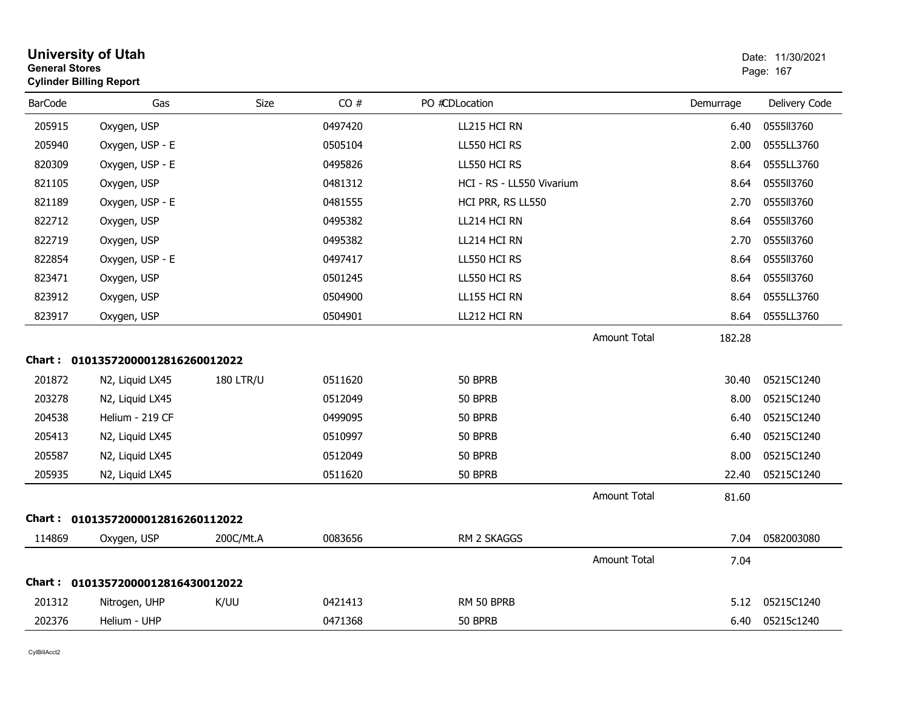# University of Utah
**General Stores**
**Cylinder Billing Report**

Date: 11/30/2021

| BarCode | Gas | Size | CO # | PO #CDLocation | | Demurrage | Delivery Code |
|---|---|---|---|---|---|---|---|
| 205915 | Oxygen, USP | | 0497420 | LL215 HCI RN | | 6.40 | 0555ll3760 |
| 205940 | Oxygen, USP - E | | 0505104 | LL550 HCI RS | | 2.00 | 0555LL3760 |
| 820309 | Oxygen, USP - E | | 0495826 | LL550 HCI RS | | 8.64 | 0555LL3760 |
| 821105 | Oxygen, USP | | 0481312 | HCI - RS - LL550 Vivarium | | 8.64 | 0555ll3760 |
| 821189 | Oxygen, USP - E | | 0481555 | HCI PRR, RS LL550 | | 2.70 | 0555ll3760 |
| 822712 | Oxygen, USP | | 0495382 | LL214 HCI RN | | 8.64 | 0555ll3760 |
| 822719 | Oxygen, USP | | 0495382 | LL214 HCI RN | | 2.70 | 0555ll3760 |
| 822854 | Oxygen, USP - E | | 0497417 | LL550 HCI RS | | 8.64 | 0555ll3760 |
| 823471 | Oxygen, USP | | 0501245 | LL550 HCI RS | | 8.64 | 0555ll3760 |
| 823912 | Oxygen, USP | | 0504900 | LL155 HCI RN | | 8.64 | 0555LL3760 |
| 823917 | Oxygen, USP | | 0504901 | LL212 HCI RN | | 8.64 | 0555LL3760 |
| | | | | | Amount Total | 182.28 | |

**Chart : 01013572000012816260012022**

| BarCode | Gas | Size | CO # | PO #CDLocation | | Demurrage | Delivery Code |
|---|---|---|---|---|---|---|---|
| 201872 | N2, Liquid LX45 | 180 LTR/U | 0511620 | 50 BPRB | | 30.40 | 05215C1240 |
| 203278 | N2, Liquid LX45 | | 0512049 | 50 BPRB | | 8.00 | 05215C1240 |
| 204538 | Helium - 219 CF | | 0499095 | 50 BPRB | | 6.40 | 05215C1240 |
| 205413 | N2, Liquid LX45 | | 0510997 | 50 BPRB | | 6.40 | 05215C1240 |
| 205587 | N2, Liquid LX45 | | 0512049 | 50 BPRB | | 8.00 | 05215C1240 |
| 205935 | N2, Liquid LX45 | | 0511620 | 50 BPRB | | 22.40 | 05215C1240 |
| | | | | | Amount Total | 81.60 | |

**Chart : 01013572000012816260112022**

| BarCode | Gas | Size | CO # | PO #CDLocation | | Demurrage | Delivery Code |
|---|---|---|---|---|---|---|---|
| 114869 | Oxygen, USP | 200C/Mt.A | 0083656 | RM 2 SKAGGS | | 7.04 | 0582003080 |
| | | | | | Amount Total | 7.04 | |

**Chart : 01013572000012816430012022**

| BarCode | Gas | Size | CO # | PO #CDLocation | | Demurrage | Delivery Code |
|---|---|---|---|---|---|---|---|
| 201312 | Nitrogen, UHP | K/UU | 0421413 | RM 50 BPRB | | 5.12 | 05215C1240 |
| 202376 | Helium - UHP | | 0471368 | 50 BPRB | | 6.40 | 05215c1240 |

CylBillAcct2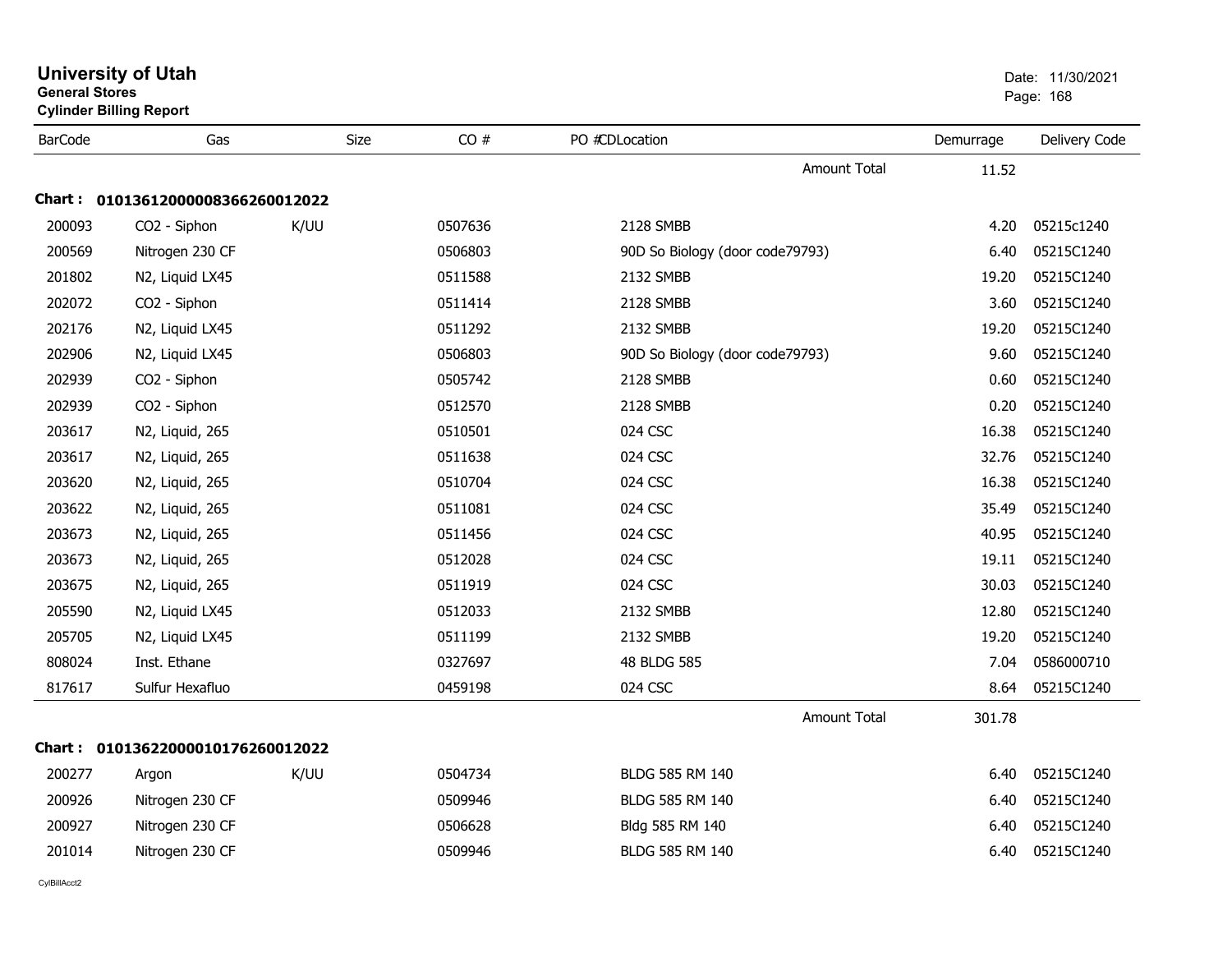# University of Utah

**General Stores**

**Cylinder Billing Report**

Date: 11/30/2021

| BarCode | Gas | Size | CO # | PO # | CD | Location | Demurrage | Delivery Code |
|---|---|---|---|---|---|---|---|---|
| | | | | | | Amount Total | 11.52 | |
| **Chart : 01013612000008366260012022** | | | | | | | | |
| 200093 | CO2 - Siphon | K/UU | 0507636 | | | 2128 SMBB | 4.20 | 05215c1240 |
| 200569 | Nitrogen 230 CF | | 0506803 | | | 90D So Biology (door code79793) | 6.40 | 05215C1240 |
| 201802 | N2, Liquid LX45 | | 0511588 | | | 2132 SMBB | 19.20 | 05215C1240 |
| 202072 | CO2 - Siphon | | 0511414 | | | 2128 SMBB | 3.60 | 05215C1240 |
| 202176 | N2, Liquid LX45 | | 0511292 | | | 2132 SMBB | 19.20 | 05215C1240 |
| 202906 | N2, Liquid LX45 | | 0506803 | | | 90D So Biology (door code79793) | 9.60 | 05215C1240 |
| 202939 | CO2 - Siphon | | 0505742 | | | 2128 SMBB | 0.60 | 05215C1240 |
| 202939 | CO2 - Siphon | | 0512570 | | | 2128 SMBB | 0.20 | 05215C1240 |
| 203617 | N2, Liquid, 265 | | 0510501 | | | 024 CSC | 16.38 | 05215C1240 |
| 203617 | N2, Liquid, 265 | | 0511638 | | | 024 CSC | 32.76 | 05215C1240 |
| 203620 | N2, Liquid, 265 | | 0510704 | | | 024 CSC | 16.38 | 05215C1240 |
| 203622 | N2, Liquid, 265 | | 0511081 | | | 024 CSC | 35.49 | 05215C1240 |
| 203673 | N2, Liquid, 265 | | 0511456 | | | 024 CSC | 40.95 | 05215C1240 |
| 203673 | N2, Liquid, 265 | | 0512028 | | | 024 CSC | 19.11 | 05215C1240 |
| 203675 | N2, Liquid, 265 | | 0511919 | | | 024 CSC | 30.03 | 05215C1240 |
| 205590 | N2, Liquid LX45 | | 0512033 | | | 2132 SMBB | 12.80 | 05215C1240 |
| 205705 | N2, Liquid LX45 | | 0511199 | | | 2132 SMBB | 19.20 | 05215C1240 |
| 808024 | Inst. Ethane | | 0327697 | | | 48 BLDG 585 | 7.04 | 0586000710 |
| 817617 | Sulfur Hexafluo | | 0459198 | | | 024 CSC | 8.64 | 05215C1240 |
| | | | | | | Amount Total | 301.78 | |
| **Chart : 01013622000010176260012022** | | | | | | | | |
| 200277 | Argon | K/UU | 0504734 | | | BLDG 585 RM 140 | 6.40 | 05215C1240 |
| 200926 | Nitrogen 230 CF | | 0509946 | | | BLDG 585 RM 140 | 6.40 | 05215C1240 |
| 200927 | Nitrogen 230 CF | | 0506628 | | | Bldg 585 RM 140 | 6.40 | 05215C1240 |
| 201014 | Nitrogen 230 CF | | 0509946 | | | BLDG 585 RM 140 | 6.40 | 05215C1240 |

CylBillAcct2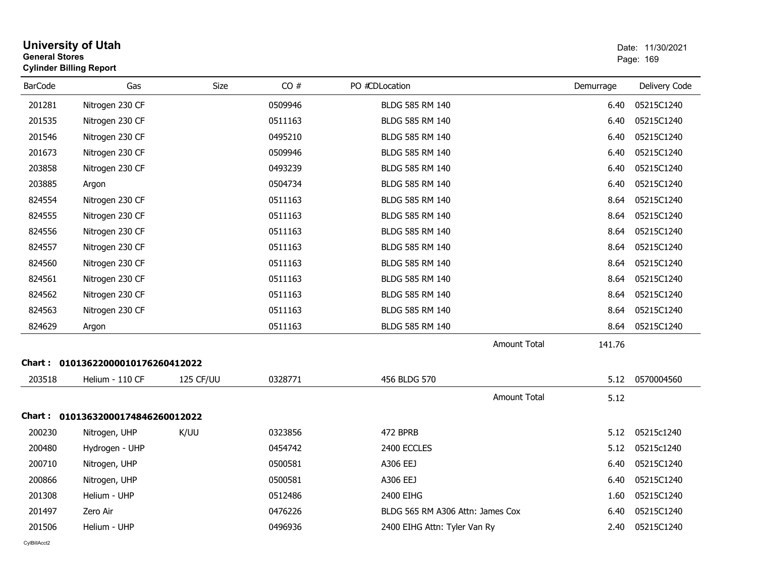# University of Utah

**General Stores**

**Cylinder Billing Report**

Date: 11/30/2021

| BarCode | Gas | Size | CO # | PO #CDLocation | Demurrage | Delivery Code |
|---|---|---|---|---|---|---|
| 201281 | Nitrogen 230 CF | | 0509946 | BLDG 585 RM 140 | 6.40 | 05215C1240 |
| 201535 | Nitrogen 230 CF | | 0511163 | BLDG 585 RM 140 | 6.40 | 05215C1240 |
| 201546 | Nitrogen 230 CF | | 0495210 | BLDG 585 RM 140 | 6.40 | 05215C1240 |
| 201673 | Nitrogen 230 CF | | 0509946 | BLDG 585 RM 140 | 6.40 | 05215C1240 |
| 203858 | Nitrogen 230 CF | | 0493239 | BLDG 585 RM 140 | 6.40 | 05215C1240 |
| 203885 | Argon | | 0504734 | BLDG 585 RM 140 | 6.40 | 05215C1240 |
| 824554 | Nitrogen 230 CF | | 0511163 | BLDG 585 RM 140 | 8.64 | 05215C1240 |
| 824555 | Nitrogen 230 CF | | 0511163 | BLDG 585 RM 140 | 8.64 | 05215C1240 |
| 824556 | Nitrogen 230 CF | | 0511163 | BLDG 585 RM 140 | 8.64 | 05215C1240 |
| 824557 | Nitrogen 230 CF | | 0511163 | BLDG 585 RM 140 | 8.64 | 05215C1240 |
| 824560 | Nitrogen 230 CF | | 0511163 | BLDG 585 RM 140 | 8.64 | 05215C1240 |
| 824561 | Nitrogen 230 CF | | 0511163 | BLDG 585 RM 140 | 8.64 | 05215C1240 |
| 824562 | Nitrogen 230 CF | | 0511163 | BLDG 585 RM 140 | 8.64 | 05215C1240 |
| 824563 | Nitrogen 230 CF | | 0511163 | BLDG 585 RM 140 | 8.64 | 05215C1240 |
| 824629 | Argon | | 0511163 | BLDG 585 RM 140 | 8.64 | 05215C1240 |
| | | | | Amount Total | 141.76 | |

**Chart : 01013622000010176260412022**

| BarCode | Gas | Size | CO # | PO #CDLocation | Demurrage | Delivery Code |
|---|---|---|---|---|---|---|
| 203518 | Helium - 110 CF | 125 CF/UU | 0328771 | 456 BLDG 570 | 5.12 | 0570004560 |
| | | | | Amount Total | 5.12 | |

**Chart : 01013632000174846260012022**

| BarCode | Gas | Size | CO # | PO #CDLocation | Demurrage | Delivery Code |
|---|---|---|---|---|---|---|
| 200230 | Nitrogen, UHP | K/UU | 0323856 | 472 BPRB | 5.12 | 05215c1240 |
| 200480 | Hydrogen - UHP | | 0454742 | 2400 ECCLES | 5.12 | 05215c1240 |
| 200710 | Nitrogen, UHP | | 0500581 | A306 EEJ | 6.40 | 05215C1240 |
| 200866 | Nitrogen, UHP | | 0500581 | A306 EEJ | 6.40 | 05215C1240 |
| 201308 | Helium - UHP | | 0512486 | 2400 EIHG | 1.60 | 05215C1240 |
| 201497 | Zero Air | | 0476226 | BLDG 565 RM A306 Attn: James Cox | 6.40 | 05215C1240 |
| 201506 | Helium - UHP | | 0496936 | 2400 EIHG Attn: Tyler Van Ry | 2.40 | 05215C1240 |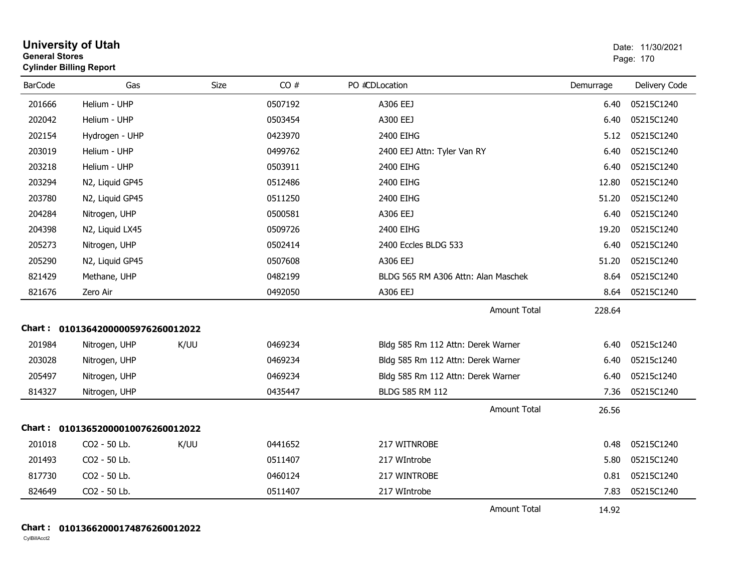# University of Utah
**General Stores**
**Cylinder Billing Report**

Date: 11/30/2021

| BarCode | Gas | Size | CO # | PO # | CDLocation | Demurrage | Delivery Code |
|---|---|---|---|---|---|---|---|
| 201666 | Helium - UHP | | 0507192 | | A306 EEJ | 6.40 | 05215C1240 |
| 202042 | Helium - UHP | | 0503454 | | A300 EEJ | 6.40 | 05215C1240 |
| 202154 | Hydrogen - UHP | | 0423970 | | 2400 EIHG | 5.12 | 05215C1240 |
| 203019 | Helium - UHP | | 0499762 | | 2400 EEJ Attn: Tyler Van RY | 6.40 | 05215C1240 |
| 203218 | Helium - UHP | | 0503911 | | 2400 EIHG | 6.40 | 05215C1240 |
| 203294 | N2, Liquid GP45 | | 0512486 | | 2400 EIHG | 12.80 | 05215C1240 |
| 203780 | N2, Liquid GP45 | | 0511250 | | 2400 EIHG | 51.20 | 05215C1240 |
| 204284 | Nitrogen, UHP | | 0500581 | | A306 EEJ | 6.40 | 05215C1240 |
| 204398 | N2, Liquid LX45 | | 0509726 | | 2400 EIHG | 19.20 | 05215C1240 |
| 205273 | Nitrogen, UHP | | 0502414 | | 2400 Eccles BLDG 533 | 6.40 | 05215C1240 |
| 205290 | N2, Liquid GP45 | | 0507608 | | A306 EEJ | 51.20 | 05215C1240 |
| 821429 | Methane, UHP | | 0482199 | | BLDG 565 RM A306 Attn: Alan Maschek | 8.64 | 05215C1240 |
| 821676 | Zero Air | | 0492050 | | A306 EEJ | 8.64 | 05215C1240 |
| | | | | | Amount Total | 228.64 | |

**Chart : 01013642000005976260012022**

| BarCode | Gas | Size | CO # | PO # | CDLocation | Demurrage | Delivery Code |
|---|---|---|---|---|---|---|---|
| 201984 | Nitrogen, UHP | K/UU | 0469234 | | Bldg 585 Rm 112 Attn: Derek Warner | 6.40 | 05215c1240 |
| 203028 | Nitrogen, UHP | | 0469234 | | Bldg 585 Rm 112 Attn: Derek Warner | 6.40 | 05215c1240 |
| 205497 | Nitrogen, UHP | | 0469234 | | Bldg 585 Rm 112 Attn: Derek Warner | 6.40 | 05215c1240 |
| 814327 | Nitrogen, UHP | | 0435447 | | BLDG 585 RM 112 | 7.36 | 05215C1240 |
| | | | | | Amount Total | 26.56 | |

**Chart : 01013652000010076260012022**

| BarCode | Gas | Size | CO # | PO # | CDLocation | Demurrage | Delivery Code |
|---|---|---|---|---|---|---|---|
| 201018 | CO2 - 50 Lb. | K/UU | 0441652 | | 217 WITNROBE | 0.48 | 05215C1240 |
| 201493 | CO2 - 50 Lb. | | 0511407 | | 217 WIntrobe | 5.80 | 05215C1240 |
| 817730 | CO2 - 50 Lb. | | 0460124 | | 217 WINTROBE | 0.81 | 05215C1240 |
| 824649 | CO2 - 50 Lb. | | 0511407 | | 217 WIntrobe | 7.83 | 05215C1240 |
| | | | | | Amount Total | 14.92 | |

**Chart : 01013662000174876260012022**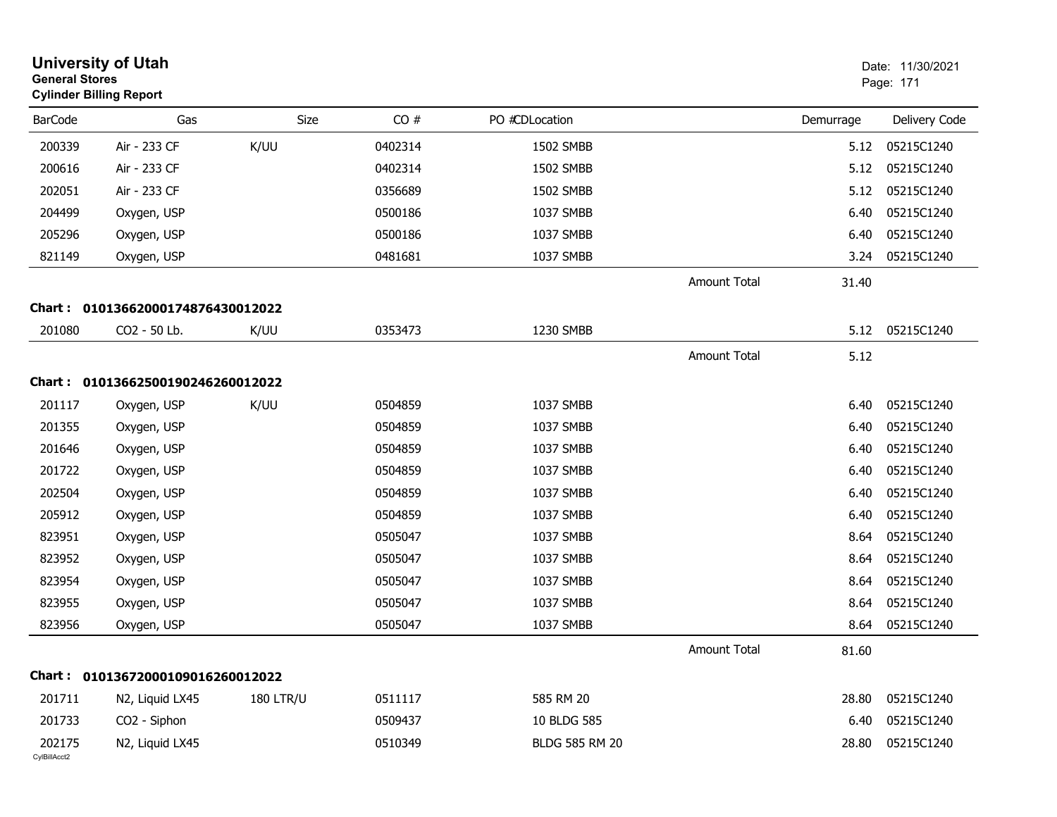# University of Utah
**General Stores**
**Cylinder Billing Report**

Date: 11/30/2021

| BarCode | Gas | Size | CO # | PO #CDLocation | | Demurrage | Delivery Code |
|---|---|---|---|---|---|---|---|
| 200339 | Air - 233 CF | K/UU | 0402314 | 1502 SMBB | | 5.12 | 05215C1240 |
| 200616 | Air - 233 CF | | 0402314 | 1502 SMBB | | 5.12 | 05215C1240 |
| 202051 | Air - 233 CF | | 0356689 | 1502 SMBB | | 5.12 | 05215C1240 |
| 204499 | Oxygen, USP | | 0500186 | 1037 SMBB | | 6.40 | 05215C1240 |
| 205296 | Oxygen, USP | | 0500186 | 1037 SMBB | | 6.40 | 05215C1240 |
| 821149 | Oxygen, USP | | 0481681 | 1037 SMBB | | 3.24 | 05215C1240 |
| | | | | | Amount Total | 31.40 | |

**Chart : 01013662000174876430012022**

| BarCode | Gas | Size | CO # | PO #CDLocation | | Demurrage | Delivery Code |
|---|---|---|---|---|---|---|---|
| 201080 | CO2 - 50 Lb. | K/UU | 0353473 | 1230 SMBB | | 5.12 | 05215C1240 |
| | | | | | Amount Total | 5.12 | |

**Chart : 01013662500190246260012022**

| BarCode | Gas | Size | CO # | PO #CDLocation | | Demurrage | Delivery Code |
|---|---|---|---|---|---|---|---|
| 201117 | Oxygen, USP | K/UU | 0504859 | 1037 SMBB | | 6.40 | 05215C1240 |
| 201355 | Oxygen, USP | | 0504859 | 1037 SMBB | | 6.40 | 05215C1240 |
| 201646 | Oxygen, USP | | 0504859 | 1037 SMBB | | 6.40 | 05215C1240 |
| 201722 | Oxygen, USP | | 0504859 | 1037 SMBB | | 6.40 | 05215C1240 |
| 202504 | Oxygen, USP | | 0504859 | 1037 SMBB | | 6.40 | 05215C1240 |
| 205912 | Oxygen, USP | | 0504859 | 1037 SMBB | | 6.40 | 05215C1240 |
| 823951 | Oxygen, USP | | 0505047 | 1037 SMBB | | 8.64 | 05215C1240 |
| 823952 | Oxygen, USP | | 0505047 | 1037 SMBB | | 8.64 | 05215C1240 |
| 823954 | Oxygen, USP | | 0505047 | 1037 SMBB | | 8.64 | 05215C1240 |
| 823955 | Oxygen, USP | | 0505047 | 1037 SMBB | | 8.64 | 05215C1240 |
| 823956 | Oxygen, USP | | 0505047 | 1037 SMBB | | 8.64 | 05215C1240 |
| | | | | | Amount Total | 81.60 | |

**Chart : 01013672000109016260012022**

| BarCode | Gas | Size | CO # | PO #CDLocation | | Demurrage | Delivery Code |
|---|---|---|---|---|---|---|---|
| 201711 | N2, Liquid LX45 | 180 LTR/U | 0511117 | 585 RM 20 | | 28.80 | 05215C1240 |
| 201733 | CO2 - Siphon | | 0509437 | 10 BLDG 585 | | 6.40 | 05215C1240 |
| 202175 | N2, Liquid LX45 | | 0510349 | BLDG 585 RM 20 | | 28.80 | 05215C1240 |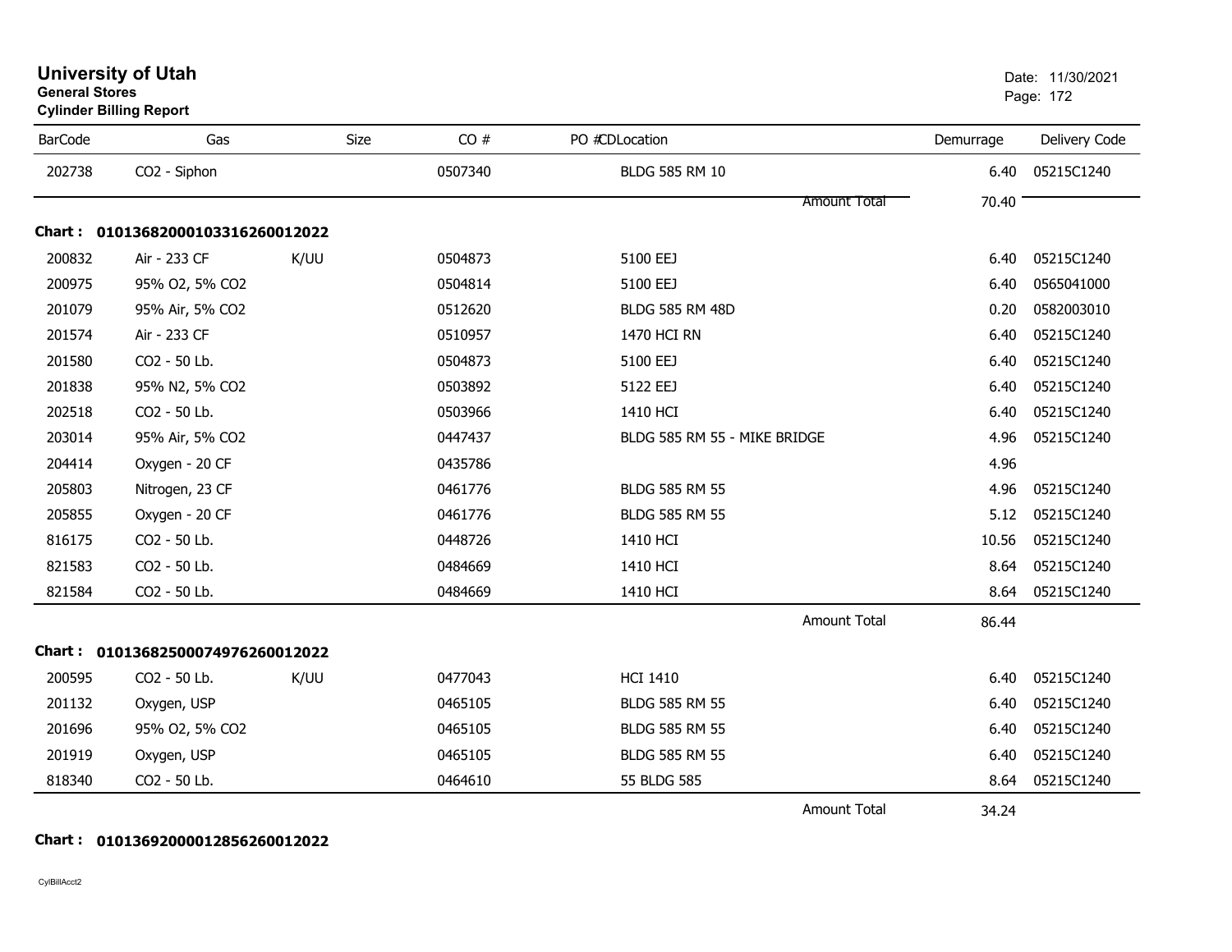**University of Utah**
**General Stores**
**Cylinder Billing Report**

Date: 11/30/2021

| BarCode | Gas | Size | CO # | PO #CDLocation | Demurrage | Delivery Code |
|---|---|---|---|---|---|---|
| 202738 | CO2 - Siphon | | 0507340 | BLDG 585 RM 10 | 6.40 | 05215C1240 |
| | | | | Amount Total | 70.40 | |

**Chart : 01013682000103316260012022**

| BarCode | Gas | Size | CO # | PO #CDLocation | Demurrage | Delivery Code |
|---|---|---|---|---|---|---|
| 200832 | Air - 233 CF | K/UU | 0504873 | 5100 EEJ | 6.40 | 05215C1240 |
| 200975 | 95% O2, 5% CO2 | | 0504814 | 5100 EEJ | 6.40 | 0565041000 |
| 201079 | 95% Air, 5% CO2 | | 0512620 | BLDG 585 RM 48D | 0.20 | 0582003010 |
| 201574 | Air - 233 CF | | 0510957 | 1470 HCI RN | 6.40 | 05215C1240 |
| 201580 | CO2 - 50 Lb. | | 0504873 | 5100 EEJ | 6.40 | 05215C1240 |
| 201838 | 95% N2, 5% CO2 | | 0503892 | 5122 EEJ | 6.40 | 05215C1240 |
| 202518 | CO2 - 50 Lb. | | 0503966 | 1410 HCI | 6.40 | 05215C1240 |
| 203014 | 95% Air, 5% CO2 | | 0447437 | BLDG 585 RM 55 - MIKE BRIDGE | 4.96 | 05215C1240 |
| 204414 | Oxygen - 20 CF | | 0435786 | | 4.96 | |
| 205803 | Nitrogen, 23 CF | | 0461776 | BLDG 585 RM 55 | 4.96 | 05215C1240 |
| 205855 | Oxygen - 20 CF | | 0461776 | BLDG 585 RM 55 | 5.12 | 05215C1240 |
| 816175 | CO2 - 50 Lb. | | 0448726 | 1410 HCI | 10.56 | 05215C1240 |
| 821583 | CO2 - 50 Lb. | | 0484669 | 1410 HCI | 8.64 | 05215C1240 |
| 821584 | CO2 - 50 Lb. | | 0484669 | 1410 HCI | 8.64 | 05215C1240 |
| | | | | Amount Total | 86.44 | |

**Chart : 01013682500074976260012022**

| BarCode | Gas | Size | CO # | PO #CDLocation | Demurrage | Delivery Code |
|---|---|---|---|---|---|---|
| 200595 | CO2 - 50 Lb. | K/UU | 0477043 | HCI 1410 | 6.40 | 05215C1240 |
| 201132 | Oxygen, USP | | 0465105 | BLDG 585 RM 55 | 6.40 | 05215C1240 |
| 201696 | 95% O2, 5% CO2 | | 0465105 | BLDG 585 RM 55 | 6.40 | 05215C1240 |
| 201919 | Oxygen, USP | | 0465105 | BLDG 585 RM 55 | 6.40 | 05215C1240 |
| 818340 | CO2 - 50 Lb. | | 0464610 | 55 BLDG 585 | 8.64 | 05215C1240 |
| | | | | Amount Total | 34.24 | |

**Chart : 01013692000012856260012022**

CylBillAcct2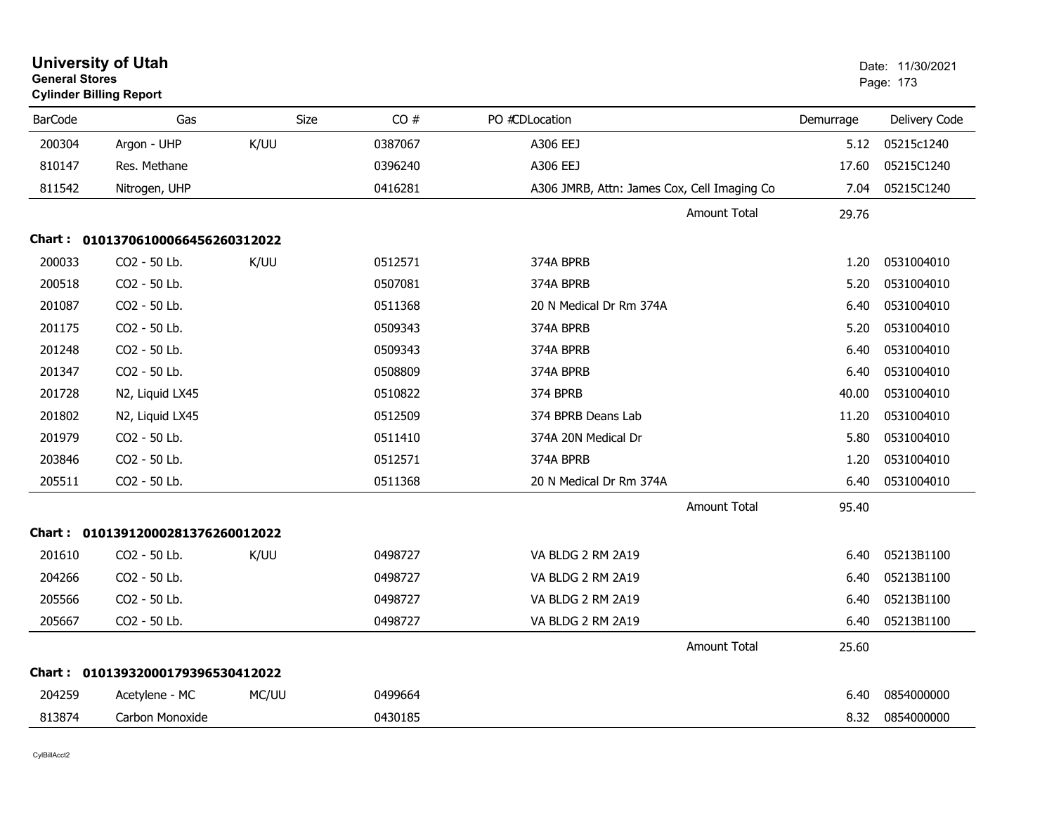# University of Utah
**General Stores**
**Cylinder Billing Report**

Date: 11/30/2021

| BarCode | Gas | Size | CO # | PO # | CDLocation | Demurrage | Delivery Code |
|---|---|---|---|---|---|---|---|
| 200304 | Argon - UHP | K/UU | 0387067 | | A306 EEJ | 5.12 | 05215c1240 |
| 810147 | Res. Methane | | 0396240 | | A306 EEJ | 17.60 | 05215C1240 |
| 811542 | Nitrogen, UHP | | 0416281 | | A306 JMRB, Attn: James Cox, Cell Imaging Co | 7.04 | 05215C1240 |
| | | | | | Amount Total | 29.76 | |

**Chart : 01013706100066456260312022**

| BarCode | Gas | Size | CO # | PO # | CDLocation | Demurrage | Delivery Code |
|---|---|---|---|---|---|---|---|
| 200033 | CO2 - 50 Lb. | K/UU | 0512571 | | 374A BPRB | 1.20 | 0531004010 |
| 200518 | CO2 - 50 Lb. | | 0507081 | | 374A BPRB | 5.20 | 0531004010 |
| 201087 | CO2 - 50 Lb. | | 0511368 | | 20 N Medical Dr Rm 374A | 6.40 | 0531004010 |
| 201175 | CO2 - 50 Lb. | | 0509343 | | 374A BPRB | 5.20 | 0531004010 |
| 201248 | CO2 - 50 Lb. | | 0509343 | | 374A BPRB | 6.40 | 0531004010 |
| 201347 | CO2 - 50 Lb. | | 0508809 | | 374A BPRB | 6.40 | 0531004010 |
| 201728 | N2, Liquid LX45 | | 0510822 | | 374 BPRB | 40.00 | 0531004010 |
| 201802 | N2, Liquid LX45 | | 0512509 | | 374 BPRB Deans Lab | 11.20 | 0531004010 |
| 201979 | CO2 - 50 Lb. | | 0511410 | | 374A 20N Medical Dr | 5.80 | 0531004010 |
| 203846 | CO2 - 50 Lb. | | 0512571 | | 374A BPRB | 1.20 | 0531004010 |
| 205511 | CO2 - 50 Lb. | | 0511368 | | 20 N Medical Dr Rm 374A | 6.40 | 0531004010 |
| | | | | | Amount Total | 95.40 | |

**Chart : 01013912000281376260012022**

| BarCode | Gas | Size | CO # | PO # | CDLocation | Demurrage | Delivery Code |
|---|---|---|---|---|---|---|---|
| 201610 | CO2 - 50 Lb. | K/UU | 0498727 | | VA BLDG 2 RM 2A19 | 6.40 | 05213B1100 |
| 204266 | CO2 - 50 Lb. | | 0498727 | | VA BLDG 2 RM 2A19 | 6.40 | 05213B1100 |
| 205566 | CO2 - 50 Lb. | | 0498727 | | VA BLDG 2 RM 2A19 | 6.40 | 05213B1100 |
| 205667 | CO2 - 50 Lb. | | 0498727 | | VA BLDG 2 RM 2A19 | 6.40 | 05213B1100 |
| | | | | | Amount Total | 25.60 | |

**Chart : 01013932000179396530412022**

| BarCode | Gas | Size | CO # | PO # | CDLocation | Demurrage | Delivery Code |
|---|---|---|---|---|---|---|---|
| 204259 | Acetylene - MC | MC/UU | 0499664 | | | 6.40 | 0854000000 |
| 813874 | Carbon Monoxide | | 0430185 | | | 8.32 | 0854000000 |

CylBillAcct2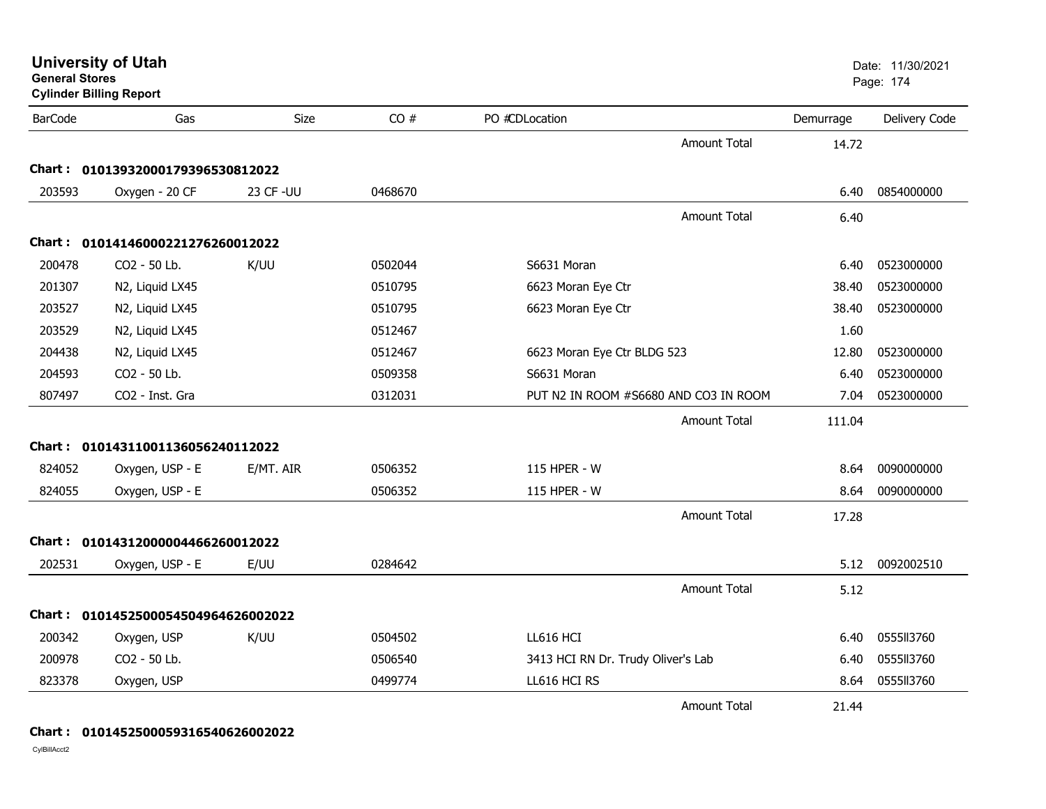**University of Utah**
**General Stores**
**Cylinder Billing Report**

Date: 11/30/2021

| BarCode | Gas | Size | CO # | PO #CDLocation | Demurrage | Delivery Code |
|---|---|---|---|---|---|---|
| | | | | Amount Total | 14.72 | |
| **Chart : 0101393200017939653081202** | | | | | | |
| 203593 | Oxygen - 20 CF | 23 CF -UU | 0468670 | | 6.40 | 0854000000 |
| | | | | Amount Total | 6.40 | |
| **Chart : 0101414600022127626001202** | | | | | | |
| 200478 | CO2 - 50 Lb. | K/UU | 0502044 | S6631 Moran | 6.40 | 0523000000 |
| 201307 | N2, Liquid LX45 | | 0510795 | 6623 Moran Eye Ctr | 38.40 | 0523000000 |
| 203527 | N2, Liquid LX45 | | 0510795 | 6623 Moran Eye Ctr | 38.40 | 0523000000 |
| 203529 | N2, Liquid LX45 | | 0512467 | | 1.60 | |
| 204438 | N2, Liquid LX45 | | 0512467 | 6623 Moran Eye Ctr BLDG 523 | 12.80 | 0523000000 |
| 204593 | CO2 - 50 Lb. | | 0509358 | S6631 Moran | 6.40 | 0523000000 |
| 807497 | CO2 - Inst. Gra | | 0312031 | PUT N2 IN ROOM #S6680 AND CO3 IN ROOM | 7.04 | 0523000000 |
| | | | | Amount Total | 111.04 | |
| **Chart : 0101431100113605624011202** | | | | | | |
| 824052 | Oxygen, USP - E | E/MT. AIR | 0506352 | 115 HPER - W | 8.64 | 0090000000 |
| 824055 | Oxygen, USP - E | | 0506352 | 115 HPER - W | 8.64 | 0090000000 |
| | | | | Amount Total | 17.28 | |
| **Chart : 0101431200000446626001202** | | | | | | |
| 202531 | Oxygen, USP - E | E/UU | 0284642 | | 5.12 | 0092002510 |
| | | | | Amount Total | 5.12 | |
| **Chart : 0101452500054504964626002022** | | | | | | |
| 200342 | Oxygen, USP | K/UU | 0504502 | LL616 HCI | 6.40 | 0555ll3760 |
| 200978 | CO2 - 50 Lb. | | 0506540 | 3413 HCI RN Dr. Trudy Oliver's Lab | 6.40 | 0555ll3760 |
| 823378 | Oxygen, USP | | 0499774 | LL616 HCI RS | 8.64 | 0555ll3760 |
| | | | | Amount Total | 21.44 | |
| **Chart : 0101452500059316540626002022** | | | | | | |

CylBillAcct2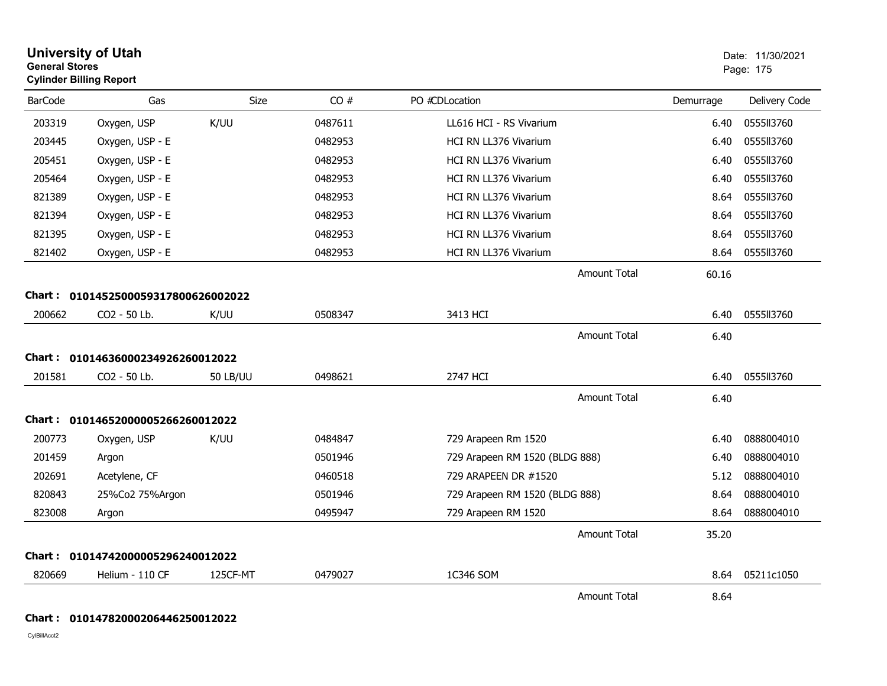# University of Utah

**General Stores**

**Cylinder Billing Report**

Date: 11/30/2021

| BarCode | Gas | Size | CO # | PO #CDLocation | Demurrage | Delivery Code |
|---|---|---|---|---|---|---|
| 203319 | Oxygen, USP | K/UU | 0487611 | LL616 HCI - RS Vivarium | 6.40 | 0555ll3760 |
| 203445 | Oxygen, USP - E | | 0482953 | HCI RN LL376 Vivarium | 6.40 | 0555ll3760 |
| 205451 | Oxygen, USP - E | | 0482953 | HCI RN LL376 Vivarium | 6.40 | 0555ll3760 |
| 205464 | Oxygen, USP - E | | 0482953 | HCI RN LL376 Vivarium | 6.40 | 0555ll3760 |
| 821389 | Oxygen, USP - E | | 0482953 | HCI RN LL376 Vivarium | 8.64 | 0555ll3760 |
| 821394 | Oxygen, USP - E | | 0482953 | HCI RN LL376 Vivarium | 8.64 | 0555ll3760 |
| 821395 | Oxygen, USP - E | | 0482953 | HCI RN LL376 Vivarium | 8.64 | 0555ll3760 |
| 821402 | Oxygen, USP - E | | 0482953 | HCI RN LL376 Vivarium | 8.64 | 0555ll3760 |
| | | | | Amount Total | 60.16 | |

**Chart : 01014525000593178006260020​22**

| BarCode | Gas | Size | CO # | PO #CDLocation | Demurrage | Delivery Code |
|---|---|---|---|---|---|---|
| 200662 | CO2 - 50 Lb. | K/UU | 0508347 | 3413 HCI | 6.40 | 0555ll3760 |
| | | | | Amount Total | 6.40 | |

**Chart : 01014636000234926260012022**

| BarCode | Gas | Size | CO # | PO #CDLocation | Demurrage | Delivery Code |
|---|---|---|---|---|---|---|
| 201581 | CO2 - 50 Lb. | 50 LB/UU | 0498621 | 2747 HCI | 6.40 | 0555ll3760 |
| | | | | Amount Total | 6.40 | |

**Chart : 01014652000005266260012022**

| BarCode | Gas | Size | CO # | PO #CDLocation | Demurrage | Delivery Code |
|---|---|---|---|---|---|---|
| 200773 | Oxygen, USP | K/UU | 0484847 | 729 Arapeen Rm 1520 | 6.40 | 0888004010 |
| 201459 | Argon | | 0501946 | 729 Arapeen RM 1520 (BLDG 888) | 6.40 | 0888004010 |
| 202691 | Acetylene, CF | | 0460518 | 729 ARAPEEN DR #1520 | 5.12 | 0888004010 |
| 820843 | 25%Co2 75%Argon | | 0501946 | 729 Arapeen RM 1520 (BLDG 888) | 8.64 | 0888004010 |
| 823008 | Argon | | 0495947 | 729 Arapeen RM 1520 | 8.64 | 0888004010 |
| | | | | Amount Total | 35.20 | |

**Chart : 01014742000005296240012022**

| BarCode | Gas | Size | CO # | PO #CDLocation | Demurrage | Delivery Code |
|---|---|---|---|---|---|---|
| 820669 | Helium - 110 CF | 125CF-MT | 0479027 | 1C346 SOM | 8.64 | 05211c1050 |
| | | | | Amount Total | 8.64 | |

**Chart : 01014782000206446250012022**

CylBillAcct2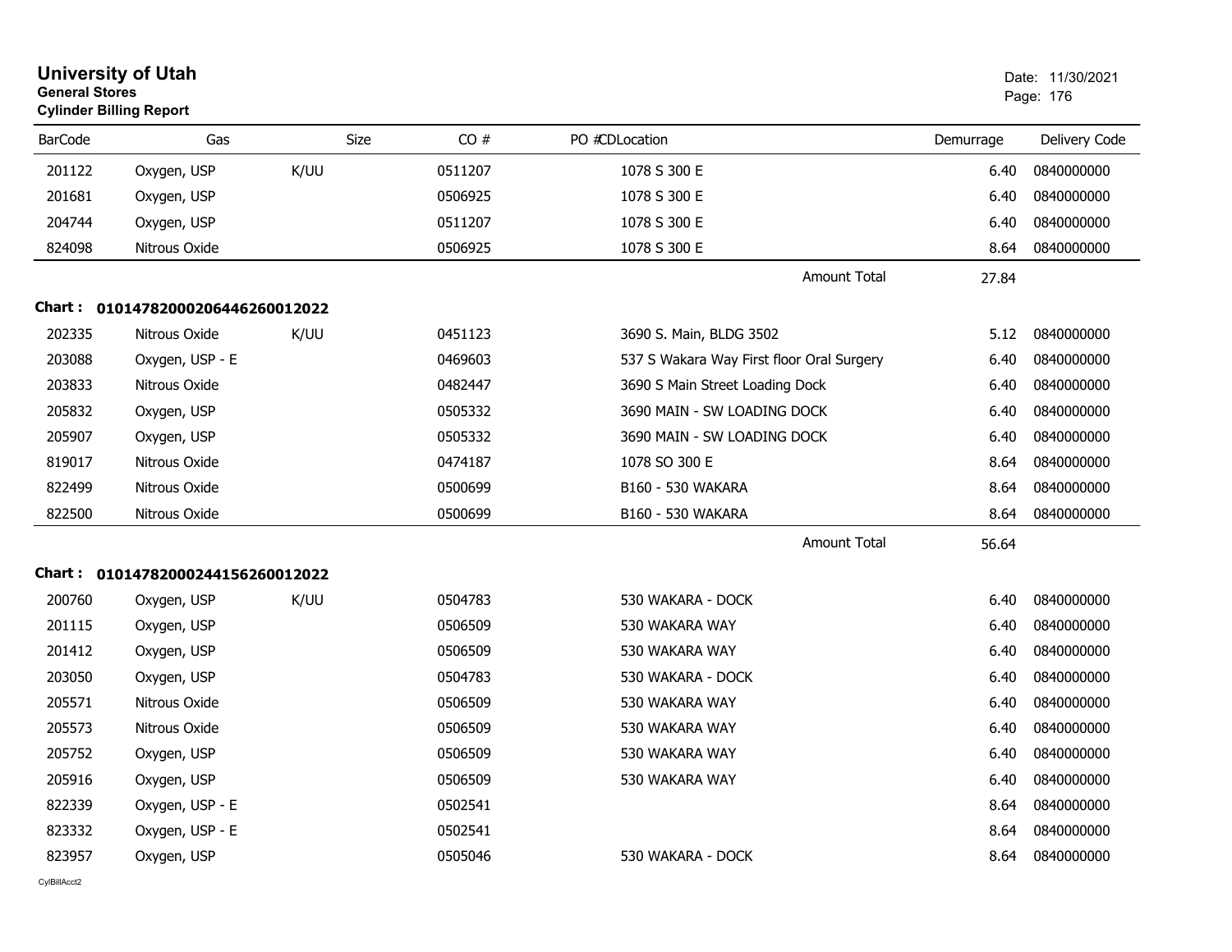**University of Utah**
**General Stores**
**Cylinder Billing Report**

Date: 11/30/2021

| BarCode | Gas | Size | CO # | PO #CDLocation | Demurrage | Delivery Code |
|---|---|---|---|---|---|---|
| 201122 | Oxygen, USP | K/UU | 0511207 | 1078 S 300 E | 6.40 | 0840000000 |
| 201681 | Oxygen, USP | | 0506925 | 1078 S 300 E | 6.40 | 0840000000 |
| 204744 | Oxygen, USP | | 0511207 | 1078 S 300 E | 6.40 | 0840000000 |
| 824098 | Nitrous Oxide | | 0506925 | 1078 S 300 E | 8.64 | 0840000000 |
| | | | | Amount Total | 27.84 | |

**Chart : 01014782000206446260012022**

| BarCode | Gas | Size | CO # | PO #CDLocation | Demurrage | Delivery Code |
|---|---|---|---|---|---|---|
| 202335 | Nitrous Oxide | K/UU | 0451123 | 3690 S. Main, BLDG 3502 | 5.12 | 0840000000 |
| 203088 | Oxygen, USP - E | | 0469603 | 537 S Wakara Way First floor Oral Surgery | 6.40 | 0840000000 |
| 203833 | Nitrous Oxide | | 0482447 | 3690 S Main Street Loading Dock | 6.40 | 0840000000 |
| 205832 | Oxygen, USP | | 0505332 | 3690 MAIN - SW LOADING DOCK | 6.40 | 0840000000 |
| 205907 | Oxygen, USP | | 0505332 | 3690 MAIN - SW LOADING DOCK | 6.40 | 0840000000 |
| 819017 | Nitrous Oxide | | 0474187 | 1078 SO 300 E | 8.64 | 0840000000 |
| 822499 | Nitrous Oxide | | 0500699 | B160 - 530 WAKARA | 8.64 | 0840000000 |
| 822500 | Nitrous Oxide | | 0500699 | B160 - 530 WAKARA | 8.64 | 0840000000 |
| | | | | Amount Total | 56.64 | |

**Chart : 01014782000244156260012022**

| BarCode | Gas | Size | CO # | PO #CDLocation | Demurrage | Delivery Code |
|---|---|---|---|---|---|---|
| 200760 | Oxygen, USP | K/UU | 0504783 | 530 WAKARA - DOCK | 6.40 | 0840000000 |
| 201115 | Oxygen, USP | | 0506509 | 530 WAKARA WAY | 6.40 | 0840000000 |
| 201412 | Oxygen, USP | | 0506509 | 530 WAKARA WAY | 6.40 | 0840000000 |
| 203050 | Oxygen, USP | | 0504783 | 530 WAKARA - DOCK | 6.40 | 0840000000 |
| 205571 | Nitrous Oxide | | 0506509 | 530 WAKARA WAY | 6.40 | 0840000000 |
| 205573 | Nitrous Oxide | | 0506509 | 530 WAKARA WAY | 6.40 | 0840000000 |
| 205752 | Oxygen, USP | | 0506509 | 530 WAKARA WAY | 6.40 | 0840000000 |
| 205916 | Oxygen, USP | | 0506509 | 530 WAKARA WAY | 6.40 | 0840000000 |
| 822339 | Oxygen, USP - E | | 0502541 | | 8.64 | 0840000000 |
| 823332 | Oxygen, USP - E | | 0502541 | | 8.64 | 0840000000 |
| 823957 | Oxygen, USP | | 0505046 | 530 WAKARA - DOCK | 8.64 | 0840000000 |

CylBillAcct2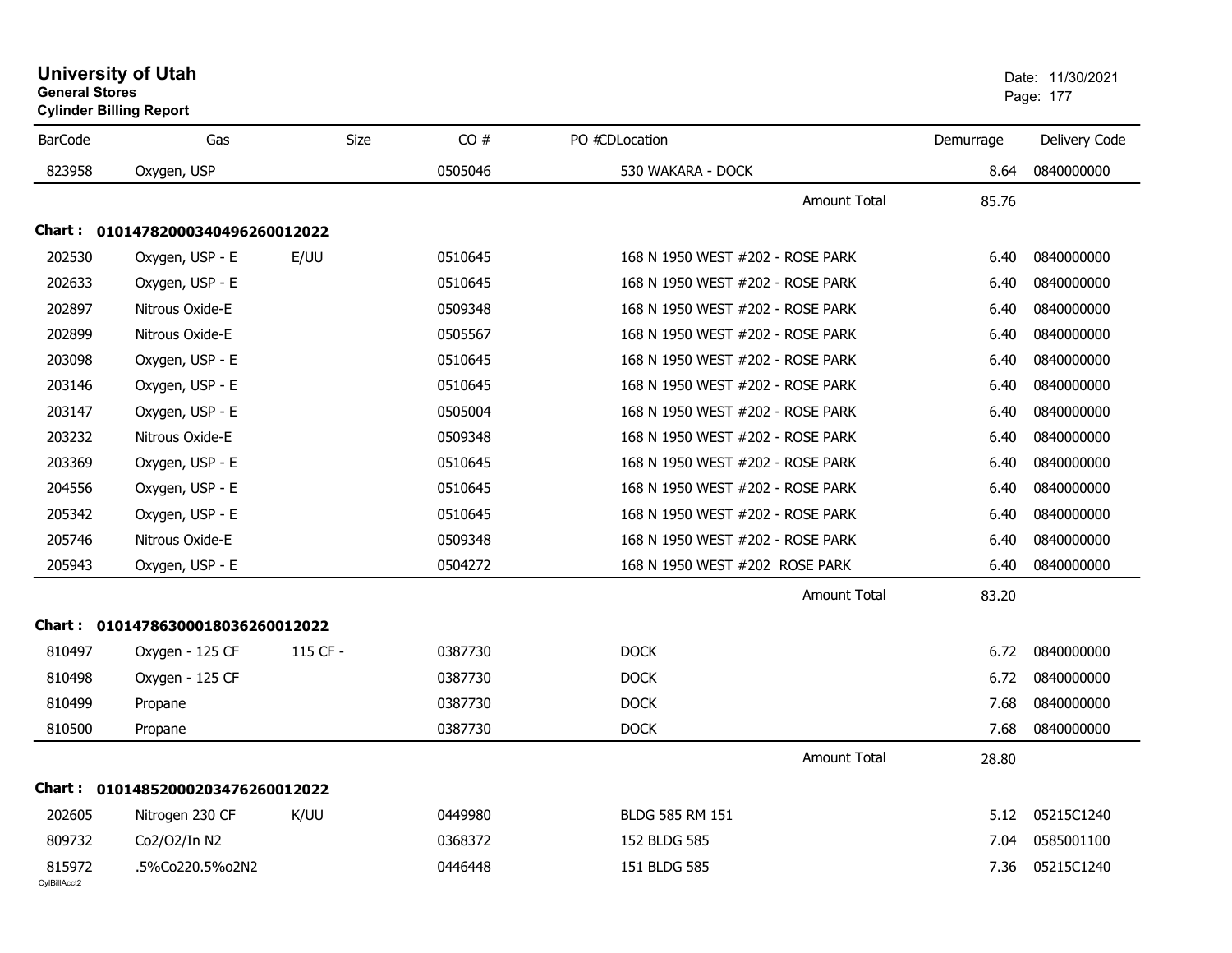# University of Utah

**General Stores**
**Cylinder Billing Report**

Date: 11/30/2021

| BarCode | Gas | Size | CO # | PO # | CD | Location | Demurrage | Delivery Code |
|---|---|---|---|---|---|---|---|---|
| 823958 | Oxygen, USP | | 0505046 | | | 530 WAKARA - DOCK | 8.64 | 0840000000 |
| | | | | | | Amount Total | 85.76 | |
| **Chart : 01014782000340496260012022** | | | | | | | | |
| 202530 | Oxygen, USP - E | E/UU | 0510645 | | | 168 N 1950 WEST #202 - ROSE PARK | 6.40 | 0840000000 |
| 202633 | Oxygen, USP - E | | 0510645 | | | 168 N 1950 WEST #202 - ROSE PARK | 6.40 | 0840000000 |
| 202897 | Nitrous Oxide-E | | 0509348 | | | 168 N 1950 WEST #202 - ROSE PARK | 6.40 | 0840000000 |
| 202899 | Nitrous Oxide-E | | 0505567 | | | 168 N 1950 WEST #202 - ROSE PARK | 6.40 | 0840000000 |
| 203098 | Oxygen, USP - E | | 0510645 | | | 168 N 1950 WEST #202 - ROSE PARK | 6.40 | 0840000000 |
| 203146 | Oxygen, USP - E | | 0510645 | | | 168 N 1950 WEST #202 - ROSE PARK | 6.40 | 0840000000 |
| 203147 | Oxygen, USP - E | | 0505004 | | | 168 N 1950 WEST #202 - ROSE PARK | 6.40 | 0840000000 |
| 203232 | Nitrous Oxide-E | | 0509348 | | | 168 N 1950 WEST #202 - ROSE PARK | 6.40 | 0840000000 |
| 203369 | Oxygen, USP - E | | 0510645 | | | 168 N 1950 WEST #202 - ROSE PARK | 6.40 | 0840000000 |
| 204556 | Oxygen, USP - E | | 0510645 | | | 168 N 1950 WEST #202 - ROSE PARK | 6.40 | 0840000000 |
| 205342 | Oxygen, USP - E | | 0510645 | | | 168 N 1950 WEST #202 - ROSE PARK | 6.40 | 0840000000 |
| 205746 | Nitrous Oxide-E | | 0509348 | | | 168 N 1950 WEST #202 - ROSE PARK | 6.40 | 0840000000 |
| 205943 | Oxygen, USP - E | | 0504272 | | | 168 N 1950 WEST #202 ROSE PARK | 6.40 | 0840000000 |
| | | | | | | Amount Total | 83.20 | |
| **Chart : 01014786300018036260012022** | | | | | | | | |
| 810497 | Oxygen - 125 CF | 115 CF - | 0387730 | | | DOCK | 6.72 | 0840000000 |
| 810498 | Oxygen - 125 CF | | 0387730 | | | DOCK | 6.72 | 0840000000 |
| 810499 | Propane | | 0387730 | | | DOCK | 7.68 | 0840000000 |
| 810500 | Propane | | 0387730 | | | DOCK | 7.68 | 0840000000 |
| | | | | | | Amount Total | 28.80 | |
| **Chart : 01014852000203476260012022** | | | | | | | | |
| 202605 | Nitrogen 230 CF | K/UU | 0449980 | | | BLDG 585 RM 151 | 5.12 | 05215C1240 |
| 809732 | Co2/O2/In N2 | | 0368372 | | | 152 BLDG 585 | 7.04 | 0585001100 |
| 815972 | .5%Co220.5%o2N2 | | 0446448 | | | 151 BLDG 585 | 7.36 | 05215C1240 |

CylBillAcct2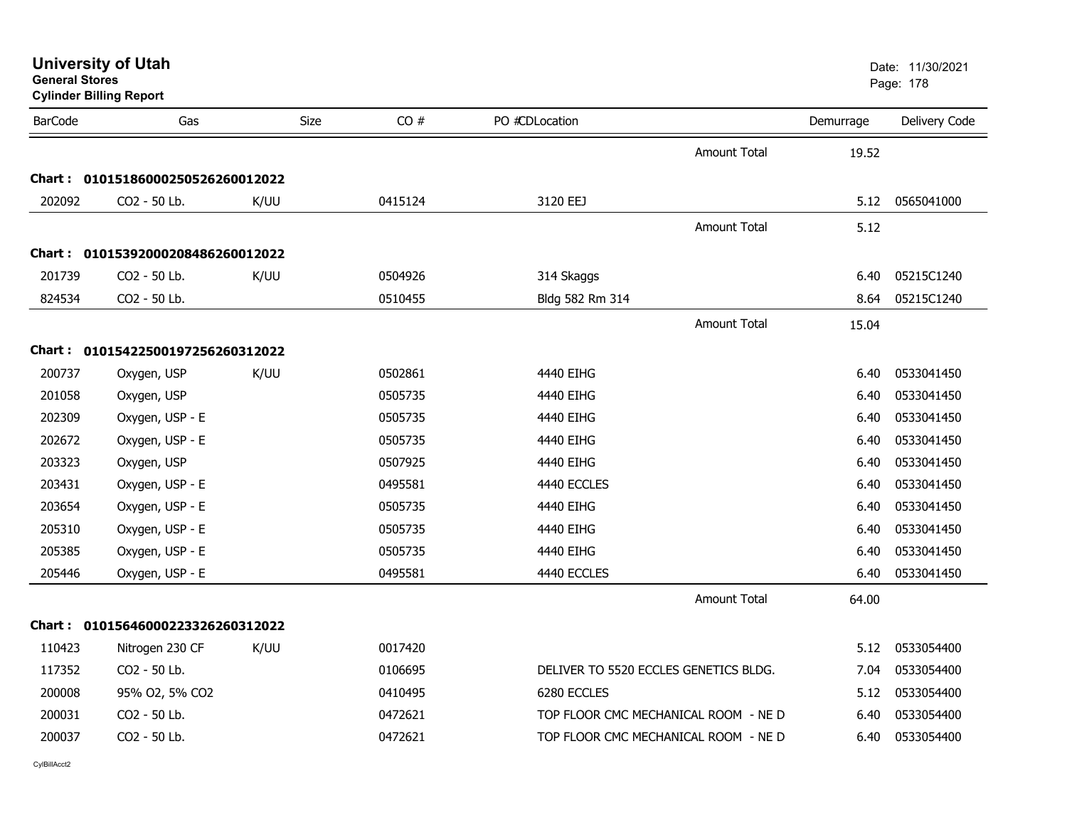# University of Utah

**General Stores**

**Cylinder Billing Report**

Date: 11/30/2021

| BarCode | Gas | Size | CO # | PO # | CDLocation | Demurrage | Delivery Code |
|---|---|---|---|---|---|---|---|
| | | | | | Amount Total | 19.52 | |
| **Chart : 01015186000250526260012022** | | | | | | | |
| 202092 | CO2 - 50 Lb. | K/UU | 0415124 | | 3120 EEJ | 5.12 | 0565041000 |
| | | | | | Amount Total | 5.12 | |
| **Chart : 01015392000208486260012022** | | | | | | | |
| 201739 | CO2 - 50 Lb. | K/UU | 0504926 | | 314 Skaggs | 6.40 | 05215C1240 |
| 824534 | CO2 - 50 Lb. | | 0510455 | | Bldg 582 Rm 314 | 8.64 | 05215C1240 |
| | | | | | Amount Total | 15.04 | |
| **Chart : 01015422500197256260312022** | | | | | | | |
| 200737 | Oxygen, USP | K/UU | 0502861 | | 4440 EIHG | 6.40 | 0533041450 |
| 201058 | Oxygen, USP | | 0505735 | | 4440 EIHG | 6.40 | 0533041450 |
| 202309 | Oxygen, USP - E | | 0505735 | | 4440 EIHG | 6.40 | 0533041450 |
| 202672 | Oxygen, USP - E | | 0505735 | | 4440 EIHG | 6.40 | 0533041450 |
| 203323 | Oxygen, USP | | 0507925 | | 4440 EIHG | 6.40 | 0533041450 |
| 203431 | Oxygen, USP - E | | 0495581 | | 4440 ECCLES | 6.40 | 0533041450 |
| 203654 | Oxygen, USP - E | | 0505735 | | 4440 EIHG | 6.40 | 0533041450 |
| 205310 | Oxygen, USP - E | | 0505735 | | 4440 EIHG | 6.40 | 0533041450 |
| 205385 | Oxygen, USP - E | | 0505735 | | 4440 EIHG | 6.40 | 0533041450 |
| 205446 | Oxygen, USP - E | | 0495581 | | 4440 ECCLES | 6.40 | 0533041450 |
| | | | | | Amount Total | 64.00 | |
| **Chart : 01015646000223326260312022** | | | | | | | |
| 110423 | Nitrogen 230 CF | K/UU | 0017420 | | | 5.12 | 0533054400 |
| 117352 | CO2 - 50 Lb. | | 0106695 | | DELIVER TO 5520 ECCLES GENETICS BLDG. | 7.04 | 0533054400 |
| 200008 | 95% O2, 5% CO2 | | 0410495 | | 6280 ECCLES | 5.12 | 0533054400 |
| 200031 | CO2 - 50 Lb. | | 0472621 | | TOP FLOOR CMC MECHANICAL ROOM - NE D | 6.40 | 0533054400 |
| 200037 | CO2 - 50 Lb. | | 0472621 | | TOP FLOOR CMC MECHANICAL ROOM - NE D | 6.40 | 0533054400 |

CylBillAcct2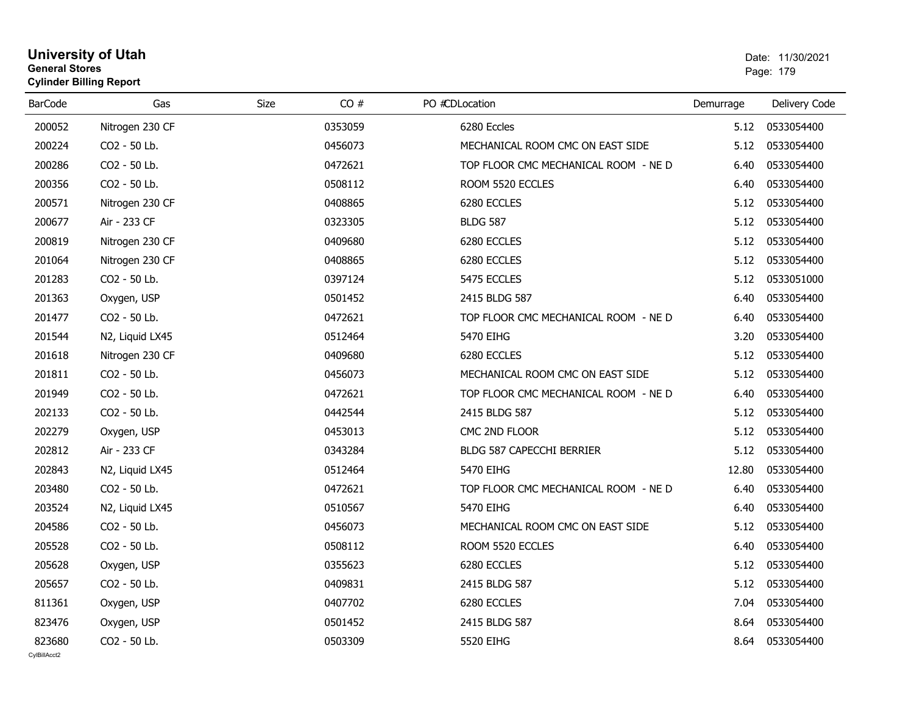# University of Utah

**General Stores**

**Cylinder Billing Report**

Date: 11/30/2021

| BarCode | Gas | Size | CO # | PO #CDLocation | Demurrage | Delivery Code |
|---|---|---|---|---|---|---|
| 200052 | Nitrogen 230 CF | | 0353059 | 6280 Eccles | 5.12 | 0533054400 |
| 200224 | CO2 - 50 Lb. | | 0456073 | MECHANICAL ROOM CMC ON EAST SIDE | 5.12 | 0533054400 |
| 200286 | CO2 - 50 Lb. | | 0472621 | TOP FLOOR CMC MECHANICAL ROOM - NE D | 6.40 | 0533054400 |
| 200356 | CO2 - 50 Lb. | | 0508112 | ROOM 5520 ECCLES | 6.40 | 0533054400 |
| 200571 | Nitrogen 230 CF | | 0408865 | 6280 ECCLES | 5.12 | 0533054400 |
| 200677 | Air - 233 CF | | 0323305 | BLDG 587 | 5.12 | 0533054400 |
| 200819 | Nitrogen 230 CF | | 0409680 | 6280 ECCLES | 5.12 | 0533054400 |
| 201064 | Nitrogen 230 CF | | 0408865 | 6280 ECCLES | 5.12 | 0533054400 |
| 201283 | CO2 - 50 Lb. | | 0397124 | 5475 ECCLES | 5.12 | 0533051000 |
| 201363 | Oxygen, USP | | 0501452 | 2415 BLDG 587 | 6.40 | 0533054400 |
| 201477 | CO2 - 50 Lb. | | 0472621 | TOP FLOOR CMC MECHANICAL ROOM - NE D | 6.40 | 0533054400 |
| 201544 | N2, Liquid LX45 | | 0512464 | 5470 EIHG | 3.20 | 0533054400 |
| 201618 | Nitrogen 230 CF | | 0409680 | 6280 ECCLES | 5.12 | 0533054400 |
| 201811 | CO2 - 50 Lb. | | 0456073 | MECHANICAL ROOM CMC ON EAST SIDE | 5.12 | 0533054400 |
| 201949 | CO2 - 50 Lb. | | 0472621 | TOP FLOOR CMC MECHANICAL ROOM - NE D | 6.40 | 0533054400 |
| 202133 | CO2 - 50 Lb. | | 0442544 | 2415 BLDG 587 | 5.12 | 0533054400 |
| 202279 | Oxygen, USP | | 0453013 | CMC 2ND FLOOR | 5.12 | 0533054400 |
| 202812 | Air - 233 CF | | 0343284 | BLDG 587 CAPECCHI BERRIER | 5.12 | 0533054400 |
| 202843 | N2, Liquid LX45 | | 0512464 | 5470 EIHG | 12.80 | 0533054400 |
| 203480 | CO2 - 50 Lb. | | 0472621 | TOP FLOOR CMC MECHANICAL ROOM - NE D | 6.40 | 0533054400 |
| 203524 | N2, Liquid LX45 | | 0510567 | 5470 EIHG | 6.40 | 0533054400 |
| 204586 | CO2 - 50 Lb. | | 0456073 | MECHANICAL ROOM CMC ON EAST SIDE | 5.12 | 0533054400 |
| 205528 | CO2 - 50 Lb. | | 0508112 | ROOM 5520 ECCLES | 6.40 | 0533054400 |
| 205628 | Oxygen, USP | | 0355623 | 6280 ECCLES | 5.12 | 0533054400 |
| 205657 | CO2 - 50 Lb. | | 0409831 | 2415 BLDG 587 | 5.12 | 0533054400 |
| 811361 | Oxygen, USP | | 0407702 | 6280 ECCLES | 7.04 | 0533054400 |
| 823476 | Oxygen, USP | | 0501452 | 2415 BLDG 587 | 8.64 | 0533054400 |
| 823680 | CO2 - 50 Lb. | | 0503309 | 5520 EIHG | 8.64 | 0533054400 |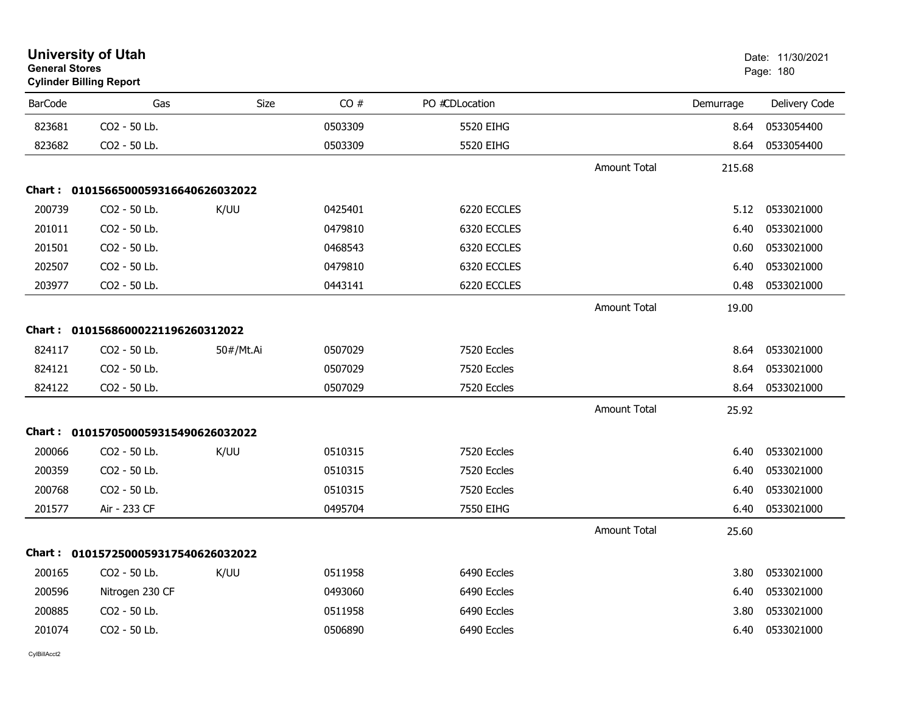# University of Utah
**General Stores**
**Cylinder Billing Report**

Date: 11/30/2021

| BarCode | Gas | Size | CO # | PO #CDLocation | | Demurrage | Delivery Code |
|---|---|---|---|---|---|---|---|
| 823681 | CO2 - 50 Lb. | | 0503309 | 5520 EIHG | | 8.64 | 0533054400 |
| 823682 | CO2 - 50 Lb. | | 0503309 | 5520 EIHG | | 8.64 | 0533054400 |
| | | | | | Amount Total | 215.68 | |

**Chart : 01015665000593166406260320​22**

| BarCode | Gas | Size | CO # | PO #CDLocation | | Demurrage | Delivery Code |
|---|---|---|---|---|---|---|---|
| 200739 | CO2 - 50 Lb. | K/UU | 0425401 | 6220 ECCLES | | 5.12 | 0533021000 |
| 201011 | CO2 - 50 Lb. | | 0479810 | 6320 ECCLES | | 6.40 | 0533021000 |
| 201501 | CO2 - 50 Lb. | | 0468543 | 6320 ECCLES | | 0.60 | 0533021000 |
| 202507 | CO2 - 50 Lb. | | 0479810 | 6320 ECCLES | | 6.40 | 0533021000 |
| 203977 | CO2 - 50 Lb. | | 0443141 | 6220 ECCLES | | 0.48 | 0533021000 |
| | | | | | Amount Total | 19.00 | |

**Chart : 01015686000221196260312022**

| BarCode | Gas | Size | CO # | PO #CDLocation | | Demurrage | Delivery Code |
|---|---|---|---|---|---|---|---|
| 824117 | CO2 - 50 Lb. | 50#/Mt.Ai | 0507029 | 7520 Eccles | | 8.64 | 0533021000 |
| 824121 | CO2 - 50 Lb. | | 0507029 | 7520 Eccles | | 8.64 | 0533021000 |
| 824122 | CO2 - 50 Lb. | | 0507029 | 7520 Eccles | | 8.64 | 0533021000 |
| | | | | | Amount Total | 25.92 | |

**Chart : 01015705000593154906260320​22**

| BarCode | Gas | Size | CO # | PO #CDLocation | | Demurrage | Delivery Code |
|---|---|---|---|---|---|---|---|
| 200066 | CO2 - 50 Lb. | K/UU | 0510315 | 7520 Eccles | | 6.40 | 0533021000 |
| 200359 | CO2 - 50 Lb. | | 0510315 | 7520 Eccles | | 6.40 | 0533021000 |
| 200768 | CO2 - 50 Lb. | | 0510315 | 7520 Eccles | | 6.40 | 0533021000 |
| 201577 | Air - 233 CF | | 0495704 | 7550 EIHG | | 6.40 | 0533021000 |
| | | | | | Amount Total | 25.60 | |

**Chart : 01015725000593175406260320​22**

| BarCode | Gas | Size | CO # | PO #CDLocation | | Demurrage | Delivery Code |
|---|---|---|---|---|---|---|---|
| 200165 | CO2 - 50 Lb. | K/UU | 0511958 | 6490 Eccles | | 3.80 | 0533021000 |
| 200596 | Nitrogen 230 CF | | 0493060 | 6490 Eccles | | 6.40 | 0533021000 |
| 200885 | CO2 - 50 Lb. | | 0511958 | 6490 Eccles | | 3.80 | 0533021000 |
| 201074 | CO2 - 50 Lb. | | 0506890 | 6490 Eccles | | 6.40 | 0533021000 |

CylBillAcct2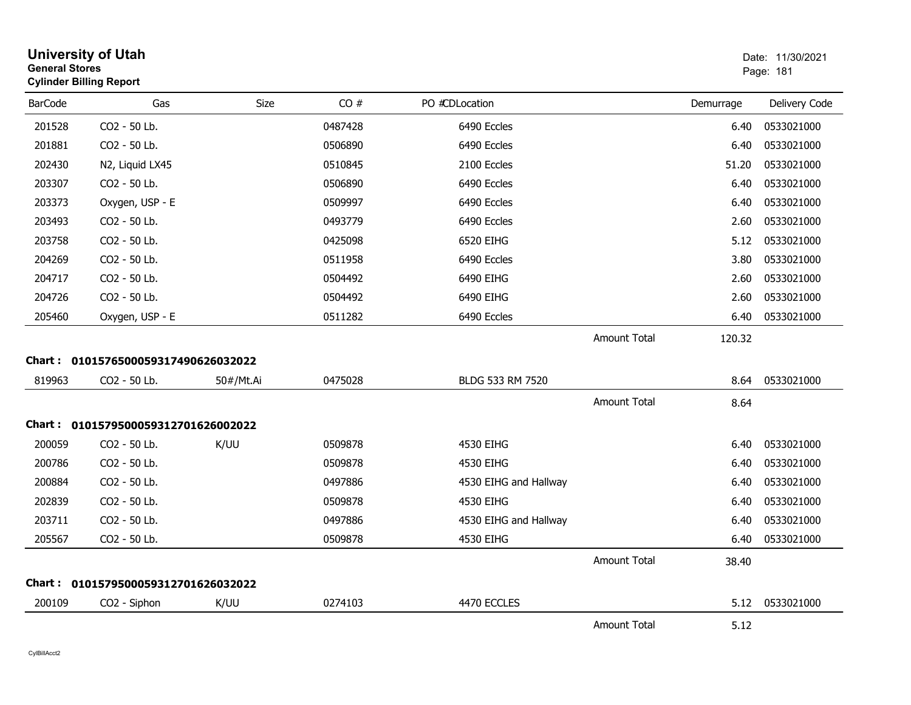# University of Utah

**General Stores**

**Cylinder Billing Report**

Date: 11/30/2021

| BarCode | Gas | Size | CO # | PO # | CDLocation | | Demurrage | Delivery Code |
|---|---|---|---|---|---|---|---|---|
| 201528 | CO2 - 50 Lb. | | 0487428 | | 6490 Eccles | | 6.40 | 0533021000 |
| 201881 | CO2 - 50 Lb. | | 0506890 | | 6490 Eccles | | 6.40 | 0533021000 |
| 202430 | N2, Liquid LX45 | | 0510845 | | 2100 Eccles | | 51.20 | 0533021000 |
| 203307 | CO2 - 50 Lb. | | 0506890 | | 6490 Eccles | | 6.40 | 0533021000 |
| 203373 | Oxygen, USP - E | | 0509997 | | 6490 Eccles | | 6.40 | 0533021000 |
| 203493 | CO2 - 50 Lb. | | 0493779 | | 6490 Eccles | | 2.60 | 0533021000 |
| 203758 | CO2 - 50 Lb. | | 0425098 | | 6520 EIHG | | 5.12 | 0533021000 |
| 204269 | CO2 - 50 Lb. | | 0511958 | | 6490 Eccles | | 3.80 | 0533021000 |
| 204717 | CO2 - 50 Lb. | | 0504492 | | 6490 EIHG | | 2.60 | 0533021000 |
| 204726 | CO2 - 50 Lb. | | 0504492 | | 6490 EIHG | | 2.60 | 0533021000 |
| 205460 | Oxygen, USP - E | | 0511282 | | 6490 Eccles | | 6.40 | 0533021000 |
| | | | | | | Amount Total | 120.32 | |

**Chart : 01015765000593174906260320​22**

| BarCode | Gas | Size | CO # | PO # | CDLocation | | Demurrage | Delivery Code |
|---|---|---|---|---|---|---|---|---|
| 819963 | CO2 - 50 Lb. | 50#/Mt.Ai | 0475028 | | BLDG 533 RM 7520 | | 8.64 | 0533021000 |
| | | | | | | Amount Total | 8.64 | |

**Chart : 01015795000593127016260020​22**

| BarCode | Gas | Size | CO # | PO # | CDLocation | | Demurrage | Delivery Code |
|---|---|---|---|---|---|---|---|---|
| 200059 | CO2 - 50 Lb. | K/UU | 0509878 | | 4530 EIHG | | 6.40 | 0533021000 |
| 200786 | CO2 - 50 Lb. | | 0509878 | | 4530 EIHG | | 6.40 | 0533021000 |
| 200884 | CO2 - 50 Lb. | | 0497886 | | 4530 EIHG and Hallway | | 6.40 | 0533021000 |
| 202839 | CO2 - 50 Lb. | | 0509878 | | 4530 EIHG | | 6.40 | 0533021000 |
| 203711 | CO2 - 50 Lb. | | 0497886 | | 4530 EIHG and Hallway | | 6.40 | 0533021000 |
| 205567 | CO2 - 50 Lb. | | 0509878 | | 4530 EIHG | | 6.40 | 0533021000 |
| | | | | | | Amount Total | 38.40 | |

**Chart : 01015795000593127016260320​22**

| BarCode | Gas | Size | CO # | PO # | CDLocation | | Demurrage | Delivery Code |
|---|---|---|---|---|---|---|---|---|
| 200109 | CO2 - Siphon | K/UU | 0274103 | | 4470 ECCLES | | 5.12 | 0533021000 |
| | | | | | | Amount Total | 5.12 | |

CylBillAcct2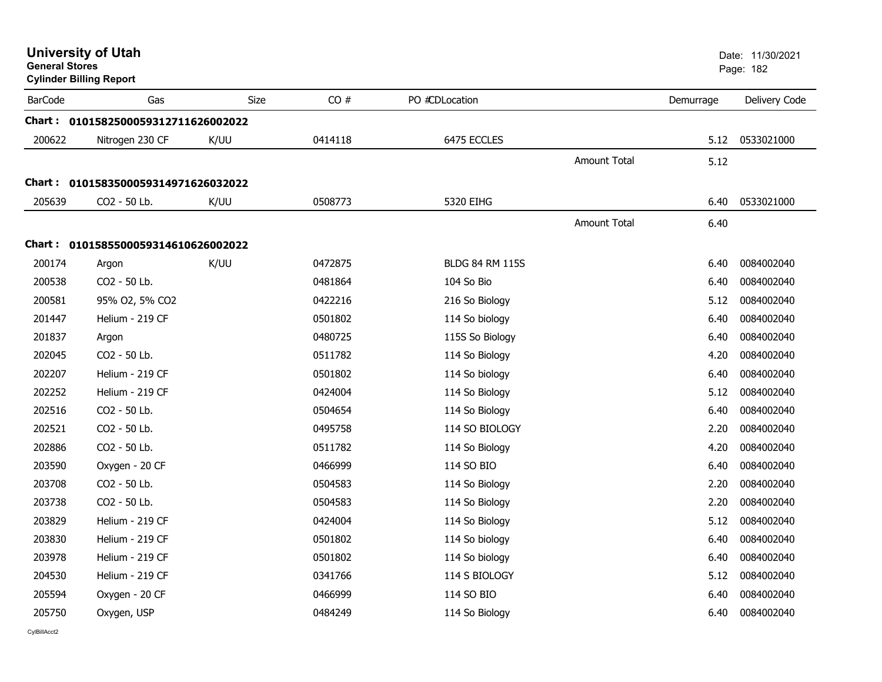# University of Utah

**General Stores**

**Cylinder Billing Report**

Date: 11/30/2021

| BarCode | Gas | Size | CO # | PO #CDLocation | | Demurrage | Delivery Code |
|---|---|---|---|---|---|---|---|
| **Chart :** | **01015825000593127116260020​22** | | | | | | |
| 200622 | Nitrogen 230 CF | K/UU | 0414118 | 6475 ECCLES | | 5.12 | 0533021000 |
| | | | | | Amount Total | 5.12 | |
| **Chart :** | **0101583500059314971626032022** | | | | | | |
| 205639 | CO2 - 50 Lb. | K/UU | 0508773 | 5320 EIHG | | 6.40 | 0533021000 |
| | | | | | Amount Total | 6.40 | |
| **Chart :** | **0101585500059314610626002022** | | | | | | |
| 200174 | Argon | K/UU | 0472875 | BLDG 84 RM 115S | | 6.40 | 0084002040 |
| 200538 | CO2 - 50 Lb. | | 0481864 | 104 So Bio | | 6.40 | 0084002040 |
| 200581 | 95% O2, 5% CO2 | | 0422216 | 216 So Biology | | 5.12 | 0084002040 |
| 201447 | Helium - 219 CF | | 0501802 | 114 So biology | | 6.40 | 0084002040 |
| 201837 | Argon | | 0480725 | 115S So Biology | | 6.40 | 0084002040 |
| 202045 | CO2 - 50 Lb. | | 0511782 | 114 So Biology | | 4.20 | 0084002040 |
| 202207 | Helium - 219 CF | | 0501802 | 114 So biology | | 6.40 | 0084002040 |
| 202252 | Helium - 219 CF | | 0424004 | 114 So Biology | | 5.12 | 0084002040 |
| 202516 | CO2 - 50 Lb. | | 0504654 | 114 So Biology | | 6.40 | 0084002040 |
| 202521 | CO2 - 50 Lb. | | 0495758 | 114 SO BIOLOGY | | 2.20 | 0084002040 |
| 202886 | CO2 - 50 Lb. | | 0511782 | 114 So Biology | | 4.20 | 0084002040 |
| 203590 | Oxygen - 20 CF | | 0466999 | 114 SO BIO | | 6.40 | 0084002040 |
| 203708 | CO2 - 50 Lb. | | 0504583 | 114 So Biology | | 2.20 | 0084002040 |
| 203738 | CO2 - 50 Lb. | | 0504583 | 114 So Biology | | 2.20 | 0084002040 |
| 203829 | Helium - 219 CF | | 0424004 | 114 So Biology | | 5.12 | 0084002040 |
| 203830 | Helium - 219 CF | | 0501802 | 114 So biology | | 6.40 | 0084002040 |
| 203978 | Helium - 219 CF | | 0501802 | 114 So biology | | 6.40 | 0084002040 |
| 204530 | Helium - 219 CF | | 0341766 | 114 S BIOLOGY | | 5.12 | 0084002040 |
| 205594 | Oxygen - 20 CF | | 0466999 | 114 SO BIO | | 6.40 | 0084002040 |
| 205750 | Oxygen, USP | | 0484249 | 114 So Biology | | 6.40 | 0084002040 |

CylBillAcct2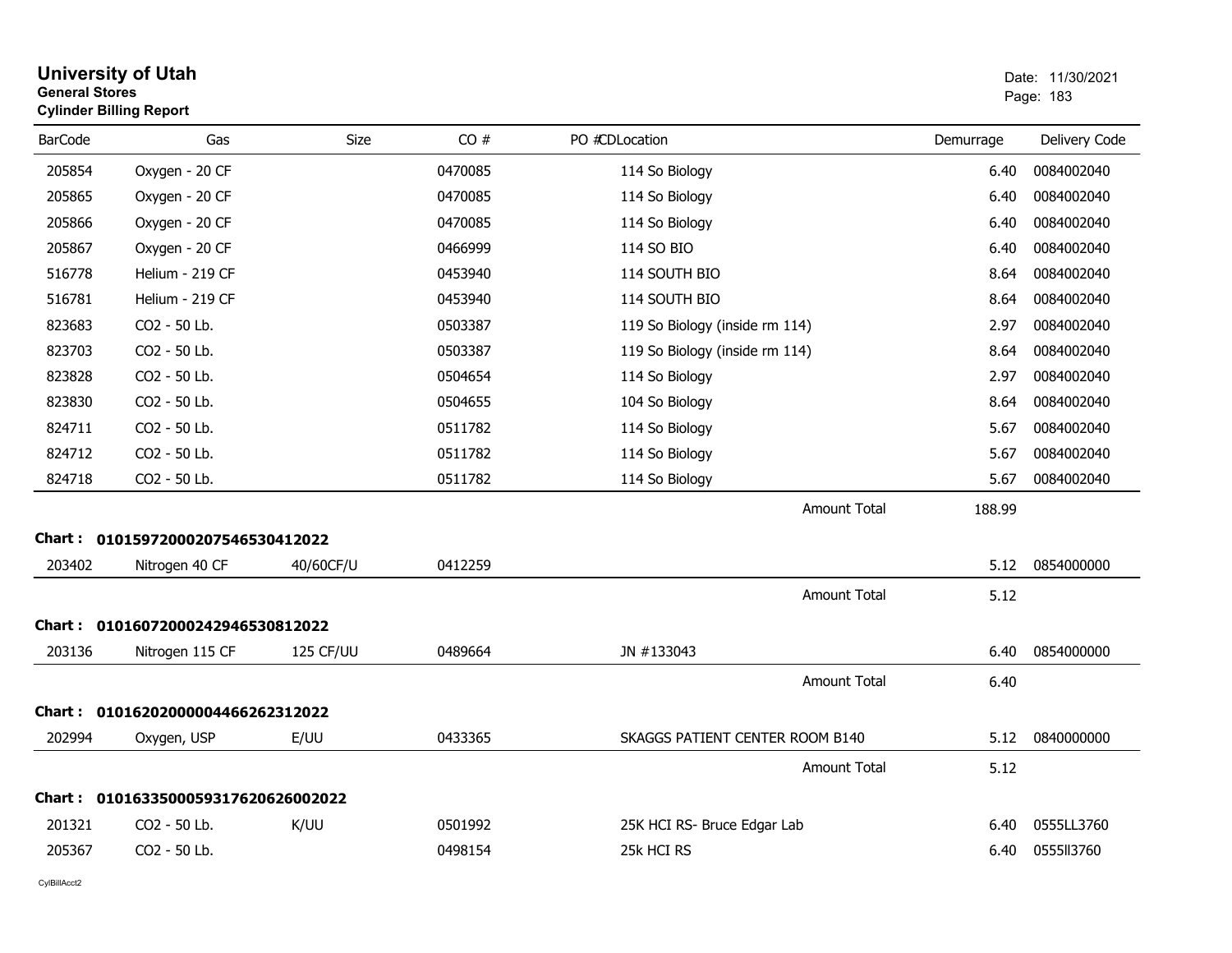# University of Utah

**General Stores**

**Cylinder Billing Report**

Date: 11/30/2021

| BarCode | Gas | Size | CO # | PO #CDLocation | Demurrage | Delivery Code |
|---|---|---|---|---|---|---|
| 205854 | Oxygen - 20 CF | | 0470085 | 114 So Biology | 6.40 | 0084002040 |
| 205865 | Oxygen - 20 CF | | 0470085 | 114 So Biology | 6.40 | 0084002040 |
| 205866 | Oxygen - 20 CF | | 0470085 | 114 So Biology | 6.40 | 0084002040 |
| 205867 | Oxygen - 20 CF | | 0466999 | 114 SO BIO | 6.40 | 0084002040 |
| 516778 | Helium - 219 CF | | 0453940 | 114 SOUTH BIO | 8.64 | 0084002040 |
| 516781 | Helium - 219 CF | | 0453940 | 114 SOUTH BIO | 8.64 | 0084002040 |
| 823683 | CO2 - 50 Lb. | | 0503387 | 119 So Biology (inside rm 114) | 2.97 | 0084002040 |
| 823703 | CO2 - 50 Lb. | | 0503387 | 119 So Biology (inside rm 114) | 8.64 | 0084002040 |
| 823828 | CO2 - 50 Lb. | | 0504654 | 114 So Biology | 2.97 | 0084002040 |
| 823830 | CO2 - 50 Lb. | | 0504655 | 104 So Biology | 8.64 | 0084002040 |
| 824711 | CO2 - 50 Lb. | | 0511782 | 114 So Biology | 5.67 | 0084002040 |
| 824712 | CO2 - 50 Lb. | | 0511782 | 114 So Biology | 5.67 | 0084002040 |
| 824718 | CO2 - 50 Lb. | | 0511782 | 114 So Biology | 5.67 | 0084002040 |
| | | | | Amount Total | 188.99 | |

**Chart : 01015972000207546530412022**

| BarCode | Gas | Size | CO # | PO #CDLocation | Demurrage | Delivery Code |
|---|---|---|---|---|---|---|
| 203402 | Nitrogen 40 CF | 40/60CF/U | 0412259 | | 5.12 | 0854000000 |
| | | | | Amount Total | 5.12 | |

**Chart : 01016072000242946530812022**

| BarCode | Gas | Size | CO # | PO #CDLocation | Demurrage | Delivery Code |
|---|---|---|---|---|---|---|
| 203136 | Nitrogen 115 CF | 125 CF/UU | 0489664 | JN #133043 | 6.40 | 0854000000 |
| | | | | Amount Total | 6.40 | |

**Chart : 01016202000004466262312022**

| BarCode | Gas | Size | CO # | PO #CDLocation | Demurrage | Delivery Code |
|---|---|---|---|---|---|---|
| 202994 | Oxygen, USP | E/UU | 0433365 | SKAGGS PATIENT CENTER ROOM B140 | 5.12 | 0840000000 |
| | | | | Amount Total | 5.12 | |

**Chart : 01016335000593176206260022022**

| BarCode | Gas | Size | CO # | PO #CDLocation | Demurrage | Delivery Code |
|---|---|---|---|---|---|---|
| 201321 | CO2 - 50 Lb. | K/UU | 0501992 | 25K HCI RS- Bruce Edgar Lab | 6.40 | 0555LL3760 |
| 205367 | CO2 - 50 Lb. | | 0498154 | 25k HCI RS | 6.40 | 0555ll3760 |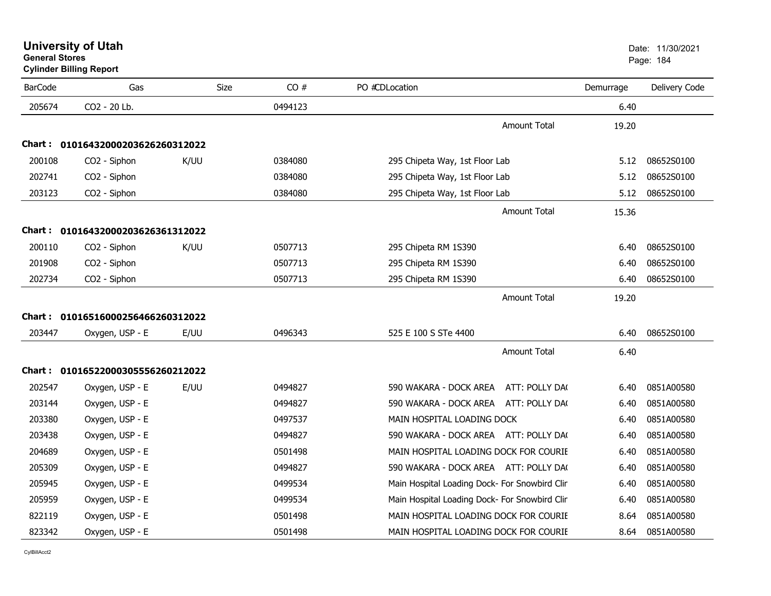**University of Utah**
**General Stores**
**Cylinder Billing Report**

Date: 11/30/2021

| BarCode | Gas | Size | CO # | PO #CDLocation | Demurrage | Delivery Code |
|---|---|---|---|---|---|---|
| 205674 | CO2 - 20 Lb. | | 0494123 | | 6.40 | |
| | | | | Amount Total | 19.20 | |
| **Chart :** | **01016432000203626260312022** | | | | | |
| 200108 | CO2 - Siphon | K/UU | 0384080 | 295 Chipeta Way, 1st Floor Lab | 5.12 | 08652S0100 |
| 202741 | CO2 - Siphon | | 0384080 | 295 Chipeta Way, 1st Floor Lab | 5.12 | 08652S0100 |
| 203123 | CO2 - Siphon | | 0384080 | 295 Chipeta Way, 1st Floor Lab | 5.12 | 08652S0100 |
| | | | | Amount Total | 15.36 | |
| **Chart :** | **01016432000203626361312022** | | | | | |
| 200110 | CO2 - Siphon | K/UU | 0507713 | 295 Chipeta RM 1S390 | 6.40 | 08652S0100 |
| 201908 | CO2 - Siphon | | 0507713 | 295 Chipeta RM 1S390 | 6.40 | 08652S0100 |
| 202734 | CO2 - Siphon | | 0507713 | 295 Chipeta RM 1S390 | 6.40 | 08652S0100 |
| | | | | Amount Total | 19.20 | |
| **Chart :** | **01016516000256466260312022** | | | | | |
| 203447 | Oxygen, USP - E | E/UU | 0496343 | 525 E 100 S STe 4400 | 6.40 | 08652S0100 |
| | | | | Amount Total | 6.40 | |
| **Chart :** | **01016522000305556260212022** | | | | | |
| 202547 | Oxygen, USP - E | E/UU | 0494827 | 590 WAKARA - DOCK AREA ATT: POLLY DA( | 6.40 | 0851A00580 |
| 203144 | Oxygen, USP - E | | 0494827 | 590 WAKARA - DOCK AREA ATT: POLLY DA( | 6.40 | 0851A00580 |
| 203380 | Oxygen, USP - E | | 0497537 | MAIN HOSPITAL LOADING DOCK | 6.40 | 0851A00580 |
| 203438 | Oxygen, USP - E | | 0494827 | 590 WAKARA - DOCK AREA ATT: POLLY DA( | 6.40 | 0851A00580 |
| 204689 | Oxygen, USP - E | | 0501498 | MAIN HOSPITAL LOADING DOCK FOR COURIE | 6.40 | 0851A00580 |
| 205309 | Oxygen, USP - E | | 0494827 | 590 WAKARA - DOCK AREA ATT: POLLY DA( | 6.40 | 0851A00580 |
| 205945 | Oxygen, USP - E | | 0499534 | Main Hospital Loading Dock- For Snowbird Clir | 6.40 | 0851A00580 |
| 205959 | Oxygen, USP - E | | 0499534 | Main Hospital Loading Dock- For Snowbird Clir | 6.40 | 0851A00580 |
| 822119 | Oxygen, USP - E | | 0501498 | MAIN HOSPITAL LOADING DOCK FOR COURIE | 8.64 | 0851A00580 |
| 823342 | Oxygen, USP - E | | 0501498 | MAIN HOSPITAL LOADING DOCK FOR COURIE | 8.64 | 0851A00580 |

CylBillAcct2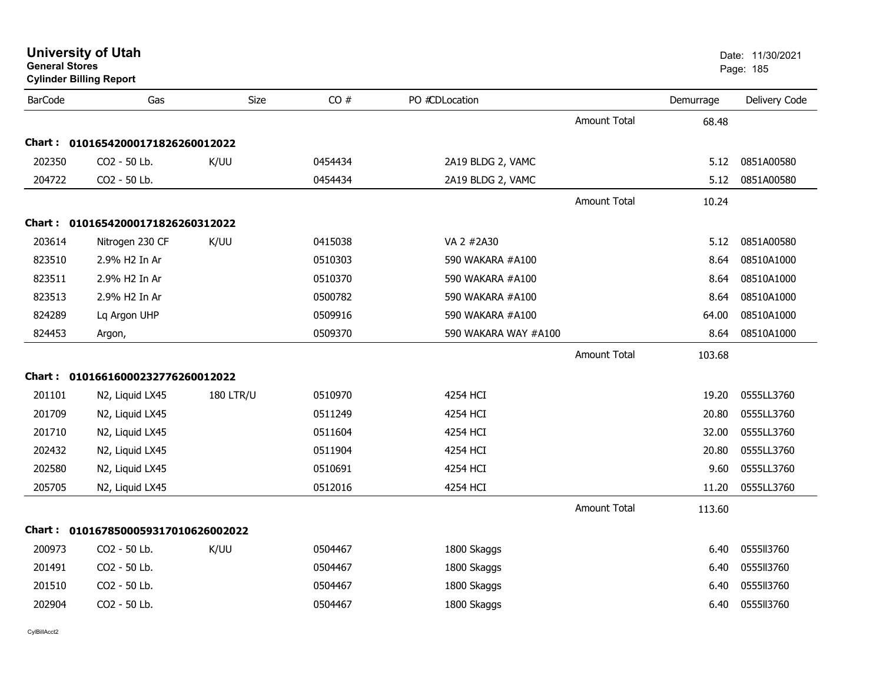# University of Utah

**General Stores**

**Cylinder Billing Report**

Date: 11/30/2021

| BarCode | Gas | Size | CO # | PO #CDLocation | | Demurrage | Delivery Code |
|---|---|---|---|---|---|---|---|
| | | | | | Amount Total | 68.48 | |
| **Chart :** | **01016542000171826260012022** | | | | | | |
| 202350 | CO2 - 50 Lb. | K/UU | 0454434 | 2A19 BLDG 2, VAMC | | 5.12 | 0851A00580 |
| 204722 | CO2 - 50 Lb. | | 0454434 | 2A19 BLDG 2, VAMC | | 5.12 | 0851A00580 |
| | | | | | Amount Total | 10.24 | |
| **Chart :** | **01016542000171826260312022** | | | | | | |
| 203614 | Nitrogen 230 CF | K/UU | 0415038 | VA 2 #2A30 | | 5.12 | 0851A00580 |
| 823510 | 2.9% H2 In Ar | | 0510303 | 590 WAKARA #A100 | | 8.64 | 08510A1000 |
| 823511 | 2.9% H2 In Ar | | 0510370 | 590 WAKARA #A100 | | 8.64 | 08510A1000 |
| 823513 | 2.9% H2 In Ar | | 0500782 | 590 WAKARA #A100 | | 8.64 | 08510A1000 |
| 824289 | Lq Argon UHP | | 0509916 | 590 WAKARA #A100 | | 64.00 | 08510A1000 |
| 824453 | Argon, | | 0509370 | 590 WAKARA WAY #A100 | | 8.64 | 08510A1000 |
| | | | | | Amount Total | 103.68 | |
| **Chart :** | **01016616000232776260012022** | | | | | | |
| 201101 | N2, Liquid LX45 | 180 LTR/U | 0510970 | 4254 HCI | | 19.20 | 0555LL3760 |
| 201709 | N2, Liquid LX45 | | 0511249 | 4254 HCI | | 20.80 | 0555LL3760 |
| 201710 | N2, Liquid LX45 | | 0511604 | 4254 HCI | | 32.00 | 0555LL3760 |
| 202432 | N2, Liquid LX45 | | 0511904 | 4254 HCI | | 20.80 | 0555LL3760 |
| 202580 | N2, Liquid LX45 | | 0510691 | 4254 HCI | | 9.60 | 0555LL3760 |
| 205705 | N2, Liquid LX45 | | 0512016 | 4254 HCI | | 11.20 | 0555LL3760 |
| | | | | | Amount Total | 113.60 | |
| **Chart :** | **01016785000593170106260020​22** | | | | | | |
| 200973 | CO2 - 50 Lb. | K/UU | 0504467 | 1800 Skaggs | | 6.40 | 0555ll3760 |
| 201491 | CO2 - 50 Lb. | | 0504467 | 1800 Skaggs | | 6.40 | 0555ll3760 |
| 201510 | CO2 - 50 Lb. | | 0504467 | 1800 Skaggs | | 6.40 | 0555ll3760 |
| 202904 | CO2 - 50 Lb. | | 0504467 | 1800 Skaggs | | 6.40 | 0555ll3760 |

CylBillAcct2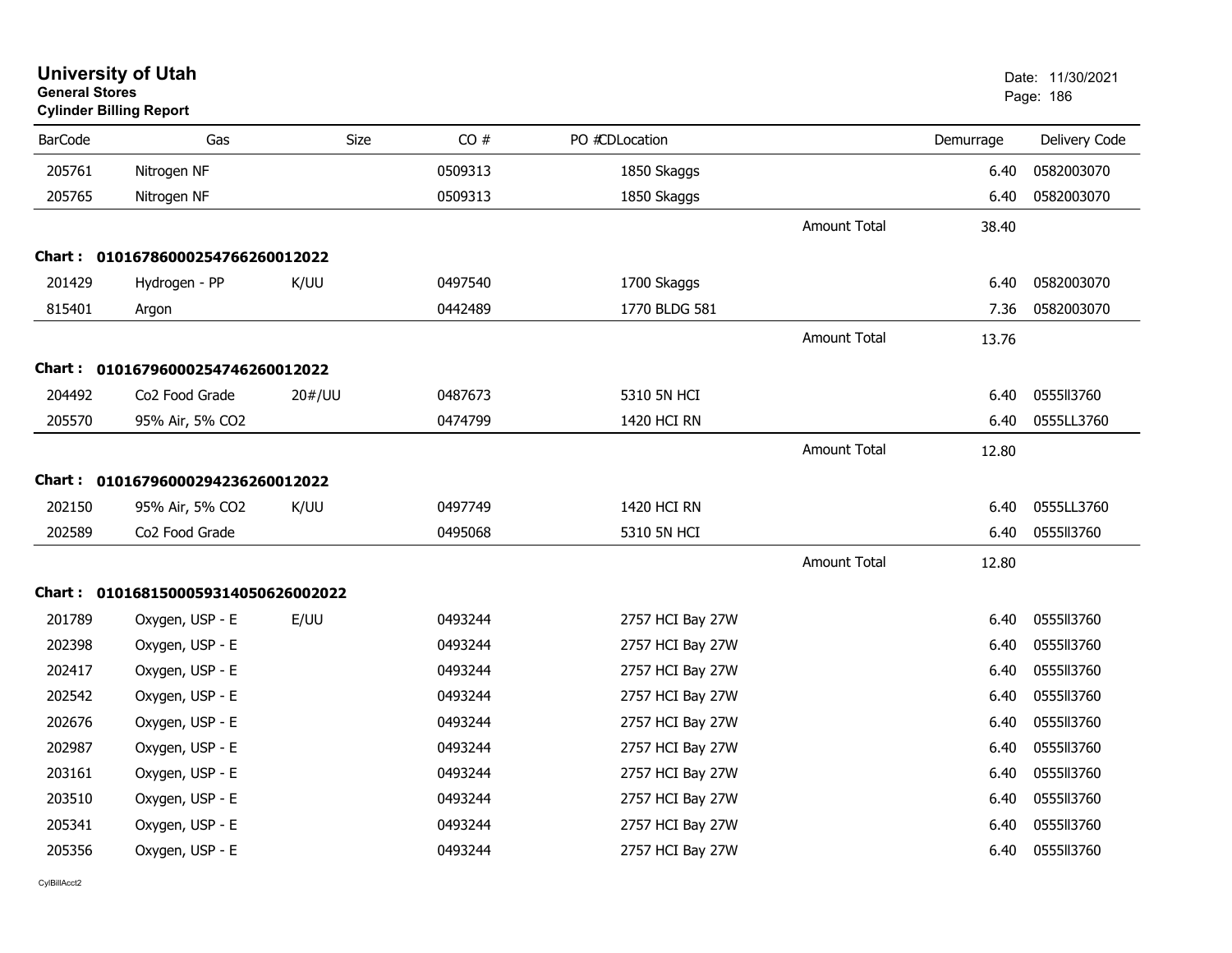# University of Utah

**General Stores**

**Cylinder Billing Report**

Date: 11/30/2021

| BarCode | Gas | Size | CO # | PO #CDLocation | | Demurrage | Delivery Code |
|---|---|---|---|---|---|---|---|
| 205761 | Nitrogen NF | | 0509313 | 1850 Skaggs | | 6.40 | 0582003070 |
| 205765 | Nitrogen NF | | 0509313 | 1850 Skaggs | | 6.40 | 0582003070 |
| | | | | | Amount Total | 38.40 | |
| **Chart :** | **01016786000254766260012022** | | | | | | |
| 201429 | Hydrogen - PP | K/UU | 0497540 | 1700 Skaggs | | 6.40 | 0582003070 |
| 815401 | Argon | | 0442489 | 1770 BLDG 581 | | 7.36 | 0582003070 |
| | | | | | Amount Total | 13.76 | |
| **Chart :** | **01016796000254746260012022** | | | | | | |
| 204492 | Co2 Food Grade | 20#/UU | 0487673 | 5310 5N HCI | | 6.40 | 0555ll3760 |
| 205570 | 95% Air, 5% CO2 | | 0474799 | 1420 HCI RN | | 6.40 | 0555LL3760 |
| | | | | | Amount Total | 12.80 | |
| **Chart :** | **01016796000294236260012022** | | | | | | |
| 202150 | 95% Air, 5% CO2 | K/UU | 0497749 | 1420 HCI RN | | 6.40 | 0555LL3760 |
| 202589 | Co2 Food Grade | | 0495068 | 5310 5N HCI | | 6.40 | 0555ll3760 |
| | | | | | Amount Total | 12.80 | |
| **Chart :** | **01016815000593140506260022022** | | | | | | |
| 201789 | Oxygen, USP - E | E/UU | 0493244 | 2757 HCI Bay 27W | | 6.40 | 0555ll3760 |
| 202398 | Oxygen, USP - E | | 0493244 | 2757 HCI Bay 27W | | 6.40 | 0555ll3760 |
| 202417 | Oxygen, USP - E | | 0493244 | 2757 HCI Bay 27W | | 6.40 | 0555ll3760 |
| 202542 | Oxygen, USP - E | | 0493244 | 2757 HCI Bay 27W | | 6.40 | 0555ll3760 |
| 202676 | Oxygen, USP - E | | 0493244 | 2757 HCI Bay 27W | | 6.40 | 0555ll3760 |
| 202987 | Oxygen, USP - E | | 0493244 | 2757 HCI Bay 27W | | 6.40 | 0555ll3760 |
| 203161 | Oxygen, USP - E | | 0493244 | 2757 HCI Bay 27W | | 6.40 | 0555ll3760 |
| 203510 | Oxygen, USP - E | | 0493244 | 2757 HCI Bay 27W | | 6.40 | 0555ll3760 |
| 205341 | Oxygen, USP - E | | 0493244 | 2757 HCI Bay 27W | | 6.40 | 0555ll3760 |
| 205356 | Oxygen, USP - E | | 0493244 | 2757 HCI Bay 27W | | 6.40 | 0555ll3760 |

CylBillAcct2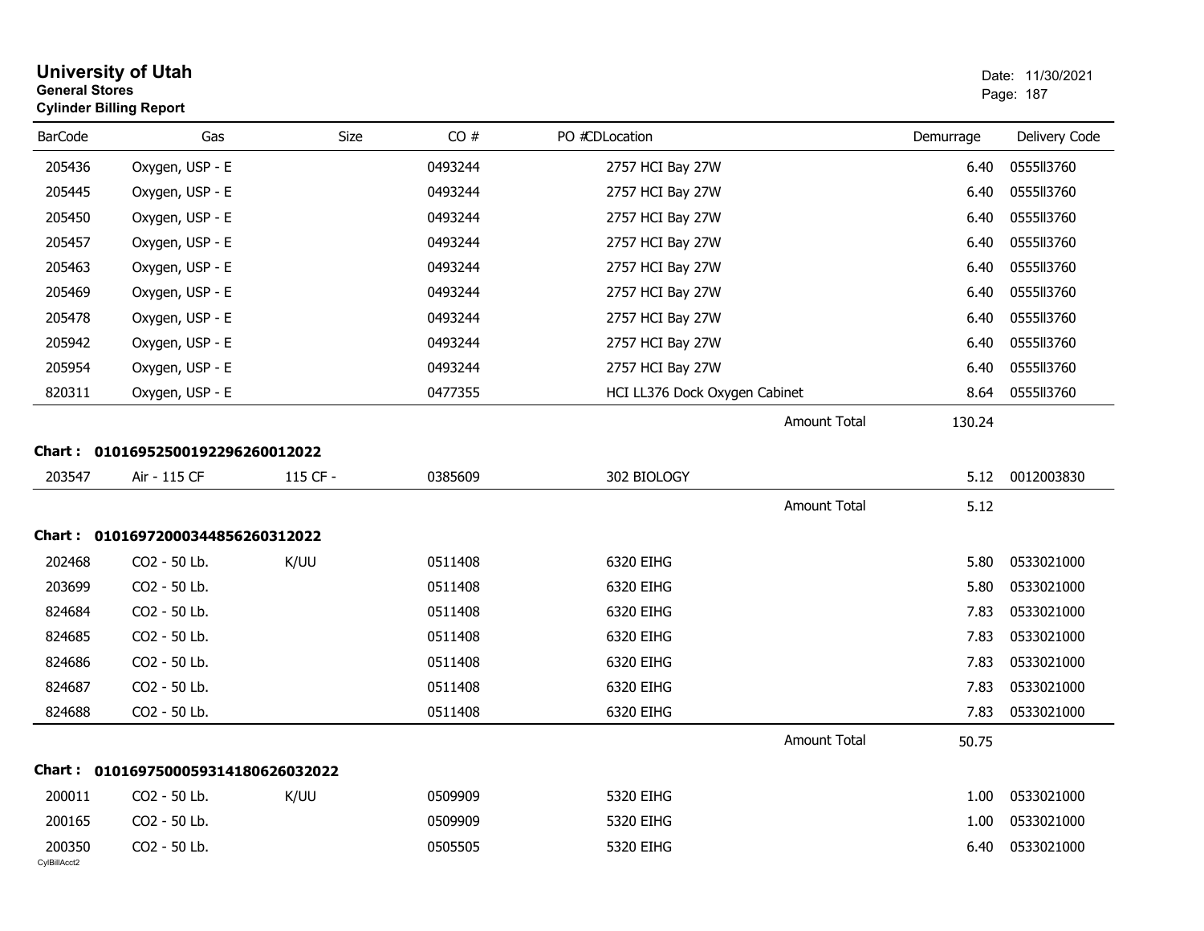# University of Utah
**General Stores**
**Cylinder Billing Report**

Date: 11/30/2021

| BarCode | Gas | Size | CO # | PO #CDLocation | Demurrage | Delivery Code |
|---|---|---|---|---|---|---|
| 205436 | Oxygen, USP - E | | 0493244 | 2757 HCI Bay 27W | 6.40 | 0555ll3760 |
| 205445 | Oxygen, USP - E | | 0493244 | 2757 HCI Bay 27W | 6.40 | 0555ll3760 |
| 205450 | Oxygen, USP - E | | 0493244 | 2757 HCI Bay 27W | 6.40 | 0555ll3760 |
| 205457 | Oxygen, USP - E | | 0493244 | 2757 HCI Bay 27W | 6.40 | 0555ll3760 |
| 205463 | Oxygen, USP - E | | 0493244 | 2757 HCI Bay 27W | 6.40 | 0555ll3760 |
| 205469 | Oxygen, USP - E | | 0493244 | 2757 HCI Bay 27W | 6.40 | 0555ll3760 |
| 205478 | Oxygen, USP - E | | 0493244 | 2757 HCI Bay 27W | 6.40 | 0555ll3760 |
| 205942 | Oxygen, USP - E | | 0493244 | 2757 HCI Bay 27W | 6.40 | 0555ll3760 |
| 205954 | Oxygen, USP - E | | 0493244 | 2757 HCI Bay 27W | 6.40 | 0555ll3760 |
| 820311 | Oxygen, USP - E | | 0477355 | HCI LL376 Dock Oxygen Cabinet | 8.64 | 0555ll3760 |
| | | | | Amount Total | 130.24 | |

**Chart : 01016952500192296260012022**

| BarCode | Gas | Size | CO # | PO #CDLocation | Demurrage | Delivery Code |
|---|---|---|---|---|---|---|
| 203547 | Air - 115 CF | 115 CF - | 0385609 | 302 BIOLOGY | 5.12 | 0012003830 |
| | | | | Amount Total | 5.12 | |

**Chart : 01016972000344856260312022**

| BarCode | Gas | Size | CO # | PO #CDLocation | Demurrage | Delivery Code |
|---|---|---|---|---|---|---|
| 202468 | CO2 - 50 Lb. | K/UU | 0511408 | 6320 EIHG | 5.80 | 0533021000 |
| 203699 | CO2 - 50 Lb. | | 0511408 | 6320 EIHG | 5.80 | 0533021000 |
| 824684 | CO2 - 50 Lb. | | 0511408 | 6320 EIHG | 7.83 | 0533021000 |
| 824685 | CO2 - 50 Lb. | | 0511408 | 6320 EIHG | 7.83 | 0533021000 |
| 824686 | CO2 - 50 Lb. | | 0511408 | 6320 EIHG | 7.83 | 0533021000 |
| 824687 | CO2 - 50 Lb. | | 0511408 | 6320 EIHG | 7.83 | 0533021000 |
| 824688 | CO2 - 50 Lb. | | 0511408 | 6320 EIHG | 7.83 | 0533021000 |
| | | | | Amount Total | 50.75 | |

**Chart : 01016975000593141806260320​22**

| BarCode | Gas | Size | CO # | PO #CDLocation | Demurrage | Delivery Code |
|---|---|---|---|---|---|---|
| 200011 | CO2 - 50 Lb. | K/UU | 0509909 | 5320 EIHG | 1.00 | 0533021000 |
| 200165 | CO2 - 50 Lb. | | 0509909 | 5320 EIHG | 1.00 | 0533021000 |
| 200350 | CO2 - 50 Lb. | | 0505505 | 5320 EIHG | 6.40 | 0533021000 |

CylBillAcct2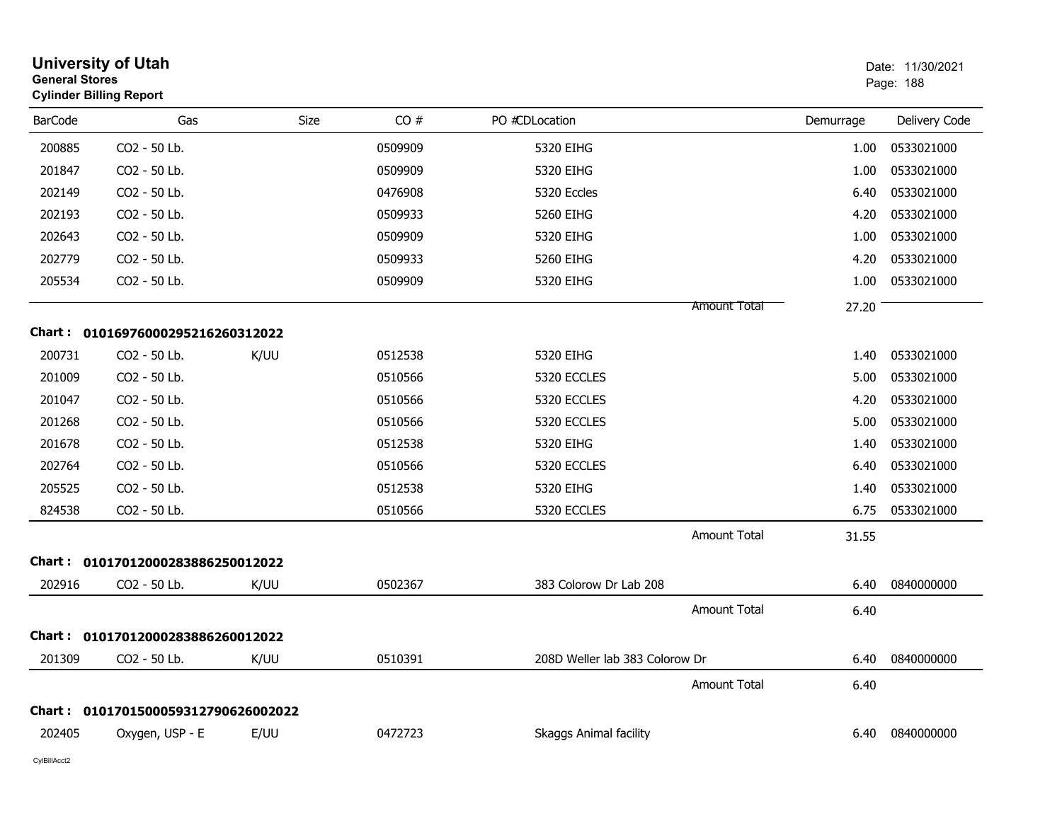# University of Utah
**General Stores**
**Cylinder Billing Report**

Date: 11/30/2021

| BarCode | Gas | Size | CO # | PO # | CDLocation | Demurrage | Delivery Code |
|---|---|---|---|---|---|---|---|
| 200885 | CO2 - 50 Lb. | | 0509909 | | 5320 EIHG | 1.00 | 0533021000 |
| 201847 | CO2 - 50 Lb. | | 0509909 | | 5320 EIHG | 1.00 | 0533021000 |
| 202149 | CO2 - 50 Lb. | | 0476908 | | 5320 Eccles | 6.40 | 0533021000 |
| 202193 | CO2 - 50 Lb. | | 0509933 | | 5260 EIHG | 4.20 | 0533021000 |
| 202643 | CO2 - 50 Lb. | | 0509909 | | 5320 EIHG | 1.00 | 0533021000 |
| 202779 | CO2 - 50 Lb. | | 0509933 | | 5260 EIHG | 4.20 | 0533021000 |
| 205534 | CO2 - 50 Lb. | | 0509909 | | 5320 EIHG | 1.00 | 0533021000 |
| | | | | | Amount Total | 27.20 | |

**Chart : 01016976000295216260312022**

| BarCode | Gas | Size | CO # | PO # | CDLocation | Demurrage | Delivery Code |
|---|---|---|---|---|---|---|---|
| 200731 | CO2 - 50 Lb. | K/UU | 0512538 | | 5320 EIHG | 1.40 | 0533021000 |
| 201009 | CO2 - 50 Lb. | | 0510566 | | 5320 ECCLES | 5.00 | 0533021000 |
| 201047 | CO2 - 50 Lb. | | 0510566 | | 5320 ECCLES | 4.20 | 0533021000 |
| 201268 | CO2 - 50 Lb. | | 0510566 | | 5320 ECCLES | 5.00 | 0533021000 |
| 201678 | CO2 - 50 Lb. | | 0512538 | | 5320 EIHG | 1.40 | 0533021000 |
| 202764 | CO2 - 50 Lb. | | 0510566 | | 5320 ECCLES | 6.40 | 0533021000 |
| 205525 | CO2 - 50 Lb. | | 0512538 | | 5320 EIHG | 1.40 | 0533021000 |
| 824538 | CO2 - 50 Lb. | | 0510566 | | 5320 ECCLES | 6.75 | 0533021000 |
| | | | | | Amount Total | 31.55 | |

**Chart : 01017012000283886250012022**

| BarCode | Gas | Size | CO # | PO # | CDLocation | Demurrage | Delivery Code |
|---|---|---|---|---|---|---|---|
| 202916 | CO2 - 50 Lb. | K/UU | 0502367 | | 383 Colorow Dr Lab 208 | 6.40 | 0840000000 |
| | | | | | Amount Total | 6.40 | |

**Chart : 01017012000283886260012022**

| BarCode | Gas | Size | CO # | PO # | CDLocation | Demurrage | Delivery Code |
|---|---|---|---|---|---|---|---|
| 201309 | CO2 - 50 Lb. | K/UU | 0510391 | | 208D Weller lab 383 Colorow Dr | 6.40 | 0840000000 |
| | | | | | Amount Total | 6.40 | |

**Chart : 01017015000593127906260020 22**

| BarCode | Gas | Size | CO # | PO # | CDLocation | Demurrage | Delivery Code |
|---|---|---|---|---|---|---|---|
| 202405 | Oxygen, USP - E | E/UU | 0472723 | | Skaggs Animal facility | 6.40 | 0840000000 |

CylBillAcct2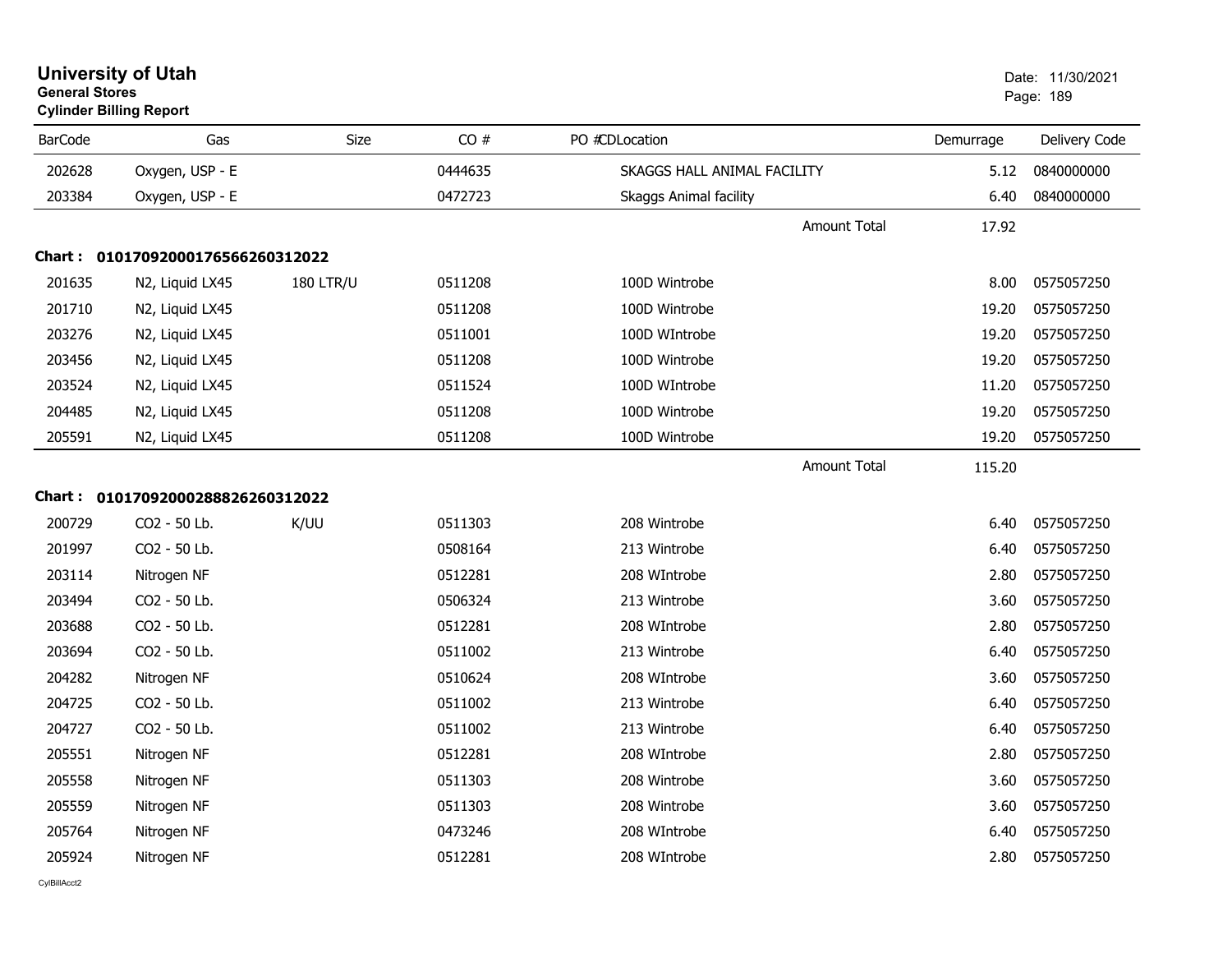# University of Utah

**General Stores**

**Cylinder Billing Report**

Date: 11/30/2021

| BarCode | Gas | Size | CO # | PO # | CDLocation | Demurrage | Delivery Code |
|---|---|---|---|---|---|---|---|
| 202628 | Oxygen, USP - E | | 0444635 | | SKAGGS HALL ANIMAL FACILITY | 5.12 | 0840000000 |
| 203384 | Oxygen, USP - E | | 0472723 | | Skaggs Animal facility | 6.40 | 0840000000 |
| | | | | | Amount Total | 17.92 | |

**Chart : 01017092000176566260312022**

| BarCode | Gas | Size | CO # | PO # | CDLocation | Demurrage | Delivery Code |
|---|---|---|---|---|---|---|---|
| 201635 | N2, Liquid LX45 | 180 LTR/U | 0511208 | | 100D Wintrobe | 8.00 | 0575057250 |
| 201710 | N2, Liquid LX45 | | 0511208 | | 100D Wintrobe | 19.20 | 0575057250 |
| 203276 | N2, Liquid LX45 | | 0511001 | | 100D WIntrobe | 19.20 | 0575057250 |
| 203456 | N2, Liquid LX45 | | 0511208 | | 100D Wintrobe | 19.20 | 0575057250 |
| 203524 | N2, Liquid LX45 | | 0511524 | | 100D WIntrobe | 11.20 | 0575057250 |
| 204485 | N2, Liquid LX45 | | 0511208 | | 100D Wintrobe | 19.20 | 0575057250 |
| 205591 | N2, Liquid LX45 | | 0511208 | | 100D Wintrobe | 19.20 | 0575057250 |
| | | | | | Amount Total | 115.20 | |

**Chart : 01017092000288826260312022**

| BarCode | Gas | Size | CO # | PO # | CDLocation | Demurrage | Delivery Code |
|---|---|---|---|---|---|---|---|
| 200729 | CO2 - 50 Lb. | K/UU | 0511303 | | 208 Wintrobe | 6.40 | 0575057250 |
| 201997 | CO2 - 50 Lb. | | 0508164 | | 213 Wintrobe | 6.40 | 0575057250 |
| 203114 | Nitrogen NF | | 0512281 | | 208 WIntrobe | 2.80 | 0575057250 |
| 203494 | CO2 - 50 Lb. | | 0506324 | | 213 Wintrobe | 3.60 | 0575057250 |
| 203688 | CO2 - 50 Lb. | | 0512281 | | 208 WIntrobe | 2.80 | 0575057250 |
| 203694 | CO2 - 50 Lb. | | 0511002 | | 213 Wintrobe | 6.40 | 0575057250 |
| 204282 | Nitrogen NF | | 0510624 | | 208 WIntrobe | 3.60 | 0575057250 |
| 204725 | CO2 - 50 Lb. | | 0511002 | | 213 Wintrobe | 6.40 | 0575057250 |
| 204727 | CO2 - 50 Lb. | | 0511002 | | 213 Wintrobe | 6.40 | 0575057250 |
| 205551 | Nitrogen NF | | 0512281 | | 208 WIntrobe | 2.80 | 0575057250 |
| 205558 | Nitrogen NF | | 0511303 | | 208 Wintrobe | 3.60 | 0575057250 |
| 205559 | Nitrogen NF | | 0511303 | | 208 Wintrobe | 3.60 | 0575057250 |
| 205764 | Nitrogen NF | | 0473246 | | 208 WIntrobe | 6.40 | 0575057250 |
| 205924 | Nitrogen NF | | 0512281 | | 208 WIntrobe | 2.80 | 0575057250 |

CylBillAcct2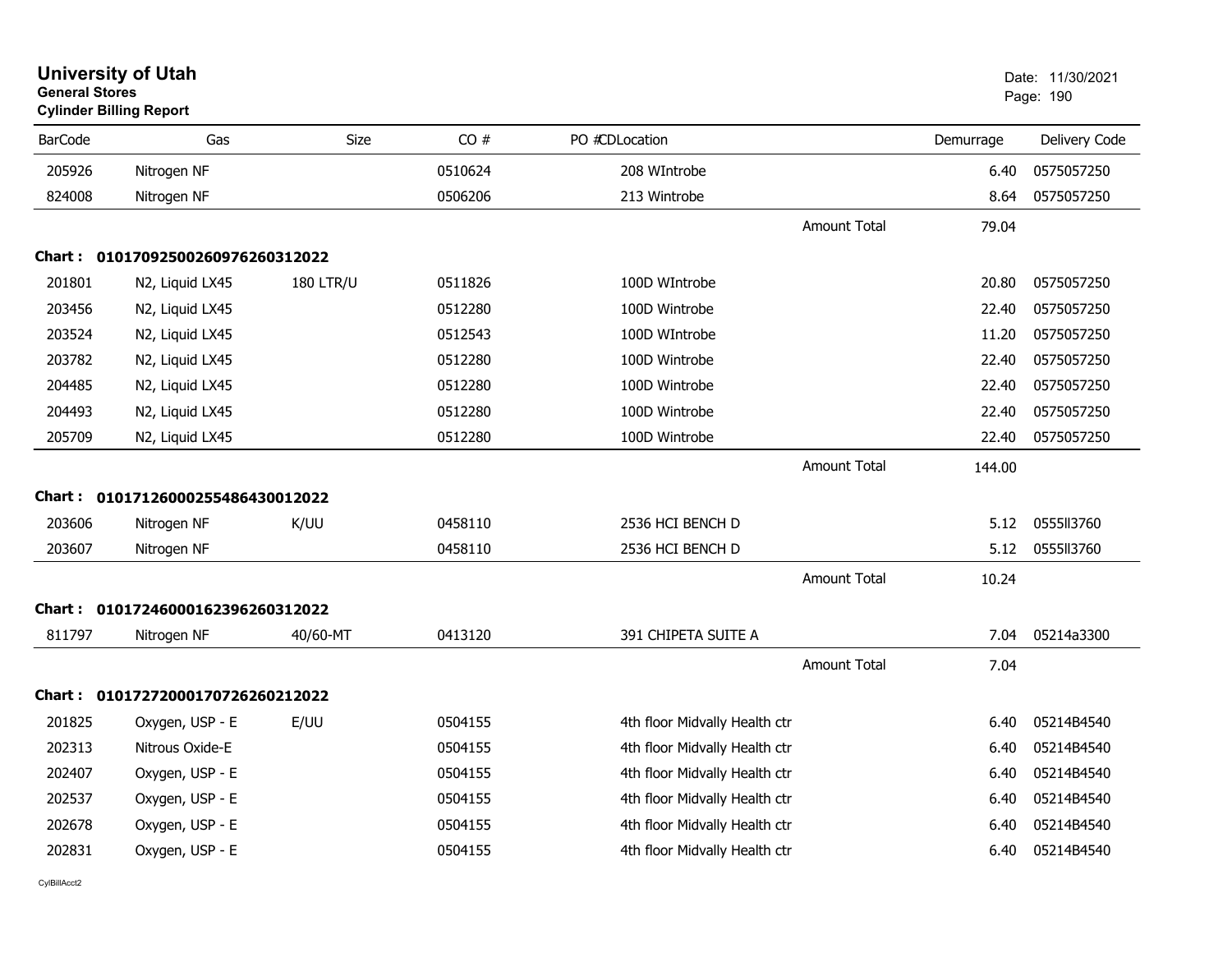# University of Utah
**General Stores**
**Cylinder Billing Report**

Date: 11/30/2021

| BarCode | Gas | Size | CO # | PO #CDLocation | | Demurrage | Delivery Code |
|---|---|---|---|---|---|---|---|
| 205926 | Nitrogen NF | | 0510624 | 208 WIntrobe | | 6.40 | 0575057250 |
| 824008 | Nitrogen NF | | 0506206 | 213 Wintrobe | | 8.64 | 0575057250 |
| | | | | | Amount Total | 79.04 | |
| **Chart :** | **01017092500260976260312022** | | | | | | |
| 201801 | N2, Liquid LX45 | 180 LTR/U | 0511826 | 100D WIntrobe | | 20.80 | 0575057250 |
| 203456 | N2, Liquid LX45 | | 0512280 | 100D Wintrobe | | 22.40 | 0575057250 |
| 203524 | N2, Liquid LX45 | | 0512543 | 100D WIntrobe | | 11.20 | 0575057250 |
| 203782 | N2, Liquid LX45 | | 0512280 | 100D Wintrobe | | 22.40 | 0575057250 |
| 204485 | N2, Liquid LX45 | | 0512280 | 100D Wintrobe | | 22.40 | 0575057250 |
| 204493 | N2, Liquid LX45 | | 0512280 | 100D Wintrobe | | 22.40 | 0575057250 |
| 205709 | N2, Liquid LX45 | | 0512280 | 100D Wintrobe | | 22.40 | 0575057250 |
| | | | | | Amount Total | 144.00 | |
| **Chart :** | **01017126000255486430012022** | | | | | | |
| 203606 | Nitrogen NF | K/UU | 0458110 | 2536 HCI BENCH D | | 5.12 | 0555ll3760 |
| 203607 | Nitrogen NF | | 0458110 | 2536 HCI BENCH D | | 5.12 | 0555ll3760 |
| | | | | | Amount Total | 10.24 | |
| **Chart :** | **01017246000162396260312022** | | | | | | |
| 811797 | Nitrogen NF | 40/60-MT | 0413120 | 391 CHIPETA SUITE A | | 7.04 | 05214a3300 |
| | | | | | Amount Total | 7.04 | |
| **Chart :** | **01017272000170726260212022** | | | | | | |
| 201825 | Oxygen, USP - E | E/UU | 0504155 | 4th floor Midvally Health ctr | | 6.40 | 05214B4540 |
| 202313 | Nitrous Oxide-E | | 0504155 | 4th floor Midvally Health ctr | | 6.40 | 05214B4540 |
| 202407 | Oxygen, USP - E | | 0504155 | 4th floor Midvally Health ctr | | 6.40 | 05214B4540 |
| 202537 | Oxygen, USP - E | | 0504155 | 4th floor Midvally Health ctr | | 6.40 | 05214B4540 |
| 202678 | Oxygen, USP - E | | 0504155 | 4th floor Midvally Health ctr | | 6.40 | 05214B4540 |
| 202831 | Oxygen, USP - E | | 0504155 | 4th floor Midvally Health ctr | | 6.40 | 05214B4540 |

CylBillAcct2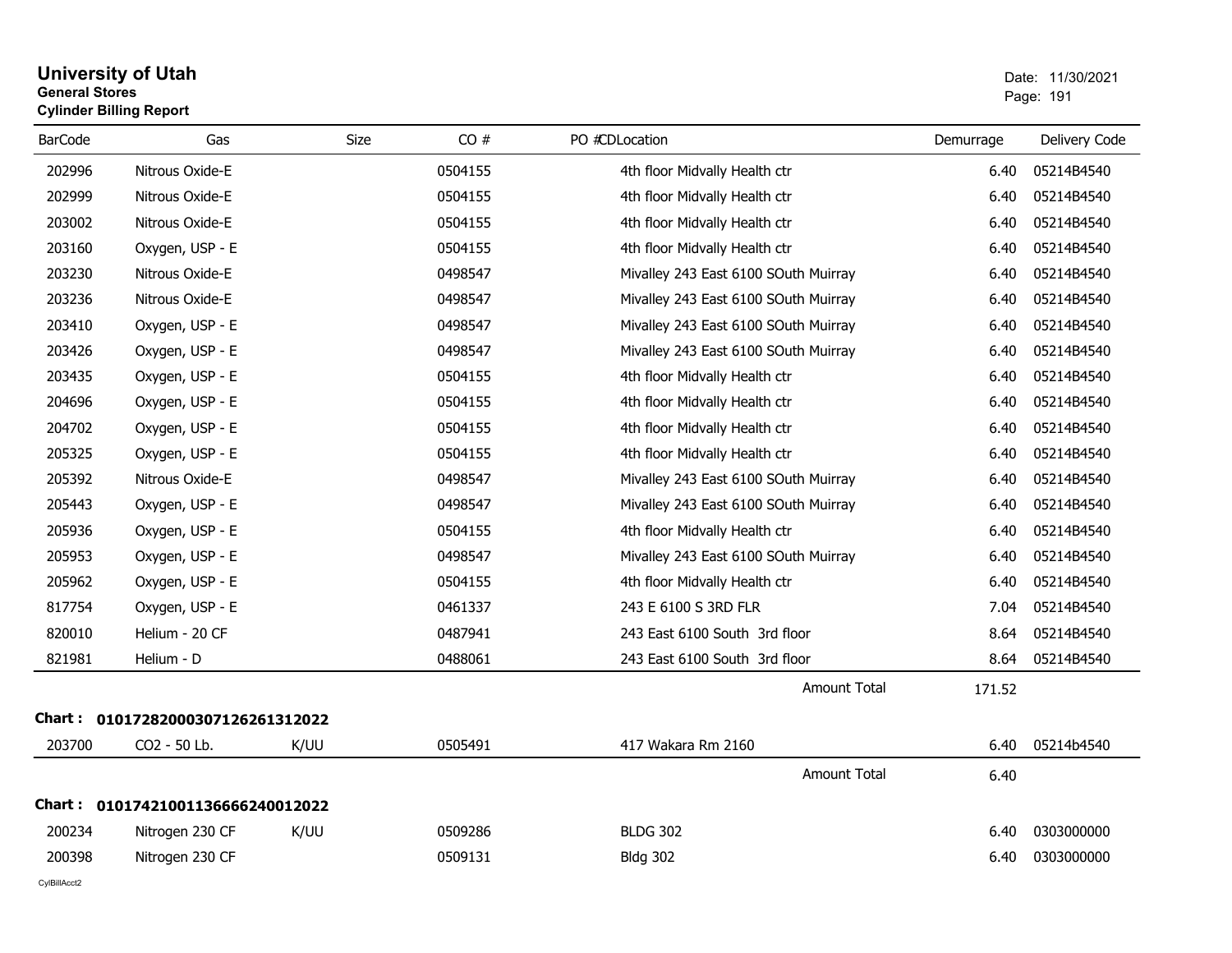# University of Utah

**General Stores**

**Cylinder Billing Report**

Date: 11/30/2021

| BarCode | Gas | Size | CO # | PO #CDLocation | Demurrage | Delivery Code |
|---|---|---|---|---|---|---|
| 202996 | Nitrous Oxide-E | | 0504155 | 4th floor Midvally Health ctr | 6.40 | 05214B4540 |
| 202999 | Nitrous Oxide-E | | 0504155 | 4th floor Midvally Health ctr | 6.40 | 05214B4540 |
| 203002 | Nitrous Oxide-E | | 0504155 | 4th floor Midvally Health ctr | 6.40 | 05214B4540 |
| 203160 | Oxygen, USP - E | | 0504155 | 4th floor Midvally Health ctr | 6.40 | 05214B4540 |
| 203230 | Nitrous Oxide-E | | 0498547 | Mivalley 243 East 6100 SOuth Muirray | 6.40 | 05214B4540 |
| 203236 | Nitrous Oxide-E | | 0498547 | Mivalley 243 East 6100 SOuth Muirray | 6.40 | 05214B4540 |
| 203410 | Oxygen, USP - E | | 0498547 | Mivalley 243 East 6100 SOuth Muirray | 6.40 | 05214B4540 |
| 203426 | Oxygen, USP - E | | 0498547 | Mivalley 243 East 6100 SOuth Muirray | 6.40 | 05214B4540 |
| 203435 | Oxygen, USP - E | | 0504155 | 4th floor Midvally Health ctr | 6.40 | 05214B4540 |
| 204696 | Oxygen, USP - E | | 0504155 | 4th floor Midvally Health ctr | 6.40 | 05214B4540 |
| 204702 | Oxygen, USP - E | | 0504155 | 4th floor Midvally Health ctr | 6.40 | 05214B4540 |
| 205325 | Oxygen, USP - E | | 0504155 | 4th floor Midvally Health ctr | 6.40 | 05214B4540 |
| 205392 | Nitrous Oxide-E | | 0498547 | Mivalley 243 East 6100 SOuth Muirray | 6.40 | 05214B4540 |
| 205443 | Oxygen, USP - E | | 0498547 | Mivalley 243 East 6100 SOuth Muirray | 6.40 | 05214B4540 |
| 205936 | Oxygen, USP - E | | 0504155 | 4th floor Midvally Health ctr | 6.40 | 05214B4540 |
| 205953 | Oxygen, USP - E | | 0498547 | Mivalley 243 East 6100 SOuth Muirray | 6.40 | 05214B4540 |
| 205962 | Oxygen, USP - E | | 0504155 | 4th floor Midvally Health ctr | 6.40 | 05214B4540 |
| 817754 | Oxygen, USP - E | | 0461337 | 243 E 6100 S 3RD FLR | 7.04 | 05214B4540 |
| 820010 | Helium - 20 CF | | 0487941 | 243 East 6100 South 3rd floor | 8.64 | 05214B4540 |
| 821981 | Helium - D | | 0488061 | 243 East 6100 South 3rd floor | 8.64 | 05214B4540 |
| | | | | Amount Total | 171.52 | |

**Chart : 01017282000307126261312022**

| BarCode | Gas | Size | CO # | PO #CDLocation | Demurrage | Delivery Code |
|---|---|---|---|---|---|---|
| 203700 | CO2 - 50 Lb. | K/UU | 0505491 | 417 Wakara Rm 2160 | 6.40 | 05214b4540 |
| | | | | Amount Total | 6.40 | |

**Chart : 01017421001136666240012022**

| BarCode | Gas | Size | CO # | PO #CDLocation | Demurrage | Delivery Code |
|---|---|---|---|---|---|---|
| 200234 | Nitrogen 230 CF | K/UU | 0509286 | BLDG 302 | 6.40 | 0303000000 |
| 200398 | Nitrogen 230 CF | | 0509131 | Bldg 302 | 6.40 | 0303000000 |

CylBillAcct2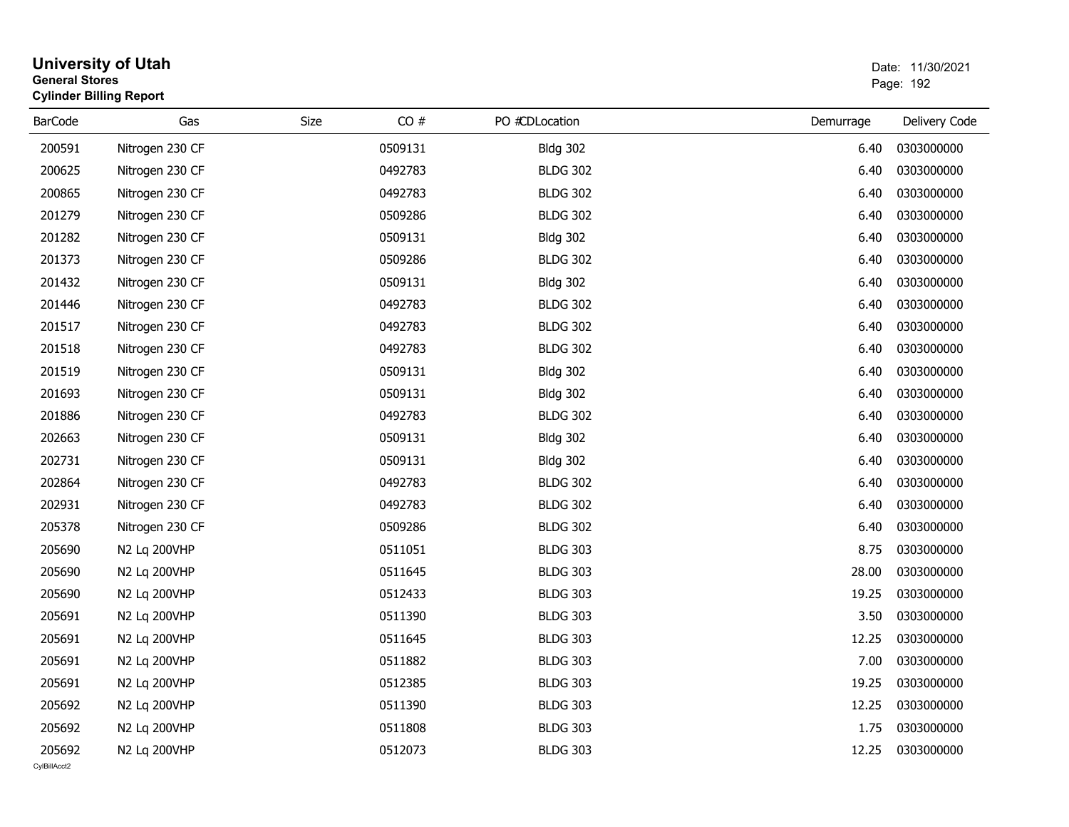# University of Utah

**General Stores**

**Cylinder Billing Report**

Date: 11/30/2021

| BarCode | Gas | Size | CO # | PO # | CDLocation | Demurrage | Delivery Code |
|---|---|---|---|---|---|---|---|
| 200591 | Nitrogen 230 CF | | 0509131 | | Bldg 302 | 6.40 | 0303000000 |
| 200625 | Nitrogen 230 CF | | 0492783 | | BLDG 302 | 6.40 | 0303000000 |
| 200865 | Nitrogen 230 CF | | 0492783 | | BLDG 302 | 6.40 | 0303000000 |
| 201279 | Nitrogen 230 CF | | 0509286 | | BLDG 302 | 6.40 | 0303000000 |
| 201282 | Nitrogen 230 CF | | 0509131 | | Bldg 302 | 6.40 | 0303000000 |
| 201373 | Nitrogen 230 CF | | 0509286 | | BLDG 302 | 6.40 | 0303000000 |
| 201432 | Nitrogen 230 CF | | 0509131 | | Bldg 302 | 6.40 | 0303000000 |
| 201446 | Nitrogen 230 CF | | 0492783 | | BLDG 302 | 6.40 | 0303000000 |
| 201517 | Nitrogen 230 CF | | 0492783 | | BLDG 302 | 6.40 | 0303000000 |
| 201518 | Nitrogen 230 CF | | 0492783 | | BLDG 302 | 6.40 | 0303000000 |
| 201519 | Nitrogen 230 CF | | 0509131 | | Bldg 302 | 6.40 | 0303000000 |
| 201693 | Nitrogen 230 CF | | 0509131 | | Bldg 302 | 6.40 | 0303000000 |
| 201886 | Nitrogen 230 CF | | 0492783 | | BLDG 302 | 6.40 | 0303000000 |
| 202663 | Nitrogen 230 CF | | 0509131 | | Bldg 302 | 6.40 | 0303000000 |
| 202731 | Nitrogen 230 CF | | 0509131 | | Bldg 302 | 6.40 | 0303000000 |
| 202864 | Nitrogen 230 CF | | 0492783 | | BLDG 302 | 6.40 | 0303000000 |
| 202931 | Nitrogen 230 CF | | 0492783 | | BLDG 302 | 6.40 | 0303000000 |
| 205378 | Nitrogen 230 CF | | 0509286 | | BLDG 302 | 6.40 | 0303000000 |
| 205690 | N2 Lq 200VHP | | 0511051 | | BLDG 303 | 8.75 | 0303000000 |
| 205690 | N2 Lq 200VHP | | 0511645 | | BLDG 303 | 28.00 | 0303000000 |
| 205690 | N2 Lq 200VHP | | 0512433 | | BLDG 303 | 19.25 | 0303000000 |
| 205691 | N2 Lq 200VHP | | 0511390 | | BLDG 303 | 3.50 | 0303000000 |
| 205691 | N2 Lq 200VHP | | 0511645 | | BLDG 303 | 12.25 | 0303000000 |
| 205691 | N2 Lq 200VHP | | 0511882 | | BLDG 303 | 7.00 | 0303000000 |
| 205691 | N2 Lq 200VHP | | 0512385 | | BLDG 303 | 19.25 | 0303000000 |
| 205692 | N2 Lq 200VHP | | 0511390 | | BLDG 303 | 12.25 | 0303000000 |
| 205692 | N2 Lq 200VHP | | 0511808 | | BLDG 303 | 1.75 | 0303000000 |
| 205692 | N2 Lq 200VHP | | 0512073 | | BLDG 303 | 12.25 | 0303000000 |

CylBillAcct2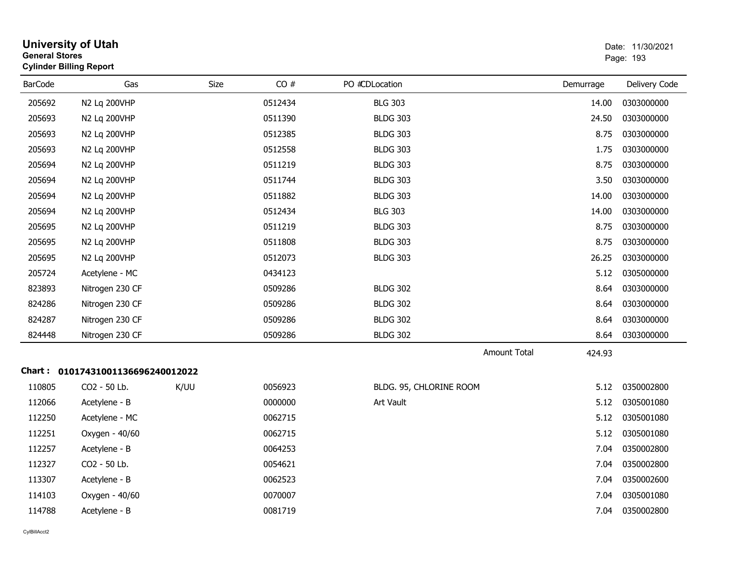# University of Utah
**General Stores**
**Cylinder Billing Report**

Date: 11/30/2021

| BarCode | Gas | Size | CO # | PO #CDLocation | Demurrage | Delivery Code |
|---|---|---|---|---|---|---|
| 205692 | N2 Lq 200VHP | | 0512434 | BLG 303 | 14.00 | 0303000000 |
| 205693 | N2 Lq 200VHP | | 0511390 | BLDG 303 | 24.50 | 0303000000 |
| 205693 | N2 Lq 200VHP | | 0512385 | BLDG 303 | 8.75 | 0303000000 |
| 205693 | N2 Lq 200VHP | | 0512558 | BLDG 303 | 1.75 | 0303000000 |
| 205694 | N2 Lq 200VHP | | 0511219 | BLDG 303 | 8.75 | 0303000000 |
| 205694 | N2 Lq 200VHP | | 0511744 | BLDG 303 | 3.50 | 0303000000 |
| 205694 | N2 Lq 200VHP | | 0511882 | BLDG 303 | 14.00 | 0303000000 |
| 205694 | N2 Lq 200VHP | | 0512434 | BLG 303 | 14.00 | 0303000000 |
| 205695 | N2 Lq 200VHP | | 0511219 | BLDG 303 | 8.75 | 0303000000 |
| 205695 | N2 Lq 200VHP | | 0511808 | BLDG 303 | 8.75 | 0303000000 |
| 205695 | N2 Lq 200VHP | | 0512073 | BLDG 303 | 26.25 | 0303000000 |
| 205724 | Acetylene - MC | | 0434123 | | 5.12 | 0305000000 |
| 823893 | Nitrogen 230 CF | | 0509286 | BLDG 302 | 8.64 | 0303000000 |
| 824286 | Nitrogen 230 CF | | 0509286 | BLDG 302 | 8.64 | 0303000000 |
| 824287 | Nitrogen 230 CF | | 0509286 | BLDG 302 | 8.64 | 0303000000 |
| 824448 | Nitrogen 230 CF | | 0509286 | BLDG 302 | 8.64 | 0303000000 |
| | | | | Amount Total | 424.93 | |

**Chart : 01017431001136696240012022**

| BarCode | Gas | Size | CO # | PO #CDLocation | Demurrage | Delivery Code |
|---|---|---|---|---|---|---|
| 110805 | CO2 - 50 Lb. | K/UU | 0056923 | BLDG. 95, CHLORINE ROOM | 5.12 | 0350002800 |
| 112066 | Acetylene - B | | 0000000 | Art Vault | 5.12 | 0305001080 |
| 112250 | Acetylene - MC | | 0062715 | | 5.12 | 0305001080 |
| 112251 | Oxygen - 40/60 | | 0062715 | | 5.12 | 0305001080 |
| 112257 | Acetylene - B | | 0064253 | | 7.04 | 0350002800 |
| 112327 | CO2 - 50 Lb. | | 0054621 | | 7.04 | 0350002800 |
| 113307 | Acetylene - B | | 0062523 | | 7.04 | 0350002600 |
| 114103 | Oxygen - 40/60 | | 0070007 | | 7.04 | 0305001080 |
| 114788 | Acetylene - B | | 0081719 | | 7.04 | 0350002800 |

CylBillAcct2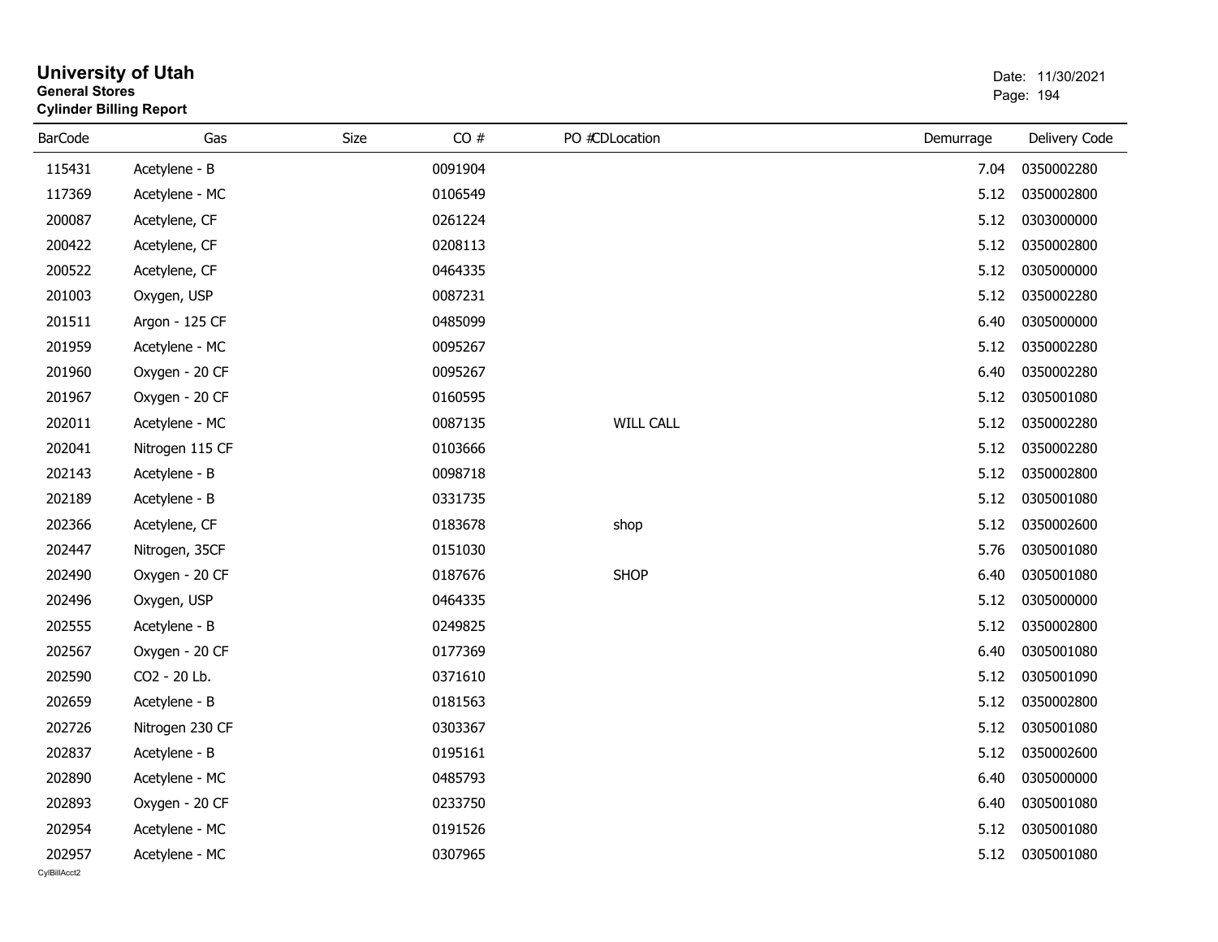# University of Utah

**General Stores**

**Cylinder Billing Report**

Date: 11/30/2021

| BarCode | Gas | Size | CO # | PO # | CDLocation | Demurrage | Delivery Code |
|---|---|---|---|---|---|---|---|
| 115431 | Acetylene - B | | 0091904 | | | 7.04 | 0350002280 |
| 117369 | Acetylene - MC | | 0106549 | | | 5.12 | 0350002800 |
| 200087 | Acetylene, CF | | 0261224 | | | 5.12 | 0303000000 |
| 200422 | Acetylene, CF | | 0208113 | | | 5.12 | 0350002800 |
| 200522 | Acetylene, CF | | 0464335 | | | 5.12 | 0305000000 |
| 201003 | Oxygen, USP | | 0087231 | | | 5.12 | 0350002280 |
| 201511 | Argon - 125 CF | | 0485099 | | | 6.40 | 0305000000 |
| 201959 | Acetylene - MC | | 0095267 | | | 5.12 | 0350002280 |
| 201960 | Oxygen - 20 CF | | 0095267 | | | 6.40 | 0350002280 |
| 201967 | Oxygen - 20 CF | | 0160595 | | | 5.12 | 0305001080 |
| 202011 | Acetylene - MC | | 0087135 | | WILL CALL | 5.12 | 0350002280 |
| 202041 | Nitrogen 115 CF | | 0103666 | | | 5.12 | 0350002280 |
| 202143 | Acetylene - B | | 0098718 | | | 5.12 | 0350002800 |
| 202189 | Acetylene - B | | 0331735 | | | 5.12 | 0305001080 |
| 202366 | Acetylene, CF | | 0183678 | | shop | 5.12 | 0350002600 |
| 202447 | Nitrogen, 35CF | | 0151030 | | | 5.76 | 0305001080 |
| 202490 | Oxygen - 20 CF | | 0187676 | | SHOP | 6.40 | 0305001080 |
| 202496 | Oxygen, USP | | 0464335 | | | 5.12 | 0305000000 |
| 202555 | Acetylene - B | | 0249825 | | | 5.12 | 0350002800 |
| 202567 | Oxygen - 20 CF | | 0177369 | | | 6.40 | 0305001080 |
| 202590 | CO2 - 20 Lb. | | 0371610 | | | 5.12 | 0305001090 |
| 202659 | Acetylene - B | | 0181563 | | | 5.12 | 0350002800 |
| 202726 | Nitrogen 230 CF | | 0303367 | | | 5.12 | 0305001080 |
| 202837 | Acetylene - B | | 0195161 | | | 5.12 | 0350002600 |
| 202890 | Acetylene - MC | | 0485793 | | | 6.40 | 0305000000 |
| 202893 | Oxygen - 20 CF | | 0233750 | | | 6.40 | 0305001080 |
| 202954 | Acetylene - MC | | 0191526 | | | 5.12 | 0305001080 |
| 202957 | Acetylene - MC | | 0307965 | | | 5.12 | 0305001080 |

CylBillAcct2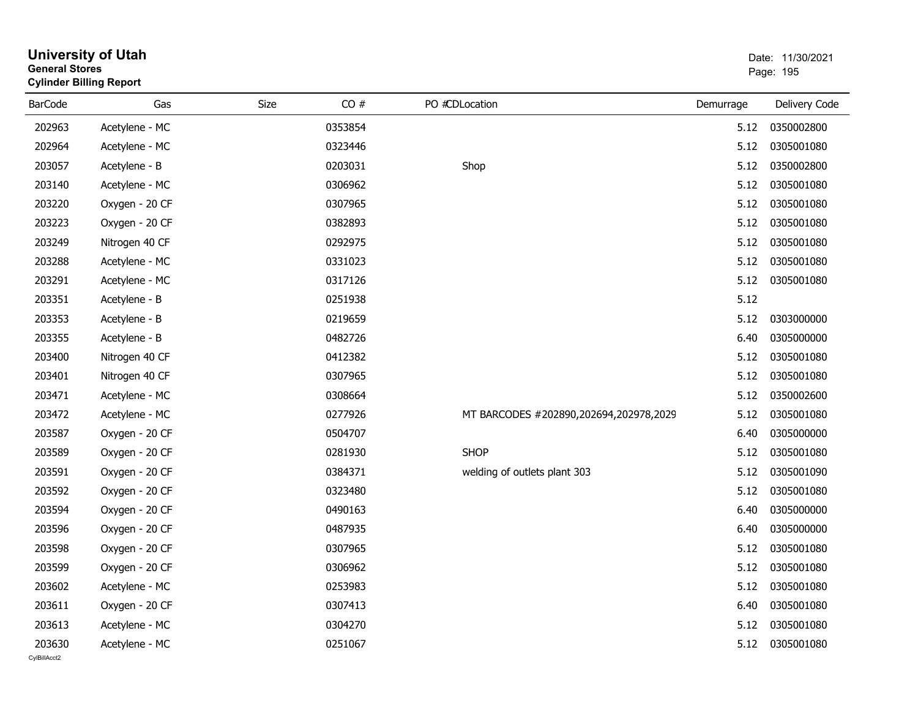# University of Utah

**General Stores**

**Cylinder Billing Report**

Date: 11/30/2021

| BarCode | Gas | Size | CO # | PO # | CDLocation | Demurrage | Delivery Code |
|---|---|---|---|---|---|---|---|
| 202963 | Acetylene - MC | | 0353854 | | | 5.12 | 0350002800 |
| 202964 | Acetylene - MC | | 0323446 | | | 5.12 | 0305001080 |
| 203057 | Acetylene - B | | 0203031 | | Shop | 5.12 | 0350002800 |
| 203140 | Acetylene - MC | | 0306962 | | | 5.12 | 0305001080 |
| 203220 | Oxygen - 20 CF | | 0307965 | | | 5.12 | 0305001080 |
| 203223 | Oxygen - 20 CF | | 0382893 | | | 5.12 | 0305001080 |
| 203249 | Nitrogen 40 CF | | 0292975 | | | 5.12 | 0305001080 |
| 203288 | Acetylene - MC | | 0331023 | | | 5.12 | 0305001080 |
| 203291 | Acetylene - MC | | 0317126 | | | 5.12 | 0305001080 |
| 203351 | Acetylene - B | | 0251938 | | | 5.12 | |
| 203353 | Acetylene - B | | 0219659 | | | 5.12 | 0303000000 |
| 203355 | Acetylene - B | | 0482726 | | | 6.40 | 0305000000 |
| 203400 | Nitrogen 40 CF | | 0412382 | | | 5.12 | 0305001080 |
| 203401 | Nitrogen 40 CF | | 0307965 | | | 5.12 | 0305001080 |
| 203471 | Acetylene - MC | | 0308664 | | | 5.12 | 0350002600 |
| 203472 | Acetylene - MC | | 0277926 | | MT BARCODES #202890,202694,202978,2029 | 5.12 | 0305001080 |
| 203587 | Oxygen - 20 CF | | 0504707 | | | 6.40 | 0305000000 |
| 203589 | Oxygen - 20 CF | | 0281930 | | SHOP | 5.12 | 0305001080 |
| 203591 | Oxygen - 20 CF | | 0384371 | | welding of outlets plant 303 | 5.12 | 0305001090 |
| 203592 | Oxygen - 20 CF | | 0323480 | | | 5.12 | 0305001080 |
| 203594 | Oxygen - 20 CF | | 0490163 | | | 6.40 | 0305000000 |
| 203596 | Oxygen - 20 CF | | 0487935 | | | 6.40 | 0305000000 |
| 203598 | Oxygen - 20 CF | | 0307965 | | | 5.12 | 0305001080 |
| 203599 | Oxygen - 20 CF | | 0306962 | | | 5.12 | 0305001080 |
| 203602 | Acetylene - MC | | 0253983 | | | 5.12 | 0305001080 |
| 203611 | Oxygen - 20 CF | | 0307413 | | | 6.40 | 0305001080 |
| 203613 | Acetylene - MC | | 0304270 | | | 5.12 | 0305001080 |
| 203630 | Acetylene - MC | | 0251067 | | | 5.12 | 0305001080 |

CylBillAcct2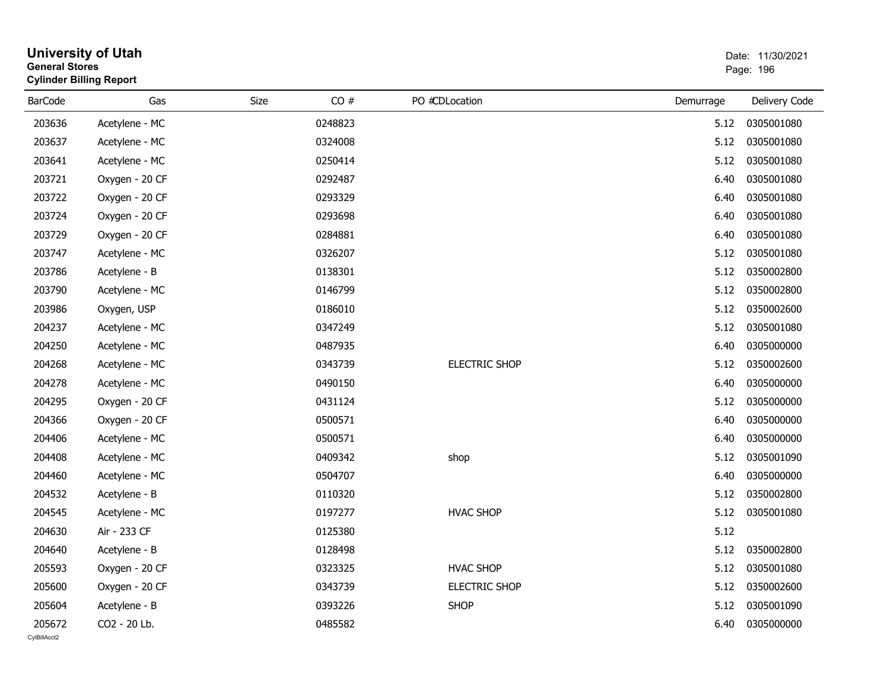# University of Utah

**General Stores**

**Cylinder Billing Report**

Date: 11/30/2021

| BarCode | Gas | Size | CO # | PO # | CD | Location | Demurrage | Delivery Code |
|---|---|---|---|---|---|---|---|---|
| 203636 | Acetylene - MC | | 0248823 | | | | 5.12 | 0305001080 |
| 203637 | Acetylene - MC | | 0324008 | | | | 5.12 | 0305001080 |
| 203641 | Acetylene - MC | | 0250414 | | | | 5.12 | 0305001080 |
| 203721 | Oxygen - 20 CF | | 0292487 | | | | 6.40 | 0305001080 |
| 203722 | Oxygen - 20 CF | | 0293329 | | | | 6.40 | 0305001080 |
| 203724 | Oxygen - 20 CF | | 0293698 | | | | 6.40 | 0305001080 |
| 203729 | Oxygen - 20 CF | | 0284881 | | | | 6.40 | 0305001080 |
| 203747 | Acetylene - MC | | 0326207 | | | | 5.12 | 0305001080 |
| 203786 | Acetylene - B | | 0138301 | | | | 5.12 | 0350002800 |
| 203790 | Acetylene - MC | | 0146799 | | | | 5.12 | 0350002800 |
| 203986 | Oxygen, USP | | 0186010 | | | | 5.12 | 0350002600 |
| 204237 | Acetylene - MC | | 0347249 | | | | 5.12 | 0305001080 |
| 204250 | Acetylene - MC | | 0487935 | | | | 6.40 | 0305000000 |
| 204268 | Acetylene - MC | | 0343739 | | | ELECTRIC SHOP | 5.12 | 0350002600 |
| 204278 | Acetylene - MC | | 0490150 | | | | 6.40 | 0305000000 |
| 204295 | Oxygen - 20 CF | | 0431124 | | | | 5.12 | 0305000000 |
| 204366 | Oxygen - 20 CF | | 0500571 | | | | 6.40 | 0305000000 |
| 204406 | Acetylene - MC | | 0500571 | | | | 6.40 | 0305000000 |
| 204408 | Acetylene - MC | | 0409342 | | | shop | 5.12 | 0305001090 |
| 204460 | Acetylene - MC | | 0504707 | | | | 6.40 | 0305000000 |
| 204532 | Acetylene - B | | 0110320 | | | | 5.12 | 0350002800 |
| 204545 | Acetylene - MC | | 0197277 | | | HVAC SHOP | 5.12 | 0305001080 |
| 204630 | Air - 233 CF | | 0125380 | | | | 5.12 | |
| 204640 | Acetylene - B | | 0128498 | | | | 5.12 | 0350002800 |
| 205593 | Oxygen - 20 CF | | 0323325 | | | HVAC SHOP | 5.12 | 0305001080 |
| 205600 | Oxygen - 20 CF | | 0343739 | | | ELECTRIC SHOP | 5.12 | 0350002600 |
| 205604 | Acetylene - B | | 0393226 | | | SHOP | 5.12 | 0305001090 |
| 205672 | CO2 - 20 Lb. | | 0485582 | | | | 6.40 | 0305000000 |

CylBillAcct2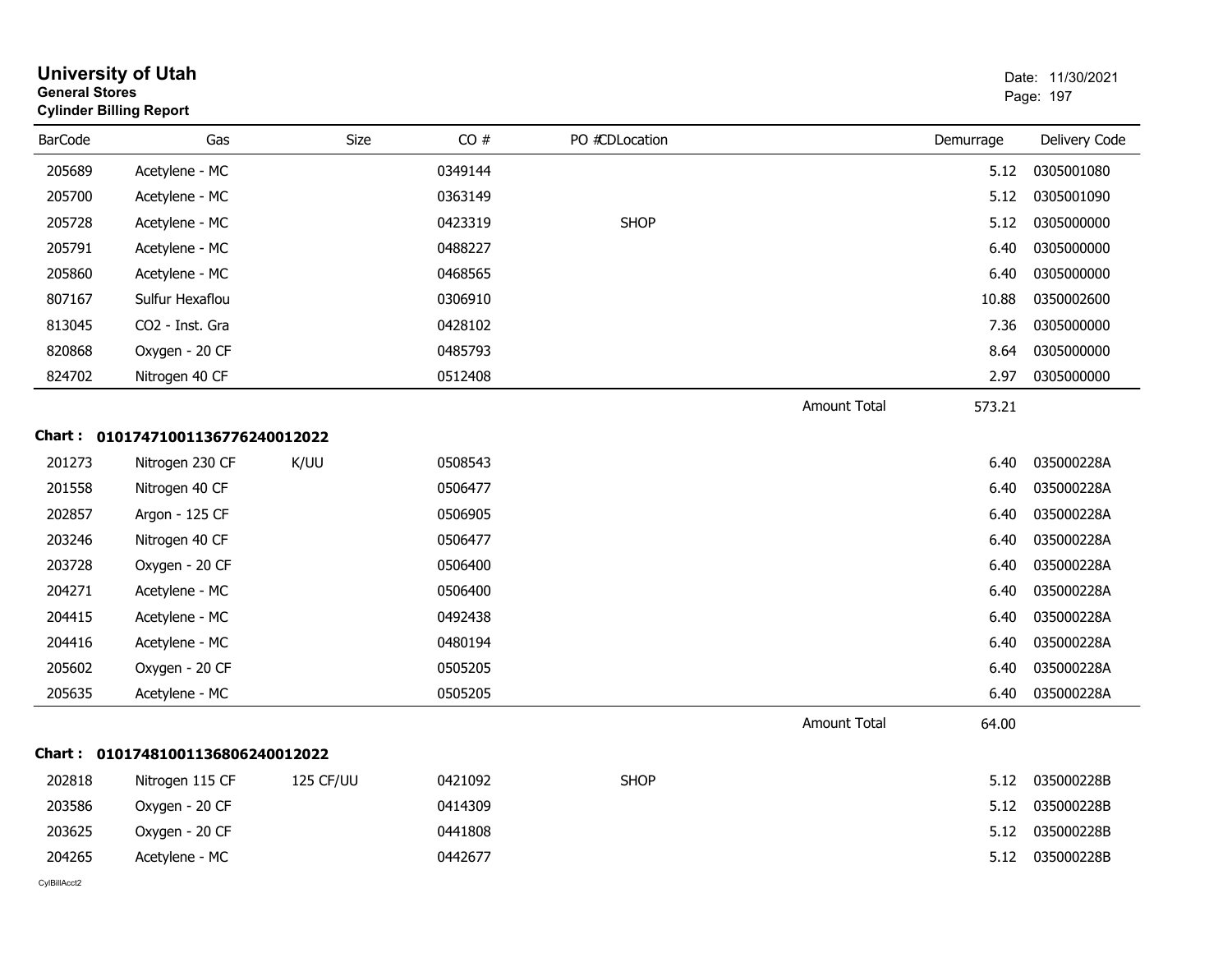# University of Utah
**General Stores**
**Cylinder Billing Report**

Date: 11/30/2021

| BarCode | Gas | Size | CO # | PO #CDLocation | | Demurrage | Delivery Code |
|---|---|---|---|---|---|---|---|
| 205689 | Acetylene - MC | | 0349144 | | | 5.12 | 0305001080 |
| 205700 | Acetylene - MC | | 0363149 | | | 5.12 | 0305001090 |
| 205728 | Acetylene - MC | | 0423319 | SHOP | | 5.12 | 0305000000 |
| 205791 | Acetylene - MC | | 0488227 | | | 6.40 | 0305000000 |
| 205860 | Acetylene - MC | | 0468565 | | | 6.40 | 0305000000 |
| 807167 | Sulfur Hexaflou | | 0306910 | | | 10.88 | 0350002600 |
| 813045 | CO2 - Inst. Gra | | 0428102 | | | 7.36 | 0305000000 |
| 820868 | Oxygen - 20 CF | | 0485793 | | | 8.64 | 0305000000 |
| 824702 | Nitrogen 40 CF | | 0512408 | | | 2.97 | 0305000000 |
| | | | | | Amount Total | 573.21 | |

**Chart : 01017471001136776240012022**

| BarCode | Gas | Size | CO # | PO #CDLocation | | Demurrage | Delivery Code |
|---|---|---|---|---|---|---|---|
| 201273 | Nitrogen 230 CF | K/UU | 0508543 | | | 6.40 | 035000228A |
| 201558 | Nitrogen 40 CF | | 0506477 | | | 6.40 | 035000228A |
| 202857 | Argon - 125 CF | | 0506905 | | | 6.40 | 035000228A |
| 203246 | Nitrogen 40 CF | | 0506477 | | | 6.40 | 035000228A |
| 203728 | Oxygen - 20 CF | | 0506400 | | | 6.40 | 035000228A |
| 204271 | Acetylene - MC | | 0506400 | | | 6.40 | 035000228A |
| 204415 | Acetylene - MC | | 0492438 | | | 6.40 | 035000228A |
| 204416 | Acetylene - MC | | 0480194 | | | 6.40 | 035000228A |
| 205602 | Oxygen - 20 CF | | 0505205 | | | 6.40 | 035000228A |
| 205635 | Acetylene - MC | | 0505205 | | | 6.40 | 035000228A |
| | | | | | Amount Total | 64.00 | |

**Chart : 01017481001136806240012022**

| BarCode | Gas | Size | CO # | PO #CDLocation | | Demurrage | Delivery Code |
|---|---|---|---|---|---|---|---|
| 202818 | Nitrogen 115 CF | 125 CF/UU | 0421092 | SHOP | | 5.12 | 035000228B |
| 203586 | Oxygen - 20 CF | | 0414309 | | | 5.12 | 035000228B |
| 203625 | Oxygen - 20 CF | | 0441808 | | | 5.12 | 035000228B |
| 204265 | Acetylene - MC | | 0442677 | | | 5.12 | 035000228B |

CylBillAcct2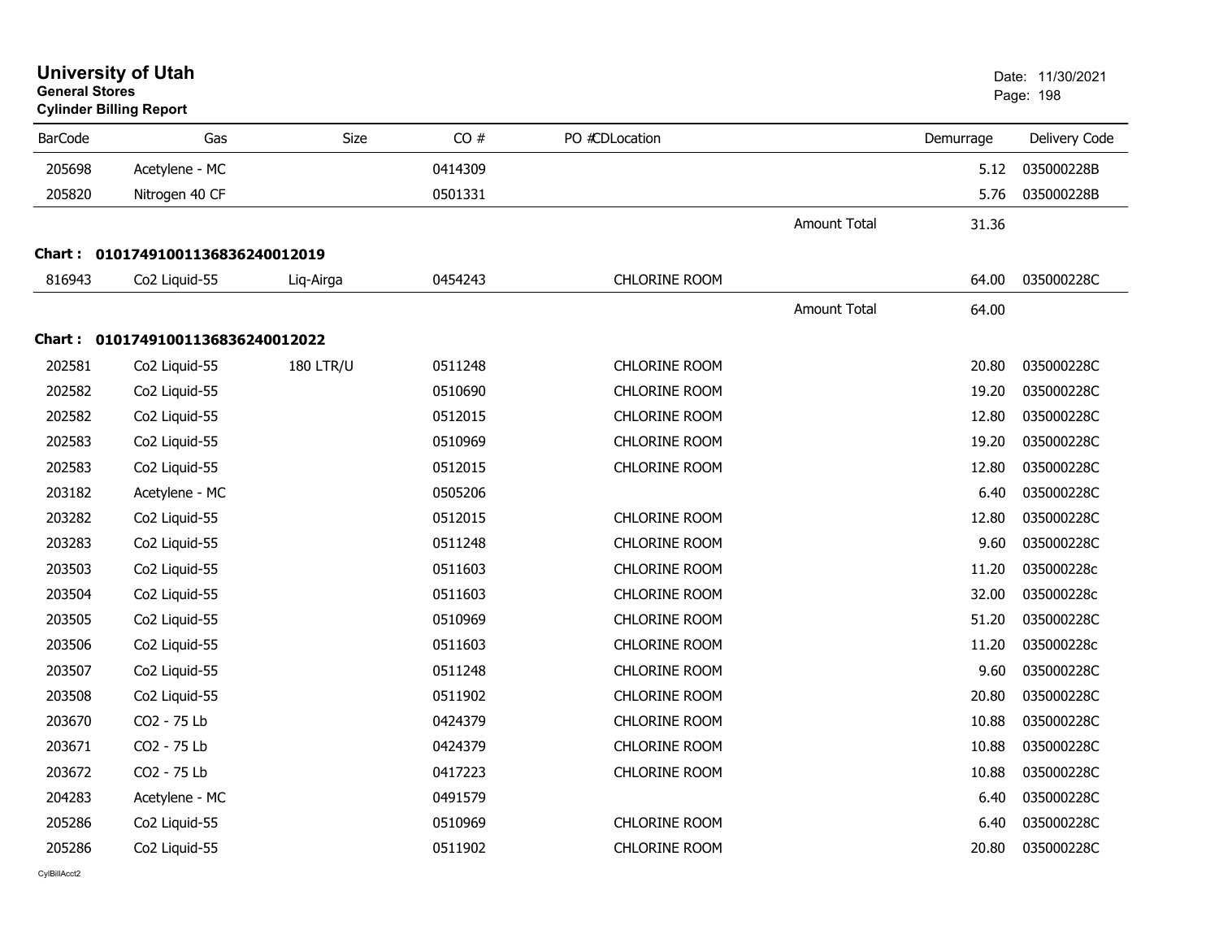# University of Utah

**General Stores**

**Cylinder Billing Report**

Date: 11/30/2021

| BarCode | Gas | Size | CO # | PO # | CDLocation | | Demurrage | Delivery Code |
|---|---|---|---|---|---|---|---|---|
| 205698 | Acetylene - MC | | 0414309 | | | | 5.12 | 035000228B |
| 205820 | Nitrogen 40 CF | | 0501331 | | | | 5.76 | 035000228B |
| | | | | | | Amount Total | 31.36 | |

**Chart : 01017491001136836240012019**

| BarCode | Gas | Size | CO # | PO # | CDLocation | | Demurrage | Delivery Code |
|---|---|---|---|---|---|---|---|---|
| 816943 | Co2 Liquid-55 | Liq-Airga | 0454243 | | CHLORINE ROOM | | 64.00 | 035000228C |
| | | | | | | Amount Total | 64.00 | |

**Chart : 01017491001136836240012022**

| BarCode | Gas | Size | CO # | PO # | CDLocation | | Demurrage | Delivery Code |
|---|---|---|---|---|---|---|---|---|
| 202581 | Co2 Liquid-55 | 180 LTR/U | 0511248 | | CHLORINE ROOM | | 20.80 | 035000228C |
| 202582 | Co2 Liquid-55 | | 0510690 | | CHLORINE ROOM | | 19.20 | 035000228C |
| 202582 | Co2 Liquid-55 | | 0512015 | | CHLORINE ROOM | | 12.80 | 035000228C |
| 202583 | Co2 Liquid-55 | | 0510969 | | CHLORINE ROOM | | 19.20 | 035000228C |
| 202583 | Co2 Liquid-55 | | 0512015 | | CHLORINE ROOM | | 12.80 | 035000228C |
| 203182 | Acetylene - MC | | 0505206 | | | | 6.40 | 035000228C |
| 203282 | Co2 Liquid-55 | | 0512015 | | CHLORINE ROOM | | 12.80 | 035000228C |
| 203283 | Co2 Liquid-55 | | 0511248 | | CHLORINE ROOM | | 9.60 | 035000228C |
| 203503 | Co2 Liquid-55 | | 0511603 | | CHLORINE ROOM | | 11.20 | 035000228c |
| 203504 | Co2 Liquid-55 | | 0511603 | | CHLORINE ROOM | | 32.00 | 035000228c |
| 203505 | Co2 Liquid-55 | | 0510969 | | CHLORINE ROOM | | 51.20 | 035000228C |
| 203506 | Co2 Liquid-55 | | 0511603 | | CHLORINE ROOM | | 11.20 | 035000228c |
| 203507 | Co2 Liquid-55 | | 0511248 | | CHLORINE ROOM | | 9.60 | 035000228C |
| 203508 | Co2 Liquid-55 | | 0511902 | | CHLORINE ROOM | | 20.80 | 035000228C |
| 203670 | CO2 - 75 Lb | | 0424379 | | CHLORINE ROOM | | 10.88 | 035000228C |
| 203671 | CO2 - 75 Lb | | 0424379 | | CHLORINE ROOM | | 10.88 | 035000228C |
| 203672 | CO2 - 75 Lb | | 0417223 | | CHLORINE ROOM | | 10.88 | 035000228C |
| 204283 | Acetylene - MC | | 0491579 | | | | 6.40 | 035000228C |
| 205286 | Co2 Liquid-55 | | 0510969 | | CHLORINE ROOM | | 6.40 | 035000228C |
| 205286 | Co2 Liquid-55 | | 0511902 | | CHLORINE ROOM | | 20.80 | 035000228C |

CylBillAcct2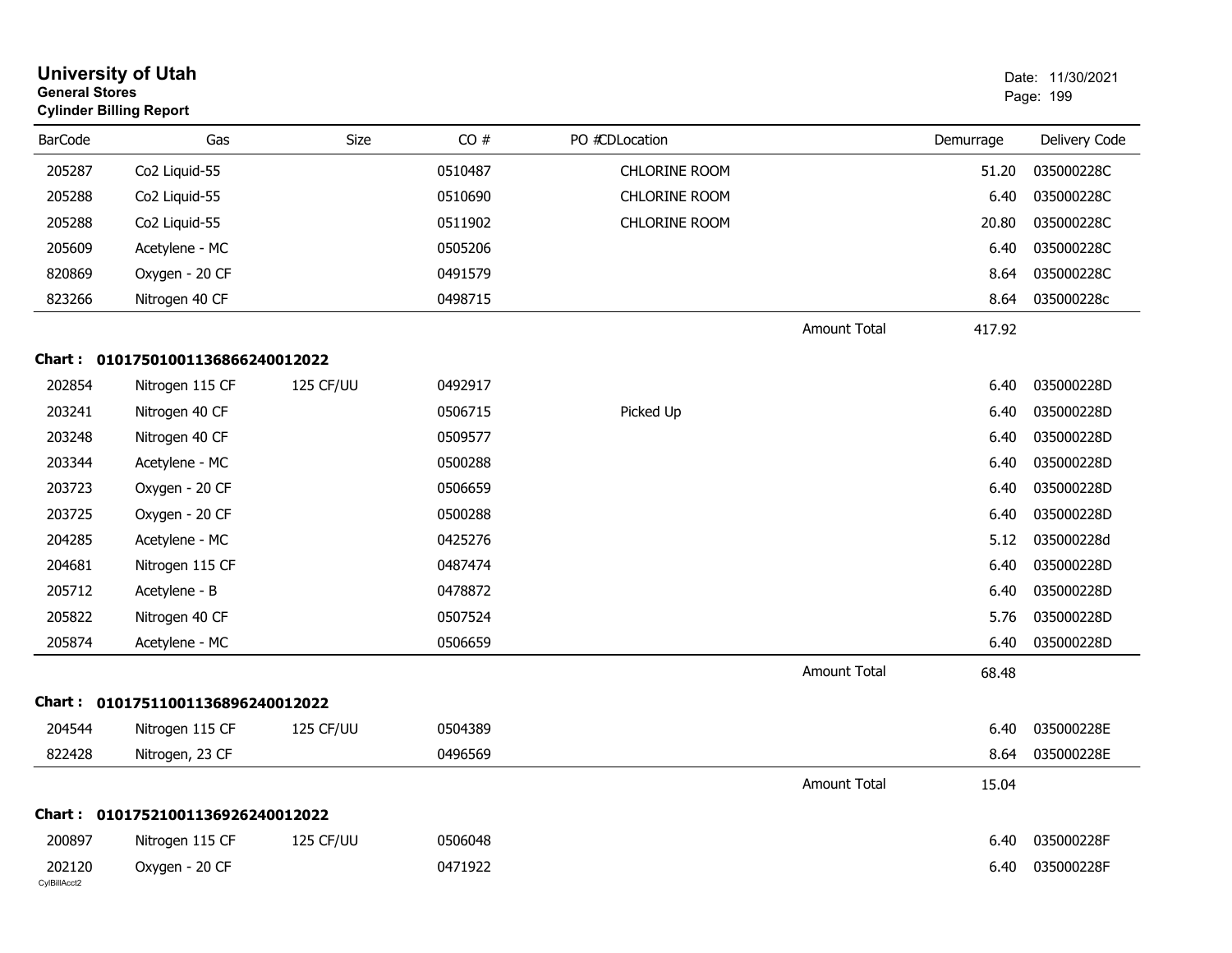**University of Utah**
**General Stores**
**Cylinder Billing Report**

Date: 11/30/2021

| BarCode | Gas | Size | CO # | PO #CDLocation | | Demurrage | Delivery Code |
|---|---|---|---|---|---|---|---|
| 205287 | Co2 Liquid-55 | | 0510487 | CHLORINE ROOM | | 51.20 | 035000228C |
| 205288 | Co2 Liquid-55 | | 0510690 | CHLORINE ROOM | | 6.40 | 035000228C |
| 205288 | Co2 Liquid-55 | | 0511902 | CHLORINE ROOM | | 20.80 | 035000228C |
| 205609 | Acetylene - MC | | 0505206 | | | 6.40 | 035000228C |
| 820869 | Oxygen - 20 CF | | 0491579 | | | 8.64 | 035000228C |
| 823266 | Nitrogen 40 CF | | 0498715 | | | 8.64 | 035000228c |
| | | | | | Amount Total | 417.92 | |

**Chart : 01017501001136866240012022**

| BarCode | Gas | Size | CO # | PO #CDLocation | | Demurrage | Delivery Code |
|---|---|---|---|---|---|---|---|
| 202854 | Nitrogen 115 CF | 125 CF/UU | 0492917 | | | 6.40 | 035000228D |
| 203241 | Nitrogen 40 CF | | 0506715 | Picked Up | | 6.40 | 035000228D |
| 203248 | Nitrogen 40 CF | | 0509577 | | | 6.40 | 035000228D |
| 203344 | Acetylene - MC | | 0500288 | | | 6.40 | 035000228D |
| 203723 | Oxygen - 20 CF | | 0506659 | | | 6.40 | 035000228D |
| 203725 | Oxygen - 20 CF | | 0500288 | | | 6.40 | 035000228D |
| 204285 | Acetylene - MC | | 0425276 | | | 5.12 | 035000228d |
| 204681 | Nitrogen 115 CF | | 0487474 | | | 6.40 | 035000228D |
| 205712 | Acetylene - B | | 0478872 | | | 6.40 | 035000228D |
| 205822 | Nitrogen 40 CF | | 0507524 | | | 5.76 | 035000228D |
| 205874 | Acetylene - MC | | 0506659 | | | 6.40 | 035000228D |
| | | | | | Amount Total | 68.48 | |

**Chart : 01017511001136896240012022**

| BarCode | Gas | Size | CO # | PO #CDLocation | | Demurrage | Delivery Code |
|---|---|---|---|---|---|---|---|
| 204544 | Nitrogen 115 CF | 125 CF/UU | 0504389 | | | 6.40 | 035000228E |
| 822428 | Nitrogen, 23 CF | | 0496569 | | | 8.64 | 035000228E |
| | | | | | Amount Total | 15.04 | |

**Chart : 01017521001136926240012022**

| BarCode | Gas | Size | CO # | PO #CDLocation | | Demurrage | Delivery Code |
|---|---|---|---|---|---|---|---|
| 200897 | Nitrogen 115 CF | 125 CF/UU | 0506048 | | | 6.40 | 035000228F |
| 202120 | Oxygen - 20 CF | | 0471922 | | | 6.40 | 035000228F |

CylBillAcct2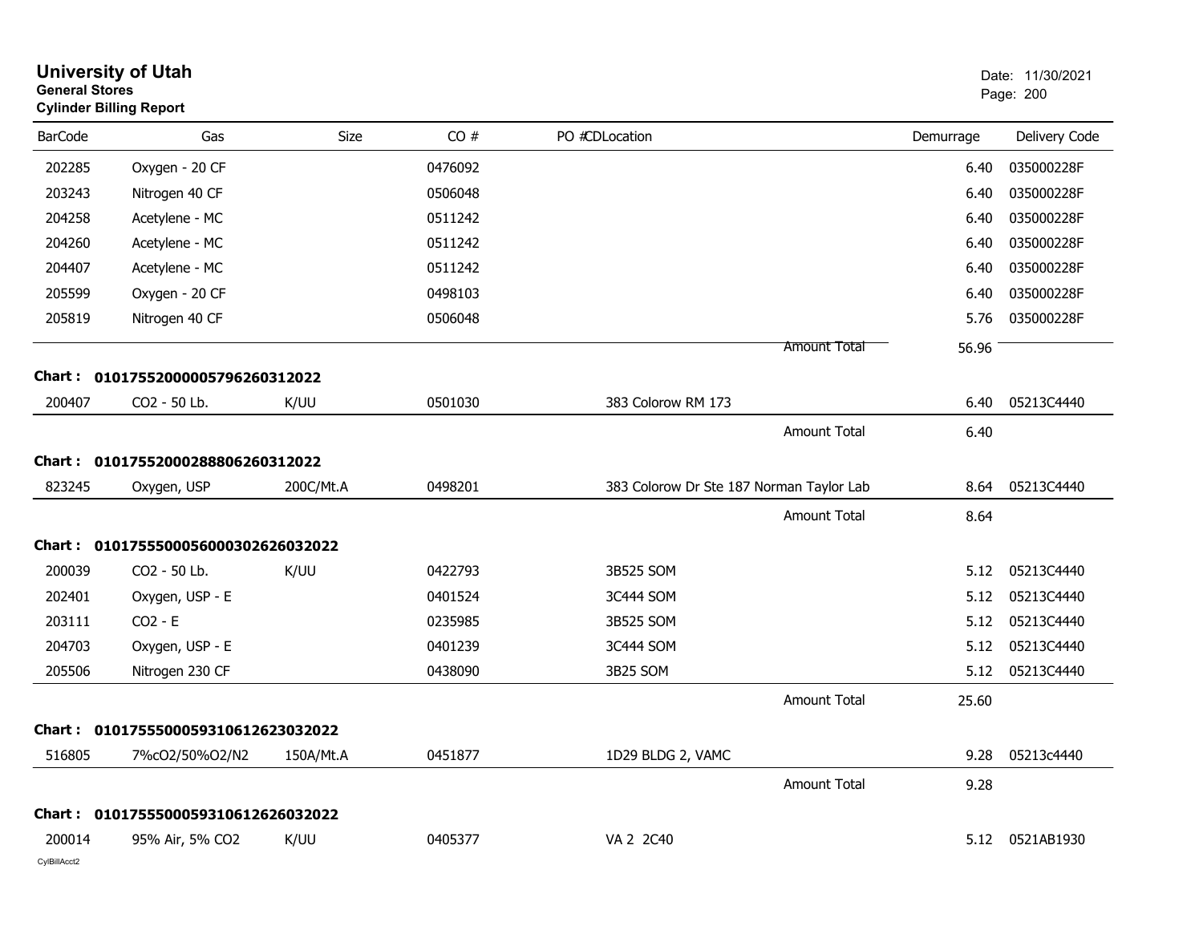# University of Utah

**General Stores**

**Cylinder Billing Report**

Date: 11/30/2021

| BarCode | Gas | Size | CO # | PO # | CD | Location | Demurrage | Delivery Code |
|---|---|---|---|---|---|---|---|---|
| 202285 | Oxygen - 20 CF | | 0476092 | | | | 6.40 | 035000228F |
| 203243 | Nitrogen 40 CF | | 0506048 | | | | 6.40 | 035000228F |
| 204258 | Acetylene - MC | | 0511242 | | | | 6.40 | 035000228F |
| 204260 | Acetylene - MC | | 0511242 | | | | 6.40 | 035000228F |
| 204407 | Acetylene - MC | | 0511242 | | | | 6.40 | 035000228F |
| 205599 | Oxygen - 20 CF | | 0498103 | | | | 6.40 | 035000228F |
| 205819 | Nitrogen 40 CF | | 0506048 | | | | 5.76 | 035000228F |
| | | | | | | Amount Total | 56.96 | |

**Chart : 01017552000005796260312022**

| BarCode | Gas | Size | CO # | PO # | CD | Location | Demurrage | Delivery Code |
|---|---|---|---|---|---|---|---|---|
| 200407 | CO2 - 50 Lb. | K/UU | 0501030 | | | 383 Colorow RM 173 | 6.40 | 05213C4440 |
| | | | | | | Amount Total | 6.40 | |

**Chart : 01017552000288806260312022**

| BarCode | Gas | Size | CO # | PO # | CD | Location | Demurrage | Delivery Code |
|---|---|---|---|---|---|---|---|---|
| 823245 | Oxygen, USP | 200C/Mt.A | 0498201 | | | 383 Colorow Dr Ste 187 Norman Taylor Lab | 8.64 | 05213C4440 |
| | | | | | | Amount Total | 8.64 | |

**Chart : 01017555000056000302626032022**

| BarCode | Gas | Size | CO # | PO # | CD | Location | Demurrage | Delivery Code |
|---|---|---|---|---|---|---|---|---|
| 200039 | CO2 - 50 Lb. | K/UU | 0422793 | | | 3B525 SOM | 5.12 | 05213C4440 |
| 202401 | Oxygen, USP - E | | 0401524 | | | 3C444 SOM | 5.12 | 05213C4440 |
| 203111 | CO2 - E | | 0235985 | | | 3B525 SOM | 5.12 | 05213C4440 |
| 204703 | Oxygen, USP - E | | 0401239 | | | 3C444 SOM | 5.12 | 05213C4440 |
| 205506 | Nitrogen 230 CF | | 0438090 | | | 3B25 SOM | 5.12 | 05213C4440 |
| | | | | | | Amount Total | 25.60 | |

**Chart : 01017555000059310612623032022**

| BarCode | Gas | Size | CO # | PO # | CD | Location | Demurrage | Delivery Code |
|---|---|---|---|---|---|---|---|---|
| 516805 | 7%cO2/50%O2/N2 | 150A/Mt.A | 0451877 | | | 1D29 BLDG 2, VAMC | 9.28 | 05213c4440 |
| | | | | | | Amount Total | 9.28 | |

**Chart : 01017555000059310612626032022**

| BarCode | Gas | Size | CO # | PO # | CD | Location | Demurrage | Delivery Code |
|---|---|---|---|---|---|---|---|---|
| 200014 | 95% Air, 5% CO2 | K/UU | 0405377 | | | VA 2 2C40 | 5.12 | 0521AB1930 |

CylBillAcct2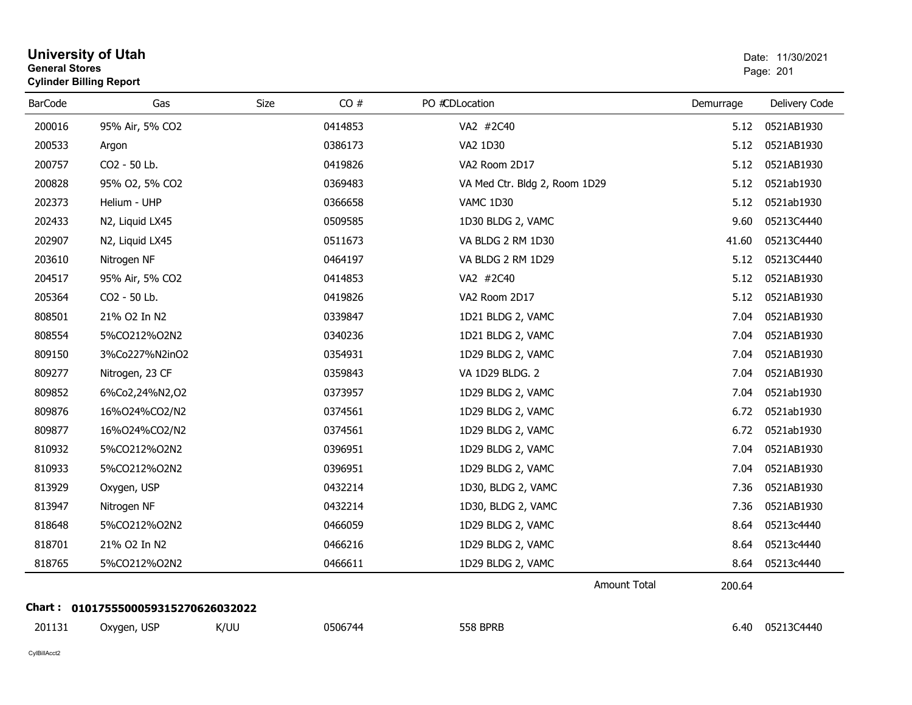# University of Utah
**General Stores**
**Cylinder Billing Report**

Date: 11/30/2021

| BarCode | Gas | Size | CO # | PO # | CDLocation | Demurrage | Delivery Code |
|---|---|---|---|---|---|---|---|
| 200016 | 95% Air, 5% CO2 | | 0414853 | | VA2 #2C40 | 5.12 | 0521AB1930 |
| 200533 | Argon | | 0386173 | | VA2 1D30 | 5.12 | 0521AB1930 |
| 200757 | CO2 - 50 Lb. | | 0419826 | | VA2 Room 2D17 | 5.12 | 0521AB1930 |
| 200828 | 95% O2, 5% CO2 | | 0369483 | | VA Med Ctr. Bldg 2, Room 1D29 | 5.12 | 0521ab1930 |
| 202373 | Helium - UHP | | 0366658 | | VAMC 1D30 | 5.12 | 0521ab1930 |
| 202433 | N2, Liquid LX45 | | 0509585 | | 1D30 BLDG 2, VAMC | 9.60 | 05213C4440 |
| 202907 | N2, Liquid LX45 | | 0511673 | | VA BLDG 2 RM 1D30 | 41.60 | 05213C4440 |
| 203610 | Nitrogen NF | | 0464197 | | VA BLDG 2 RM 1D29 | 5.12 | 05213C4440 |
| 204517 | 95% Air, 5% CO2 | | 0414853 | | VA2 #2C40 | 5.12 | 0521AB1930 |
| 205364 | CO2 - 50 Lb. | | 0419826 | | VA2 Room 2D17 | 5.12 | 0521AB1930 |
| 808501 | 21% O2 In N2 | | 0339847 | | 1D21 BLDG 2, VAMC | 7.04 | 0521AB1930 |
| 808554 | 5%CO212%O2N2 | | 0340236 | | 1D21 BLDG 2, VAMC | 7.04 | 0521AB1930 |
| 809150 | 3%Co227%N2inO2 | | 0354931 | | 1D29 BLDG 2, VAMC | 7.04 | 0521AB1930 |
| 809277 | Nitrogen, 23 CF | | 0359843 | | VA 1D29 BLDG. 2 | 7.04 | 0521AB1930 |
| 809852 | 6%Co2,24%N2,O2 | | 0373957 | | 1D29 BLDG 2, VAMC | 7.04 | 0521ab1930 |
| 809876 | 16%O24%CO2/N2 | | 0374561 | | 1D29 BLDG 2, VAMC | 6.72 | 0521ab1930 |
| 809877 | 16%O24%CO2/N2 | | 0374561 | | 1D29 BLDG 2, VAMC | 6.72 | 0521ab1930 |
| 810932 | 5%CO212%O2N2 | | 0396951 | | 1D29 BLDG 2, VAMC | 7.04 | 0521AB1930 |
| 810933 | 5%CO212%O2N2 | | 0396951 | | 1D29 BLDG 2, VAMC | 7.04 | 0521AB1930 |
| 813929 | Oxygen, USP | | 0432214 | | 1D30, BLDG 2, VAMC | 7.36 | 0521AB1930 |
| 813947 | Nitrogen NF | | 0432214 | | 1D30, BLDG 2, VAMC | 7.36 | 0521AB1930 |
| 818648 | 5%CO212%O2N2 | | 0466059 | | 1D29 BLDG 2, VAMC | 8.64 | 05213c4440 |
| 818701 | 21% O2 In N2 | | 0466216 | | 1D29 BLDG 2, VAMC | 8.64 | 05213c4440 |
| 818765 | 5%CO212%O2N2 | | 0466611 | | 1D29 BLDG 2, VAMC | 8.64 | 05213c4440 |
| | | | | | Amount Total | 200.64 | |

**Chart : 01017555000593152706260320​22**

| BarCode | Gas | Size | CO # | PO # | CDLocation | Demurrage | Delivery Code |
|---|---|---|---|---|---|---|---|
| 201131 | Oxygen, USP | K/UU | 0506744 | | 558 BPRB | 6.40 | 05213C4440 |

CylBillAcct2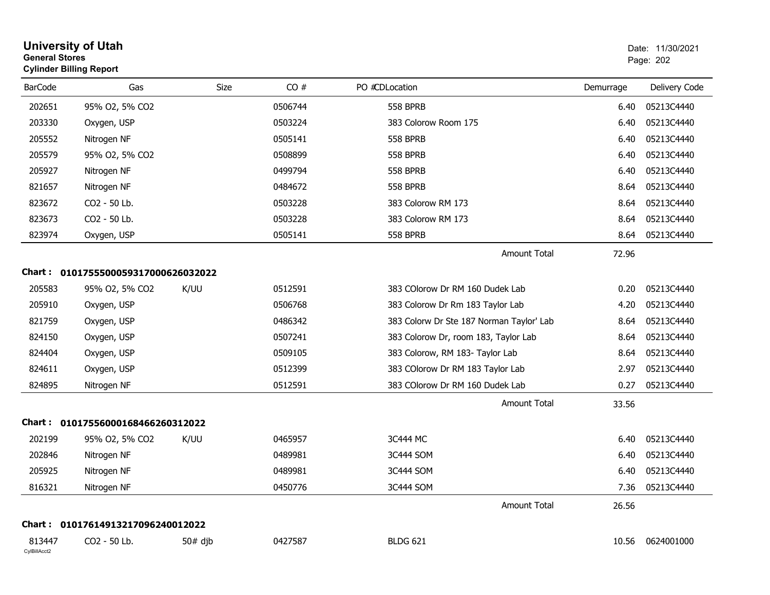# University of Utah
**General Stores**
**Cylinder Billing Report**

Date: 11/30/2021

| BarCode | Gas | Size | CO # | PO #CDLocation | Demurrage | Delivery Code |
|---|---|---|---|---|---|---|
| 202651 | 95% O2, 5% CO2 | | 0506744 | 558 BPRB | 6.40 | 05213C4440 |
| 203330 | Oxygen, USP | | 0503224 | 383 Colorow Room 175 | 6.40 | 05213C4440 |
| 205552 | Nitrogen NF | | 0505141 | 558 BPRB | 6.40 | 05213C4440 |
| 205579 | 95% O2, 5% CO2 | | 0508899 | 558 BPRB | 6.40 | 05213C4440 |
| 205927 | Nitrogen NF | | 0499794 | 558 BPRB | 6.40 | 05213C4440 |
| 821657 | Nitrogen NF | | 0484672 | 558 BPRB | 8.64 | 05213C4440 |
| 823672 | CO2 - 50 Lb. | | 0503228 | 383 Colorow RM 173 | 8.64 | 05213C4440 |
| 823673 | CO2 - 50 Lb. | | 0503228 | 383 Colorow RM 173 | 8.64 | 05213C4440 |
| 823974 | Oxygen, USP | | 0505141 | 558 BPRB | 8.64 | 05213C4440 |
| | | | | Amount Total | 72.96 | |

**Chart : 01017555000593170006260320 22**

| BarCode | Gas | Size | CO # | PO #CDLocation | Demurrage | Delivery Code |
|---|---|---|---|---|---|---|
| 205583 | 95% O2, 5% CO2 | K/UU | 0512591 | 383 COlorow Dr RM 160 Dudek Lab | 0.20 | 05213C4440 |
| 205910 | Oxygen, USP | | 0506768 | 383 Colorow Dr Rm 183 Taylor Lab | 4.20 | 05213C4440 |
| 821759 | Oxygen, USP | | 0486342 | 383 Colorw Dr Ste 187 Norman Taylor' Lab | 8.64 | 05213C4440 |
| 824150 | Oxygen, USP | | 0507241 | 383 Colorow Dr, room 183, Taylor Lab | 8.64 | 05213C4440 |
| 824404 | Oxygen, USP | | 0509105 | 383 Colorow, RM 183- Taylor Lab | 8.64 | 05213C4440 |
| 824611 | Oxygen, USP | | 0512399 | 383 COlorow Dr RM 183 Taylor Lab | 2.97 | 05213C4440 |
| 824895 | Nitrogen NF | | 0512591 | 383 COlorow Dr RM 160 Dudek Lab | 0.27 | 05213C4440 |
| | | | | Amount Total | 33.56 | |

**Chart : 01017556000168466260312022**

| BarCode | Gas | Size | CO # | PO #CDLocation | Demurrage | Delivery Code |
|---|---|---|---|---|---|---|
| 202199 | 95% O2, 5% CO2 | K/UU | 0465957 | 3C444 MC | 6.40 | 05213C4440 |
| 202846 | Nitrogen NF | | 0489981 | 3C444 SOM | 6.40 | 05213C4440 |
| 205925 | Nitrogen NF | | 0489981 | 3C444 SOM | 6.40 | 05213C4440 |
| 816321 | Nitrogen NF | | 0450776 | 3C444 SOM | 7.36 | 05213C4440 |
| | | | | Amount Total | 26.56 | |

**Chart : 01017614913217096240012022**

| BarCode | Gas | Size | CO # | PO #CDLocation | Demurrage | Delivery Code |
|---|---|---|---|---|---|---|
| 813447 | CO2 - 50 Lb. | 50# djb | 0427587 | BLDG 621 | 10.56 | 0624001000 |

CylBillAcct2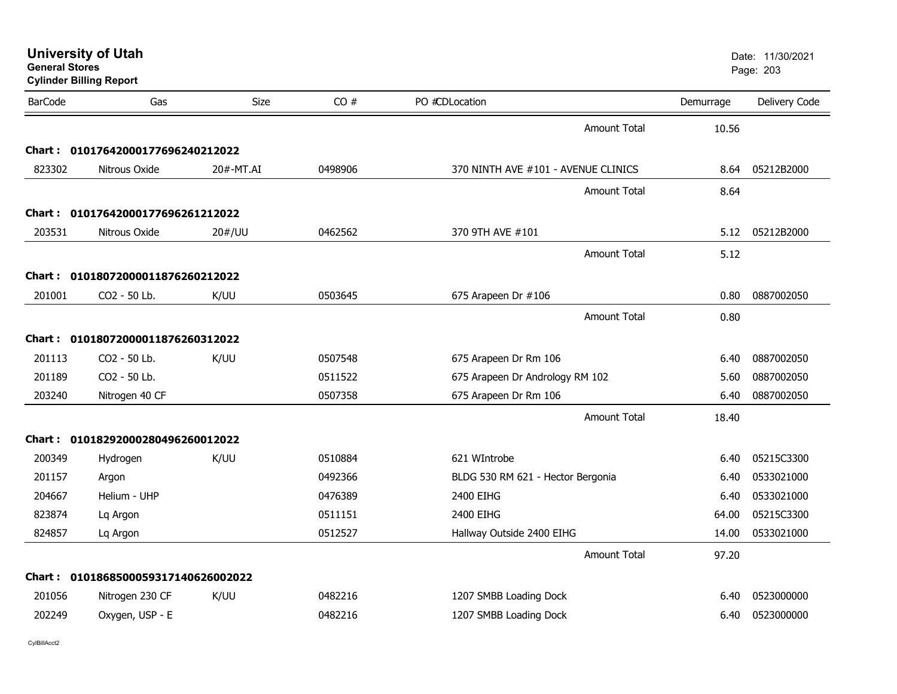# University of Utah
**General Stores**
**Cylinder Billing Report**

Date: 11/30/2021

| BarCode | Gas | Size | CO # | PO #CDLocation | Demurrage | Delivery Code |
|---|---|---|---|---|---|---|
| | | | | Amount Total | 10.56 | |
| **Chart : 01017642000177696240212022** | | | | | | |
| 823302 | Nitrous Oxide | 20#-MT.AI | 0498906 | 370 NINTH AVE #101 - AVENUE CLINICS | 8.64 | 05212B2000 |
| | | | | Amount Total | 8.64 | |
| **Chart : 01017642000177696261212022** | | | | | | |
| 203531 | Nitrous Oxide | 20#/UU | 0462562 | 370 9TH AVE #101 | 5.12 | 05212B2000 |
| | | | | Amount Total | 5.12 | |
| **Chart : 01018072000011876260212022** | | | | | | |
| 201001 | CO2 - 50 Lb. | K/UU | 0503645 | 675 Arapeen Dr #106 | 0.80 | 0887002050 |
| | | | | Amount Total | 0.80 | |
| **Chart : 01018072000011876260312022** | | | | | | |
| 201113 | CO2 - 50 Lb. | K/UU | 0507548 | 675 Arapeen Dr Rm 106 | 6.40 | 0887002050 |
| 201189 | CO2 - 50 Lb. | | 0511522 | 675 Arapeen Dr Andrology RM 102 | 5.60 | 0887002050 |
| 203240 | Nitrogen 40 CF | | 0507358 | 675 Arapeen Dr Rm 106 | 6.40 | 0887002050 |
| | | | | Amount Total | 18.40 | |
| **Chart : 01018292000280496260012022** | | | | | | |
| 200349 | Hydrogen | K/UU | 0510884 | 621 WIntrobe | 6.40 | 05215C3300 |
| 201157 | Argon | | 0492366 | BLDG 530 RM 621 - Hector Bergonia | 6.40 | 0533021000 |
| 204667 | Helium - UHP | | 0476389 | 2400 EIHG | 6.40 | 0533021000 |
| 823874 | Lq Argon | | 0511151 | 2400 EIHG | 64.00 | 05215C3300 |
| 824857 | Lq Argon | | 0512527 | Hallway Outside 2400 EIHG | 14.00 | 0533021000 |
| | | | | Amount Total | 97.20 | |
| **Chart : 01018685000593171406260020​22** | | | | | | |
| 201056 | Nitrogen 230 CF | K/UU | 0482216 | 1207 SMBB Loading Dock | 6.40 | 0523000000 |
| 202249 | Oxygen, USP - E | | 0482216 | 1207 SMBB Loading Dock | 6.40 | 0523000000 |

CylBillAcct2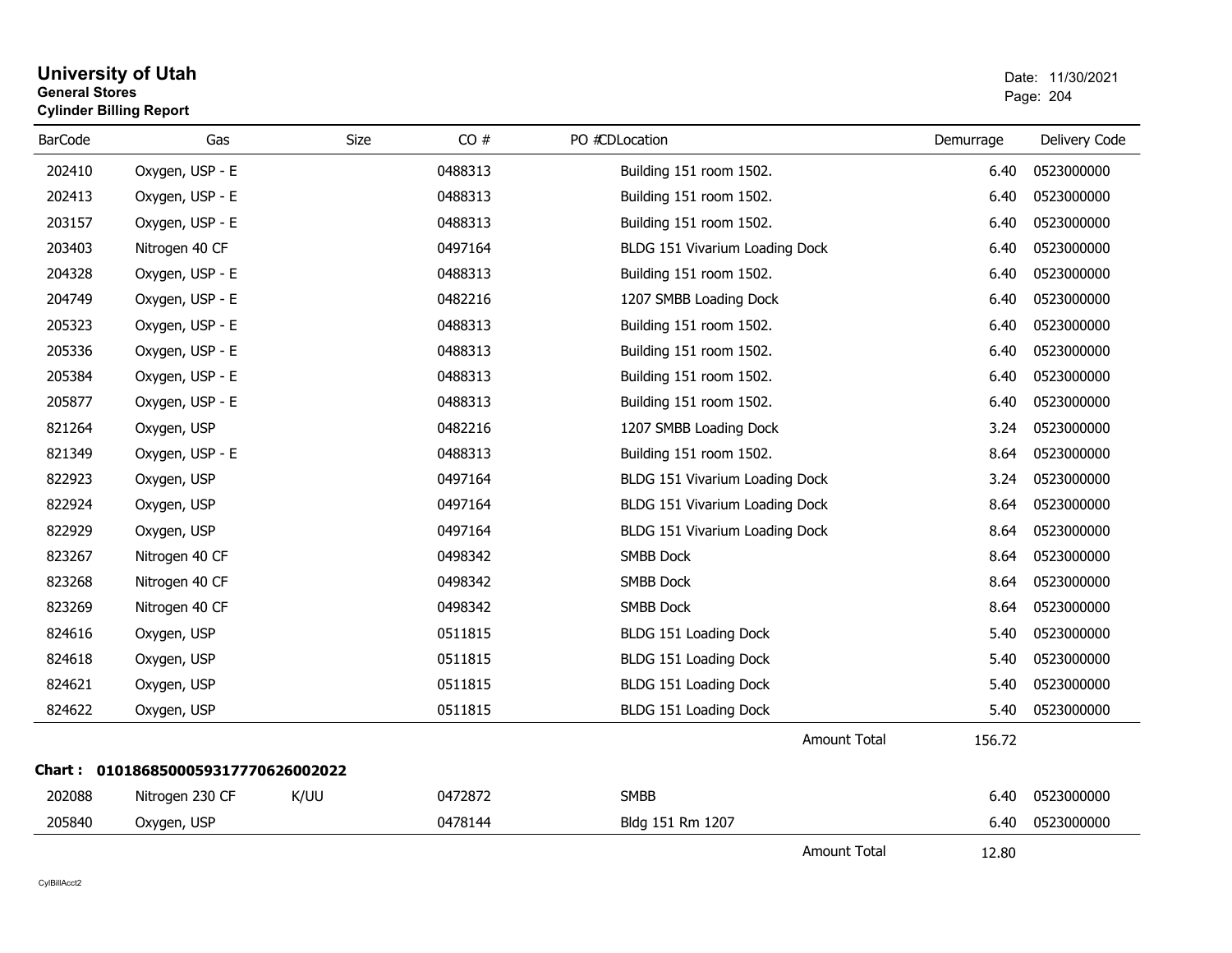# University of Utah

**General Stores**

**Cylinder Billing Report**

Date: 11/30/2021

| BarCode | Gas | Size | CO # | PO #CDLocation | Demurrage | Delivery Code |
|---|---|---|---|---|---|---|
| 202410 | Oxygen, USP - E | | 0488313 | Building 151 room 1502. | 6.40 | 0523000000 |
| 202413 | Oxygen, USP - E | | 0488313 | Building 151 room 1502. | 6.40 | 0523000000 |
| 203157 | Oxygen, USP - E | | 0488313 | Building 151 room 1502. | 6.40 | 0523000000 |
| 203403 | Nitrogen 40 CF | | 0497164 | BLDG 151 Vivarium Loading Dock | 6.40 | 0523000000 |
| 204328 | Oxygen, USP - E | | 0488313 | Building 151 room 1502. | 6.40 | 0523000000 |
| 204749 | Oxygen, USP - E | | 0482216 | 1207 SMBB Loading Dock | 6.40 | 0523000000 |
| 205323 | Oxygen, USP - E | | 0488313 | Building 151 room 1502. | 6.40 | 0523000000 |
| 205336 | Oxygen, USP - E | | 0488313 | Building 151 room 1502. | 6.40 | 0523000000 |
| 205384 | Oxygen, USP - E | | 0488313 | Building 151 room 1502. | 6.40 | 0523000000 |
| 205877 | Oxygen, USP - E | | 0488313 | Building 151 room 1502. | 6.40 | 0523000000 |
| 821264 | Oxygen, USP | | 0482216 | 1207 SMBB Loading Dock | 3.24 | 0523000000 |
| 821349 | Oxygen, USP - E | | 0488313 | Building 151 room 1502. | 8.64 | 0523000000 |
| 822923 | Oxygen, USP | | 0497164 | BLDG 151 Vivarium Loading Dock | 3.24 | 0523000000 |
| 822924 | Oxygen, USP | | 0497164 | BLDG 151 Vivarium Loading Dock | 8.64 | 0523000000 |
| 822929 | Oxygen, USP | | 0497164 | BLDG 151 Vivarium Loading Dock | 8.64 | 0523000000 |
| 823267 | Nitrogen 40 CF | | 0498342 | SMBB Dock | 8.64 | 0523000000 |
| 823268 | Nitrogen 40 CF | | 0498342 | SMBB Dock | 8.64 | 0523000000 |
| 823269 | Nitrogen 40 CF | | 0498342 | SMBB Dock | 8.64 | 0523000000 |
| 824616 | Oxygen, USP | | 0511815 | BLDG 151 Loading Dock | 5.40 | 0523000000 |
| 824618 | Oxygen, USP | | 0511815 | BLDG 151 Loading Dock | 5.40 | 0523000000 |
| 824621 | Oxygen, USP | | 0511815 | BLDG 151 Loading Dock | 5.40 | 0523000000 |
| 824622 | Oxygen, USP | | 0511815 | BLDG 151 Loading Dock | 5.40 | 0523000000 |
| | | | | Amount Total | 156.72 | |

**Chart : 01018685000593177706260020022**

| BarCode | Gas | Size | CO # | PO #CDLocation | Demurrage | Delivery Code |
|---|---|---|---|---|---|---|
| 202088 | Nitrogen 230 CF | K/UU | 0472872 | SMBB | 6.40 | 0523000000 |
| 205840 | Oxygen, USP | | 0478144 | Bldg 151 Rm 1207 | 6.40 | 0523000000 |
| | | | | Amount Total | 12.80 | |

CylBillAcct2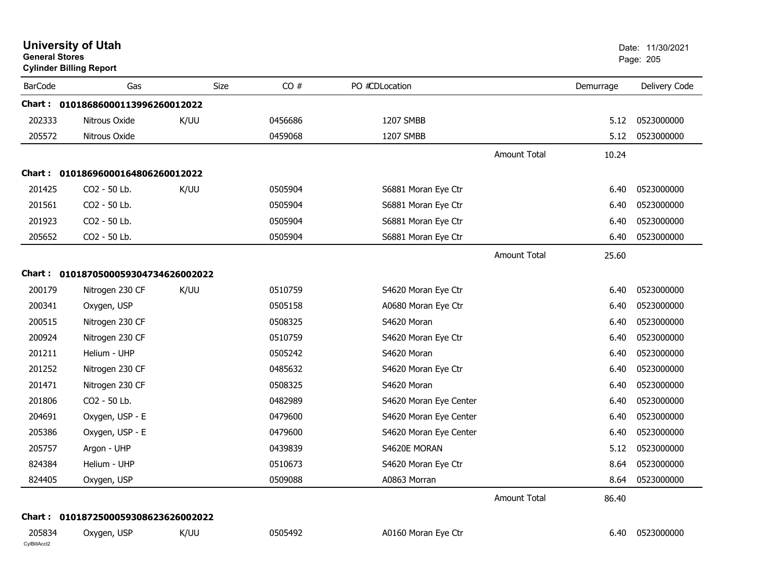# University of Utah
**General Stores**
**Cylinder Billing Report**

Date: 11/30/2021

| BarCode | Gas | Size | CO # | PO # CD Location | | Demurrage | Delivery Code |
|---|---|---|---|---|---|---|---|
| **Chart : 01018686000113996260012022** | | | | | | | |
| 202333 | Nitrous Oxide | K/UU | 0456686 | 1207 SMBB | | 5.12 | 0523000000 |
| 205572 | Nitrous Oxide | | 0459068 | 1207 SMBB | | 5.12 | 0523000000 |
| | | | | | Amount Total | 10.24 | |
| **Chart : 01018696000164806260012022** | | | | | | | |
| 201425 | CO2 - 50 Lb. | K/UU | 0505904 | S6881 Moran Eye Ctr | | 6.40 | 0523000000 |
| 201561 | CO2 - 50 Lb. | | 0505904 | S6881 Moran Eye Ctr | | 6.40 | 0523000000 |
| 201923 | CO2 - 50 Lb. | | 0505904 | S6881 Moran Eye Ctr | | 6.40 | 0523000000 |
| 205652 | CO2 - 50 Lb. | | 0505904 | S6881 Moran Eye Ctr | | 6.40 | 0523000000 |
| | | | | | Amount Total | 25.60 | |
| **Chart : 01018705000593047346260022022** | | | | | | | |
| 200179 | Nitrogen 230 CF | K/UU | 0510759 | S4620 Moran Eye Ctr | | 6.40 | 0523000000 |
| 200341 | Oxygen, USP | | 0505158 | A0680 Moran Eye Ctr | | 6.40 | 0523000000 |
| 200515 | Nitrogen 230 CF | | 0508325 | S4620 Moran | | 6.40 | 0523000000 |
| 200924 | Nitrogen 230 CF | | 0510759 | S4620 Moran Eye Ctr | | 6.40 | 0523000000 |
| 201211 | Helium - UHP | | 0505242 | S4620 Moran | | 6.40 | 0523000000 |
| 201252 | Nitrogen 230 CF | | 0485632 | S4620 Moran Eye Ctr | | 6.40 | 0523000000 |
| 201471 | Nitrogen 230 CF | | 0508325 | S4620 Moran | | 6.40 | 0523000000 |
| 201806 | CO2 - 50 Lb. | | 0482989 | S4620 Moran Eye Center | | 6.40 | 0523000000 |
| 204691 | Oxygen, USP - E | | 0479600 | S4620 Moran Eye Center | | 6.40 | 0523000000 |
| 205386 | Oxygen, USP - E | | 0479600 | S4620 Moran Eye Center | | 6.40 | 0523000000 |
| 205757 | Argon - UHP | | 0439839 | S4620E MORAN | | 5.12 | 0523000000 |
| 824384 | Helium - UHP | | 0510673 | S4620 Moran Eye Ctr | | 8.64 | 0523000000 |
| 824405 | Oxygen, USP | | 0509088 | A0863 Morran | | 8.64 | 0523000000 |
| | | | | | Amount Total | 86.40 | |
| **Chart : 01018725000593086236260022022** | | | | | | | |
| 205834 | Oxygen, USP | K/UU | 0505492 | A0160 Moran Eye Ctr | | 6.40 | 0523000000 |

CylBillAcct2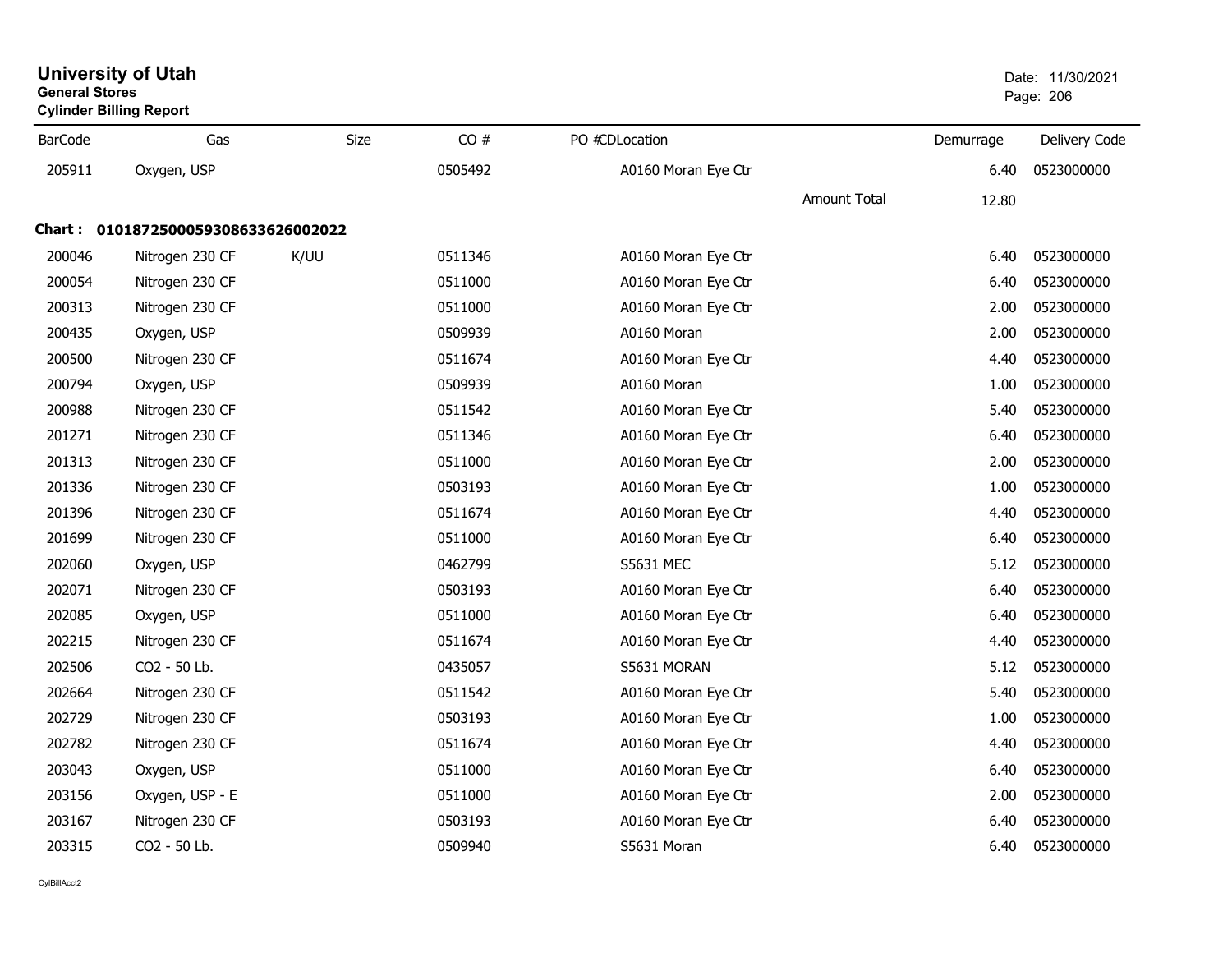# University of Utah

**General Stores**

**Cylinder Billing Report**

Date: 11/30/2021

| BarCode | Gas | Size | CO # | PO #CDLocation | Demurrage | Delivery Code |
|---|---|---|---|---|---|---|
| 205911 | Oxygen, USP | | 0505492 | A0160 Moran Eye Ctr | 6.40 | 0523000000 |
| | | | | Amount Total | 12.80 | |

**Chart : 01018725000593086336260020 22**

| BarCode | Gas | Size | CO # | PO #CDLocation | Demurrage | Delivery Code |
|---|---|---|---|---|---|---|
| 200046 | Nitrogen 230 CF | K/UU | 0511346 | A0160 Moran Eye Ctr | 6.40 | 0523000000 |
| 200054 | Nitrogen 230 CF | | 0511000 | A0160 Moran Eye Ctr | 6.40 | 0523000000 |
| 200313 | Nitrogen 230 CF | | 0511000 | A0160 Moran Eye Ctr | 2.00 | 0523000000 |
| 200435 | Oxygen, USP | | 0509939 | A0160 Moran | 2.00 | 0523000000 |
| 200500 | Nitrogen 230 CF | | 0511674 | A0160 Moran Eye Ctr | 4.40 | 0523000000 |
| 200794 | Oxygen, USP | | 0509939 | A0160 Moran | 1.00 | 0523000000 |
| 200988 | Nitrogen 230 CF | | 0511542 | A0160 Moran Eye Ctr | 5.40 | 0523000000 |
| 201271 | Nitrogen 230 CF | | 0511346 | A0160 Moran Eye Ctr | 6.40 | 0523000000 |
| 201313 | Nitrogen 230 CF | | 0511000 | A0160 Moran Eye Ctr | 2.00 | 0523000000 |
| 201336 | Nitrogen 230 CF | | 0503193 | A0160 Moran Eye Ctr | 1.00 | 0523000000 |
| 201396 | Nitrogen 230 CF | | 0511674 | A0160 Moran Eye Ctr | 4.40 | 0523000000 |
| 201699 | Nitrogen 230 CF | | 0511000 | A0160 Moran Eye Ctr | 6.40 | 0523000000 |
| 202060 | Oxygen, USP | | 0462799 | S5631 MEC | 5.12 | 0523000000 |
| 202071 | Nitrogen 230 CF | | 0503193 | A0160 Moran Eye Ctr | 6.40 | 0523000000 |
| 202085 | Oxygen, USP | | 0511000 | A0160 Moran Eye Ctr | 6.40 | 0523000000 |
| 202215 | Nitrogen 230 CF | | 0511674 | A0160 Moran Eye Ctr | 4.40 | 0523000000 |
| 202506 | CO2 - 50 Lb. | | 0435057 | S5631 MORAN | 5.12 | 0523000000 |
| 202664 | Nitrogen 230 CF | | 0511542 | A0160 Moran Eye Ctr | 5.40 | 0523000000 |
| 202729 | Nitrogen 230 CF | | 0503193 | A0160 Moran Eye Ctr | 1.00 | 0523000000 |
| 202782 | Nitrogen 230 CF | | 0511674 | A0160 Moran Eye Ctr | 4.40 | 0523000000 |
| 203043 | Oxygen, USP | | 0511000 | A0160 Moran Eye Ctr | 6.40 | 0523000000 |
| 203156 | Oxygen, USP - E | | 0511000 | A0160 Moran Eye Ctr | 2.00 | 0523000000 |
| 203167 | Nitrogen 230 CF | | 0503193 | A0160 Moran Eye Ctr | 6.40 | 0523000000 |
| 203315 | CO2 - 50 Lb. | | 0509940 | S5631 Moran | 6.40 | 0523000000 |

CylBillAcct2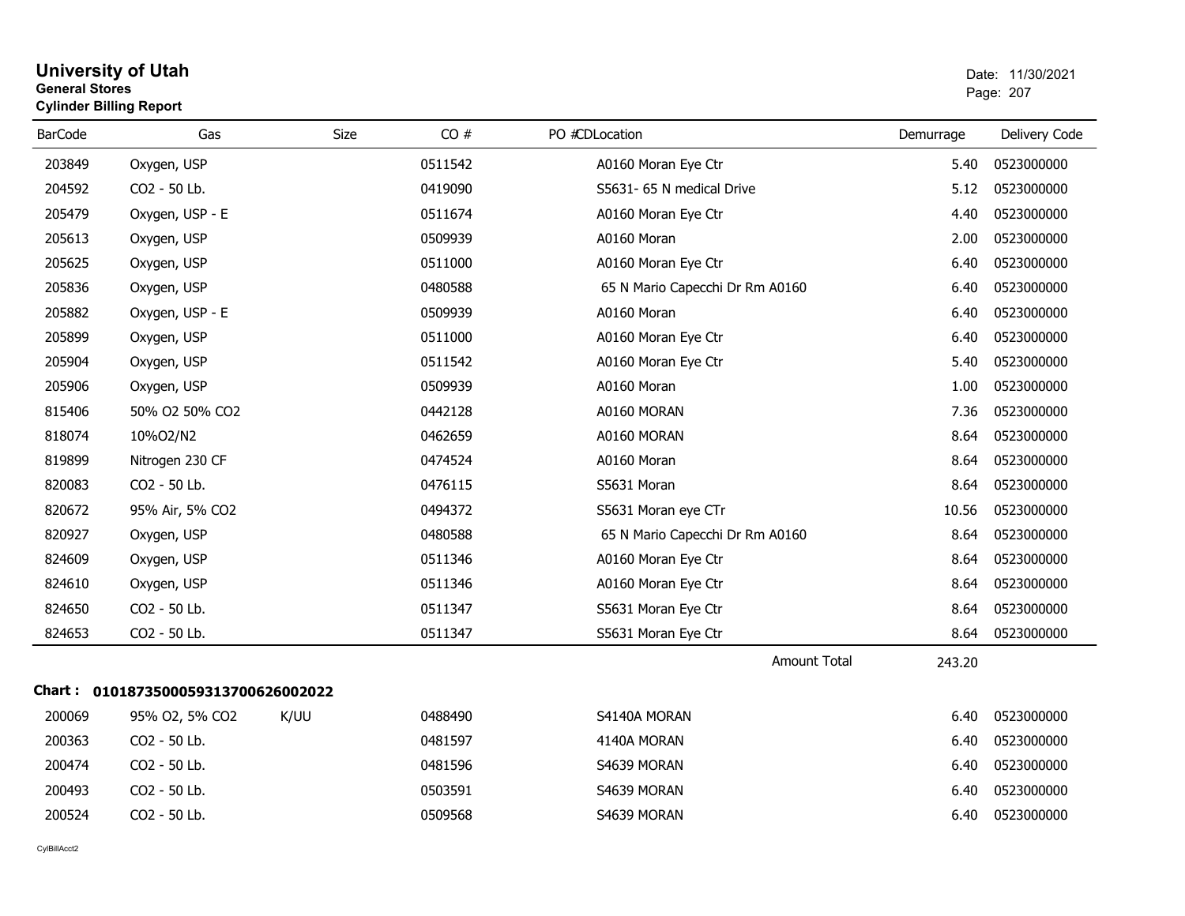# University of Utah

**General Stores**

**Cylinder Billing Report**

Date: 11/30/2021

| BarCode | Gas | Size | CO # | PO #CDLocation | Demurrage | Delivery Code |
|---|---|---|---|---|---|---|
| 203849 | Oxygen, USP | | 0511542 | A0160 Moran Eye Ctr | 5.40 | 0523000000 |
| 204592 | CO2 - 50 Lb. | | 0419090 | S5631- 65 N medical Drive | 5.12 | 0523000000 |
| 205479 | Oxygen, USP - E | | 0511674 | A0160 Moran Eye Ctr | 4.40 | 0523000000 |
| 205613 | Oxygen, USP | | 0509939 | A0160 Moran | 2.00 | 0523000000 |
| 205625 | Oxygen, USP | | 0511000 | A0160 Moran Eye Ctr | 6.40 | 0523000000 |
| 205836 | Oxygen, USP | | 0480588 | 65 N Mario Capecchi Dr Rm A0160 | 6.40 | 0523000000 |
| 205882 | Oxygen, USP - E | | 0509939 | A0160 Moran | 6.40 | 0523000000 |
| 205899 | Oxygen, USP | | 0511000 | A0160 Moran Eye Ctr | 6.40 | 0523000000 |
| 205904 | Oxygen, USP | | 0511542 | A0160 Moran Eye Ctr | 5.40 | 0523000000 |
| 205906 | Oxygen, USP | | 0509939 | A0160 Moran | 1.00 | 0523000000 |
| 815406 | 50% O2 50% CO2 | | 0442128 | A0160 MORAN | 7.36 | 0523000000 |
| 818074 | 10%O2/N2 | | 0462659 | A0160 MORAN | 8.64 | 0523000000 |
| 819899 | Nitrogen 230 CF | | 0474524 | A0160 Moran | 8.64 | 0523000000 |
| 820083 | CO2 - 50 Lb. | | 0476115 | S5631 Moran | 8.64 | 0523000000 |
| 820672 | 95% Air, 5% CO2 | | 0494372 | S5631 Moran eye CTr | 10.56 | 0523000000 |
| 820927 | Oxygen, USP | | 0480588 | 65 N Mario Capecchi Dr Rm A0160 | 8.64 | 0523000000 |
| 824609 | Oxygen, USP | | 0511346 | A0160 Moran Eye Ctr | 8.64 | 0523000000 |
| 824610 | Oxygen, USP | | 0511346 | A0160 Moran Eye Ctr | 8.64 | 0523000000 |
| 824650 | CO2 - 50 Lb. | | 0511347 | S5631 Moran Eye Ctr | 8.64 | 0523000000 |
| 824653 | CO2 - 50 Lb. | | 0511347 | S5631 Moran Eye Ctr | 8.64 | 0523000000 |
| | | | | Amount Total | 243.20 | |

**Chart : 01018735000593137006260020​22**

| BarCode | Gas | Size | CO # | PO #CDLocation | Demurrage | Delivery Code |
|---|---|---|---|---|---|---|
| 200069 | 95% O2, 5% CO2 | K/UU | 0488490 | S4140A MORAN | 6.40 | 0523000000 |
| 200363 | CO2 - 50 Lb. | | 0481597 | 4140A MORAN | 6.40 | 0523000000 |
| 200474 | CO2 - 50 Lb. | | 0481596 | S4639 MORAN | 6.40 | 0523000000 |
| 200493 | CO2 - 50 Lb. | | 0503591 | S4639 MORAN | 6.40 | 0523000000 |
| 200524 | CO2 - 50 Lb. | | 0509568 | S4639 MORAN | 6.40 | 0523000000 |

CylBillAcct2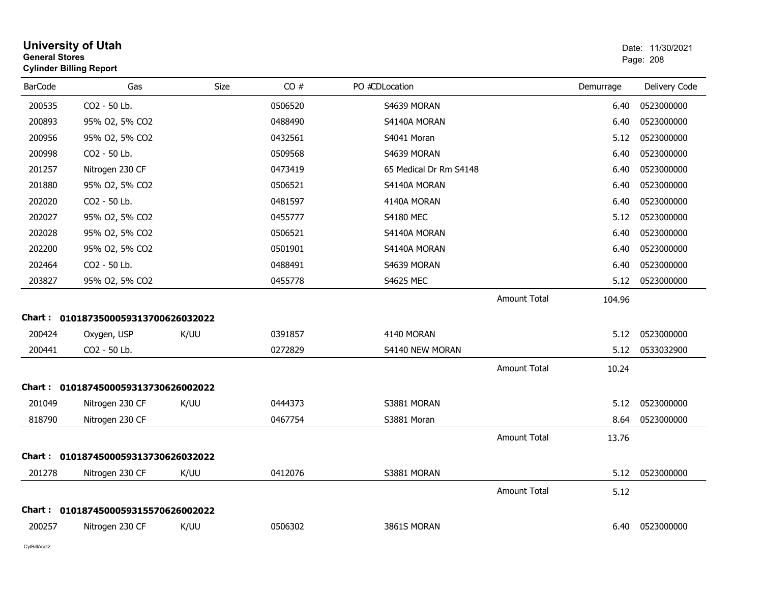# University of Utah
**General Stores**
**Cylinder Billing Report**

Date: 11/30/2021

| BarCode | Gas | Size | CO # | PO # | CDLocation | Demurrage | Delivery Code |
|---|---|---|---|---|---|---|---|
| 200535 | $CO_2$ - 50 Lb. | | 0506520 | | S4639 MORAN | 6.40 | 0523000000 |
| 200893 | 95% $O_2$, 5% $CO_2$ | | 0488490 | | S4140A MORAN | 6.40 | 0523000000 |
| 200956 | 95% $O_2$, 5% $CO_2$ | | 0432561 | | S4041 Moran | 5.12 | 0523000000 |
| 200998 | $CO_2$ - 50 Lb. | | 0509568 | | S4639 MORAN | 6.40 | 0523000000 |
| 201257 | Nitrogen 230 CF | | 0473419 | | 65 Medical Dr Rm S4148 | 6.40 | 0523000000 |
| 201880 | 95% $O_2$, 5% $CO_2$ | | 0506521 | | S4140A MORAN | 6.40 | 0523000000 |
| 202020 | $CO_2$ - 50 Lb. | | 0481597 | | 4140A MORAN | 6.40 | 0523000000 |
| 202027 | 95% $O_2$, 5% $CO_2$ | | 0455777 | | S4180 MEC | 5.12 | 0523000000 |
| 202028 | 95% $O_2$, 5% $CO_2$ | | 0506521 | | S4140A MORAN | 6.40 | 0523000000 |
| 202200 | 95% $O_2$, 5% $CO_2$ | | 0501901 | | S4140A MORAN | 6.40 | 0523000000 |
| 202464 | $CO_2$ - 50 Lb. | | 0488491 | | S4639 MORAN | 6.40 | 0523000000 |
| 203827 | 95% $O_2$, 5% $CO_2$ | | 0455778 | | S4625 MEC | 5.12 | 0523000000 |
| | | | | | Amount Total | 104.96 | |

**Chart : 01018735000593137006260032022**

| BarCode | Gas | Size | CO # | PO # | CDLocation | Demurrage | Delivery Code |
|---|---|---|---|---|---|---|---|
| 200424 | Oxygen, USP | K/UU | 0391857 | | 4140 MORAN | 5.12 | 0523000000 |
| 200441 | $CO_2$ - 50 Lb. | | 0272829 | | S4140 NEW MORAN | 5.12 | 0533032900 |
| | | | | | Amount Total | 10.24 | |

**Chart : 01018745000593137306260020222**

| BarCode | Gas | Size | CO # | PO # | CDLocation | Demurrage | Delivery Code |
|---|---|---|---|---|---|---|---|
| 201049 | Nitrogen 230 CF | K/UU | 0444373 | | S3881 MORAN | 5.12 | 0523000000 |
| 818790 | Nitrogen 230 CF | | 0467754 | | S3881 Moran | 8.64 | 0523000000 |
| | | | | | Amount Total | 13.76 | |

**Chart : 01018745000593137306260320222**

| BarCode | Gas | Size | CO # | PO # | CDLocation | Demurrage | Delivery Code |
|---|---|---|---|---|---|---|---|
| 201278 | Nitrogen 230 CF | K/UU | 0412076 | | S3881 MORAN | 5.12 | 0523000000 |
| | | | | | Amount Total | 5.12 | |

**Chart : 01018745000593155706260020222**

| BarCode | Gas | Size | CO # | PO # | CDLocation | Demurrage | Delivery Code |
|---|---|---|---|---|---|---|---|
| 200257 | Nitrogen 230 CF | K/UU | 0506302 | | 3861S MORAN | 6.40 | 0523000000 |

CylBillAcct2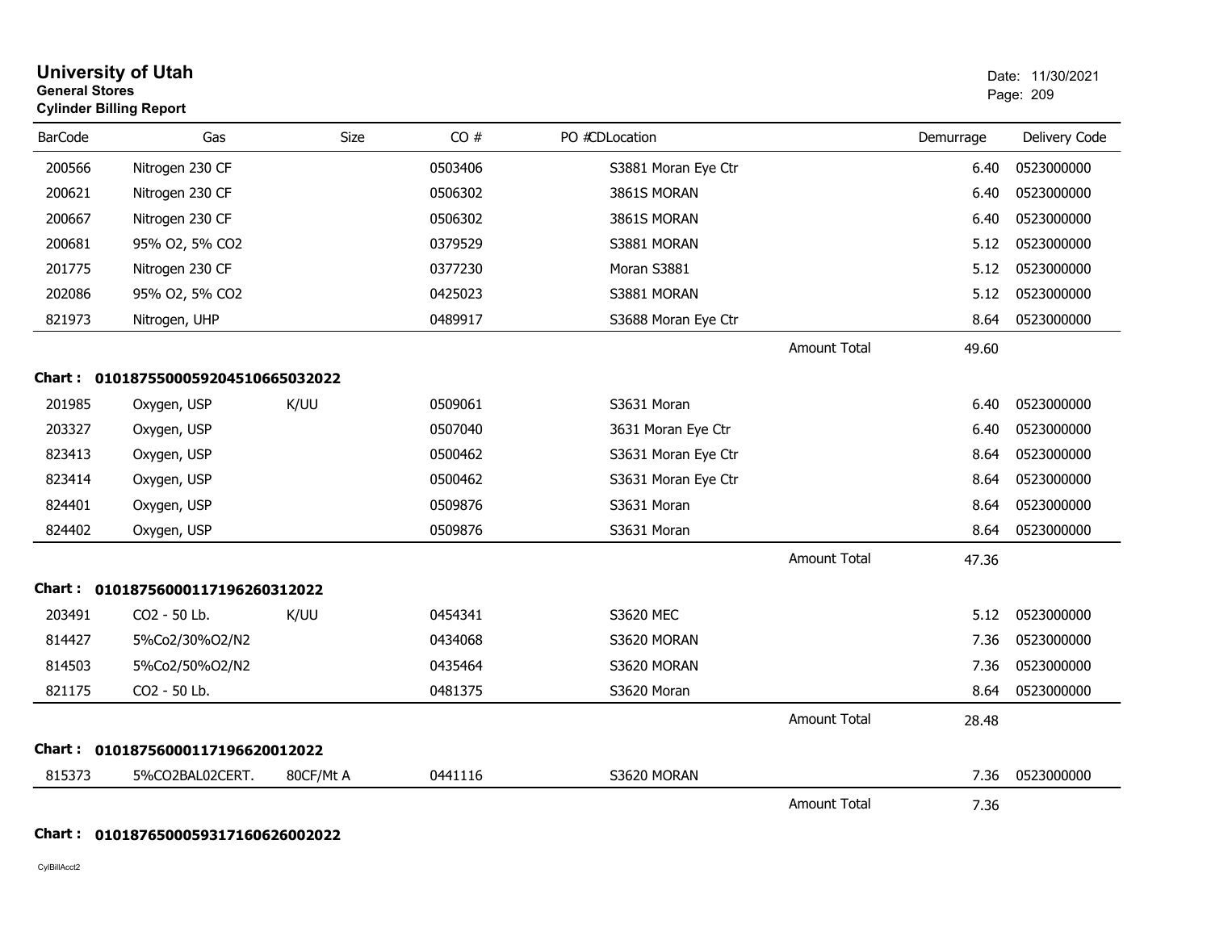# University of Utah

**General Stores**

**Cylinder Billing Report**

Date: 11/30/2021

| BarCode | Gas | Size | CO # | PO # | CDLocation | Demurrage | Delivery Code |
|---|---|---|---|---|---|---|---|
| 200566 | Nitrogen 230 CF | | 0503406 | | S3881 Moran Eye Ctr | 6.40 | 0523000000 |
| 200621 | Nitrogen 230 CF | | 0506302 | | 3861S MORAN | 6.40 | 0523000000 |
| 200667 | Nitrogen 230 CF | | 0506302 | | 3861S MORAN | 6.40 | 0523000000 |
| 200681 | 95% O2, 5% CO2 | | 0379529 | | S3881 MORAN | 5.12 | 0523000000 |
| 201775 | Nitrogen 230 CF | | 0377230 | | Moran S3881 | 5.12 | 0523000000 |
| 202086 | 95% O2, 5% CO2 | | 0425023 | | S3881 MORAN | 5.12 | 0523000000 |
| 821973 | Nitrogen, UHP | | 0489917 | | S3688 Moran Eye Ctr | 8.64 | 0523000000 |
| | | | | | Amount Total | 49.60 | |

**Chart : 01018755000592045106650320222**

| BarCode | Gas | Size | CO # | PO # | CDLocation | Demurrage | Delivery Code |
|---|---|---|---|---|---|---|---|
| 201985 | Oxygen, USP | K/UU | 0509061 | | S3631 Moran | 6.40 | 0523000000 |
| 203327 | Oxygen, USP | | 0507040 | | 3631 Moran Eye Ctr | 6.40 | 0523000000 |
| 823413 | Oxygen, USP | | 0500462 | | S3631 Moran Eye Ctr | 8.64 | 0523000000 |
| 823414 | Oxygen, USP | | 0500462 | | S3631 Moran Eye Ctr | 8.64 | 0523000000 |
| 824401 | Oxygen, USP | | 0509876 | | S3631 Moran | 8.64 | 0523000000 |
| 824402 | Oxygen, USP | | 0509876 | | S3631 Moran | 8.64 | 0523000000 |
| | | | | | Amount Total | 47.36 | |

**Chart : 01018756000117196260312022**

| BarCode | Gas | Size | CO # | PO # | CDLocation | Demurrage | Delivery Code |
|---|---|---|---|---|---|---|---|
| 203491 | CO2 - 50 Lb. | K/UU | 0454341 | | S3620 MEC | 5.12 | 0523000000 |
| 814427 | 5%Co2/30%O2/N2 | | 0434068 | | S3620 MORAN | 7.36 | 0523000000 |
| 814503 | 5%Co2/50%O2/N2 | | 0435464 | | S3620 MORAN | 7.36 | 0523000000 |
| 821175 | CO2 - 50 Lb. | | 0481375 | | S3620 Moran | 8.64 | 0523000000 |
| | | | | | Amount Total | 28.48 | |

**Chart : 01018756000117196620012022**

| BarCode | Gas | Size | CO # | PO # | CDLocation | Demurrage | Delivery Code |
|---|---|---|---|---|---|---|---|
| 815373 | 5%CO2BAL02CERT. | 80CF/Mt A | 0441116 | | S3620 MORAN | 7.36 | 0523000000 |
| | | | | | Amount Total | 7.36 | |

**Chart : 01018765000593171606260022022**

CylBillAcct2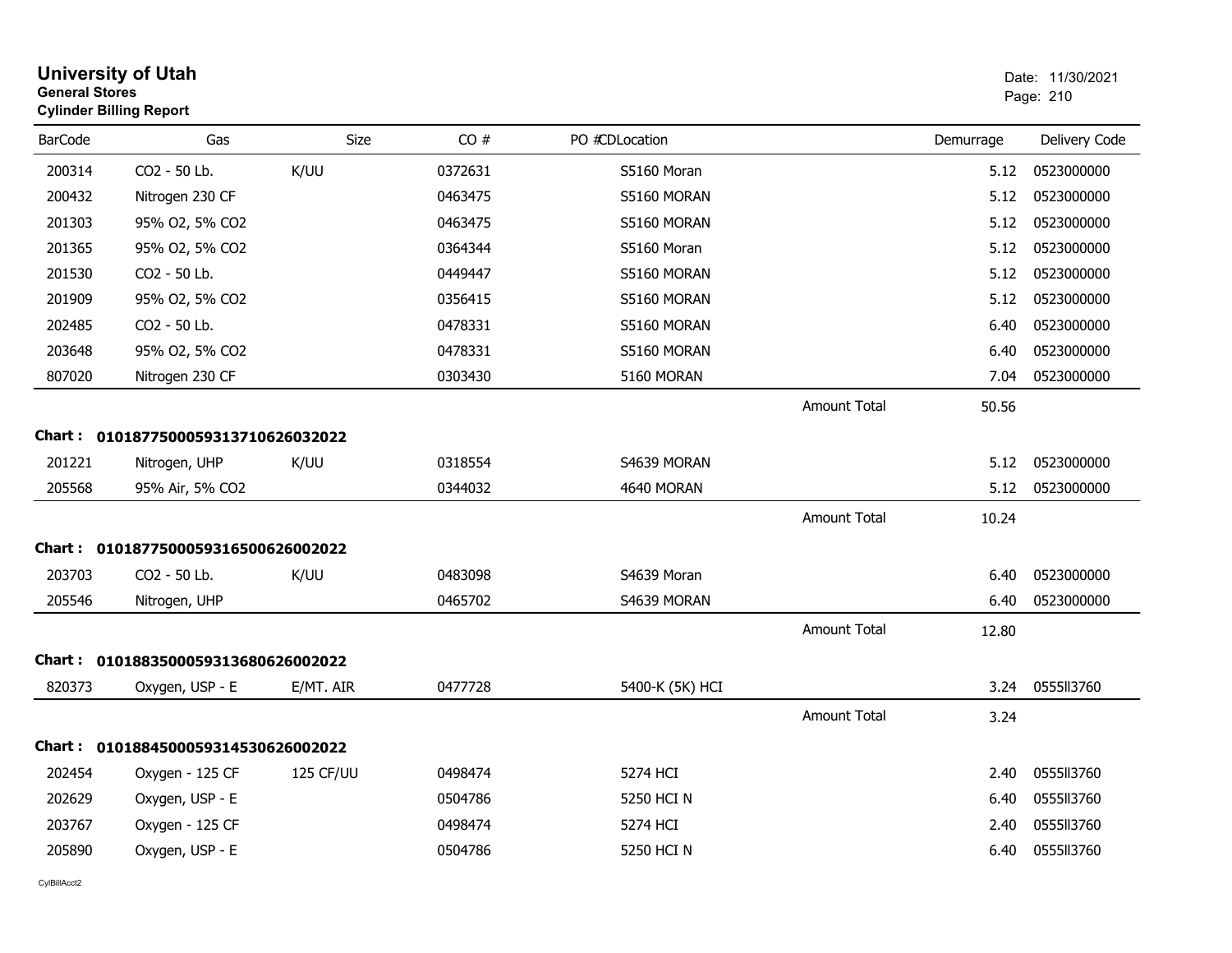# University of Utah
**General Stores**
**Cylinder Billing Report**

Date: 11/30/2021

| BarCode | Gas | Size | CO # | PO # | CD | Location | | Demurrage | Delivery Code |
|---|---|---|---|---|---|---|---|---|---|
| 200314 | CO2 - 50 Lb. | K/UU | 0372631 | | | S5160 Moran | | 5.12 | 0523000000 |
| 200432 | Nitrogen 230 CF | | 0463475 | | | S5160 MORAN | | 5.12 | 0523000000 |
| 201303 | 95% O2, 5% CO2 | | 0463475 | | | S5160 MORAN | | 5.12 | 0523000000 |
| 201365 | 95% O2, 5% CO2 | | 0364344 | | | S5160 Moran | | 5.12 | 0523000000 |
| 201530 | CO2 - 50 Lb. | | 0449447 | | | S5160 MORAN | | 5.12 | 0523000000 |
| 201909 | 95% O2, 5% CO2 | | 0356415 | | | S5160 MORAN | | 5.12 | 0523000000 |
| 202485 | CO2 - 50 Lb. | | 0478331 | | | S5160 MORAN | | 6.40 | 0523000000 |
| 203648 | 95% O2, 5% CO2 | | 0478331 | | | S5160 MORAN | | 6.40 | 0523000000 |
| 807020 | Nitrogen 230 CF | | 0303430 | | | 5160 MORAN | | 7.04 | 0523000000 |
| | | | | | | | Amount Total | 50.56 | |

**Chart : 01018775000593137106260320 22**

| BarCode | Gas | Size | CO # | PO # | CD | Location | | Demurrage | Delivery Code |
|---|---|---|---|---|---|---|---|---|---|
| 201221 | Nitrogen, UHP | K/UU | 0318554 | | | S4639 MORAN | | 5.12 | 0523000000 |
| 205568 | 95% Air, 5% CO2 | | 0344032 | | | 4640 MORAN | | 5.12 | 0523000000 |
| | | | | | | | Amount Total | 10.24 | |

**Chart : 01018775000593165006260020 22**

| BarCode | Gas | Size | CO # | PO # | CD | Location | | Demurrage | Delivery Code |
|---|---|---|---|---|---|---|---|---|---|
| 203703 | CO2 - 50 Lb. | K/UU | 0483098 | | | S4639 Moran | | 6.40 | 0523000000 |
| 205546 | Nitrogen, UHP | | 0465702 | | | S4639 MORAN | | 6.40 | 0523000000 |
| | | | | | | | Amount Total | 12.80 | |

**Chart : 01018835000593136806260020 22**

| BarCode | Gas | Size | CO # | PO # | CD | Location | | Demurrage | Delivery Code |
|---|---|---|---|---|---|---|---|---|---|
| 820373 | Oxygen, USP - E | E/MT. AIR | 0477728 | | | 5400-K (5K) HCI | | 3.24 | 0555II3760 |
| | | | | | | | Amount Total | 3.24 | |

**Chart : 01018845000593145306260020 22**

| BarCode | Gas | Size | CO # | PO # | CD | Location | | Demurrage | Delivery Code |
|---|---|---|---|---|---|---|---|---|---|
| 202454 | Oxygen - 125 CF | 125 CF/UU | 0498474 | | | 5274 HCI | | 2.40 | 0555II3760 |
| 202629 | Oxygen, USP - E | | 0504786 | | | 5250 HCI N | | 6.40 | 0555II3760 |
| 203767 | Oxygen - 125 CF | | 0498474 | | | 5274 HCI | | 2.40 | 0555II3760 |
| 205890 | Oxygen, USP - E | | 0504786 | | | 5250 HCI N | | 6.40 | 0555II3760 |

CylBillAcct2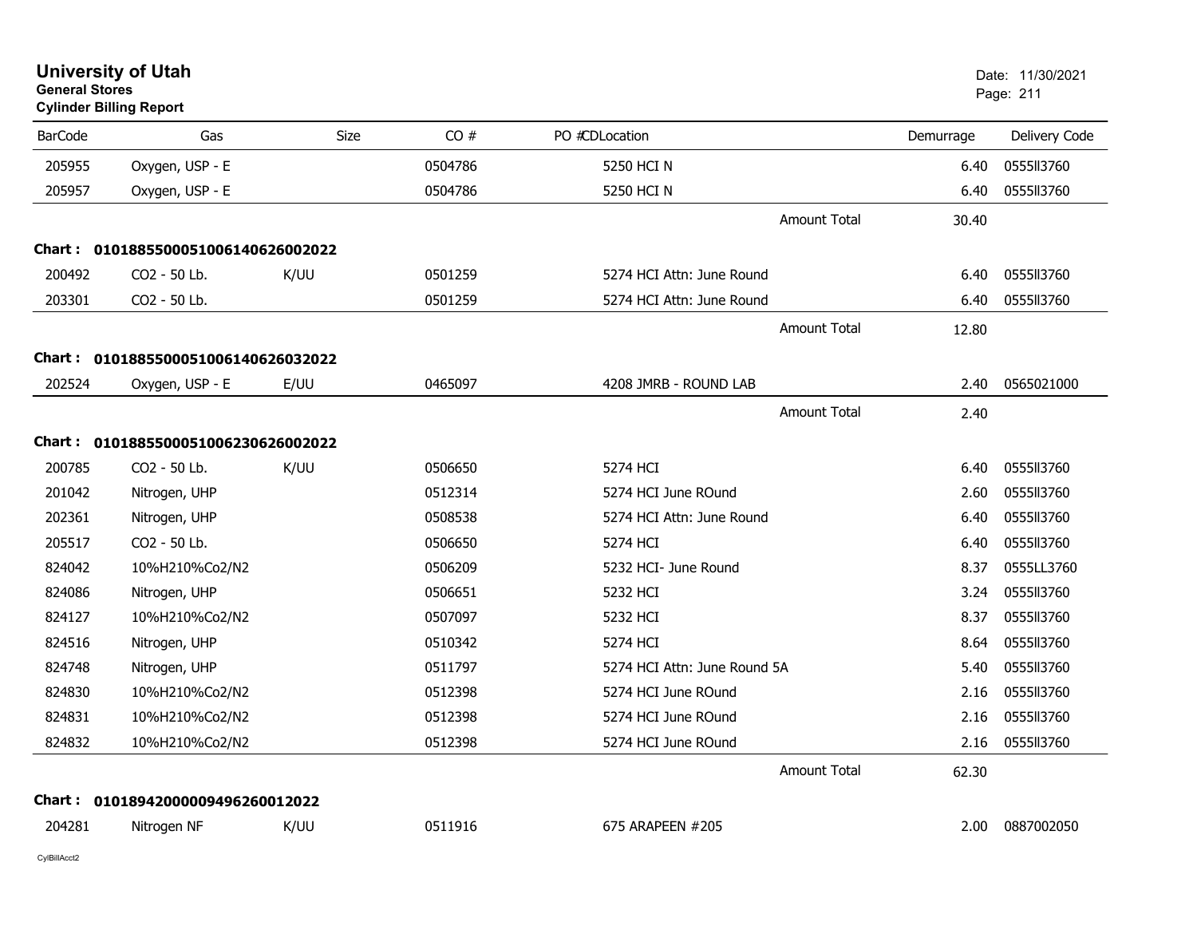**University of Utah**
**General Stores**
**Cylinder Billing Report**

Date: 11/30/2021

| BarCode | Gas | Size | CO # | PO #CDLocation | Demurrage | Delivery Code |
|---|---|---|---|---|---|---|
| 205955 | Oxygen, USP - E | | 0504786 | 5250 HCI N | 6.40 | 0555ll3760 |
| 205957 | Oxygen, USP - E | | 0504786 | 5250 HCI N | 6.40 | 0555ll3760 |
| | | | | Amount Total | 30.40 | |
| **Chart :** | **01018855000510061406260002022** | | | | | |
| 200492 | CO2 - 50 Lb. | K/UU | 0501259 | 5274 HCI Attn: June Round | 6.40 | 0555ll3760 |
| 203301 | CO2 - 50 Lb. | | 0501259 | 5274 HCI Attn: June Round | 6.40 | 0555ll3760 |
| | | | | Amount Total | 12.80 | |
| **Chart :** | **01018855000510061406260032022** | | | | | |
| 202524 | Oxygen, USP - E | E/UU | 0465097 | 4208 JMRB - ROUND LAB | 2.40 | 0565021000 |
| | | | | Amount Total | 2.40 | |
| **Chart :** | **01018855000510062306260002022** | | | | | |
| 200785 | CO2 - 50 Lb. | K/UU | 0506650 | 5274 HCI | 6.40 | 0555ll3760 |
| 201042 | Nitrogen, UHP | | 0512314 | 5274 HCI June ROund | 2.60 | 0555ll3760 |
| 202361 | Nitrogen, UHP | | 0508538 | 5274 HCI Attn: June Round | 6.40 | 0555ll3760 |
| 205517 | CO2 - 50 Lb. | | 0506650 | 5274 HCI | 6.40 | 0555ll3760 |
| 824042 | 10%H210%Co2/N2 | | 0506209 | 5232 HCI- June Round | 8.37 | 0555LL3760 |
| 824086 | Nitrogen, UHP | | 0506651 | 5232 HCI | 3.24 | 0555ll3760 |
| 824127 | 10%H210%Co2/N2 | | 0507097 | 5232 HCI | 8.37 | 0555ll3760 |
| 824516 | Nitrogen, UHP | | 0510342 | 5274 HCI | 8.64 | 0555ll3760 |
| 824748 | Nitrogen, UHP | | 0511797 | 5274 HCI Attn: June Round 5A | 5.40 | 0555ll3760 |
| 824830 | 10%H210%Co2/N2 | | 0512398 | 5274 HCI June ROund | 2.16 | 0555ll3760 |
| 824831 | 10%H210%Co2/N2 | | 0512398 | 5274 HCI June ROund | 2.16 | 0555ll3760 |
| 824832 | 10%H210%Co2/N2 | | 0512398 | 5274 HCI June ROund | 2.16 | 0555ll3760 |
| | | | | Amount Total | 62.30 | |
| **Chart :** | **01018942000009496260012022** | | | | | |
| 204281 | Nitrogen NF | K/UU | 0511916 | 675 ARAPEEN #205 | 2.00 | 0887002050 |

CylBillAcct2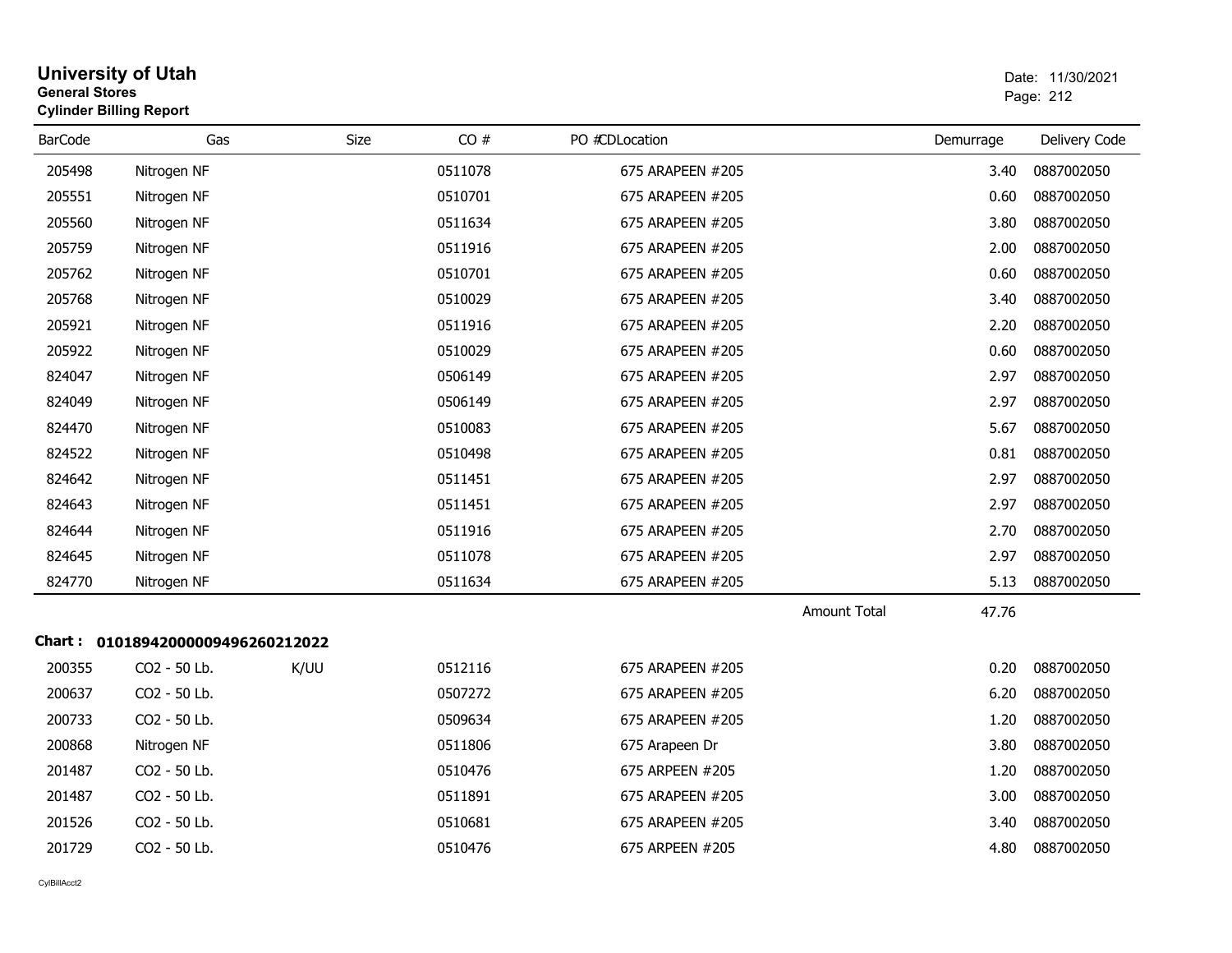# University of Utah

**General Stores**

**Cylinder Billing Report**

Date: 11/30/2021

| BarCode | Gas | Size | CO # | PO # | CDLocation | Demurrage | Delivery Code |
|---|---|---|---|---|---|---|---|
| 205498 | Nitrogen NF | | 0511078 | | 675 ARAPEEN #205 | 3.40 | 0887002050 |
| 205551 | Nitrogen NF | | 0510701 | | 675 ARAPEEN #205 | 0.60 | 0887002050 |
| 205560 | Nitrogen NF | | 0511634 | | 675 ARAPEEN #205 | 3.80 | 0887002050 |
| 205759 | Nitrogen NF | | 0511916 | | 675 ARAPEEN #205 | 2.00 | 0887002050 |
| 205762 | Nitrogen NF | | 0510701 | | 675 ARAPEEN #205 | 0.60 | 0887002050 |
| 205768 | Nitrogen NF | | 0510029 | | 675 ARAPEEN #205 | 3.40 | 0887002050 |
| 205921 | Nitrogen NF | | 0511916 | | 675 ARAPEEN #205 | 2.20 | 0887002050 |
| 205922 | Nitrogen NF | | 0510029 | | 675 ARAPEEN #205 | 0.60 | 0887002050 |
| 824047 | Nitrogen NF | | 0506149 | | 675 ARAPEEN #205 | 2.97 | 0887002050 |
| 824049 | Nitrogen NF | | 0506149 | | 675 ARAPEEN #205 | 2.97 | 0887002050 |
| 824470 | Nitrogen NF | | 0510083 | | 675 ARAPEEN #205 | 5.67 | 0887002050 |
| 824522 | Nitrogen NF | | 0510498 | | 675 ARAPEEN #205 | 0.81 | 0887002050 |
| 824642 | Nitrogen NF | | 0511451 | | 675 ARAPEEN #205 | 2.97 | 0887002050 |
| 824643 | Nitrogen NF | | 0511451 | | 675 ARAPEEN #205 | 2.97 | 0887002050 |
| 824644 | Nitrogen NF | | 0511916 | | 675 ARAPEEN #205 | 2.70 | 0887002050 |
| 824645 | Nitrogen NF | | 0511078 | | 675 ARAPEEN #205 | 2.97 | 0887002050 |
| 824770 | Nitrogen NF | | 0511634 | | 675 ARAPEEN #205 | 5.13 | 0887002050 |

Amount Total 47.76

**Chart : 01018942000009496260212022**

| BarCode | Gas | Size | CO # | PO # | CDLocation | Demurrage | Delivery Code |
|---|---|---|---|---|---|---|---|
| 200355 | CO2 - 50 Lb. | K/UU | 0512116 | | 675 ARAPEEN #205 | 0.20 | 0887002050 |
| 200637 | CO2 - 50 Lb. | | 0507272 | | 675 ARAPEEN #205 | 6.20 | 0887002050 |
| 200733 | CO2 - 50 Lb. | | 0509634 | | 675 ARAPEEN #205 | 1.20 | 0887002050 |
| 200868 | Nitrogen NF | | 0511806 | | 675 Arapeen Dr | 3.80 | 0887002050 |
| 201487 | CO2 - 50 Lb. | | 0510476 | | 675 ARPEEN #205 | 1.20 | 0887002050 |
| 201487 | CO2 - 50 Lb. | | 0511891 | | 675 ARAPEEN #205 | 3.00 | 0887002050 |
| 201526 | CO2 - 50 Lb. | | 0510681 | | 675 ARAPEEN #205 | 3.40 | 0887002050 |
| 201729 | CO2 - 50 Lb. | | 0510476 | | 675 ARPEEN #205 | 4.80 | 0887002050 |

CylBillAcct2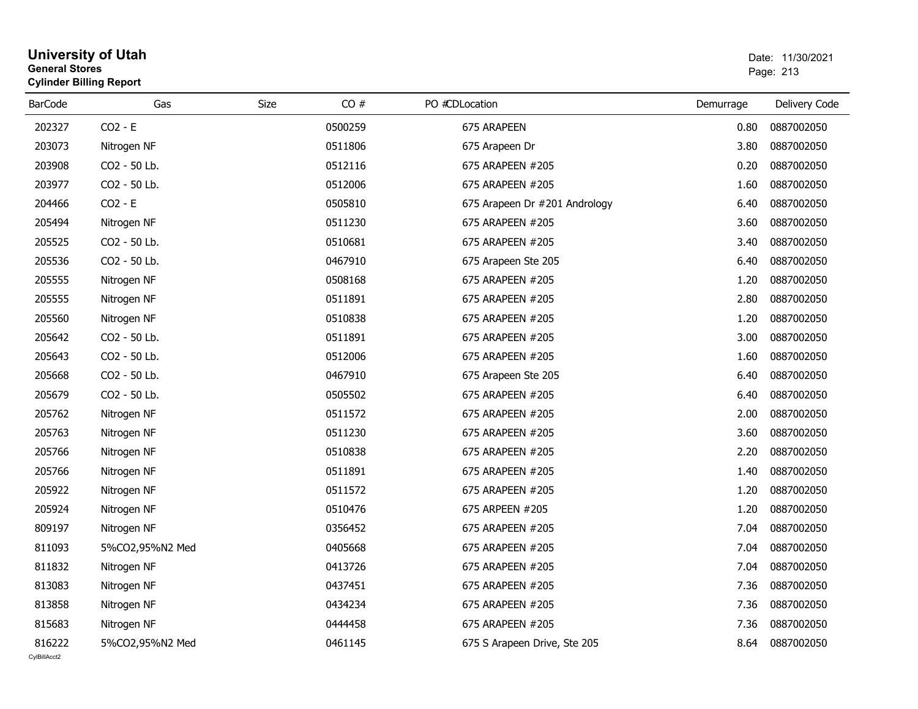# University of Utah
**General Stores**
**Cylinder Billing Report**

Date: 11/30/2021

| BarCode | Gas | Size | CO # | PO # | CD | Location | Demurrage | Delivery Code |
|---|---|---|---|---|---|---|---|---|
| 202327 | CO2 - E | | 0500259 | | | 675 ARAPEEN | 0.80 | 0887002050 |
| 203073 | Nitrogen NF | | 0511806 | | | 675 Arapeen Dr | 3.80 | 0887002050 |
| 203908 | CO2 - 50 Lb. | | 0512116 | | | 675 ARAPEEN #205 | 0.20 | 0887002050 |
| 203977 | CO2 - 50 Lb. | | 0512006 | | | 675 ARAPEEN #205 | 1.60 | 0887002050 |
| 204466 | CO2 - E | | 0505810 | | | 675 Arapeen Dr #201 Andrology | 6.40 | 0887002050 |
| 205494 | Nitrogen NF | | 0511230 | | | 675 ARAPEEN #205 | 3.60 | 0887002050 |
| 205525 | CO2 - 50 Lb. | | 0510681 | | | 675 ARAPEEN #205 | 3.40 | 0887002050 |
| 205536 | CO2 - 50 Lb. | | 0467910 | | | 675 Arapeen Ste 205 | 6.40 | 0887002050 |
| 205555 | Nitrogen NF | | 0508168 | | | 675 ARAPEEN #205 | 1.20 | 0887002050 |
| 205555 | Nitrogen NF | | 0511891 | | | 675 ARAPEEN #205 | 2.80 | 0887002050 |
| 205560 | Nitrogen NF | | 0510838 | | | 675 ARAPEEN #205 | 1.20 | 0887002050 |
| 205642 | CO2 - 50 Lb. | | 0511891 | | | 675 ARAPEEN #205 | 3.00 | 0887002050 |
| 205643 | CO2 - 50 Lb. | | 0512006 | | | 675 ARAPEEN #205 | 1.60 | 0887002050 |
| 205668 | CO2 - 50 Lb. | | 0467910 | | | 675 Arapeen Ste 205 | 6.40 | 0887002050 |
| 205679 | CO2 - 50 Lb. | | 0505502 | | | 675 ARAPEEN #205 | 6.40 | 0887002050 |
| 205762 | Nitrogen NF | | 0511572 | | | 675 ARAPEEN #205 | 2.00 | 0887002050 |
| 205763 | Nitrogen NF | | 0511230 | | | 675 ARAPEEN #205 | 3.60 | 0887002050 |
| 205766 | Nitrogen NF | | 0510838 | | | 675 ARAPEEN #205 | 2.20 | 0887002050 |
| 205766 | Nitrogen NF | | 0511891 | | | 675 ARAPEEN #205 | 1.40 | 0887002050 |
| 205922 | Nitrogen NF | | 0511572 | | | 675 ARAPEEN #205 | 1.20 | 0887002050 |
| 205924 | Nitrogen NF | | 0510476 | | | 675 ARPEEN #205 | 1.20 | 0887002050 |
| 809197 | Nitrogen NF | | 0356452 | | | 675 ARAPEEN #205 | 7.04 | 0887002050 |
| 811093 | 5%CO2,95%N2 Med | | 0405668 | | | 675 ARAPEEN #205 | 7.04 | 0887002050 |
| 811832 | Nitrogen NF | | 0413726 | | | 675 ARAPEEN #205 | 7.04 | 0887002050 |
| 813083 | Nitrogen NF | | 0437451 | | | 675 ARAPEEN #205 | 7.36 | 0887002050 |
| 813858 | Nitrogen NF | | 0434234 | | | 675 ARAPEEN #205 | 7.36 | 0887002050 |
| 815683 | Nitrogen NF | | 0444458 | | | 675 ARAPEEN #205 | 7.36 | 0887002050 |
| 816222 | 5%CO2,95%N2 Med | | 0461145 | | | 675 S Arapeen Drive, Ste 205 | 8.64 | 0887002050 |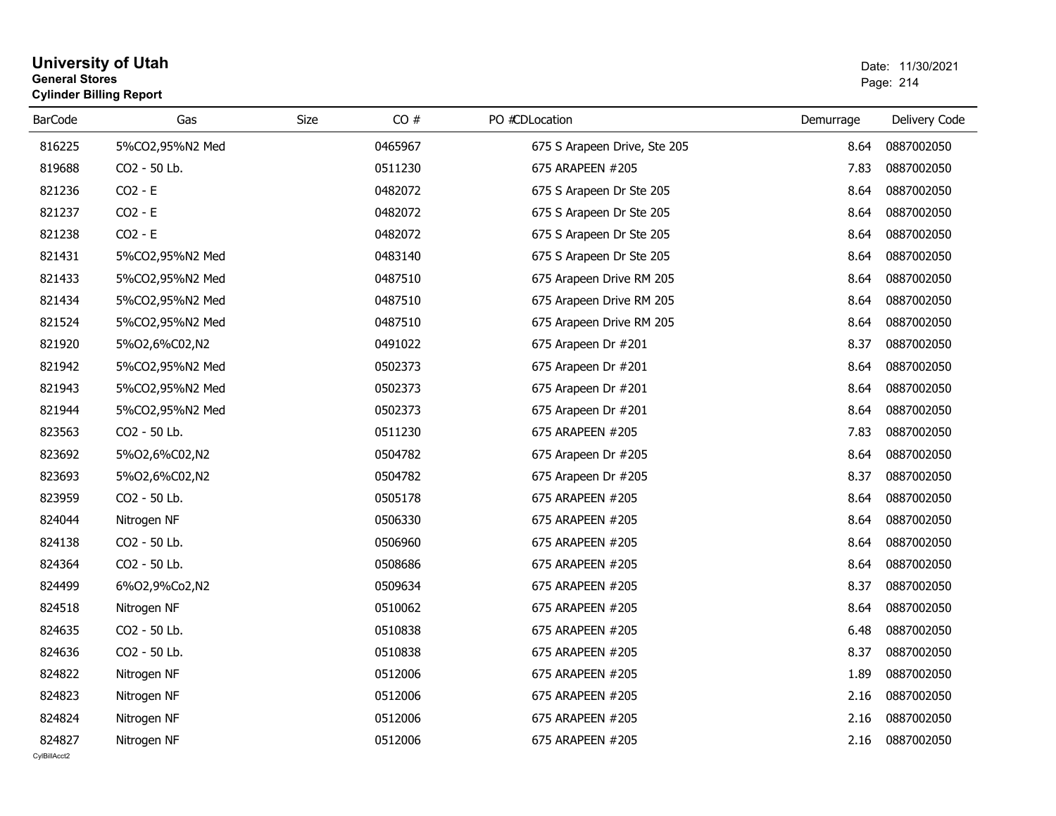# University of Utah

**General Stores**

**Cylinder Billing Report**

Date: 11/30/2021

| BarCode | Gas | Size | CO # | PO #CDLocation | Demurrage | Delivery Code |
|---|---|---|---|---|---|---|
| 816225 | 5%CO2,95%N2 Med | | 0465967 | 675 S Arapeen Drive, Ste 205 | 8.64 | 0887002050 |
| 819688 | CO2 - 50 Lb. | | 0511230 | 675 ARAPEEN #205 | 7.83 | 0887002050 |
| 821236 | CO2 - E | | 0482072 | 675 S Arapeen Dr Ste 205 | 8.64 | 0887002050 |
| 821237 | CO2 - E | | 0482072 | 675 S Arapeen Dr Ste 205 | 8.64 | 0887002050 |
| 821238 | CO2 - E | | 0482072 | 675 S Arapeen Dr Ste 205 | 8.64 | 0887002050 |
| 821431 | 5%CO2,95%N2 Med | | 0483140 | 675 S Arapeen Dr Ste 205 | 8.64 | 0887002050 |
| 821433 | 5%CO2,95%N2 Med | | 0487510 | 675 Arapeen Drive RM 205 | 8.64 | 0887002050 |
| 821434 | 5%CO2,95%N2 Med | | 0487510 | 675 Arapeen Drive RM 205 | 8.64 | 0887002050 |
| 821524 | 5%CO2,95%N2 Med | | 0487510 | 675 Arapeen Drive RM 205 | 8.64 | 0887002050 |
| 821920 | 5%O2,6%C02,N2 | | 0491022 | 675 Arapeen Dr #201 | 8.37 | 0887002050 |
| 821942 | 5%CO2,95%N2 Med | | 0502373 | 675 Arapeen Dr #201 | 8.64 | 0887002050 |
| 821943 | 5%CO2,95%N2 Med | | 0502373 | 675 Arapeen Dr #201 | 8.64 | 0887002050 |
| 821944 | 5%CO2,95%N2 Med | | 0502373 | 675 Arapeen Dr #201 | 8.64 | 0887002050 |
| 823563 | CO2 - 50 Lb. | | 0511230 | 675 ARAPEEN #205 | 7.83 | 0887002050 |
| 823692 | 5%O2,6%C02,N2 | | 0504782 | 675 Arapeen Dr #205 | 8.64 | 0887002050 |
| 823693 | 5%O2,6%C02,N2 | | 0504782 | 675 Arapeen Dr #205 | 8.37 | 0887002050 |
| 823959 | CO2 - 50 Lb. | | 0505178 | 675 ARAPEEN #205 | 8.64 | 0887002050 |
| 824044 | Nitrogen NF | | 0506330 | 675 ARAPEEN #205 | 8.64 | 0887002050 |
| 824138 | CO2 - 50 Lb. | | 0506960 | 675 ARAPEEN #205 | 8.64 | 0887002050 |
| 824364 | CO2 - 50 Lb. | | 0508686 | 675 ARAPEEN #205 | 8.64 | 0887002050 |
| 824499 | 6%O2,9%Co2,N2 | | 0509634 | 675 ARAPEEN #205 | 8.37 | 0887002050 |
| 824518 | Nitrogen NF | | 0510062 | 675 ARAPEEN #205 | 8.64 | 0887002050 |
| 824635 | CO2 - 50 Lb. | | 0510838 | 675 ARAPEEN #205 | 6.48 | 0887002050 |
| 824636 | CO2 - 50 Lb. | | 0510838 | 675 ARAPEEN #205 | 8.37 | 0887002050 |
| 824822 | Nitrogen NF | | 0512006 | 675 ARAPEEN #205 | 1.89 | 0887002050 |
| 824823 | Nitrogen NF | | 0512006 | 675 ARAPEEN #205 | 2.16 | 0887002050 |
| 824824 | Nitrogen NF | | 0512006 | 675 ARAPEEN #205 | 2.16 | 0887002050 |
| 824827 | Nitrogen NF | | 0512006 | 675 ARAPEEN #205 | 2.16 | 0887002050 |

CylBillAcct2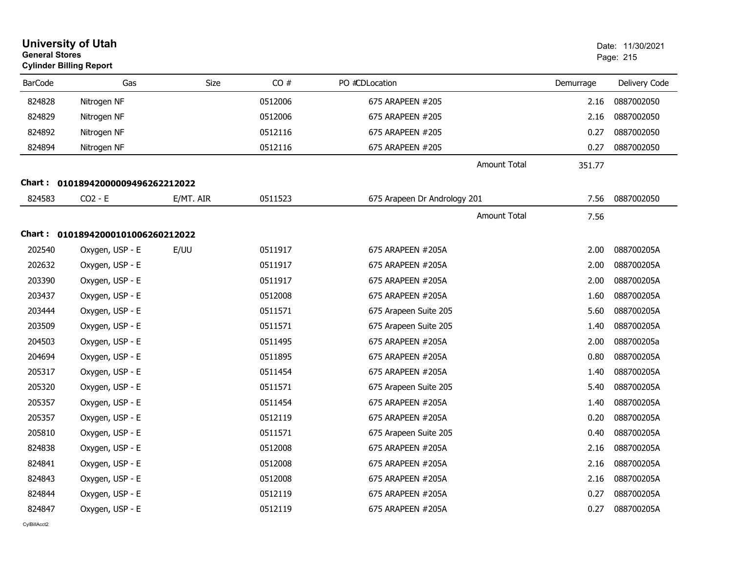# University of Utah

**General Stores**

**Cylinder Billing Report**

Date: 11/30/2021

| BarCode | Gas | Size | CO # | PO #CDLocation | Demurrage | Delivery Code |
|---|---|---|---|---|---|---|
| 824828 | Nitrogen NF | | 0512006 | 675 ARAPEEN #205 | 2.16 | 0887002050 |
| 824829 | Nitrogen NF | | 0512006 | 675 ARAPEEN #205 | 2.16 | 0887002050 |
| 824892 | Nitrogen NF | | 0512116 | 675 ARAPEEN #205 | 0.27 | 0887002050 |
| 824894 | Nitrogen NF | | 0512116 | 675 ARAPEEN #205 | 0.27 | 0887002050 |
| | | | | Amount Total | 351.77 | |

**Chart : 01018942000009496262212022**

| BarCode | Gas | Size | CO # | PO #CDLocation | Demurrage | Delivery Code |
|---|---|---|---|---|---|---|
| 824583 | CO2 - E | E/MT. AIR | 0511523 | 675 Arapeen Dr Andrology 201 | 7.56 | 0887002050 |
| | | | | Amount Total | 7.56 | |

**Chart : 01018942000101006260212022**

| BarCode | Gas | Size | CO # | PO #CDLocation | Demurrage | Delivery Code |
|---|---|---|---|---|---|---|
| 202540 | Oxygen, USP - E | E/UU | 0511917 | 675 ARAPEEN #205A | 2.00 | 088700205A |
| 202632 | Oxygen, USP - E | | 0511917 | 675 ARAPEEN #205A | 2.00 | 088700205A |
| 203390 | Oxygen, USP - E | | 0511917 | 675 ARAPEEN #205A | 2.00 | 088700205A |
| 203437 | Oxygen, USP - E | | 0512008 | 675 ARAPEEN #205A | 1.60 | 088700205A |
| 203444 | Oxygen, USP - E | | 0511571 | 675 Arapeen Suite 205 | 5.60 | 088700205A |
| 203509 | Oxygen, USP - E | | 0511571 | 675 Arapeen Suite 205 | 1.40 | 088700205A |
| 204503 | Oxygen, USP - E | | 0511495 | 675 ARAPEEN #205A | 2.00 | 088700205a |
| 204694 | Oxygen, USP - E | | 0511895 | 675 ARAPEEN #205A | 0.80 | 088700205A |
| 205317 | Oxygen, USP - E | | 0511454 | 675 ARAPEEN #205A | 1.40 | 088700205A |
| 205320 | Oxygen, USP - E | | 0511571 | 675 Arapeen Suite 205 | 5.40 | 088700205A |
| 205357 | Oxygen, USP - E | | 0511454 | 675 ARAPEEN #205A | 1.40 | 088700205A |
| 205357 | Oxygen, USP - E | | 0512119 | 675 ARAPEEN #205A | 0.20 | 088700205A |
| 205810 | Oxygen, USP - E | | 0511571 | 675 Arapeen Suite 205 | 0.40 | 088700205A |
| 824838 | Oxygen, USP - E | | 0512008 | 675 ARAPEEN #205A | 2.16 | 088700205A |
| 824841 | Oxygen, USP - E | | 0512008 | 675 ARAPEEN #205A | 2.16 | 088700205A |
| 824843 | Oxygen, USP - E | | 0512008 | 675 ARAPEEN #205A | 2.16 | 088700205A |
| 824844 | Oxygen, USP - E | | 0512119 | 675 ARAPEEN #205A | 0.27 | 088700205A |
| 824847 | Oxygen, USP - E | | 0512119 | 675 ARAPEEN #205A | 0.27 | 088700205A |

CylBillAcct2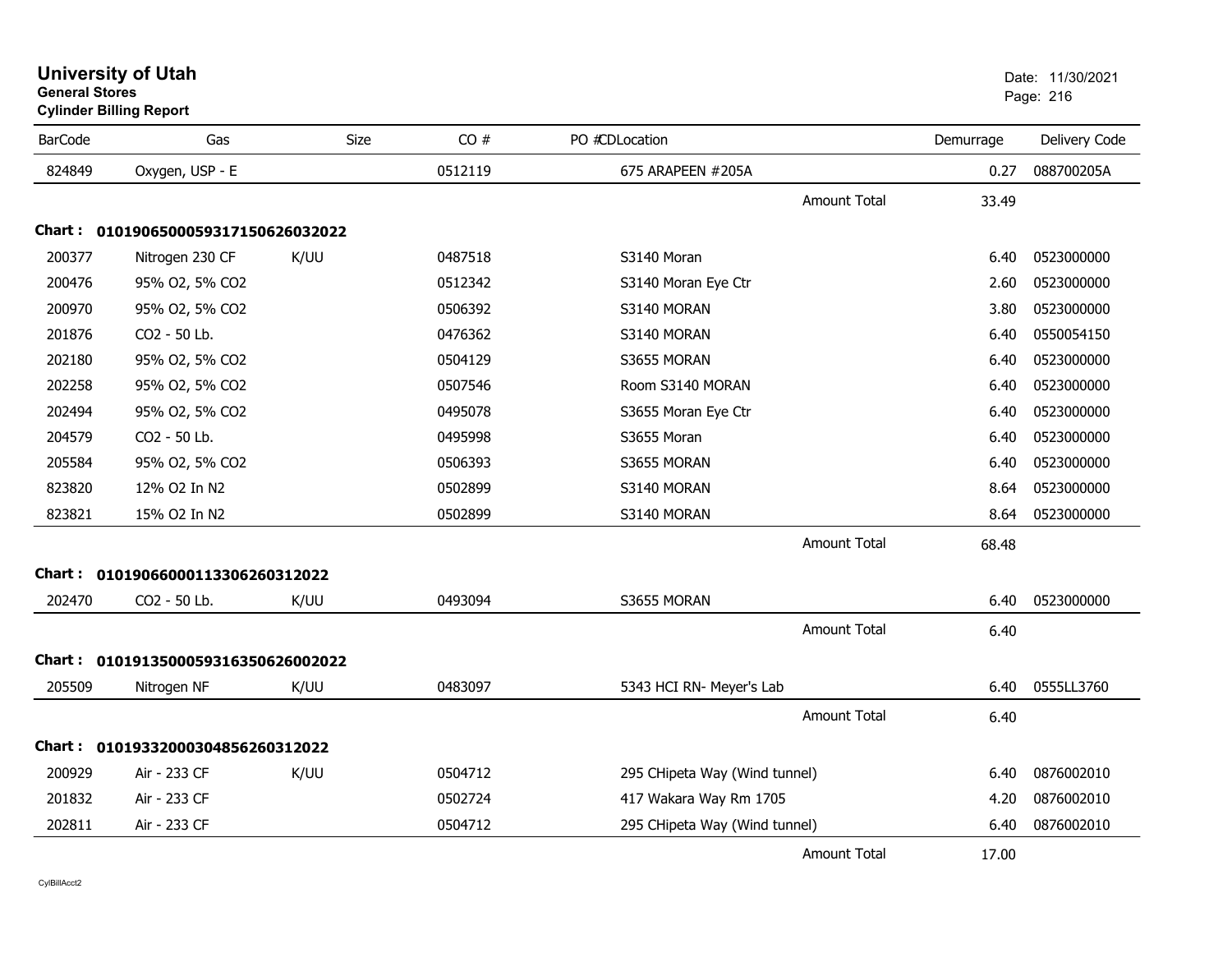**University of Utah**
**General Stores**
**Cylinder Billing Report**

Date: 11/30/2021

| BarCode | Gas | Size | CO # | PO # | CD | Location | Demurrage | Delivery Code |
|---|---|---|---|---|---|---|---|---|
| 824849 | Oxygen, USP - E | | 0512119 | | | 675 ARAPEEN #205A | 0.27 | 088700205A |
| | | | | | | Amount Total | 33.49 | |
| **Chart : 01019065000593171506260320 22** | | | | | | | | |
| 200377 | Nitrogen 230 CF | K/UU | 0487518 | | | S3140 Moran | 6.40 | 0523000000 |
| 200476 | 95% O2, 5% CO2 | | 0512342 | | | S3140 Moran Eye Ctr | 2.60 | 0523000000 |
| 200970 | 95% O2, 5% CO2 | | 0506392 | | | S3140 MORAN | 3.80 | 0523000000 |
| 201876 | CO2 - 50 Lb. | | 0476362 | | | S3140 MORAN | 6.40 | 0550054150 |
| 202180 | 95% O2, 5% CO2 | | 0504129 | | | S3655 MORAN | 6.40 | 0523000000 |
| 202258 | 95% O2, 5% CO2 | | 0507546 | | | Room S3140 MORAN | 6.40 | 0523000000 |
| 202494 | 95% O2, 5% CO2 | | 0495078 | | | S3655 Moran Eye Ctr | 6.40 | 0523000000 |
| 204579 | CO2 - 50 Lb. | | 0495998 | | | S3655 Moran | 6.40 | 0523000000 |
| 205584 | 95% O2, 5% CO2 | | 0506393 | | | S3655 MORAN | 6.40 | 0523000000 |
| 823820 | 12% O2 In N2 | | 0502899 | | | S3140 MORAN | 8.64 | 0523000000 |
| 823821 | 15% O2 In N2 | | 0502899 | | | S3140 MORAN | 8.64 | 0523000000 |
| | | | | | | Amount Total | 68.48 | |
| **Chart : 01019066000113306260312022** | | | | | | | | |
| 202470 | CO2 - 50 Lb. | K/UU | 0493094 | | | S3655 MORAN | 6.40 | 0523000000 |
| | | | | | | Amount Total | 6.40 | |
| **Chart : 01019135000593163506260020 22** | | | | | | | | |
| 205509 | Nitrogen NF | K/UU | 0483097 | | | 5343 HCI RN- Meyer's Lab | 6.40 | 0555LL3760 |
| | | | | | | Amount Total | 6.40 | |
| **Chart : 01019332000304856260312022** | | | | | | | | |
| 200929 | Air - 233 CF | K/UU | 0504712 | | | 295 CHipeta Way (Wind tunnel) | 6.40 | 0876002010 |
| 201832 | Air - 233 CF | | 0502724 | | | 417 Wakara Way Rm 1705 | 4.20 | 0876002010 |
| 202811 | Air - 233 CF | | 0504712 | | | 295 CHipeta Way (Wind tunnel) | 6.40 | 0876002010 |
| | | | | | | Amount Total | 17.00 | |

CylBillAcct2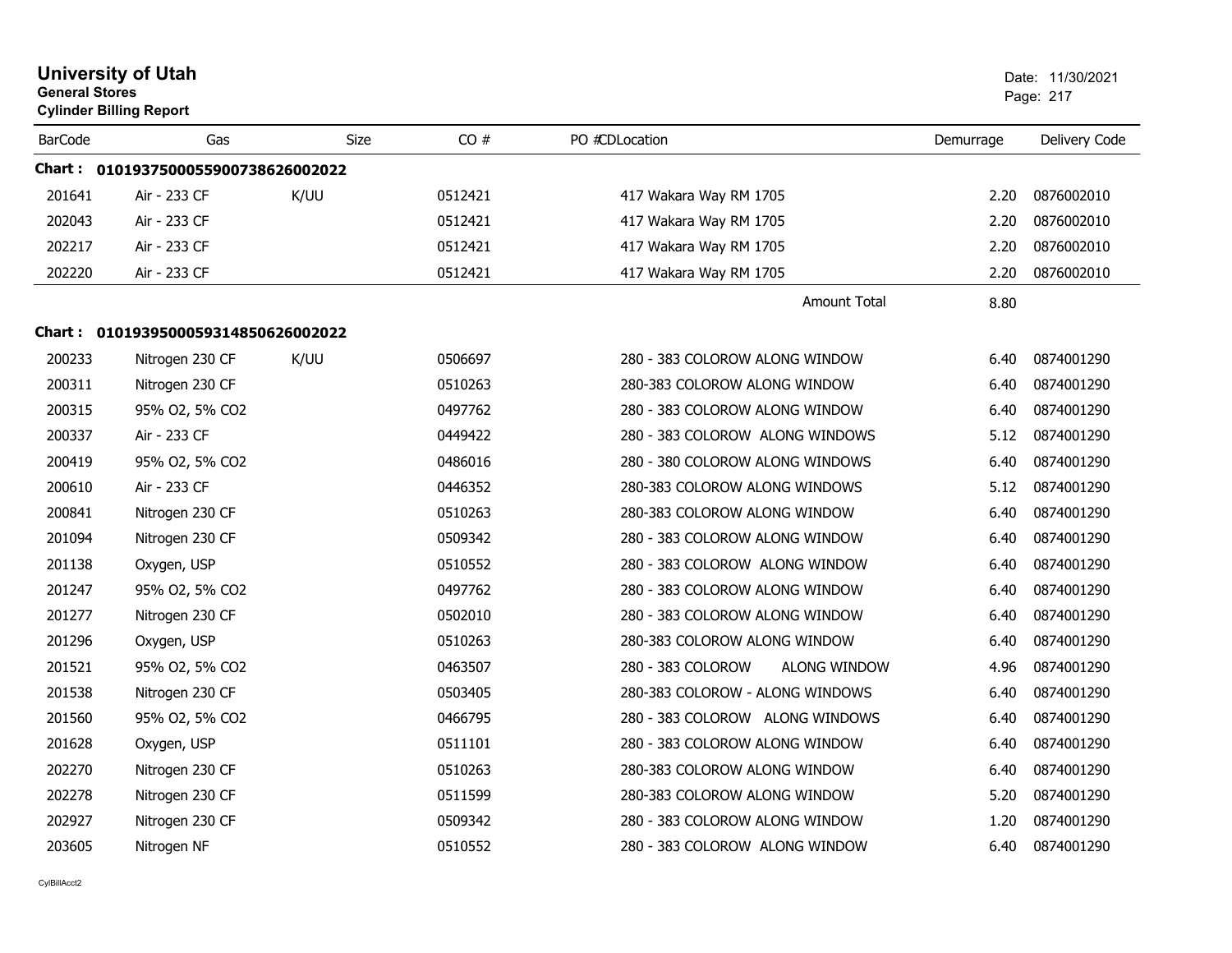# University of Utah

**General Stores**

**Cylinder Billing Report**

Date: 11/30/2021

| BarCode | Gas | Size | CO # | PO #CDLocation | Demurrage | Delivery Code |
|---|---|---|---|---|---|---|
| **Chart : 01019375000559007386260020​22** | | | | | | |
| 201641 | Air - 233 CF | K/UU | 0512421 | 417 Wakara Way RM 1705 | 2.20 | 0876002010 |
| 202043 | Air - 233 CF | | 0512421 | 417 Wakara Way RM 1705 | 2.20 | 0876002010 |
| 202217 | Air - 233 CF | | 0512421 | 417 Wakara Way RM 1705 | 2.20 | 0876002010 |
| 202220 | Air - 233 CF | | 0512421 | 417 Wakara Way RM 1705 | 2.20 | 0876002010 |
| | | | | Amount Total | 8.80 | |
| **Chart : 01019395000593148506260020​22** | | | | | | |
| 200233 | Nitrogen 230 CF | K/UU | 0506697 | 280 - 383 COLOROW ALONG WINDOW | 6.40 | 0874001290 |
| 200311 | Nitrogen 230 CF | | 0510263 | 280-383 COLOROW ALONG WINDOW | 6.40 | 0874001290 |
| 200315 | 95% O2, 5% CO2 | | 0497762 | 280 - 383 COLOROW ALONG WINDOW | 6.40 | 0874001290 |
| 200337 | Air - 233 CF | | 0449422 | 280 - 383 COLOROW ALONG WINDOWS | 5.12 | 0874001290 |
| 200419 | 95% O2, 5% CO2 | | 0486016 | 280 - 380 COLOROW ALONG WINDOWS | 6.40 | 0874001290 |
| 200610 | Air - 233 CF | | 0446352 | 280-383 COLOROW ALONG WINDOWS | 5.12 | 0874001290 |
| 200841 | Nitrogen 230 CF | | 0510263 | 280-383 COLOROW ALONG WINDOW | 6.40 | 0874001290 |
| 201094 | Nitrogen 230 CF | | 0509342 | 280 - 383 COLOROW ALONG WINDOW | 6.40 | 0874001290 |
| 201138 | Oxygen, USP | | 0510552 | 280 - 383 COLOROW ALONG WINDOW | 6.40 | 0874001290 |
| 201247 | 95% O2, 5% CO2 | | 0497762 | 280 - 383 COLOROW ALONG WINDOW | 6.40 | 0874001290 |
| 201277 | Nitrogen 230 CF | | 0502010 | 280 - 383 COLOROW ALONG WINDOW | 6.40 | 0874001290 |
| 201296 | Oxygen, USP | | 0510263 | 280-383 COLOROW ALONG WINDOW | 6.40 | 0874001290 |
| 201521 | 95% O2, 5% CO2 | | 0463507 | 280 - 383 COLOROW ALONG WINDOW | 4.96 | 0874001290 |
| 201538 | Nitrogen 230 CF | | 0503405 | 280-383 COLOROW - ALONG WINDOWS | 6.40 | 0874001290 |
| 201560 | 95% O2, 5% CO2 | | 0466795 | 280 - 383 COLOROW ALONG WINDOWS | 6.40 | 0874001290 |
| 201628 | Oxygen, USP | | 0511101 | 280 - 383 COLOROW ALONG WINDOW | 6.40 | 0874001290 |
| 202270 | Nitrogen 230 CF | | 0510263 | 280-383 COLOROW ALONG WINDOW | 6.40 | 0874001290 |
| 202278 | Nitrogen 230 CF | | 0511599 | 280-383 COLOROW ALONG WINDOW | 5.20 | 0874001290 |
| 202927 | Nitrogen 230 CF | | 0509342 | 280 - 383 COLOROW ALONG WINDOW | 1.20 | 0874001290 |
| 203605 | Nitrogen NF | | 0510552 | 280 - 383 COLOROW ALONG WINDOW | 6.40 | 0874001290 |

CylBillAcct2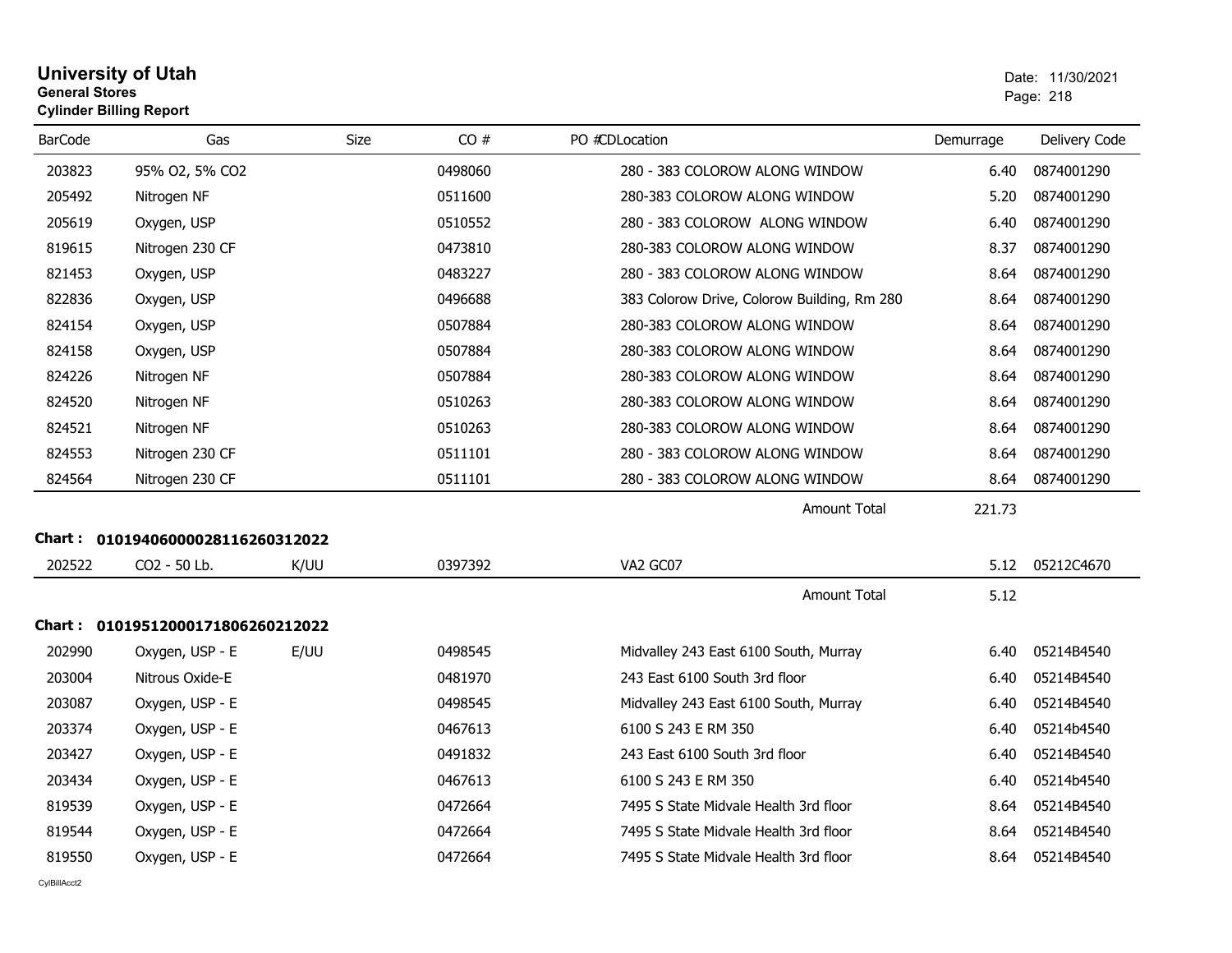# University of Utah

**General Stores**

**Cylinder Billing Report**

Date: 11/30/2021

| BarCode | Gas | Size | CO # | PO # | CDLocation | Demurrage | Delivery Code |
|---|---|---|---|---|---|---|---|
| 203823 | 95% O2, 5% CO2 | | 0498060 | | 280 - 383 COLOROW ALONG WINDOW | 6.40 | 0874001290 |
| 205492 | Nitrogen NF | | 0511600 | | 280-383 COLOROW ALONG WINDOW | 5.20 | 0874001290 |
| 205619 | Oxygen, USP | | 0510552 | | 280 - 383 COLOROW ALONG WINDOW | 6.40 | 0874001290 |
| 819615 | Nitrogen 230 CF | | 0473810 | | 280-383 COLOROW ALONG WINDOW | 8.37 | 0874001290 |
| 821453 | Oxygen, USP | | 0483227 | | 280 - 383 COLOROW ALONG WINDOW | 8.64 | 0874001290 |
| 822836 | Oxygen, USP | | 0496688 | | 383 Colorow Drive, Colorow Building, Rm 280 | 8.64 | 0874001290 |
| 824154 | Oxygen, USP | | 0507884 | | 280-383 COLOROW ALONG WINDOW | 8.64 | 0874001290 |
| 824158 | Oxygen, USP | | 0507884 | | 280-383 COLOROW ALONG WINDOW | 8.64 | 0874001290 |
| 824226 | Nitrogen NF | | 0507884 | | 280-383 COLOROW ALONG WINDOW | 8.64 | 0874001290 |
| 824520 | Nitrogen NF | | 0510263 | | 280-383 COLOROW ALONG WINDOW | 8.64 | 0874001290 |
| 824521 | Nitrogen NF | | 0510263 | | 280-383 COLOROW ALONG WINDOW | 8.64 | 0874001290 |
| 824553 | Nitrogen 230 CF | | 0511101 | | 280 - 383 COLOROW ALONG WINDOW | 8.64 | 0874001290 |
| 824564 | Nitrogen 230 CF | | 0511101 | | 280 - 383 COLOROW ALONG WINDOW | 8.64 | 0874001290 |
| | | | | | Amount Total | 221.73 | |

**Chart : 01019406000028116260312022**

| BarCode | Gas | Size | CO # | PO # | CDLocation | Demurrage | Delivery Code |
|---|---|---|---|---|---|---|---|
| 202522 | CO2 - 50 Lb. | K/UU | 0397392 | | VA2 GC07 | 5.12 | 05212C4670 |
| | | | | | Amount Total | 5.12 | |

**Chart : 01019512000171806260212022**

| BarCode | Gas | Size | CO # | PO # | CDLocation | Demurrage | Delivery Code |
|---|---|---|---|---|---|---|---|
| 202990 | Oxygen, USP - E | E/UU | 0498545 | | Midvalley 243 East 6100 South, Murray | 6.40 | 05214B4540 |
| 203004 | Nitrous Oxide-E | | 0481970 | | 243 East 6100 South 3rd floor | 6.40 | 05214B4540 |
| 203087 | Oxygen, USP - E | | 0498545 | | Midvalley 243 East 6100 South, Murray | 6.40 | 05214B4540 |
| 203374 | Oxygen, USP - E | | 0467613 | | 6100 S 243 E RM 350 | 6.40 | 05214b4540 |
| 203427 | Oxygen, USP - E | | 0491832 | | 243 East 6100 South 3rd floor | 6.40 | 05214B4540 |
| 203434 | Oxygen, USP - E | | 0467613 | | 6100 S 243 E RM 350 | 6.40 | 05214b4540 |
| 819539 | Oxygen, USP - E | | 0472664 | | 7495 S State Midvale Health 3rd floor | 8.64 | 05214B4540 |
| 819544 | Oxygen, USP - E | | 0472664 | | 7495 S State Midvale Health 3rd floor | 8.64 | 05214B4540 |
| 819550 | Oxygen, USP - E | | 0472664 | | 7495 S State Midvale Health 3rd floor | 8.64 | 05214B4540 |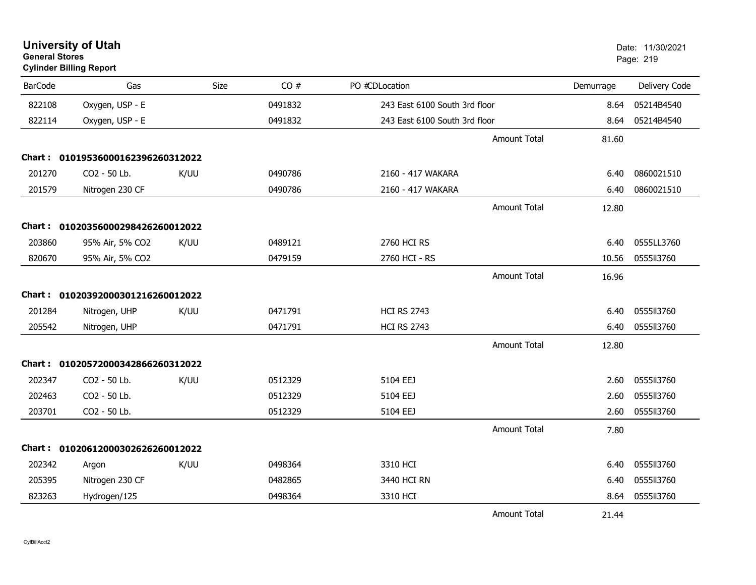# University of Utah
**General Stores**
**Cylinder Billing Report**

Date: 11/30/2021

| BarCode | Gas | Size | CO # | PO #CDLocation | Demurrage | Delivery Code |
|---|---|---|---|---|---|---|
| 822108 | Oxygen, USP - E | | 0491832 | 243 East 6100 South 3rd floor | 8.64 | 05214B4540 |
| 822114 | Oxygen, USP - E | | 0491832 | 243 East 6100 South 3rd floor | 8.64 | 05214B4540 |
| | | | | Amount Total | 81.60 | |
| **Chart :** | **01019536000162396260312022** | | | | | |
| 201270 | CO2 - 50 Lb. | K/UU | 0490786 | 2160 - 417 WAKARA | 6.40 | 0860021510 |
| 201579 | Nitrogen 230 CF | | 0490786 | 2160 - 417 WAKARA | 6.40 | 0860021510 |
| | | | | Amount Total | 12.80 | |
| **Chart :** | **01020356000298426260012022** | | | | | |
| 203860 | 95% Air, 5% CO2 | K/UU | 0489121 | 2760 HCI RS | 6.40 | 0555LL3760 |
| 820670 | 95% Air, 5% CO2 | | 0479159 | 2760 HCI - RS | 10.56 | 0555ll3760 |
| | | | | Amount Total | 16.96 | |
| **Chart :** | **01020392000301216260012022** | | | | | |
| 201284 | Nitrogen, UHP | K/UU | 0471791 | HCI RS 2743 | 6.40 | 0555ll3760 |
| 205542 | Nitrogen, UHP | | 0471791 | HCI RS 2743 | 6.40 | 0555ll3760 |
| | | | | Amount Total | 12.80 | |
| **Chart :** | **01020572000342866260312022** | | | | | |
| 202347 | CO2 - 50 Lb. | K/UU | 0512329 | 5104 EEJ | 2.60 | 0555ll3760 |
| 202463 | CO2 - 50 Lb. | | 0512329 | 5104 EEJ | 2.60 | 0555ll3760 |
| 203701 | CO2 - 50 Lb. | | 0512329 | 5104 EEJ | 2.60 | 0555ll3760 |
| | | | | Amount Total | 7.80 | |
| **Chart :** | **01020612000302626260012022** | | | | | |
| 202342 | Argon | K/UU | 0498364 | 3310 HCI | 6.40 | 0555ll3760 |
| 205395 | Nitrogen 230 CF | | 0482865 | 3440 HCI RN | 6.40 | 0555ll3760 |
| 823263 | Hydrogen/125 | | 0498364 | 3310 HCI | 8.64 | 0555ll3760 |
| | | | | Amount Total | 21.44 | |

CylBillAcct2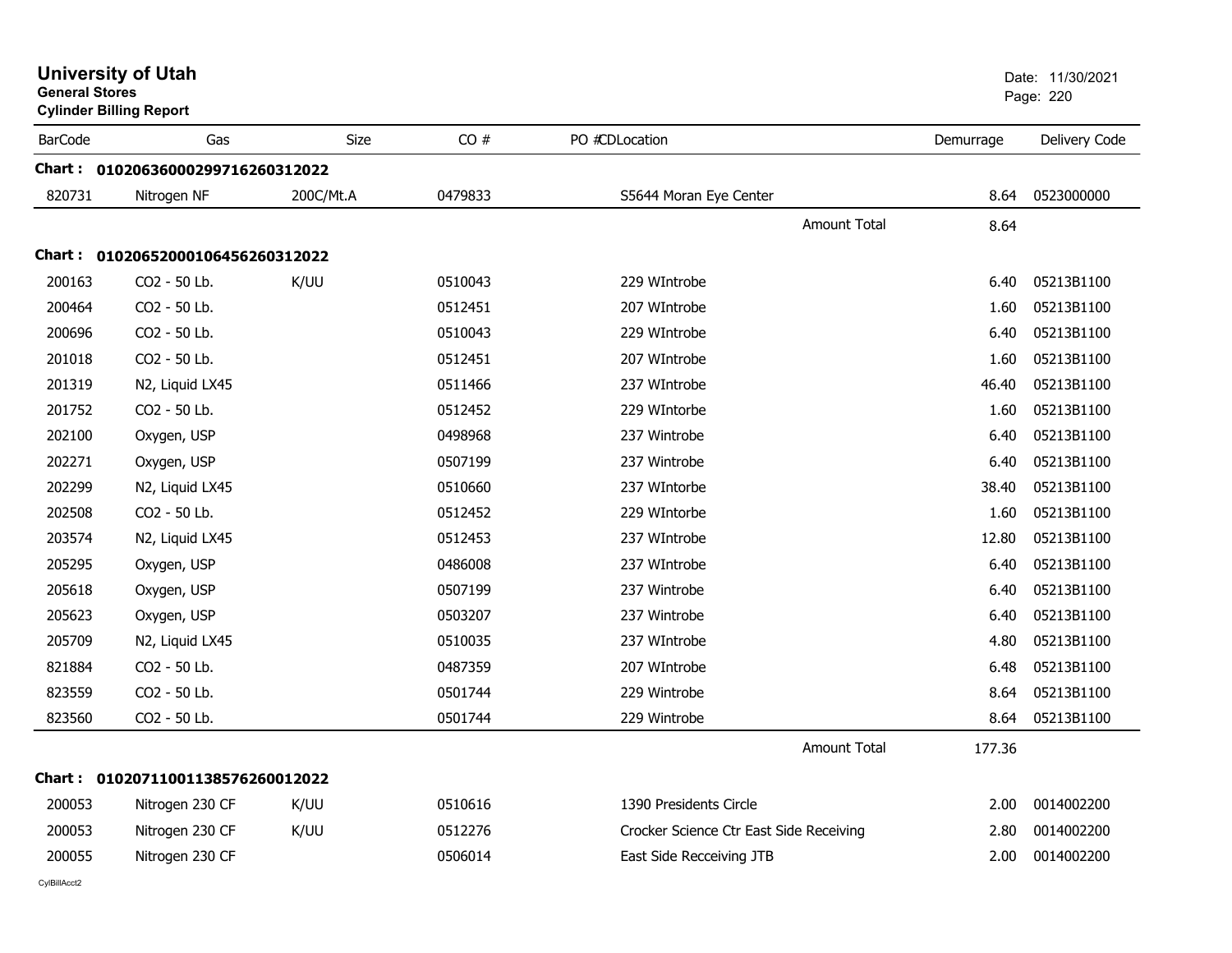# University of Utah

**General Stores**

**Cylinder Billing Report**

Date: 11/30/2021

| BarCode | Gas | Size | CO # | PO #CDLocation | Demurrage | Delivery Code |
|---|---|---|---|---|---|---|
| **Chart : 01020636000299716260312022** | | | | | | |
| 820731 | Nitrogen NF | 200C/Mt.A | 0479833 | S5644 Moran Eye Center | 8.64 | 0523000000 |
| | | | | Amount Total | 8.64 | |
| **Chart : 01020652000106456260312022** | | | | | | |
| 200163 | CO2 - 50 Lb. | K/UU | 0510043 | 229 WIntrobe | 6.40 | 05213B1100 |
| 200464 | CO2 - 50 Lb. | | 0512451 | 207 WIntrobe | 1.60 | 05213B1100 |
| 200696 | CO2 - 50 Lb. | | 0510043 | 229 WIntrobe | 6.40 | 05213B1100 |
| 201018 | CO2 - 50 Lb. | | 0512451 | 207 WIntrobe | 1.60 | 05213B1100 |
| 201319 | N2, Liquid LX45 | | 0511466 | 237 WIntrobe | 46.40 | 05213B1100 |
| 201752 | CO2 - 50 Lb. | | 0512452 | 229 WIntorbe | 1.60 | 05213B1100 |
| 202100 | Oxygen, USP | | 0498968 | 237 Wintrobe | 6.40 | 05213B1100 |
| 202271 | Oxygen, USP | | 0507199 | 237 Wintrobe | 6.40 | 05213B1100 |
| 202299 | N2, Liquid LX45 | | 0510660 | 237 WIntorbe | 38.40 | 05213B1100 |
| 202508 | CO2 - 50 Lb. | | 0512452 | 229 WIntorbe | 1.60 | 05213B1100 |
| 203574 | N2, Liquid LX45 | | 0512453 | 237 WIntrobe | 12.80 | 05213B1100 |
| 205295 | Oxygen, USP | | 0486008 | 237 WIntrobe | 6.40 | 05213B1100 |
| 205618 | Oxygen, USP | | 0507199 | 237 Wintrobe | 6.40 | 05213B1100 |
| 205623 | Oxygen, USP | | 0503207 | 237 Wintrobe | 6.40 | 05213B1100 |
| 205709 | N2, Liquid LX45 | | 0510035 | 237 WIntrobe | 4.80 | 05213B1100 |
| 821884 | CO2 - 50 Lb. | | 0487359 | 207 WIntrobe | 6.48 | 05213B1100 |
| 823559 | CO2 - 50 Lb. | | 0501744 | 229 Wintrobe | 8.64 | 05213B1100 |
| 823560 | CO2 - 50 Lb. | | 0501744 | 229 Wintrobe | 8.64 | 05213B1100 |
| | | | | Amount Total | 177.36 | |
| **Chart : 01020711001138576260012022** | | | | | | |
| 200053 | Nitrogen 230 CF | K/UU | 0510616 | 1390 Presidents Circle | 2.00 | 0014002200 |
| 200053 | Nitrogen 230 CF | K/UU | 0512276 | Crocker Science Ctr East Side Receiving | 2.80 | 0014002200 |
| 200055 | Nitrogen 230 CF | | 0506014 | East Side Recceiving JTB | 2.00 | 0014002200 |

CylBillAcct2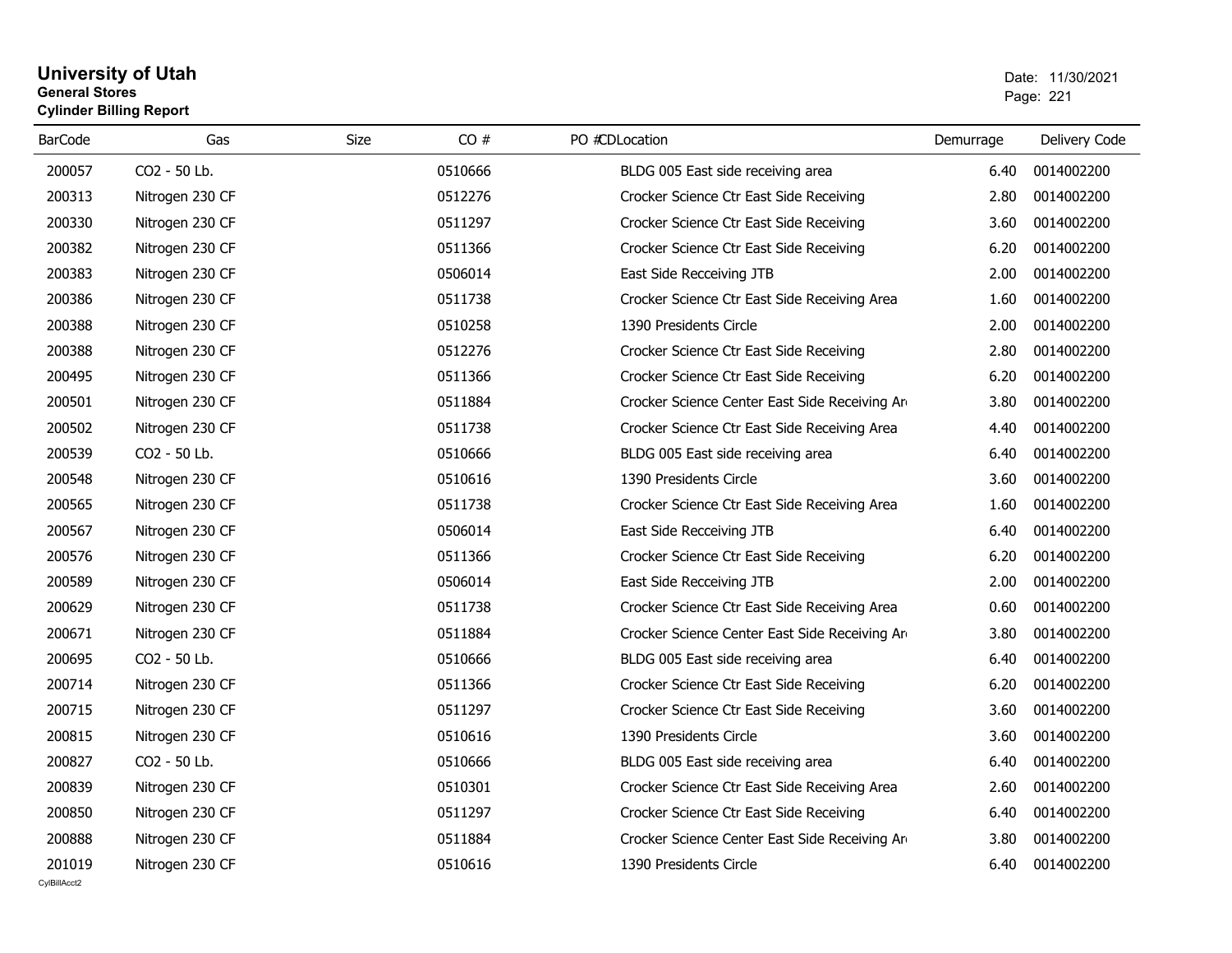# University of Utah

**General Stores**

**Cylinder Billing Report**

Date: 11/30/2021

| BarCode | Gas | Size | CO # | PO # | CD | Location | Demurrage | Delivery Code |
|---|---|---|---|---|---|---|---|---|
| 200057 | CO2 - 50 Lb. | | 0510666 | | | BLDG 005 East side receiving area | 6.40 | 0014002200 |
| 200313 | Nitrogen 230 CF | | 0512276 | | | Crocker Science Ctr East Side Receiving | 2.80 | 0014002200 |
| 200330 | Nitrogen 230 CF | | 0511297 | | | Crocker Science Ctr East Side Receiving | 3.60 | 0014002200 |
| 200382 | Nitrogen 230 CF | | 0511366 | | | Crocker Science Ctr East Side Receiving | 6.20 | 0014002200 |
| 200383 | Nitrogen 230 CF | | 0506014 | | | East Side Recceiving JTB | 2.00 | 0014002200 |
| 200386 | Nitrogen 230 CF | | 0511738 | | | Crocker Science Ctr East Side Receiving Area | 1.60 | 0014002200 |
| 200388 | Nitrogen 230 CF | | 0510258 | | | 1390 Presidents Circle | 2.00 | 0014002200 |
| 200388 | Nitrogen 230 CF | | 0512276 | | | Crocker Science Ctr East Side Receiving | 2.80 | 0014002200 |
| 200495 | Nitrogen 230 CF | | 0511366 | | | Crocker Science Ctr East Side Receiving | 6.20 | 0014002200 |
| 200501 | Nitrogen 230 CF | | 0511884 | | | Crocker Science Center East Side Receiving Ar | 3.80 | 0014002200 |
| 200502 | Nitrogen 230 CF | | 0511738 | | | Crocker Science Ctr East Side Receiving Area | 4.40 | 0014002200 |
| 200539 | CO2 - 50 Lb. | | 0510666 | | | BLDG 005 East side receiving area | 6.40 | 0014002200 |
| 200548 | Nitrogen 230 CF | | 0510616 | | | 1390 Presidents Circle | 3.60 | 0014002200 |
| 200565 | Nitrogen 230 CF | | 0511738 | | | Crocker Science Ctr East Side Receiving Area | 1.60 | 0014002200 |
| 200567 | Nitrogen 230 CF | | 0506014 | | | East Side Recceiving JTB | 6.40 | 0014002200 |
| 200576 | Nitrogen 230 CF | | 0511366 | | | Crocker Science Ctr East Side Receiving | 6.20 | 0014002200 |
| 200589 | Nitrogen 230 CF | | 0506014 | | | East Side Recceiving JTB | 2.00 | 0014002200 |
| 200629 | Nitrogen 230 CF | | 0511738 | | | Crocker Science Ctr East Side Receiving Area | 0.60 | 0014002200 |
| 200671 | Nitrogen 230 CF | | 0511884 | | | Crocker Science Center East Side Receiving Ar | 3.80 | 0014002200 |
| 200695 | CO2 - 50 Lb. | | 0510666 | | | BLDG 005 East side receiving area | 6.40 | 0014002200 |
| 200714 | Nitrogen 230 CF | | 0511366 | | | Crocker Science Ctr East Side Receiving | 6.20 | 0014002200 |
| 200715 | Nitrogen 230 CF | | 0511297 | | | Crocker Science Ctr East Side Receiving | 3.60 | 0014002200 |
| 200815 | Nitrogen 230 CF | | 0510616 | | | 1390 Presidents Circle | 3.60 | 0014002200 |
| 200827 | CO2 - 50 Lb. | | 0510666 | | | BLDG 005 East side receiving area | 6.40 | 0014002200 |
| 200839 | Nitrogen 230 CF | | 0510301 | | | Crocker Science Ctr East Side Receiving Area | 2.60 | 0014002200 |
| 200850 | Nitrogen 230 CF | | 0511297 | | | Crocker Science Ctr East Side Receiving | 6.40 | 0014002200 |
| 200888 | Nitrogen 230 CF | | 0511884 | | | Crocker Science Center East Side Receiving Ar | 3.80 | 0014002200 |
| 201019 | Nitrogen 230 CF | | 0510616 | | | 1390 Presidents Circle | 6.40 | 0014002200 |

CylBillAcct2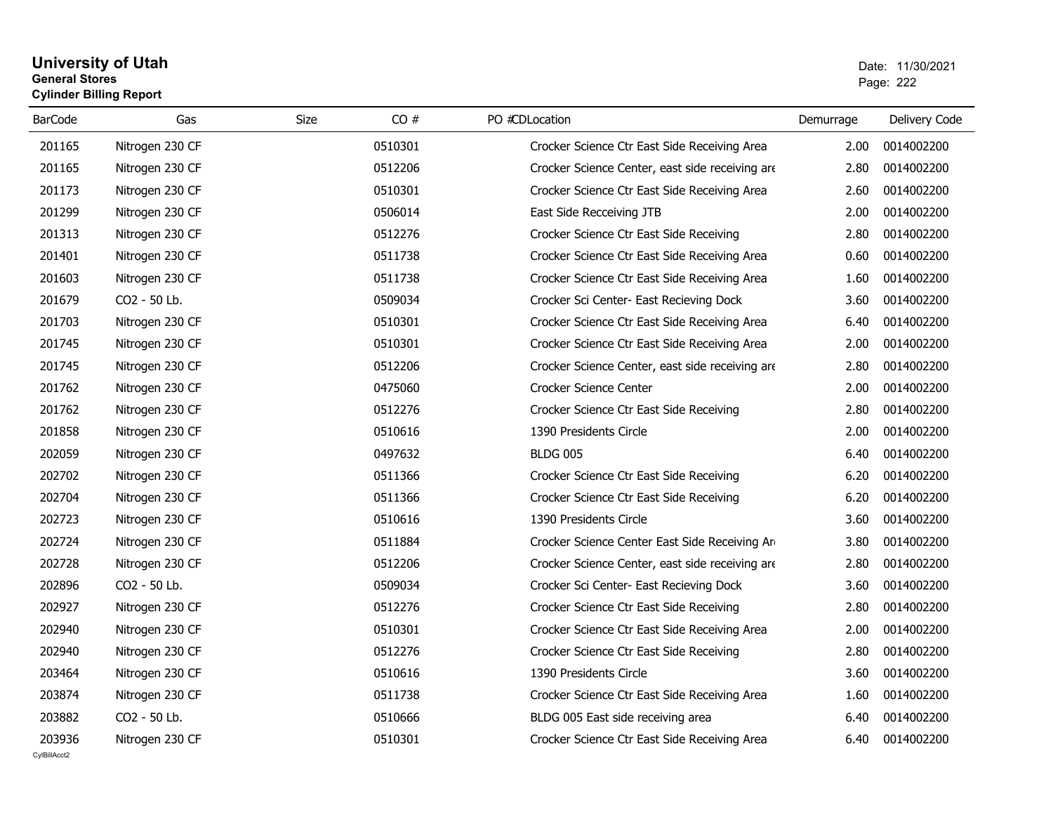# University of Utah
**General Stores**
**Cylinder Billing Report**

Date: 11/30/2021

| BarCode | Gas | Size | CO # | PO # | CD | Location | Demurrage | Delivery Code |
|---|---|---|---|---|---|---|---|---|
| 201165 | Nitrogen 230 CF | | 0510301 | | | Crocker Science Ctr East Side Receiving Area | 2.00 | 0014002200 |
| 201165 | Nitrogen 230 CF | | 0512206 | | | Crocker Science Center, east side receiving are | 2.80 | 0014002200 |
| 201173 | Nitrogen 230 CF | | 0510301 | | | Crocker Science Ctr East Side Receiving Area | 2.60 | 0014002200 |
| 201299 | Nitrogen 230 CF | | 0506014 | | | East Side Recceiving JTB | 2.00 | 0014002200 |
| 201313 | Nitrogen 230 CF | | 0512276 | | | Crocker Science Ctr East Side Receiving | 2.80 | 0014002200 |
| 201401 | Nitrogen 230 CF | | 0511738 | | | Crocker Science Ctr East Side Receiving Area | 0.60 | 0014002200 |
| 201603 | Nitrogen 230 CF | | 0511738 | | | Crocker Science Ctr East Side Receiving Area | 1.60 | 0014002200 |
| 201679 | CO2 - 50 Lb. | | 0509034 | | | Crocker Sci Center- East Recieving Dock | 3.60 | 0014002200 |
| 201703 | Nitrogen 230 CF | | 0510301 | | | Crocker Science Ctr East Side Receiving Area | 6.40 | 0014002200 |
| 201745 | Nitrogen 230 CF | | 0510301 | | | Crocker Science Ctr East Side Receiving Area | 2.00 | 0014002200 |
| 201745 | Nitrogen 230 CF | | 0512206 | | | Crocker Science Center, east side receiving are | 2.80 | 0014002200 |
| 201762 | Nitrogen 230 CF | | 0475060 | | | Crocker Science Center | 2.00 | 0014002200 |
| 201762 | Nitrogen 230 CF | | 0512276 | | | Crocker Science Ctr East Side Receiving | 2.80 | 0014002200 |
| 201858 | Nitrogen 230 CF | | 0510616 | | | 1390 Presidents Circle | 2.00 | 0014002200 |
| 202059 | Nitrogen 230 CF | | 0497632 | | | BLDG 005 | 6.40 | 0014002200 |
| 202702 | Nitrogen 230 CF | | 0511366 | | | Crocker Science Ctr East Side Receiving | 6.20 | 0014002200 |
| 202704 | Nitrogen 230 CF | | 0511366 | | | Crocker Science Ctr East Side Receiving | 6.20 | 0014002200 |
| 202723 | Nitrogen 230 CF | | 0510616 | | | 1390 Presidents Circle | 3.60 | 0014002200 |
| 202724 | Nitrogen 230 CF | | 0511884 | | | Crocker Science Center East Side Receiving Ar | 3.80 | 0014002200 |
| 202728 | Nitrogen 230 CF | | 0512206 | | | Crocker Science Center, east side receiving are | 2.80 | 0014002200 |
| 202896 | CO2 - 50 Lb. | | 0509034 | | | Crocker Sci Center- East Recieving Dock | 3.60 | 0014002200 |
| 202927 | Nitrogen 230 CF | | 0512276 | | | Crocker Science Ctr East Side Receiving | 2.80 | 0014002200 |
| 202940 | Nitrogen 230 CF | | 0510301 | | | Crocker Science Ctr East Side Receiving Area | 2.00 | 0014002200 |
| 202940 | Nitrogen 230 CF | | 0512276 | | | Crocker Science Ctr East Side Receiving | 2.80 | 0014002200 |
| 203464 | Nitrogen 230 CF | | 0510616 | | | 1390 Presidents Circle | 3.60 | 0014002200 |
| 203874 | Nitrogen 230 CF | | 0511738 | | | Crocker Science Ctr East Side Receiving Area | 1.60 | 0014002200 |
| 203882 | CO2 - 50 Lb. | | 0510666 | | | BLDG 005 East side receiving area | 6.40 | 0014002200 |
| 203936 | Nitrogen 230 CF | | 0510301 | | | Crocker Science Ctr East Side Receiving Area | 6.40 | 0014002200 |

CylBillAcct2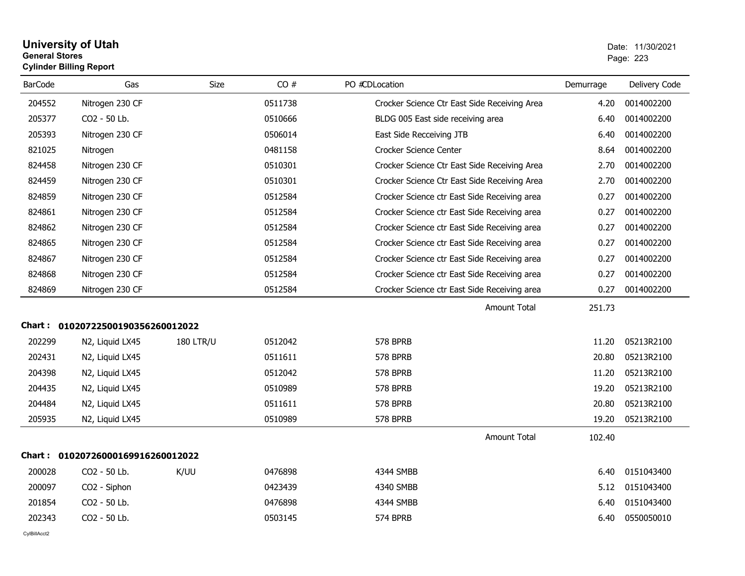# University of Utah
**General Stores**
**Cylinder Billing Report**

Date: 11/30/2021

| BarCode | Gas | Size | CO # | PO # | CDLocation | Demurrage | Delivery Code |
|---|---|---|---|---|---|---|---|
| 204552 | Nitrogen 230 CF | | 0511738 | | Crocker Science Ctr East Side Receiving Area | 4.20 | 0014002200 |
| 205377 | CO2 - 50 Lb. | | 0510666 | | BLDG 005 East side receiving area | 6.40 | 0014002200 |
| 205393 | Nitrogen 230 CF | | 0506014 | | East Side Recceiving JTB | 6.40 | 0014002200 |
| 821025 | Nitrogen | | 0481158 | | Crocker Science Center | 8.64 | 0014002200 |
| 824458 | Nitrogen 230 CF | | 0510301 | | Crocker Science Ctr East Side Receiving Area | 2.70 | 0014002200 |
| 824459 | Nitrogen 230 CF | | 0510301 | | Crocker Science Ctr East Side Receiving Area | 2.70 | 0014002200 |
| 824859 | Nitrogen 230 CF | | 0512584 | | Crocker Science ctr East Side Receiving area | 0.27 | 0014002200 |
| 824861 | Nitrogen 230 CF | | 0512584 | | Crocker Science ctr East Side Receiving area | 0.27 | 0014002200 |
| 824862 | Nitrogen 230 CF | | 0512584 | | Crocker Science ctr East Side Receiving area | 0.27 | 0014002200 |
| 824865 | Nitrogen 230 CF | | 0512584 | | Crocker Science ctr East Side Receiving area | 0.27 | 0014002200 |
| 824867 | Nitrogen 230 CF | | 0512584 | | Crocker Science ctr East Side Receiving area | 0.27 | 0014002200 |
| 824868 | Nitrogen 230 CF | | 0512584 | | Crocker Science ctr East Side Receiving area | 0.27 | 0014002200 |
| 824869 | Nitrogen 230 CF | | 0512584 | | Crocker Science ctr East Side Receiving area | 0.27 | 0014002200 |
| | | | | | Amount Total | 251.73 | |

**Chart : 01020722500190356260012022**

| BarCode | Gas | Size | CO # | PO # | CDLocation | Demurrage | Delivery Code |
|---|---|---|---|---|---|---|---|
| 202299 | N2, Liquid LX45 | 180 LTR/U | 0512042 | | 578 BPRB | 11.20 | 05213R2100 |
| 202431 | N2, Liquid LX45 | | 0511611 | | 578 BPRB | 20.80 | 05213R2100 |
| 204398 | N2, Liquid LX45 | | 0512042 | | 578 BPRB | 11.20 | 05213R2100 |
| 204435 | N2, Liquid LX45 | | 0510989 | | 578 BPRB | 19.20 | 05213R2100 |
| 204484 | N2, Liquid LX45 | | 0511611 | | 578 BPRB | 20.80 | 05213R2100 |
| 205935 | N2, Liquid LX45 | | 0510989 | | 578 BPRB | 19.20 | 05213R2100 |
| | | | | | Amount Total | 102.40 | |

**Chart : 01020726000169916260012022**

| BarCode | Gas | Size | CO # | PO # | CDLocation | Demurrage | Delivery Code |
|---|---|---|---|---|---|---|---|
| 200028 | CO2 - 50 Lb. | K/UU | 0476898 | | 4344 SMBB | 6.40 | 0151043400 |
| 200097 | CO2 - Siphon | | 0423439 | | 4340 SMBB | 5.12 | 0151043400 |
| 201854 | CO2 - 50 Lb. | | 0476898 | | 4344 SMBB | 6.40 | 0151043400 |
| 202343 | CO2 - 50 Lb. | | 0503145 | | 574 BPRB | 6.40 | 0550050010 |

CylBillAcct2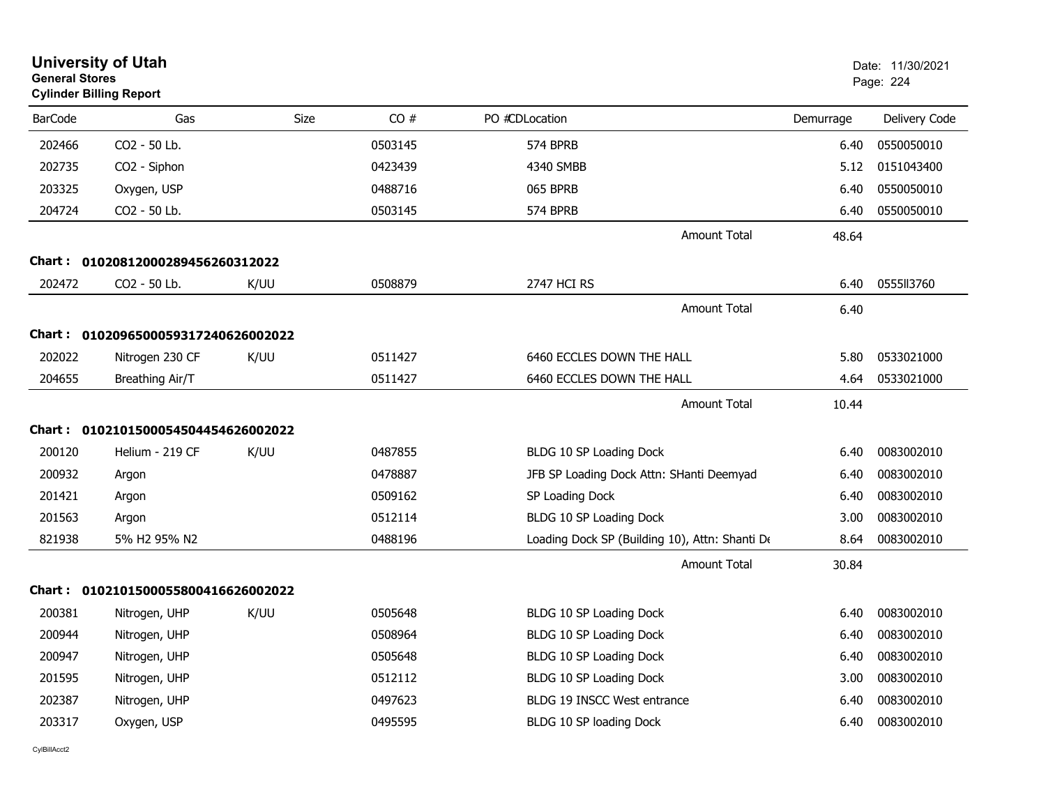# University of Utah

**General Stores**

**Cylinder Billing Report**

Date: 11/30/2021

| BarCode | Gas | Size | CO # | PO #CDLocation | Demurrage | Delivery Code |
|---|---|---|---|---|---|---|
| 202466 | CO2 - 50 Lb. | | 0503145 | 574 BPRB | 6.40 | 0550050010 |
| 202735 | CO2 - Siphon | | 0423439 | 4340 SMBB | 5.12 | 0151043400 |
| 203325 | Oxygen, USP | | 0488716 | 065 BPRB | 6.40 | 0550050010 |
| 204724 | CO2 - 50 Lb. | | 0503145 | 574 BPRB | 6.40 | 0550050010 |
| | | | | Amount Total | 48.64 | |

**Chart : 01020812000289456260312022**

| BarCode | Gas | Size | CO # | PO #CDLocation | Demurrage | Delivery Code |
|---|---|---|---|---|---|---|
| 202472 | CO2 - 50 Lb. | K/UU | 0508879 | 2747 HCI RS | 6.40 | 0555II3760 |
| | | | | Amount Total | 6.40 | |

**Chart : 01020965000593172406260022022**

| BarCode | Gas | Size | CO # | PO #CDLocation | Demurrage | Delivery Code |
|---|---|---|---|---|---|---|
| 202022 | Nitrogen 230 CF | K/UU | 0511427 | 6460 ECCLES DOWN THE HALL | 5.80 | 0533021000 |
| 204655 | Breathing Air/T | | 0511427 | 6460 ECCLES DOWN THE HALL | 4.64 | 0533021000 |
| | | | | Amount Total | 10.44 | |

**Chart : 01021015000545044546260022022**

| BarCode | Gas | Size | CO # | PO #CDLocation | Demurrage | Delivery Code |
|---|---|---|---|---|---|---|
| 200120 | Helium - 219 CF | K/UU | 0487855 | BLDG 10 SP Loading Dock | 6.40 | 0083002010 |
| 200932 | Argon | | 0478887 | JFB SP Loading Dock Attn: SHanti Deemyad | 6.40 | 0083002010 |
| 201421 | Argon | | 0509162 | SP Loading Dock | 6.40 | 0083002010 |
| 201563 | Argon | | 0512114 | BLDG 10 SP Loading Dock | 3.00 | 0083002010 |
| 821938 | 5% H2 95% N2 | | 0488196 | Loading Dock SP (Building 10), Attn: Shanti De | 8.64 | 0083002010 |
| | | | | Amount Total | 30.84 | |

**Chart : 01021015000558004166260022022**

| BarCode | Gas | Size | CO # | PO #CDLocation | Demurrage | Delivery Code |
|---|---|---|---|---|---|---|
| 200381 | Nitrogen, UHP | K/UU | 0505648 | BLDG 10 SP Loading Dock | 6.40 | 0083002010 |
| 200944 | Nitrogen, UHP | | 0508964 | BLDG 10 SP Loading Dock | 6.40 | 0083002010 |
| 200947 | Nitrogen, UHP | | 0505648 | BLDG 10 SP Loading Dock | 6.40 | 0083002010 |
| 201595 | Nitrogen, UHP | | 0512112 | BLDG 10 SP Loading Dock | 3.00 | 0083002010 |
| 202387 | Nitrogen, UHP | | 0497623 | BLDG 19 INSCC West entrance | 6.40 | 0083002010 |
| 203317 | Oxygen, USP | | 0495595 | BLDG 10 SP loading Dock | 6.40 | 0083002010 |

CylBillAcct2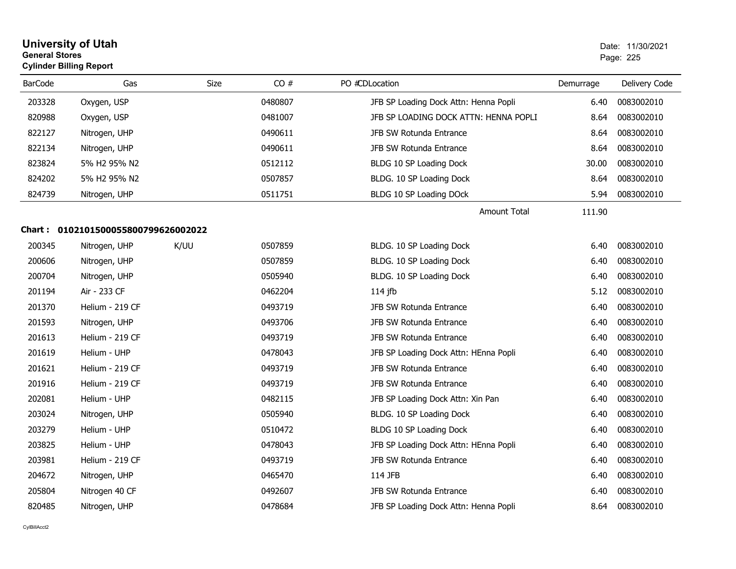# University of Utah

**General Stores**

**Cylinder Billing Report**

Date: 11/30/2021

| BarCode | Gas | Size | CO # | PO # | CD | Location | Demurrage | Delivery Code |
|---|---|---|---|---|---|---|---|---|
| 203328 | Oxygen, USP | | 0480807 | | | JFB SP Loading Dock Attn: Henna Popli | 6.40 | 0083002010 |
| 820988 | Oxygen, USP | | 0481007 | | | JFB SP LOADING DOCK ATTN: HENNA POPLI | 8.64 | 0083002010 |
| 822127 | Nitrogen, UHP | | 0490611 | | | JFB SW Rotunda Entrance | 8.64 | 0083002010 |
| 822134 | Nitrogen, UHP | | 0490611 | | | JFB SW Rotunda Entrance | 8.64 | 0083002010 |
| 823824 | 5% H2 95% N2 | | 0512112 | | | BLDG 10 SP Loading Dock | 30.00 | 0083002010 |
| 824202 | 5% H2 95% N2 | | 0507857 | | | BLDG. 10 SP Loading Dock | 8.64 | 0083002010 |
| 824739 | Nitrogen, UHP | | 0511751 | | | BLDG 10 SP Loading DOck | 5.94 | 0083002010 |
| | | | | | | Amount Total | 111.90 | |

**Chart : 01021015000558007996260002022**

| BarCode | Gas | Size | CO # | PO # | CD | Location | Demurrage | Delivery Code |
|---|---|---|---|---|---|---|---|---|
| 200345 | Nitrogen, UHP | K/UU | 0507859 | | | BLDG. 10 SP Loading Dock | 6.40 | 0083002010 |
| 200606 | Nitrogen, UHP | | 0507859 | | | BLDG. 10 SP Loading Dock | 6.40 | 0083002010 |
| 200704 | Nitrogen, UHP | | 0505940 | | | BLDG. 10 SP Loading Dock | 6.40 | 0083002010 |
| 201194 | Air - 233 CF | | 0462204 | | | 114 jfb | 5.12 | 0083002010 |
| 201370 | Helium - 219 CF | | 0493719 | | | JFB SW Rotunda Entrance | 6.40 | 0083002010 |
| 201593 | Nitrogen, UHP | | 0493706 | | | JFB SW Rotunda Entrance | 6.40 | 0083002010 |
| 201613 | Helium - 219 CF | | 0493719 | | | JFB SW Rotunda Entrance | 6.40 | 0083002010 |
| 201619 | Helium - UHP | | 0478043 | | | JFB SP Loading Dock Attn: HEnna Popli | 6.40 | 0083002010 |
| 201621 | Helium - 219 CF | | 0493719 | | | JFB SW Rotunda Entrance | 6.40 | 0083002010 |
| 201916 | Helium - 219 CF | | 0493719 | | | JFB SW Rotunda Entrance | 6.40 | 0083002010 |
| 202081 | Helium - UHP | | 0482115 | | | JFB SP Loading Dock Attn: Xin Pan | 6.40 | 0083002010 |
| 203024 | Nitrogen, UHP | | 0505940 | | | BLDG. 10 SP Loading Dock | 6.40 | 0083002010 |
| 203279 | Helium - UHP | | 0510472 | | | BLDG 10 SP Loading Dock | 6.40 | 0083002010 |
| 203825 | Helium - UHP | | 0478043 | | | JFB SP Loading Dock Attn: HEnna Popli | 6.40 | 0083002010 |
| 203981 | Helium - 219 CF | | 0493719 | | | JFB SW Rotunda Entrance | 6.40 | 0083002010 |
| 204672 | Nitrogen, UHP | | 0465470 | | | 114 JFB | 6.40 | 0083002010 |
| 205804 | Nitrogen 40 CF | | 0492607 | | | JFB SW Rotunda Entrance | 6.40 | 0083002010 |
| 820485 | Nitrogen, UHP | | 0478684 | | | JFB SP Loading Dock Attn: Henna Popli | 8.64 | 0083002010 |

CylBillAcct2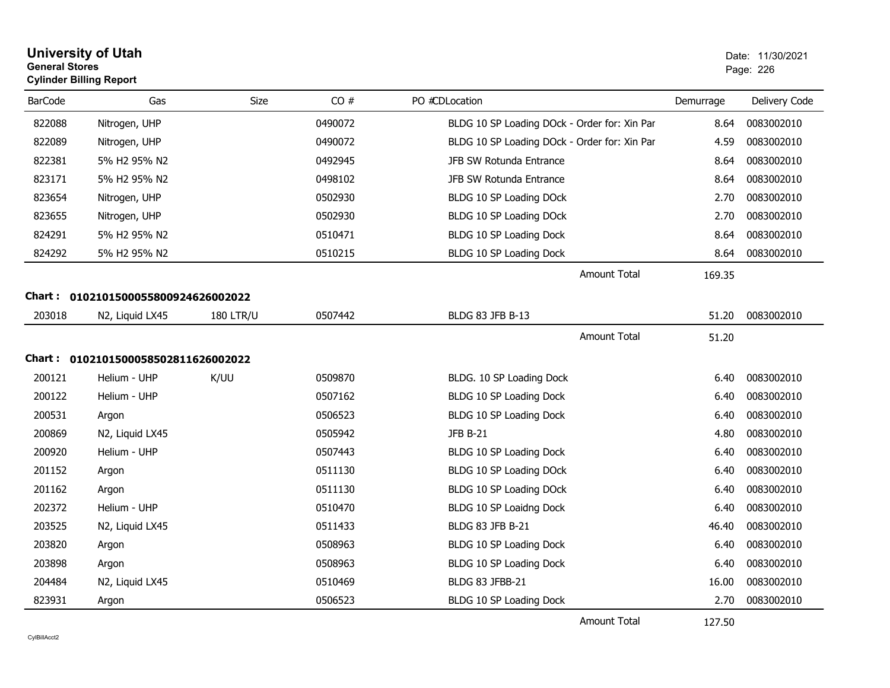# University of Utah

**General Stores**

**Cylinder Billing Report**

Date: 11/30/2021

| BarCode | Gas | Size | CO # | PO #CDLocation | Demurrage | Delivery Code |
|---|---|---|---|---|---|---|
| 822088 | Nitrogen, UHP | | 0490072 | BLDG 10 SP Loading DOck - Order for: Xin Par | 8.64 | 0083002010 |
| 822089 | Nitrogen, UHP | | 0490072 | BLDG 10 SP Loading DOck - Order for: Xin Par | 4.59 | 0083002010 |
| 822381 | 5% H2 95% N2 | | 0492945 | JFB SW Rotunda Entrance | 8.64 | 0083002010 |
| 823171 | 5% H2 95% N2 | | 0498102 | JFB SW Rotunda Entrance | 8.64 | 0083002010 |
| 823654 | Nitrogen, UHP | | 0502930 | BLDG 10 SP Loading DOck | 2.70 | 0083002010 |
| 823655 | Nitrogen, UHP | | 0502930 | BLDG 10 SP Loading DOck | 2.70 | 0083002010 |
| 824291 | 5% H2 95% N2 | | 0510471 | BLDG 10 SP Loading Dock | 8.64 | 0083002010 |
| 824292 | 5% H2 95% N2 | | 0510215 | BLDG 10 SP Loading Dock | 8.64 | 0083002010 |
| | | | | Amount Total | 169.35 | |

**Chart : 01021015000558009246260020222**

| BarCode | Gas | Size | CO # | PO #CDLocation | Demurrage | Delivery Code |
|---|---|---|---|---|---|---|
| 203018 | N2, Liquid LX45 | 180 LTR/U | 0507442 | BLDG 83 JFB B-13 | 51.20 | 0083002010 |
| | | | | Amount Total | 51.20 | |

**Chart : 01021015000585028116260020222**

| BarCode | Gas | Size | CO # | PO #CDLocation | Demurrage | Delivery Code |
|---|---|---|---|---|---|---|
| 200121 | Helium - UHP | K/UU | 0509870 | BLDG. 10 SP Loading Dock | 6.40 | 0083002010 |
| 200122 | Helium - UHP | | 0507162 | BLDG 10 SP Loading Dock | 6.40 | 0083002010 |
| 200531 | Argon | | 0506523 | BLDG 10 SP Loading Dock | 6.40 | 0083002010 |
| 200869 | N2, Liquid LX45 | | 0505942 | JFB B-21 | 4.80 | 0083002010 |
| 200920 | Helium - UHP | | 0507443 | BLDG 10 SP Loading Dock | 6.40 | 0083002010 |
| 201152 | Argon | | 0511130 | BLDG 10 SP Loading DOck | 6.40 | 0083002010 |
| 201162 | Argon | | 0511130 | BLDG 10 SP Loading DOck | 6.40 | 0083002010 |
| 202372 | Helium - UHP | | 0510470 | BLDG 10 SP Loaidng Dock | 6.40 | 0083002010 |
| 203525 | N2, Liquid LX45 | | 0511433 | BLDG 83 JFB B-21 | 46.40 | 0083002010 |
| 203820 | Argon | | 0508963 | BLDG 10 SP Loading Dock | 6.40 | 0083002010 |
| 203898 | Argon | | 0508963 | BLDG 10 SP Loading Dock | 6.40 | 0083002010 |
| 204484 | N2, Liquid LX45 | | 0510469 | BLDG 83 JFBB-21 | 16.00 | 0083002010 |
| 823931 | Argon | | 0506523 | BLDG 10 SP Loading Dock | 2.70 | 0083002010 |
| | | | | Amount Total | 127.50 | |

CylBillAcct2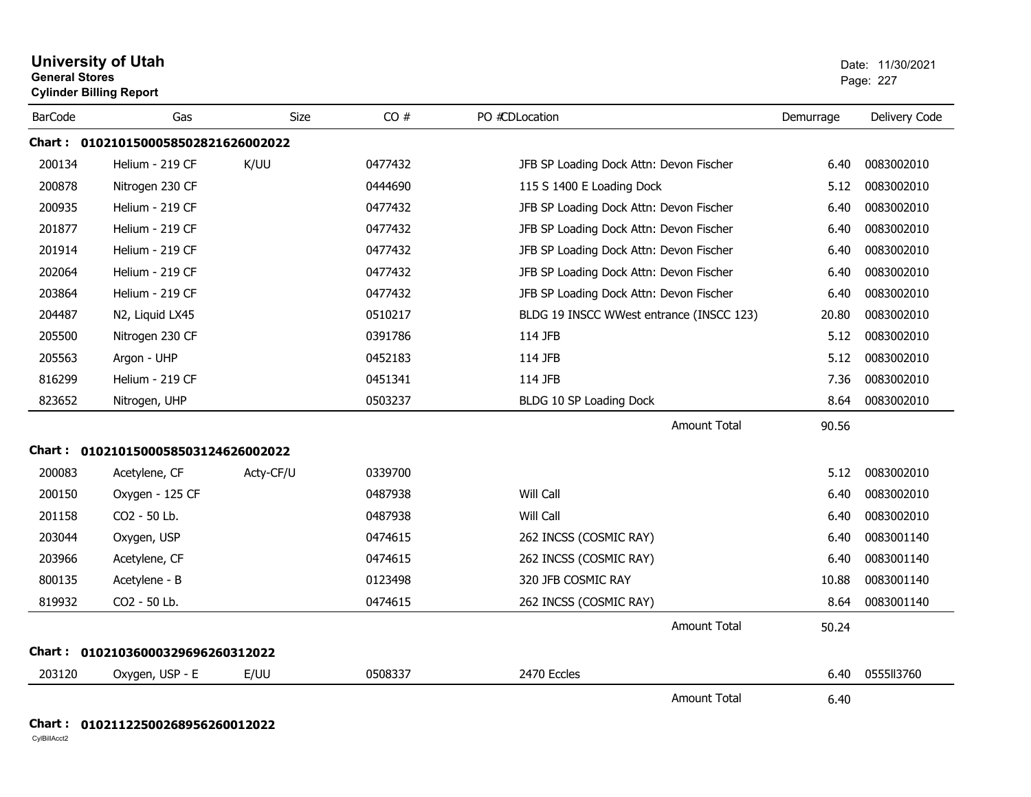# University of Utah

**General Stores**

**Cylinder Billing Report**

Date: 11/30/2021

| BarCode | Gas | Size | CO # | PO # | CD | Location | Demurrage | Delivery Code |
|---|---|---|---|---|---|---|---|---|
| **Chart : 01021015000585028216260002022** | | | | | | | | |
| 200134 | Helium - 219 CF | K/UU | 0477432 | | | JFB SP Loading Dock Attn: Devon Fischer | 6.40 | 0083002010 |
| 200878 | Nitrogen 230 CF | | 0444690 | | | 115 S 1400 E Loading Dock | 5.12 | 0083002010 |
| 200935 | Helium - 219 CF | | 0477432 | | | JFB SP Loading Dock Attn: Devon Fischer | 6.40 | 0083002010 |
| 201877 | Helium - 219 CF | | 0477432 | | | JFB SP Loading Dock Attn: Devon Fischer | 6.40 | 0083002010 |
| 201914 | Helium - 219 CF | | 0477432 | | | JFB SP Loading Dock Attn: Devon Fischer | 6.40 | 0083002010 |
| 202064 | Helium - 219 CF | | 0477432 | | | JFB SP Loading Dock Attn: Devon Fischer | 6.40 | 0083002010 |
| 203864 | Helium - 219 CF | | 0477432 | | | JFB SP Loading Dock Attn: Devon Fischer | 6.40 | 0083002010 |
| 204487 | N2, Liquid LX45 | | 0510217 | | | BLDG 19 INSCC WWest entrance (INSCC 123) | 20.80 | 0083002010 |
| 205500 | Nitrogen 230 CF | | 0391786 | | | 114 JFB | 5.12 | 0083002010 |
| 205563 | Argon - UHP | | 0452183 | | | 114 JFB | 5.12 | 0083002010 |
| 816299 | Helium - 219 CF | | 0451341 | | | 114 JFB | 7.36 | 0083002010 |
| 823652 | Nitrogen, UHP | | 0503237 | | | BLDG 10 SP Loading Dock | 8.64 | 0083002010 |
| | | | | | | Amount Total | 90.56 | |
| **Chart : 01021015000585031246260002022** | | | | | | | | |
| 200083 | Acetylene, CF | Acty-CF/U | 0339700 | | | | 5.12 | 0083002010 |
| 200150 | Oxygen - 125 CF | | 0487938 | | | Will Call | 6.40 | 0083002010 |
| 201158 | CO2 - 50 Lb. | | 0487938 | | | Will Call | 6.40 | 0083002010 |
| 203044 | Oxygen, USP | | 0474615 | | | 262 INCSS (COSMIC RAY) | 6.40 | 0083001140 |
| 203966 | Acetylene, CF | | 0474615 | | | 262 INCSS (COSMIC RAY) | 6.40 | 0083001140 |
| 800135 | Acetylene - B | | 0123498 | | | 320 JFB COSMIC RAY | 10.88 | 0083001140 |
| 819932 | CO2 - 50 Lb. | | 0474615 | | | 262 INCSS (COSMIC RAY) | 8.64 | 0083001140 |
| | | | | | | Amount Total | 50.24 | |
| **Chart : 01021036000329696260312022** | | | | | | | | |
| 203120 | Oxygen, USP - E | E/UU | 0508337 | | | 2470 Eccles | 6.40 | 0555ll3760 |
| | | | | | | Amount Total | 6.40 | |
| **Chart : 01021122500268956260012022** | | | | | | | | |

CylBillAcct2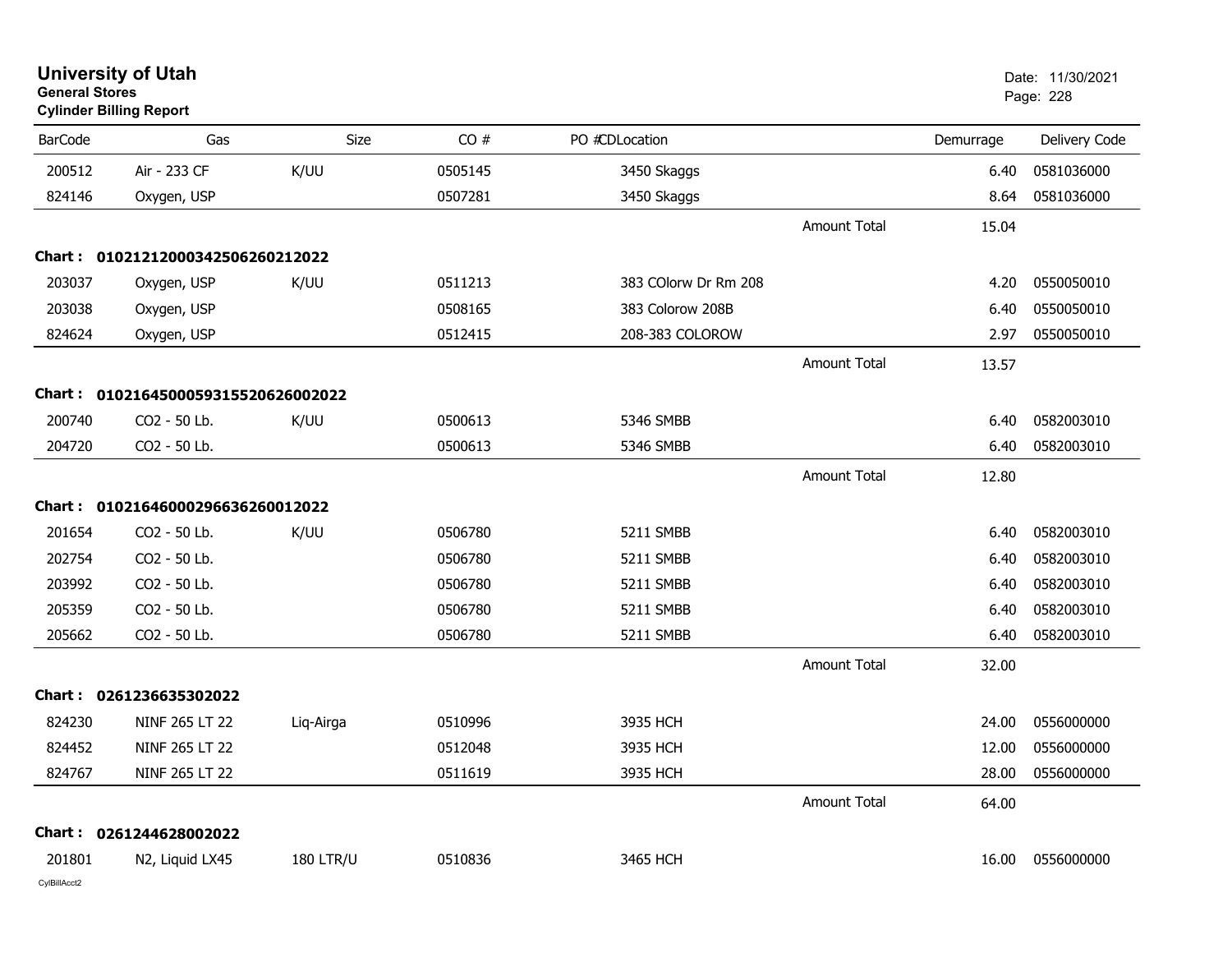**University of Utah**
**General Stores**
**Cylinder Billing Report**

Date: 11/30/2021

| BarCode | Gas | Size | CO # | PO # | CDLocation | | Demurrage | Delivery Code |
|---|---|---|---|---|---|---|---|---|
| 200512 | Air - 233 CF | K/UU | 0505145 | | 3450 Skaggs | | 6.40 | 0581036000 |
| 824146 | Oxygen, USP | | 0507281 | | 3450 Skaggs | | 8.64 | 0581036000 |
| | | | | | | Amount Total | 15.04 | |
| **Chart :** | **01021212000342506260212022** | | | | | | | |
| 203037 | Oxygen, USP | K/UU | 0511213 | | 383 COlorw Dr Rm 208 | | 4.20 | 0550050010 |
| 203038 | Oxygen, USP | | 0508165 | | 383 Colorow 208B | | 6.40 | 0550050010 |
| 824624 | Oxygen, USP | | 0512415 | | 208-383 COLOROW | | 2.97 | 0550050010 |
| | | | | | | Amount Total | 13.57 | |
| **Chart :** | **01021645000593155206260022022** | | | | | | | |
| 200740 | CO2 - 50 Lb. | K/UU | 0500613 | | 5346 SMBB | | 6.40 | 0582003010 |
| 204720 | CO2 - 50 Lb. | | 0500613 | | 5346 SMBB | | 6.40 | 0582003010 |
| | | | | | | Amount Total | 12.80 | |
| **Chart :** | **01021646000296636260012022** | | | | | | | |
| 201654 | CO2 - 50 Lb. | K/UU | 0506780 | | 5211 SMBB | | 6.40 | 0582003010 |
| 202754 | CO2 - 50 Lb. | | 0506780 | | 5211 SMBB | | 6.40 | 0582003010 |
| 203992 | CO2 - 50 Lb. | | 0506780 | | 5211 SMBB | | 6.40 | 0582003010 |
| 205359 | CO2 - 50 Lb. | | 0506780 | | 5211 SMBB | | 6.40 | 0582003010 |
| 205662 | CO2 - 50 Lb. | | 0506780 | | 5211 SMBB | | 6.40 | 0582003010 |
| | | | | | | Amount Total | 32.00 | |
| **Chart :** | **0261236635302022** | | | | | | | |
| 824230 | NINF 265 LT 22 | Liq-Airga | 0510996 | | 3935 HCH | | 24.00 | 0556000000 |
| 824452 | NINF 265 LT 22 | | 0512048 | | 3935 HCH | | 12.00 | 0556000000 |
| 824767 | NINF 265 LT 22 | | 0511619 | | 3935 HCH | | 28.00 | 0556000000 |
| | | | | | | Amount Total | 64.00 | |
| **Chart :** | **0261244628002022** | | | | | | | |
| 201801 | N2, Liquid LX45 | 180 LTR/U | 0510836 | | 3465 HCH | | 16.00 | 0556000000 |

CylBillAcct2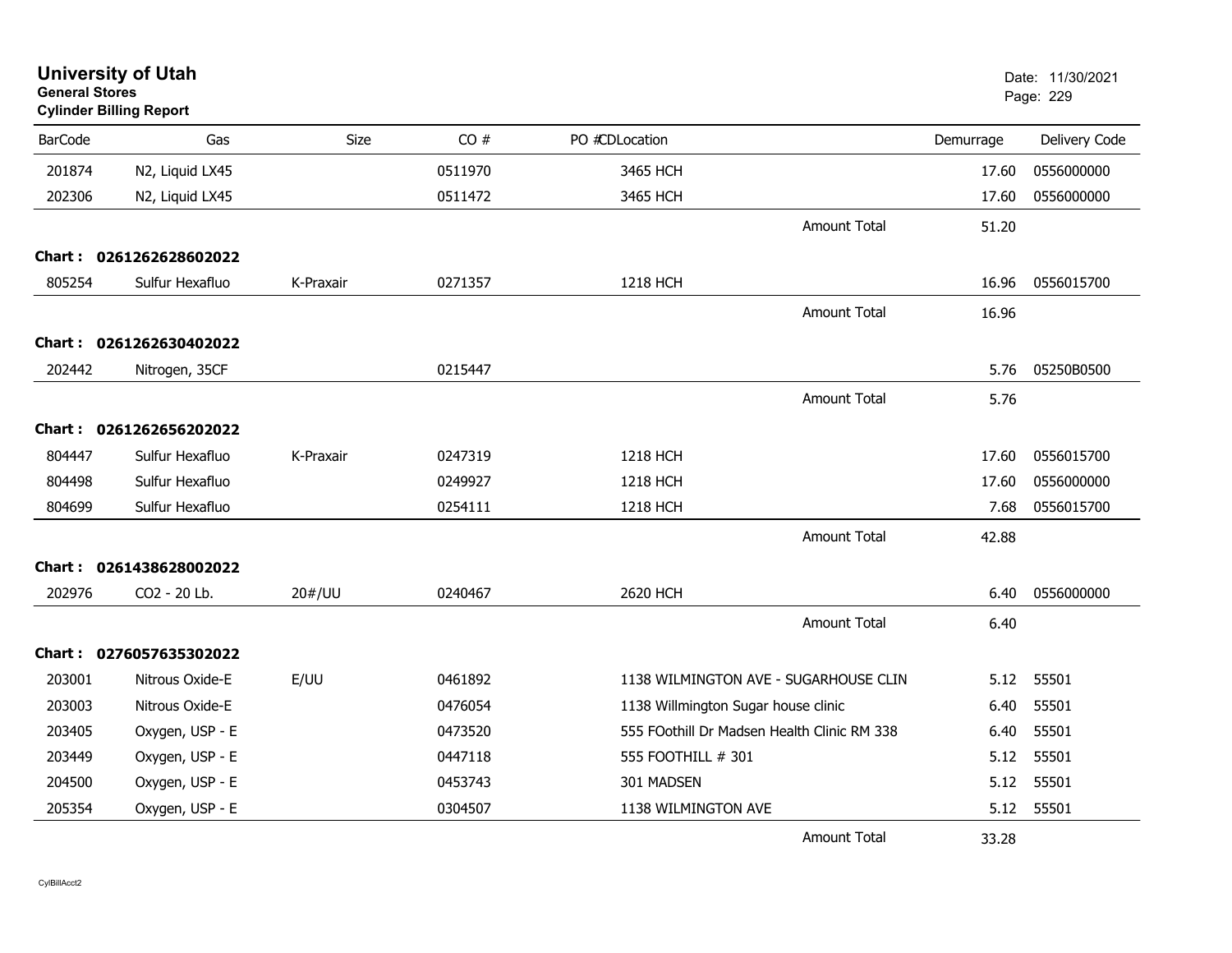# University of Utah
**General Stores**
**Cylinder Billing Report**

Date: 11/30/2021

| BarCode | Gas | Size | CO # | PO #CDLocation | | Demurrage | Delivery Code |
|---|---|---|---|---|---|---|---|
| 201874 | N2, Liquid LX45 | | 0511970 | 3465 HCH | | 17.60 | 0556000000 |
| 202306 | N2, Liquid LX45 | | 0511472 | 3465 HCH | | 17.60 | 0556000000 |
| | | | | | Amount Total | 51.20 | |
| **Chart :** | **0261262628602022** | | | | | | |
| 805254 | Sulfur Hexafluo | K-Praxair | 0271357 | 1218 HCH | | 16.96 | 0556015700 |
| | | | | | Amount Total | 16.96 | |
| **Chart :** | **0261262630402022** | | | | | | |
| 202442 | Nitrogen, 35CF | | 0215447 | | | 5.76 | 05250B0500 |
| | | | | | Amount Total | 5.76 | |
| **Chart :** | **0261262656202022** | | | | | | |
| 804447 | Sulfur Hexafluo | K-Praxair | 0247319 | 1218 HCH | | 17.60 | 0556015700 |
| 804498 | Sulfur Hexafluo | | 0249927 | 1218 HCH | | 17.60 | 0556000000 |
| 804699 | Sulfur Hexafluo | | 0254111 | 1218 HCH | | 7.68 | 0556015700 |
| | | | | | Amount Total | 42.88 | |
| **Chart :** | **0261438628002022** | | | | | | |
| 202976 | CO2 - 20 Lb. | 20#/UU | 0240467 | 2620 HCH | | 6.40 | 0556000000 |
| | | | | | Amount Total | 6.40 | |
| **Chart :** | **0276057635302022** | | | | | | |
| 203001 | Nitrous Oxide-E | E/UU | 0461892 | 1138 WILMINGTON AVE - SUGARHOUSE CLIN | | 5.12 | 55501 |
| 203003 | Nitrous Oxide-E | | 0476054 | 1138 Willmington Sugar house clinic | | 6.40 | 55501 |
| 203405 | Oxygen, USP - E | | 0473520 | 555 FOothill Dr Madsen Health Clinic RM 338 | | 6.40 | 55501 |
| 203449 | Oxygen, USP - E | | 0447118 | 555 FOOTHILL # 301 | | 5.12 | 55501 |
| 204500 | Oxygen, USP - E | | 0453743 | 301 MADSEN | | 5.12 | 55501 |
| 205354 | Oxygen, USP - E | | 0304507 | 1138 WILMINGTON AVE | | 5.12 | 55501 |
| | | | | | Amount Total | 33.28 | |

CylBillAcct2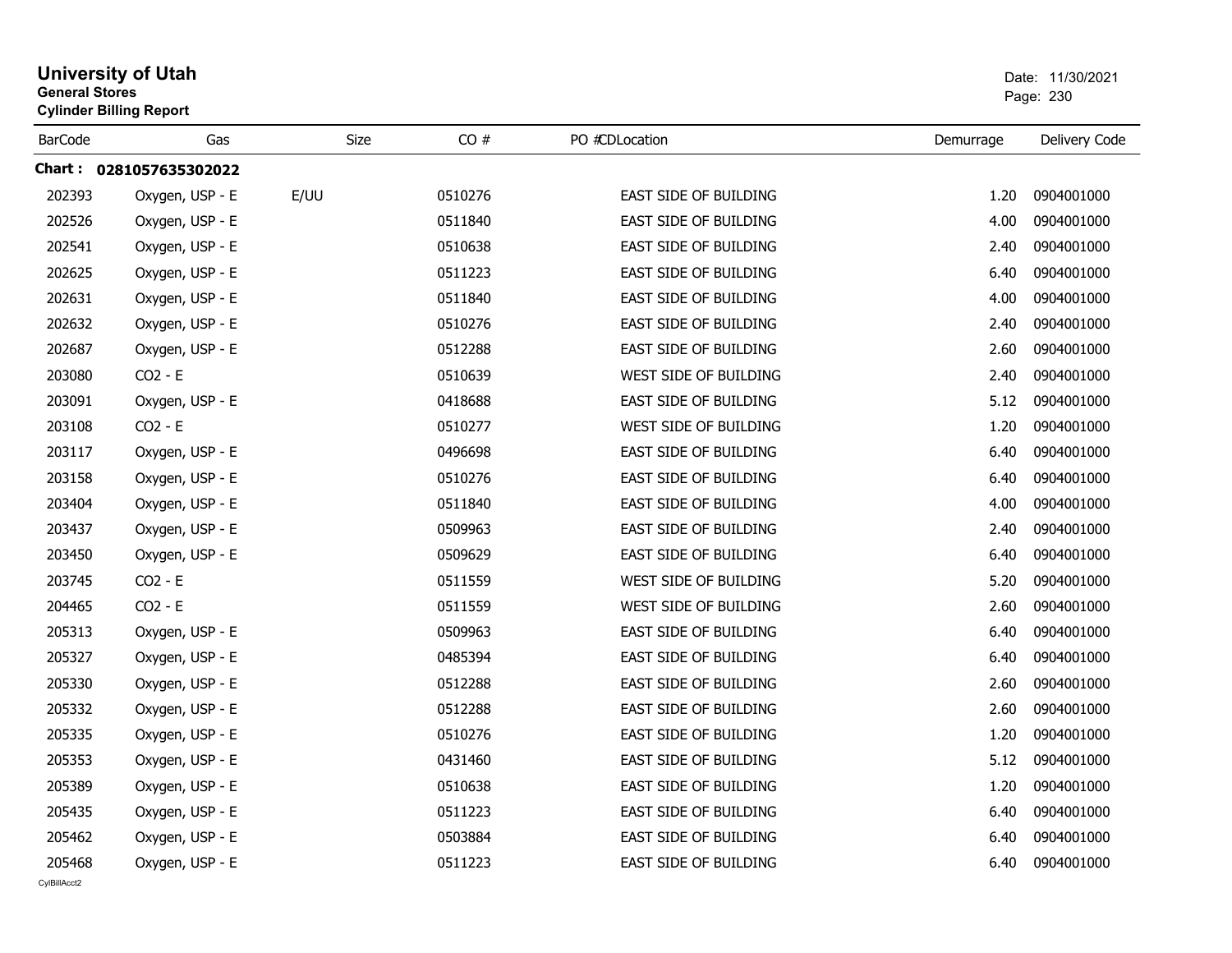# University of Utah

**General Stores**

**Cylinder Billing Report**

Date: 11/30/2021

**Chart : 0281057635302022**

| BarCode | Gas | Size | CO # | PO # | CDLocation | Demurrage | Delivery Code |
|---|---|---|---|---|---|---|---|
| 202393 | Oxygen, USP - E | E/UU | 0510276 | | EAST SIDE OF BUILDING | 1.20 | 0904001000 |
| 202526 | Oxygen, USP - E | | 0511840 | | EAST SIDE OF BUILDING | 4.00 | 0904001000 |
| 202541 | Oxygen, USP - E | | 0510638 | | EAST SIDE OF BUILDING | 2.40 | 0904001000 |
| 202625 | Oxygen, USP - E | | 0511223 | | EAST SIDE OF BUILDING | 6.40 | 0904001000 |
| 202631 | Oxygen, USP - E | | 0511840 | | EAST SIDE OF BUILDING | 4.00 | 0904001000 |
| 202632 | Oxygen, USP - E | | 0510276 | | EAST SIDE OF BUILDING | 2.40 | 0904001000 |
| 202687 | Oxygen, USP - E | | 0512288 | | EAST SIDE OF BUILDING | 2.60 | 0904001000 |
| 203080 | CO2 - E | | 0510639 | | WEST SIDE OF BUILDING | 2.40 | 0904001000 |
| 203091 | Oxygen, USP - E | | 0418688 | | EAST SIDE OF BUILDING | 5.12 | 0904001000 |
| 203108 | CO2 - E | | 0510277 | | WEST SIDE OF BUILDING | 1.20 | 0904001000 |
| 203117 | Oxygen, USP - E | | 0496698 | | EAST SIDE OF BUILDING | 6.40 | 0904001000 |
| 203158 | Oxygen, USP - E | | 0510276 | | EAST SIDE OF BUILDING | 6.40 | 0904001000 |
| 203404 | Oxygen, USP - E | | 0511840 | | EAST SIDE OF BUILDING | 4.00 | 0904001000 |
| 203437 | Oxygen, USP - E | | 0509963 | | EAST SIDE OF BUILDING | 2.40 | 0904001000 |
| 203450 | Oxygen, USP - E | | 0509629 | | EAST SIDE OF BUILDING | 6.40 | 0904001000 |
| 203745 | CO2 - E | | 0511559 | | WEST SIDE OF BUILDING | 5.20 | 0904001000 |
| 204465 | CO2 - E | | 0511559 | | WEST SIDE OF BUILDING | 2.60 | 0904001000 |
| 205313 | Oxygen, USP - E | | 0509963 | | EAST SIDE OF BUILDING | 6.40 | 0904001000 |
| 205327 | Oxygen, USP - E | | 0485394 | | EAST SIDE OF BUILDING | 6.40 | 0904001000 |
| 205330 | Oxygen, USP - E | | 0512288 | | EAST SIDE OF BUILDING | 2.60 | 0904001000 |
| 205332 | Oxygen, USP - E | | 0512288 | | EAST SIDE OF BUILDING | 2.60 | 0904001000 |
| 205335 | Oxygen, USP - E | | 0510276 | | EAST SIDE OF BUILDING | 1.20 | 0904001000 |
| 205353 | Oxygen, USP - E | | 0431460 | | EAST SIDE OF BUILDING | 5.12 | 0904001000 |
| 205389 | Oxygen, USP - E | | 0510638 | | EAST SIDE OF BUILDING | 1.20 | 0904001000 |
| 205435 | Oxygen, USP - E | | 0511223 | | EAST SIDE OF BUILDING | 6.40 | 0904001000 |
| 205462 | Oxygen, USP - E | | 0503884 | | EAST SIDE OF BUILDING | 6.40 | 0904001000 |
| 205468 | Oxygen, USP - E | | 0511223 | | EAST SIDE OF BUILDING | 6.40 | 0904001000 |

CylBillAcct2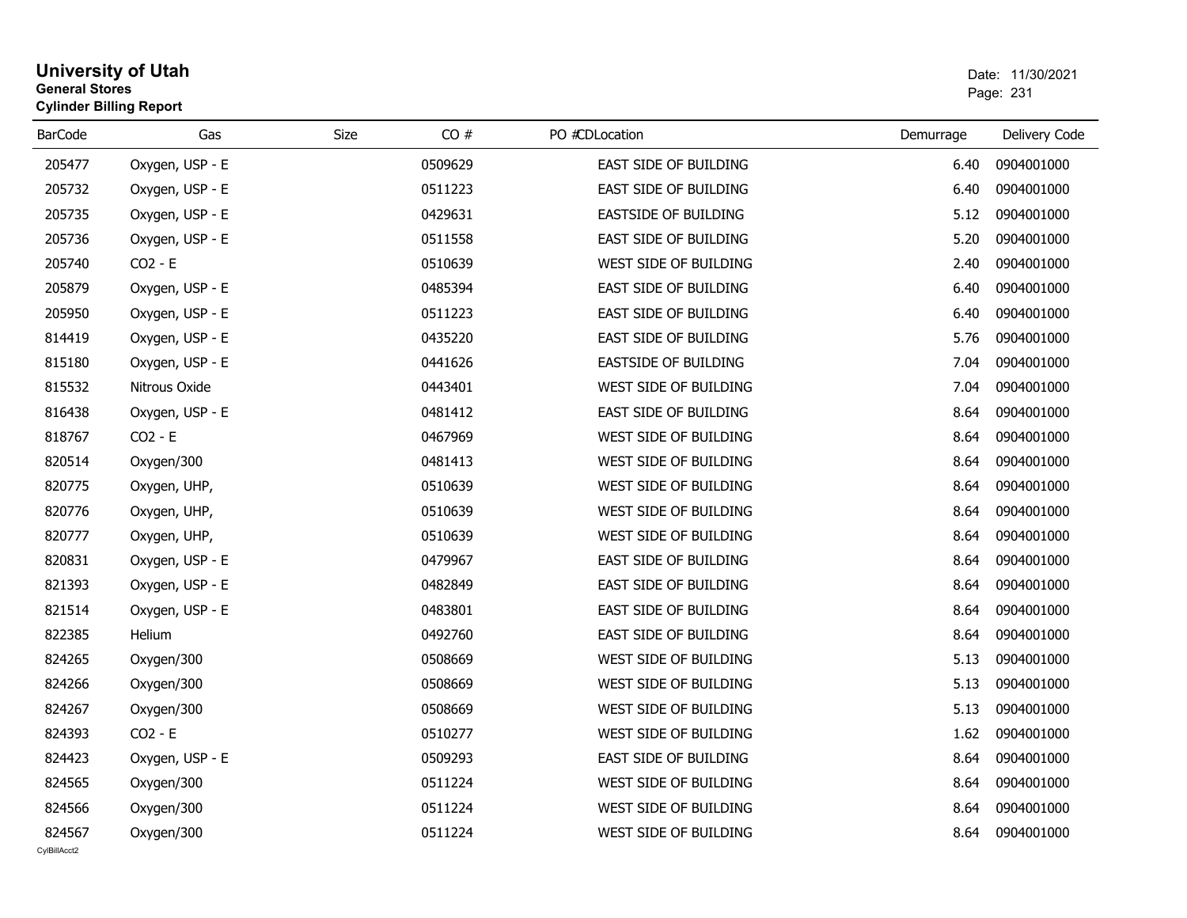# University of Utah

**General Stores**

**Cylinder Billing Report**

Date: 11/30/2021

| BarCode | Gas | Size | CO # | PO # | CDLocation | Demurrage | Delivery Code |
|---|---|---|---|---|---|---|---|
| 205477 | Oxygen, USP - E | | 0509629 | | EAST SIDE OF BUILDING | 6.40 | 0904001000 |
| 205732 | Oxygen, USP - E | | 0511223 | | EAST SIDE OF BUILDING | 6.40 | 0904001000 |
| 205735 | Oxygen, USP - E | | 0429631 | | EASTSIDE OF BUILDING | 5.12 | 0904001000 |
| 205736 | Oxygen, USP - E | | 0511558 | | EAST SIDE OF BUILDING | 5.20 | 0904001000 |
| 205740 | CO2 - E | | 0510639 | | WEST SIDE OF BUILDING | 2.40 | 0904001000 |
| 205879 | Oxygen, USP - E | | 0485394 | | EAST SIDE OF BUILDING | 6.40 | 0904001000 |
| 205950 | Oxygen, USP - E | | 0511223 | | EAST SIDE OF BUILDING | 6.40 | 0904001000 |
| 814419 | Oxygen, USP - E | | 0435220 | | EAST SIDE OF BUILDING | 5.76 | 0904001000 |
| 815180 | Oxygen, USP - E | | 0441626 | | EASTSIDE OF BUILDING | 7.04 | 0904001000 |
| 815532 | Nitrous Oxide | | 0443401 | | WEST SIDE OF BUILDING | 7.04 | 0904001000 |
| 816438 | Oxygen, USP - E | | 0481412 | | EAST SIDE OF BUILDING | 8.64 | 0904001000 |
| 818767 | CO2 - E | | 0467969 | | WEST SIDE OF BUILDING | 8.64 | 0904001000 |
| 820514 | Oxygen/300 | | 0481413 | | WEST SIDE OF BUILDING | 8.64 | 0904001000 |
| 820775 | Oxygen, UHP, | | 0510639 | | WEST SIDE OF BUILDING | 8.64 | 0904001000 |
| 820776 | Oxygen, UHP, | | 0510639 | | WEST SIDE OF BUILDING | 8.64 | 0904001000 |
| 820777 | Oxygen, UHP, | | 0510639 | | WEST SIDE OF BUILDING | 8.64 | 0904001000 |
| 820831 | Oxygen, USP - E | | 0479967 | | EAST SIDE OF BUILDING | 8.64 | 0904001000 |
| 821393 | Oxygen, USP - E | | 0482849 | | EAST SIDE OF BUILDING | 8.64 | 0904001000 |
| 821514 | Oxygen, USP - E | | 0483801 | | EAST SIDE OF BUILDING | 8.64 | 0904001000 |
| 822385 | Helium | | 0492760 | | EAST SIDE OF BUILDING | 8.64 | 0904001000 |
| 824265 | Oxygen/300 | | 0508669 | | WEST SIDE OF BUILDING | 5.13 | 0904001000 |
| 824266 | Oxygen/300 | | 0508669 | | WEST SIDE OF BUILDING | 5.13 | 0904001000 |
| 824267 | Oxygen/300 | | 0508669 | | WEST SIDE OF BUILDING | 5.13 | 0904001000 |
| 824393 | CO2 - E | | 0510277 | | WEST SIDE OF BUILDING | 1.62 | 0904001000 |
| 824423 | Oxygen, USP - E | | 0509293 | | EAST SIDE OF BUILDING | 8.64 | 0904001000 |
| 824565 | Oxygen/300 | | 0511224 | | WEST SIDE OF BUILDING | 8.64 | 0904001000 |
| 824566 | Oxygen/300 | | 0511224 | | WEST SIDE OF BUILDING | 8.64 | 0904001000 |
| 824567 | Oxygen/300 | | 0511224 | | WEST SIDE OF BUILDING | 8.64 | 0904001000 |

CylBillAcct2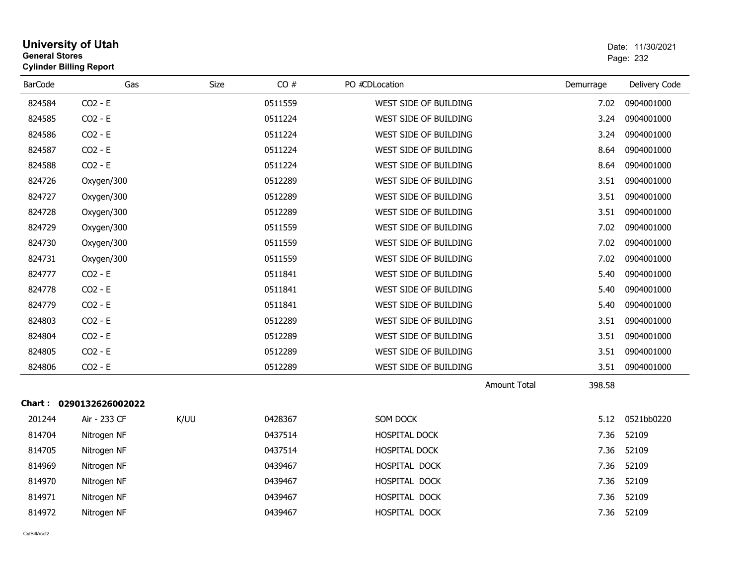# University of Utah
**General Stores**
**Cylinder Billing Report**

Date: 11/30/2021

| BarCode | Gas | Size | CO # | PO #CDLocation | Demurrage | Delivery Code |
|---|---|---|---|---|---|---|
| 824584 | CO2 - E | | 0511559 | WEST SIDE OF BUILDING | 7.02 | 0904001000 |
| 824585 | CO2 - E | | 0511224 | WEST SIDE OF BUILDING | 3.24 | 0904001000 |
| 824586 | CO2 - E | | 0511224 | WEST SIDE OF BUILDING | 3.24 | 0904001000 |
| 824587 | CO2 - E | | 0511224 | WEST SIDE OF BUILDING | 8.64 | 0904001000 |
| 824588 | CO2 - E | | 0511224 | WEST SIDE OF BUILDING | 8.64 | 0904001000 |
| 824726 | Oxygen/300 | | 0512289 | WEST SIDE OF BUILDING | 3.51 | 0904001000 |
| 824727 | Oxygen/300 | | 0512289 | WEST SIDE OF BUILDING | 3.51 | 0904001000 |
| 824728 | Oxygen/300 | | 0512289 | WEST SIDE OF BUILDING | 3.51 | 0904001000 |
| 824729 | Oxygen/300 | | 0511559 | WEST SIDE OF BUILDING | 7.02 | 0904001000 |
| 824730 | Oxygen/300 | | 0511559 | WEST SIDE OF BUILDING | 7.02 | 0904001000 |
| 824731 | Oxygen/300 | | 0511559 | WEST SIDE OF BUILDING | 7.02 | 0904001000 |
| 824777 | CO2 - E | | 0511841 | WEST SIDE OF BUILDING | 5.40 | 0904001000 |
| 824778 | CO2 - E | | 0511841 | WEST SIDE OF BUILDING | 5.40 | 0904001000 |
| 824779 | CO2 - E | | 0511841 | WEST SIDE OF BUILDING | 5.40 | 0904001000 |
| 824803 | CO2 - E | | 0512289 | WEST SIDE OF BUILDING | 3.51 | 0904001000 |
| 824804 | CO2 - E | | 0512289 | WEST SIDE OF BUILDING | 3.51 | 0904001000 |
| 824805 | CO2 - E | | 0512289 | WEST SIDE OF BUILDING | 3.51 | 0904001000 |
| 824806 | CO2 - E | | 0512289 | WEST SIDE OF BUILDING | 3.51 | 0904001000 |
| | | | | Amount Total | 398.58 | |

**Chart : 0290132626002022**

| BarCode | Gas | Size | CO # | PO #CDLocation | Demurrage | Delivery Code |
|---|---|---|---|---|---|---|
| 201244 | Air - 233 CF | K/UU | 0428367 | SOM DOCK | 5.12 | 0521bb0220 |
| 814704 | Nitrogen NF | | 0437514 | HOSPITAL DOCK | 7.36 | 52109 |
| 814705 | Nitrogen NF | | 0437514 | HOSPITAL DOCK | 7.36 | 52109 |
| 814969 | Nitrogen NF | | 0439467 | HOSPITAL DOCK | 7.36 | 52109 |
| 814970 | Nitrogen NF | | 0439467 | HOSPITAL DOCK | 7.36 | 52109 |
| 814971 | Nitrogen NF | | 0439467 | HOSPITAL DOCK | 7.36 | 52109 |
| 814972 | Nitrogen NF | | 0439467 | HOSPITAL DOCK | 7.36 | 52109 |

CylBillAcct2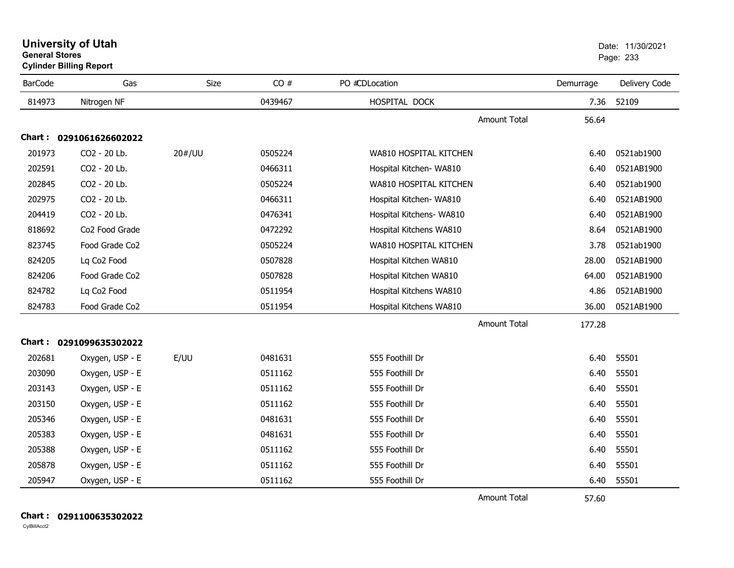# University of Utah
**General Stores**
**Cylinder Billing Report**

Date: 11/30/2021

| BarCode | Gas | Size | CO # | PO # | CDLocation | Demurrage | Delivery Code |
|---|---|---|---|---|---|---|---|
| 814973 | Nitrogen NF | | 0439467 | | HOSPITAL DOCK | 7.36 | 52109 |
| | | | | | Amount Total | 56.64 | |

**Chart : 0291061626602022**

| BarCode | Gas | Size | CO # | PO # | CDLocation | Demurrage | Delivery Code |
|---|---|---|---|---|---|---|---|
| 201973 | CO2 - 20 Lb. | 20#/UU | 0505224 | | WA810 HOSPITAL KITCHEN | 6.40 | 0521ab1900 |
| 202591 | CO2 - 20 Lb. | | 0466311 | | Hospital Kitchen- WA810 | 6.40 | 0521AB1900 |
| 202845 | CO2 - 20 Lb. | | 0505224 | | WA810 HOSPITAL KITCHEN | 6.40 | 0521ab1900 |
| 202975 | CO2 - 20 Lb. | | 0466311 | | Hospital Kitchen- WA810 | 6.40 | 0521AB1900 |
| 204419 | CO2 - 20 Lb. | | 0476341 | | Hospital Kitchens- WA810 | 6.40 | 0521AB1900 |
| 818692 | Co2 Food Grade | | 0472292 | | Hospital Kitchens WA810 | 8.64 | 0521AB1900 |
| 823745 | Food Grade Co2 | | 0505224 | | WA810 HOSPITAL KITCHEN | 3.78 | 0521ab1900 |
| 824205 | Lq Co2 Food | | 0507828 | | Hospital Kitchen WA810 | 28.00 | 0521AB1900 |
| 824206 | Food Grade Co2 | | 0507828 | | Hospital Kitchen WA810 | 64.00 | 0521AB1900 |
| 824782 | Lq Co2 Food | | 0511954 | | Hospital Kitchens WA810 | 4.86 | 0521AB1900 |
| 824783 | Food Grade Co2 | | 0511954 | | Hospital Kitchens WA810 | 36.00 | 0521AB1900 |
| | | | | | Amount Total | 177.28 | |

**Chart : 0291099635302022**

| BarCode | Gas | Size | CO # | PO # | CDLocation | Demurrage | Delivery Code |
|---|---|---|---|---|---|---|---|
| 202681 | Oxygen, USP - E | E/UU | 0481631 | | 555 Foothill Dr | 6.40 | 55501 |
| 203090 | Oxygen, USP - E | | 0511162 | | 555 Foothill Dr | 6.40 | 55501 |
| 203143 | Oxygen, USP - E | | 0511162 | | 555 Foothill Dr | 6.40 | 55501 |
| 203150 | Oxygen, USP - E | | 0511162 | | 555 Foothill Dr | 6.40 | 55501 |
| 205346 | Oxygen, USP - E | | 0481631 | | 555 Foothill Dr | 6.40 | 55501 |
| 205383 | Oxygen, USP - E | | 0481631 | | 555 Foothill Dr | 6.40 | 55501 |
| 205388 | Oxygen, USP - E | | 0511162 | | 555 Foothill Dr | 6.40 | 55501 |
| 205878 | Oxygen, USP - E | | 0511162 | | 555 Foothill Dr | 6.40 | 55501 |
| 205947 | Oxygen, USP - E | | 0511162 | | 555 Foothill Dr | 6.40 | 55501 |
| | | | | | Amount Total | 57.60 | |

**Chart : 0291100635302022**

CylBillAcct2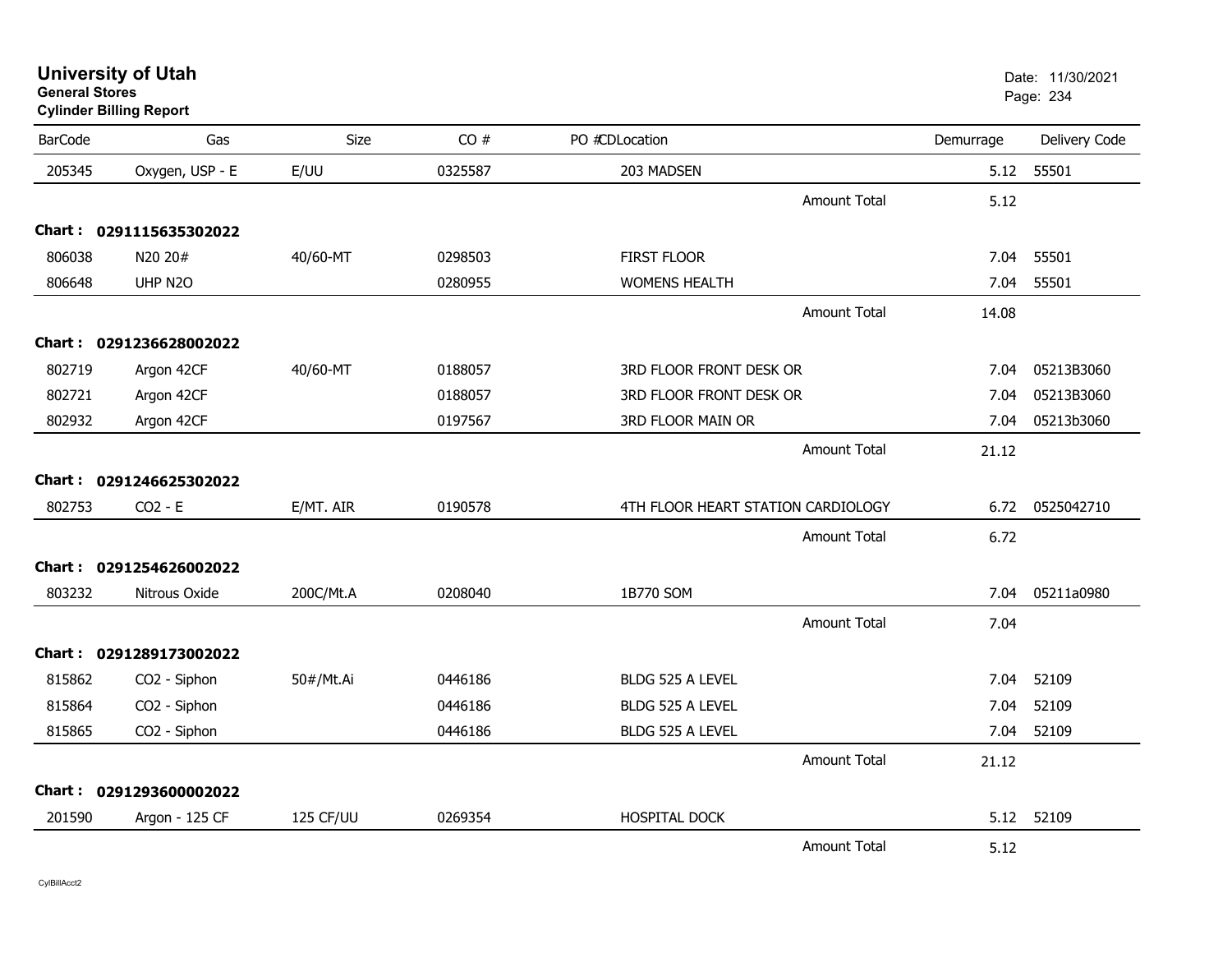# University of Utah
**General Stores**
**Cylinder Billing Report**

Date: 11/30/2021

| BarCode | Gas | Size | CO # | PO #CDLocation | Demurrage | Delivery Code |
|---|---|---|---|---|---|---|
| 205345 | Oxygen, USP - E | E/UU | 0325587 | 203 MADSEN | 5.12 | 55501 |
| | | | | Amount Total | 5.12 | |
| **Chart : 0291115635302022** | | | | | | |
| 806038 | N20 20# | 40/60-MT | 0298503 | FIRST FLOOR | 7.04 | 55501 |
| 806648 | UHP N2O | | 0280955 | WOMENS HEALTH | 7.04 | 55501 |
| | | | | Amount Total | 14.08 | |
| **Chart : 0291236628002022** | | | | | | |
| 802719 | Argon 42CF | 40/60-MT | 0188057 | 3RD FLOOR FRONT DESK OR | 7.04 | 05213B3060 |
| 802721 | Argon 42CF | | 0188057 | 3RD FLOOR FRONT DESK OR | 7.04 | 05213B3060 |
| 802932 | Argon 42CF | | 0197567 | 3RD FLOOR MAIN OR | 7.04 | 05213b3060 |
| | | | | Amount Total | 21.12 | |
| **Chart : 0291246625302022** | | | | | | |
| 802753 | CO2 - E | E/MT. AIR | 0190578 | 4TH FLOOR HEART STATION CARDIOLOGY | 6.72 | 0525042710 |
| | | | | Amount Total | 6.72 | |
| **Chart : 0291254626002022** | | | | | | |
| 803232 | Nitrous Oxide | 200C/Mt.A | 0208040 | 1B770 SOM | 7.04 | 05211a0980 |
| | | | | Amount Total | 7.04 | |
| **Chart : 0291289173002022** | | | | | | |
| 815862 | CO2 - Siphon | 50#/Mt.Ai | 0446186 | BLDG 525 A LEVEL | 7.04 | 52109 |
| 815864 | CO2 - Siphon | | 0446186 | BLDG 525 A LEVEL | 7.04 | 52109 |
| 815865 | CO2 - Siphon | | 0446186 | BLDG 525 A LEVEL | 7.04 | 52109 |
| | | | | Amount Total | 21.12 | |
| **Chart : 0291293600002022** | | | | | | |
| 201590 | Argon - 125 CF | 125 CF/UU | 0269354 | HOSPITAL DOCK | 5.12 | 52109 |
| | | | | Amount Total | 5.12 | |

CylBillAcct2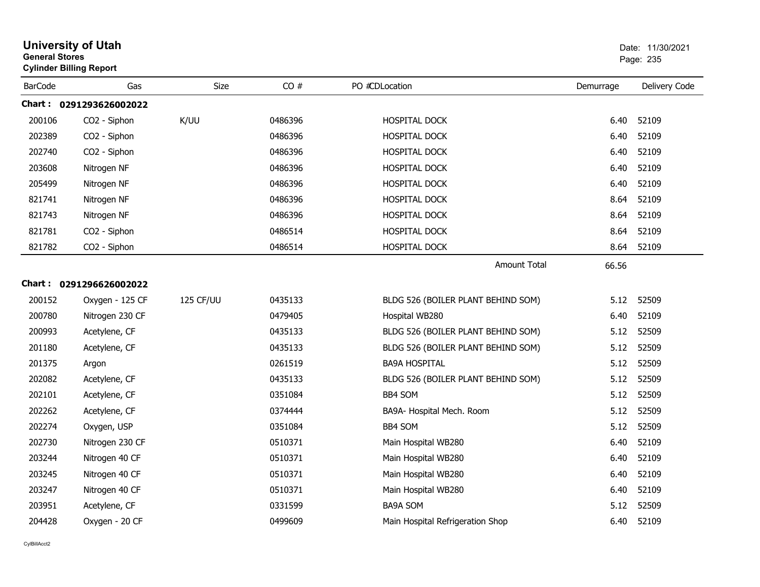# University of Utah
**General Stores**
**Cylinder Billing Report**

Date: 11/30/2021

| BarCode | Gas | Size | CO # | PO #CDLocation | Demurrage | Delivery Code |
|---|---|---|---|---|---|---|
| **Chart : 0291293626002022** | | | | | | |
| 200106 | CO2 - Siphon | K/UU | 0486396 | HOSPITAL DOCK | 6.40 | 52109 |
| 202389 | CO2 - Siphon | | 0486396 | HOSPITAL DOCK | 6.40 | 52109 |
| 202740 | CO2 - Siphon | | 0486396 | HOSPITAL DOCK | 6.40 | 52109 |
| 203608 | Nitrogen NF | | 0486396 | HOSPITAL DOCK | 6.40 | 52109 |
| 205499 | Nitrogen NF | | 0486396 | HOSPITAL DOCK | 6.40 | 52109 |
| 821741 | Nitrogen NF | | 0486396 | HOSPITAL DOCK | 8.64 | 52109 |
| 821743 | Nitrogen NF | | 0486396 | HOSPITAL DOCK | 8.64 | 52109 |
| 821781 | CO2 - Siphon | | 0486514 | HOSPITAL DOCK | 8.64 | 52109 |
| 821782 | CO2 - Siphon | | 0486514 | HOSPITAL DOCK | 8.64 | 52109 |
| | | | | Amount Total | 66.56 | |
| **Chart : 0291296626002022** | | | | | | |
| 200152 | Oxygen - 125 CF | 125 CF/UU | 0435133 | BLDG 526 (BOILER PLANT BEHIND SOM) | 5.12 | 52509 |
| 200780 | Nitrogen 230 CF | | 0479405 | Hospital WB280 | 6.40 | 52109 |
| 200993 | Acetylene, CF | | 0435133 | BLDG 526 (BOILER PLANT BEHIND SOM) | 5.12 | 52509 |
| 201180 | Acetylene, CF | | 0435133 | BLDG 526 (BOILER PLANT BEHIND SOM) | 5.12 | 52509 |
| 201375 | Argon | | 0261519 | BA9A HOSPITAL | 5.12 | 52509 |
| 202082 | Acetylene, CF | | 0435133 | BLDG 526 (BOILER PLANT BEHIND SOM) | 5.12 | 52509 |
| 202101 | Acetylene, CF | | 0351084 | BB4 SOM | 5.12 | 52509 |
| 202262 | Acetylene, CF | | 0374444 | BA9A- Hospital Mech. Room | 5.12 | 52509 |
| 202274 | Oxygen, USP | | 0351084 | BB4 SOM | 5.12 | 52509 |
| 202730 | Nitrogen 230 CF | | 0510371 | Main Hospital WB280 | 6.40 | 52109 |
| 203244 | Nitrogen 40 CF | | 0510371 | Main Hospital WB280 | 6.40 | 52109 |
| 203245 | Nitrogen 40 CF | | 0510371 | Main Hospital WB280 | 6.40 | 52109 |
| 203247 | Nitrogen 40 CF | | 0510371 | Main Hospital WB280 | 6.40 | 52109 |
| 203951 | Acetylene, CF | | 0331599 | BA9A SOM | 5.12 | 52509 |
| 204428 | Oxygen - 20 CF | | 0499609 | Main Hospital Refrigeration Shop | 6.40 | 52109 |

CylBillAcct2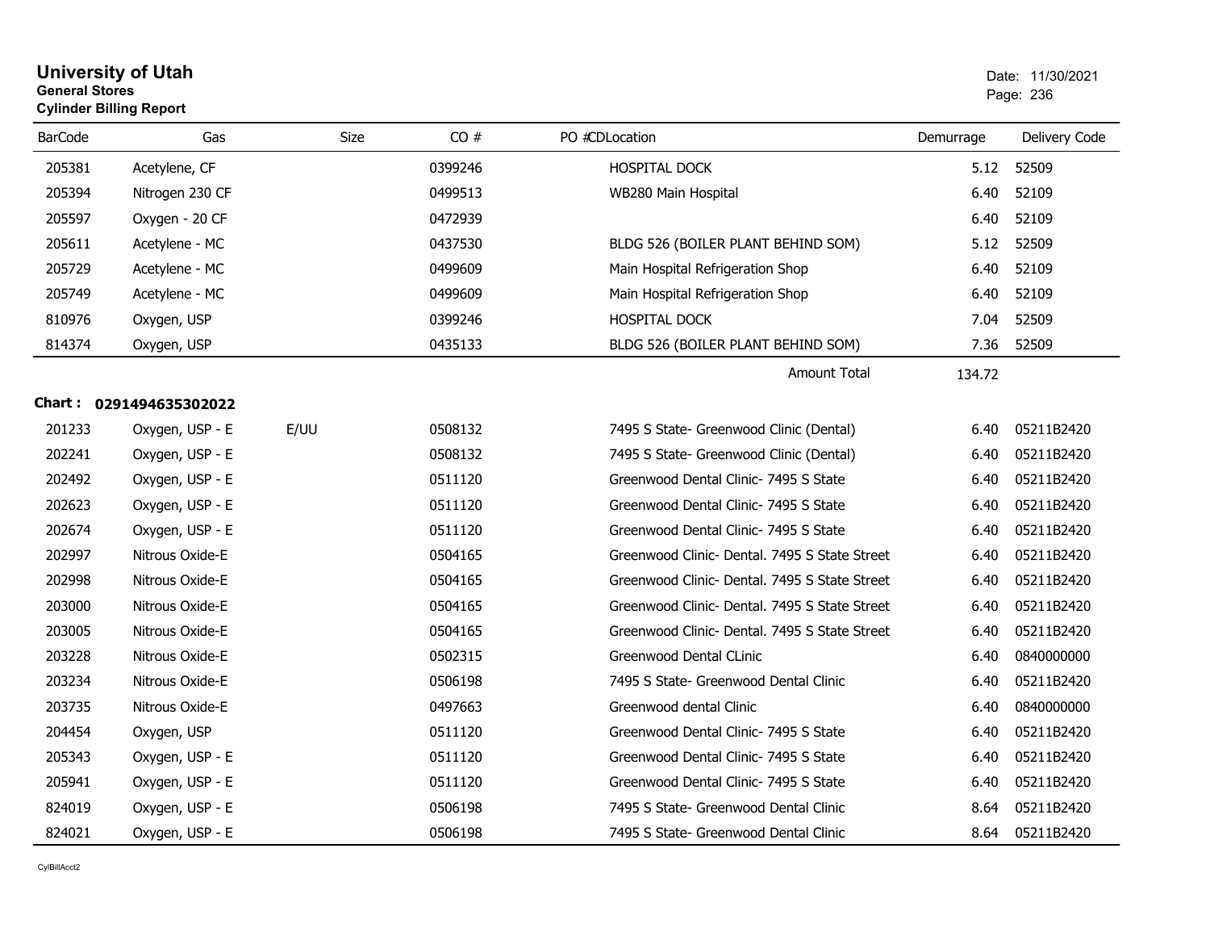# University of Utah
**General Stores**
**Cylinder Billing Report**

Date: 11/30/2021

| BarCode | Gas | Size | CO # | PO # | CDLocation | Demurrage | Delivery Code |
|---|---|---|---|---|---|---|---|
| 205381 | Acetylene, CF | | 0399246 | | HOSPITAL DOCK | 5.12 | 52509 |
| 205394 | Nitrogen 230 CF | | 0499513 | | WB280 Main Hospital | 6.40 | 52109 |
| 205597 | Oxygen - 20 CF | | 0472939 | | | 6.40 | 52109 |
| 205611 | Acetylene - MC | | 0437530 | | BLDG 526 (BOILER PLANT BEHIND SOM) | 5.12 | 52509 |
| 205729 | Acetylene - MC | | 0499609 | | Main Hospital Refrigeration Shop | 6.40 | 52109 |
| 205749 | Acetylene - MC | | 0499609 | | Main Hospital Refrigeration Shop | 6.40 | 52109 |
| 810976 | Oxygen, USP | | 0399246 | | HOSPITAL DOCK | 7.04 | 52509 |
| 814374 | Oxygen, USP | | 0435133 | | BLDG 526 (BOILER PLANT BEHIND SOM) | 7.36 | 52509 |
| | | | | | Amount Total | 134.72 | |

**Chart : 0291494635302022**

| BarCode | Gas | Size | CO # | PO # | CDLocation | Demurrage | Delivery Code |
|---|---|---|---|---|---|---|---|
| 201233 | Oxygen, USP - E | E/UU | 0508132 | | 7495 S State- Greenwood Clinic (Dental) | 6.40 | 05211B2420 |
| 202241 | Oxygen, USP - E | | 0508132 | | 7495 S State- Greenwood Clinic (Dental) | 6.40 | 05211B2420 |
| 202492 | Oxygen, USP - E | | 0511120 | | Greenwood Dental Clinic- 7495 S State | 6.40 | 05211B2420 |
| 202623 | Oxygen, USP - E | | 0511120 | | Greenwood Dental Clinic- 7495 S State | 6.40 | 05211B2420 |
| 202674 | Oxygen, USP - E | | 0511120 | | Greenwood Dental Clinic- 7495 S State | 6.40 | 05211B2420 |
| 202997 | Nitrous Oxide-E | | 0504165 | | Greenwood Clinic- Dental. 7495 S State Street | 6.40 | 05211B2420 |
| 202998 | Nitrous Oxide-E | | 0504165 | | Greenwood Clinic- Dental. 7495 S State Street | 6.40 | 05211B2420 |
| 203000 | Nitrous Oxide-E | | 0504165 | | Greenwood Clinic- Dental. 7495 S State Street | 6.40 | 05211B2420 |
| 203005 | Nitrous Oxide-E | | 0504165 | | Greenwood Clinic- Dental. 7495 S State Street | 6.40 | 05211B2420 |
| 203228 | Nitrous Oxide-E | | 0502315 | | Greenwood Dental CLinic | 6.40 | 0840000000 |
| 203234 | Nitrous Oxide-E | | 0506198 | | 7495 S State- Greenwood Dental Clinic | 6.40 | 05211B2420 |
| 203735 | Nitrous Oxide-E | | 0497663 | | Greenwood dental Clinic | 6.40 | 0840000000 |
| 204454 | Oxygen, USP | | 0511120 | | Greenwood Dental Clinic- 7495 S State | 6.40 | 05211B2420 |
| 205343 | Oxygen, USP - E | | 0511120 | | Greenwood Dental Clinic- 7495 S State | 6.40 | 05211B2420 |
| 205941 | Oxygen, USP - E | | 0511120 | | Greenwood Dental Clinic- 7495 S State | 6.40 | 05211B2420 |
| 824019 | Oxygen, USP - E | | 0506198 | | 7495 S State- Greenwood Dental Clinic | 8.64 | 05211B2420 |
| 824021 | Oxygen, USP - E | | 0506198 | | 7495 S State- Greenwood Dental Clinic | 8.64 | 05211B2420 |

CylBillAcct2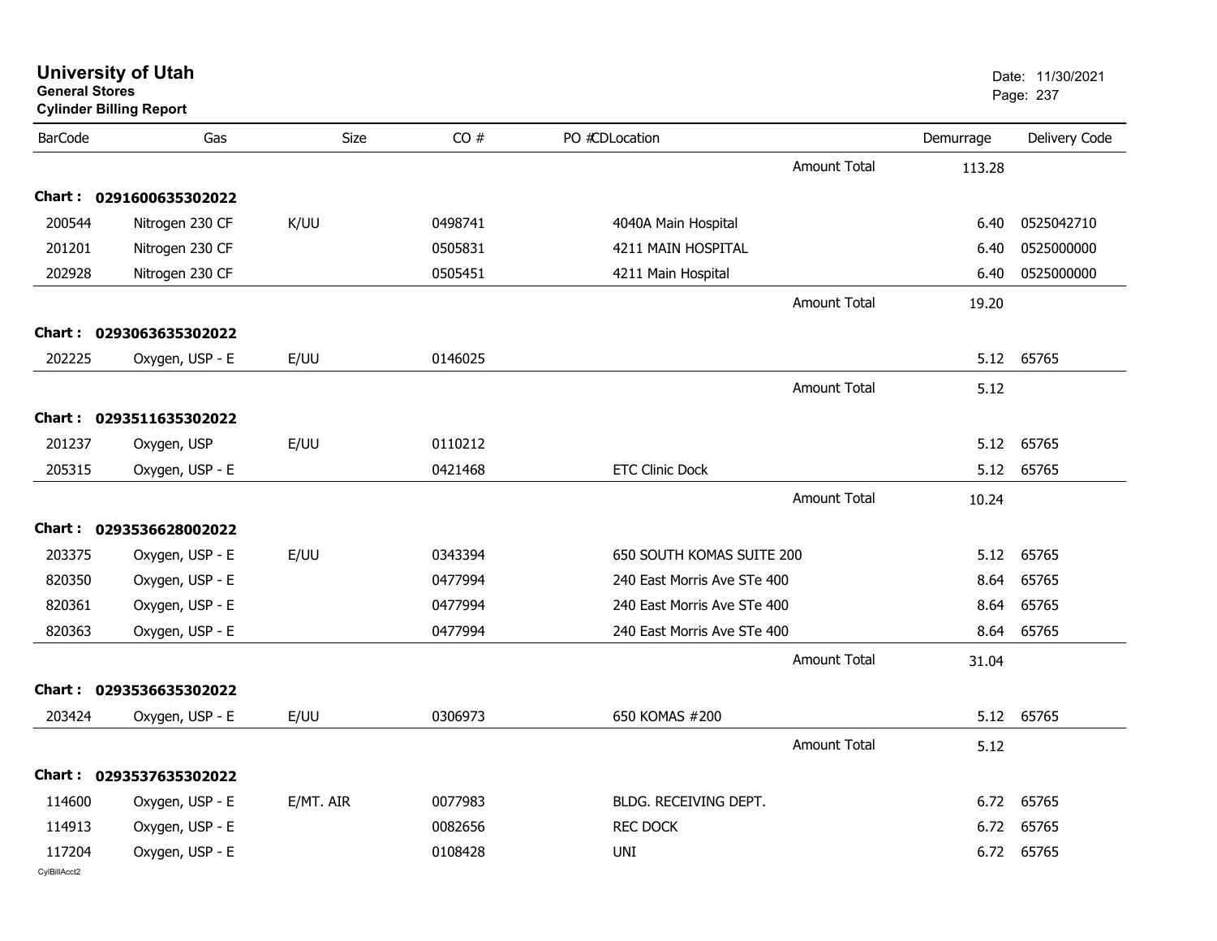# University of Utah

**General Stores**

**Cylinder Billing Report**

Date: 11/30/2021

| BarCode | Gas | Size | CO # | PO # | CD | Location | Demurrage | Delivery Code |
|---|---|---|---|---|---|---|---|---|
| | | | | | | Amount Total | 113.28 | |
| **Chart :** | **0291600635302022** | | | | | | | |
| 200544 | Nitrogen 230 CF | K/UU | 0498741 | | | 4040A Main Hospital | 6.40 | 0525042710 |
| 201201 | Nitrogen 230 CF | | 0505831 | | | 4211 MAIN HOSPITAL | 6.40 | 0525000000 |
| 202928 | Nitrogen 230 CF | | 0505451 | | | 4211 Main Hospital | 6.40 | 0525000000 |
| | | | | | | Amount Total | 19.20 | |
| **Chart :** | **0293063635302022** | | | | | | | |
| 202225 | Oxygen, USP - E | E/UU | 0146025 | | | | 5.12 | 65765 |
| | | | | | | Amount Total | 5.12 | |
| **Chart :** | **0293511635302022** | | | | | | | |
| 201237 | Oxygen, USP | E/UU | 0110212 | | | | 5.12 | 65765 |
| 205315 | Oxygen, USP - E | | 0421468 | | | ETC Clinic Dock | 5.12 | 65765 |
| | | | | | | Amount Total | 10.24 | |
| **Chart :** | **0293536628002022** | | | | | | | |
| 203375 | Oxygen, USP - E | E/UU | 0343394 | | | 650 SOUTH KOMAS SUITE 200 | 5.12 | 65765 |
| 820350 | Oxygen, USP - E | | 0477994 | | | 240 East Morris Ave STe 400 | 8.64 | 65765 |
| 820361 | Oxygen, USP - E | | 0477994 | | | 240 East Morris Ave STe 400 | 8.64 | 65765 |
| 820363 | Oxygen, USP - E | | 0477994 | | | 240 East Morris Ave STe 400 | 8.64 | 65765 |
| | | | | | | Amount Total | 31.04 | |
| **Chart :** | **0293536635302022** | | | | | | | |
| 203424 | Oxygen, USP - E | E/UU | 0306973 | | | 650 KOMAS #200 | 5.12 | 65765 |
| | | | | | | Amount Total | 5.12 | |
| **Chart :** | **0293537635302022** | | | | | | | |
| 114600 | Oxygen, USP - E | E/MT. AIR | 0077983 | | | BLDG. RECEIVING DEPT. | 6.72 | 65765 |
| 114913 | Oxygen, USP - E | | 0082656 | | | REC DOCK | 6.72 | 65765 |
| 117204 | Oxygen, USP - E | | 0108428 | | | UNI | 6.72 | 65765 |

CylBillAcct2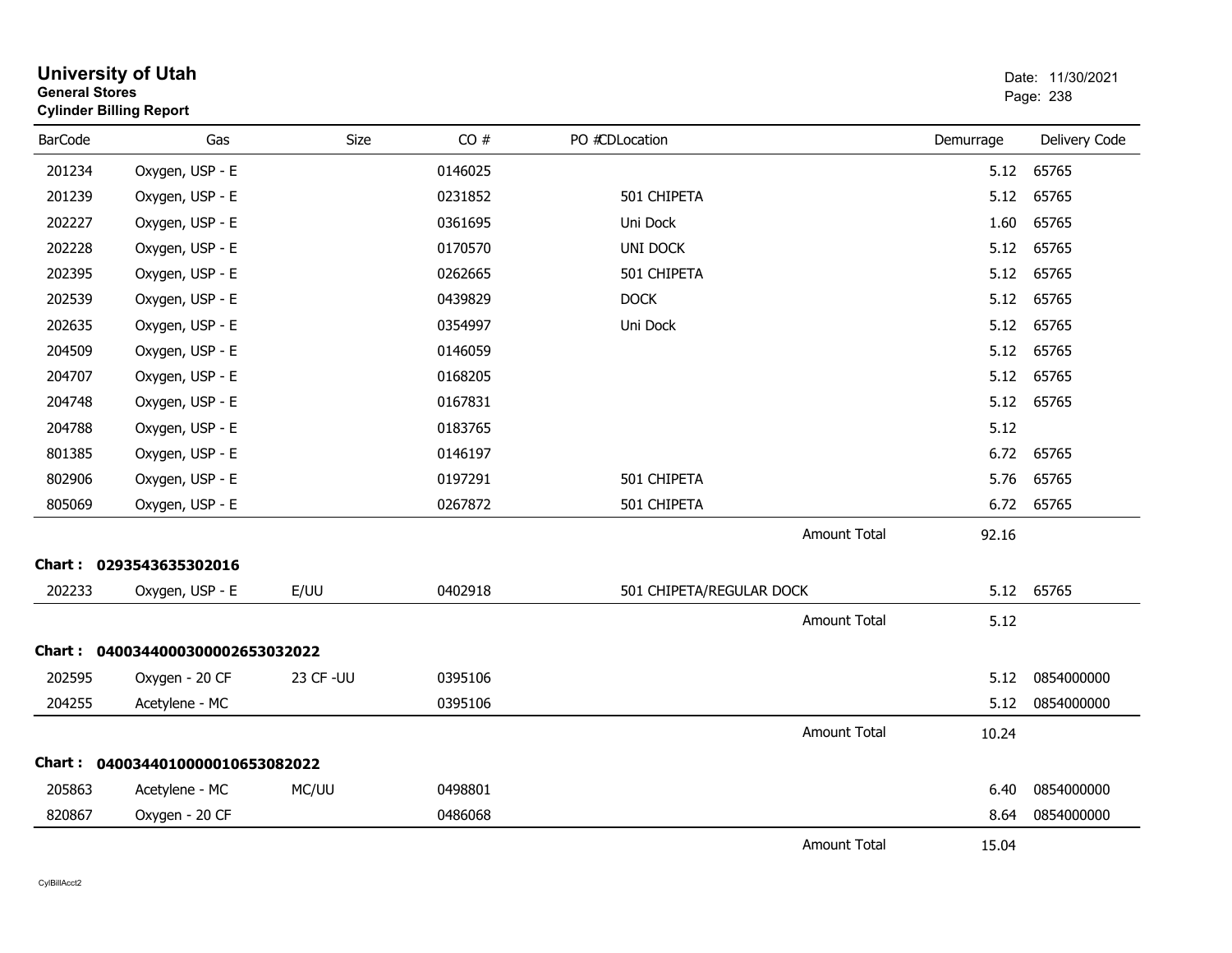**University of Utah**
**General Stores**
**Cylinder Billing Report**

Date: 11/30/2021

| BarCode | Gas | Size | CO # | PO #CDLocation | Demurrage | Delivery Code |
|---|---|---|---|---|---|---|
| 201234 | Oxygen, USP - E | | 0146025 | | 5.12 | 65765 |
| 201239 | Oxygen, USP - E | | 0231852 | 501 CHIPETA | 5.12 | 65765 |
| 202227 | Oxygen, USP - E | | 0361695 | Uni Dock | 1.60 | 65765 |
| 202228 | Oxygen, USP - E | | 0170570 | UNI DOCK | 5.12 | 65765 |
| 202395 | Oxygen, USP - E | | 0262665 | 501 CHIPETA | 5.12 | 65765 |
| 202539 | Oxygen, USP - E | | 0439829 | DOCK | 5.12 | 65765 |
| 202635 | Oxygen, USP - E | | 0354997 | Uni Dock | 5.12 | 65765 |
| 204509 | Oxygen, USP - E | | 0146059 | | 5.12 | 65765 |
| 204707 | Oxygen, USP - E | | 0168205 | | 5.12 | 65765 |
| 204748 | Oxygen, USP - E | | 0167831 | | 5.12 | 65765 |
| 204788 | Oxygen, USP - E | | 0183765 | | 5.12 | |
| 801385 | Oxygen, USP - E | | 0146197 | | 6.72 | 65765 |
| 802906 | Oxygen, USP - E | | 0197291 | 501 CHIPETA | 5.76 | 65765 |
| 805069 | Oxygen, USP - E | | 0267872 | 501 CHIPETA | 6.72 | 65765 |
| | | | | Amount Total | 92.16 | |

**Chart : 0293543635302016**

| BarCode | Gas | Size | CO # | PO #CDLocation | Demurrage | Delivery Code |
|---|---|---|---|---|---|---|
| 202233 | Oxygen, USP - E | E/UU | 0402918 | 501 CHIPETA/REGULAR DOCK | 5.12 | 65765 |
| | | | | Amount Total | 5.12 | |

**Chart : 04003440003000026530320​22**

| BarCode | Gas | Size | CO # | PO #CDLocation | Demurrage | Delivery Code |
|---|---|---|---|---|---|---|
| 202595 | Oxygen - 20 CF | 23 CF -UU | 0395106 | | 5.12 | 0854000000 |
| 204255 | Acetylene - MC | | 0395106 | | 5.12 | 0854000000 |
| | | | | Amount Total | 10.24 | |

**Chart : 040034401000001065308202​2**

| BarCode | Gas | Size | CO # | PO #CDLocation | Demurrage | Delivery Code |
|---|---|---|---|---|---|---|
| 205863 | Acetylene - MC | MC/UU | 0498801 | | 6.40 | 0854000000 |
| 820867 | Oxygen - 20 CF | | 0486068 | | 8.64 | 0854000000 |
| | | | | Amount Total | 15.04 | |

CylBillAcct2